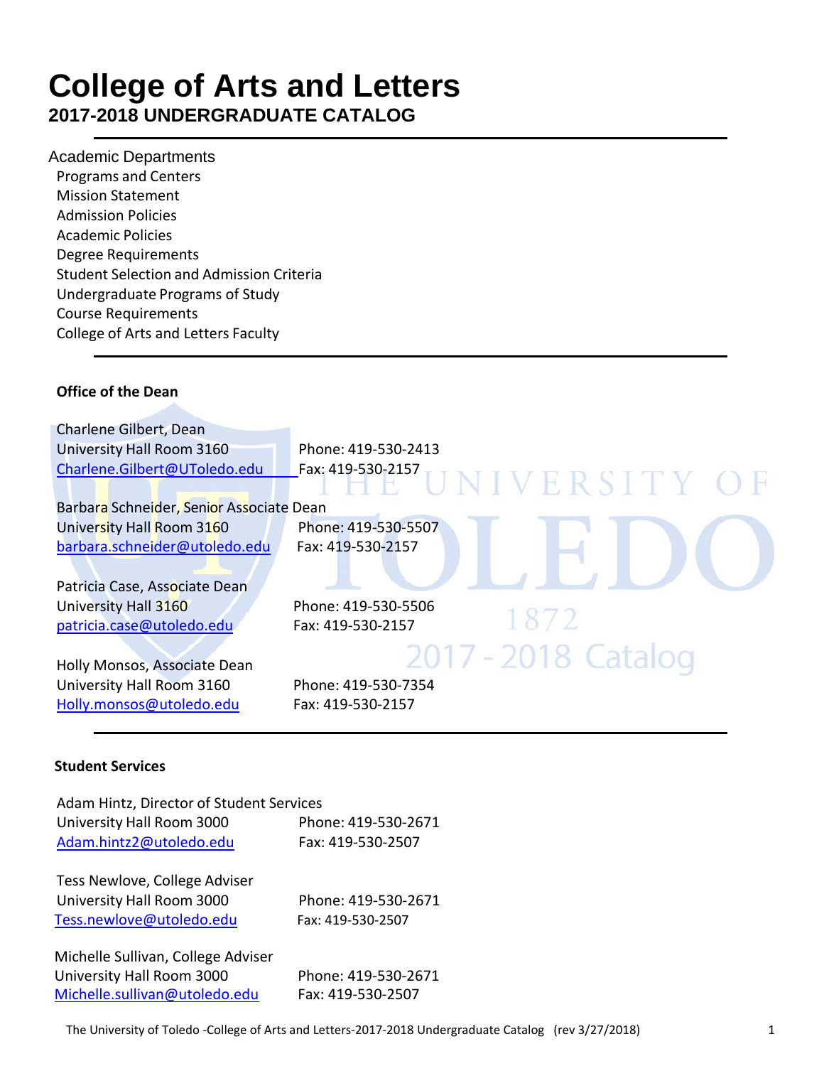# College of Arts and Letters

## 2017-2018 UNDERGRADUATE CATALOG

---

Academic Departments
- Programs and Centers
- Mission Statement
- Admission Policies
- Academic Policies
- Degree Requirements
- Student Selection and Admission Criteria
- Undergraduate Programs of Study
- Course Requirements
- College of Arts and Letters Faculty

---

**Office of the Dean**

Charlene Gilbert, Dean
University Hall Room 3160 — Phone: 419-530-2413
Charlene.Gilbert@UToledo.edu — Fax: 419-530-2157

Barbara Schneider, Senior Associate Dean
University Hall Room 3160 — Phone: 419-530-5507
barbara.schneider@utoledo.edu — Fax: 419-530-2157

Patricia Case, Associate Dean
University Hall 3160 — Phone: 419-530-5506
patricia.case@utoledo.edu — Fax: 419-530-2157

Holly Monsos, Associate Dean
University Hall Room 3160 — Phone: 419-530-7354
Holly.monsos@utoledo.edu — Fax: 419-530-2157

---

**Student Services**

Adam Hintz, Director of Student Services
University Hall Room 3000 — Phone: 419-530-2671
Adam.hintz2@utoledo.edu — Fax: 419-530-2507

Tess Newlove, College Adviser
University Hall Room 3000 — Phone: 419-530-2671
Tess.newlove@utoledo.edu — Fax: 419-530-2507

Michelle Sullivan, College Adviser
University Hall Room 3000 — Phone: 419-530-2671
Michelle.sullivan@utoledo.edu — Fax: 419-530-2507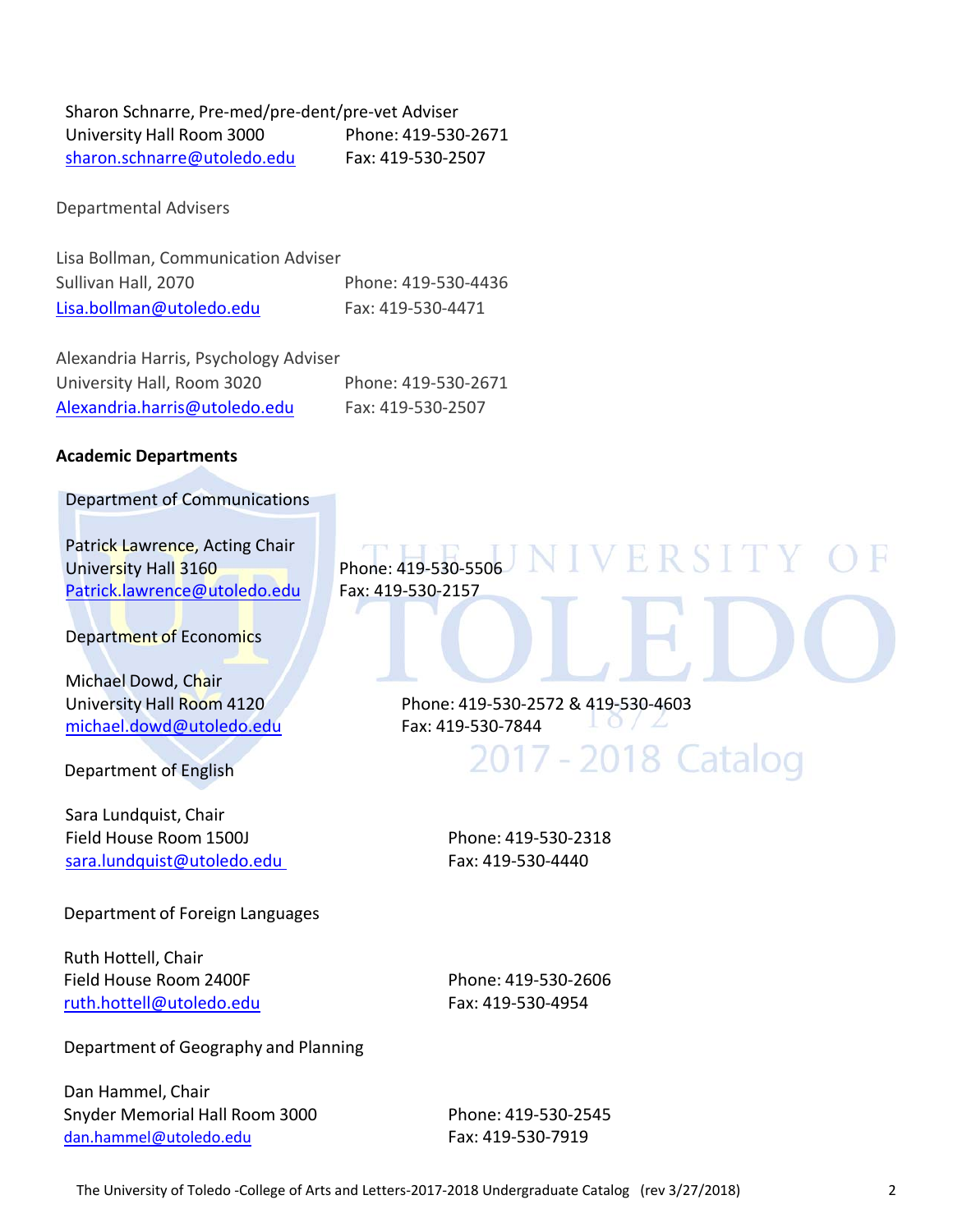Sharon Schnarre, Pre-med/pre-dent/pre-vet Adviser
University Hall Room 3000 Phone: 419-530-2671
sharon.schnarre@utoledo.edu Fax: 419-530-2507

Departmental Advisers

Lisa Bollman, Communication Adviser
Sullivan Hall, 2070 Phone: 419-530-4436
Lisa.bollman@utoledo.edu Fax: 419-530-4471

Alexandria Harris, Psychology Adviser
University Hall, Room 3020 Phone: 419-530-2671
Alexandria.harris@utoledo.edu Fax: 419-530-2507

**Academic Departments**

Department of Communications

Patrick Lawrence, Acting Chair
University Hall 3160 Phone: 419-530-5506
Patrick.lawrence@utoledo.edu Fax: 419-530-2157

Department of Economics

Michael Dowd, Chair
University Hall Room 4120 Phone: 419-530-2572 & 419-530-4603
michael.dowd@utoledo.edu Fax: 419-530-7844

Department of English

Sara Lundquist, Chair
Field House Room 1500J Phone: 419-530-2318
sara.lundquist@utoledo.edu Fax: 419-530-4440

Department of Foreign Languages

Ruth Hottell, Chair
Field House Room 2400F Phone: 419-530-2606
ruth.hottell@utoledo.edu Fax: 419-530-4954

Department of Geography and Planning

Dan Hammel, Chair
Snyder Memorial Hall Room 3000 Phone: 419-530-2545
dan.hammel@utoledo.edu Fax: 419-530-7919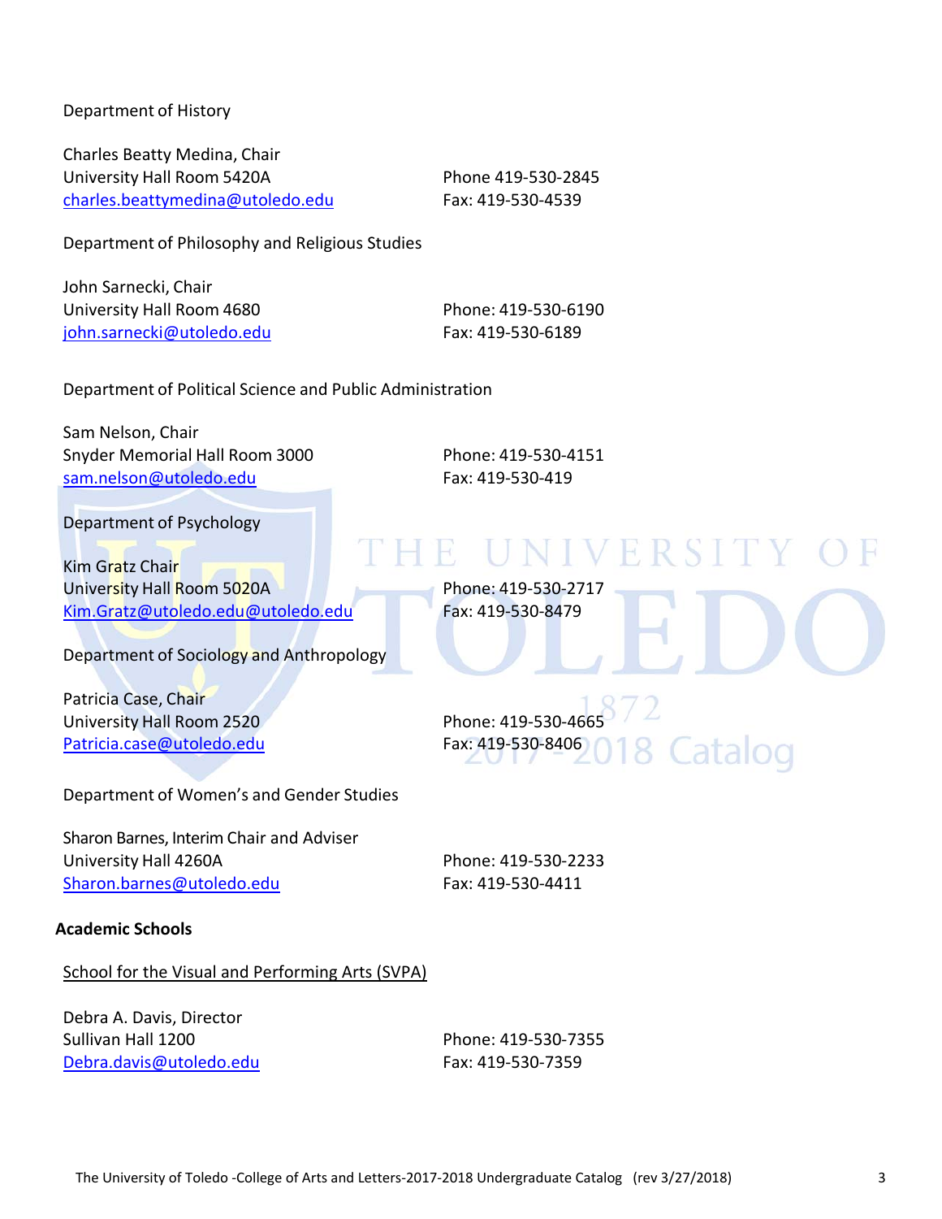Department of History

Charles Beatty Medina, Chair
University Hall Room 5420A
charles.beattymedina@utoledo.edu

Phone 419-530-2845
Fax: 419-530-4539

Department of Philosophy and Religious Studies

John Sarnecki, Chair
University Hall Room 4680
john.sarnecki@utoledo.edu

Phone: 419-530-6190
Fax: 419-530-6189

Department of Political Science and Public Administration

Sam Nelson, Chair
Snyder Memorial Hall Room 3000
sam.nelson@utoledo.edu

Phone: 419-530-4151
Fax: 419-530-419

Department of Psychology

Kim Gratz Chair
University Hall Room 5020A
Kim.Gratz@utoledo.edu@utoledo.edu

Phone: 419-530-2717
Fax: 419-530-8479

Department of Sociology and Anthropology

Patricia Case, Chair
University Hall Room 2520
Patricia.case@utoledo.edu

Phone: 419-530-4665
Fax: 419-530-8406

Department of Women's and Gender Studies

Sharon Barnes, Interim Chair and Adviser
University Hall 4260A
Sharon.barnes@utoledo.edu

Phone: 419-530-2233
Fax: 419-530-4411

**Academic Schools**

School for the Visual and Performing Arts (SVPA)

Debra A. Davis, Director
Sullivan Hall 1200
Debra.davis@utoledo.edu

Phone: 419-530-7355
Fax: 419-530-7359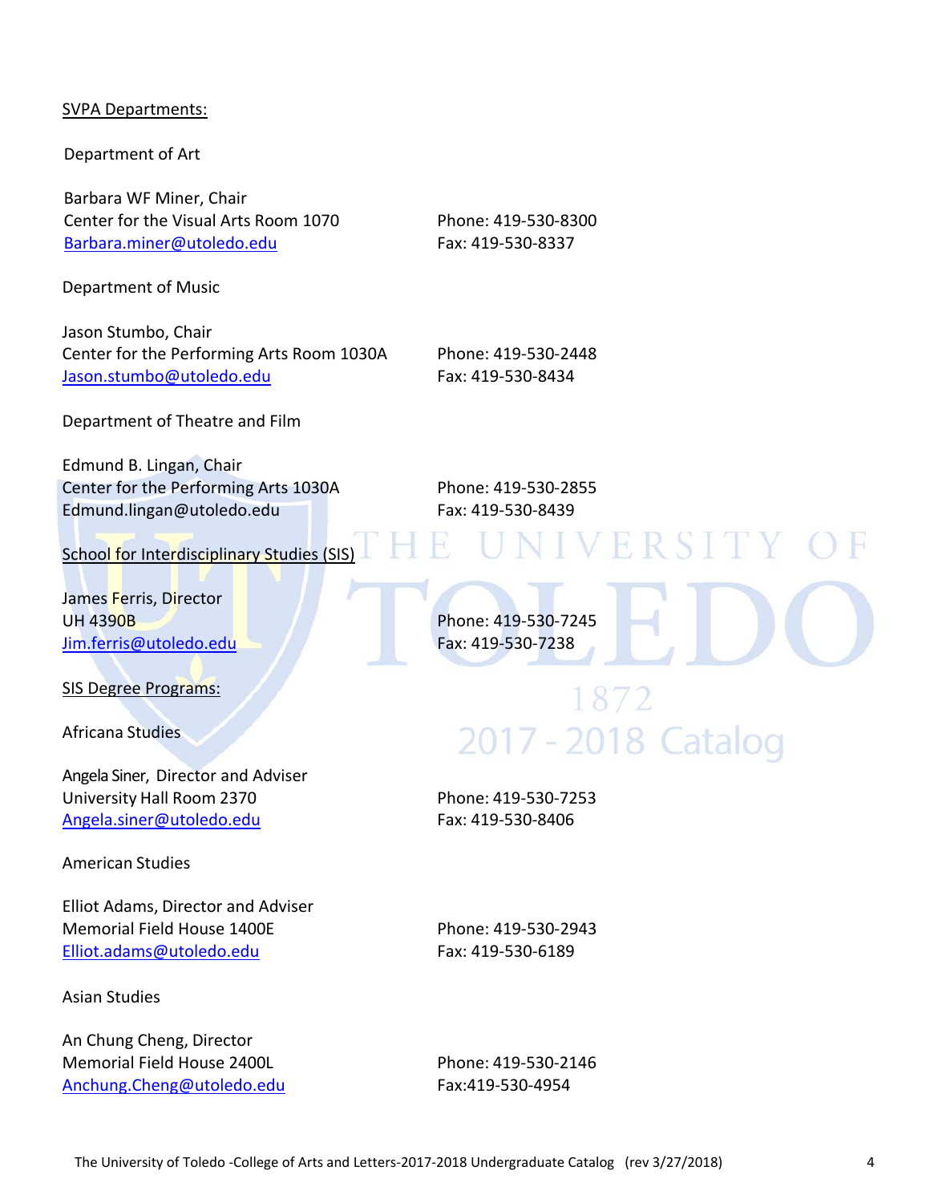SVPA Departments:

Department of Art

Barbara WF Miner, Chair
Center for the Visual Arts Room 1070
Barbara.miner@utoledo.edu

Phone: 419-530-8300
Fax: 419-530-8337

Department of Music

Jason Stumbo, Chair
Center for the Performing Arts Room 1030A
Jason.stumbo@utoledo.edu

Phone: 419-530-2448
Fax: 419-530-8434

Department of Theatre and Film

Edmund B. Lingan, Chair
Center for the Performing Arts 1030A
Edmund.lingan@utoledo.edu

Phone: 419-530-2855
Fax: 419-530-8439

School for Interdisciplinary Studies (SIS)

James Ferris, Director
UH 4390B
Jim.ferris@utoledo.edu

Phone: 419-530-7245
Fax: 419-530-7238

SIS Degree Programs:

Africana Studies

Angela Siner, Director and Adviser
University Hall Room 2370
Angela.siner@utoledo.edu

Phone: 419-530-7253
Fax: 419-530-8406

American Studies

Elliot Adams, Director and Adviser
Memorial Field House 1400E
Elliot.adams@utoledo.edu

Phone: 419-530-2943
Fax: 419-530-6189

Asian Studies

An Chung Cheng, Director
Memorial Field House 2400L
Anchung.Cheng@utoledo.edu

Phone: 419-530-2146
Fax:419-530-4954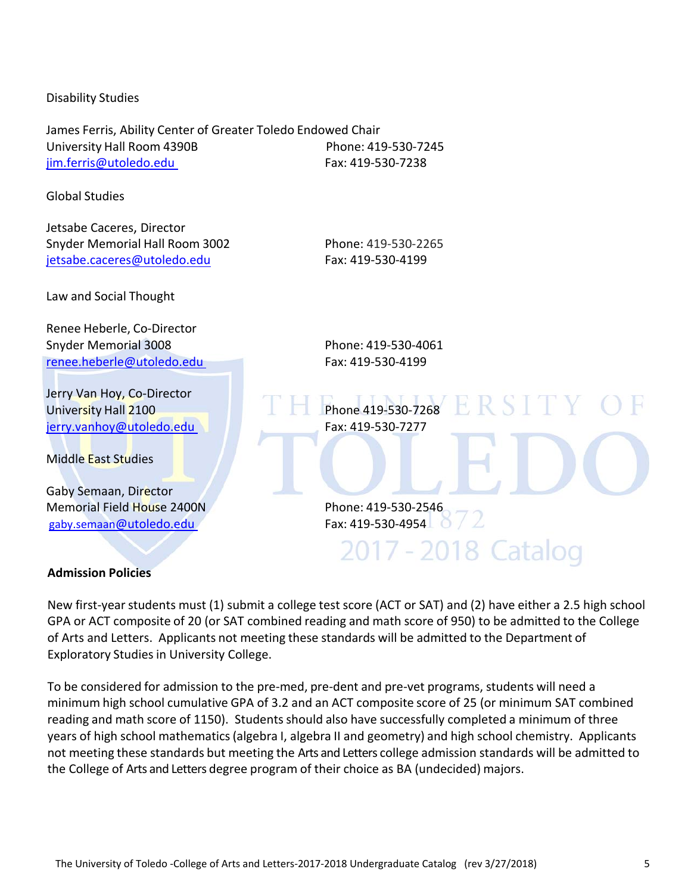Disability Studies

James Ferris, Ability Center of Greater Toledo Endowed Chair
University Hall Room 4390B — Phone: 419-530-7245
jim.ferris@utoledo.edu — Fax: 419-530-7238

Global Studies

Jetsabe Caceres, Director
Snyder Memorial Hall Room 3002 — Phone: 419-530-2265
jetsabe.caceres@utoledo.edu — Fax: 419-530-4199

Law and Social Thought

Renee Heberle, Co-Director
Snyder Memorial 3008 — Phone: 419-530-4061
renee.heberle@utoledo.edu — Fax: 419-530-4199

Jerry Van Hoy, Co-Director
University Hall 2100 — Phone 419-530-7268
jerry.vanhoy@utoledo.edu — Fax: 419-530-7277

Middle East Studies

Gaby Semaan, Director
Memorial Field House 2400N — Phone: 419-530-2546
gaby.semaan@utoledo.edu — Fax: 419-530-4954

**Admission Policies**

New first-year students must (1) submit a college test score (ACT or SAT) and (2) have either a 2.5 high school GPA or ACT composite of 20 (or SAT combined reading and math score of 950) to be admitted to the College of Arts and Letters. Applicants not meeting these standards will be admitted to the Department of Exploratory Studies in University College.

To be considered for admission to the pre-med, pre-dent and pre-vet programs, students will need a minimum high school cumulative GPA of 3.2 and an ACT composite score of 25 (or minimum SAT combined reading and math score of 1150). Students should also have successfully completed a minimum of three years of high school mathematics (algebra I, algebra II and geometry) and high school chemistry. Applicants not meeting these standards but meeting the Arts and Letters college admission standards will be admitted to the College of Arts and Letters degree program of their choice as BA (undecided) majors.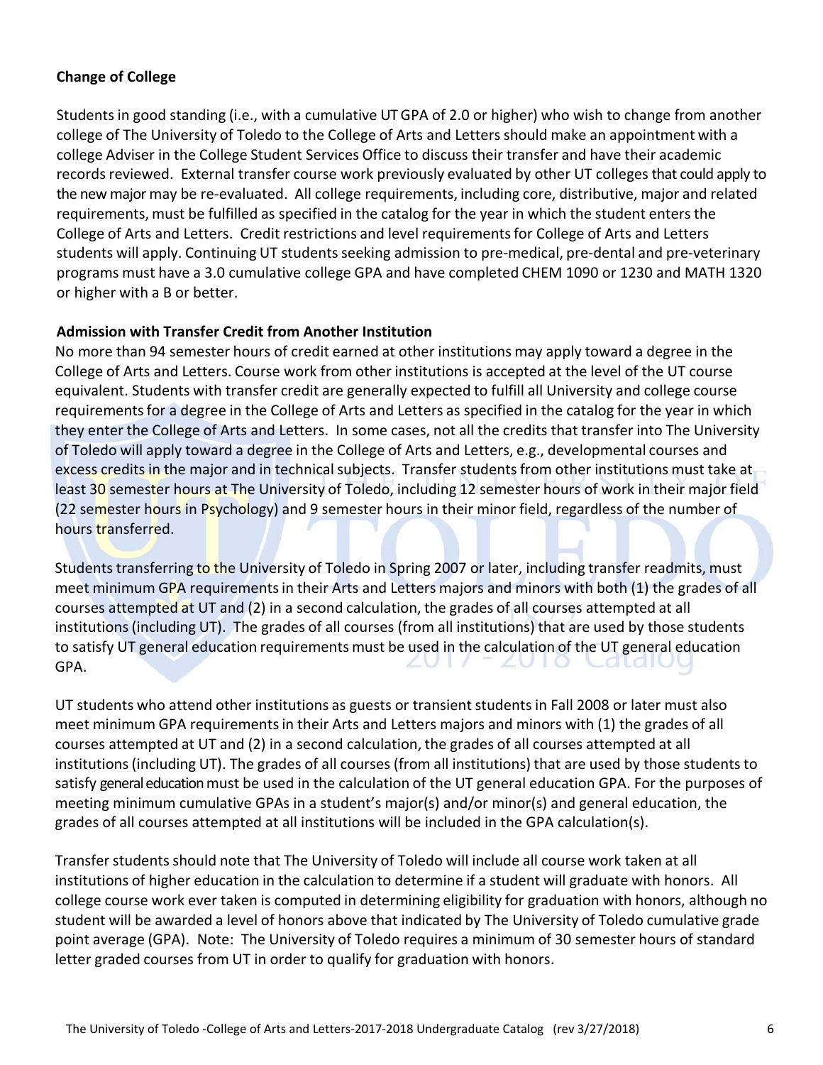### Change of College

Students in good standing (i.e., with a cumulative UT GPA of 2.0 or higher) who wish to change from another college of The University of Toledo to the College of Arts and Letters should make an appointment with a college Adviser in the College Student Services Office to discuss their transfer and have their academic records reviewed. External transfer course work previously evaluated by other UT colleges that could apply to the new major may be re-evaluated. All college requirements, including core, distributive, major and related requirements, must be fulfilled as specified in the catalog for the year in which the student enters the College of Arts and Letters. Credit restrictions and level requirements for College of Arts and Letters students will apply. Continuing UT students seeking admission to pre-medical, pre-dental and pre-veterinary programs must have a 3.0 cumulative college GPA and have completed CHEM 1090 or 1230 and MATH 1320 or higher with a B or better.

### Admission with Transfer Credit from Another Institution

No more than 94 semester hours of credit earned at other institutions may apply toward a degree in the College of Arts and Letters. Course work from other institutions is accepted at the level of the UT course equivalent. Students with transfer credit are generally expected to fulfill all University and college course requirements for a degree in the College of Arts and Letters as specified in the catalog for the year in which they enter the College of Arts and Letters. In some cases, not all the credits that transfer into The University of Toledo will apply toward a degree in the College of Arts and Letters, e.g., developmental courses and excess credits in the major and in technical subjects. Transfer students from other institutions must take at least 30 semester hours at The University of Toledo, including 12 semester hours of work in their major field (22 semester hours in Psychology) and 9 semester hours in their minor field, regardless of the number of hours transferred.

Students transferring to the University of Toledo in Spring 2007 or later, including transfer readmits, must meet minimum GPA requirements in their Arts and Letters majors and minors with both (1) the grades of all courses attempted at UT and (2) in a second calculation, the grades of all courses attempted at all institutions (including UT). The grades of all courses (from all institutions) that are used by those students to satisfy UT general education requirements must be used in the calculation of the UT general education GPA.

UT students who attend other institutions as guests or transient students in Fall 2008 or later must also meet minimum GPA requirements in their Arts and Letters majors and minors with (1) the grades of all courses attempted at UT and (2) in a second calculation, the grades of all courses attempted at all institutions (including UT). The grades of all courses (from all institutions) that are used by those students to satisfy general education must be used in the calculation of the UT general education GPA. For the purposes of meeting minimum cumulative GPAs in a student's major(s) and/or minor(s) and general education, the grades of all courses attempted at all institutions will be included in the GPA calculation(s).

Transfer students should note that The University of Toledo will include all course work taken at all institutions of higher education in the calculation to determine if a student will graduate with honors. All college course work ever taken is computed in determining eligibility for graduation with honors, although no student will be awarded a level of honors above that indicated by The University of Toledo cumulative grade point average (GPA). Note: The University of Toledo requires a minimum of 30 semester hours of standard letter graded courses from UT in order to qualify for graduation with honors.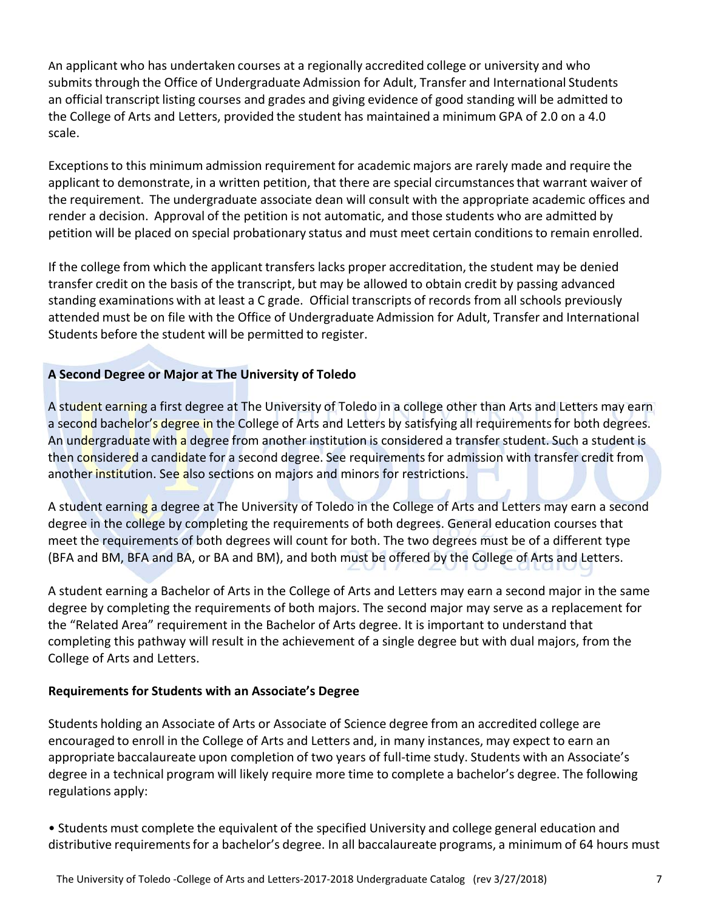An applicant who has undertaken courses at a regionally accredited college or university and who submits through the Office of Undergraduate Admission for Adult, Transfer and International Students an official transcript listing courses and grades and giving evidence of good standing will be admitted to the College of Arts and Letters, provided the student has maintained a minimum GPA of 2.0 on a 4.0 scale.

Exceptions to this minimum admission requirement for academic majors are rarely made and require the applicant to demonstrate, in a written petition, that there are special circumstances that warrant waiver of the requirement. The undergraduate associate dean will consult with the appropriate academic offices and render a decision. Approval of the petition is not automatic, and those students who are admitted by petition will be placed on special probationary status and must meet certain conditions to remain enrolled.

If the college from which the applicant transfers lacks proper accreditation, the student may be denied transfer credit on the basis of the transcript, but may be allowed to obtain credit by passing advanced standing examinations with at least a C grade. Official transcripts of records from all schools previously attended must be on file with the Office of Undergraduate Admission for Adult, Transfer and International Students before the student will be permitted to register.

**A Second Degree or Major at The University of Toledo**

A student earning a first degree at The University of Toledo in a college other than Arts and Letters may earn a second bachelor's degree in the College of Arts and Letters by satisfying all requirements for both degrees. An undergraduate with a degree from another institution is considered a transfer student. Such a student is then considered a candidate for a second degree. See requirements for admission with transfer credit from another institution. See also sections on majors and minors for restrictions.

A student earning a degree at The University of Toledo in the College of Arts and Letters may earn a second degree in the college by completing the requirements of both degrees. General education courses that meet the requirements of both degrees will count for both. The two degrees must be of a different type (BFA and BM, BFA and BA, or BA and BM), and both must be offered by the College of Arts and Letters.

A student earning a Bachelor of Arts in the College of Arts and Letters may earn a second major in the same degree by completing the requirements of both majors. The second major may serve as a replacement for the "Related Area" requirement in the Bachelor of Arts degree. It is important to understand that completing this pathway will result in the achievement of a single degree but with dual majors, from the College of Arts and Letters.

**Requirements for Students with an Associate's Degree**

Students holding an Associate of Arts or Associate of Science degree from an accredited college are encouraged to enroll in the College of Arts and Letters and, in many instances, may expect to earn an appropriate baccalaureate upon completion of two years of full-time study. Students with an Associate's degree in a technical program will likely require more time to complete a bachelor's degree. The following regulations apply:

- Students must complete the equivalent of the specified University and college general education and distributive requirements for a bachelor's degree. In all baccalaureate programs, a minimum of 64 hours must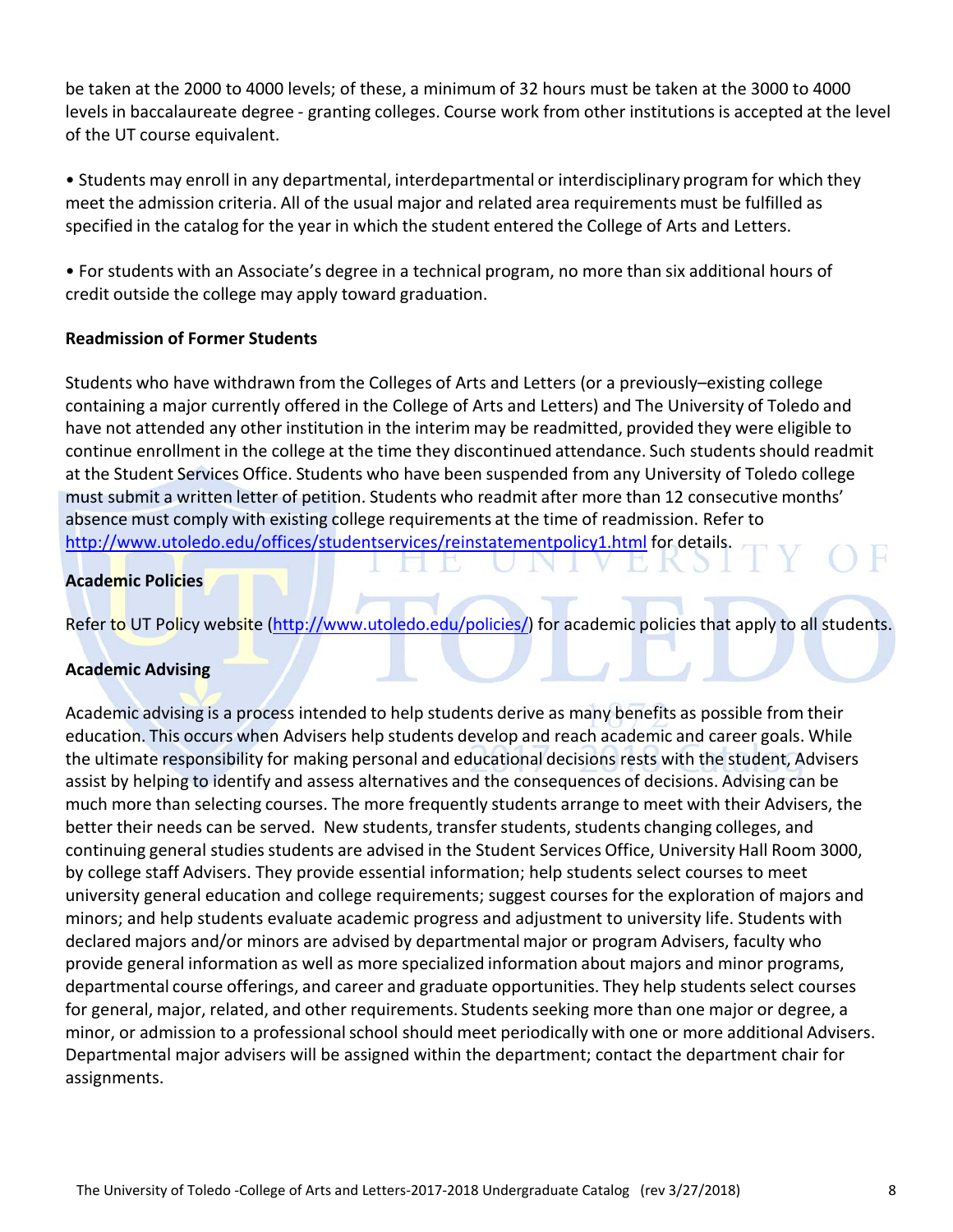be taken at the 2000 to 4000 levels; of these, a minimum of 32 hours must be taken at the 3000 to 4000 levels in baccalaureate degree - granting colleges. Course work from other institutions is accepted at the level of the UT course equivalent.

- Students may enroll in any departmental, interdepartmental or interdisciplinary program for which they meet the admission criteria. All of the usual major and related area requirements must be fulfilled as specified in the catalog for the year in which the student entered the College of Arts and Letters.

- For students with an Associate's degree in a technical program, no more than six additional hours of credit outside the college may apply toward graduation.

**Readmission of Former Students**

Students who have withdrawn from the Colleges of Arts and Letters (or a previously–existing college containing a major currently offered in the College of Arts and Letters) and The University of Toledo and have not attended any other institution in the interim may be readmitted, provided they were eligible to continue enrollment in the college at the time they discontinued attendance. Such students should readmit at the Student Services Office. Students who have been suspended from any University of Toledo college must submit a written letter of petition. Students who readmit after more than 12 consecutive months' absence must comply with existing college requirements at the time of readmission. Refer to http://www.utoledo.edu/offices/studentservices/reinstatementpolicy1.html for details.

**Academic Policies**

Refer to UT Policy website (http://www.utoledo.edu/policies/) for academic policies that apply to all students.

**Academic Advising**

Academic advising is a process intended to help students derive as many benefits as possible from their education. This occurs when Advisers help students develop and reach academic and career goals. While the ultimate responsibility for making personal and educational decisions rests with the student, Advisers assist by helping to identify and assess alternatives and the consequences of decisions. Advising can be much more than selecting courses. The more frequently students arrange to meet with their Advisers, the better their needs can be served. New students, transfer students, students changing colleges, and continuing general studies students are advised in the Student Services Office, University Hall Room 3000, by college staff Advisers. They provide essential information; help students select courses to meet university general education and college requirements; suggest courses for the exploration of majors and minors; and help students evaluate academic progress and adjustment to university life. Students with declared majors and/or minors are advised by departmental major or program Advisers, faculty who provide general information as well as more specialized information about majors and minor programs, departmental course offerings, and career and graduate opportunities. They help students select courses for general, major, related, and other requirements. Students seeking more than one major or degree, a minor, or admission to a professional school should meet periodically with one or more additional Advisers. Departmental major advisers will be assigned within the department; contact the department chair for assignments.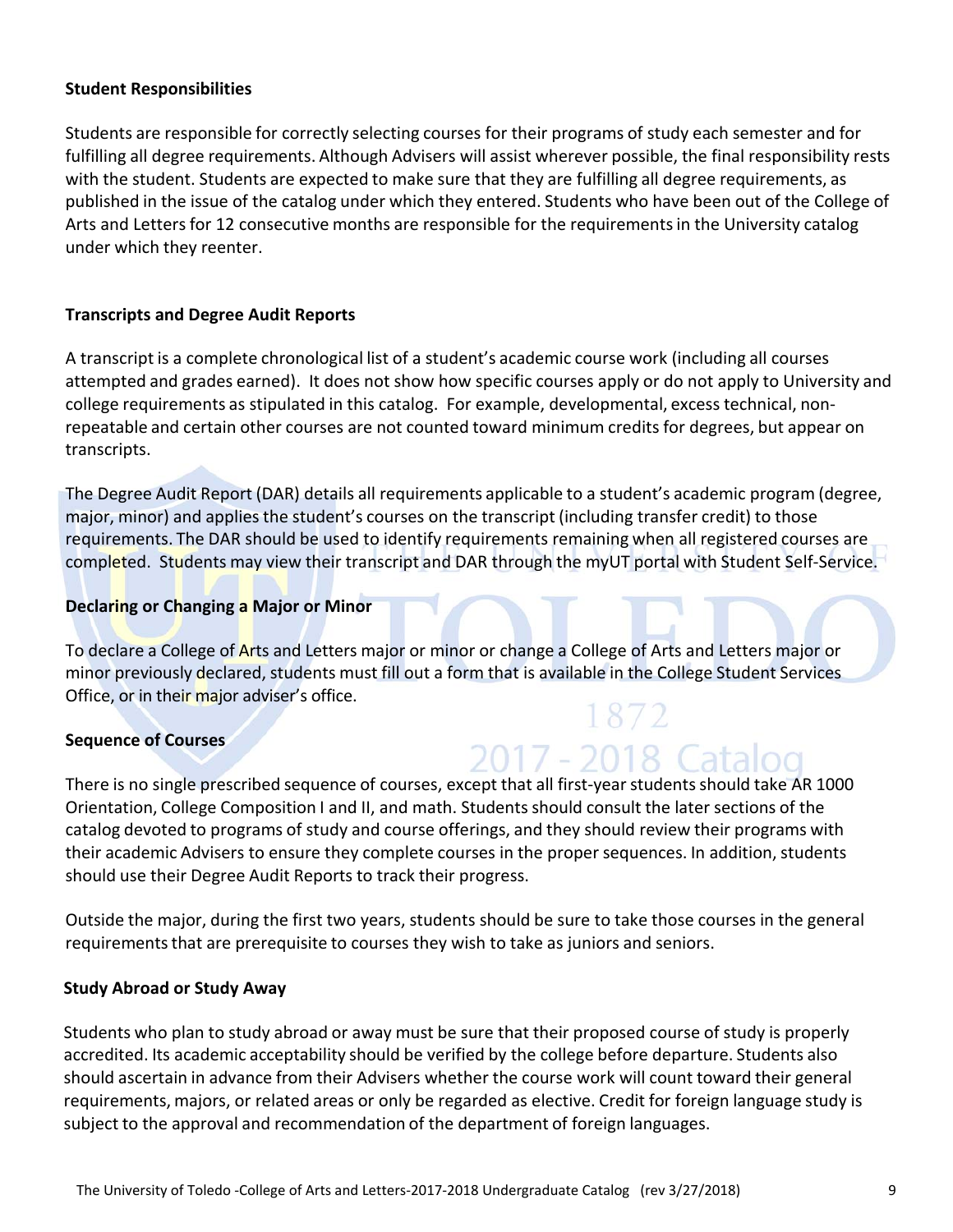### Student Responsibilities

Students are responsible for correctly selecting courses for their programs of study each semester and for fulfilling all degree requirements. Although Advisers will assist wherever possible, the final responsibility rests with the student. Students are expected to make sure that they are fulfilling all degree requirements, as published in the issue of the catalog under which they entered. Students who have been out of the College of Arts and Letters for 12 consecutive months are responsible for the requirements in the University catalog under which they reenter.

### Transcripts and Degree Audit Reports

A transcript is a complete chronological list of a student's academic course work (including all courses attempted and grades earned). It does not show how specific courses apply or do not apply to University and college requirements as stipulated in this catalog. For example, developmental, excess technical, non-repeatable and certain other courses are not counted toward minimum credits for degrees, but appear on transcripts.

The Degree Audit Report (DAR) details all requirements applicable to a student's academic program (degree, major, minor) and applies the student's courses on the transcript (including transfer credit) to those requirements. The DAR should be used to identify requirements remaining when all registered courses are completed. Students may view their transcript and DAR through the myUT portal with Student Self-Service.

### Declaring or Changing a Major or Minor

To declare a College of Arts and Letters major or minor or change a College of Arts and Letters major or minor previously declared, students must fill out a form that is available in the College Student Services Office, or in their major adviser's office.

### Sequence of Courses

There is no single prescribed sequence of courses, except that all first-year students should take AR 1000 Orientation, College Composition I and II, and math. Students should consult the later sections of the catalog devoted to programs of study and course offerings, and they should review their programs with their academic Advisers to ensure they complete courses in the proper sequences. In addition, students should use their Degree Audit Reports to track their progress.

Outside the major, during the first two years, students should be sure to take those courses in the general requirements that are prerequisite to courses they wish to take as juniors and seniors.

### Study Abroad or Study Away

Students who plan to study abroad or away must be sure that their proposed course of study is properly accredited. Its academic acceptability should be verified by the college before departure. Students also should ascertain in advance from their Advisers whether the course work will count toward their general requirements, majors, or related areas or only be regarded as elective. Credit for foreign language study is subject to the approval and recommendation of the department of foreign languages.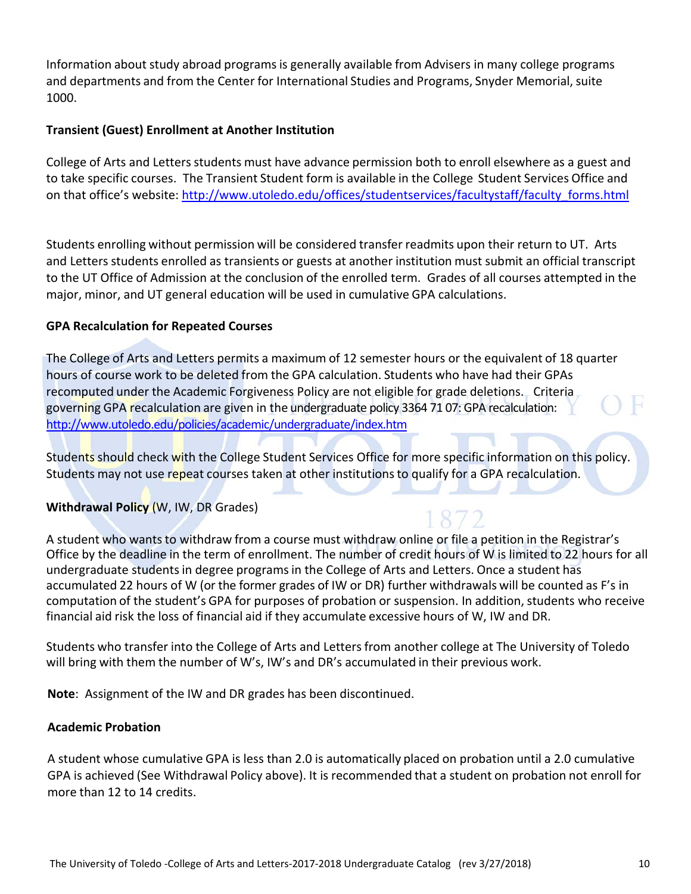Information about study abroad programs is generally available from Advisers in many college programs and departments and from the Center for International Studies and Programs, Snyder Memorial, suite 1000.

**Transient (Guest) Enrollment at Another Institution**

College of Arts and Letters students must have advance permission both to enroll elsewhere as a guest and to take specific courses. The Transient Student form is available in the College Student Services Office and on that office's website: http://www.utoledo.edu/offices/studentservices/facultystaff/faculty_forms.html

Students enrolling without permission will be considered transfer readmits upon their return to UT. Arts and Letters students enrolled as transients or guests at another institution must submit an official transcript to the UT Office of Admission at the conclusion of the enrolled term. Grades of all courses attempted in the major, minor, and UT general education will be used in cumulative GPA calculations.

**GPA Recalculation for Repeated Courses**

The College of Arts and Letters permits a maximum of 12 semester hours or the equivalent of 18 quarter hours of course work to be deleted from the GPA calculation. Students who have had their GPAs recomputed under the Academic Forgiveness Policy are not eligible for grade deletions. Criteria governing GPA recalculation are given in the undergraduate policy 3364 71 07: GPA recalculation: http://www.utoledo.edu/policies/academic/undergraduate/index.htm

Students should check with the College Student Services Office for more specific information on this policy. Students may not use repeat courses taken at other institutions to qualify for a GPA recalculation.

**Withdrawal Policy** (W, IW, DR Grades)

A student who wants to withdraw from a course must withdraw online or file a petition in the Registrar's Office by the deadline in the term of enrollment. The number of credit hours of W is limited to 22 hours for all undergraduate students in degree programs in the College of Arts and Letters. Once a student has accumulated 22 hours of W (or the former grades of IW or DR) further withdrawals will be counted as F's in computation of the student's GPA for purposes of probation or suspension. In addition, students who receive financial aid risk the loss of financial aid if they accumulate excessive hours of W, IW and DR.

Students who transfer into the College of Arts and Letters from another college at The University of Toledo will bring with them the number of W's, IW's and DR's accumulated in their previous work.

**Note**: Assignment of the IW and DR grades has been discontinued.

**Academic Probation**

A student whose cumulative GPA is less than 2.0 is automatically placed on probation until a 2.0 cumulative GPA is achieved (See Withdrawal Policy above). It is recommended that a student on probation not enroll for more than 12 to 14 credits.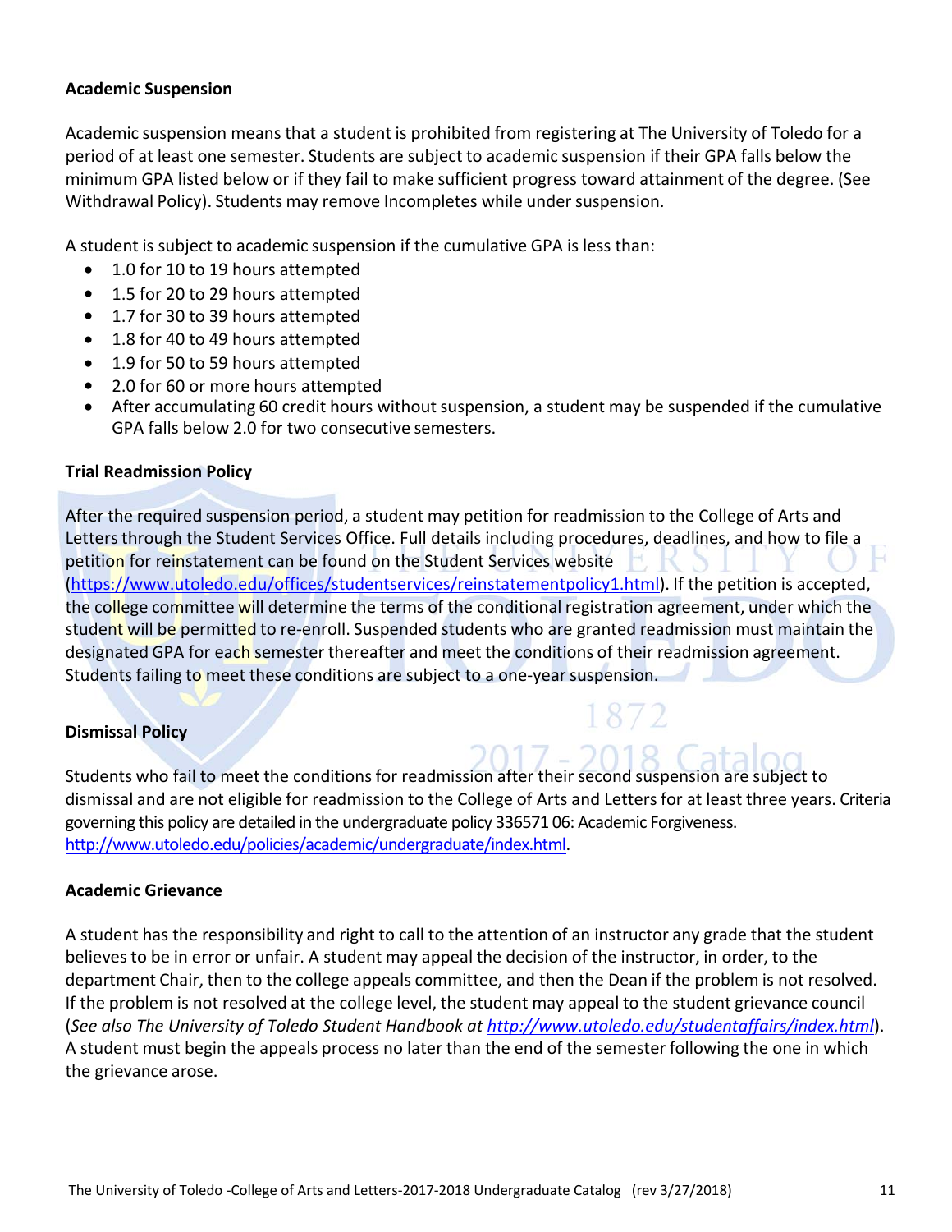**Academic Suspension**

Academic suspension means that a student is prohibited from registering at The University of Toledo for a period of at least one semester. Students are subject to academic suspension if their GPA falls below the minimum GPA listed below or if they fail to make sufficient progress toward attainment of the degree. (See Withdrawal Policy). Students may remove Incompletes while under suspension.

A student is subject to academic suspension if the cumulative GPA is less than:

- 1.0 for 10 to 19 hours attempted
- 1.5 for 20 to 29 hours attempted
- 1.7 for 30 to 39 hours attempted
- 1.8 for 40 to 49 hours attempted
- 1.9 for 50 to 59 hours attempted
- 2.0 for 60 or more hours attempted
- After accumulating 60 credit hours without suspension, a student may be suspended if the cumulative GPA falls below 2.0 for two consecutive semesters.

**Trial Readmission Policy**

After the required suspension period, a student may petition for readmission to the College of Arts and Letters through the Student Services Office. Full details including procedures, deadlines, and how to file a petition for reinstatement can be found on the Student Services website (https://www.utoledo.edu/offices/studentservices/reinstatementpolicy1.html). If the petition is accepted, the college committee will determine the terms of the conditional registration agreement, under which the student will be permitted to re-enroll. Suspended students who are granted readmission must maintain the designated GPA for each semester thereafter and meet the conditions of their readmission agreement. Students failing to meet these conditions are subject to a one-year suspension.

**Dismissal Policy**

Students who fail to meet the conditions for readmission after their second suspension are subject to dismissal and are not eligible for readmission to the College of Arts and Letters for at least three years. Criteria governing this policy are detailed in the undergraduate policy 336571 06: Academic Forgiveness. http://www.utoledo.edu/policies/academic/undergraduate/index.html.

**Academic Grievance**

A student has the responsibility and right to call to the attention of an instructor any grade that the student believes to be in error or unfair. A student may appeal the decision of the instructor, in order, to the department Chair, then to the college appeals committee, and then the Dean if the problem is not resolved. If the problem is not resolved at the college level, the student may appeal to the student grievance council (*See also The University of Toledo Student Handbook at http://www.utoledo.edu/studentaffairs/index.html*). A student must begin the appeals process no later than the end of the semester following the one in which the grievance arose.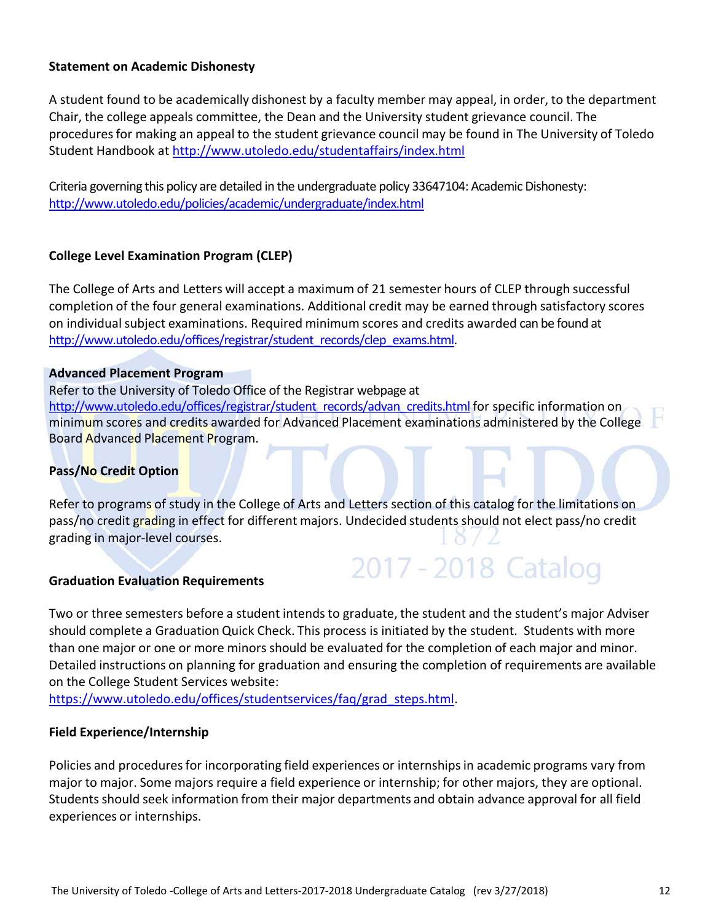### Statement on Academic Dishonesty

A student found to be academically dishonest by a faculty member may appeal, in order, to the department Chair, the college appeals committee, the Dean and the University student grievance council. The procedures for making an appeal to the student grievance council may be found in The University of Toledo Student Handbook at http://www.utoledo.edu/studentaffairs/index.html

Criteria governing this policy are detailed in the undergraduate policy 33647104: Academic Dishonesty: http://www.utoledo.edu/policies/academic/undergraduate/index.html

### College Level Examination Program (CLEP)

The College of Arts and Letters will accept a maximum of 21 semester hours of CLEP through successful completion of the four general examinations. Additional credit may be earned through satisfactory scores on individual subject examinations. Required minimum scores and credits awarded can be found at http://www.utoledo.edu/offices/registrar/student_records/clep_exams.html.

### Advanced Placement Program

Refer to the University of Toledo Office of the Registrar webpage at http://www.utoledo.edu/offices/registrar/student_records/advan_credits.html for specific information on minimum scores and credits awarded for Advanced Placement examinations administered by the College Board Advanced Placement Program.

### Pass/No Credit Option

Refer to programs of study in the College of Arts and Letters section of this catalog for the limitations on pass/no credit grading in effect for different majors. Undecided students should not elect pass/no credit grading in major-level courses.

### Graduation Evaluation Requirements

Two or three semesters before a student intends to graduate, the student and the student's major Adviser should complete a Graduation Quick Check. This process is initiated by the student. Students with more than one major or one or more minors should be evaluated for the completion of each major and minor. Detailed instructions on planning for graduation and ensuring the completion of requirements are available on the College Student Services website: https://www.utoledo.edu/offices/studentservices/faq/grad_steps.html.

### Field Experience/Internship

Policies and procedures for incorporating field experiences or internships in academic programs vary from major to major. Some majors require a field experience or internship; for other majors, they are optional. Students should seek information from their major departments and obtain advance approval for all field experiences or internships.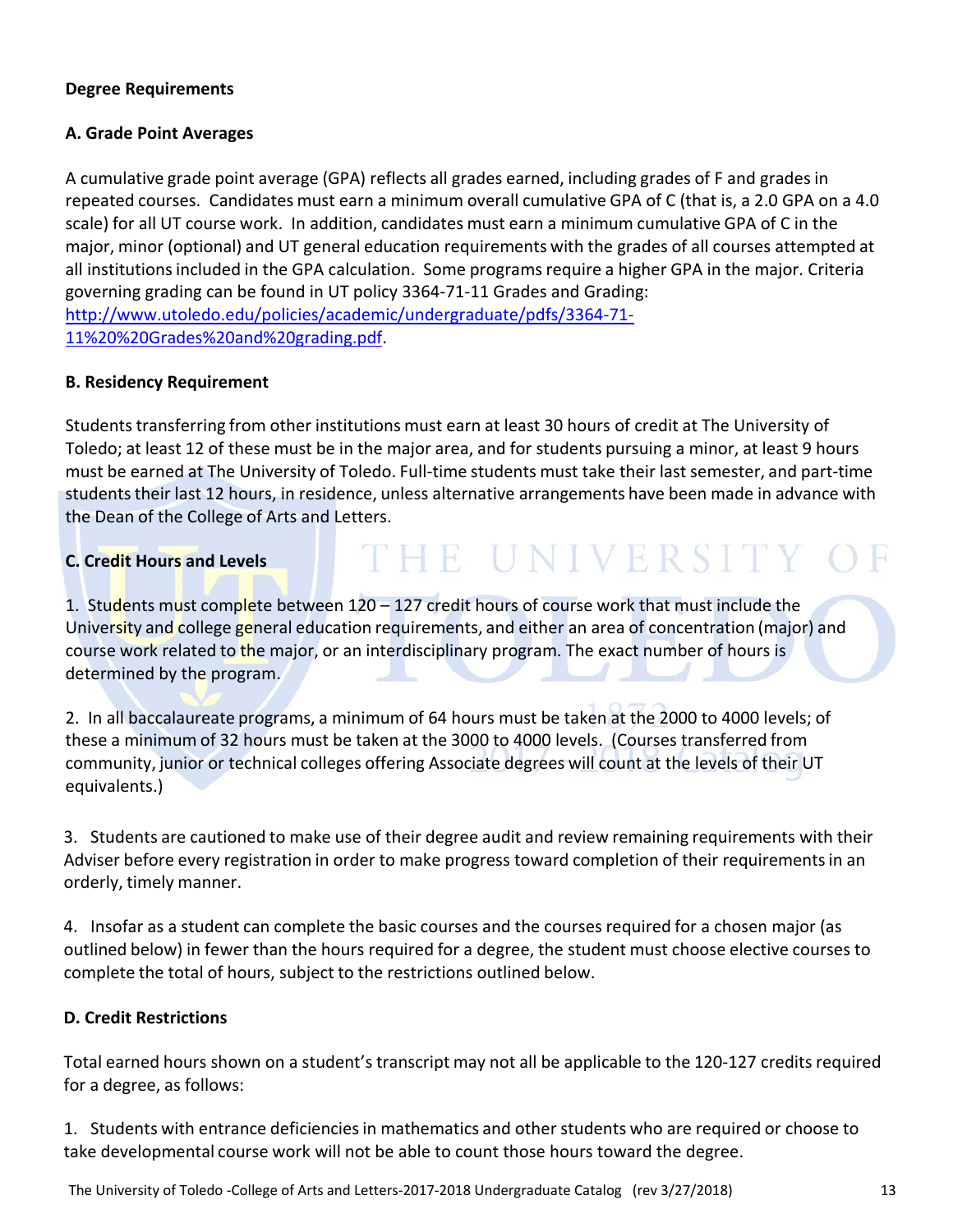**Degree Requirements**

**A. Grade Point Averages**

A cumulative grade point average (GPA) reflects all grades earned, including grades of F and grades in repeated courses. Candidates must earn a minimum overall cumulative GPA of C (that is, a 2.0 GPA on a 4.0 scale) for all UT course work. In addition, candidates must earn a minimum cumulative GPA of C in the major, minor (optional) and UT general education requirements with the grades of all courses attempted at all institutions included in the GPA calculation. Some programs require a higher GPA in the major. Criteria governing grading can be found in UT policy 3364-71-11 Grades and Grading: [http://www.utoledo.edu/policies/academic/undergraduate/pdfs/3364-71-11%20%20Grades%20and%20grading.pdf](http://www.utoledo.edu/policies/academic/undergraduate/pdfs/3364-71-11%20%20Grades%20and%20grading.pdf).

**B. Residency Requirement**

Students transferring from other institutions must earn at least 30 hours of credit at The University of Toledo; at least 12 of these must be in the major area, and for students pursuing a minor, at least 9 hours must be earned at The University of Toledo. Full-time students must take their last semester, and part-time students their last 12 hours, in residence, unless alternative arrangements have been made in advance with the Dean of the College of Arts and Letters.

**C. Credit Hours and Levels**

1. Students must complete between 120 – 127 credit hours of course work that must include the University and college general education requirements, and either an area of concentration (major) and course work related to the major, or an interdisciplinary program. The exact number of hours is determined by the program.

2. In all baccalaureate programs, a minimum of 64 hours must be taken at the 2000 to 4000 levels; of these a minimum of 32 hours must be taken at the 3000 to 4000 levels. (Courses transferred from community, junior or technical colleges offering Associate degrees will count at the levels of their UT equivalents.)

3. Students are cautioned to make use of their degree audit and review remaining requirements with their Adviser before every registration in order to make progress toward completion of their requirements in an orderly, timely manner.

4. Insofar as a student can complete the basic courses and the courses required for a chosen major (as outlined below) in fewer than the hours required for a degree, the student must choose elective courses to complete the total of hours, subject to the restrictions outlined below.

**D. Credit Restrictions**

Total earned hours shown on a student's transcript may not all be applicable to the 120-127 credits required for a degree, as follows:

1. Students with entrance deficiencies in mathematics and other students who are required or choose to take developmental course work will not be able to count those hours toward the degree.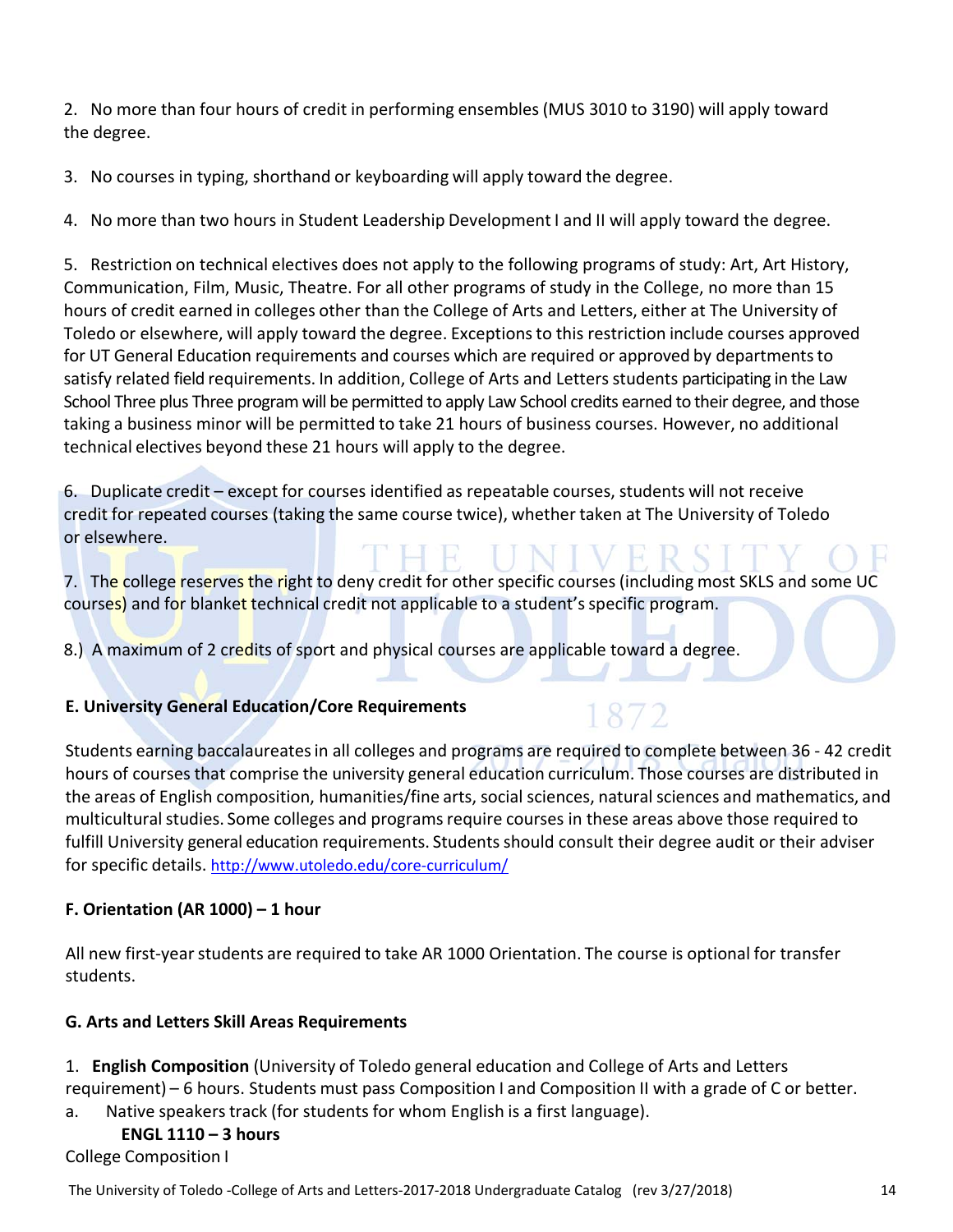2. No more than four hours of credit in performing ensembles (MUS 3010 to 3190) will apply toward the degree.

3. No courses in typing, shorthand or keyboarding will apply toward the degree.

4. No more than two hours in Student Leadership Development I and II will apply toward the degree.

5. Restriction on technical electives does not apply to the following programs of study: Art, Art History, Communication, Film, Music, Theatre. For all other programs of study in the College, no more than 15 hours of credit earned in colleges other than the College of Arts and Letters, either at The University of Toledo or elsewhere, will apply toward the degree. Exceptions to this restriction include courses approved for UT General Education requirements and courses which are required or approved by departments to satisfy related field requirements. In addition, College of Arts and Letters students participating in the Law School Three plus Three program will be permitted to apply Law School credits earned to their degree, and those taking a business minor will be permitted to take 21 hours of business courses. However, no additional technical electives beyond these 21 hours will apply to the degree.

6. Duplicate credit – except for courses identified as repeatable courses, students will not receive credit for repeated courses (taking the same course twice), whether taken at The University of Toledo or elsewhere.

7. The college reserves the right to deny credit for other specific courses (including most SKLS and some UC courses) and for blanket technical credit not applicable to a student's specific program.

8.) A maximum of 2 credits of sport and physical courses are applicable toward a degree.

### E. University General Education/Core Requirements

Students earning baccalaureates in all colleges and programs are required to complete between 36 - 42 credit hours of courses that comprise the university general education curriculum. Those courses are distributed in the areas of English composition, humanities/fine arts, social sciences, natural sciences and mathematics, and multicultural studies. Some colleges and programs require courses in these areas above those required to fulfill University general education requirements. Students should consult their degree audit or their adviser for specific details. http://www.utoledo.edu/core-curriculum/

### F. Orientation (AR 1000) – 1 hour

All new first-year students are required to take AR 1000 Orientation. The course is optional for transfer students.

### G. Arts and Letters Skill Areas Requirements

1. **English Composition** (University of Toledo general education and College of Arts and Letters requirement) – 6 hours. Students must pass Composition I and Composition II with a grade of C or better.

a. Native speakers track (for students for whom English is a first language).

**ENGL 1110 – 3 hours**

College Composition I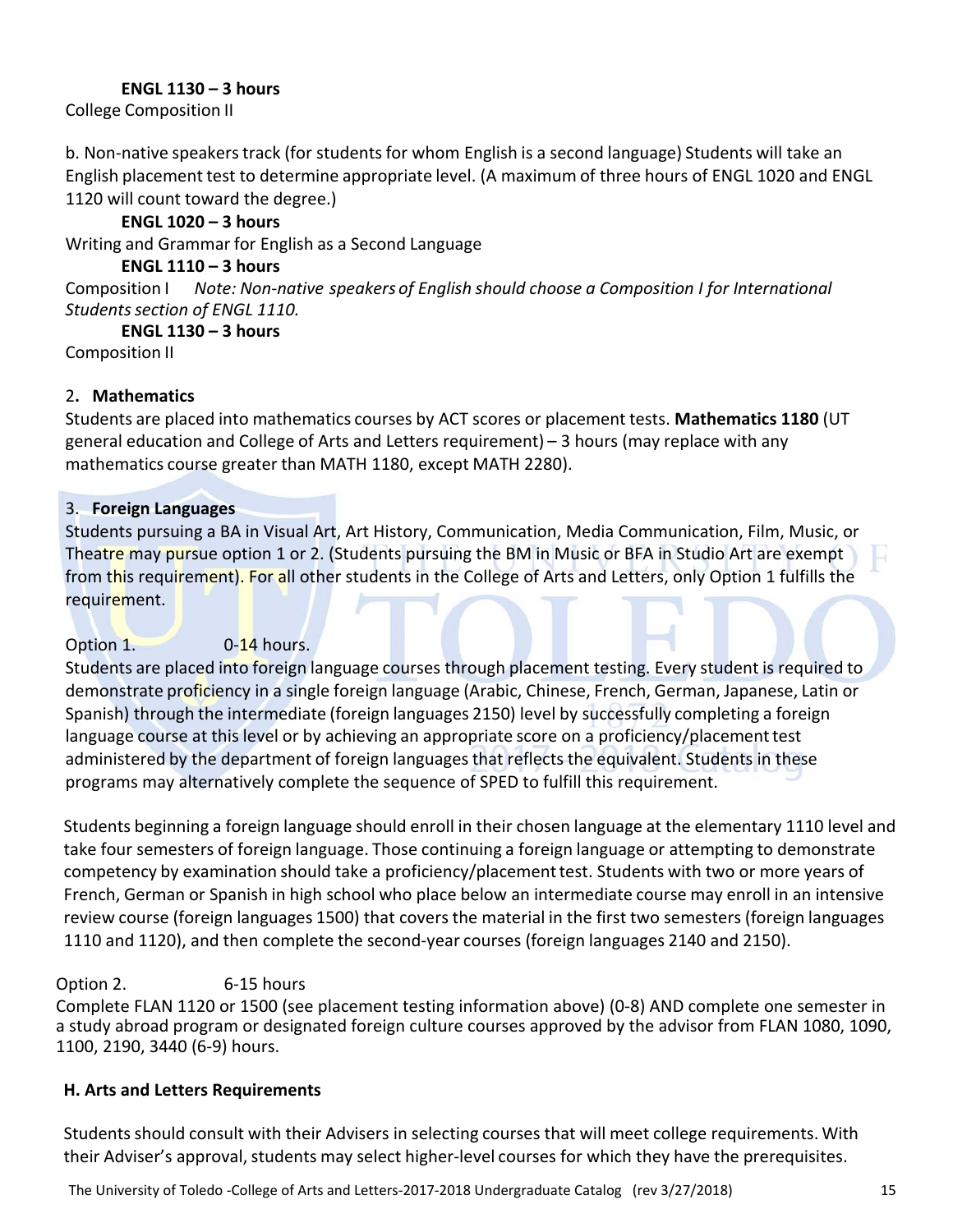**ENGL 1130 – 3 hours**
College Composition II

b. Non-native speakers track (for students for whom English is a second language) Students will take an English placement test to determine appropriate level. (A maximum of three hours of ENGL 1020 and ENGL 1120 will count toward the degree.)

**ENGL 1020 – 3 hours**
Writing and Grammar for English as a Second Language

**ENGL 1110 – 3 hours**
Composition I *Note: Non-native speakers of English should choose a Composition I for International Students section of ENGL 1110.*

**ENGL 1130 – 3 hours**
Composition II

2. **Mathematics**

Students are placed into mathematics courses by ACT scores or placement tests. **Mathematics 1180** (UT general education and College of Arts and Letters requirement) – 3 hours (may replace with any mathematics course greater than MATH 1180, except MATH 2280).

3. **Foreign Languages**

Students pursuing a BA in Visual Art, Art History, Communication, Media Communication, Film, Music, or Theatre may pursue option 1 or 2. (Students pursuing the BM in Music or BFA in Studio Art are exempt from this requirement). For all other students in the College of Arts and Letters, only Option 1 fulfills the requirement.

Option 1. 0-14 hours.
Students are placed into foreign language courses through placement testing. Every student is required to demonstrate proficiency in a single foreign language (Arabic, Chinese, French, German, Japanese, Latin or Spanish) through the intermediate (foreign languages 2150) level by successfully completing a foreign language course at this level or by achieving an appropriate score on a proficiency/placement test administered by the department of foreign languages that reflects the equivalent. Students in these programs may alternatively complete the sequence of SPED to fulfill this requirement.

Students beginning a foreign language should enroll in their chosen language at the elementary 1110 level and take four semesters of foreign language. Those continuing a foreign language or attempting to demonstrate competency by examination should take a proficiency/placement test. Students with two or more years of French, German or Spanish in high school who place below an intermediate course may enroll in an intensive review course (foreign languages 1500) that covers the material in the first two semesters (foreign languages 1110 and 1120), and then complete the second-year courses (foreign languages 2140 and 2150).

Option 2. 6-15 hours
Complete FLAN 1120 or 1500 (see placement testing information above) (0-8) AND complete one semester in a study abroad program or designated foreign culture courses approved by the advisor from FLAN 1080, 1090, 1100, 2190, 3440 (6-9) hours.

### H. Arts and Letters Requirements

Students should consult with their Advisers in selecting courses that will meet college requirements. With their Adviser's approval, students may select higher-level courses for which they have the prerequisites.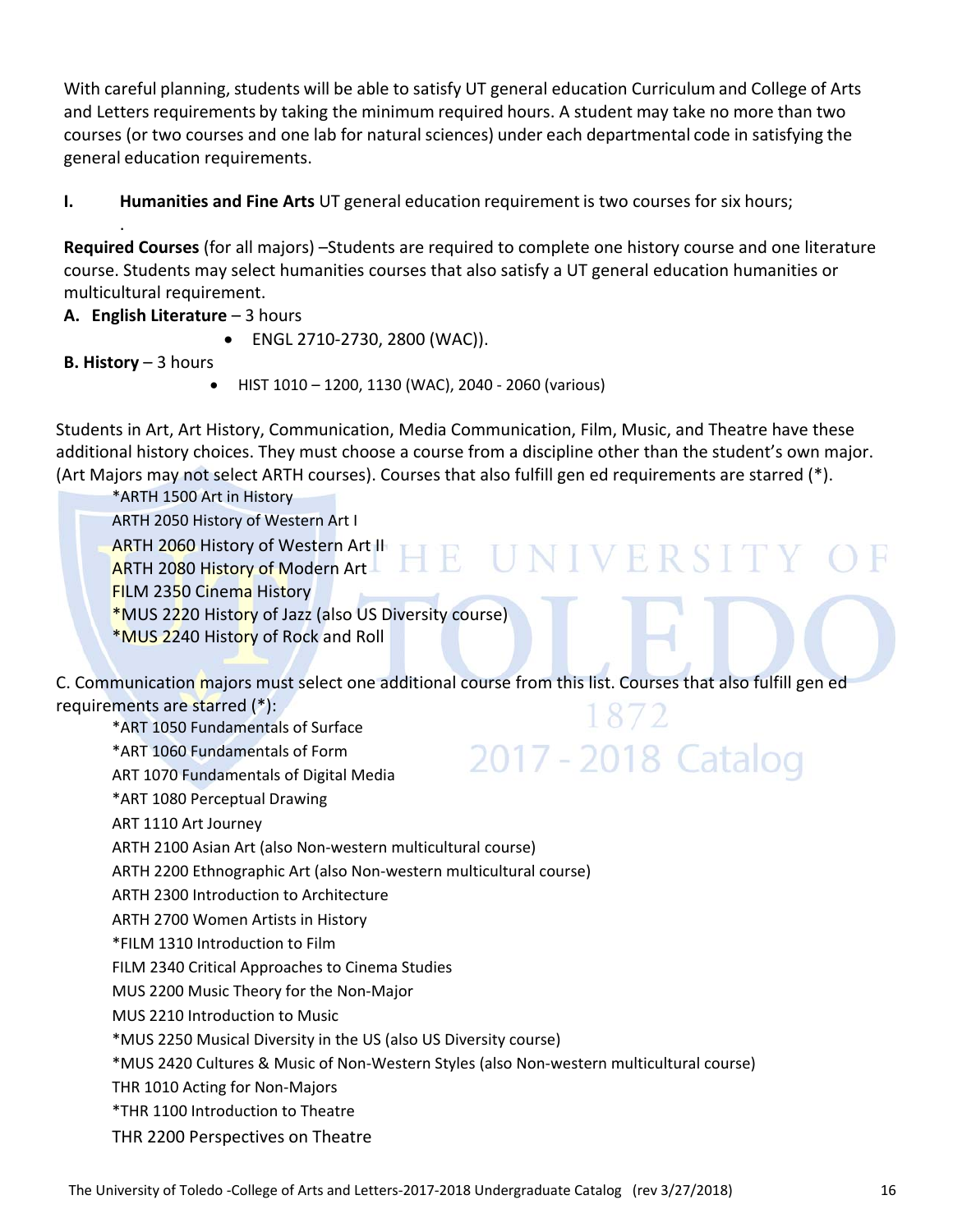With careful planning, students will be able to satisfy UT general education Curriculum and College of Arts and Letters requirements by taking the minimum required hours. A student may take no more than two courses (or two courses and one lab for natural sciences) under each departmental code in satisfying the general education requirements.

**I. Humanities and Fine Arts** UT general education requirement is two courses for six hours;

.

**Required Courses** (for all majors) –Students are required to complete one history course and one literature course. Students may select humanities courses that also satisfy a UT general education humanities or multicultural requirement.

**A. English Literature** – 3 hours

- ENGL 2710-2730, 2800 (WAC)).

**B. History** – 3 hours

- HIST 1010 – 1200, 1130 (WAC), 2040 - 2060 (various)

Students in Art, Art History, Communication, Media Communication, Film, Music, and Theatre have these additional history choices. They must choose a course from a discipline other than the student's own major. (Art Majors may not select ARTH courses). Courses that also fulfill gen ed requirements are starred (*).

*ARTH 1500 Art in History
ARTH 2050 History of Western Art I
ARTH 2060 History of Western Art II
ARTH 2080 History of Modern Art
FILM 2350 Cinema History
*MUS 2220 History of Jazz (also US Diversity course)
*MUS 2240 History of Rock and Roll

C. Communication majors must select one additional course from this list. Courses that also fulfill gen ed requirements are starred (*):

*ART 1050 Fundamentals of Surface
*ART 1060 Fundamentals of Form
ART 1070 Fundamentals of Digital Media
*ART 1080 Perceptual Drawing
ART 1110 Art Journey
ARTH 2100 Asian Art (also Non-western multicultural course)
ARTH 2200 Ethnographic Art (also Non-western multicultural course)
ARTH 2300 Introduction to Architecture
ARTH 2700 Women Artists in History
*FILM 1310 Introduction to Film
FILM 2340 Critical Approaches to Cinema Studies
MUS 2200 Music Theory for the Non-Major
MUS 2210 Introduction to Music
*MUS 2250 Musical Diversity in the US (also US Diversity course)
*MUS 2420 Cultures & Music of Non-Western Styles (also Non-western multicultural course)
THR 1010 Acting for Non-Majors
*THR 1100 Introduction to Theatre
THR 2200 Perspectives on Theatre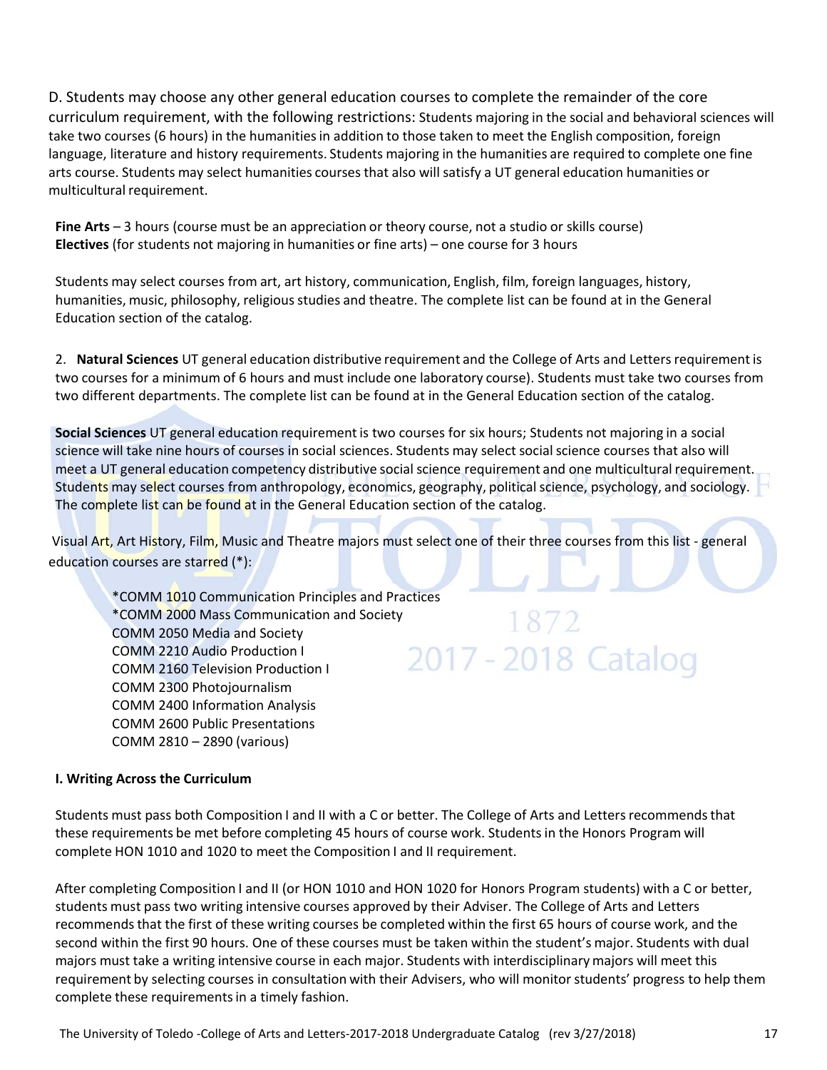D. Students may choose any other general education courses to complete the remainder of the core curriculum requirement, with the following restrictions: Students majoring in the social and behavioral sciences will take two courses (6 hours) in the humanities in addition to those taken to meet the English composition, foreign language, literature and history requirements. Students majoring in the humanities are required to complete one fine arts course. Students may select humanities courses that also will satisfy a UT general education humanities or multicultural requirement.

**Fine Arts** – 3 hours (course must be an appreciation or theory course, not a studio or skills course)
**Electives** (for students not majoring in humanities or fine arts) – one course for 3 hours

Students may select courses from art, art history, communication, English, film, foreign languages, history, humanities, music, philosophy, religious studies and theatre. The complete list can be found at in the General Education section of the catalog.

2. **Natural Sciences** UT general education distributive requirement and the College of Arts and Letters requirement is two courses for a minimum of 6 hours and must include one laboratory course). Students must take two courses from two different departments. The complete list can be found at in the General Education section of the catalog.

**Social Sciences** UT general education requirement is two courses for six hours; Students not majoring in a social science will take nine hours of courses in social sciences. Students may select social science courses that also will meet a UT general education competency distributive social science requirement and one multicultural requirement. Students may select courses from anthropology, economics, geography, political science, psychology, and sociology. The complete list can be found at in the General Education section of the catalog.

Visual Art, Art History, Film, Music and Theatre majors must select one of their three courses from this list - general education courses are starred (*):

- *COMM 1010 Communication Principles and Practices
- *COMM 2000 Mass Communication and Society
- COMM 2050 Media and Society
- COMM 2210 Audio Production I
- COMM 2160 Television Production I
- COMM 2300 Photojournalism
- COMM 2400 Information Analysis
- COMM 2600 Public Presentations
- COMM 2810 – 2890 (various)

**I. Writing Across the Curriculum**

Students must pass both Composition I and II with a C or better. The College of Arts and Letters recommends that these requirements be met before completing 45 hours of course work. Students in the Honors Program will complete HON 1010 and 1020 to meet the Composition I and II requirement.

After completing Composition I and II (or HON 1010 and HON 1020 for Honors Program students) with a C or better, students must pass two writing intensive courses approved by their Adviser. The College of Arts and Letters recommends that the first of these writing courses be completed within the first 65 hours of course work, and the second within the first 90 hours. One of these courses must be taken within the student's major. Students with dual majors must take a writing intensive course in each major. Students with interdisciplinary majors will meet this requirement by selecting courses in consultation with their Advisers, who will monitor students' progress to help them complete these requirements in a timely fashion.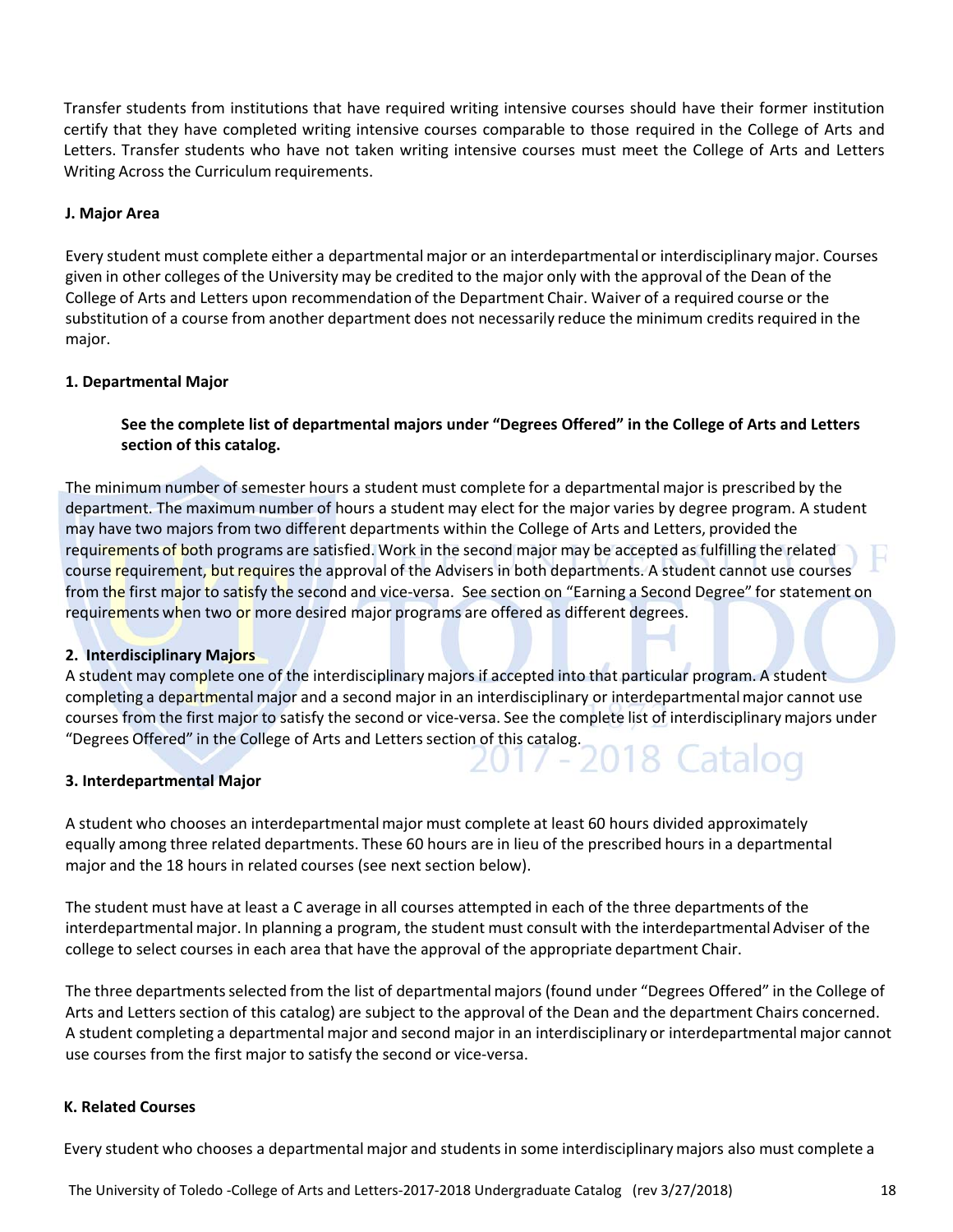Transfer students from institutions that have required writing intensive courses should have their former institution certify that they have completed writing intensive courses comparable to those required in the College of Arts and Letters. Transfer students who have not taken writing intensive courses must meet the College of Arts and Letters Writing Across the Curriculum requirements.

### J. Major Area

Every student must complete either a departmental major or an interdepartmental or interdisciplinary major. Courses given in other colleges of the University may be credited to the major only with the approval of the Dean of the College of Arts and Letters upon recommendation of the Department Chair. Waiver of a required course or the substitution of a course from another department does not necessarily reduce the minimum credits required in the major.

#### 1. Departmental Major

**See the complete list of departmental majors under "Degrees Offered" in the College of Arts and Letters section of this catalog.**

The minimum number of semester hours a student must complete for a departmental major is prescribed by the department. The maximum number of hours a student may elect for the major varies by degree program. A student may have two majors from two different departments within the College of Arts and Letters, provided the requirements of both programs are satisfied. Work in the second major may be accepted as fulfilling the related course requirement, but requires the approval of the Advisers in both departments. A student cannot use courses from the first major to satisfy the second and vice-versa. See section on "Earning a Second Degree" for statement on requirements when two or more desired major programs are offered as different degrees.

#### 2. Interdisciplinary Majors

A student may complete one of the interdisciplinary majors if accepted into that particular program. A student completing a departmental major and a second major in an interdisciplinary or interdepartmental major cannot use courses from the first major to satisfy the second or vice-versa. See the complete list of interdisciplinary majors under "Degrees Offered" in the College of Arts and Letters section of this catalog.

#### 3. Interdepartmental Major

A student who chooses an interdepartmental major must complete at least 60 hours divided approximately equally among three related departments. These 60 hours are in lieu of the prescribed hours in a departmental major and the 18 hours in related courses (see next section below).

The student must have at least a C average in all courses attempted in each of the three departments of the interdepartmental major. In planning a program, the student must consult with the interdepartmental Adviser of the college to select courses in each area that have the approval of the appropriate department Chair.

The three departments selected from the list of departmental majors (found under "Degrees Offered" in the College of Arts and Letters section of this catalog) are subject to the approval of the Dean and the department Chairs concerned. A student completing a departmental major and second major in an interdisciplinary or interdepartmental major cannot use courses from the first major to satisfy the second or vice-versa.

### K. Related Courses

Every student who chooses a departmental major and students in some interdisciplinary majors also must complete a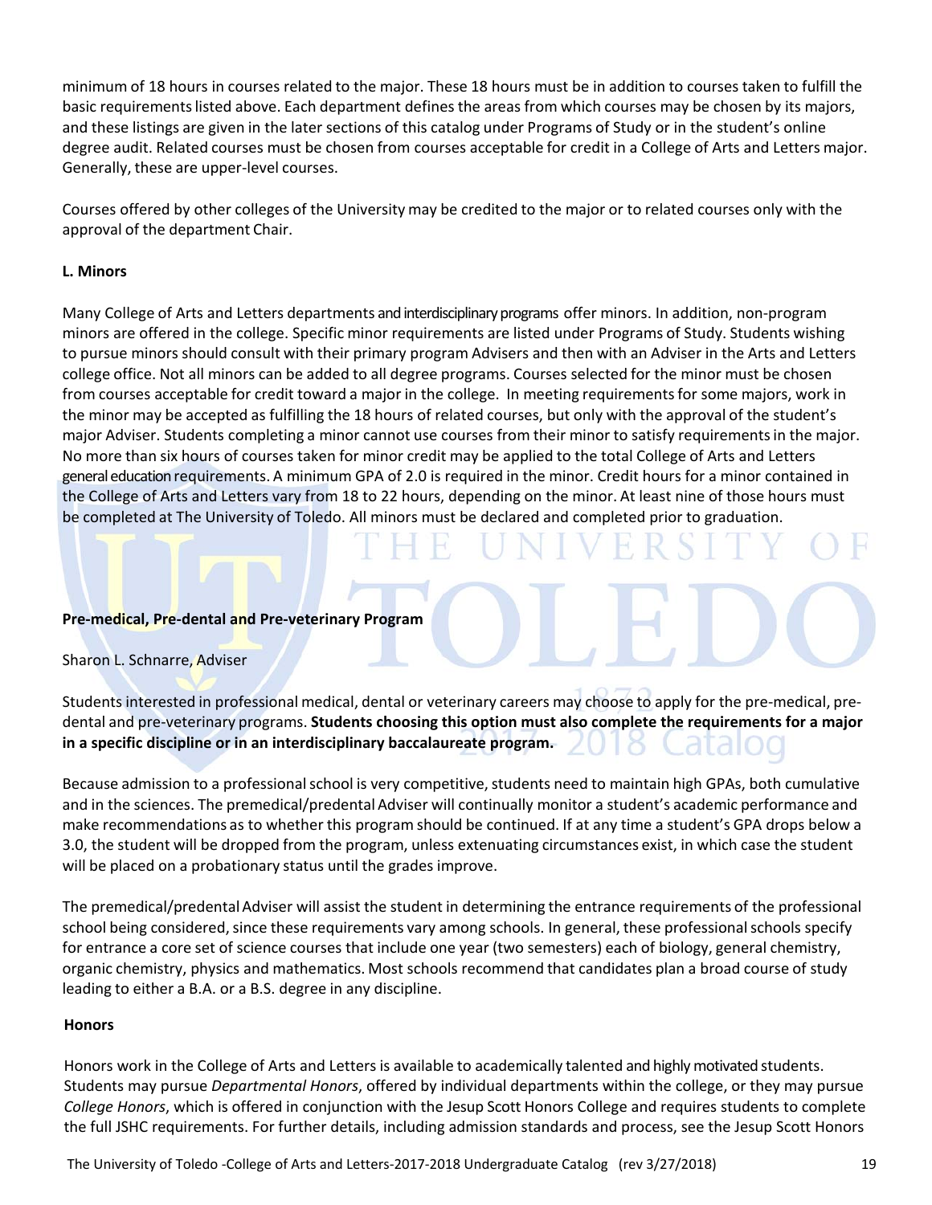minimum of 18 hours in courses related to the major. These 18 hours must be in addition to courses taken to fulfill the basic requirements listed above. Each department defines the areas from which courses may be chosen by its majors, and these listings are given in the later sections of this catalog under Programs of Study or in the student's online degree audit. Related courses must be chosen from courses acceptable for credit in a College of Arts and Letters major. Generally, these are upper-level courses.

Courses offered by other colleges of the University may be credited to the major or to related courses only with the approval of the department Chair.

**L. Minors**

Many College of Arts and Letters departments and interdisciplinary programs offer minors. In addition, non-program minors are offered in the college. Specific minor requirements are listed under Programs of Study. Students wishing to pursue minors should consult with their primary program Advisers and then with an Adviser in the Arts and Letters college office. Not all minors can be added to all degree programs. Courses selected for the minor must be chosen from courses acceptable for credit toward a major in the college. In meeting requirements for some majors, work in the minor may be accepted as fulfilling the 18 hours of related courses, but only with the approval of the student's major Adviser. Students completing a minor cannot use courses from their minor to satisfy requirements in the major. No more than six hours of courses taken for minor credit may be applied to the total College of Arts and Letters general education requirements. A minimum GPA of 2.0 is required in the minor. Credit hours for a minor contained in the College of Arts and Letters vary from 18 to 22 hours, depending on the minor. At least nine of those hours must be completed at The University of Toledo. All minors must be declared and completed prior to graduation.

**Pre-medical, Pre-dental and Pre-veterinary Program**

Sharon L. Schnarre, Adviser

Students interested in professional medical, dental or veterinary careers may choose to apply for the pre-medical, pre-dental and pre-veterinary programs. **Students choosing this option must also complete the requirements for a major in a specific discipline or in an interdisciplinary baccalaureate program.**

Because admission to a professional school is very competitive, students need to maintain high GPAs, both cumulative and in the sciences. The premedical/predental Adviser will continually monitor a student's academic performance and make recommendations as to whether this program should be continued. If at any time a student's GPA drops below a 3.0, the student will be dropped from the program, unless extenuating circumstances exist, in which case the student will be placed on a probationary status until the grades improve.

The premedical/predental Adviser will assist the student in determining the entrance requirements of the professional school being considered, since these requirements vary among schools. In general, these professional schools specify for entrance a core set of science courses that include one year (two semesters) each of biology, general chemistry, organic chemistry, physics and mathematics. Most schools recommend that candidates plan a broad course of study leading to either a B.A. or a B.S. degree in any discipline.

**Honors**

Honors work in the College of Arts and Letters is available to academically talented and highly motivated students. Students may pursue *Departmental Honors*, offered by individual departments within the college, or they may pursue *College Honors*, which is offered in conjunction with the Jesup Scott Honors College and requires students to complete the full JSHC requirements. For further details, including admission standards and process, see the Jesup Scott Honors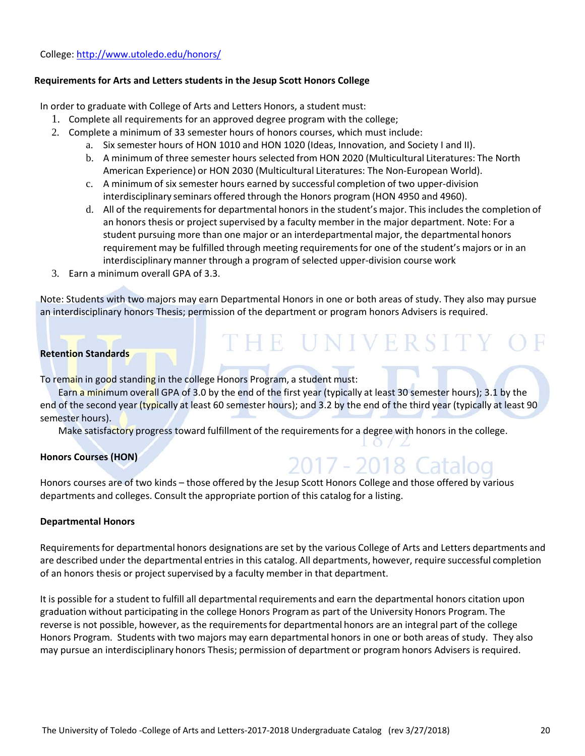College: http://www.utoledo.edu/honors/

**Requirements for Arts and Letters students in the Jesup Scott Honors College**

In order to graduate with College of Arts and Letters Honors, a student must:

1. Complete all requirements for an approved degree program with the college;
2. Complete a minimum of 33 semester hours of honors courses, which must include:
   a. Six semester hours of HON 1010 and HON 1020 (Ideas, Innovation, and Society I and II).
   b. A minimum of three semester hours selected from HON 2020 (Multicultural Literatures: The North American Experience) or HON 2030 (Multicultural Literatures: The Non-European World).
   c. A minimum of six semester hours earned by successful completion of two upper-division interdisciplinary seminars offered through the Honors program (HON 4950 and 4960).
   d. All of the requirements for departmental honors in the student's major. This includes the completion of an honors thesis or project supervised by a faculty member in the major department. Note: For a student pursuing more than one major or an interdepartmental major, the departmental honors requirement may be fulfilled through meeting requirements for one of the student's majors or in an interdisciplinary manner through a program of selected upper-division course work
3. Earn a minimum overall GPA of 3.3.

Note: Students with two majors may earn Departmental Honors in one or both areas of study. They also may pursue an interdisciplinary honors Thesis; permission of the department or program honors Advisers is required.

**Retention Standards**

To remain in good standing in the college Honors Program, a student must:

Earn a minimum overall GPA of 3.0 by the end of the first year (typically at least 30 semester hours); 3.1 by the end of the second year (typically at least 60 semester hours); and 3.2 by the end of the third year (typically at least 90 semester hours).

Make satisfactory progress toward fulfillment of the requirements for a degree with honors in the college.

**Honors Courses (HON)**

Honors courses are of two kinds – those offered by the Jesup Scott Honors College and those offered by various departments and colleges. Consult the appropriate portion of this catalog for a listing.

**Departmental Honors**

Requirements for departmental honors designations are set by the various College of Arts and Letters departments and are described under the departmental entries in this catalog. All departments, however, require successful completion of an honors thesis or project supervised by a faculty member in that department.

It is possible for a student to fulfill all departmental requirements and earn the departmental honors citation upon graduation without participating in the college Honors Program as part of the University Honors Program. The reverse is not possible, however, as the requirements for departmental honors are an integral part of the college Honors Program. Students with two majors may earn departmental honors in one or both areas of study. They also may pursue an interdisciplinary honors Thesis; permission of department or program honors Advisers is required.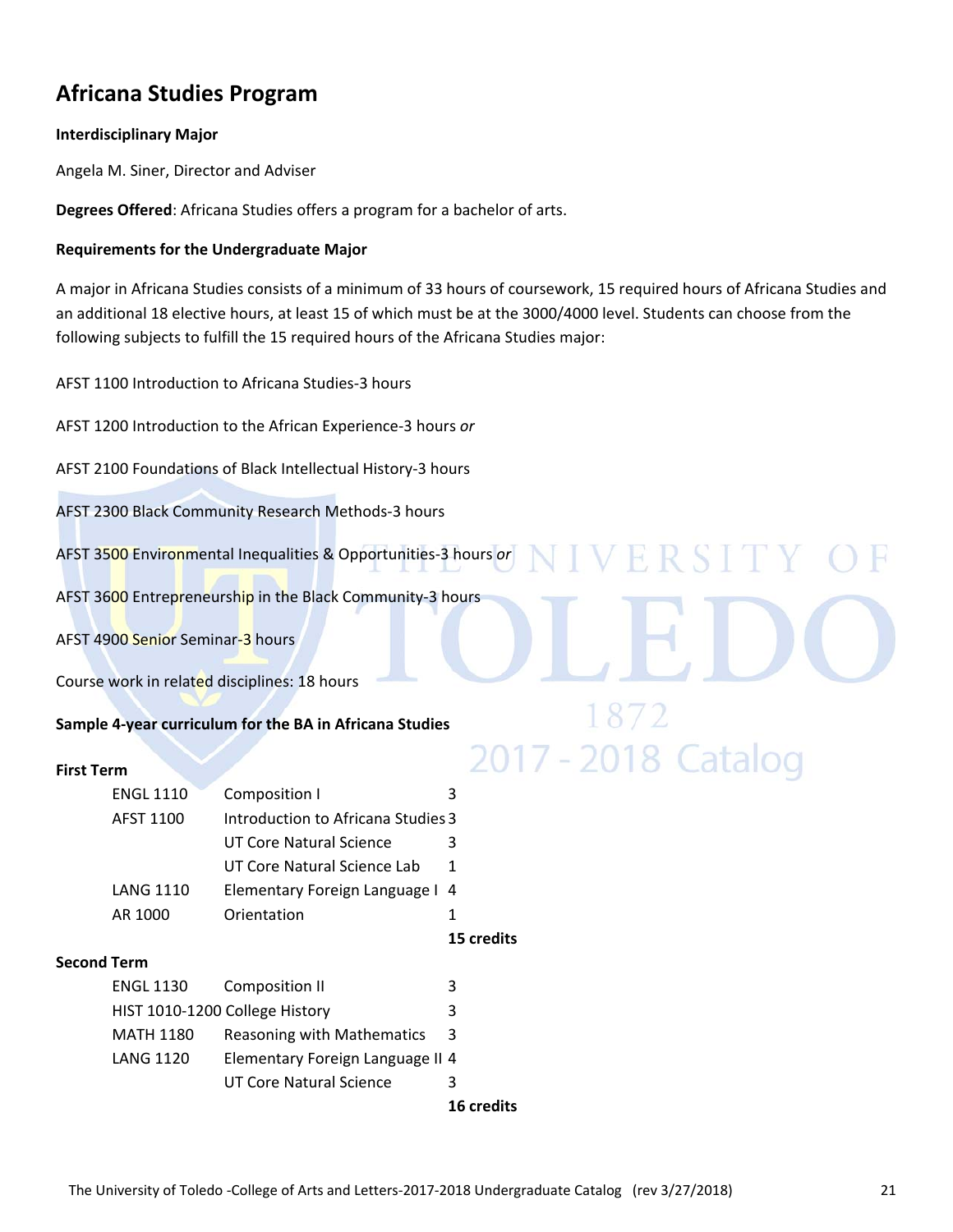## Africana Studies Program

**Interdisciplinary Major**

Angela M. Siner, Director and Adviser

**Degrees Offered**: Africana Studies offers a program for a bachelor of arts.

**Requirements for the Undergraduate Major**

A major in Africana Studies consists of a minimum of 33 hours of coursework, 15 required hours of Africana Studies and an additional 18 elective hours, at least 15 of which must be at the 3000/4000 level. Students can choose from the following subjects to fulfill the 15 required hours of the Africana Studies major:

AFST 1100 Introduction to Africana Studies-3 hours

AFST 1200 Introduction to the African Experience-3 hours *or*

AFST 2100 Foundations of Black Intellectual History-3 hours

AFST 2300 Black Community Research Methods-3 hours

AFST 3500 Environmental Inequalities & Opportunities-3 hours *or*

AFST 3600 Entrepreneurship in the Black Community-3 hours

AFST 4900 Senior Seminar-3 hours

Course work in related disciplines: 18 hours

**Sample 4-year curriculum for the BA in Africana Studies**

**First Term**

| | | |
|---|---|---|
| ENGL 1110 | Composition I | 3 |
| AFST 1100 | Introduction to Africana Studies | 3 |
| | UT Core Natural Science | 3 |
| | UT Core Natural Science Lab | 1 |
| LANG 1110 | Elementary Foreign Language I | 4 |
| AR 1000 | Orientation | 1 |
| | | **15 credits** |

**Second Term**

| | | |
|---|---|---|
| ENGL 1130 | Composition II | 3 |
| HIST 1010-1200 | College History | 3 |
| MATH 1180 | Reasoning with Mathematics | 3 |
| LANG 1120 | Elementary Foreign Language II | 4 |
| | UT Core Natural Science | 3 |
| | | **16 credits** |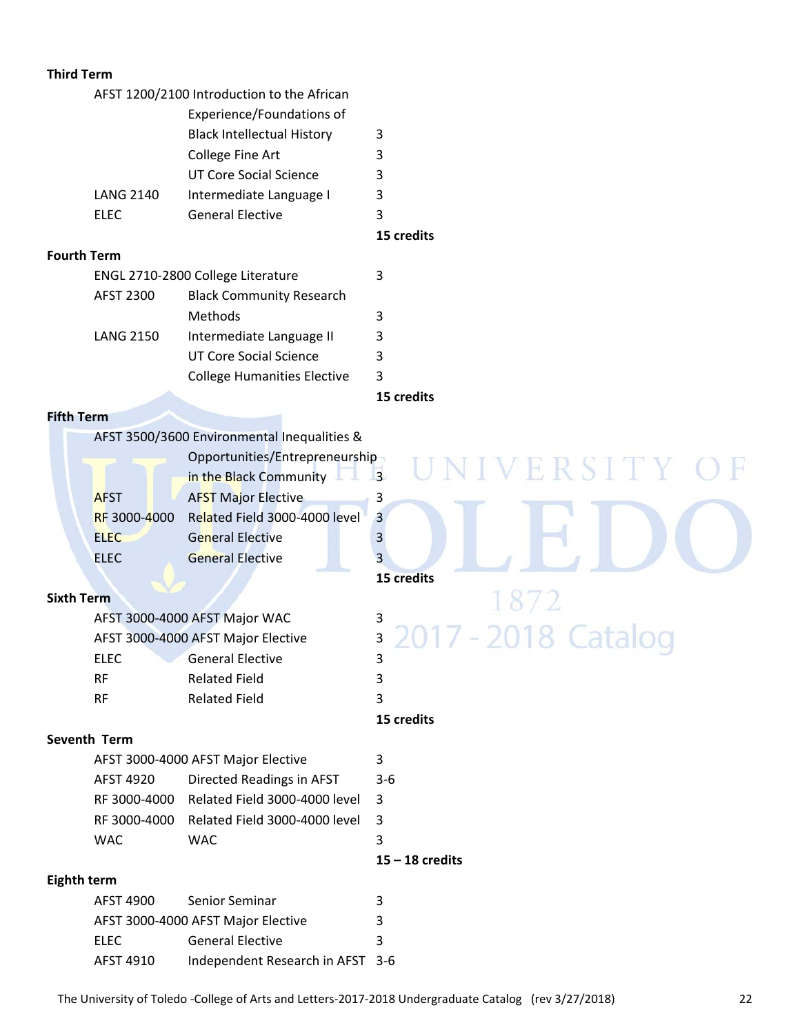**Third Term**

| | | |
|---|---|---|
| AFST 1200/2100 | Introduction to the African Experience/Foundations of Black Intellectual History | 3 |
| | College Fine Art | 3 |
| | UT Core Social Science | 3 |
| LANG 2140 | Intermediate Language I | 3 |
| ELEC | General Elective | 3 |
| | | **15 credits** |

**Fourth Term**

| | | |
|---|---|---|
| ENGL 2710-2800 | College Literature | 3 |
| AFST 2300 | Black Community Research Methods | 3 |
| LANG 2150 | Intermediate Language II | 3 |
| | UT Core Social Science | 3 |
| | College Humanities Elective | 3 |
| | | **15 credits** |

**Fifth Term**

| | | |
|---|---|---|
| AFST 3500/3600 | Environmental Inequalities & Opportunities/Entrepreneurship in the Black Community | 3 |
| AFST | AFST Major Elective | 3 |
| RF 3000-4000 | Related Field 3000-4000 level | 3 |
| ELEC | General Elective | 3 |
| ELEC | General Elective | 3 |
| | | **15 credits** |

**Sixth Term**

| | | |
|---|---|---|
| AFST 3000-4000 | AFST Major WAC | 3 |
| AFST 3000-4000 | AFST Major Elective | 3 |
| ELEC | General Elective | 3 |
| RF | Related Field | 3 |
| RF | Related Field | 3 |
| | | **15 credits** |

**Seventh Term**

| | | |
|---|---|---|
| AFST 3000-4000 | AFST Major Elective | 3 |
| AFST 4920 | Directed Readings in AFST | 3-6 |
| RF 3000-4000 | Related Field 3000-4000 level | 3 |
| RF 3000-4000 | Related Field 3000-4000 level | 3 |
| WAC | WAC | 3 |
| | | **15 – 18 credits** |

**Eighth term**

| | | |
|---|---|---|
| AFST 4900 | Senior Seminar | 3 |
| AFST 3000-4000 | AFST Major Elective | 3 |
| ELEC | General Elective | 3 |
| AFST 4910 | Independent Research in AFST | 3-6 |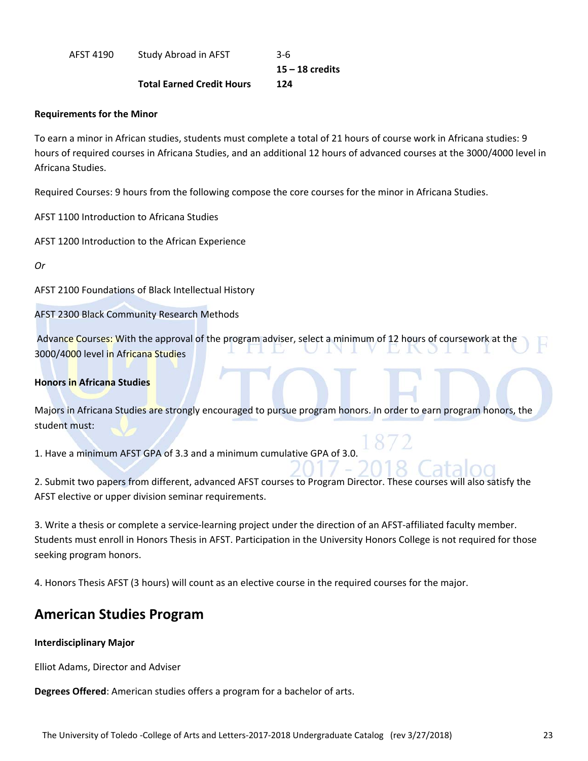| | | |
|---|---|---|
| AFST 4190 | Study Abroad in AFST | 3-6 |
| | | **15 – 18 credits** |
| | **Total Earned Credit Hours** | **124** |

**Requirements for the Minor**

To earn a minor in African studies, students must complete a total of 21 hours of course work in Africana studies: 9 hours of required courses in Africana Studies, and an additional 12 hours of advanced courses at the 3000/4000 level in Africana Studies.

Required Courses: 9 hours from the following compose the core courses for the minor in Africana Studies.

AFST 1100 Introduction to Africana Studies

AFST 1200 Introduction to the African Experience

*Or*

AFST 2100 Foundations of Black Intellectual History

AFST 2300 Black Community Research Methods

Advance Courses: With the approval of the program adviser, select a minimum of 12 hours of coursework at the 3000/4000 level in Africana Studies

**Honors in Africana Studies**

Majors in Africana Studies are strongly encouraged to pursue program honors. In order to earn program honors, the student must:

1. Have a minimum AFST GPA of 3.3 and a minimum cumulative GPA of 3.0.

2. Submit two papers from different, advanced AFST courses to Program Director. These courses will also satisfy the AFST elective or upper division seminar requirements.

3. Write a thesis or complete a service-learning project under the direction of an AFST-affiliated faculty member. Students must enroll in Honors Thesis in AFST. Participation in the University Honors College is not required for those seeking program honors.

4. Honors Thesis AFST (3 hours) will count as an elective course in the required courses for the major.

## American Studies Program

**Interdisciplinary Major**

Elliot Adams, Director and Adviser

**Degrees Offered**: American studies offers a program for a bachelor of arts.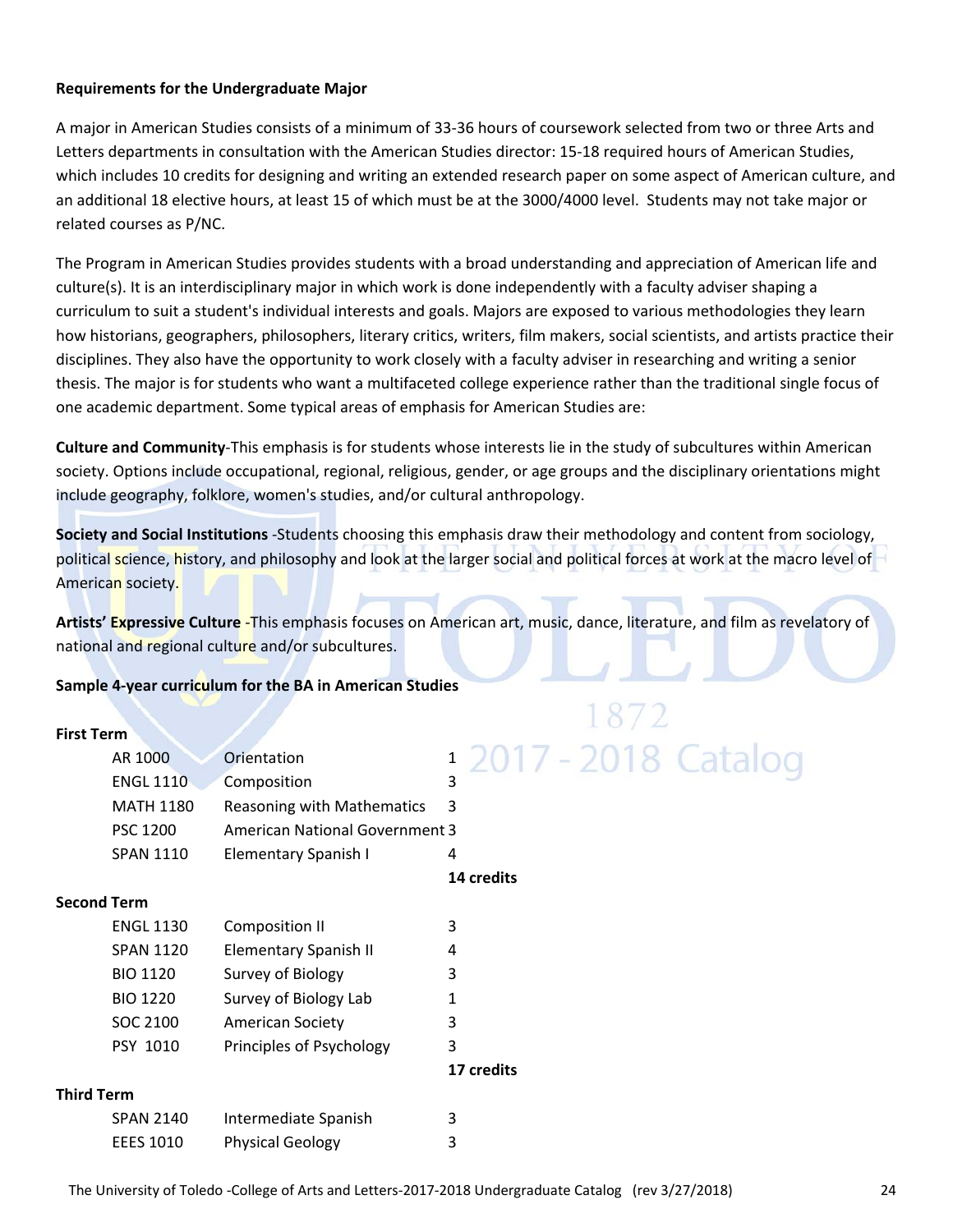**Requirements for the Undergraduate Major**

A major in American Studies consists of a minimum of 33-36 hours of coursework selected from two or three Arts and Letters departments in consultation with the American Studies director: 15-18 required hours of American Studies, which includes 10 credits for designing and writing an extended research paper on some aspect of American culture, and an additional 18 elective hours, at least 15 of which must be at the 3000/4000 level. Students may not take major or related courses as P/NC.

The Program in American Studies provides students with a broad understanding and appreciation of American life and culture(s). It is an interdisciplinary major in which work is done independently with a faculty adviser shaping a curriculum to suit a student's individual interests and goals. Majors are exposed to various methodologies they learn how historians, geographers, philosophers, literary critics, writers, film makers, social scientists, and artists practice their disciplines. They also have the opportunity to work closely with a faculty adviser in researching and writing a senior thesis. The major is for students who want a multifaceted college experience rather than the traditional single focus of one academic department. Some typical areas of emphasis for American Studies are:

**Culture and Community**-This emphasis is for students whose interests lie in the study of subcultures within American society. Options include occupational, regional, religious, gender, or age groups and the disciplinary orientations might include geography, folklore, women's studies, and/or cultural anthropology.

**Society and Social Institutions** -Students choosing this emphasis draw their methodology and content from sociology, political science, history, and philosophy and look at the larger social and political forces at work at the macro level of American society.

**Artists' Expressive Culture** -This emphasis focuses on American art, music, dance, literature, and film as revelatory of national and regional culture and/or subcultures.

**Sample 4-year curriculum for the BA in American Studies**

**First Term**

| | | |
|---|---|---|
| AR 1000 | Orientation | 1 |
| ENGL 1110 | Composition | 3 |
| MATH 1180 | Reasoning with Mathematics | 3 |
| PSC 1200 | American National Government | 3 |
| SPAN 1110 | Elementary Spanish I | 4 |
| | | **14 credits** |

**Second Term**

| | | |
|---|---|---|
| ENGL 1130 | Composition II | 3 |
| SPAN 1120 | Elementary Spanish II | 4 |
| BIO 1120 | Survey of Biology | 3 |
| BIO 1220 | Survey of Biology Lab | 1 |
| SOC 2100 | American Society | 3 |
| PSY 1010 | Principles of Psychology | 3 |
| | | **17 credits** |

**Third Term**

| | | |
|---|---|---|
| SPAN 2140 | Intermediate Spanish | 3 |
| EEES 1010 | Physical Geology | 3 |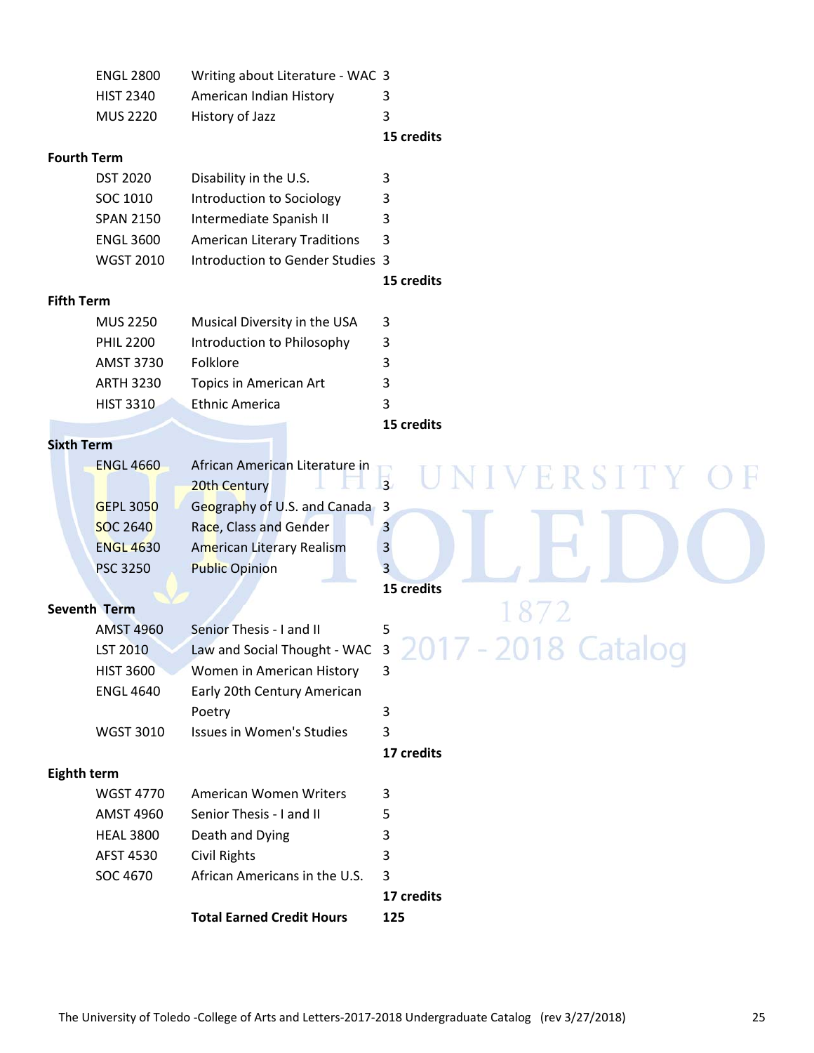| | | |
|---|---|---|
| ENGL 2800 | Writing about Literature - WAC | 3 |
| HIST 2340 | American Indian History | 3 |
| MUS 2220 | History of Jazz | 3 |
| | | **15 credits** |

**Fourth Term**

| | | |
|---|---|---|
| DST 2020 | Disability in the U.S. | 3 |
| SOC 1010 | Introduction to Sociology | 3 |
| SPAN 2150 | Intermediate Spanish II | 3 |
| ENGL 3600 | American Literary Traditions | 3 |
| WGST 2010 | Introduction to Gender Studies | 3 |
| | | **15 credits** |

**Fifth Term**

| | | |
|---|---|---|
| MUS 2250 | Musical Diversity in the USA | 3 |
| PHIL 2200 | Introduction to Philosophy | 3 |
| AMST 3730 | Folklore | 3 |
| ARTH 3230 | Topics in American Art | 3 |
| HIST 3310 | Ethnic America | 3 |
| | | **15 credits** |

**Sixth Term**

| | | |
|---|---|---|
| ENGL 4660 | African American Literature in 20th Century | 3 |
| GEPL 3050 | Geography of U.S. and Canada | 3 |
| SOC 2640 | Race, Class and Gender | 3 |
| ENGL 4630 | American Literary Realism | 3 |
| PSC 3250 | Public Opinion | 3 |
| | | **15 credits** |

**Seventh Term**

| | | |
|---|---|---|
| AMST 4960 | Senior Thesis - I and II | 5 |
| LST 2010 | Law and Social Thought - WAC | 3 |
| HIST 3600 | Women in American History | 3 |
| ENGL 4640 | Early 20th Century American Poetry | 3 |
| WGST 3010 | Issues in Women's Studies | 3 |
| | | **17 credits** |

**Eighth term**

| | | |
|---|---|---|
| WGST 4770 | American Women Writers | 3 |
| AMST 4960 | Senior Thesis - I and II | 5 |
| HEAL 3800 | Death and Dying | 3 |
| AFST 4530 | Civil Rights | 3 |
| SOC 4670 | African Americans in the U.S. | 3 |
| | | **17 credits** |
| | **Total Earned Credit Hours** | **125** |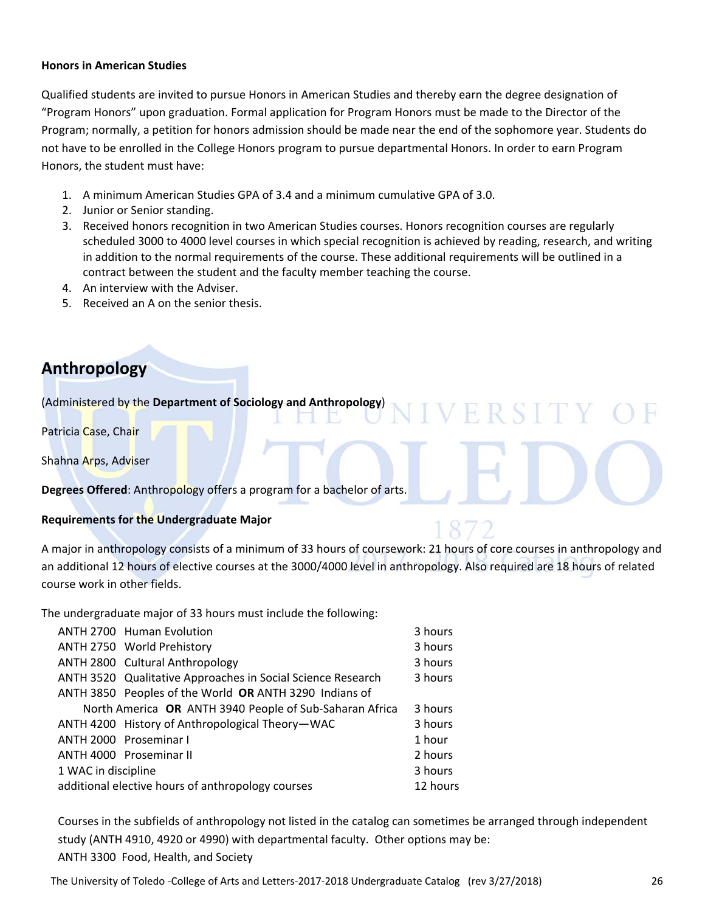**Honors in American Studies**

Qualified students are invited to pursue Honors in American Studies and thereby earn the degree designation of "Program Honors" upon graduation. Formal application for Program Honors must be made to the Director of the Program; normally, a petition for honors admission should be made near the end of the sophomore year. Students do not have to be enrolled in the College Honors program to pursue departmental Honors. In order to earn Program Honors, the student must have:

1. A minimum American Studies GPA of 3.4 and a minimum cumulative GPA of 3.0.
2. Junior or Senior standing.
3. Received honors recognition in two American Studies courses. Honors recognition courses are regularly scheduled 3000 to 4000 level courses in which special recognition is achieved by reading, research, and writing in addition to the normal requirements of the course. These additional requirements will be outlined in a contract between the student and the faculty member teaching the course.
4. An interview with the Adviser.
5. Received an A on the senior thesis.

## Anthropology

(Administered by the **Department of Sociology and Anthropology**)

Patricia Case, Chair

Shahna Arps, Adviser

**Degrees Offered**: Anthropology offers a program for a bachelor of arts.

**Requirements for the Undergraduate Major**

A major in anthropology consists of a minimum of 33 hours of coursework: 21 hours of core courses in anthropology and an additional 12 hours of elective courses at the 3000/4000 level in anthropology. Also required are 18 hours of related course work in other fields.

The undergraduate major of 33 hours must include the following:

| Course | Hours |
|---|---|
| ANTH 2700 Human Evolution | 3 hours |
| ANTH 2750 World Prehistory | 3 hours |
| ANTH 2800 Cultural Anthropology | 3 hours |
| ANTH 3520 Qualitative Approaches in Social Science Research | 3 hours |
| ANTH 3850 Peoples of the World **OR** ANTH 3290 Indians of North America **OR** ANTH 3940 People of Sub-Saharan Africa | 3 hours |
| ANTH 4200 History of Anthropological Theory—WAC | 3 hours |
| ANTH 2000 Proseminar I | 1 hour |
| ANTH 4000 Proseminar II | 2 hours |
| 1 WAC in discipline | 3 hours |
| additional elective hours of anthropology courses | 12 hours |

Courses in the subfields of anthropology not listed in the catalog can sometimes be arranged through independent study (ANTH 4910, 4920 or 4990) with departmental faculty. Other options may be:
ANTH 3300 Food, Health, and Society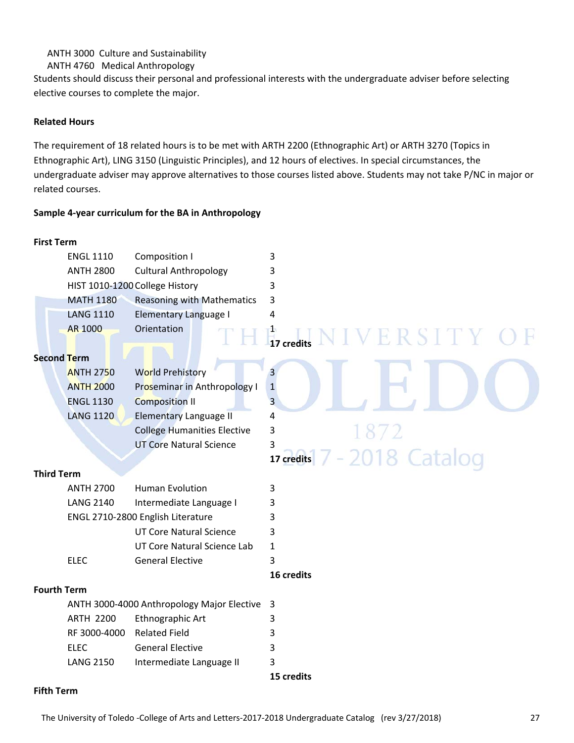ANTH 3000 Culture and Sustainability
ANTH 4760 Medical Anthropology

Students should discuss their personal and professional interests with the undergraduate adviser before selecting elective courses to complete the major.

**Related Hours**

The requirement of 18 related hours is to be met with ARTH 2200 (Ethnographic Art) or ARTH 3270 (Topics in Ethnographic Art), LING 3150 (Linguistic Principles), and 12 hours of electives. In special circumstances, the undergraduate adviser may approve alternatives to those courses listed above. Students may not take P/NC in major or related courses.

**Sample 4-year curriculum for the BA in Anthropology**

**First Term**

| | | |
|---|---|---|
| ENGL 1110 | Composition I | 3 |
| ANTH 2800 | Cultural Anthropology | 3 |
| HIST 1010-1200 | College History | 3 |
| MATH 1180 | Reasoning with Mathematics | 3 |
| LANG 1110 | Elementary Language I | 4 |
| AR 1000 | Orientation | 1 |
| | | **17 credits** |

**Second Term**

| | | |
|---|---|---|
| ANTH 2750 | World Prehistory | 3 |
| ANTH 2000 | Proseminar in Anthropology I | 1 |
| ENGL 1130 | Composition II | 3 |
| LANG 1120 | Elementary Language II | 4 |
| | College Humanities Elective | 3 |
| | UT Core Natural Science | 3 |
| | | **17 credits** |

**Third Term**

| | | |
|---|---|---|
| ANTH 2700 | Human Evolution | 3 |
| LANG 2140 | Intermediate Language I | 3 |
| ENGL 2710-2800 | English Literature | 3 |
| | UT Core Natural Science | 3 |
| | UT Core Natural Science Lab | 1 |
| ELEC | General Elective | 3 |
| | | **16 credits** |

**Fourth Term**

| | | |
|---|---|---|
| ANTH 3000-4000 | Anthropology Major Elective | 3 |
| ARTH 2200 | Ethnographic Art | 3 |
| RF 3000-4000 | Related Field | 3 |
| ELEC | General Elective | 3 |
| LANG 2150 | Intermediate Language II | 3 |
| | | **15 credits** |

**Fifth Term**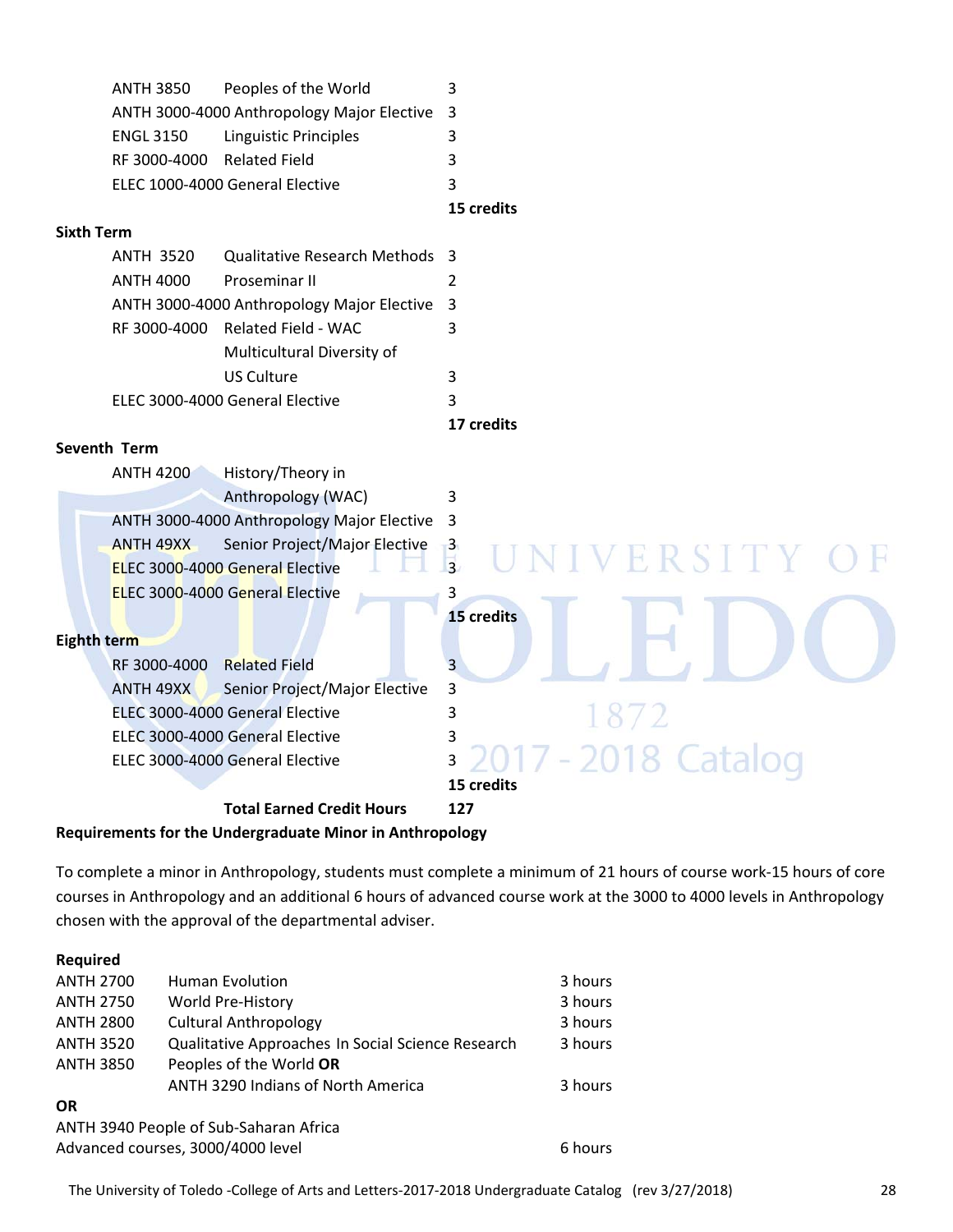| Course | Title | Credits |
|---|---|---|
| ANTH 3850 | Peoples of the World | 3 |
| ANTH 3000-4000 | Anthropology Major Elective | 3 |
| ENGL 3150 | Linguistic Principles | 3 |
| RF 3000-4000 | Related Field | 3 |
| ELEC 1000-4000 | General Elective | 3 |
| | | **15 credits** |

**Sixth Term**

| Course | Title | Credits |
|---|---|---|
| ANTH 3520 | Qualitative Research Methods | 3 |
| ANTH 4000 | Proseminar II | 2 |
| ANTH 3000-4000 | Anthropology Major Elective | 3 |
| RF 3000-4000 | Related Field - WAC | 3 |
| | Multicultural Diversity of US Culture | 3 |
| ELEC 3000-4000 | General Elective | 3 |
| | | **17 credits** |

**Seventh Term**

| Course | Title | Credits |
|---|---|---|
| ANTH 4200 | History/Theory in Anthropology (WAC) | 3 |
| ANTH 3000-4000 | Anthropology Major Elective | 3 |
| ANTH 49XX | Senior Project/Major Elective | 3 |
| ELEC 3000-4000 | General Elective | 3 |
| ELEC 3000-4000 | General Elective | 3 |
| | | **15 credits** |

**Eighth term**

| Course | Title | Credits |
|---|---|---|
| RF 3000-4000 | Related Field | 3 |
| ANTH 49XX | Senior Project/Major Elective | 3 |
| ELEC 3000-4000 | General Elective | 3 |
| ELEC 3000-4000 | General Elective | 3 |
| ELEC 3000-4000 | General Elective | 3 |
| | | **15 credits** |
| | **Total Earned Credit Hours** | **127** |

**Requirements for the Undergraduate Minor in Anthropology**

To complete a minor in Anthropology, students must complete a minimum of 21 hours of course work-15 hours of core courses in Anthropology and an additional 6 hours of advanced course work at the 3000 to 4000 levels in Anthropology chosen with the approval of the departmental adviser.

**Required**

| Course | Title | Hours |
|---|---|---|
| ANTH 2700 | Human Evolution | 3 hours |
| ANTH 2750 | World Pre-History | 3 hours |
| ANTH 2800 | Cultural Anthropology | 3 hours |
| ANTH 3520 | Qualitative Approaches In Social Science Research | 3 hours |
| ANTH 3850 | Peoples of the World **OR** ANTH 3290 Indians of North America | 3 hours |

**OR**

ANTH 3940 People of Sub-Saharan Africa

Advanced courses, 3000/4000 level — 6 hours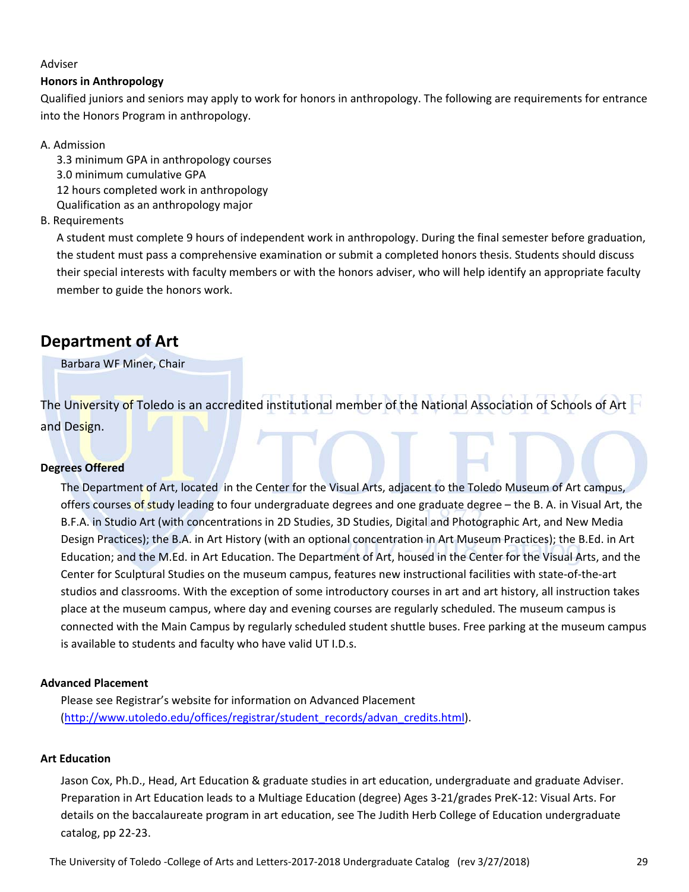Adviser

**Honors in Anthropology**

Qualified juniors and seniors may apply to work for honors in anthropology. The following are requirements for entrance into the Honors Program in anthropology.

A. Admission
   3.3 minimum GPA in anthropology courses
   3.0 minimum cumulative GPA
   12 hours completed work in anthropology
   Qualification as an anthropology major

B. Requirements
   A student must complete 9 hours of independent work in anthropology. During the final semester before graduation, the student must pass a comprehensive examination or submit a completed honors thesis. Students should discuss their special interests with faculty members or with the honors adviser, who will help identify an appropriate faculty member to guide the honors work.

## Department of Art

Barbara WF Miner, Chair

The University of Toledo is an accredited institutional member of the National Association of Schools of Art and Design.

**Degrees Offered**

The Department of Art, located in the Center for the Visual Arts, adjacent to the Toledo Museum of Art campus, offers courses of study leading to four undergraduate degrees and one graduate degree – the B. A. in Visual Art, the B.F.A. in Studio Art (with concentrations in 2D Studies, 3D Studies, Digital and Photographic Art, and New Media Design Practices); the B.A. in Art History (with an optional concentration in Art Museum Practices); the B.Ed. in Art Education; and the M.Ed. in Art Education. The Department of Art, housed in the Center for the Visual Arts, and the Center for Sculptural Studies on the museum campus, features new instructional facilities with state-of-the-art studios and classrooms. With the exception of some introductory courses in art and art history, all instruction takes place at the museum campus, where day and evening courses are regularly scheduled. The museum campus is connected with the Main Campus by regularly scheduled student shuttle buses. Free parking at the museum campus is available to students and faculty who have valid UT I.D.s.

**Advanced Placement**

Please see Registrar's website for information on Advanced Placement (http://www.utoledo.edu/offices/registrar/student_records/advan_credits.html).

**Art Education**

Jason Cox, Ph.D., Head, Art Education & graduate studies in art education, undergraduate and graduate Adviser. Preparation in Art Education leads to a Multiage Education (degree) Ages 3-21/grades PreK-12: Visual Arts. For details on the baccalaureate program in art education, see The Judith Herb College of Education undergraduate catalog, pp 22-23.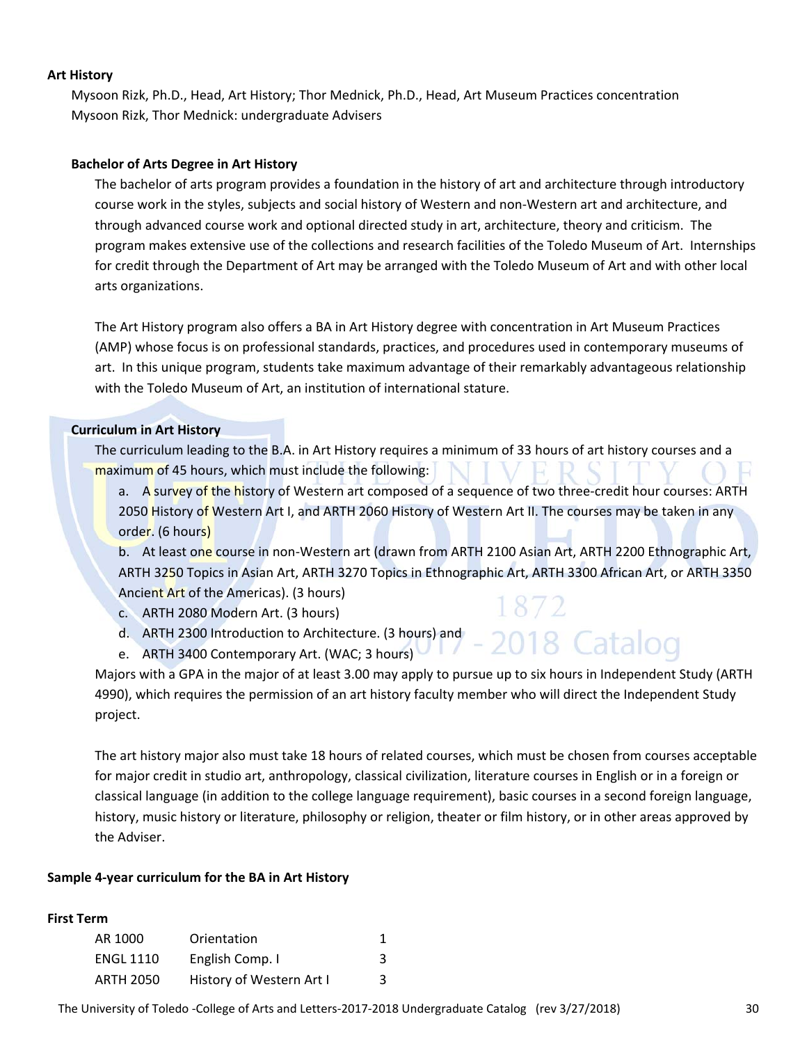## Art History

Mysoon Rizk, Ph.D., Head, Art History; Thor Mednick, Ph.D., Head, Art Museum Practices concentration
Mysoon Rizk, Thor Mednick: undergraduate Advisers

### Bachelor of Arts Degree in Art History

The bachelor of arts program provides a foundation in the history of art and architecture through introductory course work in the styles, subjects and social history of Western and non-Western art and architecture, and through advanced course work and optional directed study in art, architecture, theory and criticism. The program makes extensive use of the collections and research facilities of the Toledo Museum of Art. Internships for credit through the Department of Art may be arranged with the Toledo Museum of Art and with other local arts organizations.

The Art History program also offers a BA in Art History degree with concentration in Art Museum Practices (AMP) whose focus is on professional standards, practices, and procedures used in contemporary museums of art. In this unique program, students take maximum advantage of their remarkably advantageous relationship with the Toledo Museum of Art, an institution of international stature.

### Curriculum in Art History

The curriculum leading to the B.A. in Art History requires a minimum of 33 hours of art history courses and a maximum of 45 hours, which must include the following:

a. A survey of the history of Western art composed of a sequence of two three-credit hour courses: ARTH 2050 History of Western Art I, and ARTH 2060 History of Western Art II. The courses may be taken in any order. (6 hours)

b. At least one course in non-Western art (drawn from ARTH 2100 Asian Art, ARTH 2200 Ethnographic Art, ARTH 3250 Topics in Asian Art, ARTH 3270 Topics in Ethnographic Art, ARTH 3300 African Art, or ARTH 3350 Ancient Art of the Americas). (3 hours)

c. ARTH 2080 Modern Art. (3 hours)

d. ARTH 2300 Introduction to Architecture. (3 hours) and

e. ARTH 3400 Contemporary Art. (WAC; 3 hours)

Majors with a GPA in the major of at least 3.00 may apply to pursue up to six hours in Independent Study (ARTH 4990), which requires the permission of an art history faculty member who will direct the Independent Study project.

The art history major also must take 18 hours of related courses, which must be chosen from courses acceptable for major credit in studio art, anthropology, classical civilization, literature courses in English or in a foreign or classical language (in addition to the college language requirement), basic courses in a second foreign language, history, music history or literature, philosophy or religion, theater or film history, or in other areas approved by the Adviser.

### Sample 4-year curriculum for the BA in Art History

**First Term**

| | | |
|---|---|---|
| AR 1000 | Orientation | 1 |
| ENGL 1110 | English Comp. I | 3 |
| ARTH 2050 | History of Western Art I | 3 |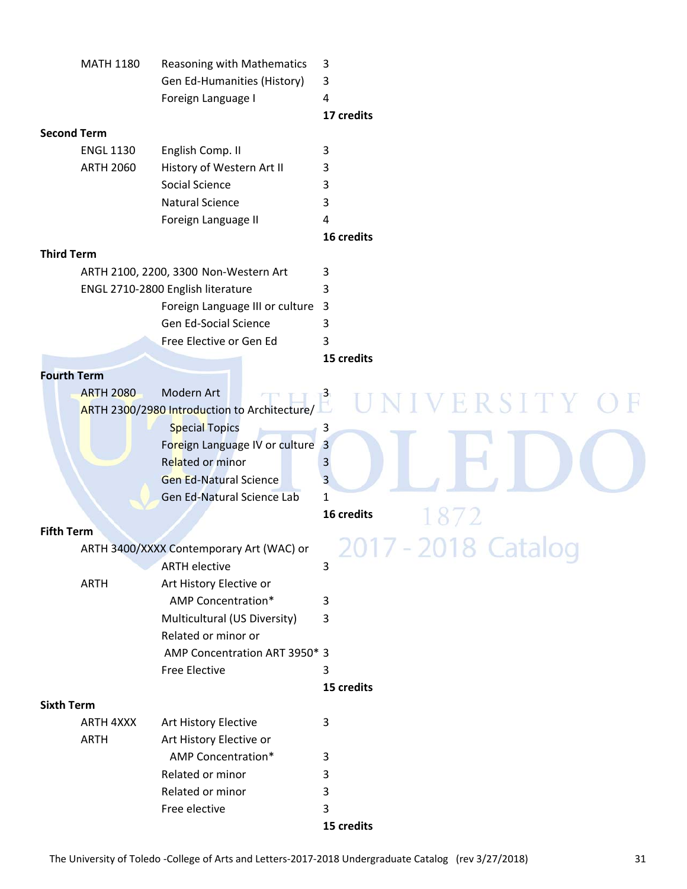| | | |
|---|---|---|
| MATH 1180 | Reasoning with Mathematics | 3 |
| | Gen Ed-Humanities (History) | 3 |
| | Foreign Language I | 4 |
| | | **17 credits** |

**Second Term**

| | | |
|---|---|---|
| ENGL 1130 | English Comp. II | 3 |
| ARTH 2060 | History of Western Art II | 3 |
| | Social Science | 3 |
| | Natural Science | 3 |
| | Foreign Language II | 4 |
| | | **16 credits** |

**Third Term**

| | | |
|---|---|---|
| ARTH 2100, 2200, 3300 | Non-Western Art | 3 |
| ENGL 2710-2800 | English literature | 3 |
| | Foreign Language III or culture | 3 |
| | Gen Ed-Social Science | 3 |
| | Free Elective or Gen Ed | 3 |
| | | **15 credits** |

**Fourth Term**

| | | |
|---|---|---|
| ARTH 2080 | Modern Art | 3 |
| ARTH 2300/2980 | Introduction to Architecture/ Special Topics | 3 |
| | Foreign Language IV or culture | 3 |
| | Related or minor | 3 |
| | Gen Ed-Natural Science | 3 |
| | Gen Ed-Natural Science Lab | 1 |
| | | **16 credits** |

**Fifth Term**

| | | |
|---|---|---|
| ARTH 3400/XXXX | Contemporary Art (WAC) or ARTH elective | 3 |
| ARTH | Art History Elective or AMP Concentration* | 3 |
| | Multicultural (US Diversity) | 3 |
| | Related or minor or AMP Concentration ART 3950* | 3 |
| | Free Elective | 3 |
| | | **15 credits** |

**Sixth Term**

| | | |
|---|---|---|
| ARTH 4XXX | Art History Elective | 3 |
| ARTH | Art History Elective or AMP Concentration* | 3 |
| | Related or minor | 3 |
| | Related or minor | 3 |
| | Free elective | 3 |
| | | **15 credits** |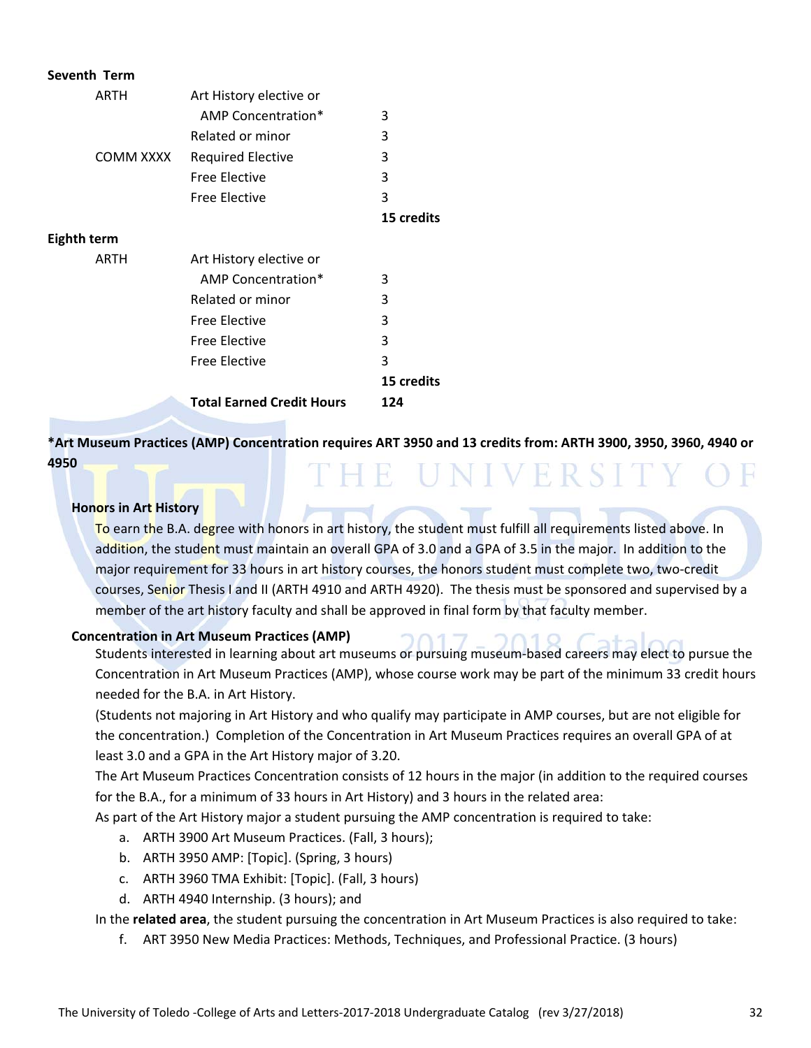**Seventh Term**

| | | |
|---|---|---|
| ARTH | Art History elective or AMP Concentration* | 3 |
| | Related or minor | 3 |
| COMM XXXX | Required Elective | 3 |
| | Free Elective | 3 |
| | Free Elective | 3 |
| | | **15 credits** |

**Eighth term**

| | | |
|---|---|---|
| ARTH | Art History elective or AMP Concentration* | 3 |
| | Related or minor | 3 |
| | Free Elective | 3 |
| | Free Elective | 3 |
| | Free Elective | 3 |
| | | **15 credits** |
| | **Total Earned Credit Hours** | **124** |

**\*Art Museum Practices (AMP) Concentration requires ART 3950 and 13 credits from: ARTH 3900, 3950, 3960, 4940 or 4950**

### Honors in Art History

To earn the B.A. degree with honors in art history, the student must fulfill all requirements listed above. In addition, the student must maintain an overall GPA of 3.0 and a GPA of 3.5 in the major. In addition to the major requirement for 33 hours in art history courses, the honors student must complete two, two-credit courses, Senior Thesis I and II (ARTH 4910 and ARTH 4920). The thesis must be sponsored and supervised by a member of the art history faculty and shall be approved in final form by that faculty member.

### Concentration in Art Museum Practices (AMP)

Students interested in learning about art museums or pursuing museum-based careers may elect to pursue the Concentration in Art Museum Practices (AMP), whose course work may be part of the minimum 33 credit hours needed for the B.A. in Art History.

(Students not majoring in Art History and who qualify may participate in AMP courses, but are not eligible for the concentration.) Completion of the Concentration in Art Museum Practices requires an overall GPA of at least 3.0 and a GPA in the Art History major of 3.20.

The Art Museum Practices Concentration consists of 12 hours in the major (in addition to the required courses for the B.A., for a minimum of 33 hours in Art History) and 3 hours in the related area:

As part of the Art History major a student pursuing the AMP concentration is required to take:

a. ARTH 3900 Art Museum Practices. (Fall, 3 hours);
b. ARTH 3950 AMP: [Topic]. (Spring, 3 hours)
c. ARTH 3960 TMA Exhibit: [Topic]. (Fall, 3 hours)
d. ARTH 4940 Internship. (3 hours); and

In the **related area**, the student pursuing the concentration in Art Museum Practices is also required to take:

f. ART 3950 New Media Practices: Methods, Techniques, and Professional Practice. (3 hours)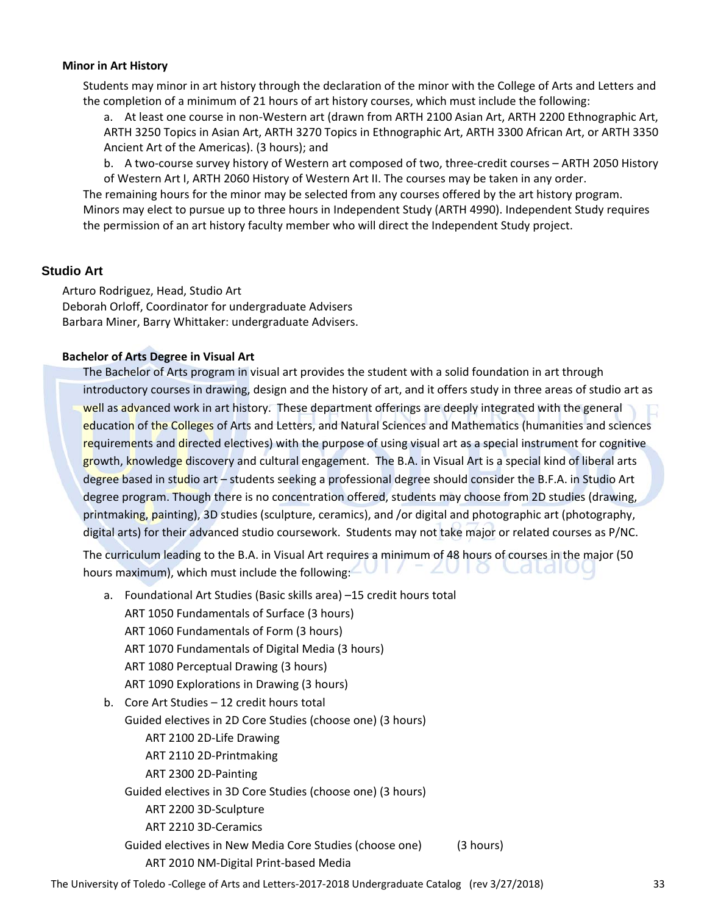#### Minor in Art History

Students may minor in art history through the declaration of the minor with the College of Arts and Letters and the completion of a minimum of 21 hours of art history courses, which must include the following:

a. At least one course in non-Western art (drawn from ARTH 2100 Asian Art, ARTH 2200 Ethnographic Art, ARTH 3250 Topics in Asian Art, ARTH 3270 Topics in Ethnographic Art, ARTH 3300 African Art, or ARTH 3350 Ancient Art of the Americas). (3 hours); and

b. A two-course survey history of Western art composed of two, three-credit courses – ARTH 2050 History of Western Art I, ARTH 2060 History of Western Art II. The courses may be taken in any order.

The remaining hours for the minor may be selected from any courses offered by the art history program. Minors may elect to pursue up to three hours in Independent Study (ARTH 4990). Independent Study requires the permission of an art history faculty member who will direct the Independent Study project.

### Studio Art

Arturo Rodriguez, Head, Studio Art
Deborah Orloff, Coordinator for undergraduate Advisers
Barbara Miner, Barry Whittaker: undergraduate Advisers.

#### Bachelor of Arts Degree in Visual Art

The Bachelor of Arts program in visual art provides the student with a solid foundation in art through introductory courses in drawing, design and the history of art, and it offers study in three areas of studio art as well as advanced work in art history. These department offerings are deeply integrated with the general education of the Colleges of Arts and Letters, and Natural Sciences and Mathematics (humanities and sciences requirements and directed electives) with the purpose of using visual art as a special instrument for cognitive growth, knowledge discovery and cultural engagement. The B.A. in Visual Art is a special kind of liberal arts degree based in studio art – students seeking a professional degree should consider the B.F.A. in Studio Art degree program. Though there is no concentration offered, students may choose from 2D studies (drawing, printmaking, painting), 3D studies (sculpture, ceramics), and /or digital and photographic art (photography, digital arts) for their advanced studio coursework. Students may not take major or related courses as P/NC.

The curriculum leading to the B.A. in Visual Art requires a minimum of 48 hours of courses in the major (50 hours maximum), which must include the following:

a. Foundational Art Studies (Basic skills area) –15 credit hours total
   - ART 1050 Fundamentals of Surface (3 hours)
   - ART 1060 Fundamentals of Form (3 hours)
   - ART 1070 Fundamentals of Digital Media (3 hours)
   - ART 1080 Perceptual Drawing (3 hours)
   - ART 1090 Explorations in Drawing (3 hours)

b. Core Art Studies – 12 credit hours total
   - Guided electives in 2D Core Studies (choose one) (3 hours)
     - ART 2100 2D-Life Drawing
     - ART 2110 2D-Printmaking
     - ART 2300 2D-Painting
   - Guided electives in 3D Core Studies (choose one) (3 hours)
     - ART 2200 3D-Sculpture
     - ART 2210 3D-Ceramics
   - Guided electives in New Media Core Studies (choose one) (3 hours)
     - ART 2010 NM-Digital Print-based Media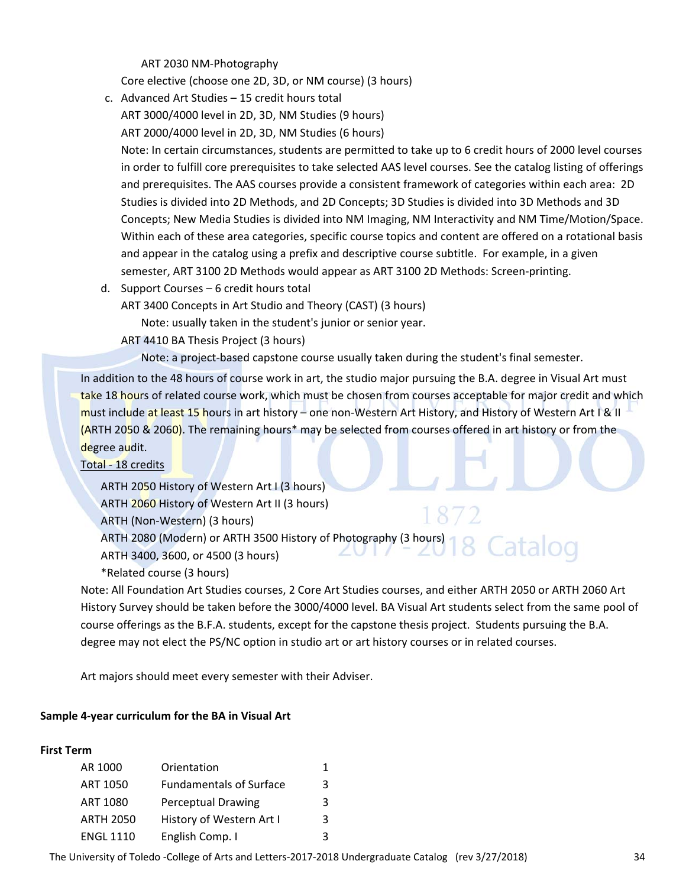ART 2030 NM-Photography

Core elective (choose one 2D, 3D, or NM course) (3 hours)

c. Advanced Art Studies – 15 credit hours total

   ART 3000/4000 level in 2D, 3D, NM Studies (9 hours)

   ART 2000/4000 level in 2D, 3D, NM Studies (6 hours)

   Note: In certain circumstances, students are permitted to take up to 6 credit hours of 2000 level courses in order to fulfill core prerequisites to take selected AAS level courses. See the catalog listing of offerings and prerequisites. The AAS courses provide a consistent framework of categories within each area: 2D Studies is divided into 2D Methods, and 2D Concepts; 3D Studies is divided into 3D Methods and 3D Concepts; New Media Studies is divided into NM Imaging, NM Interactivity and NM Time/Motion/Space. Within each of these area categories, specific course topics and content are offered on a rotational basis and appear in the catalog using a prefix and descriptive course subtitle. For example, in a given semester, ART 3100 2D Methods would appear as ART 3100 2D Methods: Screen-printing.

d. Support Courses – 6 credit hours total

   ART 3400 Concepts in Art Studio and Theory (CAST) (3 hours)

   Note: usually taken in the student's junior or senior year.

   ART 4410 BA Thesis Project (3 hours)

   Note: a project-based capstone course usually taken during the student's final semester.

In addition to the 48 hours of course work in art, the studio major pursuing the B.A. degree in Visual Art must take 18 hours of related course work, which must be chosen from courses acceptable for major credit and which must include at least 15 hours in art history – one non-Western Art History, and History of Western Art I & II (ARTH 2050 & 2060). The remaining hours* may be selected from courses offered in art history or from the degree audit.

Total - 18 credits

ARTH 2050 History of Western Art I (3 hours)
ARTH 2060 History of Western Art II (3 hours)
ARTH (Non-Western) (3 hours)
ARTH 2080 (Modern) or ARTH 3500 History of Photography (3 hours)
ARTH 3400, 3600, or 4500 (3 hours)
*Related course (3 hours)

Note: All Foundation Art Studies courses, 2 Core Art Studies courses, and either ARTH 2050 or ARTH 2060 Art History Survey should be taken before the 3000/4000 level. BA Visual Art students select from the same pool of course offerings as the B.F.A. students, except for the capstone thesis project. Students pursuing the B.A. degree may not elect the PS/NC option in studio art or art history courses or in related courses.

Art majors should meet every semester with their Adviser.

**Sample 4-year curriculum for the BA in Visual Art**

**First Term**

| | | |
|---|---|---|
| AR 1000 | Orientation | 1 |
| ART 1050 | Fundamentals of Surface | 3 |
| ART 1080 | Perceptual Drawing | 3 |
| ARTH 2050 | History of Western Art I | 3 |
| ENGL 1110 | English Comp. I | 3 |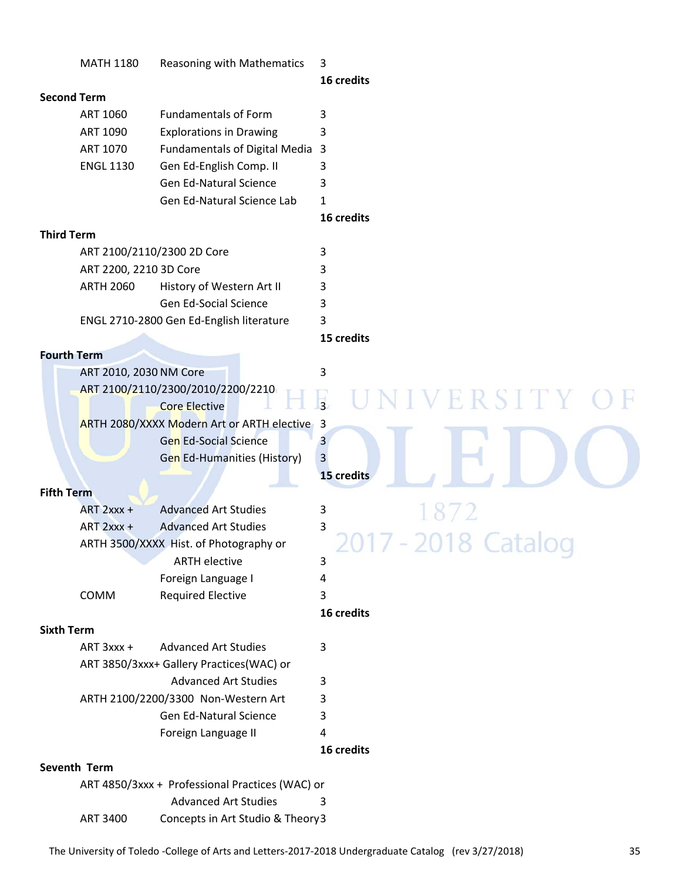| Course | Title | Credits |
|---|---|---|
| MATH 1180 | Reasoning with Mathematics | 3 |
| | | **16 credits** |

**Second Term**

| Course | Title | Credits |
|---|---|---|
| ART 1060 | Fundamentals of Form | 3 |
| ART 1090 | Explorations in Drawing | 3 |
| ART 1070 | Fundamentals of Digital Media | 3 |
| ENGL 1130 | Gen Ed-English Comp. II | 3 |
| | Gen Ed-Natural Science | 3 |
| | Gen Ed-Natural Science Lab | 1 |
| | | **16 credits** |

**Third Term**

| Course | Title | Credits |
|---|---|---|
| ART 2100/2110/2300 2D Core | | 3 |
| ART 2200, 2210 3D Core | | 3 |
| ARTH 2060 | History of Western Art II | 3 |
| | Gen Ed-Social Science | 3 |
| ENGL 2710-2800 Gen Ed-English literature | | 3 |
| | | **15 credits** |

**Fourth Term**

| Course | Title | Credits |
|---|---|---|
| ART 2010, 2030 NM Core | | 3 |
| ART 2100/2110/2300/2010/2200/2210 | Core Elective | 3 |
| ARTH 2080/XXXX Modern Art or ARTH elective | | 3 |
| | Gen Ed-Social Science | 3 |
| | Gen Ed-Humanities (History) | 3 |
| | | **15 credits** |

**Fifth Term**

| Course | Title | Credits |
|---|---|---|
| ART 2xxx + | Advanced Art Studies | 3 |
| ART 2xxx + | Advanced Art Studies | 3 |
| ARTH 3500/XXXX | Hist. of Photography or ARTH elective | 3 |
| | Foreign Language I | 4 |
| COMM | Required Elective | 3 |
| | | **16 credits** |

**Sixth Term**

| Course | Title | Credits |
|---|---|---|
| ART 3xxx + | Advanced Art Studies | 3 |
| ART 3850/3xxx+ | Gallery Practices(WAC) or Advanced Art Studies | 3 |
| ARTH 2100/2200/3300 | Non-Western Art | 3 |
| | Gen Ed-Natural Science | 3 |
| | Foreign Language II | 4 |
| | | **16 credits** |

**Seventh Term**

| Course | Title | Credits |
|---|---|---|
| ART 4850/3xxx + | Professional Practices (WAC) or Advanced Art Studies | 3 |
| ART 3400 | Concepts in Art Studio & Theory | 3 |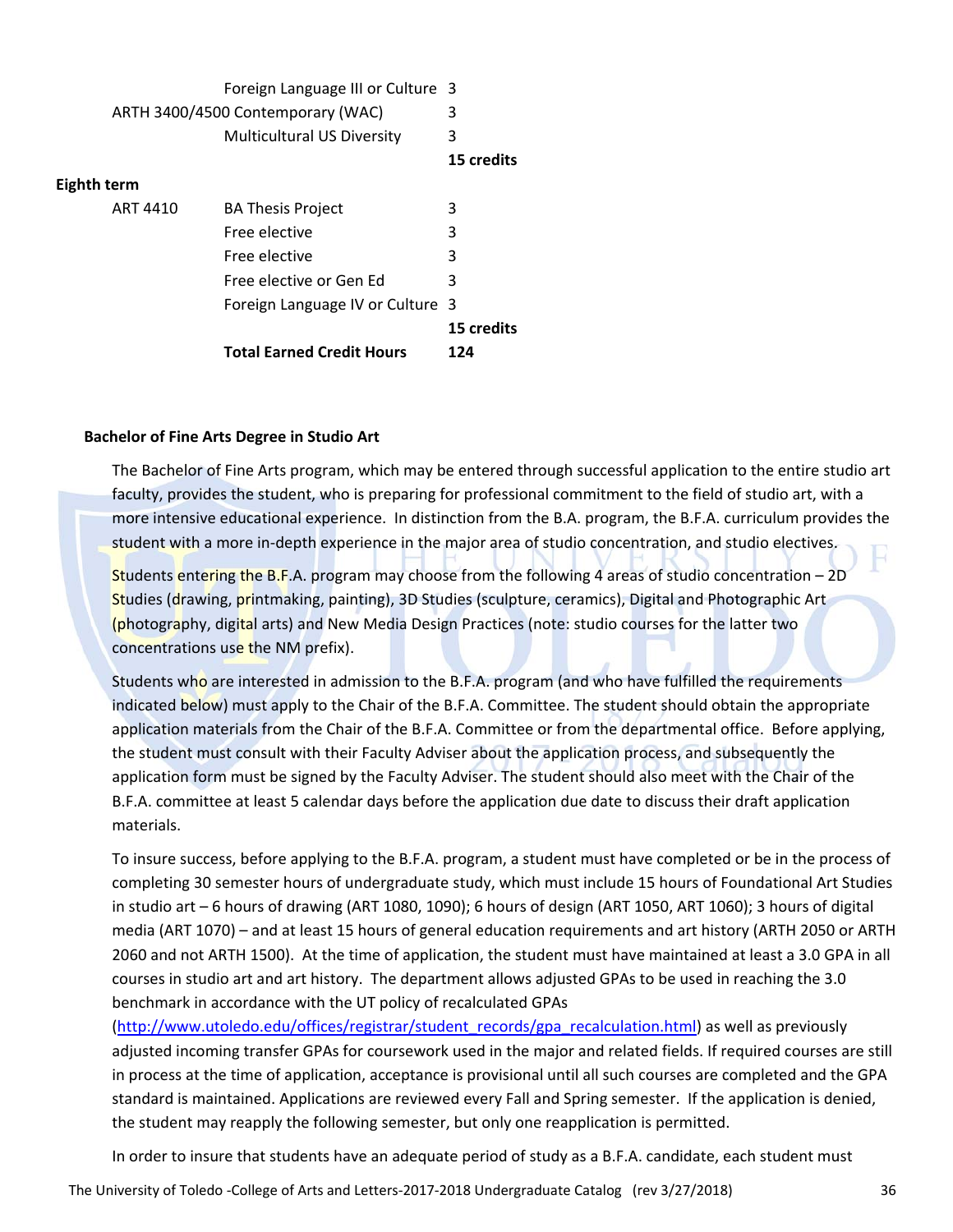| | | |
|---|---|---|
| | Foreign Language III or Culture | 3 |
| ARTH 3400/4500 Contemporary (WAC) | | 3 |
| | Multicultural US Diversity | 3 |
| | | **15 credits** |

**Eighth term**

| | | |
|---|---|---|
| ART 4410 | BA Thesis Project | 3 |
| | Free elective | 3 |
| | Free elective | 3 |
| | Free elective or Gen Ed | 3 |
| | Foreign Language IV or Culture | 3 |
| | | **15 credits** |
| | **Total Earned Credit Hours** | **124** |

### Bachelor of Fine Arts Degree in Studio Art

The Bachelor of Fine Arts program, which may be entered through successful application to the entire studio art faculty, provides the student, who is preparing for professional commitment to the field of studio art, with a more intensive educational experience. In distinction from the B.A. program, the B.F.A. curriculum provides the student with a more in-depth experience in the major area of studio concentration, and studio electives.

Students entering the B.F.A. program may choose from the following 4 areas of studio concentration – 2D Studies (drawing, printmaking, painting), 3D Studies (sculpture, ceramics), Digital and Photographic Art (photography, digital arts) and New Media Design Practices (note: studio courses for the latter two concentrations use the NM prefix).

Students who are interested in admission to the B.F.A. program (and who have fulfilled the requirements indicated below) must apply to the Chair of the B.F.A. Committee. The student should obtain the appropriate application materials from the Chair of the B.F.A. Committee or from the departmental office. Before applying, the student must consult with their Faculty Adviser about the application process, and subsequently the application form must be signed by the Faculty Adviser. The student should also meet with the Chair of the B.F.A. committee at least 5 calendar days before the application due date to discuss their draft application materials.

To insure success, before applying to the B.F.A. program, a student must have completed or be in the process of completing 30 semester hours of undergraduate study, which must include 15 hours of Foundational Art Studies in studio art – 6 hours of drawing (ART 1080, 1090); 6 hours of design (ART 1050, ART 1060); 3 hours of digital media (ART 1070) – and at least 15 hours of general education requirements and art history (ARTH 2050 or ARTH 2060 and not ARTH 1500). At the time of application, the student must have maintained at least a 3.0 GPA in all courses in studio art and art history. The department allows adjusted GPAs to be used in reaching the 3.0 benchmark in accordance with the UT policy of recalculated GPAs (http://www.utoledo.edu/offices/registrar/student_records/gpa_recalculation.html) as well as previously adjusted incoming transfer GPAs for coursework used in the major and related fields. If required courses are still in process at the time of application, acceptance is provisional until all such courses are completed and the GPA standard is maintained. Applications are reviewed every Fall and Spring semester. If the application is denied, the student may reapply the following semester, but only one reapplication is permitted.

In order to insure that students have an adequate period of study as a B.F.A. candidate, each student must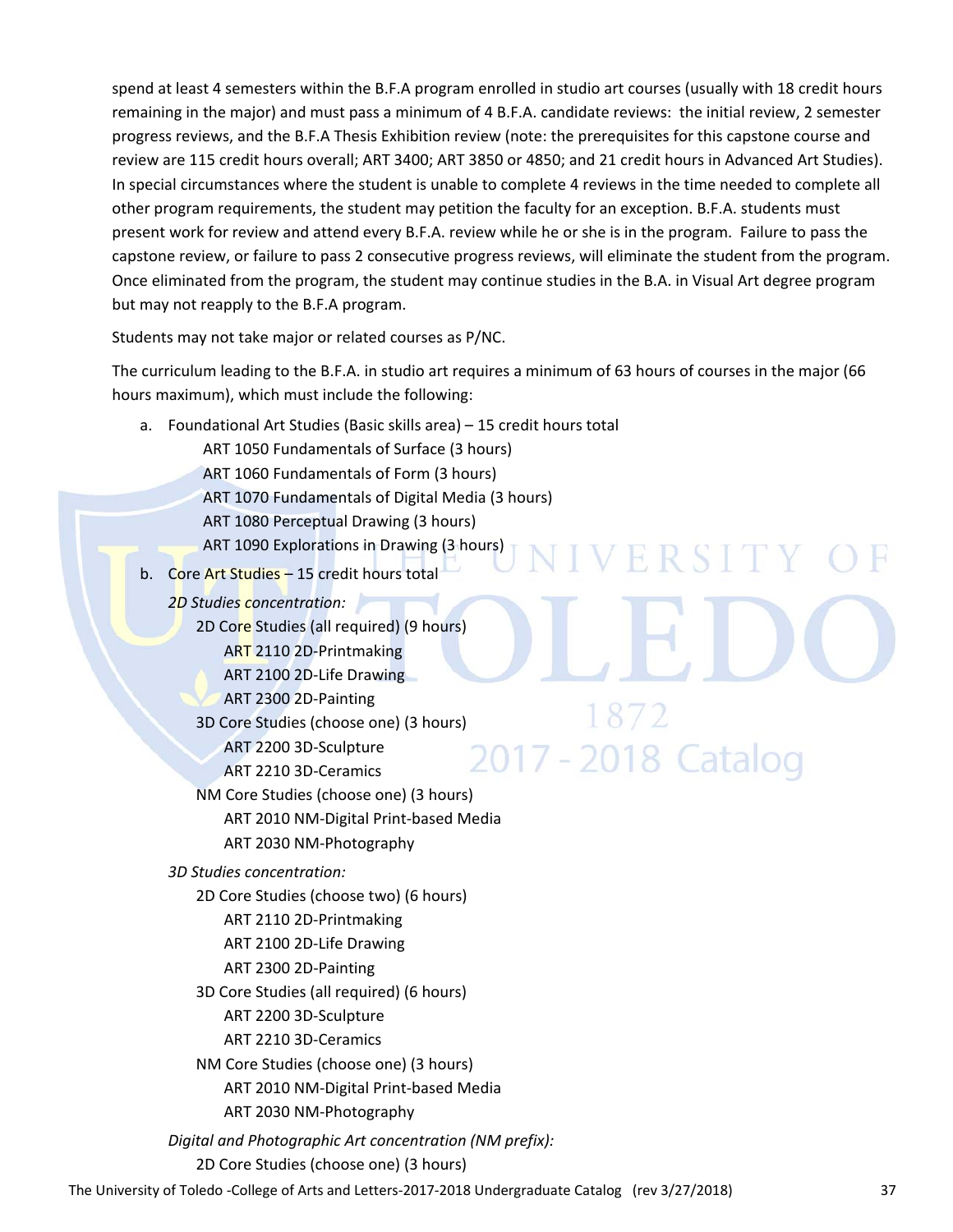spend at least 4 semesters within the B.F.A program enrolled in studio art courses (usually with 18 credit hours remaining in the major) and must pass a minimum of 4 B.F.A. candidate reviews: the initial review, 2 semester progress reviews, and the B.F.A Thesis Exhibition review (note: the prerequisites for this capstone course and review are 115 credit hours overall; ART 3400; ART 3850 or 4850; and 21 credit hours in Advanced Art Studies). In special circumstances where the student is unable to complete 4 reviews in the time needed to complete all other program requirements, the student may petition the faculty for an exception. B.F.A. students must present work for review and attend every B.F.A. review while he or she is in the program. Failure to pass the capstone review, or failure to pass 2 consecutive progress reviews, will eliminate the student from the program. Once eliminated from the program, the student may continue studies in the B.A. in Visual Art degree program but may not reapply to the B.F.A program.

Students may not take major or related courses as P/NC.

The curriculum leading to the B.F.A. in studio art requires a minimum of 63 hours of courses in the major (66 hours maximum), which must include the following:

a. Foundational Art Studies (Basic skills area) – 15 credit hours total
   - ART 1050 Fundamentals of Surface (3 hours)
   - ART 1060 Fundamentals of Form (3 hours)
   - ART 1070 Fundamentals of Digital Media (3 hours)
   - ART 1080 Perceptual Drawing (3 hours)
   - ART 1090 Explorations in Drawing (3 hours)

b. Core Art Studies – 15 credit hours total

   *2D Studies concentration:*
   - 2D Core Studies (all required) (9 hours)
     - ART 2110 2D-Printmaking
     - ART 2100 2D-Life Drawing
     - ART 2300 2D-Painting
   - 3D Core Studies (choose one) (3 hours)
     - ART 2200 3D-Sculpture
     - ART 2210 3D-Ceramics
   - NM Core Studies (choose one) (3 hours)
     - ART 2010 NM-Digital Print-based Media
     - ART 2030 NM-Photography

   *3D Studies concentration:*
   - 2D Core Studies (choose two) (6 hours)
     - ART 2110 2D-Printmaking
     - ART 2100 2D-Life Drawing
     - ART 2300 2D-Painting
   - 3D Core Studies (all required) (6 hours)
     - ART 2200 3D-Sculpture
     - ART 2210 3D-Ceramics
   - NM Core Studies (choose one) (3 hours)
     - ART 2010 NM-Digital Print-based Media
     - ART 2030 NM-Photography

   *Digital and Photographic Art concentration (NM prefix):*
   - 2D Core Studies (choose one) (3 hours)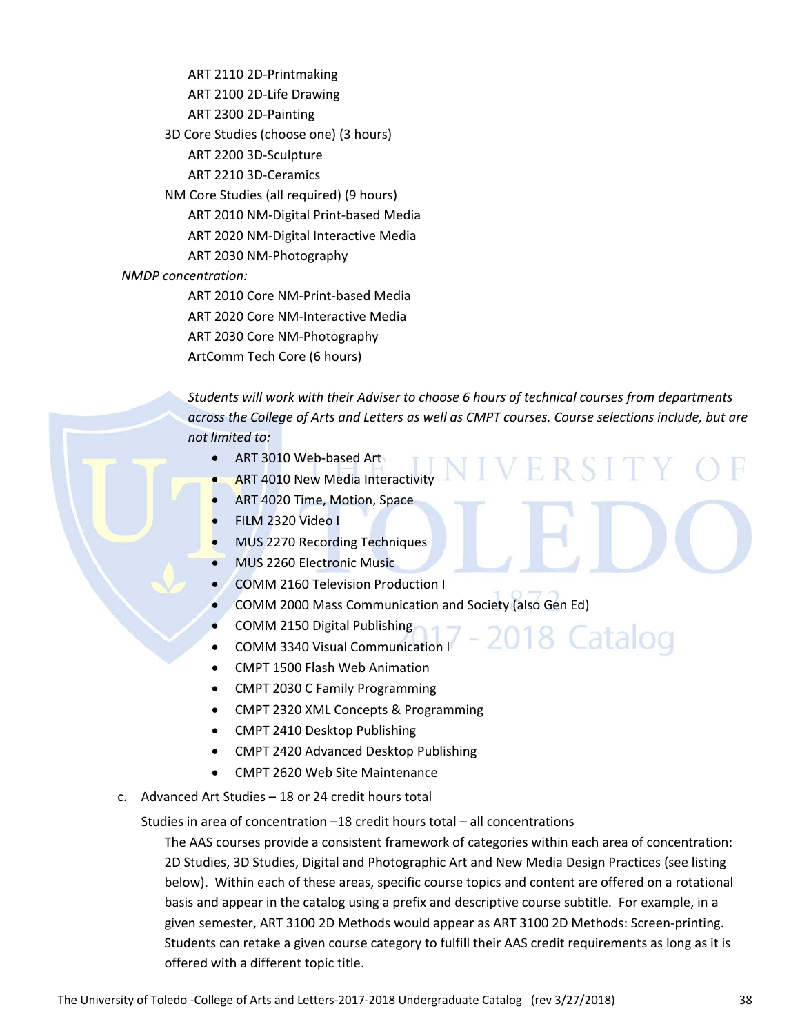ART 2110 2D-Printmaking
ART 2100 2D-Life Drawing
ART 2300 2D-Painting

3D Core Studies (choose one) (3 hours)

ART 2200 3D-Sculpture
ART 2210 3D-Ceramics

NM Core Studies (all required) (9 hours)

ART 2010 NM-Digital Print-based Media
ART 2020 NM-Digital Interactive Media
ART 2030 NM-Photography

*NMDP concentration:*

ART 2010 Core NM-Print-based Media
ART 2020 Core NM-Interactive Media
ART 2030 Core NM-Photography
ArtComm Tech Core (6 hours)

*Students will work with their Adviser to choose 6 hours of technical courses from departments across the College of Arts and Letters as well as CMPT courses. Course selections include, but are not limited to:*

- ART 3010 Web-based Art
- ART 4010 New Media Interactivity
- ART 4020 Time, Motion, Space
- FILM 2320 Video I
- MUS 2270 Recording Techniques
- MUS 2260 Electronic Music
- COMM 2160 Television Production I
- COMM 2000 Mass Communication and Society (also Gen Ed)
- COMM 2150 Digital Publishing
- COMM 3340 Visual Communication I
- CMPT 1500 Flash Web Animation
- CMPT 2030 C Family Programming
- CMPT 2320 XML Concepts & Programming
- CMPT 2410 Desktop Publishing
- CMPT 2420 Advanced Desktop Publishing
- CMPT 2620 Web Site Maintenance

c. Advanced Art Studies – 18 or 24 credit hours total

Studies in area of concentration –18 credit hours total – all concentrations

The AAS courses provide a consistent framework of categories within each area of concentration: 2D Studies, 3D Studies, Digital and Photographic Art and New Media Design Practices (see listing below). Within each of these areas, specific course topics and content are offered on a rotational basis and appear in the catalog using a prefix and descriptive course subtitle. For example, in a given semester, ART 3100 2D Methods would appear as ART 3100 2D Methods: Screen-printing. Students can retake a given course category to fulfill their AAS credit requirements as long as it is offered with a different topic title.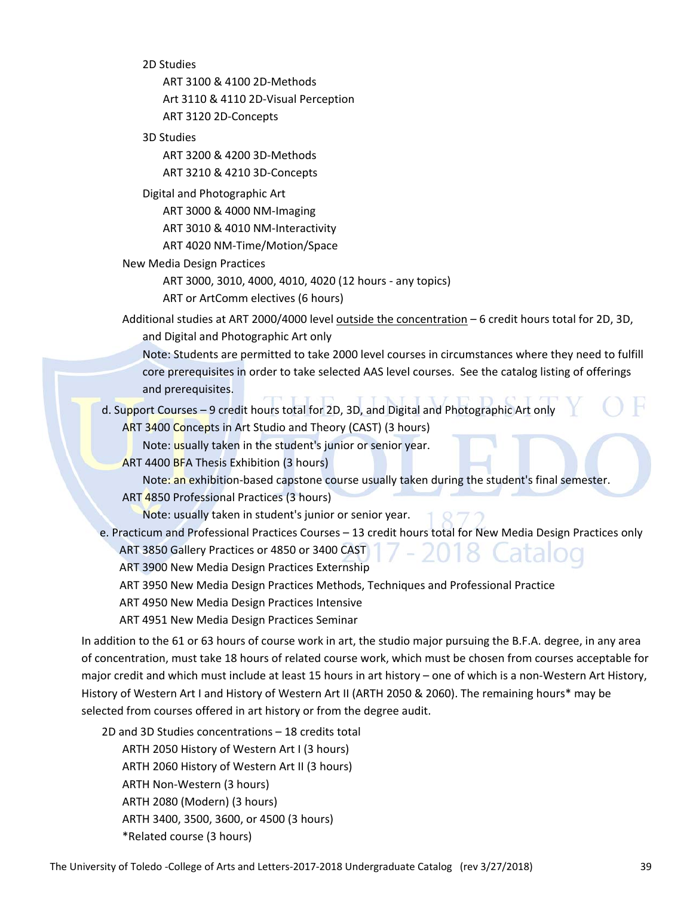- 2D Studies
  - ART 3100 & 4100 2D-Methods
  - Art 3110 & 4110 2D-Visual Perception
  - ART 3120 2D-Concepts
- 3D Studies
  - ART 3200 & 4200 3D-Methods
  - ART 3210 & 4210 3D-Concepts
- Digital and Photographic Art
  - ART 3000 & 4000 NM-Imaging
  - ART 3010 & 4010 NM-Interactivity
  - ART 4020 NM-Time/Motion/Space
- New Media Design Practices
  - ART 3000, 3010, 4000, 4010, 4020 (12 hours - any topics)
  - ART or ArtComm electives (6 hours)

Additional studies at ART 2000/4000 level <u>outside the concentration</u> – 6 credit hours total for 2D, 3D, and Digital and Photographic Art only

Note: Students are permitted to take 2000 level courses in circumstances where they need to fulfill core prerequisites in order to take selected AAS level courses. See the catalog listing of offerings and prerequisites.

d. Support Courses – 9 credit hours total for 2D, 3D, and Digital and Photographic Art only
- ART 3400 Concepts in Art Studio and Theory (CAST) (3 hours)
  - Note: usually taken in the student's junior or senior year.
- ART 4400 BFA Thesis Exhibition (3 hours)
  - Note: an exhibition-based capstone course usually taken during the student's final semester.
- ART 4850 Professional Practices (3 hours)
  - Note: usually taken in student's junior or senior year.

e. Practicum and Professional Practices Courses – 13 credit hours total for New Media Design Practices only
- ART 3850 Gallery Practices or 4850 or 3400 CAST
- ART 3900 New Media Design Practices Externship
- ART 3950 New Media Design Practices Methods, Techniques and Professional Practice
- ART 4950 New Media Design Practices Intensive
- ART 4951 New Media Design Practices Seminar

In addition to the 61 or 63 hours of course work in art, the studio major pursuing the B.F.A. degree, in any area of concentration, must take 18 hours of related course work, which must be chosen from courses acceptable for major credit and which must include at least 15 hours in art history – one of which is a non-Western Art History, History of Western Art I and History of Western Art II (ARTH 2050 & 2060). The remaining hours* may be selected from courses offered in art history or from the degree audit.

2D and 3D Studies concentrations – 18 credits total
- ARTH 2050 History of Western Art I (3 hours)
- ARTH 2060 History of Western Art II (3 hours)
- ARTH Non-Western (3 hours)
- ARTH 2080 (Modern) (3 hours)
- ARTH 3400, 3500, 3600, or 4500 (3 hours)
- *Related course (3 hours)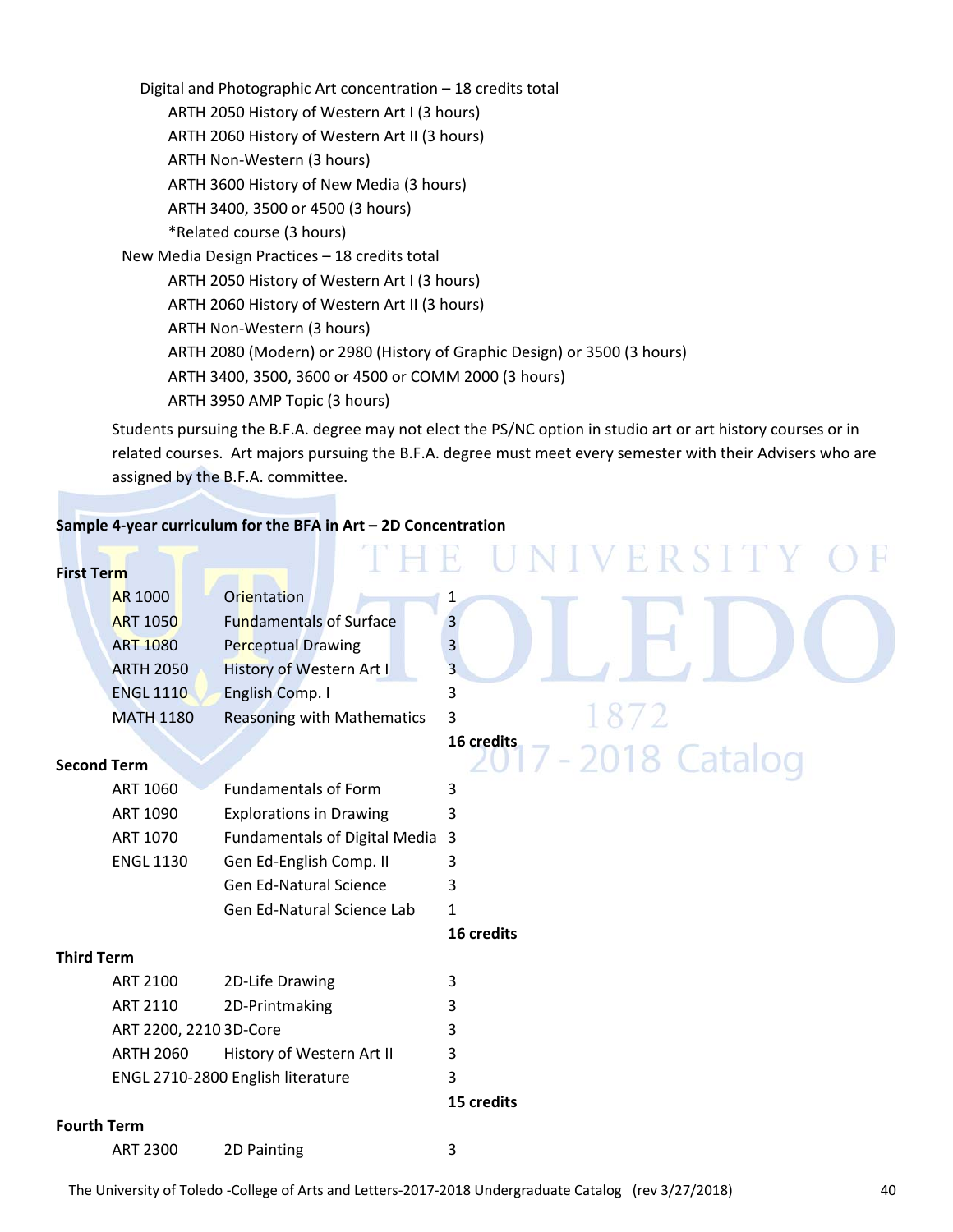Digital and Photographic Art concentration – 18 credits total

- ARTH 2050 History of Western Art I (3 hours)
- ARTH 2060 History of Western Art II (3 hours)
- ARTH Non-Western (3 hours)
- ARTH 3600 History of New Media (3 hours)
- ARTH 3400, 3500 or 4500 (3 hours)
- *Related course (3 hours)

New Media Design Practices – 18 credits total

- ARTH 2050 History of Western Art I (3 hours)
- ARTH 2060 History of Western Art II (3 hours)
- ARTH Non-Western (3 hours)
- ARTH 2080 (Modern) or 2980 (History of Graphic Design) or 3500 (3 hours)
- ARTH 3400, 3500, 3600 or 4500 or COMM 2000 (3 hours)
- ARTH 3950 AMP Topic (3 hours)

Students pursuing the B.F.A. degree may not elect the PS/NC option in studio art or art history courses or in related courses. Art majors pursuing the B.F.A. degree must meet every semester with their Advisers who are assigned by the B.F.A. committee.

**Sample 4-year curriculum for the BFA in Art – 2D Concentration**

**First Term**

| Course | Title | Credits |
|---|---|---|
| AR 1000 | Orientation | 1 |
| ART 1050 | Fundamentals of Surface | 3 |
| ART 1080 | Perceptual Drawing | 3 |
| ARTH 2050 | History of Western Art I | 3 |
| ENGL 1110 | English Comp. I | 3 |
| MATH 1180 | Reasoning with Mathematics | 3 |
| | | **16 credits** |

**Second Term**

| Course | Title | Credits |
|---|---|---|
| ART 1060 | Fundamentals of Form | 3 |
| ART 1090 | Explorations in Drawing | 3 |
| ART 1070 | Fundamentals of Digital Media | 3 |
| ENGL 1130 | Gen Ed-English Comp. II | 3 |
| | Gen Ed-Natural Science | 3 |
| | Gen Ed-Natural Science Lab | 1 |
| | | **16 credits** |

**Third Term**

| Course | Title | Credits |
|---|---|---|
| ART 2100 | 2D-Life Drawing | 3 |
| ART 2110 | 2D-Printmaking | 3 |
| ART 2200, 2210 | 3D-Core | 3 |
| ARTH 2060 | History of Western Art II | 3 |
| ENGL 2710-2800 | English literature | 3 |
| | | **15 credits** |

**Fourth Term**

| Course | Title | Credits |
|---|---|---|
| ART 2300 | 2D Painting | 3 |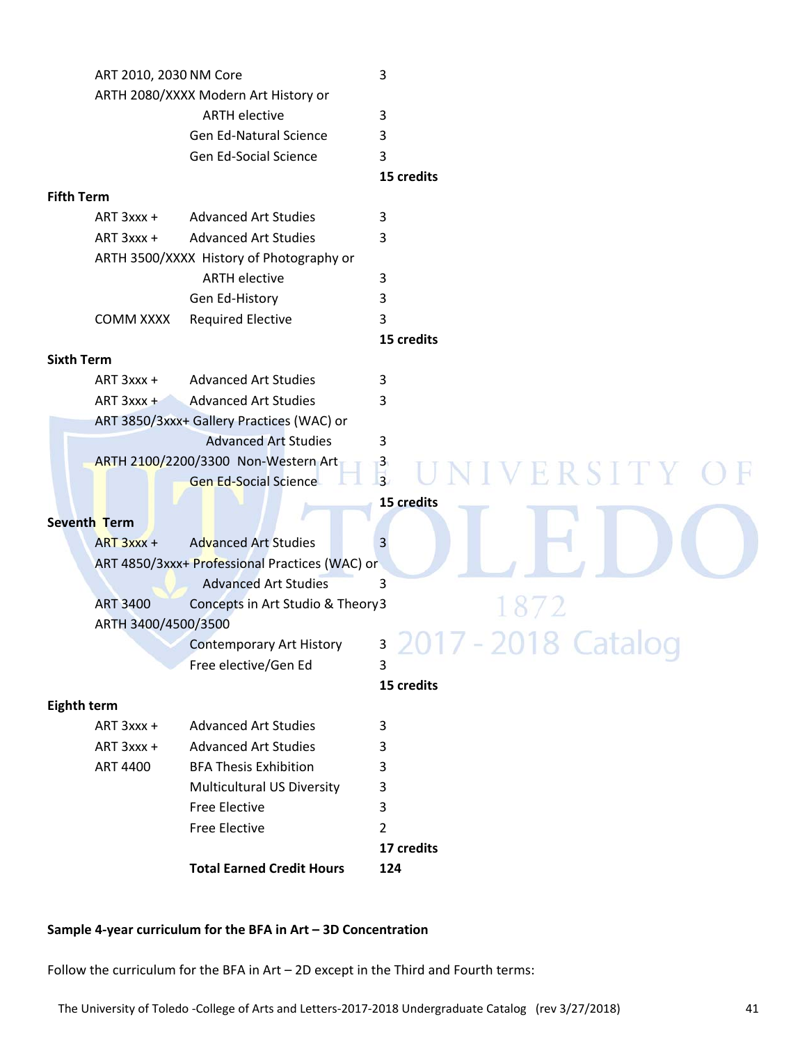| Course | Title | Credits |
|---|---|---|
| ART 2010, 2030 | NM Core | 3 |
| ARTH 2080/XXXX | Modern Art History or ARTH elective | 3 |
| | Gen Ed-Natural Science | 3 |
| | Gen Ed-Social Science | 3 |
| | | **15 credits** |

**Fifth Term**

| Course | Title | Credits |
|---|---|---|
| ART 3xxx + | Advanced Art Studies | 3 |
| ART 3xxx + | Advanced Art Studies | 3 |
| ARTH 3500/XXXX | History of Photography or ARTH elective | 3 |
| | Gen Ed-History | 3 |
| COMM XXXX | Required Elective | 3 |
| | | **15 credits** |

**Sixth Term**

| Course | Title | Credits |
|---|---|---|
| ART 3xxx + | Advanced Art Studies | 3 |
| ART 3xxx + | Advanced Art Studies | 3 |
| ART 3850/3xxx+ | Gallery Practices (WAC) or Advanced Art Studies | 3 |
| ARTH 2100/2200/3300 | Non-Western Art | 3 |
| | Gen Ed-Social Science | 3 |
| | | **15 credits** |

**Seventh Term**

| Course | Title | Credits |
|---|---|---|
| ART 3xxx + | Advanced Art Studies | 3 |
| ART 4850/3xxx+ | Professional Practices (WAC) or Advanced Art Studies | 3 |
| ART 3400 | Concepts in Art Studio & Theory | 3 |
| ARTH 3400/4500/3500 | Contemporary Art History | 3 |
| | Free elective/Gen Ed | 3 |
| | | **15 credits** |

**Eighth term**

| Course | Title | Credits |
|---|---|---|
| ART 3xxx + | Advanced Art Studies | 3 |
| ART 3xxx + | Advanced Art Studies | 3 |
| ART 4400 | BFA Thesis Exhibition | 3 |
| | Multicultural US Diversity | 3 |
| | Free Elective | 3 |
| | Free Elective | 2 |
| | | **17 credits** |
| | **Total Earned Credit Hours** | **124** |

**Sample 4-year curriculum for the BFA in Art – 3D Concentration**

Follow the curriculum for the BFA in Art – 2D except in the Third and Fourth terms: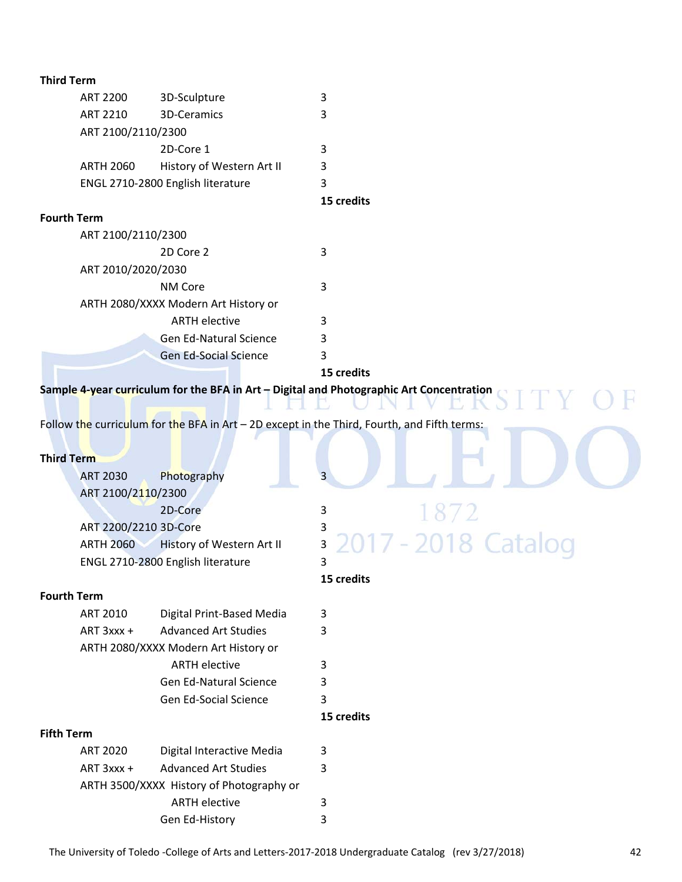**Third Term**

| | | |
|---|---|---|
| ART 2200 | 3D-Sculpture | 3 |
| ART 2210 | 3D-Ceramics | 3 |
| ART 2100/2110/2300 | 2D-Core 1 | 3 |
| ARTH 2060 | History of Western Art II | 3 |
| ENGL 2710-2800 | English literature | 3 |
| | | **15 credits** |

**Fourth Term**

| | | |
|---|---|---|
| ART 2100/2110/2300 | 2D Core 2 | 3 |
| ART 2010/2020/2030 | NM Core | 3 |
| ARTH 2080/XXXX | Modern Art History or ARTH elective | 3 |
| | Gen Ed-Natural Science | 3 |
| | Gen Ed-Social Science | 3 |
| | | **15 credits** |

**Sample 4-year curriculum for the BFA in Art – Digital and Photographic Art Concentration**

Follow the curriculum for the BFA in Art – 2D except in the Third, Fourth, and Fifth terms:

**Third Term**

| | | |
|---|---|---|
| ART 2030 | Photography | 3 |
| ART 2100/2110/2300 | 2D-Core | 3 |
| ART 2200/2210 | 3D-Core | 3 |
| ARTH 2060 | History of Western Art II | 3 |
| ENGL 2710-2800 | English literature | 3 |
| | | **15 credits** |

**Fourth Term**

| | | |
|---|---|---|
| ART 2010 | Digital Print-Based Media | 3 |
| ART 3xxx + | Advanced Art Studies | 3 |
| ARTH 2080/XXXX | Modern Art History or ARTH elective | 3 |
| | Gen Ed-Natural Science | 3 |
| | Gen Ed-Social Science | 3 |
| | | **15 credits** |

**Fifth Term**

| | | |
|---|---|---|
| ART 2020 | Digital Interactive Media | 3 |
| ART 3xxx + | Advanced Art Studies | 3 |
| ARTH 3500/XXXX | History of Photography or ARTH elective | 3 |
| | Gen Ed-History | 3 |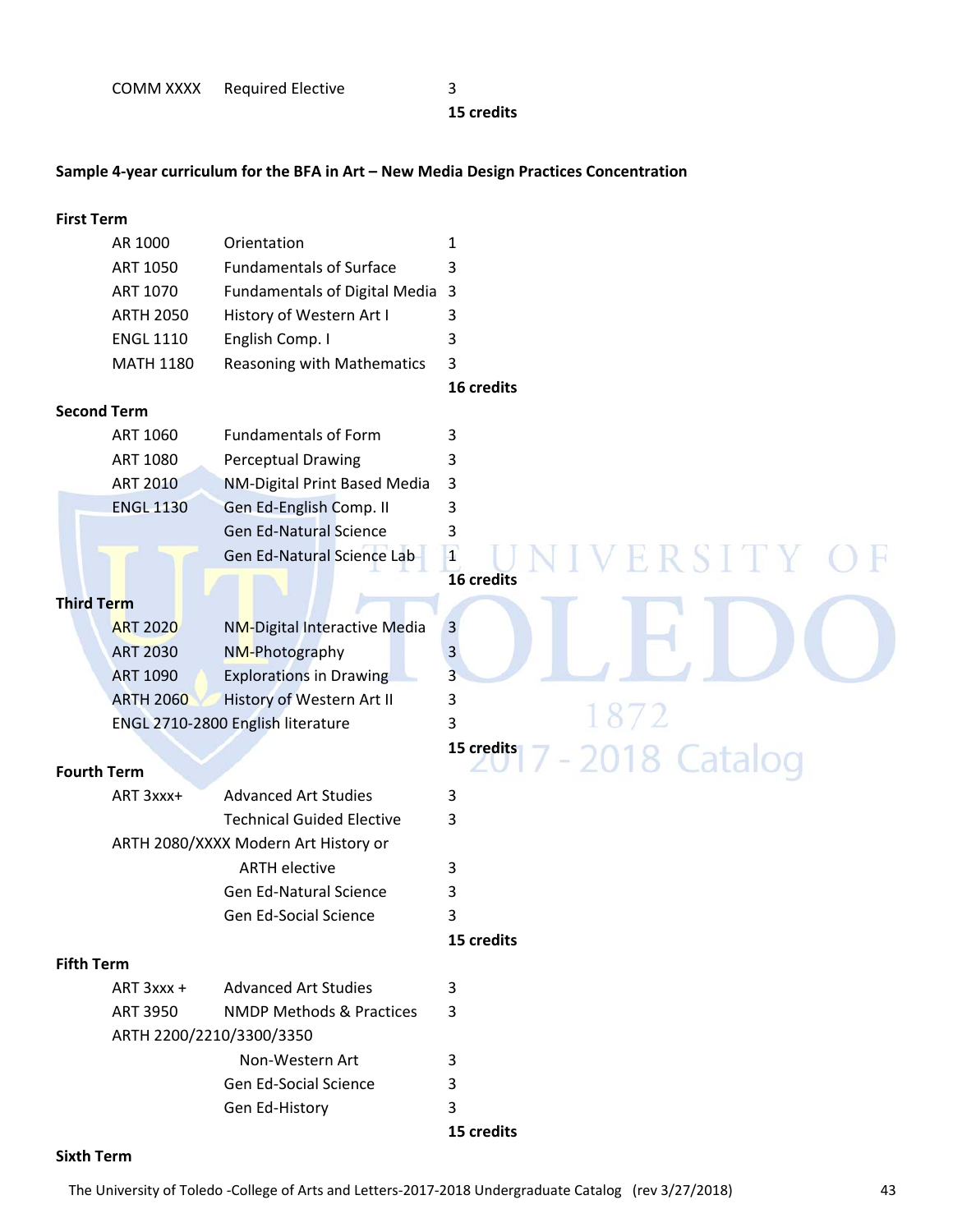| | | |
|---|---|---|
| COMM XXXX | Required Elective | 3 |
| | | **15 credits** |

**Sample 4-year curriculum for the BFA in Art – New Media Design Practices Concentration**

**First Term**

| | | |
|---|---|---|
| AR 1000 | Orientation | 1 |
| ART 1050 | Fundamentals of Surface | 3 |
| ART 1070 | Fundamentals of Digital Media | 3 |
| ARTH 2050 | History of Western Art I | 3 |
| ENGL 1110 | English Comp. I | 3 |
| MATH 1180 | Reasoning with Mathematics | 3 |
| | | **16 credits** |

**Second Term**

| | | |
|---|---|---|
| ART 1060 | Fundamentals of Form | 3 |
| ART 1080 | Perceptual Drawing | 3 |
| ART 2010 | NM-Digital Print Based Media | 3 |
| ENGL 1130 | Gen Ed-English Comp. II | 3 |
| | Gen Ed-Natural Science | 3 |
| | Gen Ed-Natural Science Lab | 1 |
| | | **16 credits** |

**Third Term**

| | | |
|---|---|---|
| ART 2020 | NM-Digital Interactive Media | 3 |
| ART 2030 | NM-Photography | 3 |
| ART 1090 | Explorations in Drawing | 3 |
| ARTH 2060 | History of Western Art II | 3 |
| ENGL 2710-2800 | English literature | 3 |
| | | **15 credits** |

**Fourth Term**

| | | |
|---|---|---|
| ART 3xxx+ | Advanced Art Studies | 3 |
| | Technical Guided Elective | 3 |
| ARTH 2080/XXXX | Modern Art History or ARTH elective | 3 |
| | Gen Ed-Natural Science | 3 |
| | Gen Ed-Social Science | 3 |
| | | **15 credits** |

**Fifth Term**

| | | |
|---|---|---|
| ART 3xxx + | Advanced Art Studies | 3 |
| ART 3950 | NMDP Methods & Practices | 3 |
| ARTH 2200/2210/3300/3350 | Non-Western Art | 3 |
| | Gen Ed-Social Science | 3 |
| | Gen Ed-History | 3 |
| | | **15 credits** |

**Sixth Term**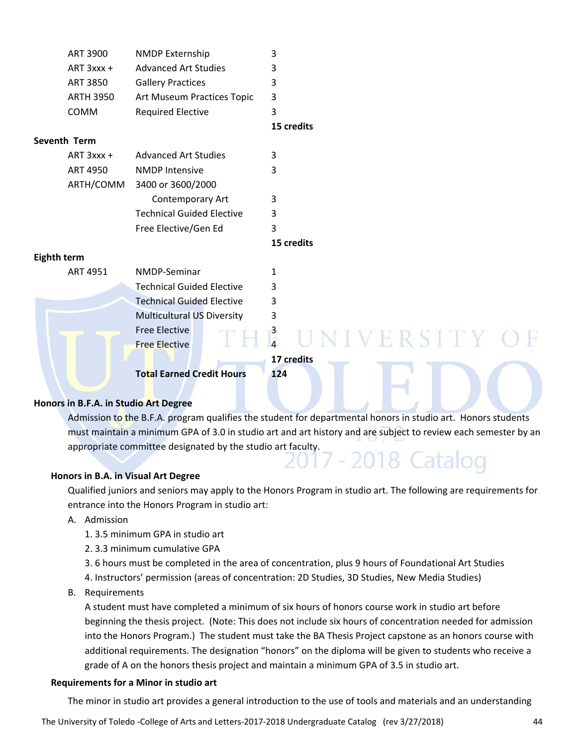| | | |
|---|---|---|
| ART 3900 | NMDP Externship | 3 |
| ART 3xxx + | Advanced Art Studies | 3 |
| ART 3850 | Gallery Practices | 3 |
| ARTH 3950 | Art Museum Practices Topic | 3 |
| COMM | Required Elective | 3 |
| | | **15 credits** |

**Seventh Term**

| | | |
|---|---|---|
| ART 3xxx + | Advanced Art Studies | 3 |
| ART 4950 | NMDP Intensive | 3 |
| ARTH/COMM | 3400 or 3600/2000 Contemporary Art | 3 |
| | Technical Guided Elective | 3 |
| | Free Elective/Gen Ed | 3 |
| | | **15 credits** |

**Eighth term**

| | | |
|---|---|---|
| ART 4951 | NMDP-Seminar | 1 |
| | Technical Guided Elective | 3 |
| | Technical Guided Elective | 3 |
| | Multicultural US Diversity | 3 |
| | Free Elective | 3 |
| | Free Elective | 4 |
| | | **17 credits** |
| | **Total Earned Credit Hours** | **124** |

**Honors in B.F.A. in Studio Art Degree**

Admission to the B.F.A. program qualifies the student for departmental honors in studio art. Honors students must maintain a minimum GPA of 3.0 in studio art and art history and are subject to review each semester by an appropriate committee designated by the studio art faculty.

**Honors in B.A. in Visual Art Degree**

Qualified juniors and seniors may apply to the Honors Program in studio art. The following are requirements for entrance into the Honors Program in studio art:

A. Admission
   1. 3.5 minimum GPA in studio art
   2. 3.3 minimum cumulative GPA
   3. 6 hours must be completed in the area of concentration, plus 9 hours of Foundational Art Studies
   4. Instructors' permission (areas of concentration: 2D Studies, 3D Studies, New Media Studies)

B. Requirements

   A student must have completed a minimum of six hours of honors course work in studio art before beginning the thesis project. (Note: This does not include six hours of concentration needed for admission into the Honors Program.) The student must take the BA Thesis Project capstone as an honors course with additional requirements. The designation "honors" on the diploma will be given to students who receive a grade of A on the honors thesis project and maintain a minimum GPA of 3.5 in studio art.

**Requirements for a Minor in studio art**

The minor in studio art provides a general introduction to the use of tools and materials and an understanding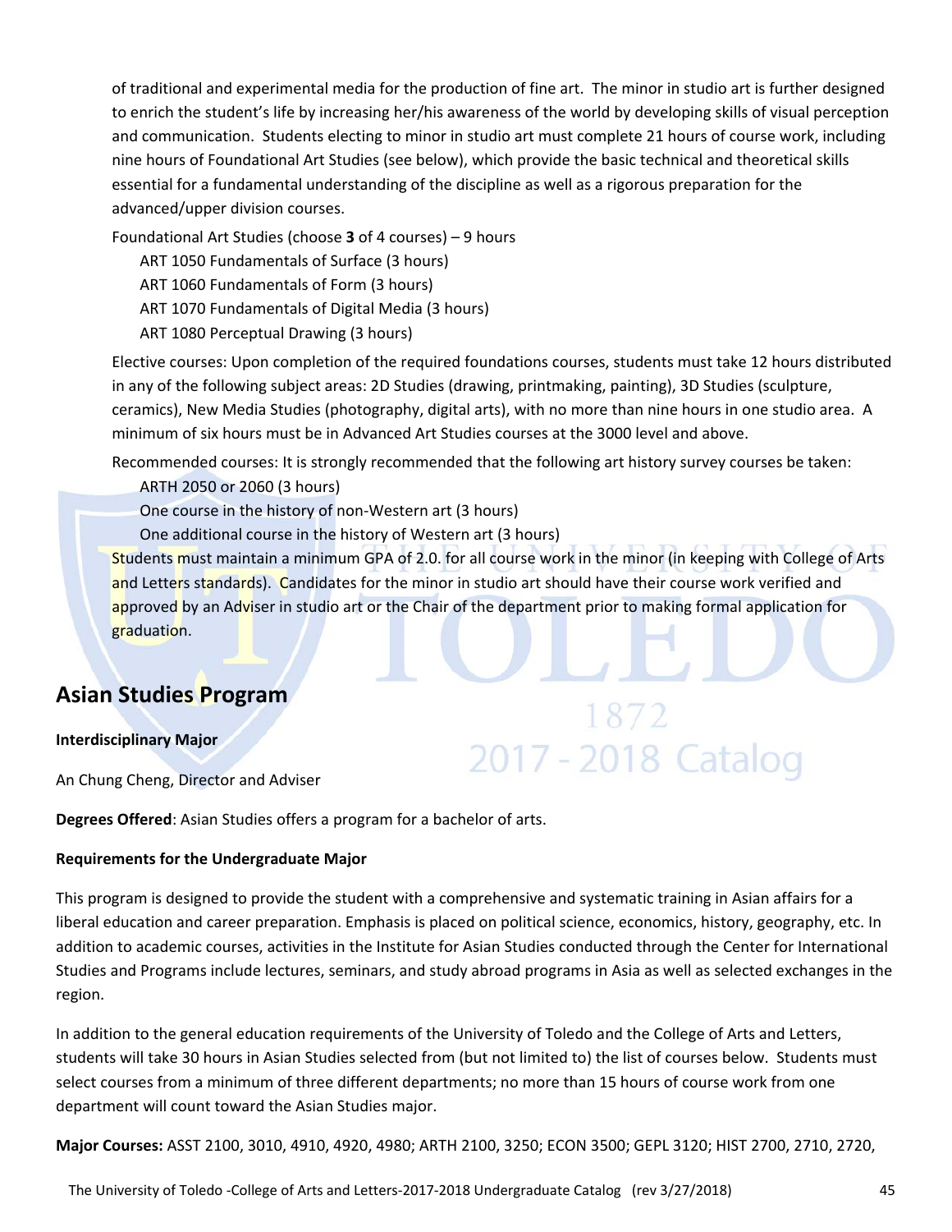of traditional and experimental media for the production of fine art. The minor in studio art is further designed to enrich the student's life by increasing her/his awareness of the world by developing skills of visual perception and communication. Students electing to minor in studio art must complete 21 hours of course work, including nine hours of Foundational Art Studies (see below), which provide the basic technical and theoretical skills essential for a fundamental understanding of the discipline as well as a rigorous preparation for the advanced/upper division courses.

Foundational Art Studies (choose **3** of 4 courses) – 9 hours

- ART 1050 Fundamentals of Surface (3 hours)
- ART 1060 Fundamentals of Form (3 hours)
- ART 1070 Fundamentals of Digital Media (3 hours)
- ART 1080 Perceptual Drawing (3 hours)

Elective courses: Upon completion of the required foundations courses, students must take 12 hours distributed in any of the following subject areas: 2D Studies (drawing, printmaking, painting), 3D Studies (sculpture, ceramics), New Media Studies (photography, digital arts), with no more than nine hours in one studio area. A minimum of six hours must be in Advanced Art Studies courses at the 3000 level and above.

Recommended courses: It is strongly recommended that the following art history survey courses be taken:

- ARTH 2050 or 2060 (3 hours)
- One course in the history of non-Western art (3 hours)
- One additional course in the history of Western art (3 hours)

Students must maintain a minimum GPA of 2.0. for all course work in the minor (in keeping with College of Arts and Letters standards). Candidates for the minor in studio art should have their course work verified and approved by an Adviser in studio art or the Chair of the department prior to making formal application for graduation.

## Asian Studies Program

**Interdisciplinary Major**

An Chung Cheng, Director and Adviser

**Degrees Offered**: Asian Studies offers a program for a bachelor of arts.

**Requirements for the Undergraduate Major**

This program is designed to provide the student with a comprehensive and systematic training in Asian affairs for a liberal education and career preparation. Emphasis is placed on political science, economics, history, geography, etc. In addition to academic courses, activities in the Institute for Asian Studies conducted through the Center for International Studies and Programs include lectures, seminars, and study abroad programs in Asia as well as selected exchanges in the region.

In addition to the general education requirements of the University of Toledo and the College of Arts and Letters, students will take 30 hours in Asian Studies selected from (but not limited to) the list of courses below. Students must select courses from a minimum of three different departments; no more than 15 hours of course work from one department will count toward the Asian Studies major.

**Major Courses:** ASST 2100, 3010, 4910, 4920, 4980; ARTH 2100, 3250; ECON 3500; GEPL 3120; HIST 2700, 2710, 2720,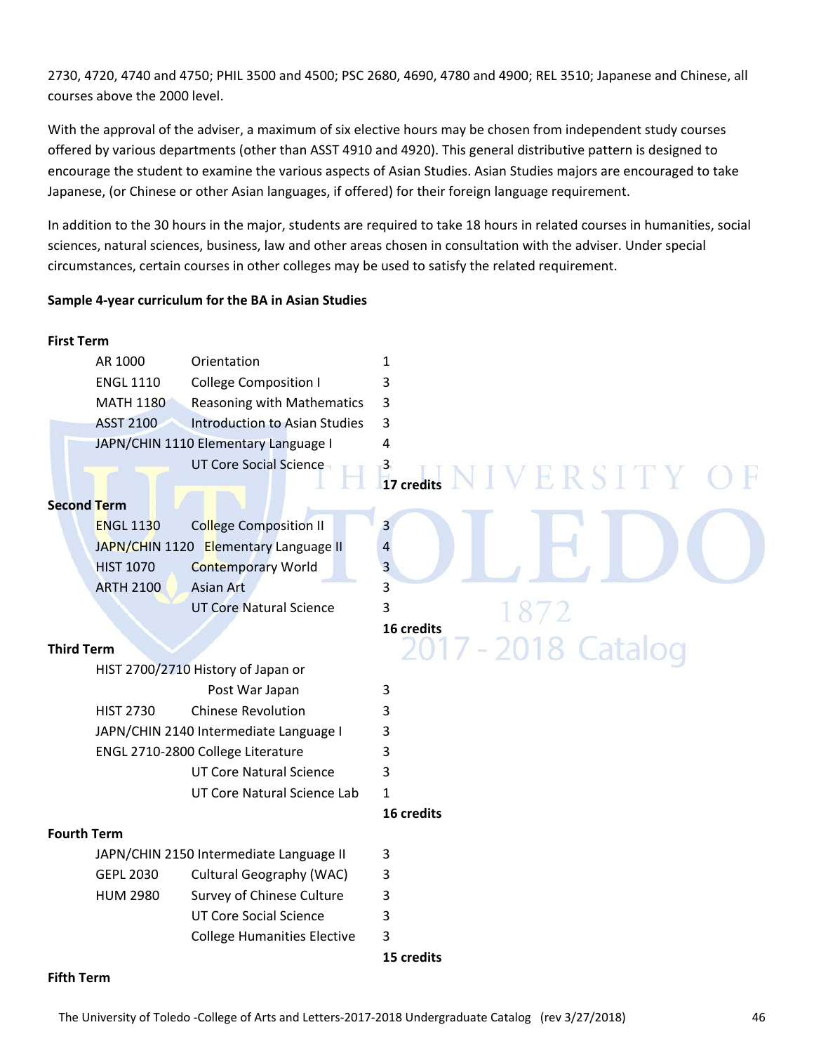2730, 4720, 4740 and 4750; PHIL 3500 and 4500; PSC 2680, 4690, 4780 and 4900; REL 3510; Japanese and Chinese, all courses above the 2000 level.

With the approval of the adviser, a maximum of six elective hours may be chosen from independent study courses offered by various departments (other than ASST 4910 and 4920). This general distributive pattern is designed to encourage the student to examine the various aspects of Asian Studies. Asian Studies majors are encouraged to take Japanese, (or Chinese or other Asian languages, if offered) for their foreign language requirement.

In addition to the 30 hours in the major, students are required to take 18 hours in related courses in humanities, social sciences, natural sciences, business, law and other areas chosen in consultation with the adviser. Under special circumstances, certain courses in other colleges may be used to satisfy the related requirement.

**Sample 4-year curriculum for the BA in Asian Studies**

**First Term**

| Course | Title | Credits |
|---|---|---|
| AR 1000 | Orientation | 1 |
| ENGL 1110 | College Composition I | 3 |
| MATH 1180 | Reasoning with Mathematics | 3 |
| ASST 2100 | Introduction to Asian Studies | 3 |
| JAPN/CHIN 1110 | Elementary Language I | 4 |
| | UT Core Social Science | 3 |
| | | **17 credits** |

**Second Term**

| Course | Title | Credits |
|---|---|---|
| ENGL 1130 | College Composition II | 3 |
| JAPN/CHIN 1120 | Elementary Language II | 4 |
| HIST 1070 | Contemporary World | 3 |
| ARTH 2100 | Asian Art | 3 |
| | UT Core Natural Science | 3 |
| | | **16 credits** |

**Third Term**

| Course | Title | Credits |
|---|---|---|
| HIST 2700/2710 | History of Japan or Post War Japan | 3 |
| HIST 2730 | Chinese Revolution | 3 |
| JAPN/CHIN 2140 | Intermediate Language I | 3 |
| ENGL 2710-2800 | College Literature | 3 |
| | UT Core Natural Science | 3 |
| | UT Core Natural Science Lab | 1 |
| | | **16 credits** |

**Fourth Term**

| Course | Title | Credits |
|---|---|---|
| JAPN/CHIN 2150 | Intermediate Language II | 3 |
| GEPL 2030 | Cultural Geography (WAC) | 3 |
| HUM 2980 | Survey of Chinese Culture | 3 |
| | UT Core Social Science | 3 |
| | College Humanities Elective | 3 |
| | | **15 credits** |

**Fifth Term**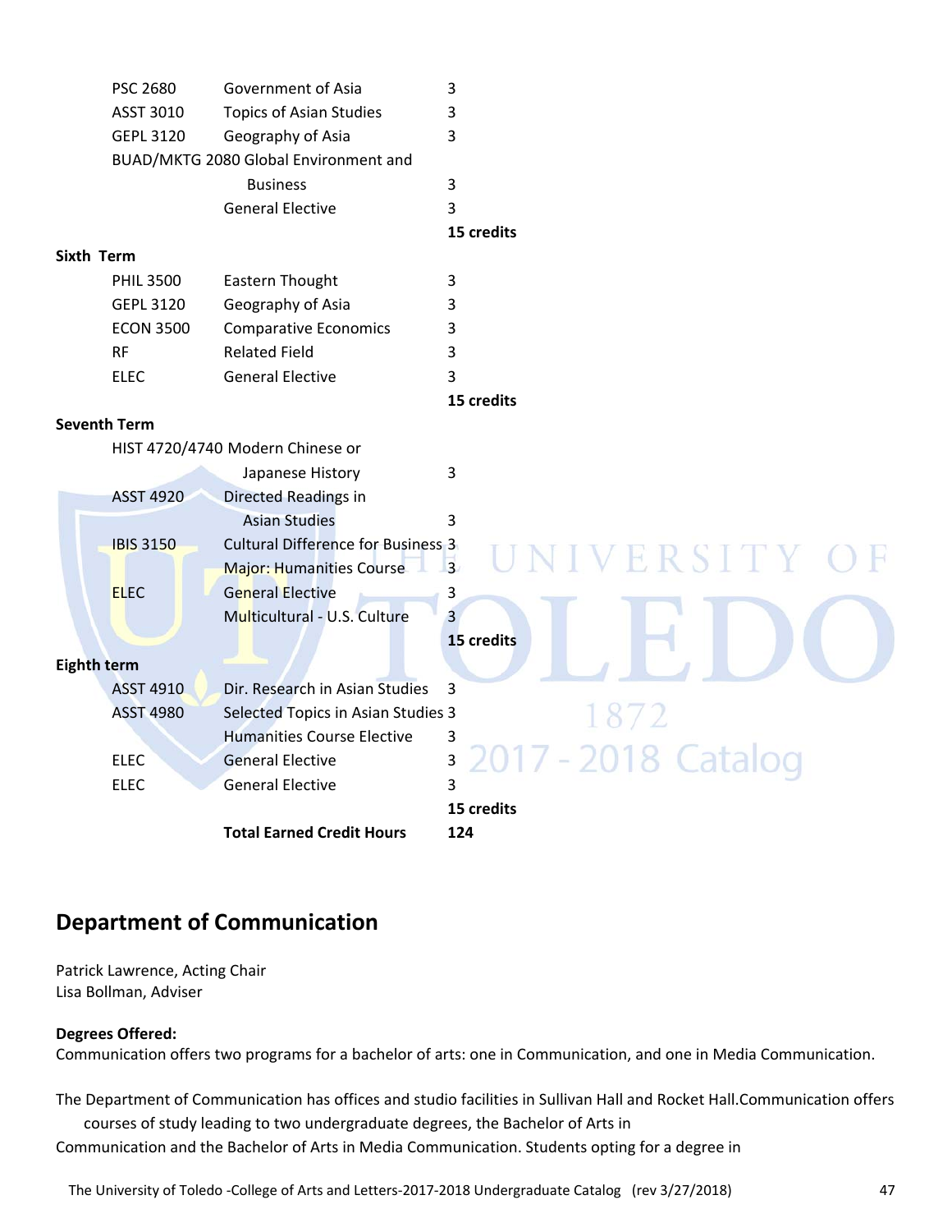| | | |
|---|---|---|
| PSC 2680 | Government of Asia | 3 |
| ASST 3010 | Topics of Asian Studies | 3 |
| GEPL 3120 | Geography of Asia | 3 |
| BUAD/MKTG 2080 | Global Environment and Business | 3 |
| | General Elective | 3 |
| | | **15 credits** |

**Sixth Term**

| | | |
|---|---|---|
| PHIL 3500 | Eastern Thought | 3 |
| GEPL 3120 | Geography of Asia | 3 |
| ECON 3500 | Comparative Economics | 3 |
| RF | Related Field | 3 |
| ELEC | General Elective | 3 |
| | | **15 credits** |

**Seventh Term**

| | | |
|---|---|---|
| HIST 4720/4740 | Modern Chinese or Japanese History | 3 |
| ASST 4920 | Directed Readings in Asian Studies | 3 |
| IBIS 3150 | Cultural Difference for Business | 3 |
| | Major: Humanities Course | 3 |
| ELEC | General Elective | 3 |
| | Multicultural - U.S. Culture | 3 |
| | | **15 credits** |

**Eighth term**

| | | |
|---|---|---|
| ASST 4910 | Dir. Research in Asian Studies | 3 |
| ASST 4980 | Selected Topics in Asian Studies | 3 |
| | Humanities Course Elective | 3 |
| ELEC | General Elective | 3 |
| ELEC | General Elective | 3 |
| | | **15 credits** |
| | **Total Earned Credit Hours** | **124** |

## Department of Communication

Patrick Lawrence, Acting Chair
Lisa Bollman, Adviser

**Degrees Offered:**
Communication offers two programs for a bachelor of arts: one in Communication, and one in Media Communication.

The Department of Communication has offices and studio facilities in Sullivan Hall and Rocket Hall.Communication offers courses of study leading to two undergraduate degrees, the Bachelor of Arts in Communication and the Bachelor of Arts in Media Communication. Students opting for a degree in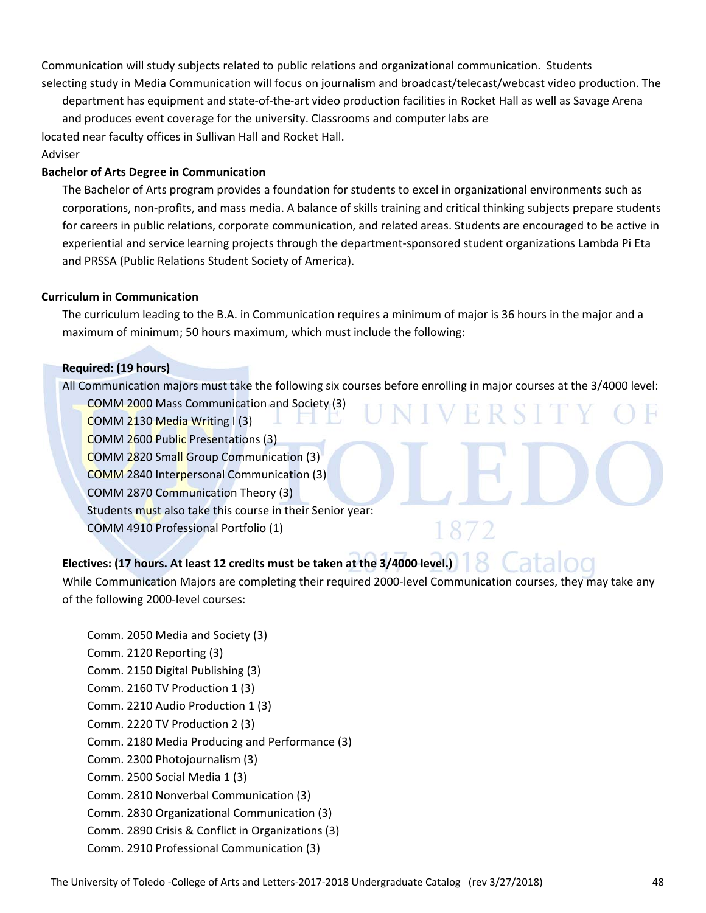Communication will study subjects related to public relations and organizational communication. Students selecting study in Media Communication will focus on journalism and broadcast/telecast/webcast video production. The department has equipment and state-of-the-art video production facilities in Rocket Hall as well as Savage Arena and produces event coverage for the university. Classrooms and computer labs are located near faculty offices in Sullivan Hall and Rocket Hall.

Adviser

**Bachelor of Arts Degree in Communication**

The Bachelor of Arts program provides a foundation for students to excel in organizational environments such as corporations, non-profits, and mass media. A balance of skills training and critical thinking subjects prepare students for careers in public relations, corporate communication, and related areas. Students are encouraged to be active in experiential and service learning projects through the department-sponsored student organizations Lambda Pi Eta and PRSSA (Public Relations Student Society of America).

**Curriculum in Communication**

The curriculum leading to the B.A. in Communication requires a minimum of major is 36 hours in the major and a maximum of minimum; 50 hours maximum, which must include the following:

**Required: (19 hours)**

All Communication majors must take the following six courses before enrolling in major courses at the 3/4000 level:

COMM 2000 Mass Communication and Society (3)
COMM 2130 Media Writing I (3)
COMM 2600 Public Presentations (3)
COMM 2820 Small Group Communication (3)
COMM 2840 Interpersonal Communication (3)
COMM 2870 Communication Theory (3)
Students must also take this course in their Senior year:
COMM 4910 Professional Portfolio (1)

**Electives: (17 hours. At least 12 credits must be taken at the 3/4000 level.)**

While Communication Majors are completing their required 2000-level Communication courses, they may take any of the following 2000-level courses:

Comm. 2050 Media and Society (3)
Comm. 2120 Reporting (3)
Comm. 2150 Digital Publishing (3)
Comm. 2160 TV Production 1 (3)
Comm. 2210 Audio Production 1 (3)
Comm. 2220 TV Production 2 (3)
Comm. 2180 Media Producing and Performance (3)
Comm. 2300 Photojournalism (3)
Comm. 2500 Social Media 1 (3)
Comm. 2810 Nonverbal Communication (3)
Comm. 2830 Organizational Communication (3)
Comm. 2890 Crisis & Conflict in Organizations (3)
Comm. 2910 Professional Communication (3)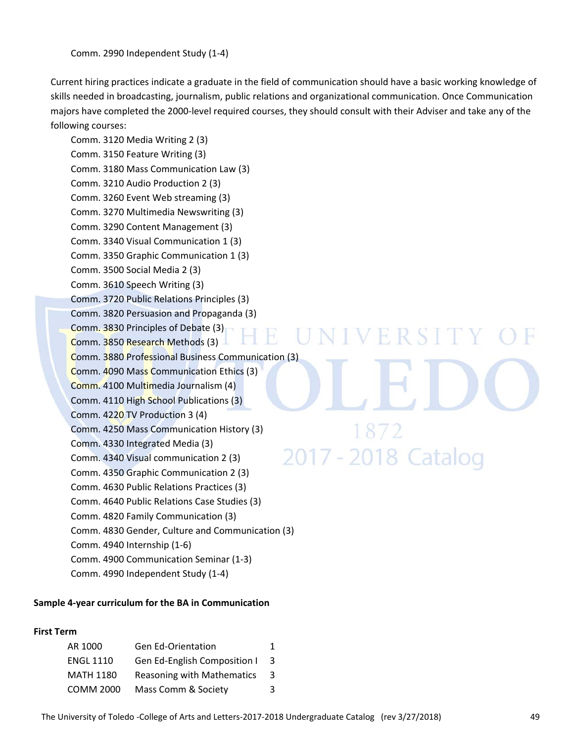Comm. 2990 Independent Study (1-4)

Current hiring practices indicate a graduate in the field of communication should have a basic working knowledge of skills needed in broadcasting, journalism, public relations and organizational communication. Once Communication majors have completed the 2000-level required courses, they should consult with their Adviser and take any of the following courses:

Comm. 3120 Media Writing 2 (3)
Comm. 3150 Feature Writing (3)
Comm. 3180 Mass Communication Law (3)
Comm. 3210 Audio Production 2 (3)
Comm. 3260 Event Web streaming (3)
Comm. 3270 Multimedia Newswriting (3)
Comm. 3290 Content Management (3)
Comm. 3340 Visual Communication 1 (3)
Comm. 3350 Graphic Communication 1 (3)
Comm. 3500 Social Media 2 (3)
Comm. 3610 Speech Writing (3)
Comm. 3720 Public Relations Principles (3)
Comm. 3820 Persuasion and Propaganda (3)
Comm. 3830 Principles of Debate (3)
Comm. 3850 Research Methods (3)
Comm. 3880 Professional Business Communication (3)
Comm. 4090 Mass Communication Ethics (3)
Comm. 4100 Multimedia Journalism (4)
Comm. 4110 High School Publications (3)
Comm. 4220 TV Production 3 (4)
Comm. 4250 Mass Communication History (3)
Comm. 4330 Integrated Media (3)
Comm. 4340 Visual communication 2 (3)
Comm. 4350 Graphic Communication 2 (3)
Comm. 4630 Public Relations Practices (3)
Comm. 4640 Public Relations Case Studies (3)
Comm. 4820 Family Communication (3)
Comm. 4830 Gender, Culture and Communication (3)
Comm. 4940 Internship (1-6)
Comm. 4900 Communication Seminar (1-3)
Comm. 4990 Independent Study (1-4)

**Sample 4-year curriculum for the BA in Communication**

**First Term**

| | | |
|---|---|---|
| AR 1000 | Gen Ed-Orientation | 1 |
| ENGL 1110 | Gen Ed-English Composition I | 3 |
| MATH 1180 | Reasoning with Mathematics | 3 |
| COMM 2000 | Mass Comm & Society | 3 |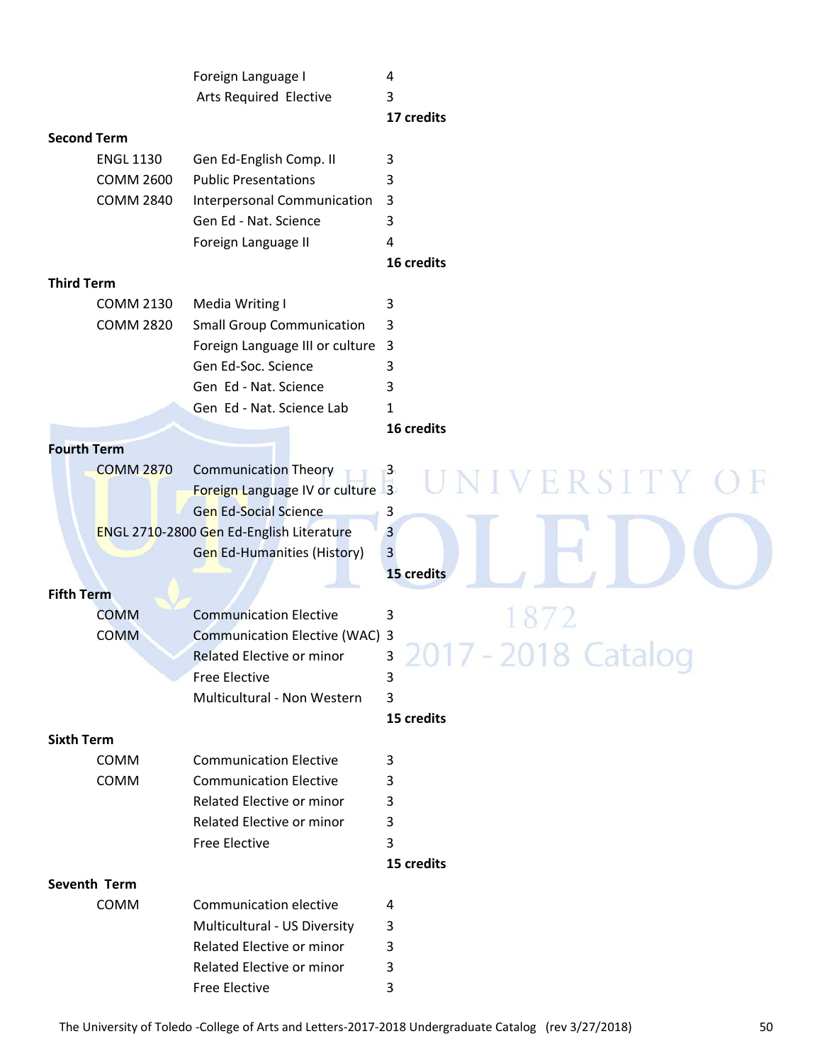| | | |
|---|---|---|
| | Foreign Language I | 4 |
| | Arts Required Elective | 3 |
| | | **17 credits** |

**Second Term**

| | | |
|---|---|---|
| ENGL 1130 | Gen Ed-English Comp. II | 3 |
| COMM 2600 | Public Presentations | 3 |
| COMM 2840 | Interpersonal Communication | 3 |
| | Gen Ed - Nat. Science | 3 |
| | Foreign Language II | 4 |
| | | **16 credits** |

**Third Term**

| | | |
|---|---|---|
| COMM 2130 | Media Writing I | 3 |
| COMM 2820 | Small Group Communication | 3 |
| | Foreign Language III or culture | 3 |
| | Gen Ed-Soc. Science | 3 |
| | Gen Ed - Nat. Science | 3 |
| | Gen Ed - Nat. Science Lab | 1 |
| | | **16 credits** |

**Fourth Term**

| | | |
|---|---|---|
| COMM 2870 | Communication Theory | 3 |
| | Foreign Language IV or culture | 3 |
| | Gen Ed-Social Science | 3 |
| ENGL 2710-2800 | Gen Ed-English Literature | 3 |
| | Gen Ed-Humanities (History) | 3 |
| | | **15 credits** |

**Fifth Term**

| | | |
|---|---|---|
| COMM | Communication Elective | 3 |
| COMM | Communication Elective (WAC) | 3 |
| | Related Elective or minor | 3 |
| | Free Elective | 3 |
| | Multicultural - Non Western | 3 |
| | | **15 credits** |

**Sixth Term**

| | | |
|---|---|---|
| COMM | Communication Elective | 3 |
| COMM | Communication Elective | 3 |
| | Related Elective or minor | 3 |
| | Related Elective or minor | 3 |
| | Free Elective | 3 |
| | | **15 credits** |

**Seventh Term**

| | | |
|---|---|---|
| COMM | Communication elective | 4 |
| | Multicultural - US Diversity | 3 |
| | Related Elective or minor | 3 |
| | Related Elective or minor | 3 |
| | Free Elective | 3 |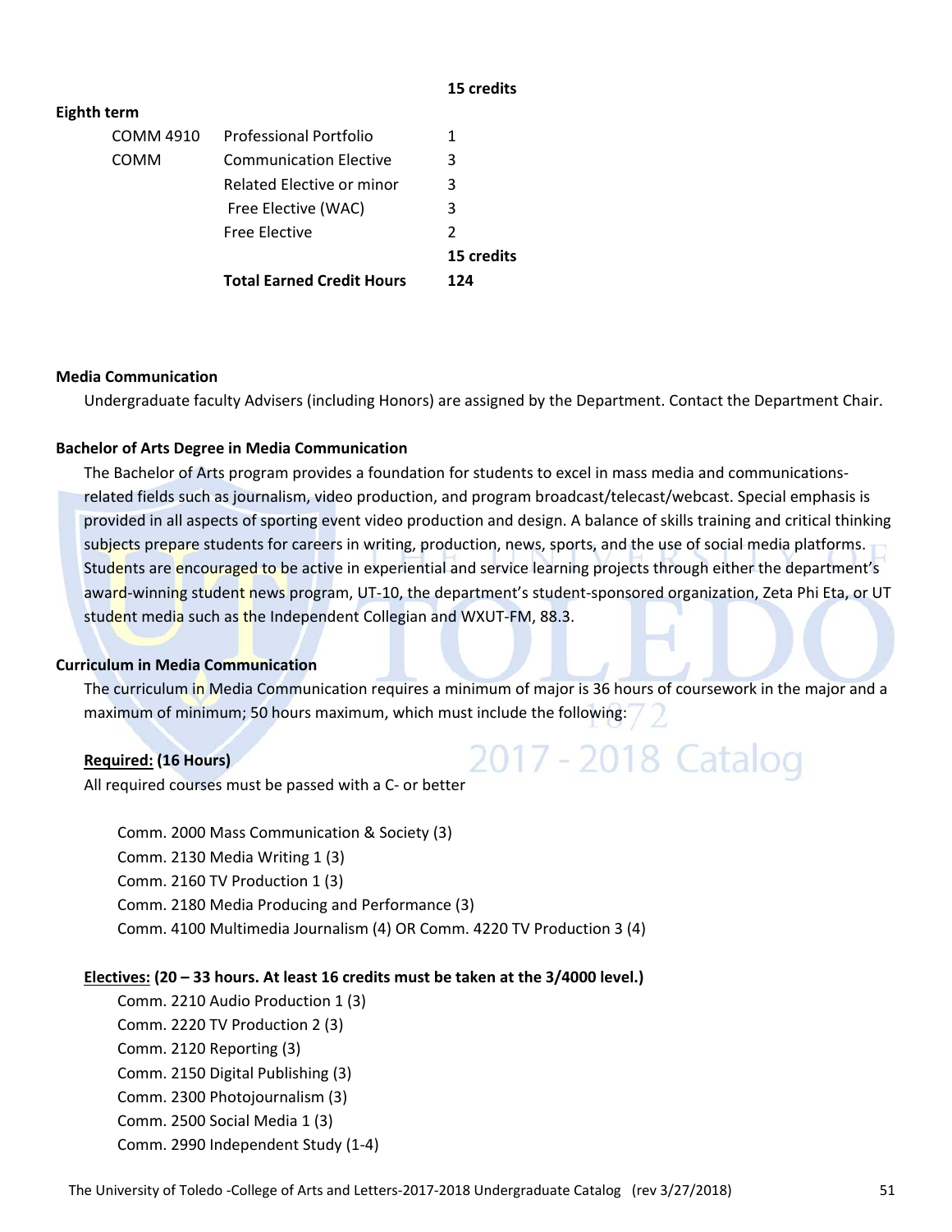| | | |
|---|---|---|
| | | **15 credits** |
| **Eighth term** | | |
| COMM 4910 | Professional Portfolio | 1 |
| COMM | Communication Elective | 3 |
| | Related Elective or minor | 3 |
| | Free Elective (WAC) | 3 |
| | Free Elective | 2 |
| | | **15 credits** |
| | **Total Earned Credit Hours** | **124** |

**Media Communication**

Undergraduate faculty Advisers (including Honors) are assigned by the Department. Contact the Department Chair.

**Bachelor of Arts Degree in Media Communication**

The Bachelor of Arts program provides a foundation for students to excel in mass media and communications-related fields such as journalism, video production, and program broadcast/telecast/webcast. Special emphasis is provided in all aspects of sporting event video production and design. A balance of skills training and critical thinking subjects prepare students for careers in writing, production, news, sports, and the use of social media platforms. Students are encouraged to be active in experiential and service learning projects through either the department's award-winning student news program, UT-10, the department's student-sponsored organization, Zeta Phi Eta, or UT student media such as the Independent Collegian and WXUT-FM, 88.3.

**Curriculum in Media Communication**

The curriculum in Media Communication requires a minimum of major is 36 hours of coursework in the major and a maximum of minimum; 50 hours maximum, which must include the following:

**Required: (16 Hours)**

All required courses must be passed with a C- or better

- Comm. 2000 Mass Communication & Society (3)
- Comm. 2130 Media Writing 1 (3)
- Comm. 2160 TV Production 1 (3)
- Comm. 2180 Media Producing and Performance (3)
- Comm. 4100 Multimedia Journalism (4) OR Comm. 4220 TV Production 3 (4)

**Electives: (20 – 33 hours. At least 16 credits must be taken at the 3/4000 level.)**

- Comm. 2210 Audio Production 1 (3)
- Comm. 2220 TV Production 2 (3)
- Comm. 2120 Reporting (3)
- Comm. 2150 Digital Publishing (3)
- Comm. 2300 Photojournalism (3)
- Comm. 2500 Social Media 1 (3)
- Comm. 2990 Independent Study (1-4)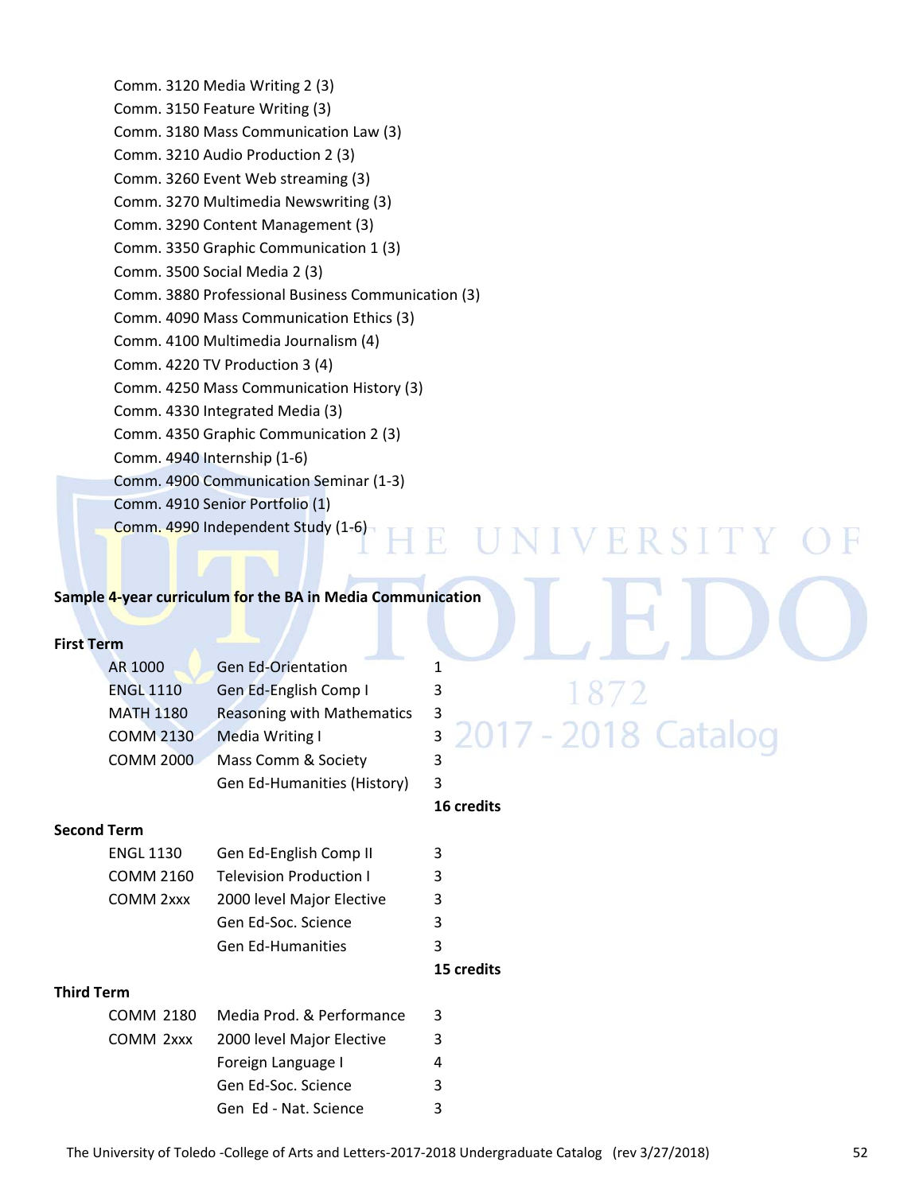Comm. 3120 Media Writing 2 (3)
Comm. 3150 Feature Writing (3)
Comm. 3180 Mass Communication Law (3)
Comm. 3210 Audio Production 2 (3)
Comm. 3260 Event Web streaming (3)
Comm. 3270 Multimedia Newswriting (3)
Comm. 3290 Content Management (3)
Comm. 3350 Graphic Communication 1 (3)
Comm. 3500 Social Media 2 (3)
Comm. 3880 Professional Business Communication (3)
Comm. 4090 Mass Communication Ethics (3)
Comm. 4100 Multimedia Journalism (4)
Comm. 4220 TV Production 3 (4)
Comm. 4250 Mass Communication History (3)
Comm. 4330 Integrated Media (3)
Comm. 4350 Graphic Communication 2 (3)
Comm. 4940 Internship (1-6)
Comm. 4900 Communication Seminar (1-3)
Comm. 4910 Senior Portfolio (1)
Comm. 4990 Independent Study (1-6)

**Sample 4-year curriculum for the BA in Media Communication**

**First Term**

| | | |
|---|---|---|
| AR 1000 | Gen Ed-Orientation | 1 |
| ENGL 1110 | Gen Ed-English Comp I | 3 |
| MATH 1180 | Reasoning with Mathematics | 3 |
| COMM 2130 | Media Writing I | 3 |
| COMM 2000 | Mass Comm & Society | 3 |
| | Gen Ed-Humanities (History) | 3 |
| | | **16 credits** |

**Second Term**

| | | |
|---|---|---|
| ENGL 1130 | Gen Ed-English Comp II | 3 |
| COMM 2160 | Television Production I | 3 |
| COMM 2xxx | 2000 level Major Elective | 3 |
| | Gen Ed-Soc. Science | 3 |
| | Gen Ed-Humanities | 3 |
| | | **15 credits** |

**Third Term**

| | | |
|---|---|---|
| COMM 2180 | Media Prod. & Performance | 3 |
| COMM 2xxx | 2000 level Major Elective | 3 |
| | Foreign Language I | 4 |
| | Gen Ed-Soc. Science | 3 |
| | Gen Ed - Nat. Science | 3 |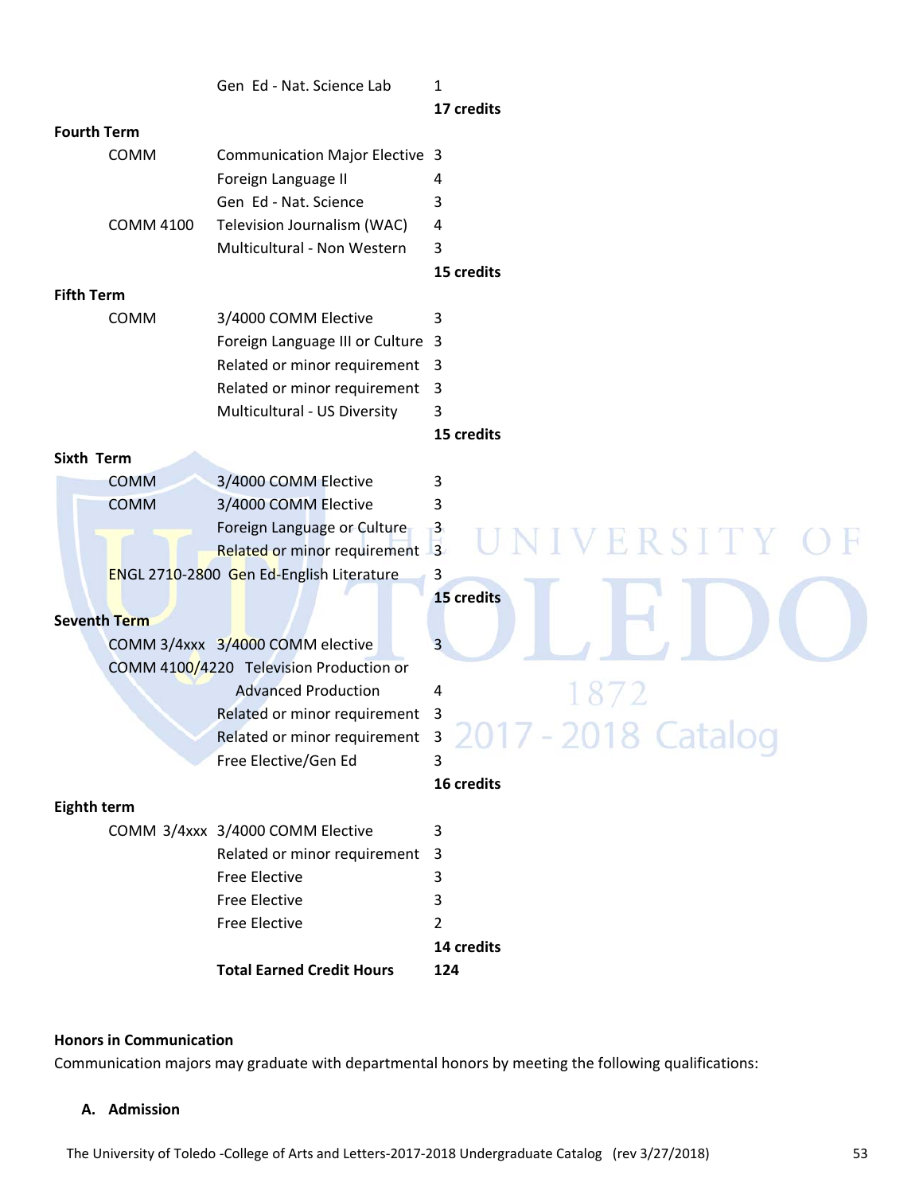| | | |
|---|---|---|
| | Gen Ed - Nat. Science Lab | 1 |
| | | **17 credits** |
| **Fourth Term** | | |
| COMM | Communication Major Elective | 3 |
| | Foreign Language II | 4 |
| | Gen Ed - Nat. Science | 3 |
| COMM 4100 | Television Journalism (WAC) | 4 |
| | Multicultural - Non Western | 3 |
| | | **15 credits** |
| **Fifth Term** | | |
| COMM | 3/4000 COMM Elective | 3 |
| | Foreign Language III or Culture | 3 |
| | Related or minor requirement | 3 |
| | Related or minor requirement | 3 |
| | Multicultural - US Diversity | 3 |
| | | **15 credits** |
| **Sixth Term** | | |
| COMM | 3/4000 COMM Elective | 3 |
| COMM | 3/4000 COMM Elective | 3 |
| | Foreign Language or Culture | 3 |
| | Related or minor requirement | 3 |
| ENGL 2710-2800 | Gen Ed-English Literature | 3 |
| | | **15 credits** |
| **Seventh Term** | | |
| COMM 3/4xxx | 3/4000 COMM elective | 3 |
| COMM 4100/4220 | Television Production or Advanced Production | 4 |
| | Related or minor requirement | 3 |
| | Related or minor requirement | 3 |
| | Free Elective/Gen Ed | 3 |
| | | **16 credits** |
| **Eighth term** | | |
| COMM 3/4xxx | 3/4000 COMM Elective | 3 |
| | Related or minor requirement | 3 |
| | Free Elective | 3 |
| | Free Elective | 3 |
| | Free Elective | 2 |
| | | **14 credits** |
| | **Total Earned Credit Hours** | **124** |

**Honors in Communication**

Communication majors may graduate with departmental honors by meeting the following qualifications:

**A. Admission**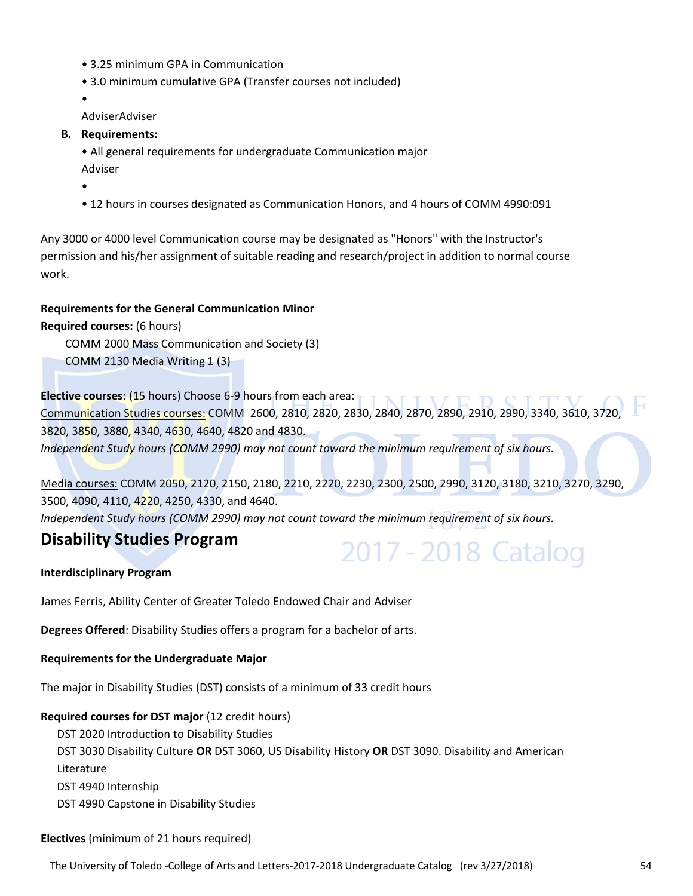- 3.25 minimum GPA in Communication
- 3.0 minimum cumulative GPA (Transfer courses not included)
- 

AdviserAdviser

**B. Requirements:**

- All general requirements for undergraduate Communication major

Adviser

- 
- 12 hours in courses designated as Communication Honors, and 4 hours of COMM 4990:091

Any 3000 or 4000 level Communication course may be designated as "Honors" with the Instructor's permission and his/her assignment of suitable reading and research/project in addition to normal course work.

**Requirements for the General Communication Minor**

**Required courses:** (6 hours)

COMM 2000 Mass Communication and Society (3)
COMM 2130 Media Writing 1 (3)

**Elective courses:** (15 hours) Choose 6-9 hours from each area:

Communication Studies courses: COMM 2600, 2810, 2820, 2830, 2840, 2870, 2890, 2910, 2990, 3340, 3610, 3720, 3820, 3850, 3880, 4340, 4630, 4640, 4820 and 4830.

*Independent Study hours (COMM 2990) may not count toward the minimum requirement of six hours.*

Media courses: COMM 2050, 2120, 2150, 2180, 2210, 2220, 2230, 2300, 2500, 2990, 3120, 3180, 3210, 3270, 3290, 3500, 4090, 4110, 4220, 4250, 4330, and 4640.

*Independent Study hours (COMM 2990) may not count toward the minimum requirement of six hours.*

## Disability Studies Program

**Interdisciplinary Program**

James Ferris, Ability Center of Greater Toledo Endowed Chair and Adviser

**Degrees Offered**: Disability Studies offers a program for a bachelor of arts.

**Requirements for the Undergraduate Major**

The major in Disability Studies (DST) consists of a minimum of 33 credit hours

**Required courses for DST major** (12 credit hours)

DST 2020 Introduction to Disability Studies
DST 3030 Disability Culture **OR** DST 3060, US Disability History **OR** DST 3090. Disability and American Literature
DST 4940 Internship
DST 4990 Capstone in Disability Studies

**Electives** (minimum of 21 hours required)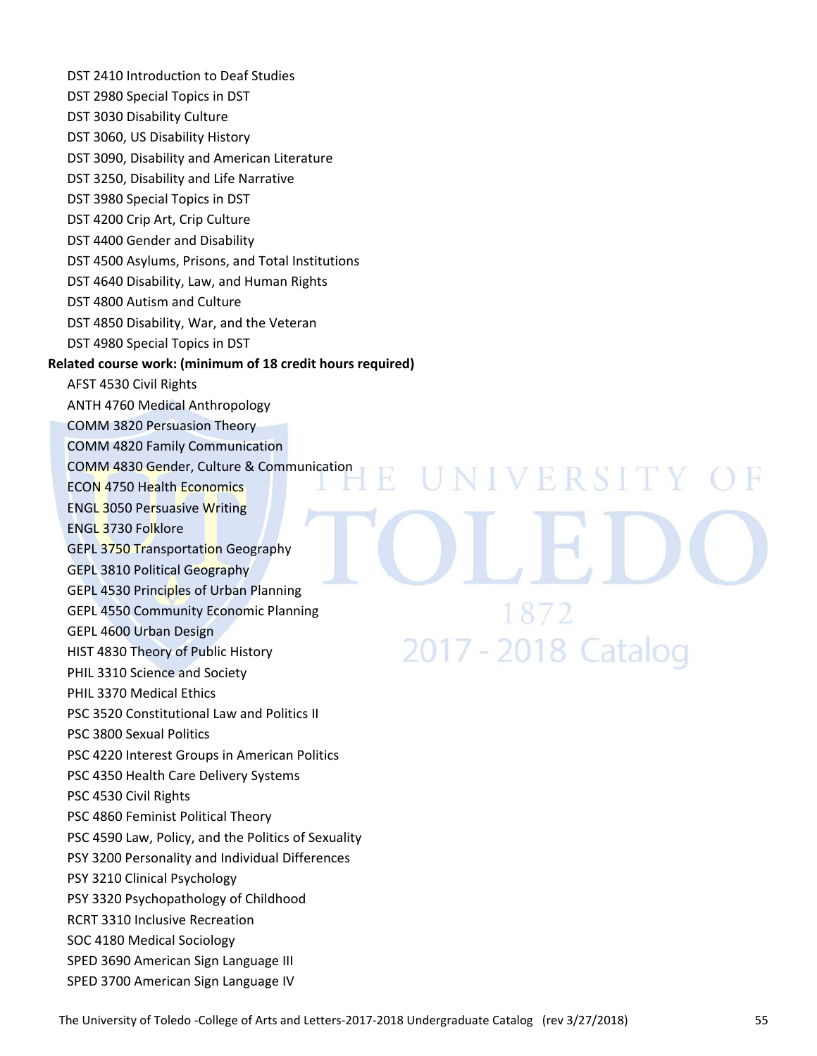- DST 2410 Introduction to Deaf Studies
- DST 2980 Special Topics in DST
- DST 3030 Disability Culture
- DST 3060, US Disability History
- DST 3090, Disability and American Literature
- DST 3250, Disability and Life Narrative
- DST 3980 Special Topics in DST
- DST 4200 Crip Art, Crip Culture
- DST 4400 Gender and Disability
- DST 4500 Asylums, Prisons, and Total Institutions
- DST 4640 Disability, Law, and Human Rights
- DST 4800 Autism and Culture
- DST 4850 Disability, War, and the Veteran
- DST 4980 Special Topics in DST

**Related course work: (minimum of 18 credit hours required)**

- AFST 4530 Civil Rights
- ANTH 4760 Medical Anthropology
- COMM 3820 Persuasion Theory
- COMM 4820 Family Communication
- COMM 4830 Gender, Culture & Communication
- ECON 4750 Health Economics
- ENGL 3050 Persuasive Writing
- ENGL 3730 Folklore
- GEPL 3750 Transportation Geography
- GEPL 3810 Political Geography
- GEPL 4530 Principles of Urban Planning
- GEPL 4550 Community Economic Planning
- GEPL 4600 Urban Design
- HIST 4830 Theory of Public History
- PHIL 3310 Science and Society
- PHIL 3370 Medical Ethics
- PSC 3520 Constitutional Law and Politics II
- PSC 3800 Sexual Politics
- PSC 4220 Interest Groups in American Politics
- PSC 4350 Health Care Delivery Systems
- PSC 4530 Civil Rights
- PSC 4860 Feminist Political Theory
- PSC 4590 Law, Policy, and the Politics of Sexuality
- PSY 3200 Personality and Individual Differences
- PSY 3210 Clinical Psychology
- PSY 3320 Psychopathology of Childhood
- RCRT 3310 Inclusive Recreation
- SOC 4180 Medical Sociology
- SPED 3690 American Sign Language III
- SPED 3700 American Sign Language IV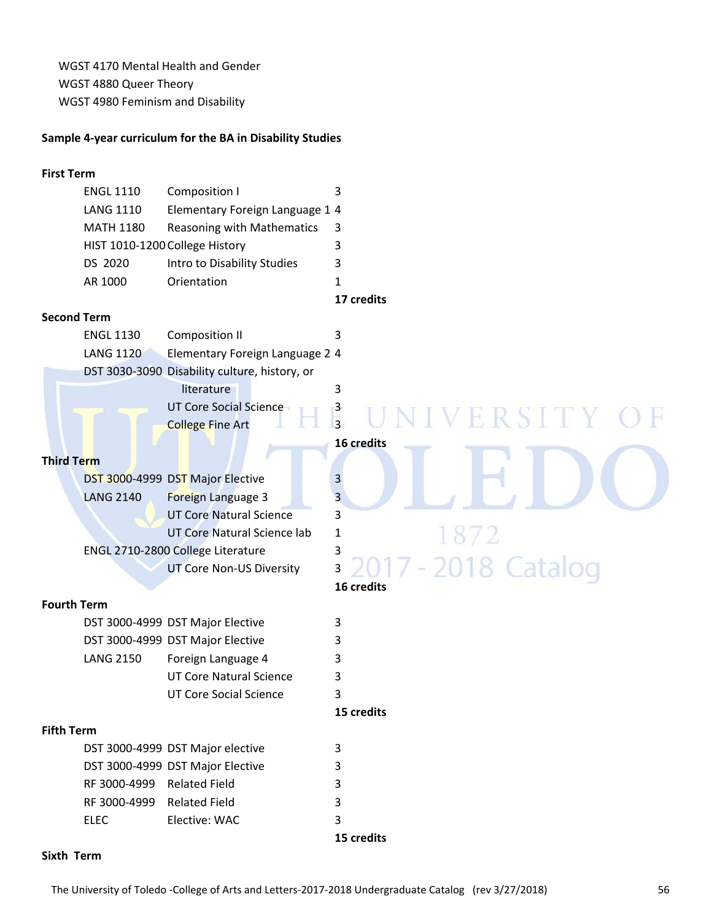WGST 4170 Mental Health and Gender
WGST 4880 Queer Theory
WGST 4980 Feminism and Disability

**Sample 4-year curriculum for the BA in Disability Studies**

**First Term**

| | | |
|---|---|---|
| ENGL 1110 | Composition I | 3 |
| LANG 1110 | Elementary Foreign Language 1 | 4 |
| MATH 1180 | Reasoning with Mathematics | 3 |
| HIST 1010-1200 | College History | 3 |
| DS 2020 | Intro to Disability Studies | 3 |
| AR 1000 | Orientation | 1 |
| | | **17 credits** |

**Second Term**

| | | |
|---|---|---|
| ENGL 1130 | Composition II | 3 |
| LANG 1120 | Elementary Foreign Language 2 | 4 |
| DST 3030-3090 | Disability culture, history, or literature | 3 |
| | UT Core Social Science | 3 |
| | College Fine Art | 3 |
| | | **16 credits** |

**Third Term**

| | | |
|---|---|---|
| DST 3000-4999 | DST Major Elective | 3 |
| LANG 2140 | Foreign Language 3 | 3 |
| | UT Core Natural Science | 3 |
| | UT Core Natural Science lab | 1 |
| ENGL 2710-2800 | College Literature | 3 |
| | UT Core Non-US Diversity | 3 |
| | | **16 credits** |

**Fourth Term**

| | | |
|---|---|---|
| DST 3000-4999 | DST Major Elective | 3 |
| DST 3000-4999 | DST Major Elective | 3 |
| LANG 2150 | Foreign Language 4 | 3 |
| | UT Core Natural Science | 3 |
| | UT Core Social Science | 3 |
| | | **15 credits** |

**Fifth Term**

| | | |
|---|---|---|
| DST 3000-4999 | DST Major elective | 3 |
| DST 3000-4999 | DST Major Elective | 3 |
| RF 3000-4999 | Related Field | 3 |
| RF 3000-4999 | Related Field | 3 |
| ELEC | Elective: WAC | 3 |
| | | **15 credits** |

**Sixth Term**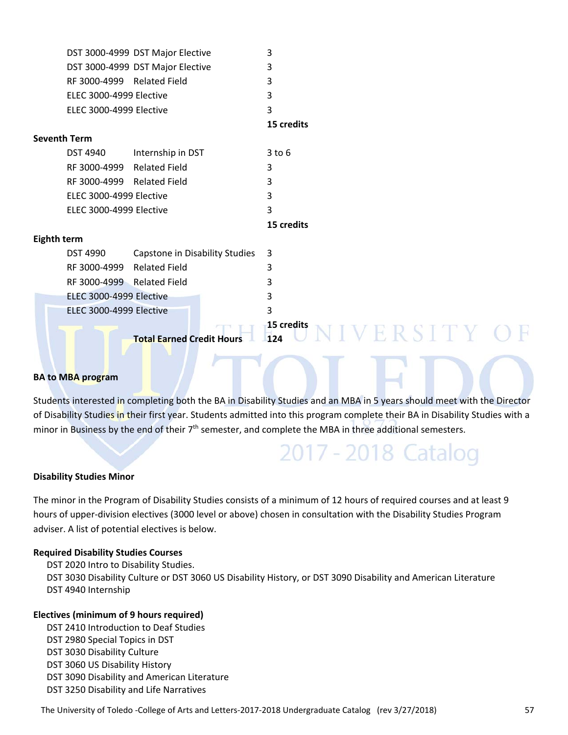| | | |
|---|---|---|
| DST 3000-4999 | DST Major Elective | 3 |
| DST 3000-4999 | DST Major Elective | 3 |
| RF 3000-4999 | Related Field | 3 |
| ELEC 3000-4999 | Elective | 3 |
| ELEC 3000-4999 | Elective | 3 |
| | | **15 credits** |

**Seventh Term**

| | | |
|---|---|---|
| DST 4940 | Internship in DST | 3 to 6 |
| RF 3000-4999 | Related Field | 3 |
| RF 3000-4999 | Related Field | 3 |
| ELEC 3000-4999 | Elective | 3 |
| ELEC 3000-4999 | Elective | 3 |
| | | **15 credits** |

**Eighth term**

| | | |
|---|---|---|
| DST 4990 | Capstone in Disability Studies | 3 |
| RF 3000-4999 | Related Field | 3 |
| RF 3000-4999 | Related Field | 3 |
| ELEC 3000-4999 | Elective | 3 |
| ELEC 3000-4999 | Elective | 3 |
| | | **15 credits** |
| | **Total Earned Credit Hours** | **124** |

**BA to MBA program**

Students interested in completing both the BA in Disability Studies and an MBA in 5 years should meet with the Director of Disability Studies in their first year. Students admitted into this program complete their BA in Disability Studies with a minor in Business by the end of their 7th semester, and complete the MBA in three additional semesters.

**Disability Studies Minor**

The minor in the Program of Disability Studies consists of a minimum of 12 hours of required courses and at least 9 hours of upper-division electives (3000 level or above) chosen in consultation with the Disability Studies Program adviser. A list of potential electives is below.

**Required Disability Studies Courses**

DST 2020 Intro to Disability Studies.
DST 3030 Disability Culture or DST 3060 US Disability History, or DST 3090 Disability and American Literature
DST 4940 Internship

**Electives (minimum of 9 hours required)**

DST 2410 Introduction to Deaf Studies
DST 2980 Special Topics in DST
DST 3030 Disability Culture
DST 3060 US Disability History
DST 3090 Disability and American Literature
DST 3250 Disability and Life Narratives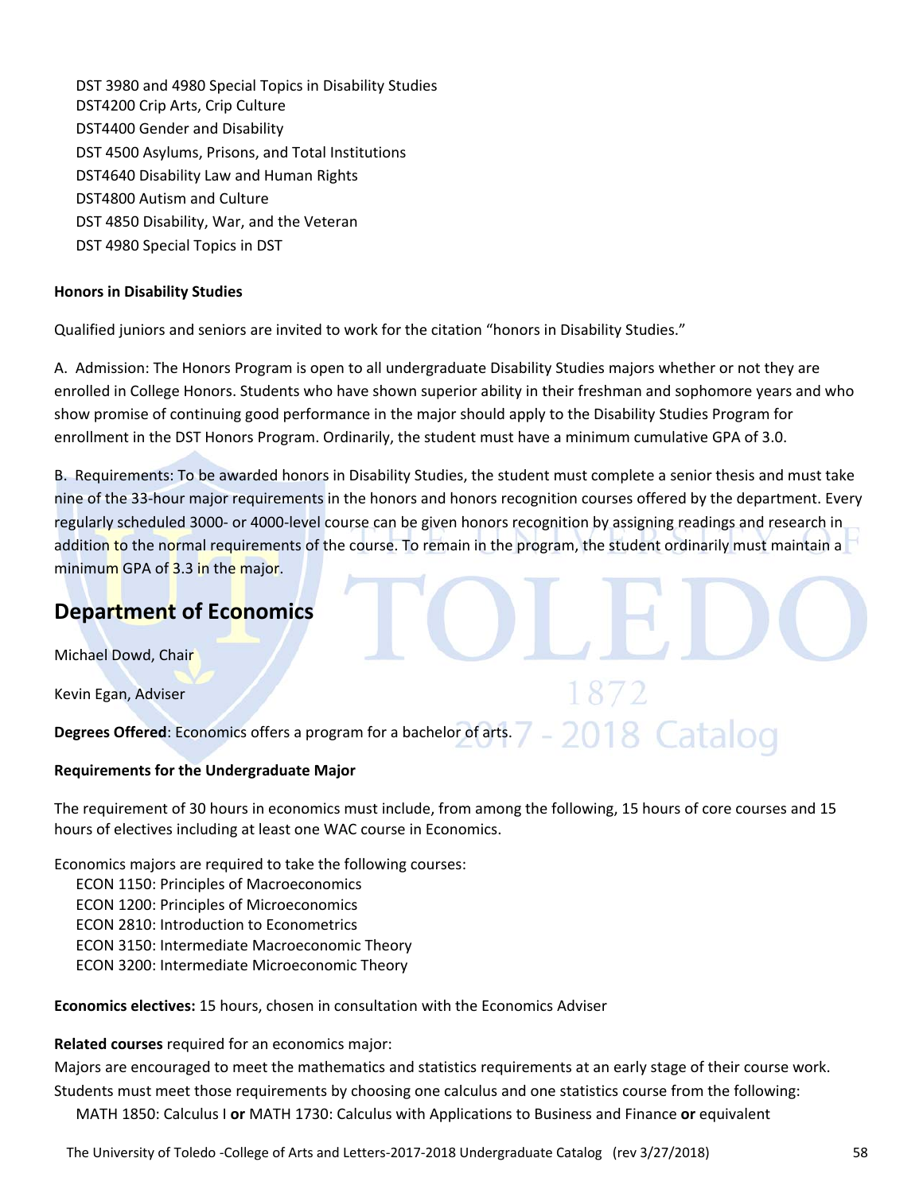DST 3980 and 4980 Special Topics in Disability Studies
DST4200 Crip Arts, Crip Culture
DST4400 Gender and Disability
DST 4500 Asylums, Prisons, and Total Institutions
DST4640 Disability Law and Human Rights
DST4800 Autism and Culture
DST 4850 Disability, War, and the Veteran
DST 4980 Special Topics in DST

**Honors in Disability Studies**

Qualified juniors and seniors are invited to work for the citation "honors in Disability Studies."

A. Admission: The Honors Program is open to all undergraduate Disability Studies majors whether or not they are enrolled in College Honors. Students who have shown superior ability in their freshman and sophomore years and who show promise of continuing good performance in the major should apply to the Disability Studies Program for enrollment in the DST Honors Program. Ordinarily, the student must have a minimum cumulative GPA of 3.0.

B. Requirements: To be awarded honors in Disability Studies, the student must complete a senior thesis and must take nine of the 33-hour major requirements in the honors and honors recognition courses offered by the department. Every regularly scheduled 3000- or 4000-level course can be given honors recognition by assigning readings and research in addition to the normal requirements of the course. To remain in the program, the student ordinarily must maintain a minimum GPA of 3.3 in the major.

## Department of Economics

Michael Dowd, Chair

Kevin Egan, Adviser

**Degrees Offered**: Economics offers a program for a bachelor of arts.

**Requirements for the Undergraduate Major**

The requirement of 30 hours in economics must include, from among the following, 15 hours of core courses and 15 hours of electives including at least one WAC course in Economics.

Economics majors are required to take the following courses:
ECON 1150: Principles of Macroeconomics
ECON 1200: Principles of Microeconomics
ECON 2810: Introduction to Econometrics
ECON 3150: Intermediate Macroeconomic Theory
ECON 3200: Intermediate Microeconomic Theory

**Economics electives:** 15 hours, chosen in consultation with the Economics Adviser

**Related courses** required for an economics major:
Majors are encouraged to meet the mathematics and statistics requirements at an early stage of their course work. Students must meet those requirements by choosing one calculus and one statistics course from the following:
MATH 1850: Calculus I **or** MATH 1730: Calculus with Applications to Business and Finance **or** equivalent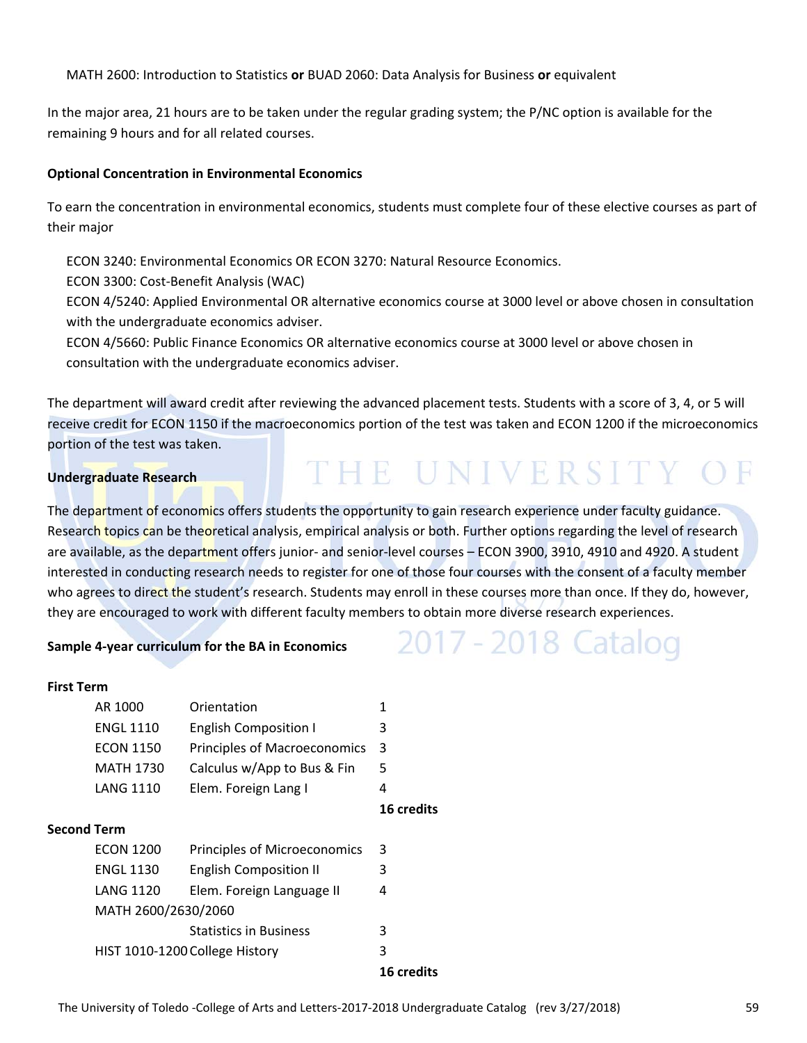MATH 2600: Introduction to Statistics **or** BUAD 2060: Data Analysis for Business **or** equivalent

In the major area, 21 hours are to be taken under the regular grading system; the P/NC option is available for the remaining 9 hours and for all related courses.

**Optional Concentration in Environmental Economics**

To earn the concentration in environmental economics, students must complete four of these elective courses as part of their major

ECON 3240: Environmental Economics OR ECON 3270: Natural Resource Economics.
ECON 3300: Cost-Benefit Analysis (WAC)
ECON 4/5240: Applied Environmental OR alternative economics course at 3000 level or above chosen in consultation with the undergraduate economics adviser.
ECON 4/5660: Public Finance Economics OR alternative economics course at 3000 level or above chosen in consultation with the undergraduate economics adviser.

The department will award credit after reviewing the advanced placement tests. Students with a score of 3, 4, or 5 will receive credit for ECON 1150 if the macroeconomics portion of the test was taken and ECON 1200 if the microeconomics portion of the test was taken.

**Undergraduate Research**

The department of economics offers students the opportunity to gain research experience under faculty guidance. Research topics can be theoretical analysis, empirical analysis or both. Further options regarding the level of research are available, as the department offers junior- and senior-level courses – ECON 3900, 3910, 4910 and 4920. A student interested in conducting research needs to register for one of those four courses with the consent of a faculty member who agrees to direct the student's research. Students may enroll in these courses more than once. If they do, however, they are encouraged to work with different faculty members to obtain more diverse research experiences.

**Sample 4-year curriculum for the BA in Economics**

**First Term**

| Course | Title | Credits |
|---|---|---|
| AR 1000 | Orientation | 1 |
| ENGL 1110 | English Composition I | 3 |
| ECON 1150 | Principles of Macroeconomics | 3 |
| MATH 1730 | Calculus w/App to Bus & Fin | 5 |
| LANG 1110 | Elem. Foreign Lang I | 4 |
| | | **16 credits** |

**Second Term**

| Course | Title | Credits |
|---|---|---|
| ECON 1200 | Principles of Microeconomics | 3 |
| ENGL 1130 | English Composition II | 3 |
| LANG 1120 | Elem. Foreign Language II | 4 |
| MATH 2600/2630/2060 | Statistics in Business | 3 |
| HIST 1010-1200 | College History | 3 |
| | | **16 credits** |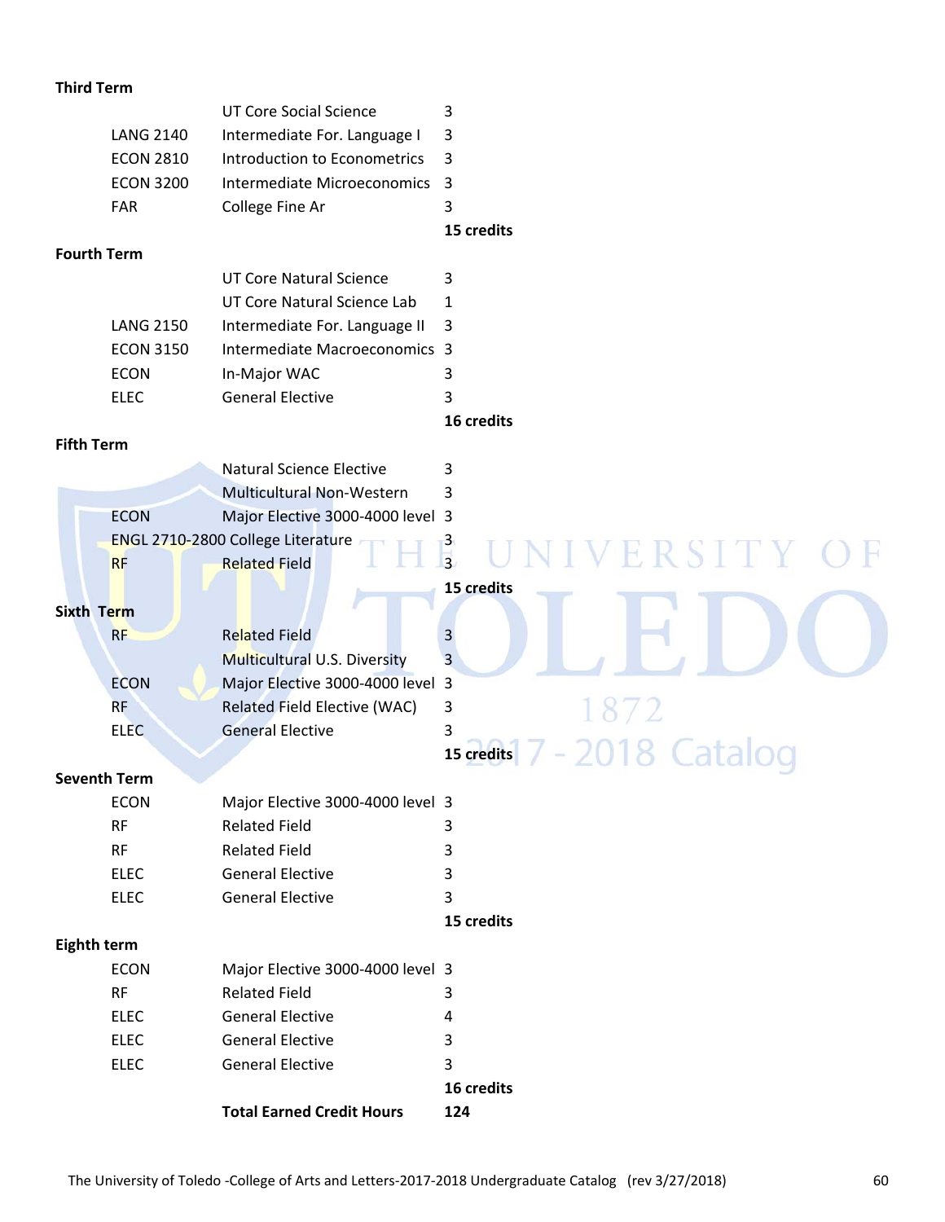**Third Term**

| | | |
|---|---|---|
| | UT Core Social Science | 3 |
| LANG 2140 | Intermediate For. Language I | 3 |
| ECON 2810 | Introduction to Econometrics | 3 |
| ECON 3200 | Intermediate Microeconomics | 3 |
| FAR | College Fine Ar | 3 |
| | | **15 credits** |

**Fourth Term**

| | | |
|---|---|---|
| | UT Core Natural Science | 3 |
| | UT Core Natural Science Lab | 1 |
| LANG 2150 | Intermediate For. Language II | 3 |
| ECON 3150 | Intermediate Macroeconomics | 3 |
| ECON | In-Major WAC | 3 |
| ELEC | General Elective | 3 |
| | | **16 credits** |

**Fifth Term**

| | | |
|---|---|---|
| | Natural Science Elective | 3 |
| | Multicultural Non-Western | 3 |
| ECON | Major Elective 3000-4000 level | 3 |
| ENGL 2710-2800 | College Literature | 3 |
| RF | Related Field | 3 |
| | | **15 credits** |

**Sixth Term**

| | | |
|---|---|---|
| RF | Related Field | 3 |
| | Multicultural U.S. Diversity | 3 |
| ECON | Major Elective 3000-4000 level | 3 |
| RF | Related Field Elective (WAC) | 3 |
| ELEC | General Elective | 3 |
| | | **15 credits** |

**Seventh Term**

| | | |
|---|---|---|
| ECON | Major Elective 3000-4000 level | 3 |
| RF | Related Field | 3 |
| RF | Related Field | 3 |
| ELEC | General Elective | 3 |
| ELEC | General Elective | 3 |
| | | **15 credits** |

**Eighth term**

| | | |
|---|---|---|
| ECON | Major Elective 3000-4000 level | 3 |
| RF | Related Field | 3 |
| ELEC | General Elective | 4 |
| ELEC | General Elective | 3 |
| ELEC | General Elective | 3 |
| | | **16 credits** |
| | **Total Earned Credit Hours** | **124** |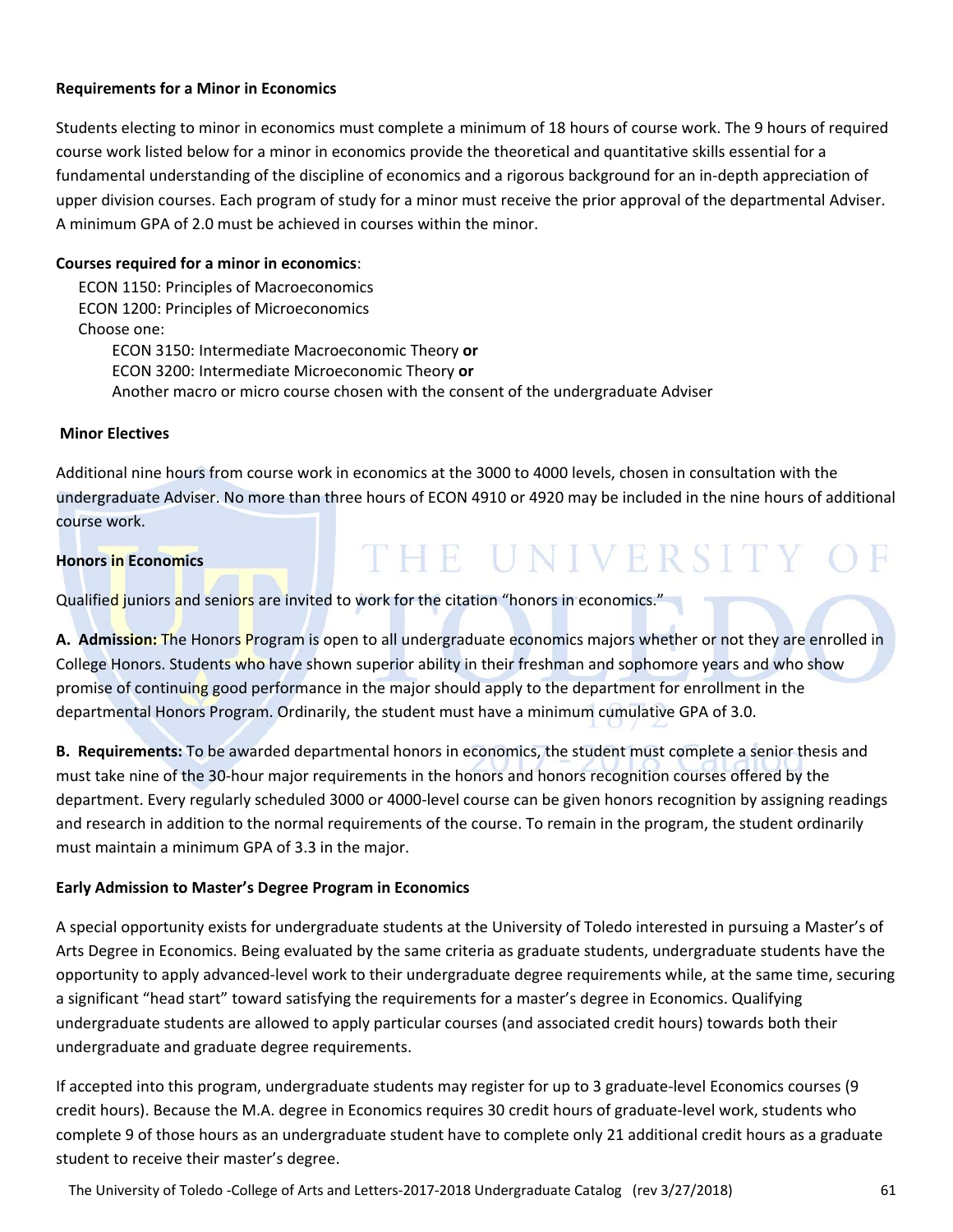### Requirements for a Minor in Economics

Students electing to minor in economics must complete a minimum of 18 hours of course work. The 9 hours of required course work listed below for a minor in economics provide the theoretical and quantitative skills essential for a fundamental understanding of the discipline of economics and a rigorous background for an in-depth appreciation of upper division courses. Each program of study for a minor must receive the prior approval of the departmental Adviser. A minimum GPA of 2.0 must be achieved in courses within the minor.

**Courses required for a minor in economics**:

- ECON 1150: Principles of Macroeconomics
- ECON 1200: Principles of Microeconomics
- Choose one:
  - ECON 3150: Intermediate Macroeconomic Theory **or**
  - ECON 3200: Intermediate Microeconomic Theory **or**
  - Another macro or micro course chosen with the consent of the undergraduate Adviser

### Minor Electives

Additional nine hours from course work in economics at the 3000 to 4000 levels, chosen in consultation with the undergraduate Adviser. No more than three hours of ECON 4910 or 4920 may be included in the nine hours of additional course work.

### Honors in Economics

Qualified juniors and seniors are invited to work for the citation "honors in economics."

**A. Admission:** The Honors Program is open to all undergraduate economics majors whether or not they are enrolled in College Honors. Students who have shown superior ability in their freshman and sophomore years and who show promise of continuing good performance in the major should apply to the department for enrollment in the departmental Honors Program. Ordinarily, the student must have a minimum cumulative GPA of 3.0.

**B. Requirements:** To be awarded departmental honors in economics, the student must complete a senior thesis and must take nine of the 30-hour major requirements in the honors and honors recognition courses offered by the department. Every regularly scheduled 3000 or 4000-level course can be given honors recognition by assigning readings and research in addition to the normal requirements of the course. To remain in the program, the student ordinarily must maintain a minimum GPA of 3.3 in the major.

### Early Admission to Master's Degree Program in Economics

A special opportunity exists for undergraduate students at the University of Toledo interested in pursuing a Master's of Arts Degree in Economics. Being evaluated by the same criteria as graduate students, undergraduate students have the opportunity to apply advanced-level work to their undergraduate degree requirements while, at the same time, securing a significant "head start" toward satisfying the requirements for a master's degree in Economics. Qualifying undergraduate students are allowed to apply particular courses (and associated credit hours) towards both their undergraduate and graduate degree requirements.

If accepted into this program, undergraduate students may register for up to 3 graduate-level Economics courses (9 credit hours). Because the M.A. degree in Economics requires 30 credit hours of graduate-level work, students who complete 9 of those hours as an undergraduate student have to complete only 21 additional credit hours as a graduate student to receive their master's degree.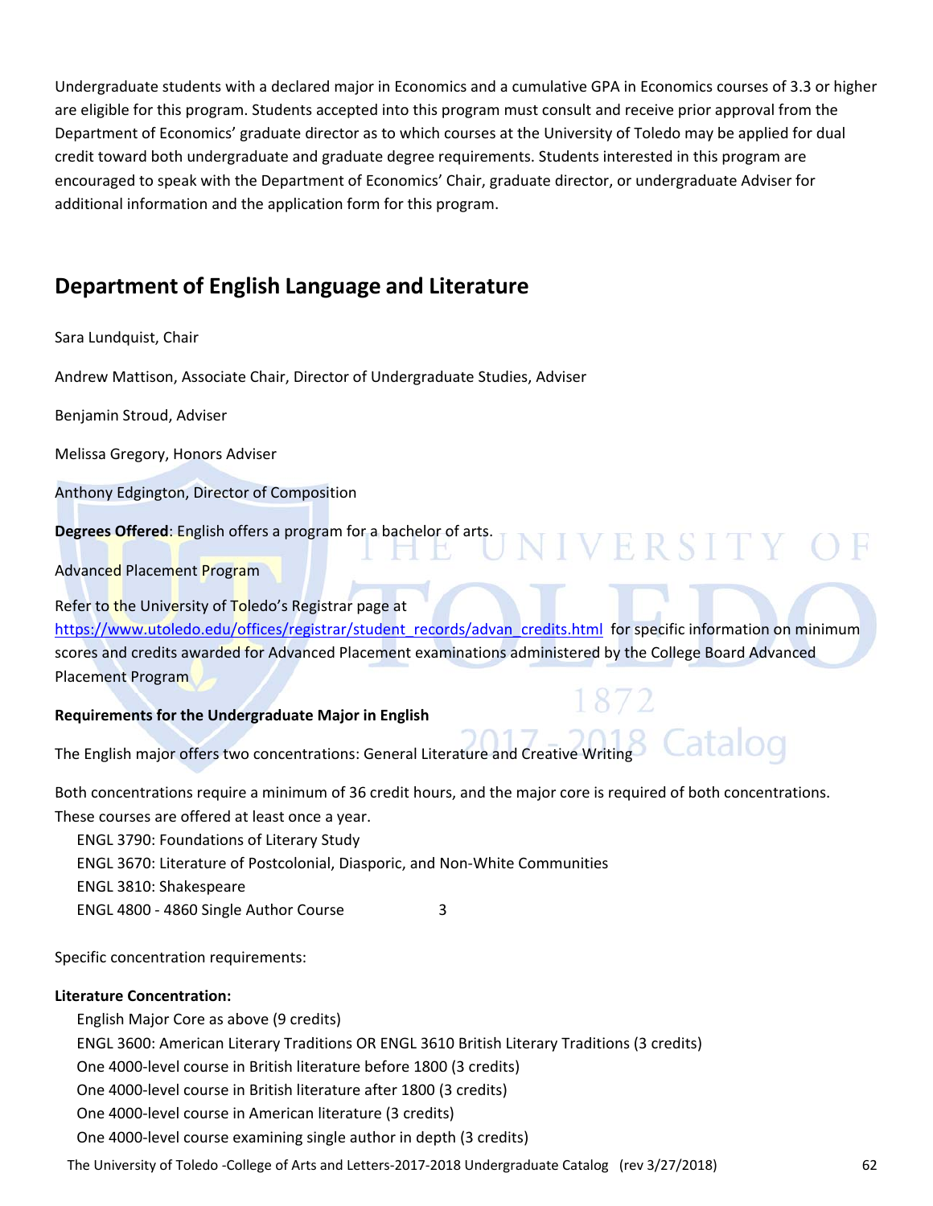Undergraduate students with a declared major in Economics and a cumulative GPA in Economics courses of 3.3 or higher are eligible for this program. Students accepted into this program must consult and receive prior approval from the Department of Economics' graduate director as to which courses at the University of Toledo may be applied for dual credit toward both undergraduate and graduate degree requirements. Students interested in this program are encouraged to speak with the Department of Economics' Chair, graduate director, or undergraduate Adviser for additional information and the application form for this program.

## Department of English Language and Literature

Sara Lundquist, Chair

Andrew Mattison, Associate Chair, Director of Undergraduate Studies, Adviser

Benjamin Stroud, Adviser

Melissa Gregory, Honors Adviser

Anthony Edgington, Director of Composition

**Degrees Offered**: English offers a program for a bachelor of arts.

Advanced Placement Program

Refer to the University of Toledo's Registrar page at https://www.utoledo.edu/offices/registrar/student_records/advan_credits.html for specific information on minimum scores and credits awarded for Advanced Placement examinations administered by the College Board Advanced Placement Program

**Requirements for the Undergraduate Major in English**

The English major offers two concentrations: General Literature and Creative Writing

Both concentrations require a minimum of 36 credit hours, and the major core is required of both concentrations. These courses are offered at least once a year.

- ENGL 3790: Foundations of Literary Study
- ENGL 3670: Literature of Postcolonial, Diasporic, and Non-White Communities
- ENGL 3810: Shakespeare
- ENGL 4800 - 4860 Single Author Course 3

Specific concentration requirements:

**Literature Concentration:**

- English Major Core as above (9 credits)
- ENGL 3600: American Literary Traditions OR ENGL 3610 British Literary Traditions (3 credits)
- One 4000-level course in British literature before 1800 (3 credits)
- One 4000-level course in British literature after 1800 (3 credits)
- One 4000-level course in American literature (3 credits)
- One 4000-level course examining single author in depth (3 credits)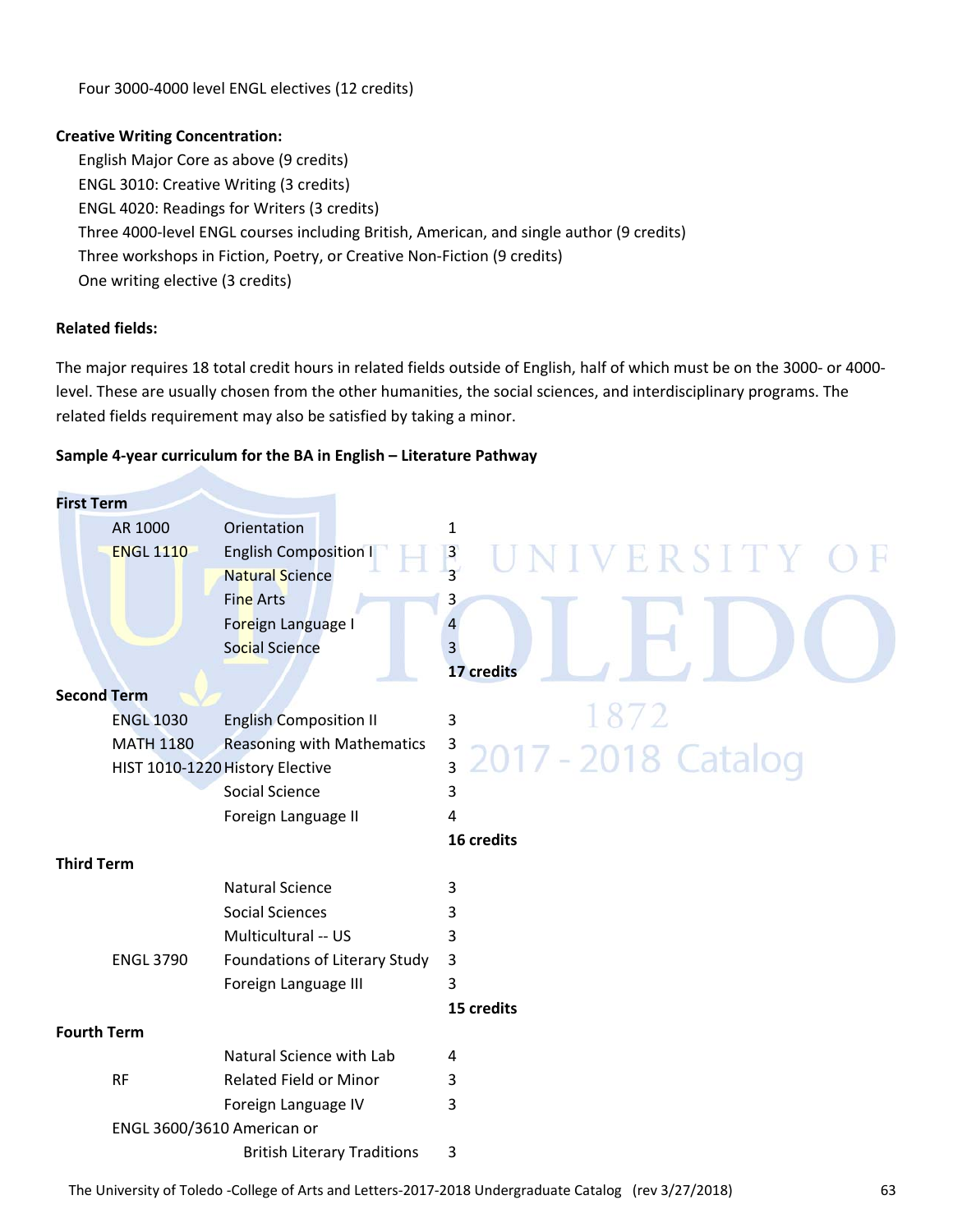Four 3000-4000 level ENGL electives (12 credits)

**Creative Writing Concentration:**

English Major Core as above (9 credits)
ENGL 3010: Creative Writing (3 credits)
ENGL 4020: Readings for Writers (3 credits)
Three 4000-level ENGL courses including British, American, and single author (9 credits)
Three workshops in Fiction, Poetry, or Creative Non-Fiction (9 credits)
One writing elective (3 credits)

**Related fields:**

The major requires 18 total credit hours in related fields outside of English, half of which must be on the 3000- or 4000-level. These are usually chosen from the other humanities, the social sciences, and interdisciplinary programs. The related fields requirement may also be satisfied by taking a minor.

**Sample 4-year curriculum for the BA in English – Literature Pathway**

| | | |
|---|---|---|
| **First Term** | | |
| AR 1000 | Orientation | 1 |
| ENGL 1110 | English Composition I | 3 |
| | Natural Science | 3 |
| | Fine Arts | 3 |
| | Foreign Language I | 4 |
| | Social Science | 3 |
| | | **17 credits** |
| **Second Term** | | |
| ENGL 1030 | English Composition II | 3 |
| MATH 1180 | Reasoning with Mathematics | 3 |
| HIST 1010-1220 | History Elective | 3 |
| | Social Science | 3 |
| | Foreign Language II | 4 |
| | | **16 credits** |
| **Third Term** | | |
| | Natural Science | 3 |
| | Social Sciences | 3 |
| | Multicultural -- US | 3 |
| ENGL 3790 | Foundations of Literary Study | 3 |
| | Foreign Language III | 3 |
| | | **15 credits** |
| **Fourth Term** | | |
| | Natural Science with Lab | 4 |
| RF | Related Field or Minor | 3 |
| | Foreign Language IV | 3 |
| ENGL 3600/3610 | American or British Literary Traditions | 3 |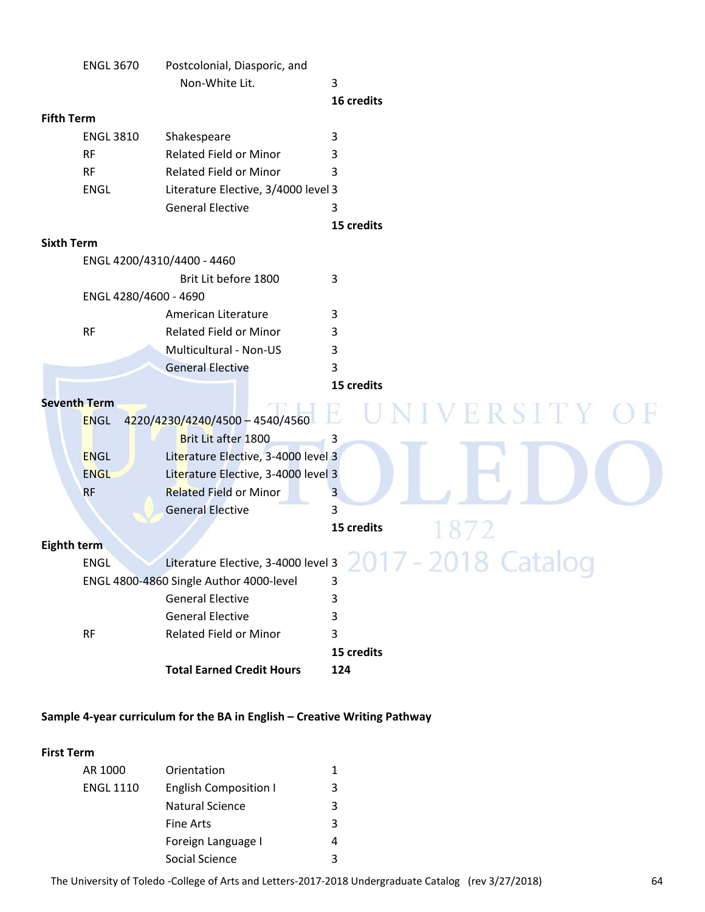| | | |
|---|---|---|
| ENGL 3670 | Postcolonial, Diasporic, and Non-White Lit. | 3 |
| | | **16 credits** |

**Fifth Term**

| | | |
|---|---|---|
| ENGL 3810 | Shakespeare | 3 |
| RF | Related Field or Minor | 3 |
| RF | Related Field or Minor | 3 |
| ENGL | Literature Elective, 3/4000 level | 3 |
| | General Elective | 3 |
| | | **15 credits** |

**Sixth Term**

| | | |
|---|---|---|
| ENGL 4200/4310/4400 - 4460 | Brit Lit before 1800 | 3 |
| ENGL 4280/4600 - 4690 | American Literature | 3 |
| RF | Related Field or Minor | 3 |
| | Multicultural - Non-US | 3 |
| | General Elective | 3 |
| | | **15 credits** |

**Seventh Term**

| | | |
|---|---|---|
| ENGL 4220/4230/4240/4500 – 4540/4560 | Brit Lit after 1800 | 3 |
| ENGL | Literature Elective, 3-4000 level | 3 |
| ENGL | Literature Elective, 3-4000 level | 3 |
| RF | Related Field or Minor | 3 |
| | General Elective | 3 |
| | | **15 credits** |

**Eighth term**

| | | |
|---|---|---|
| ENGL | Literature Elective, 3-4000 level | 3 |
| ENGL 4800-4860 | Single Author 4000-level | 3 |
| | General Elective | 3 |
| | General Elective | 3 |
| RF | Related Field or Minor | 3 |
| | | **15 credits** |
| | **Total Earned Credit Hours** | **124** |

**Sample 4-year curriculum for the BA in English – Creative Writing Pathway**

**First Term**

| | | |
|---|---|---|
| AR 1000 | Orientation | 1 |
| ENGL 1110 | English Composition I | 3 |
| | Natural Science | 3 |
| | Fine Arts | 3 |
| | Foreign Language I | 4 |
| | Social Science | 3 |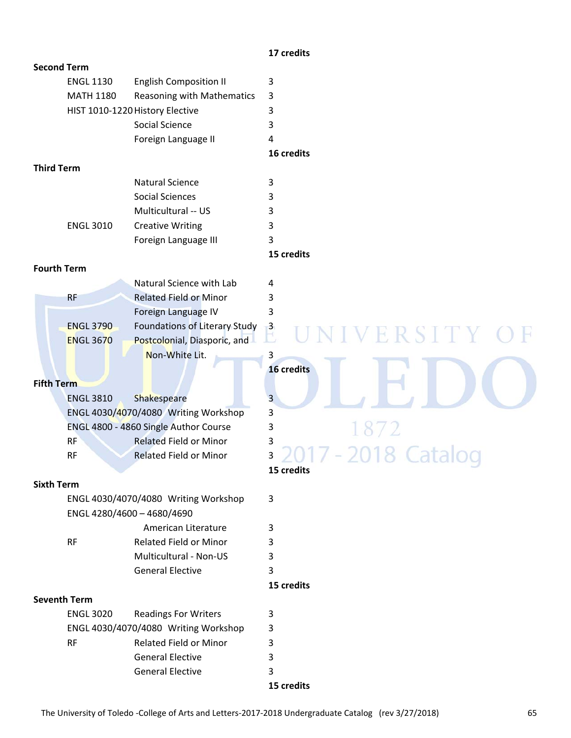**17 credits**

**Second Term**

| Course | Title | Credits |
|---|---|---|
| ENGL 1130 | English Composition II | 3 |
| MATH 1180 | Reasoning with Mathematics | 3 |
| HIST 1010-1220 | History Elective | 3 |
| | Social Science | 3 |
| | Foreign Language II | 4 |
| | | **16 credits** |

**Third Term**

| Course | Title | Credits |
|---|---|---|
| | Natural Science | 3 |
| | Social Sciences | 3 |
| | Multicultural -- US | 3 |
| ENGL 3010 | Creative Writing | 3 |
| | Foreign Language III | 3 |
| | | **15 credits** |

**Fourth Term**

| Course | Title | Credits |
|---|---|---|
| | Natural Science with Lab | 4 |
| RF | Related Field or Minor | 3 |
| | Foreign Language IV | 3 |
| ENGL 3790 | Foundations of Literary Study | 3 |
| ENGL 3670 | Postcolonial, Diasporic, and Non-White Lit. | 3 |
| | | **16 credits** |

**Fifth Term**

| Course | Title | Credits |
|---|---|---|
| ENGL 3810 | Shakespeare | 3 |
| ENGL 4030/4070/4080 | Writing Workshop | 3 |
| ENGL 4800 - 4860 | Single Author Course | 3 |
| RF | Related Field or Minor | 3 |
| RF | Related Field or Minor | 3 |
| | | **15 credits** |

**Sixth Term**

| Course | Title | Credits |
|---|---|---|
| ENGL 4030/4070/4080 | Writing Workshop | 3 |
| ENGL 4280/4600 – 4680/4690 | American Literature | 3 |
| RF | Related Field or Minor | 3 |
| | Multicultural - Non-US | 3 |
| | General Elective | 3 |
| | | **15 credits** |

**Seventh Term**

| Course | Title | Credits |
|---|---|---|
| ENGL 3020 | Readings For Writers | 3 |
| ENGL 4030/4070/4080 | Writing Workshop | 3 |
| RF | Related Field or Minor | 3 |
| | General Elective | 3 |
| | General Elective | 3 |
| | | **15 credits** |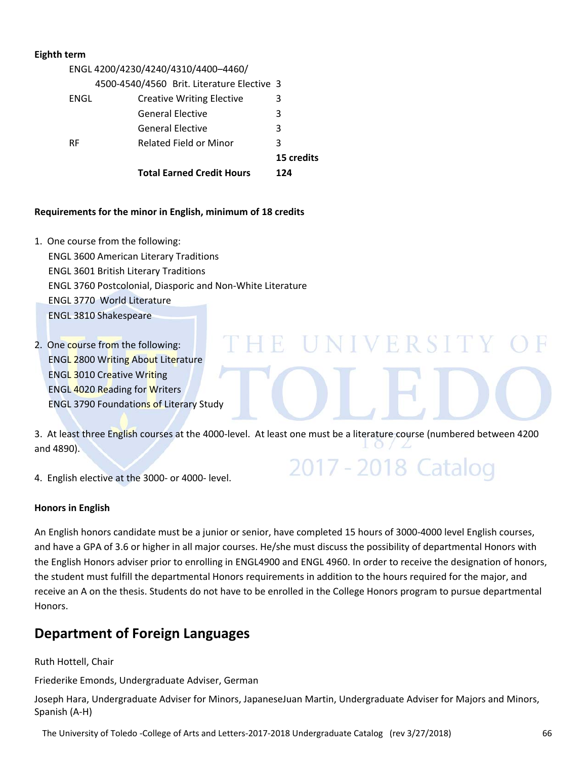**Eighth term**

| | | |
|---|---|---|
| ENGL 4200/4230/4240/4310/4400–4460/ 4500-4540/4560 | Brit. Literature Elective | 3 |
| ENGL | Creative Writing Elective | 3 |
| | General Elective | 3 |
| | General Elective | 3 |
| RF | Related Field or Minor | 3 |
| | | **15 credits** |
| | **Total Earned Credit Hours** | **124** |

**Requirements for the minor in English, minimum of 18 credits**

1. One course from the following:
   ENGL 3600 American Literary Traditions
   ENGL 3601 British Literary Traditions
   ENGL 3760 Postcolonial, Diasporic and Non-White Literature
   ENGL 3770 World Literature
   ENGL 3810 Shakespeare

2. One course from the following:
   ENGL 2800 Writing About Literature
   ENGL 3010 Creative Writing
   ENGL 4020 Reading for Writers
   ENGL 3790 Foundations of Literary Study

3. At least three English courses at the 4000-level. At least one must be a literature course (numbered between 4200 and 4890).

4. English elective at the 3000- or 4000- level.

**Honors in English**

An English honors candidate must be a junior or senior, have completed 15 hours of 3000-4000 level English courses, and have a GPA of 3.6 or higher in all major courses. He/she must discuss the possibility of departmental Honors with the English Honors adviser prior to enrolling in ENGL4900 and ENGL 4960. In order to receive the designation of honors, the student must fulfill the departmental Honors requirements in addition to the hours required for the major, and receive an A on the thesis. Students do not have to be enrolled in the College Honors program to pursue departmental Honors.

## Department of Foreign Languages

Ruth Hottell, Chair

Friederike Emonds, Undergraduate Adviser, German

Joseph Hara, Undergraduate Adviser for Minors, JapaneseJuan Martin, Undergraduate Adviser for Majors and Minors, Spanish (A-H)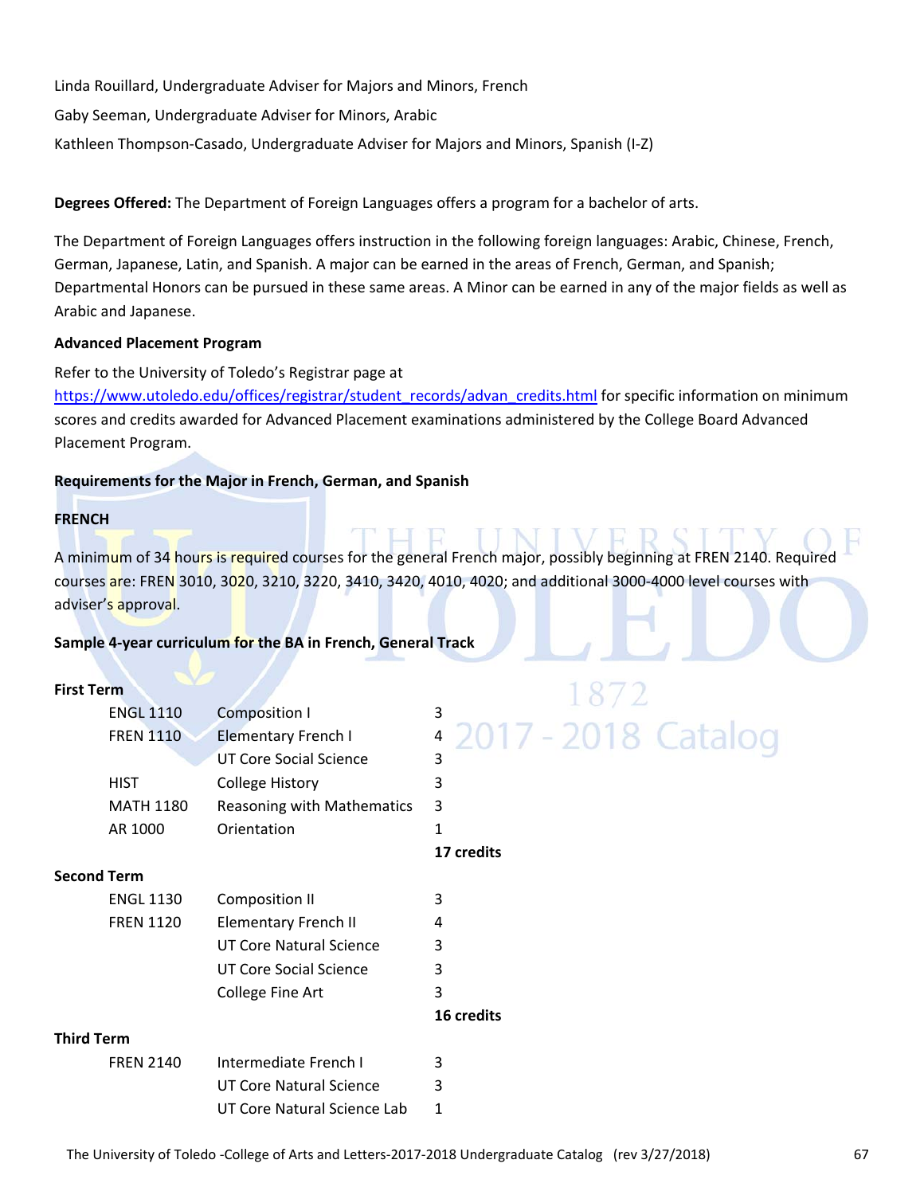Linda Rouillard, Undergraduate Adviser for Majors and Minors, French

Gaby Seeman, Undergraduate Adviser for Minors, Arabic

Kathleen Thompson-Casado, Undergraduate Adviser for Majors and Minors, Spanish (I-Z)

**Degrees Offered:** The Department of Foreign Languages offers a program for a bachelor of arts.

The Department of Foreign Languages offers instruction in the following foreign languages: Arabic, Chinese, French, German, Japanese, Latin, and Spanish. A major can be earned in the areas of French, German, and Spanish; Departmental Honors can be pursued in these same areas. A Minor can be earned in any of the major fields as well as Arabic and Japanese.

**Advanced Placement Program**

Refer to the University of Toledo's Registrar page at https://www.utoledo.edu/offices/registrar/student_records/advan_credits.html for specific information on minimum scores and credits awarded for Advanced Placement examinations administered by the College Board Advanced Placement Program.

**Requirements for the Major in French, German, and Spanish**

**FRENCH**

A minimum of 34 hours is required courses for the general French major, possibly beginning at FREN 2140. Required courses are: FREN 3010, 3020, 3210, 3220, 3410, 3420, 4010, 4020; and additional 3000-4000 level courses with adviser's approval.

**Sample 4-year curriculum for the BA in French, General Track**

**First Term**

| Course | Title | Credits |
|---|---|---|
| ENGL 1110 | Composition I | 3 |
| FREN 1110 | Elementary French I | 4 |
| | UT Core Social Science | 3 |
| HIST | College History | 3 |
| MATH 1180 | Reasoning with Mathematics | 3 |
| AR 1000 | Orientation | 1 |
| | | **17 credits** |

**Second Term**

| Course | Title | Credits |
|---|---|---|
| ENGL 1130 | Composition II | 3 |
| FREN 1120 | Elementary French II | 4 |
| | UT Core Natural Science | 3 |
| | UT Core Social Science | 3 |
| | College Fine Art | 3 |
| | | **16 credits** |

**Third Term**

| Course | Title | Credits |
|---|---|---|
| FREN 2140 | Intermediate French I | 3 |
| | UT Core Natural Science | 3 |
| | UT Core Natural Science Lab | 1 |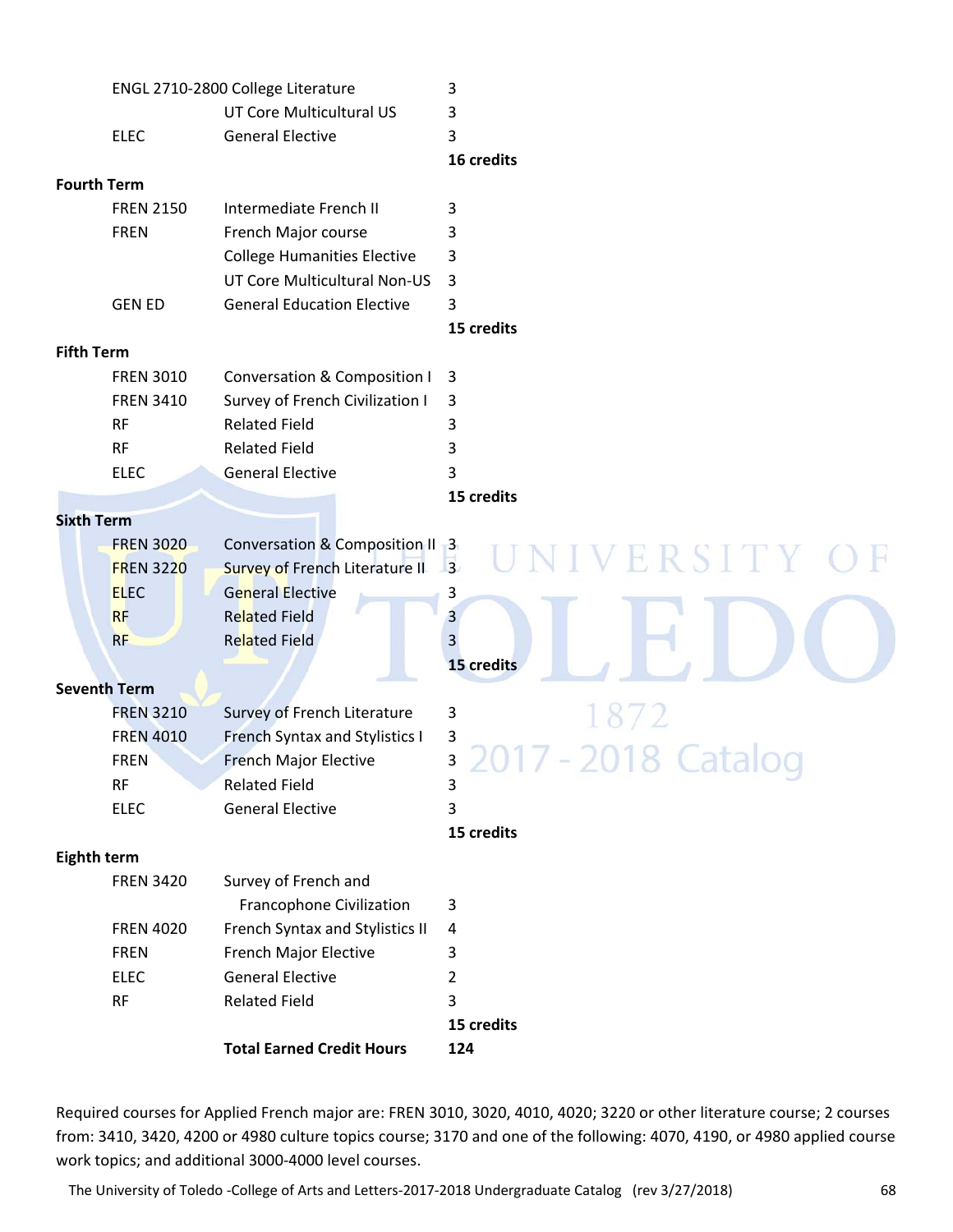| | | |
|---|---|---|
| ENGL 2710-2800 College Literature | | 3 |
| | UT Core Multicultural US | 3 |
| ELEC | General Elective | 3 |
| | | **16 credits** |

**Fourth Term**

| | | |
|---|---|---|
| FREN 2150 | Intermediate French II | 3 |
| FREN | French Major course | 3 |
| | College Humanities Elective | 3 |
| | UT Core Multicultural Non-US | 3 |
| GEN ED | General Education Elective | 3 |
| | | **15 credits** |

**Fifth Term**

| | | |
|---|---|---|
| FREN 3010 | Conversation & Composition I | 3 |
| FREN 3410 | Survey of French Civilization I | 3 |
| RF | Related Field | 3 |
| RF | Related Field | 3 |
| ELEC | General Elective | 3 |
| | | **15 credits** |

**Sixth Term**

| | | |
|---|---|---|
| FREN 3020 | Conversation & Composition II | 3 |
| FREN 3220 | Survey of French Literature II | 3 |
| ELEC | General Elective | 3 |
| RF | Related Field | 3 |
| RF | Related Field | 3 |
| | | **15 credits** |

**Seventh Term**

| | | |
|---|---|---|
| FREN 3210 | Survey of French Literature | 3 |
| FREN 4010 | French Syntax and Stylistics I | 3 |
| FREN | French Major Elective | 3 |
| RF | Related Field | 3 |
| ELEC | General Elective | 3 |
| | | **15 credits** |

**Eighth term**

| | | |
|---|---|---|
| FREN 3420 | Survey of French and Francophone Civilization | 3 |
| FREN 4020 | French Syntax and Stylistics II | 4 |
| FREN | French Major Elective | 3 |
| ELEC | General Elective | 2 |
| RF | Related Field | 3 |
| | | **15 credits** |
| | **Total Earned Credit Hours** | **124** |

Required courses for Applied French major are: FREN 3010, 3020, 4010, 4020; 3220 or other literature course; 2 courses from: 3410, 3420, 4200 or 4980 culture topics course; 3170 and one of the following: 4070, 4190, or 4980 applied course work topics; and additional 3000-4000 level courses.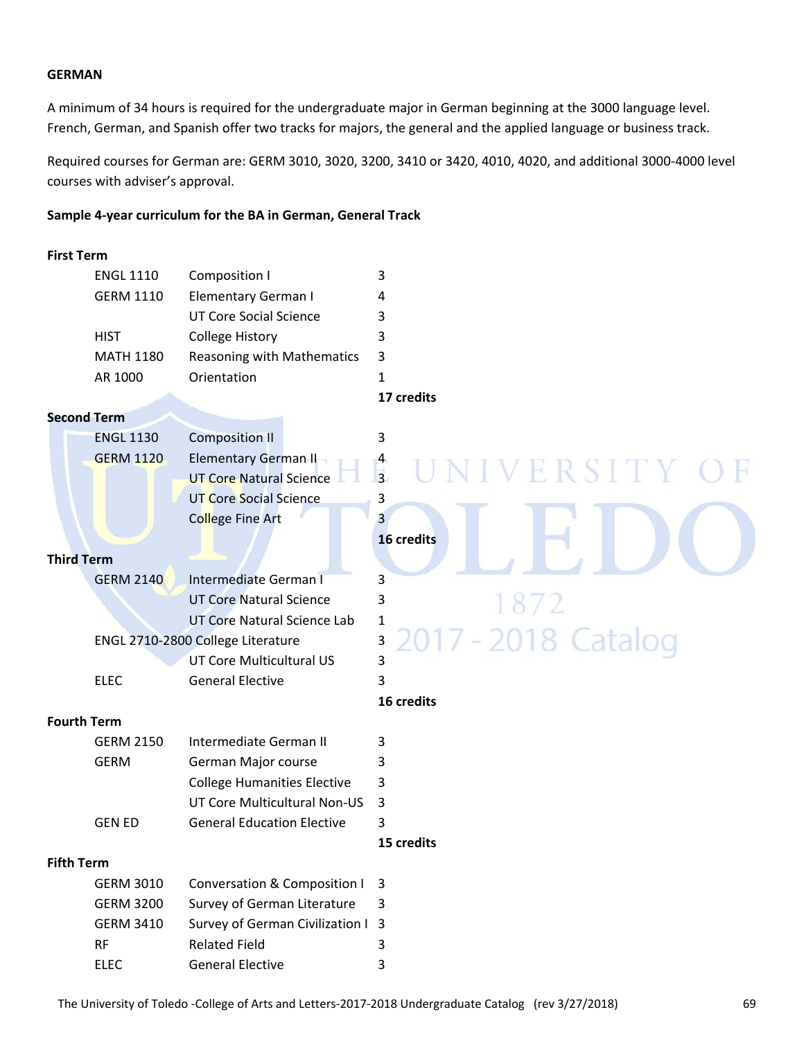**GERMAN**

A minimum of 34 hours is required for the undergraduate major in German beginning at the 3000 language level. French, German, and Spanish offer two tracks for majors, the general and the applied language or business track.

Required courses for German are: GERM 3010, 3020, 3200, 3410 or 3420, 4010, 4020, and additional 3000-4000 level courses with adviser's approval.

**Sample 4-year curriculum for the BA in German, General Track**

**First Term**

| | | |
|---|---|---|
| ENGL 1110 | Composition I | 3 |
| GERM 1110 | Elementary German I | 4 |
| | UT Core Social Science | 3 |
| HIST | College History | 3 |
| MATH 1180 | Reasoning with Mathematics | 3 |
| AR 1000 | Orientation | 1 |
| | | **17 credits** |

**Second Term**

| | | |
|---|---|---|
| ENGL 1130 | Composition II | 3 |
| GERM 1120 | Elementary German II | 4 |
| | UT Core Natural Science | 3 |
| | UT Core Social Science | 3 |
| | College Fine Art | 3 |
| | | **16 credits** |

**Third Term**

| | | |
|---|---|---|
| GERM 2140 | Intermediate German I | 3 |
| | UT Core Natural Science | 3 |
| | UT Core Natural Science Lab | 1 |
| ENGL 2710-2800 | College Literature | 3 |
| | UT Core Multicultural US | 3 |
| ELEC | General Elective | 3 |
| | | **16 credits** |

**Fourth Term**

| | | |
|---|---|---|
| GERM 2150 | Intermediate German II | 3 |
| GERM | German Major course | 3 |
| | College Humanities Elective | 3 |
| | UT Core Multicultural Non-US | 3 |
| GEN ED | General Education Elective | 3 |
| | | **15 credits** |

**Fifth Term**

| | | |
|---|---|---|
| GERM 3010 | Conversation & Composition I | 3 |
| GERM 3200 | Survey of German Literature | 3 |
| GERM 3410 | Survey of German Civilization I | 3 |
| RF | Related Field | 3 |
| ELEC | General Elective | 3 |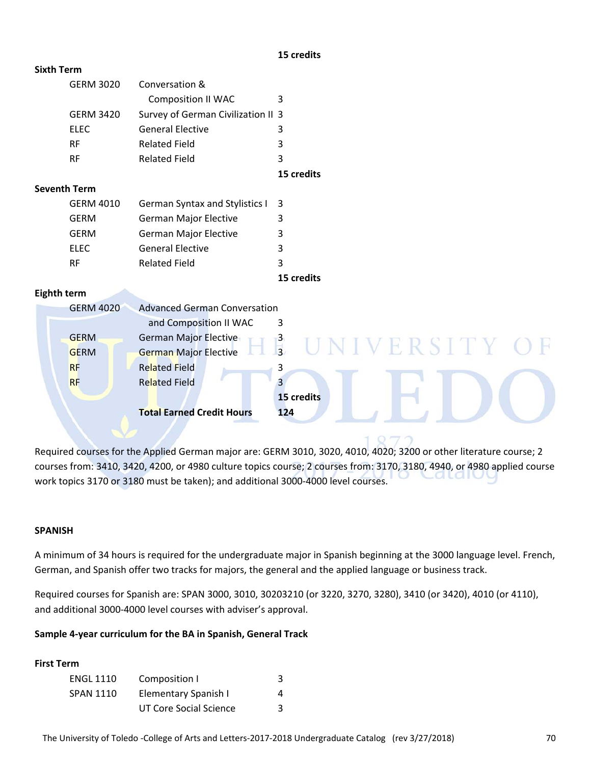**15 credits**

**Sixth Term**

| | | |
|---|---|---|
| GERM 3020 | Conversation & Composition II WAC | 3 |
| GERM 3420 | Survey of German Civilization II | 3 |
| ELEC | General Elective | 3 |
| RF | Related Field | 3 |
| RF | Related Field | 3 |
| | | **15 credits** |

**Seventh Term**

| | | |
|---|---|---|
| GERM 4010 | German Syntax and Stylistics I | 3 |
| GERM | German Major Elective | 3 |
| GERM | German Major Elective | 3 |
| ELEC | General Elective | 3 |
| RF | Related Field | 3 |
| | | **15 credits** |

**Eighth term**

| | | |
|---|---|---|
| GERM 4020 | Advanced German Conversation and Composition II WAC | 3 |
| GERM | German Major Elective | 3 |
| GERM | German Major Elective | 3 |
| RF | Related Field | 3 |
| RF | Related Field | 3 |
| | | **15 credits** |
| | **Total Earned Credit Hours** | **124** |

Required courses for the Applied German major are: GERM 3010, 3020, 4010, 4020; 3200 or other literature course; 2 courses from: 3410, 3420, 4200, or 4980 culture topics course; 2 courses from: 3170, 3180, 4940, or 4980 applied course work topics 3170 or 3180 must be taken); and additional 3000-4000 level courses.

**SPANISH**

A minimum of 34 hours is required for the undergraduate major in Spanish beginning at the 3000 language level. French, German, and Spanish offer two tracks for majors, the general and the applied language or business track.

Required courses for Spanish are: SPAN 3000, 3010, 30203210 (or 3220, 3270, 3280), 3410 (or 3420), 4010 (or 4110), and additional 3000-4000 level courses with adviser's approval.

**Sample 4-year curriculum for the BA in Spanish, General Track**

**First Term**

| | | |
|---|---|---|
| ENGL 1110 | Composition I | 3 |
| SPAN 1110 | Elementary Spanish I | 4 |
| | UT Core Social Science | 3 |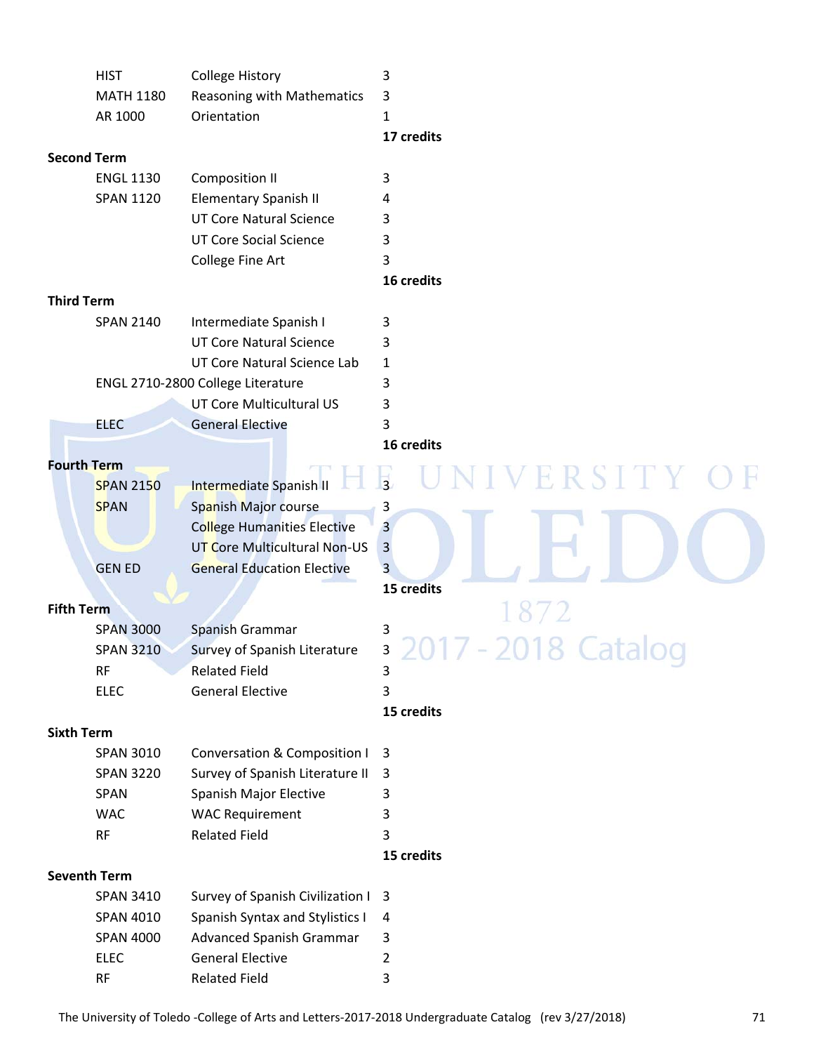| | | |
|---|---|---|
| HIST | College History | 3 |
| MATH 1180 | Reasoning with Mathematics | 3 |
| AR 1000 | Orientation | 1 |
| | | **17 credits** |

**Second Term**

| | | |
|---|---|---|
| ENGL 1130 | Composition II | 3 |
| SPAN 1120 | Elementary Spanish II | 4 |
| | UT Core Natural Science | 3 |
| | UT Core Social Science | 3 |
| | College Fine Art | 3 |
| | | **16 credits** |

**Third Term**

| | | |
|---|---|---|
| SPAN 2140 | Intermediate Spanish I | 3 |
| | UT Core Natural Science | 3 |
| | UT Core Natural Science Lab | 1 |
| ENGL 2710-2800 | College Literature | 3 |
| | UT Core Multicultural US | 3 |
| ELEC | General Elective | 3 |
| | | **16 credits** |

**Fourth Term**

| | | |
|---|---|---|
| SPAN 2150 | Intermediate Spanish II | 3 |
| SPAN | Spanish Major course | 3 |
| | College Humanities Elective | 3 |
| | UT Core Multicultural Non-US | 3 |
| GEN ED | General Education Elective | 3 |
| | | **15 credits** |

**Fifth Term**

| | | |
|---|---|---|
| SPAN 3000 | Spanish Grammar | 3 |
| SPAN 3210 | Survey of Spanish Literature | 3 |
| RF | Related Field | 3 |
| ELEC | General Elective | 3 |
| | | **15 credits** |

**Sixth Term**

| | | |
|---|---|---|
| SPAN 3010 | Conversation & Composition I | 3 |
| SPAN 3220 | Survey of Spanish Literature II | 3 |
| SPAN | Spanish Major Elective | 3 |
| WAC | WAC Requirement | 3 |
| RF | Related Field | 3 |
| | | **15 credits** |

**Seventh Term**

| | | |
|---|---|---|
| SPAN 3410 | Survey of Spanish Civilization I | 3 |
| SPAN 4010 | Spanish Syntax and Stylistics I | 4 |
| SPAN 4000 | Advanced Spanish Grammar | 3 |
| ELEC | General Elective | 2 |
| RF | Related Field | 3 |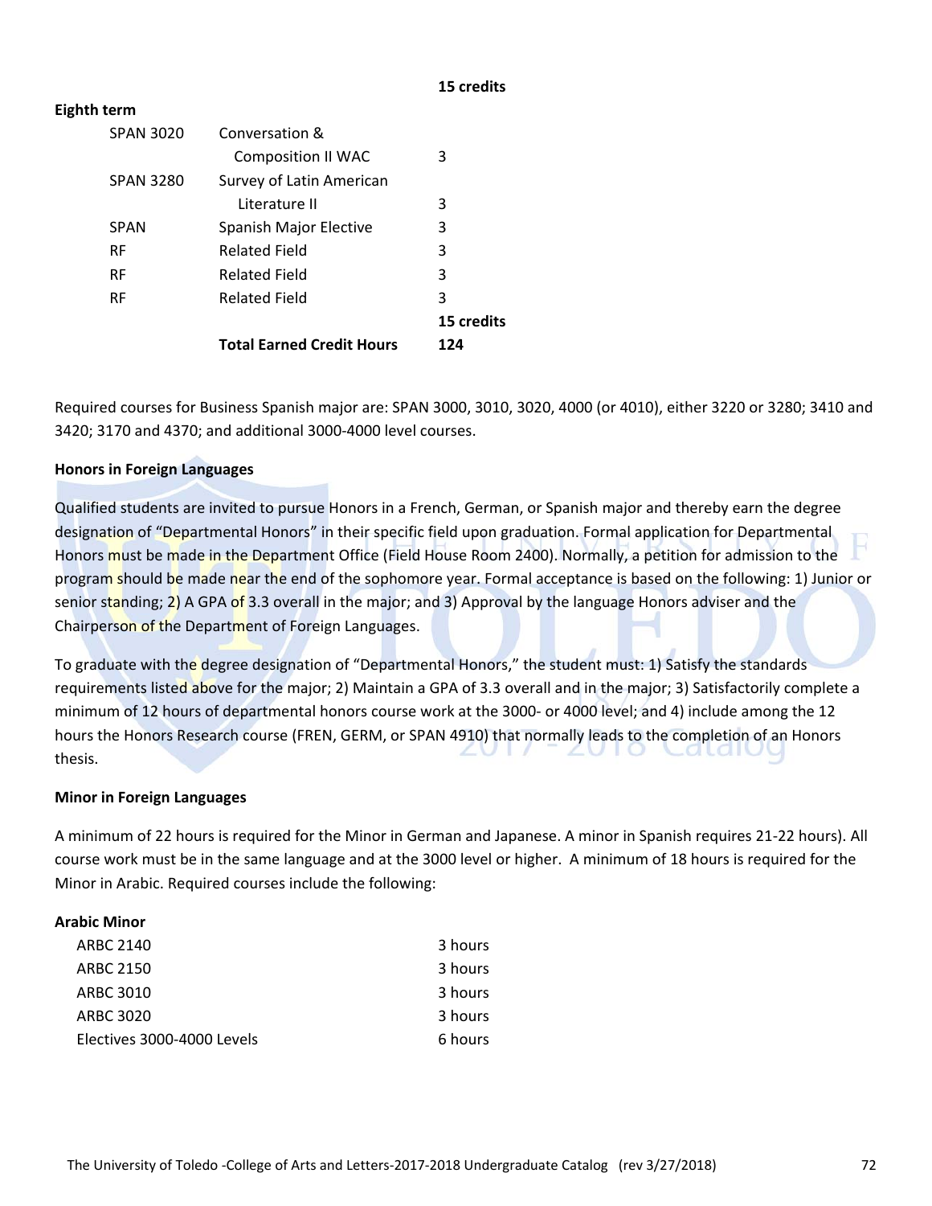**15 credits**

**Eighth term**

| | | |
|---|---|---|
| SPAN 3020 | Conversation & Composition II WAC | 3 |
| SPAN 3280 | Survey of Latin American Literature II | 3 |
| SPAN | Spanish Major Elective | 3 |
| RF | Related Field | 3 |
| RF | Related Field | 3 |
| RF | Related Field | 3 |
| | | **15 credits** |
| | **Total Earned Credit Hours** | **124** |

Required courses for Business Spanish major are: SPAN 3000, 3010, 3020, 4000 (or 4010), either 3220 or 3280; 3410 and 3420; 3170 and 4370; and additional 3000-4000 level courses.

**Honors in Foreign Languages**

Qualified students are invited to pursue Honors in a French, German, or Spanish major and thereby earn the degree designation of "Departmental Honors" in their specific field upon graduation. Formal application for Departmental Honors must be made in the Department Office (Field House Room 2400). Normally, a petition for admission to the program should be made near the end of the sophomore year. Formal acceptance is based on the following: 1) Junior or senior standing; 2) A GPA of 3.3 overall in the major; and 3) Approval by the language Honors adviser and the Chairperson of the Department of Foreign Languages.

To graduate with the degree designation of "Departmental Honors," the student must: 1) Satisfy the standards requirements listed above for the major; 2) Maintain a GPA of 3.3 overall and in the major; 3) Satisfactorily complete a minimum of 12 hours of departmental honors course work at the 3000- or 4000 level; and 4) include among the 12 hours the Honors Research course (FREN, GERM, or SPAN 4910) that normally leads to the completion of an Honors thesis.

**Minor in Foreign Languages**

A minimum of 22 hours is required for the Minor in German and Japanese. A minor in Spanish requires 21-22 hours). All course work must be in the same language and at the 3000 level or higher. A minimum of 18 hours is required for the Minor in Arabic. Required courses include the following:

**Arabic Minor**

| | |
|---|---|
| ARBC 2140 | 3 hours |
| ARBC 2150 | 3 hours |
| ARBC 3010 | 3 hours |
| ARBC 3020 | 3 hours |
| Electives 3000-4000 Levels | 6 hours |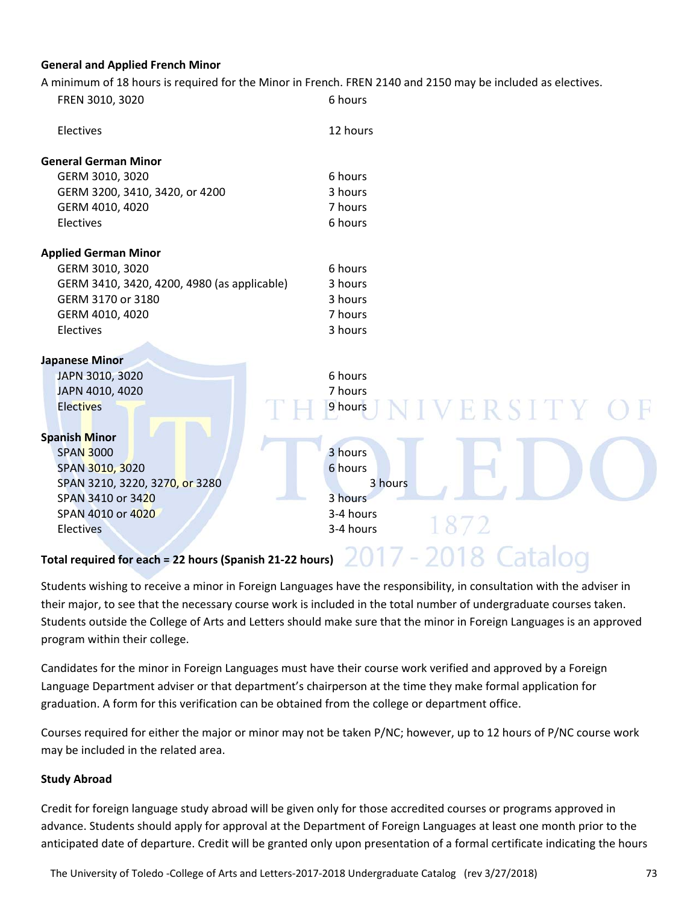**General and Applied French Minor**

A minimum of 18 hours is required for the Minor in French. FREN 2140 and 2150 may be included as electives.

| | |
|---|---|
| FREN 3010, 3020 | 6 hours |
| Electives | 12 hours |

**General German Minor**

| | |
|---|---|
| GERM 3010, 3020 | 6 hours |
| GERM 3200, 3410, 3420, or 4200 | 3 hours |
| GERM 4010, 4020 | 7 hours |
| Electives | 6 hours |

**Applied German Minor**

| | |
|---|---|
| GERM 3010, 3020 | 6 hours |
| GERM 3410, 3420, 4200, 4980 (as applicable) | 3 hours |
| GERM 3170 or 3180 | 3 hours |
| GERM 4010, 4020 | 7 hours |
| Electives | 3 hours |

**Japanese Minor**

| | |
|---|---|
| JAPN 3010, 3020 | 6 hours |
| JAPN 4010, 4020 | 7 hours |
| Electives | 9 hours |

**Spanish Minor**

| | |
|---|---|
| SPAN 3000 | 3 hours |
| SPAN 3010, 3020 | 6 hours |
| SPAN 3210, 3220, 3270, or 3280 | 3 hours |
| SPAN 3410 or 3420 | 3 hours |
| SPAN 4010 or 4020 | 3-4 hours |
| Electives | 3-4 hours |

**Total required for each = 22 hours (Spanish 21-22 hours)**

Students wishing to receive a minor in Foreign Languages have the responsibility, in consultation with the adviser in their major, to see that the necessary course work is included in the total number of undergraduate courses taken. Students outside the College of Arts and Letters should make sure that the minor in Foreign Languages is an approved program within their college.

Candidates for the minor in Foreign Languages must have their course work verified and approved by a Foreign Language Department adviser or that department's chairperson at the time they make formal application for graduation. A form for this verification can be obtained from the college or department office.

Courses required for either the major or minor may not be taken P/NC; however, up to 12 hours of P/NC course work may be included in the related area.

**Study Abroad**

Credit for foreign language study abroad will be given only for those accredited courses or programs approved in advance. Students should apply for approval at the Department of Foreign Languages at least one month prior to the anticipated date of departure. Credit will be granted only upon presentation of a formal certificate indicating the hours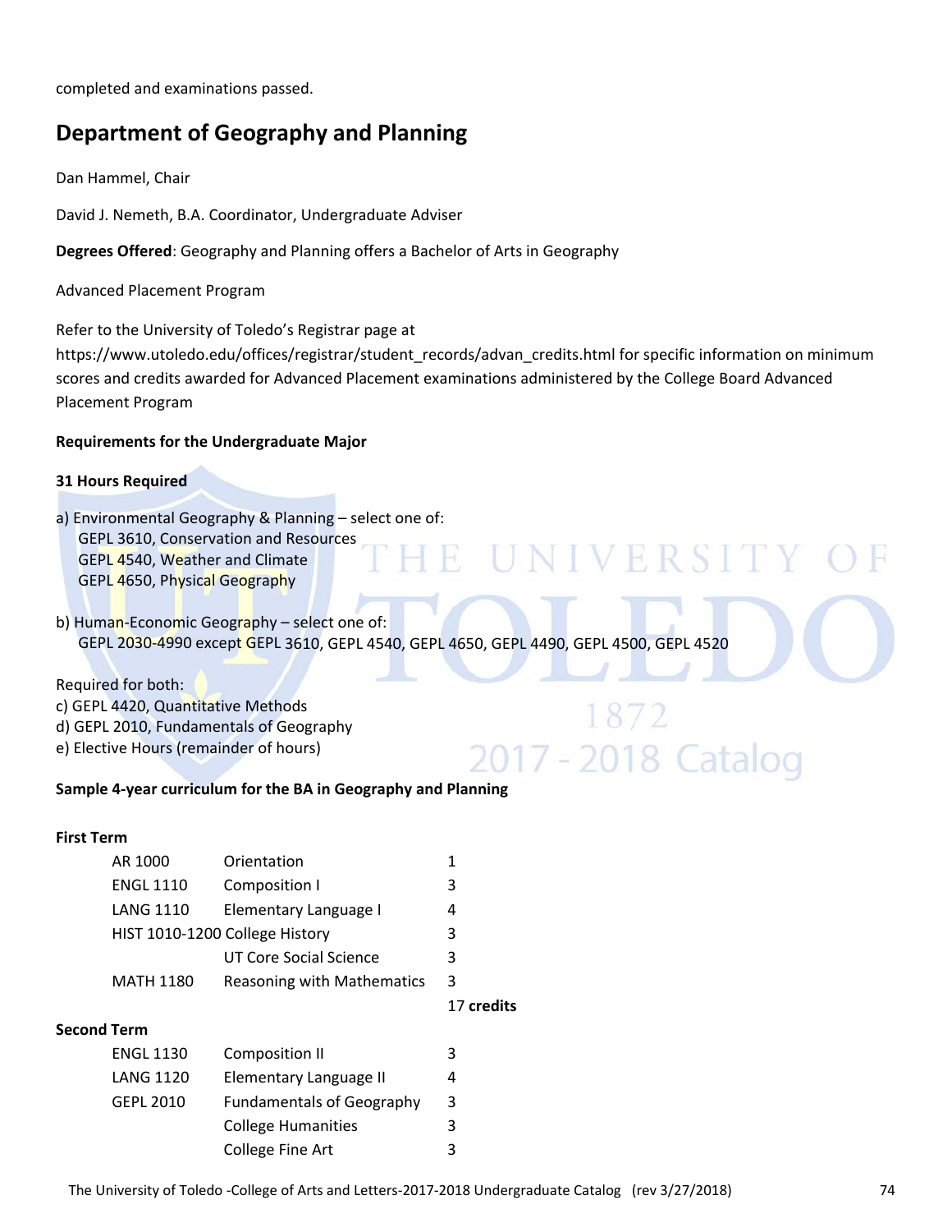completed and examinations passed.

## Department of Geography and Planning

Dan Hammel, Chair

David J. Nemeth, B.A. Coordinator, Undergraduate Adviser

**Degrees Offered**: Geography and Planning offers a Bachelor of Arts in Geography

Advanced Placement Program

Refer to the University of Toledo's Registrar page at https://www.utoledo.edu/offices/registrar/student_records/advan_credits.html for specific information on minimum scores and credits awarded for Advanced Placement examinations administered by the College Board Advanced Placement Program

**Requirements for the Undergraduate Major**

**31 Hours Required**

a) Environmental Geography & Planning – select one of:
GEPL 3610, Conservation and Resources
GEPL 4540, Weather and Climate
GEPL 4650, Physical Geography

b) Human-Economic Geography – select one of:
GEPL 2030-4990 except GEPL 3610, GEPL 4540, GEPL 4650, GEPL 4490, GEPL 4500, GEPL 4520

Required for both:
c) GEPL 4420, Quantitative Methods
d) GEPL 2010, Fundamentals of Geography
e) Elective Hours (remainder of hours)

**Sample 4-year curriculum for the BA in Geography and Planning**

**First Term**

| | | |
|---|---|---|
| AR 1000 | Orientation | 1 |
| ENGL 1110 | Composition I | 3 |
| LANG 1110 | Elementary Language I | 4 |
| HIST 1010-1200 | College History | 3 |
| | UT Core Social Science | 3 |
| MATH 1180 | Reasoning with Mathematics | 3 |
| | | 17 **credits** |

**Second Term**

| | | |
|---|---|---|
| ENGL 1130 | Composition II | 3 |
| LANG 1120 | Elementary Language II | 4 |
| GEPL 2010 | Fundamentals of Geography | 3 |
| | College Humanities | 3 |
| | College Fine Art | 3 |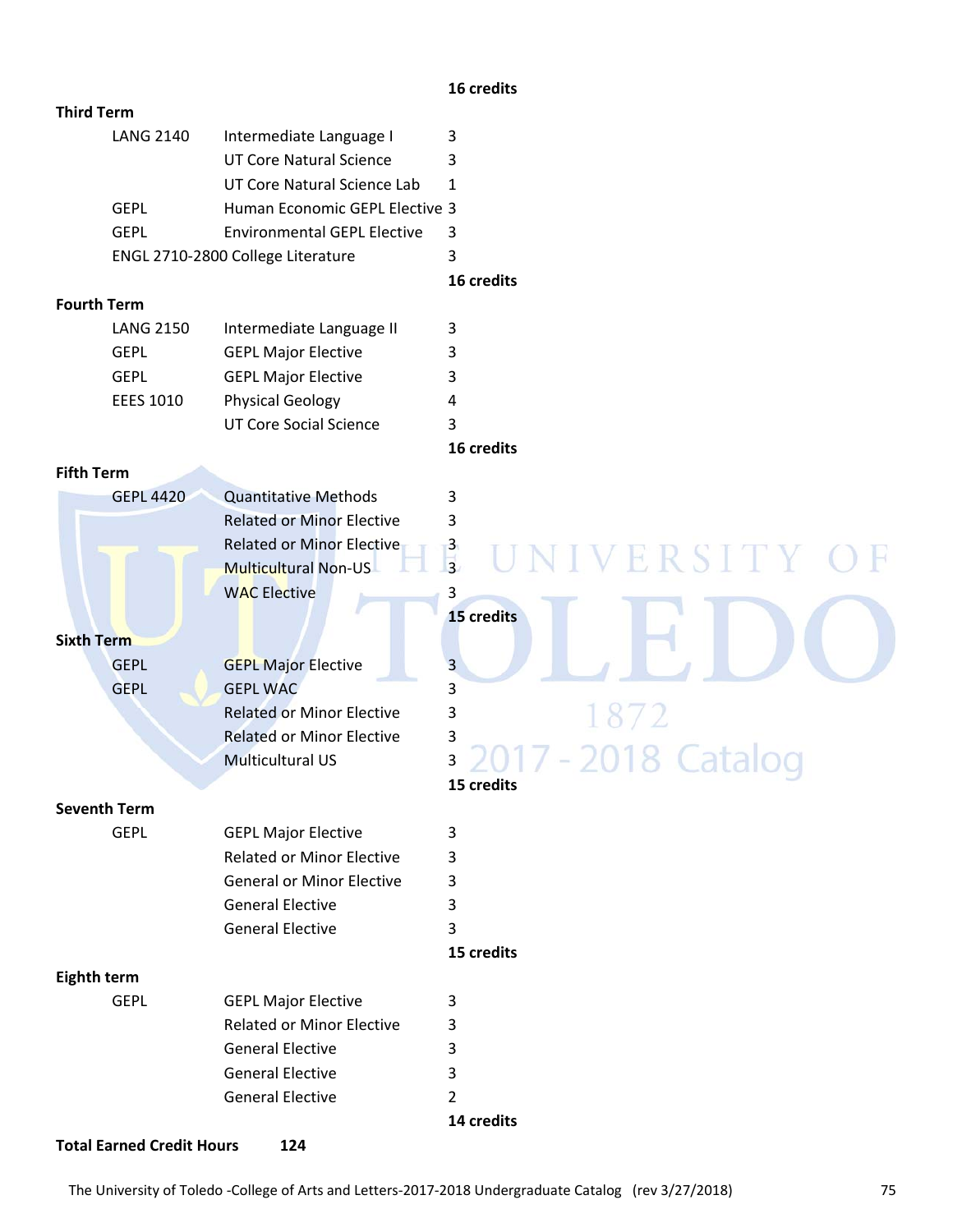**16 credits**

**Third Term**

| | | |
|---|---|---|
| LANG 2140 | Intermediate Language I | 3 |
| | UT Core Natural Science | 3 |
| | UT Core Natural Science Lab | 1 |
| GEPL | Human Economic GEPL Elective | 3 |
| GEPL | Environmental GEPL Elective | 3 |
| ENGL 2710-2800 | College Literature | 3 |
| | | **16 credits** |

**Fourth Term**

| | | |
|---|---|---|
| LANG 2150 | Intermediate Language II | 3 |
| GEPL | GEPL Major Elective | 3 |
| GEPL | GEPL Major Elective | 3 |
| EEES 1010 | Physical Geology | 4 |
| | UT Core Social Science | 3 |
| | | **16 credits** |

**Fifth Term**

| | | |
|---|---|---|
| GEPL 4420 | Quantitative Methods | 3 |
| | Related or Minor Elective | 3 |
| | Related or Minor Elective | 3 |
| | Multicultural Non-US | 3 |
| | WAC Elective | 3 |
| | | **15 credits** |

**Sixth Term**

| | | |
|---|---|---|
| GEPL | GEPL Major Elective | 3 |
| GEPL | GEPL WAC | 3 |
| | Related or Minor Elective | 3 |
| | Related or Minor Elective | 3 |
| | Multicultural US | 3 |
| | | **15 credits** |

**Seventh Term**

| | | |
|---|---|---|
| GEPL | GEPL Major Elective | 3 |
| | Related or Minor Elective | 3 |
| | General or Minor Elective | 3 |
| | General Elective | 3 |
| | General Elective | 3 |
| | | **15 credits** |

**Eighth term**

| | | |
|---|---|---|
| GEPL | GEPL Major Elective | 3 |
| | Related or Minor Elective | 3 |
| | General Elective | 3 |
| | General Elective | 3 |
| | General Elective | 2 |
| | | **14 credits** |

**Total Earned Credit Hours** **124**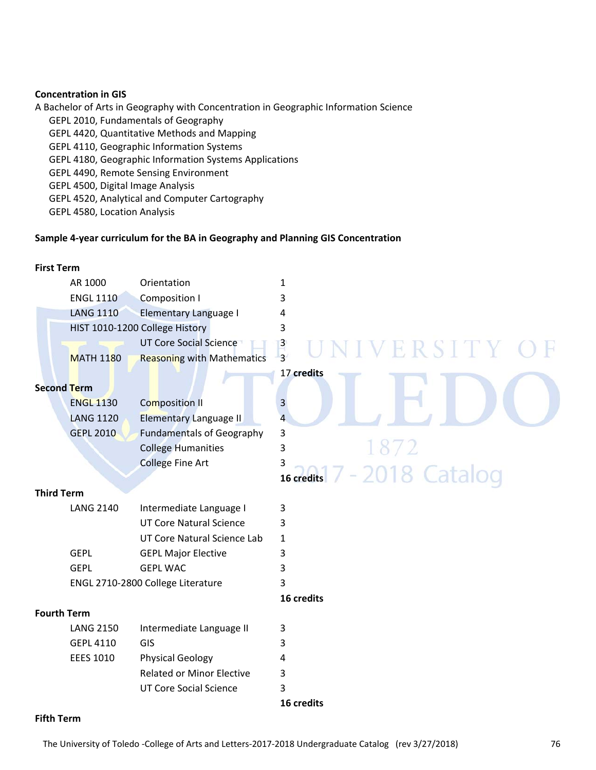**Concentration in GIS**

A Bachelor of Arts in Geography with Concentration in Geographic Information Science

- GEPL 2010, Fundamentals of Geography
- GEPL 4420, Quantitative Methods and Mapping
- GEPL 4110, Geographic Information Systems
- GEPL 4180, Geographic Information Systems Applications
- GEPL 4490, Remote Sensing Environment
- GEPL 4500, Digital Image Analysis
- GEPL 4520, Analytical and Computer Cartography
- GEPL 4580, Location Analysis

**Sample 4-year curriculum for the BA in Geography and Planning GIS Concentration**

**First Term**

| | | |
|---|---|---|
| AR 1000 | Orientation | 1 |
| ENGL 1110 | Composition I | 3 |
| LANG 1110 | Elementary Language I | 4 |
| HIST 1010-1200 | College History | 3 |
| | UT Core Social Science | 3 |
| MATH 1180 | Reasoning with Mathematics | 3 |
| | | 17 **credits** |

**Second Term**

| | | |
|---|---|---|
| ENGL 1130 | Composition II | 3 |
| LANG 1120 | Elementary Language II | 4 |
| GEPL 2010 | Fundamentals of Geography | 3 |
| | College Humanities | 3 |
| | College Fine Art | 3 |
| | | **16 credits** |

**Third Term**

| | | |
|---|---|---|
| LANG 2140 | Intermediate Language I | 3 |
| | UT Core Natural Science | 3 |
| | UT Core Natural Science Lab | 1 |
| GEPL | GEPL Major Elective | 3 |
| GEPL | GEPL WAC | 3 |
| ENGL 2710-2800 | College Literature | 3 |
| | | **16 credits** |

**Fourth Term**

| | | |
|---|---|---|
| LANG 2150 | Intermediate Language II | 3 |
| GEPL 4110 | GIS | 3 |
| EEES 1010 | Physical Geology | 4 |
| | Related or Minor Elective | 3 |
| | UT Core Social Science | 3 |
| | | **16 credits** |

**Fifth Term**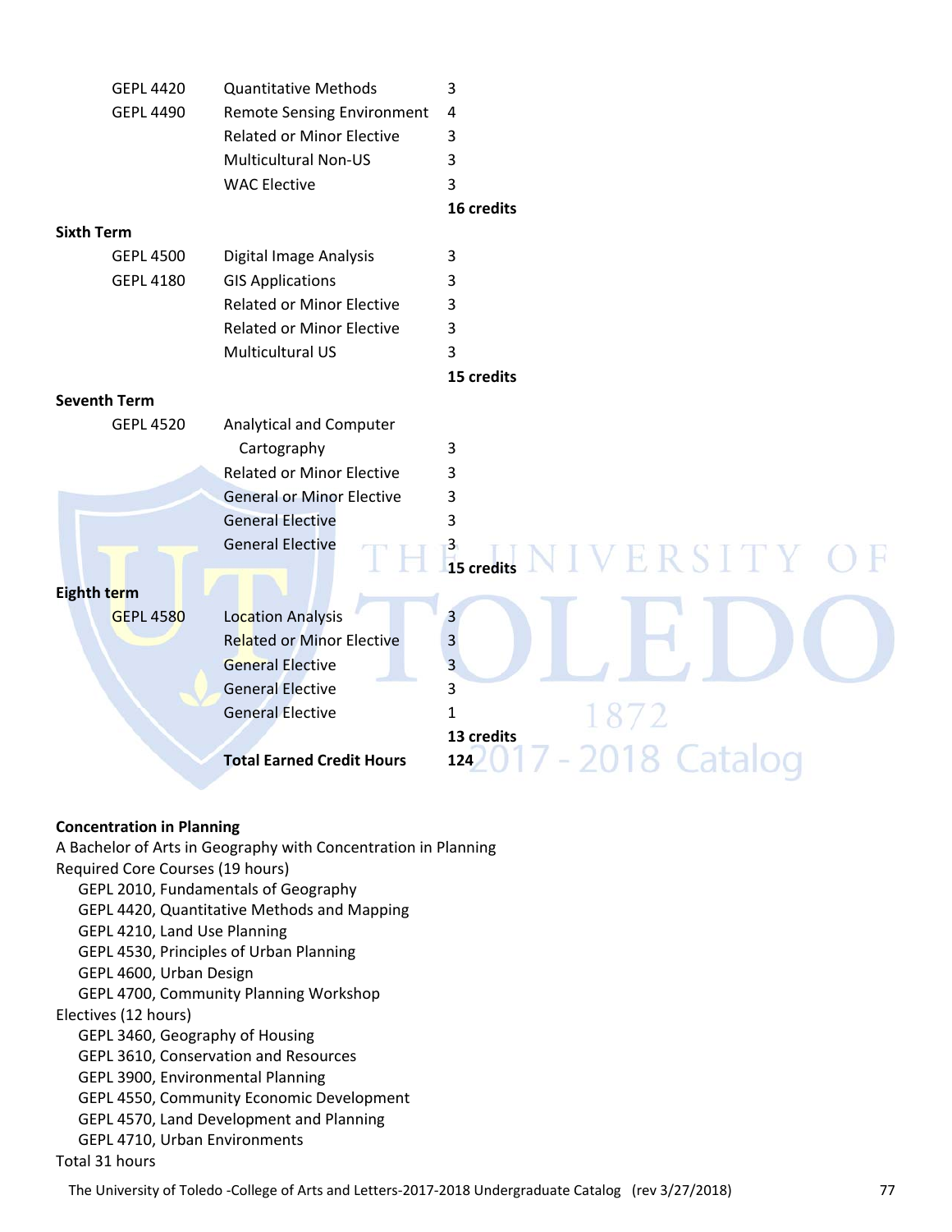| | | |
|---|---|---|
| GEPL 4420 | Quantitative Methods | 3 |
| GEPL 4490 | Remote Sensing Environment | 4 |
| | Related or Minor Elective | 3 |
| | Multicultural Non-US | 3 |
| | WAC Elective | 3 |
| | | **16 credits** |
| **Sixth Term** | | |
| GEPL 4500 | Digital Image Analysis | 3 |
| GEPL 4180 | GIS Applications | 3 |
| | Related or Minor Elective | 3 |
| | Related or Minor Elective | 3 |
| | Multicultural US | 3 |
| | | **15 credits** |
| **Seventh Term** | | |
| GEPL 4520 | Analytical and Computer Cartography | 3 |
| | Related or Minor Elective | 3 |
| | General or Minor Elective | 3 |
| | General Elective | 3 |
| | General Elective | 3 |
| | | **15 credits** |
| **Eighth term** | | |
| GEPL 4580 | Location Analysis | 3 |
| | Related or Minor Elective | 3 |
| | General Elective | 3 |
| | General Elective | 3 |
| | General Elective | 1 |
| | | **13 credits** |
| | **Total Earned Credit Hours** | **124** |

**Concentration in Planning**

A Bachelor of Arts in Geography with Concentration in Planning

Required Core Courses (19 hours)

- GEPL 2010, Fundamentals of Geography
- GEPL 4420, Quantitative Methods and Mapping
- GEPL 4210, Land Use Planning
- GEPL 4530, Principles of Urban Planning
- GEPL 4600, Urban Design
- GEPL 4700, Community Planning Workshop

Electives (12 hours)

- GEPL 3460, Geography of Housing
- GEPL 3610, Conservation and Resources
- GEPL 3900, Environmental Planning
- GEPL 4550, Community Economic Development
- GEPL 4570, Land Development and Planning
- GEPL 4710, Urban Environments

Total 31 hours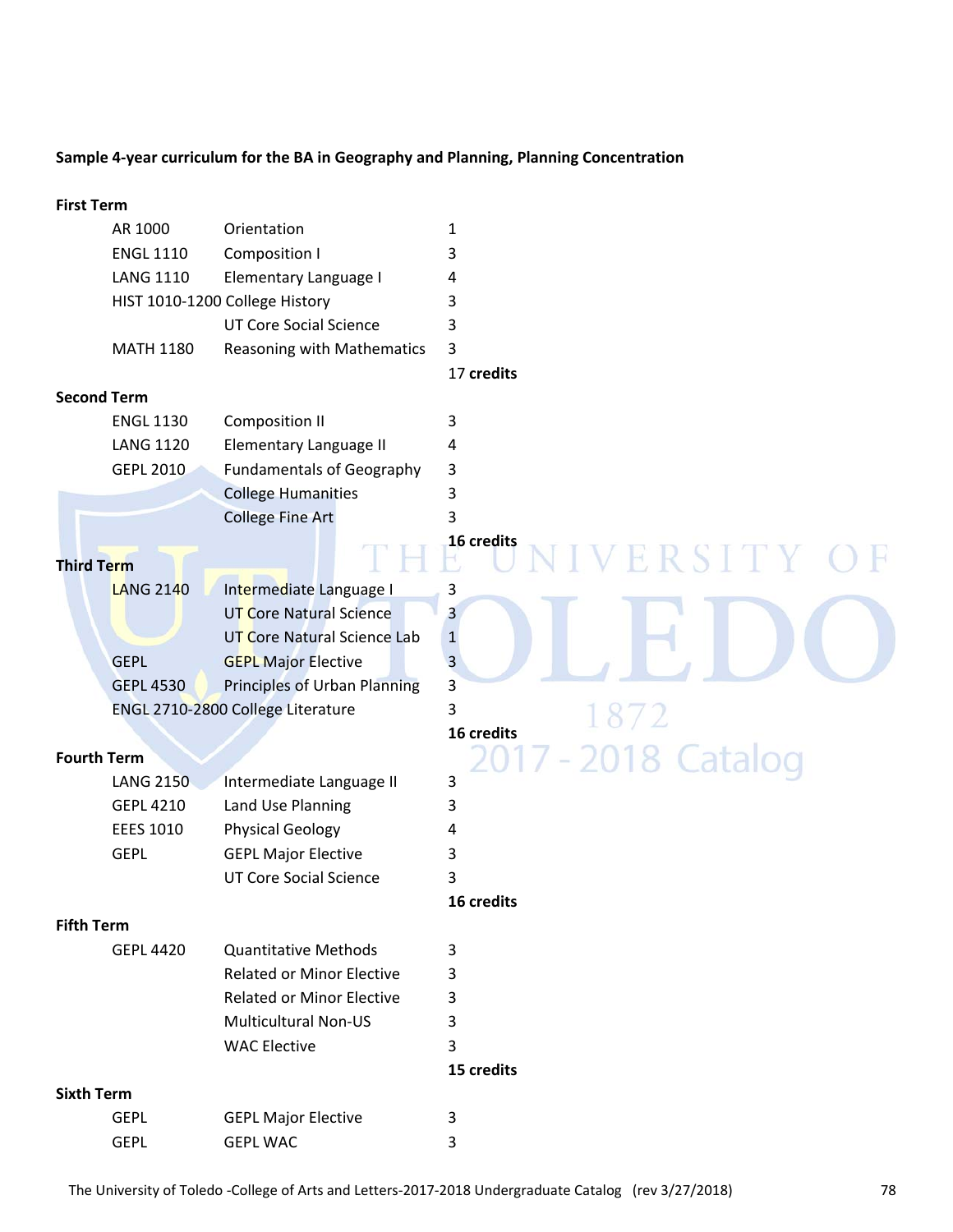**Sample 4-year curriculum for the BA in Geography and Planning, Planning Concentration**

**First Term**

| | | |
|---|---|---|
| AR 1000 | Orientation | 1 |
| ENGL 1110 | Composition I | 3 |
| LANG 1110 | Elementary Language I | 4 |
| HIST 1010-1200 | College History | 3 |
| | UT Core Social Science | 3 |
| MATH 1180 | Reasoning with Mathematics | 3 |
| | | 17 **credits** |

**Second Term**

| | | |
|---|---|---|
| ENGL 1130 | Composition II | 3 |
| LANG 1120 | Elementary Language II | 4 |
| GEPL 2010 | Fundamentals of Geography | 3 |
| | College Humanities | 3 |
| | College Fine Art | 3 |
| | | **16 credits** |

**Third Term**

| | | |
|---|---|---|
| LANG 2140 | Intermediate Language I | 3 |
| | UT Core Natural Science | 3 |
| | UT Core Natural Science Lab | 1 |
| GEPL | GEPL Major Elective | 3 |
| GEPL 4530 | Principles of Urban Planning | 3 |
| ENGL 2710-2800 | College Literature | 3 |
| | | **16 credits** |

**Fourth Term**

| | | |
|---|---|---|
| LANG 2150 | Intermediate Language II | 3 |
| GEPL 4210 | Land Use Planning | 3 |
| EEES 1010 | Physical Geology | 4 |
| GEPL | GEPL Major Elective | 3 |
| | UT Core Social Science | 3 |
| | | **16 credits** |

**Fifth Term**

| | | |
|---|---|---|
| GEPL 4420 | Quantitative Methods | 3 |
| | Related or Minor Elective | 3 |
| | Related or Minor Elective | 3 |
| | Multicultural Non-US | 3 |
| | WAC Elective | 3 |
| | | **15 credits** |

**Sixth Term**

| | | |
|---|---|---|
| GEPL | GEPL Major Elective | 3 |
| GEPL | GEPL WAC | 3 |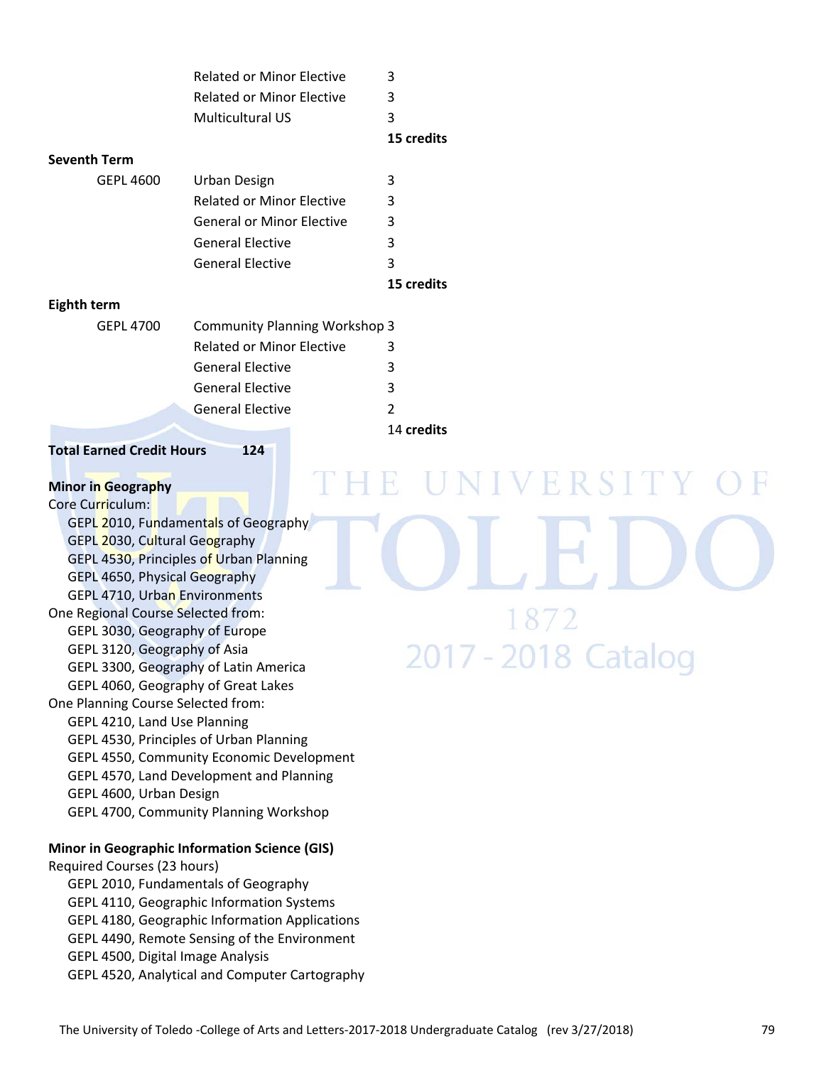| | | |
|---|---|---|
| | Related or Minor Elective | 3 |
| | Related or Minor Elective | 3 |
| | Multicultural US | 3 |
| | | **15 credits** |

**Seventh Term**

| | | |
|---|---|---|
| GEPL 4600 | Urban Design | 3 |
| | Related or Minor Elective | 3 |
| | General or Minor Elective | 3 |
| | General Elective | 3 |
| | General Elective | 3 |
| | | **15 credits** |

**Eighth term**

| | | |
|---|---|---|
| GEPL 4700 | Community Planning Workshop | 3 |
| | Related or Minor Elective | 3 |
| | General Elective | 3 |
| | General Elective | 3 |
| | General Elective | 2 |
| | | 14 **credits** |

**Total Earned Credit Hours 124**

**Minor in Geography**

Core Curriculum:
- GEPL 2010, Fundamentals of Geography
- GEPL 2030, Cultural Geography
- GEPL 4530, Principles of Urban Planning
- GEPL 4650, Physical Geography
- GEPL 4710, Urban Environments

One Regional Course Selected from:
- GEPL 3030, Geography of Europe
- GEPL 3120, Geography of Asia
- GEPL 3300, Geography of Latin America
- GEPL 4060, Geography of Great Lakes

One Planning Course Selected from:
- GEPL 4210, Land Use Planning
- GEPL 4530, Principles of Urban Planning
- GEPL 4550, Community Economic Development
- GEPL 4570, Land Development and Planning
- GEPL 4600, Urban Design
- GEPL 4700, Community Planning Workshop

**Minor in Geographic Information Science (GIS)**

Required Courses (23 hours)
- GEPL 2010, Fundamentals of Geography
- GEPL 4110, Geographic Information Systems
- GEPL 4180, Geographic Information Applications
- GEPL 4490, Remote Sensing of the Environment
- GEPL 4500, Digital Image Analysis
- GEPL 4520, Analytical and Computer Cartography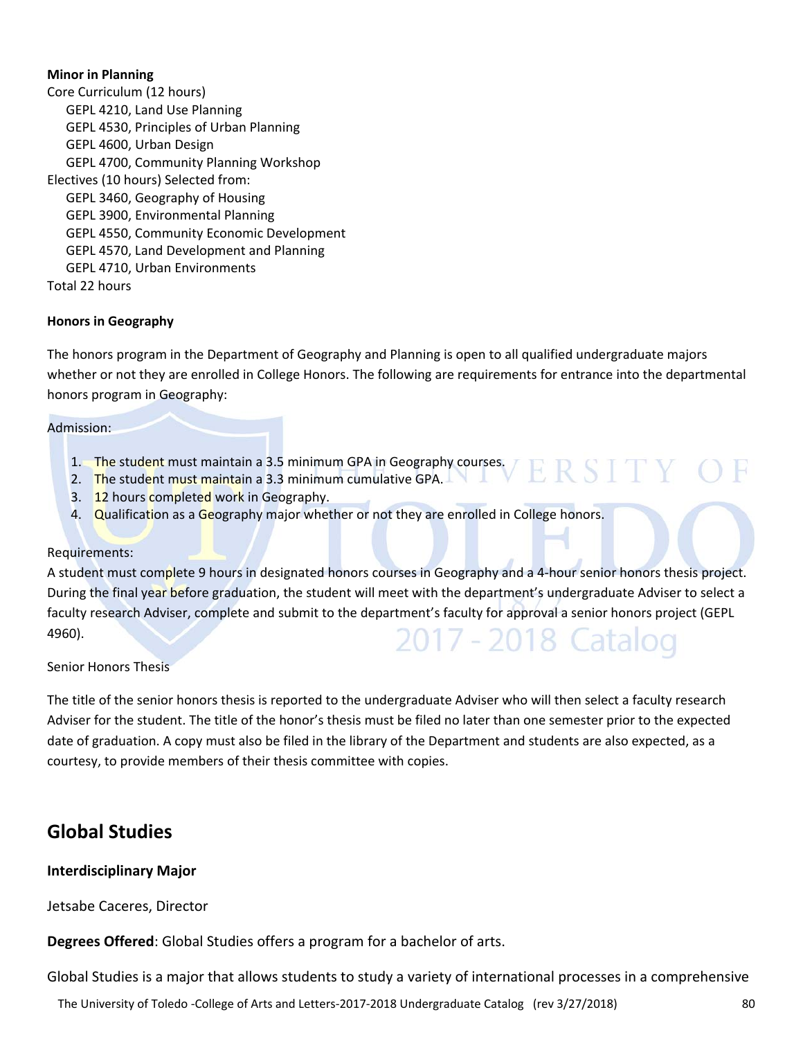**Minor in Planning**

Core Curriculum (12 hours)

- GEPL 4210, Land Use Planning
- GEPL 4530, Principles of Urban Planning
- GEPL 4600, Urban Design
- GEPL 4700, Community Planning Workshop

Electives (10 hours) Selected from:

- GEPL 3460, Geography of Housing
- GEPL 3900, Environmental Planning
- GEPL 4550, Community Economic Development
- GEPL 4570, Land Development and Planning
- GEPL 4710, Urban Environments

Total 22 hours

**Honors in Geography**

The honors program in the Department of Geography and Planning is open to all qualified undergraduate majors whether or not they are enrolled in College Honors. The following are requirements for entrance into the departmental honors program in Geography:

Admission:

1. The student must maintain a 3.5 minimum GPA in Geography courses.
2. The student must maintain a 3.3 minimum cumulative GPA.
3. 12 hours completed work in Geography.
4. Qualification as a Geography major whether or not they are enrolled in College honors.

Requirements:

A student must complete 9 hours in designated honors courses in Geography and a 4-hour senior honors thesis project. During the final year before graduation, the student will meet with the department's undergraduate Adviser to select a faculty research Adviser, complete and submit to the department's faculty for approval a senior honors project (GEPL 4960).

Senior Honors Thesis

The title of the senior honors thesis is reported to the undergraduate Adviser who will then select a faculty research Adviser for the student. The title of the honor's thesis must be filed no later than one semester prior to the expected date of graduation. A copy must also be filed in the library of the Department and students are also expected, as a courtesy, to provide members of their thesis committee with copies.

## Global Studies

**Interdisciplinary Major**

Jetsabe Caceres, Director

**Degrees Offered**: Global Studies offers a program for a bachelor of arts.

Global Studies is a major that allows students to study a variety of international processes in a comprehensive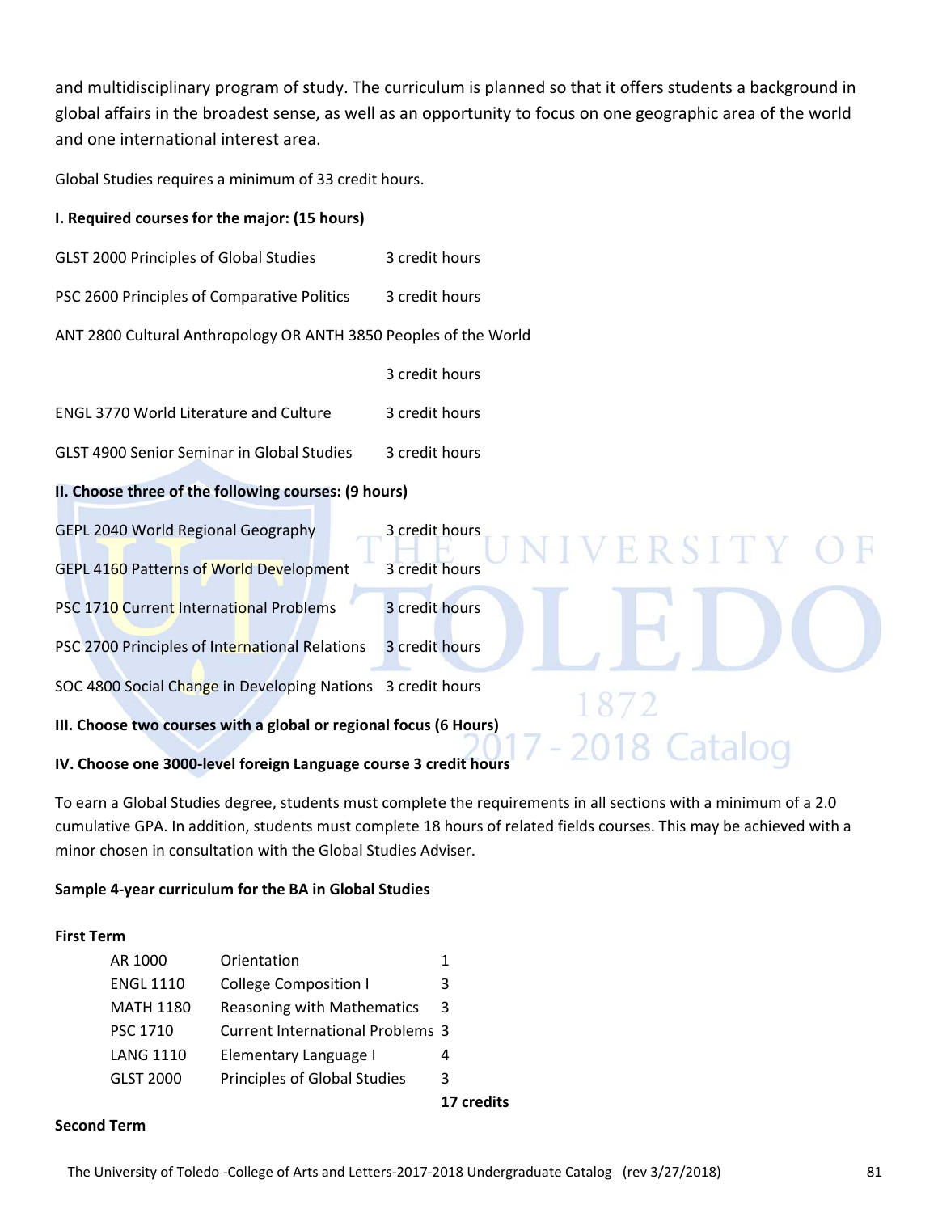and multidisciplinary program of study. The curriculum is planned so that it offers students a background in global affairs in the broadest sense, as well as an opportunity to focus on one geographic area of the world and one international interest area.

Global Studies requires a minimum of 33 credit hours.

**I. Required courses for the major: (15 hours)**

GLST 2000 Principles of Global Studies 3 credit hours

PSC 2600 Principles of Comparative Politics 3 credit hours

ANT 2800 Cultural Anthropology OR ANTH 3850 Peoples of the World 3 credit hours

ENGL 3770 World Literature and Culture 3 credit hours

GLST 4900 Senior Seminar in Global Studies 3 credit hours

**II. Choose three of the following courses: (9 hours)**

GEPL 2040 World Regional Geography 3 credit hours

GEPL 4160 Patterns of World Development 3 credit hours

PSC 1710 Current International Problems 3 credit hours

PSC 2700 Principles of International Relations 3 credit hours

SOC 4800 Social Change in Developing Nations 3 credit hours

**III. Choose two courses with a global or regional focus (6 Hours)**

**IV. Choose one 3000-level foreign Language course 3 credit hours**

To earn a Global Studies degree, students must complete the requirements in all sections with a minimum of a 2.0 cumulative GPA. In addition, students must complete 18 hours of related fields courses. This may be achieved with a minor chosen in consultation with the Global Studies Adviser.

**Sample 4-year curriculum for the BA in Global Studies**

**First Term**

| | | |
|---|---|---|
| AR 1000 | Orientation | 1 |
| ENGL 1110 | College Composition I | 3 |
| MATH 1180 | Reasoning with Mathematics | 3 |
| PSC 1710 | Current International Problems | 3 |
| LANG 1110 | Elementary Language I | 4 |
| GLST 2000 | Principles of Global Studies | 3 |
| | | **17 credits** |

**Second Term**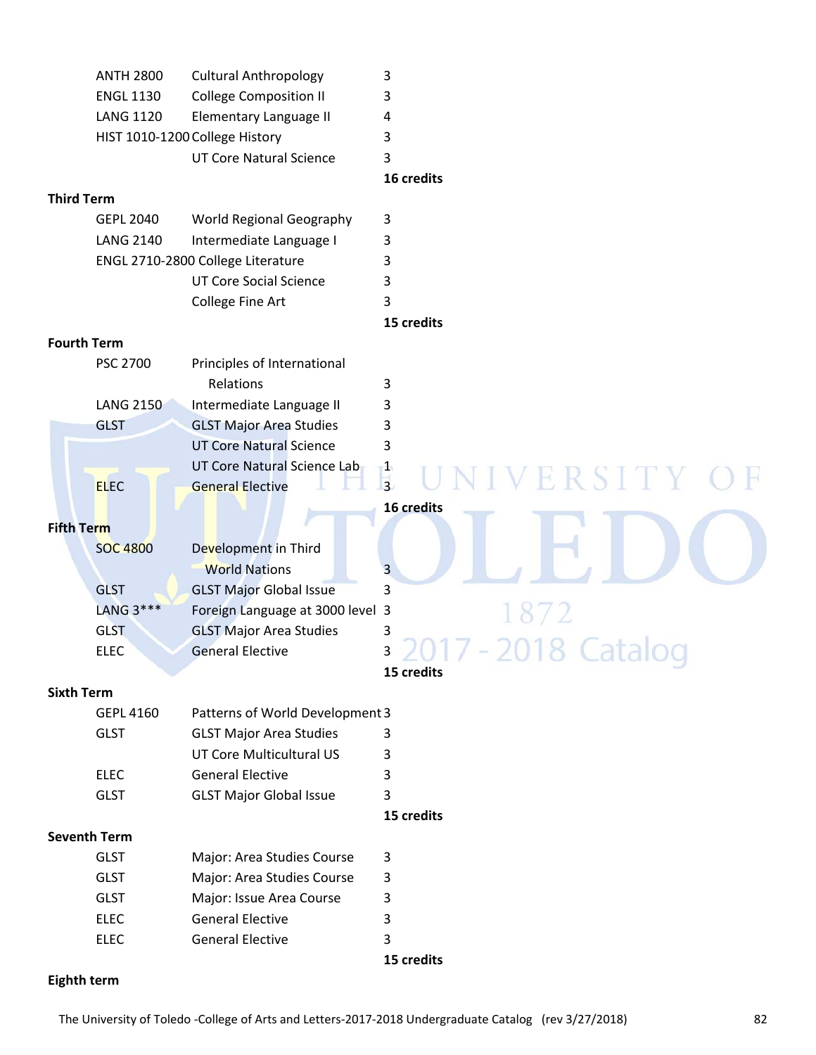| | | |
|---|---|---|
| ANTH 2800 | Cultural Anthropology | 3 |
| ENGL 1130 | College Composition II | 3 |
| LANG 1120 | Elementary Language II | 4 |
| HIST 1010-1200 | College History | 3 |
| | UT Core Natural Science | 3 |
| | | **16 credits** |

**Third Term**

| | | |
|---|---|---|
| GEPL 2040 | World Regional Geography | 3 |
| LANG 2140 | Intermediate Language I | 3 |
| ENGL 2710-2800 | College Literature | 3 |
| | UT Core Social Science | 3 |
| | College Fine Art | 3 |
| | | **15 credits** |

**Fourth Term**

| | | |
|---|---|---|
| PSC 2700 | Principles of International Relations | 3 |
| LANG 2150 | Intermediate Language II | 3 |
| GLST | GLST Major Area Studies | 3 |
| | UT Core Natural Science | 3 |
| | UT Core Natural Science Lab | 1 |
| ELEC | General Elective | 3 |
| | | **16 credits** |

**Fifth Term**

| | | |
|---|---|---|
| SOC 4800 | Development in Third World Nations | 3 |
| GLST | GLST Major Global Issue | 3 |
| LANG 3*** | Foreign Language at 3000 level | 3 |
| GLST | GLST Major Area Studies | 3 |
| ELEC | General Elective | 3 |
| | | **15 credits** |

**Sixth Term**

| | | |
|---|---|---|
| GEPL 4160 | Patterns of World Development | 3 |
| GLST | GLST Major Area Studies | 3 |
| | UT Core Multicultural US | 3 |
| ELEC | General Elective | 3 |
| GLST | GLST Major Global Issue | 3 |
| | | **15 credits** |

**Seventh Term**

| | | |
|---|---|---|
| GLST | Major: Area Studies Course | 3 |
| GLST | Major: Area Studies Course | 3 |
| GLST | Major: Issue Area Course | 3 |
| ELEC | General Elective | 3 |
| ELEC | General Elective | 3 |
| | | **15 credits** |

**Eighth term**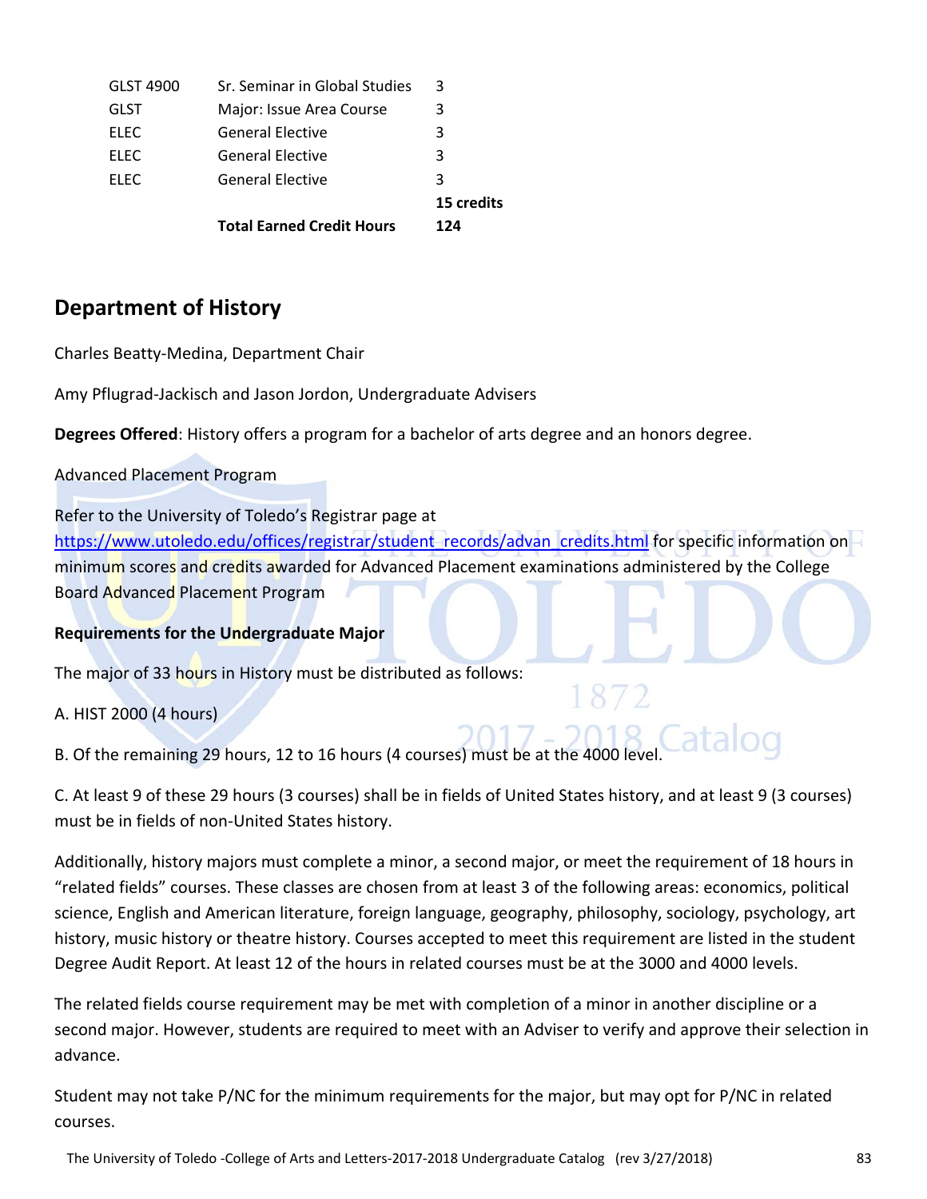| | | |
|---|---|---|
| GLST 4900 | Sr. Seminar in Global Studies | 3 |
| GLST | Major: Issue Area Course | 3 |
| ELEC | General Elective | 3 |
| ELEC | General Elective | 3 |
| ELEC | General Elective | 3 |
| | | **15 credits** |
| | **Total Earned Credit Hours** | **124** |

## Department of History

Charles Beatty-Medina, Department Chair

Amy Pflugrad-Jackisch and Jason Jordon, Undergraduate Advisers

**Degrees Offered**: History offers a program for a bachelor of arts degree and an honors degree.

Advanced Placement Program

Refer to the University of Toledo's Registrar page at https://www.utoledo.edu/offices/registrar/student_records/advan_credits.html for specific information on minimum scores and credits awarded for Advanced Placement examinations administered by the College Board Advanced Placement Program

**Requirements for the Undergraduate Major**

The major of 33 hours in History must be distributed as follows:

A. HIST 2000 (4 hours)

B. Of the remaining 29 hours, 12 to 16 hours (4 courses) must be at the 4000 level.

C. At least 9 of these 29 hours (3 courses) shall be in fields of United States history, and at least 9 (3 courses) must be in fields of non-United States history.

Additionally, history majors must complete a minor, a second major, or meet the requirement of 18 hours in "related fields" courses. These classes are chosen from at least 3 of the following areas: economics, political science, English and American literature, foreign language, geography, philosophy, sociology, psychology, art history, music history or theatre history. Courses accepted to meet this requirement are listed in the student Degree Audit Report. At least 12 of the hours in related courses must be at the 3000 and 4000 levels.

The related fields course requirement may be met with completion of a minor in another discipline or a second major. However, students are required to meet with an Adviser to verify and approve their selection in advance.

Student may not take P/NC for the minimum requirements for the major, but may opt for P/NC in related courses.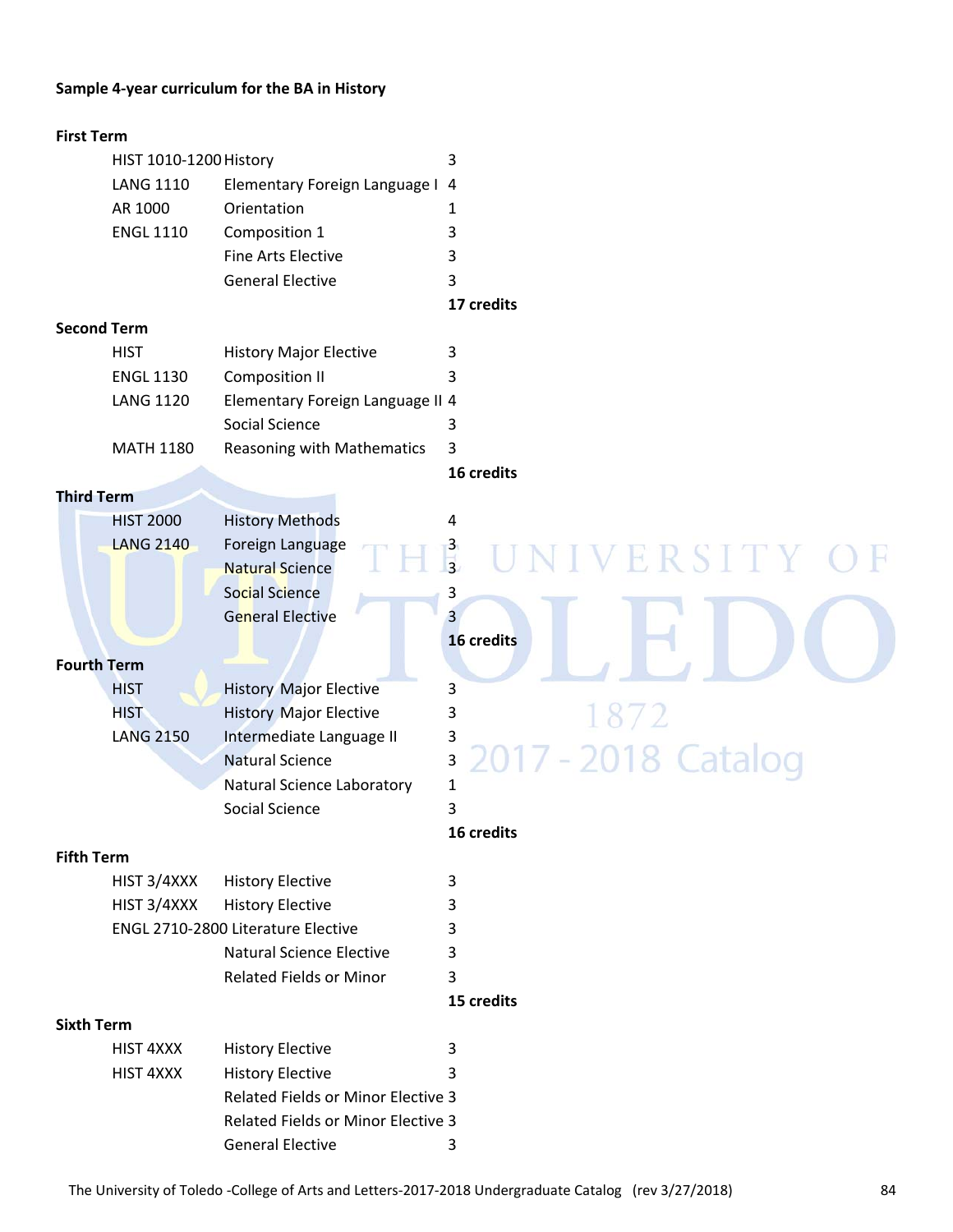**Sample 4-year curriculum for the BA in History**

**First Term**

| | | |
|---|---|---|
| HIST 1010-1200 | History | 3 |
| LANG 1110 | Elementary Foreign Language I | 4 |
| AR 1000 | Orientation | 1 |
| ENGL 1110 | Composition 1 | 3 |
| | Fine Arts Elective | 3 |
| | General Elective | 3 |
| | | **17 credits** |

**Second Term**

| | | |
|---|---|---|
| HIST | History Major Elective | 3 |
| ENGL 1130 | Composition II | 3 |
| LANG 1120 | Elementary Foreign Language II | 4 |
| | Social Science | 3 |
| MATH 1180 | Reasoning with Mathematics | 3 |
| | | **16 credits** |

**Third Term**

| | | |
|---|---|---|
| HIST 2000 | History Methods | 4 |
| LANG 2140 | Foreign Language | 3 |
| | Natural Science | 3 |
| | Social Science | 3 |
| | General Elective | 3 |
| | | **16 credits** |

**Fourth Term**

| | | |
|---|---|---|
| HIST | History Major Elective | 3 |
| HIST | History Major Elective | 3 |
| LANG 2150 | Intermediate Language II | 3 |
| | Natural Science | 3 |
| | Natural Science Laboratory | 1 |
| | Social Science | 3 |
| | | **16 credits** |

**Fifth Term**

| | | |
|---|---|---|
| HIST 3/4XXX | History Elective | 3 |
| HIST 3/4XXX | History Elective | 3 |
| ENGL 2710-2800 | Literature Elective | 3 |
| | Natural Science Elective | 3 |
| | Related Fields or Minor | 3 |
| | | **15 credits** |

**Sixth Term**

| | | |
|---|---|---|
| HIST 4XXX | History Elective | 3 |
| HIST 4XXX | History Elective | 3 |
| | Related Fields or Minor Elective | 3 |
| | Related Fields or Minor Elective | 3 |
| | General Elective | 3 |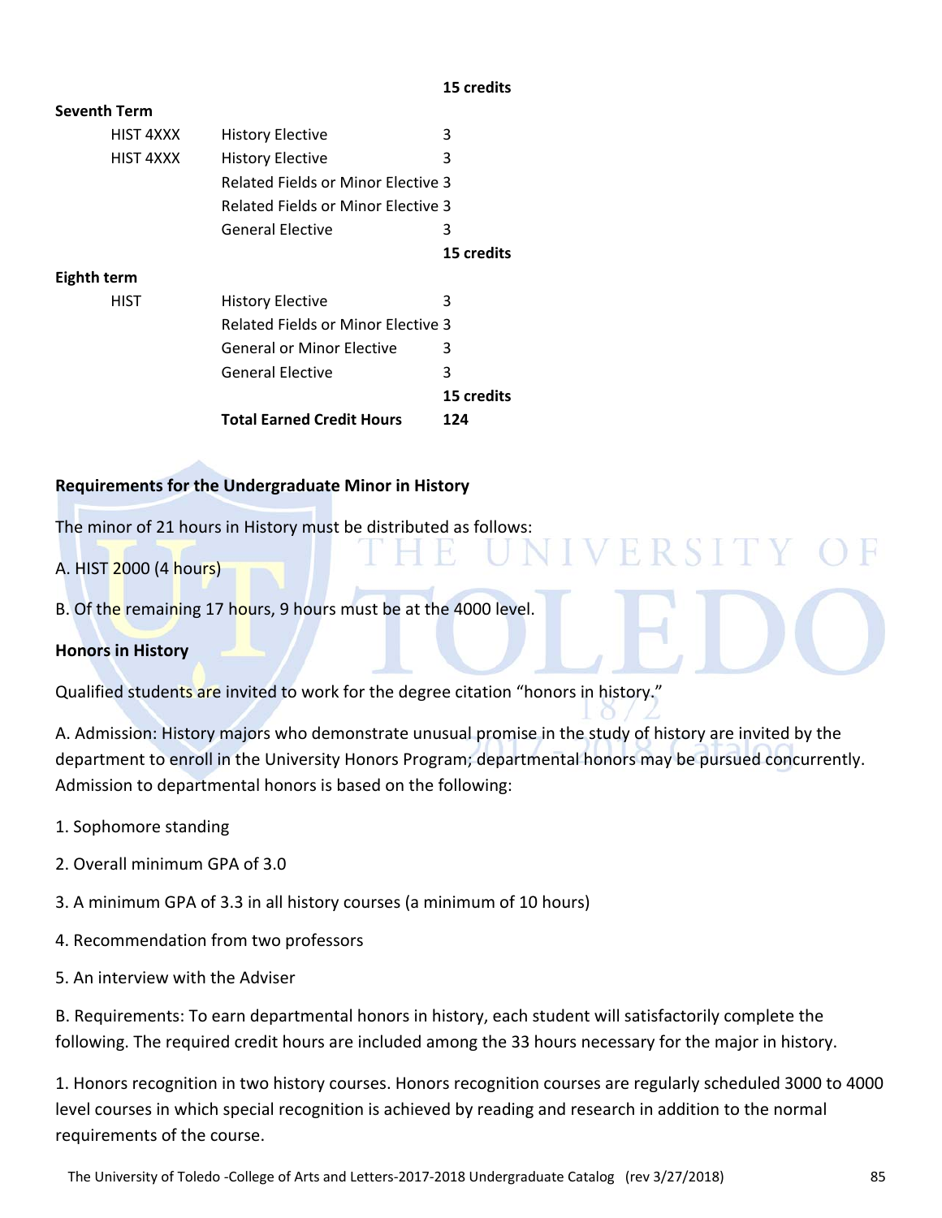| | | | |
|---|---|---|---|
| | | | **15 credits** |
| **Seventh Term** | | | |
| | HIST 4XXX | History Elective | 3 |
| | HIST 4XXX | History Elective | 3 |
| | | Related Fields or Minor Elective | 3 |
| | | Related Fields or Minor Elective | 3 |
| | | General Elective | 3 |
| | | | **15 credits** |
| **Eighth term** | | | |
| | HIST | History Elective | 3 |
| | | Related Fields or Minor Elective | 3 |
| | | General or Minor Elective | 3 |
| | | General Elective | 3 |
| | | | **15 credits** |
| | | **Total Earned Credit Hours** | **124** |

**Requirements for the Undergraduate Minor in History**

The minor of 21 hours in History must be distributed as follows:

A. HIST 2000 (4 hours)

B. Of the remaining 17 hours, 9 hours must be at the 4000 level.

**Honors in History**

Qualified students are invited to work for the degree citation "honors in history."

A. Admission: History majors who demonstrate unusual promise in the study of history are invited by the department to enroll in the University Honors Program; departmental honors may be pursued concurrently. Admission to departmental honors is based on the following:

1. Sophomore standing

2. Overall minimum GPA of 3.0

3. A minimum GPA of 3.3 in all history courses (a minimum of 10 hours)

4. Recommendation from two professors

5. An interview with the Adviser

B. Requirements: To earn departmental honors in history, each student will satisfactorily complete the following. The required credit hours are included among the 33 hours necessary for the major in history.

1. Honors recognition in two history courses. Honors recognition courses are regularly scheduled 3000 to 4000 level courses in which special recognition is achieved by reading and research in addition to the normal requirements of the course.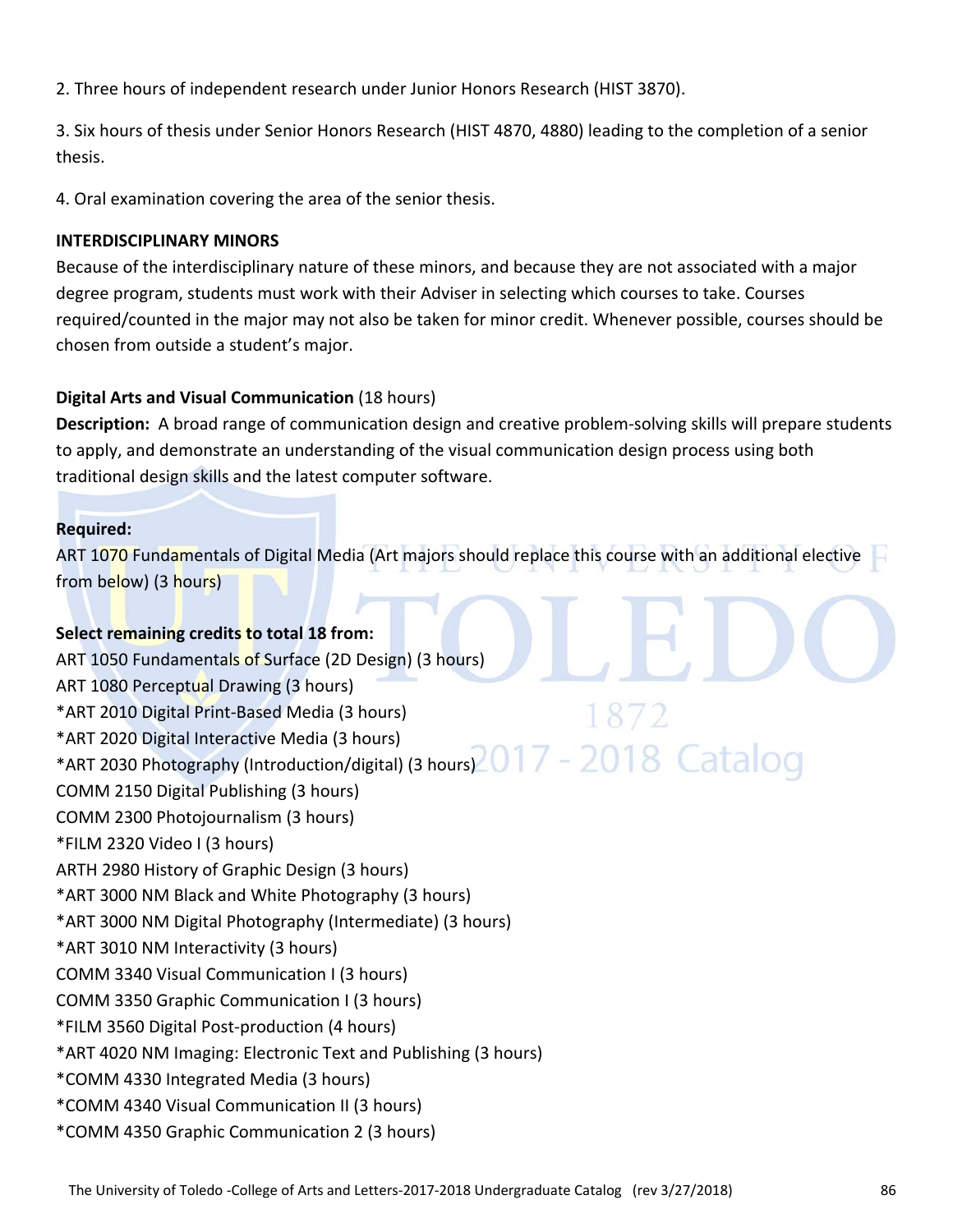2. Three hours of independent research under Junior Honors Research (HIST 3870).

3. Six hours of thesis under Senior Honors Research (HIST 4870, 4880) leading to the completion of a senior thesis.

4. Oral examination covering the area of the senior thesis.

**INTERDISCIPLINARY MINORS**

Because of the interdisciplinary nature of these minors, and because they are not associated with a major degree program, students must work with their Adviser in selecting which courses to take. Courses required/counted in the major may not also be taken for minor credit. Whenever possible, courses should be chosen from outside a student's major.

**Digital Arts and Visual Communication** (18 hours)

**Description:** A broad range of communication design and creative problem-solving skills will prepare students to apply, and demonstrate an understanding of the visual communication design process using both traditional design skills and the latest computer software.

**Required:**

ART 1070 Fundamentals of Digital Media (Art majors should replace this course with an additional elective from below) (3 hours)

**Select remaining credits to total 18 from:**

ART 1050 Fundamentals of Surface (2D Design) (3 hours)
ART 1080 Perceptual Drawing (3 hours)
*ART 2010 Digital Print-Based Media (3 hours)
*ART 2020 Digital Interactive Media (3 hours)
*ART 2030 Photography (Introduction/digital) (3 hours)
COMM 2150 Digital Publishing (3 hours)
COMM 2300 Photojournalism (3 hours)
*FILM 2320 Video I (3 hours)
ARTH 2980 History of Graphic Design (3 hours)
*ART 3000 NM Black and White Photography (3 hours)
*ART 3000 NM Digital Photography (Intermediate) (3 hours)
*ART 3010 NM Interactivity (3 hours)
COMM 3340 Visual Communication I (3 hours)
COMM 3350 Graphic Communication I (3 hours)
*FILM 3560 Digital Post-production (4 hours)
*ART 4020 NM Imaging: Electronic Text and Publishing (3 hours)
*COMM 4330 Integrated Media (3 hours)
*COMM 4340 Visual Communication II (3 hours)
*COMM 4350 Graphic Communication 2 (3 hours)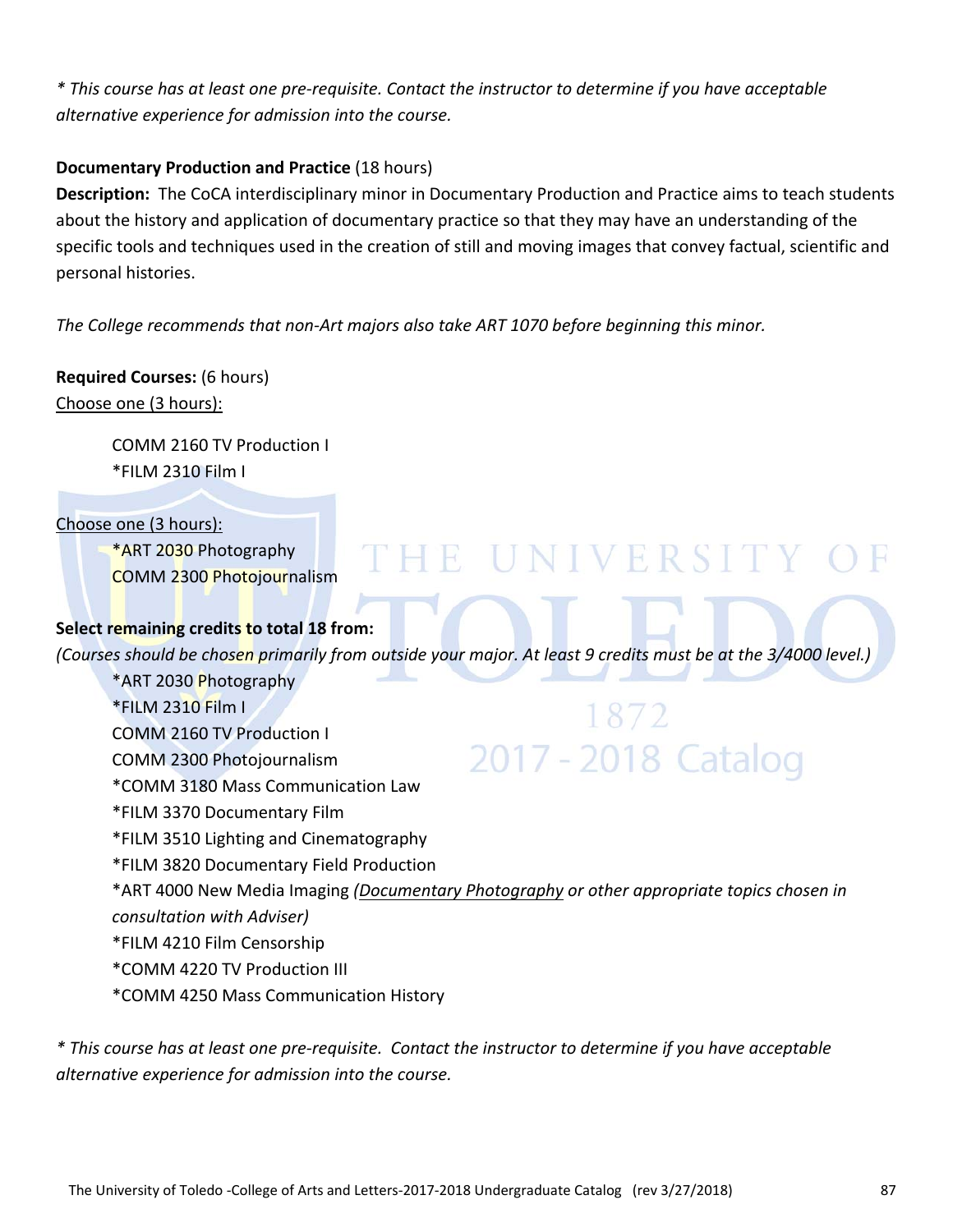*\* This course has at least one pre-requisite. Contact the instructor to determine if you have acceptable alternative experience for admission into the course.*

**Documentary Production and Practice** (18 hours)

**Description:** The CoCA interdisciplinary minor in Documentary Production and Practice aims to teach students about the history and application of documentary practice so that they may have an understanding of the specific tools and techniques used in the creation of still and moving images that convey factual, scientific and personal histories.

*The College recommends that non-Art majors also take ART 1070 before beginning this minor.*

**Required Courses:** (6 hours)

<u>Choose one (3 hours):</u>

- COMM 2160 TV Production I
- *FILM 2310 Film I

<u>Choose one (3 hours):</u>

- *ART 2030 Photography
- COMM 2300 Photojournalism

**Select remaining credits to total 18 from:**

*(Courses should be chosen primarily from outside your major. At least 9 credits must be at the 3/4000 level.)*

- *ART 2030 Photography
- *FILM 2310 Film I
- COMM 2160 TV Production I
- COMM 2300 Photojournalism
- *COMM 3180 Mass Communication Law
- *FILM 3370 Documentary Film
- *FILM 3510 Lighting and Cinematography
- *FILM 3820 Documentary Field Production
- *ART 4000 New Media Imaging *(<u>Documentary Photography</u> or other appropriate topics chosen in consultation with Adviser)*
- *FILM 4210 Film Censorship
- *COMM 4220 TV Production III
- *COMM 4250 Mass Communication History

*\* This course has at least one pre-requisite. Contact the instructor to determine if you have acceptable alternative experience for admission into the course.*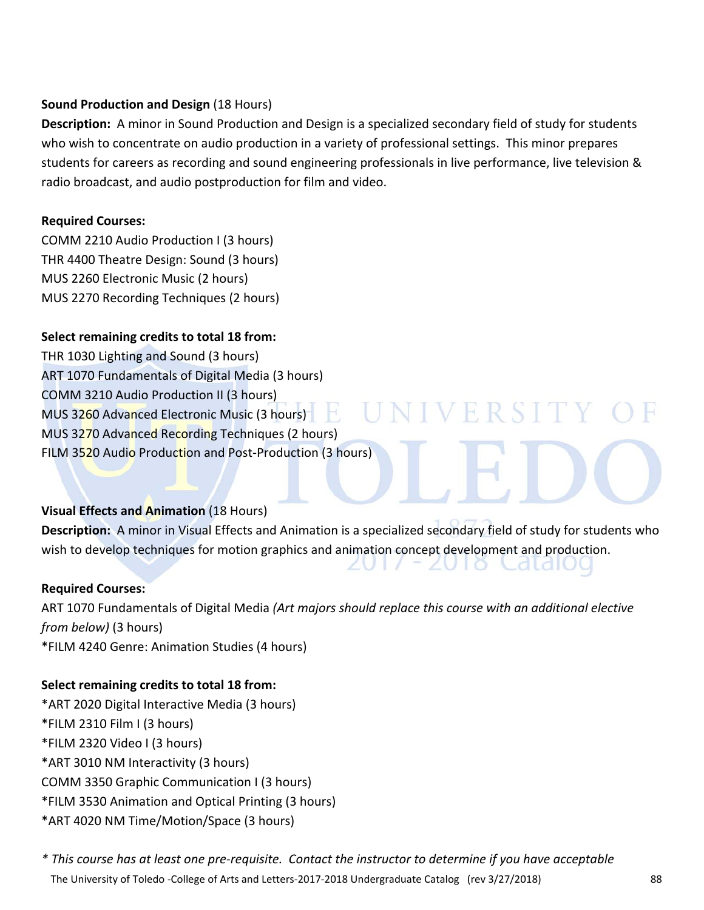**Sound Production and Design** (18 Hours)

**Description:** A minor in Sound Production and Design is a specialized secondary field of study for students who wish to concentrate on audio production in a variety of professional settings. This minor prepares students for careers as recording and sound engineering professionals in live performance, live television & radio broadcast, and audio postproduction for film and video.

**Required Courses:**

COMM 2210 Audio Production I (3 hours)
THR 4400 Theatre Design: Sound (3 hours)
MUS 2260 Electronic Music (2 hours)
MUS 2270 Recording Techniques (2 hours)

**Select remaining credits to total 18 from:**

THR 1030 Lighting and Sound (3 hours)
ART 1070 Fundamentals of Digital Media (3 hours)
COMM 3210 Audio Production II (3 hours)
MUS 3260 Advanced Electronic Music (3 hours)
MUS 3270 Advanced Recording Techniques (2 hours)
FILM 3520 Audio Production and Post-Production (3 hours)

**Visual Effects and Animation** (18 Hours)

**Description:** A minor in Visual Effects and Animation is a specialized secondary field of study for students who wish to develop techniques for motion graphics and animation concept development and production.

**Required Courses:**

ART 1070 Fundamentals of Digital Media *(Art majors should replace this course with an additional elective from below)* (3 hours)
*FILM 4240 Genre: Animation Studies (4 hours)

**Select remaining credits to total 18 from:**

*ART 2020 Digital Interactive Media (3 hours)
*FILM 2310 Film I (3 hours)
*FILM 2320 Video I (3 hours)
*ART 3010 NM Interactivity (3 hours)
COMM 3350 Graphic Communication I (3 hours)
*FILM 3530 Animation and Optical Printing (3 hours)
*ART 4020 NM Time/Motion/Space (3 hours)

*\* This course has at least one pre-requisite. Contact the instructor to determine if you have acceptable*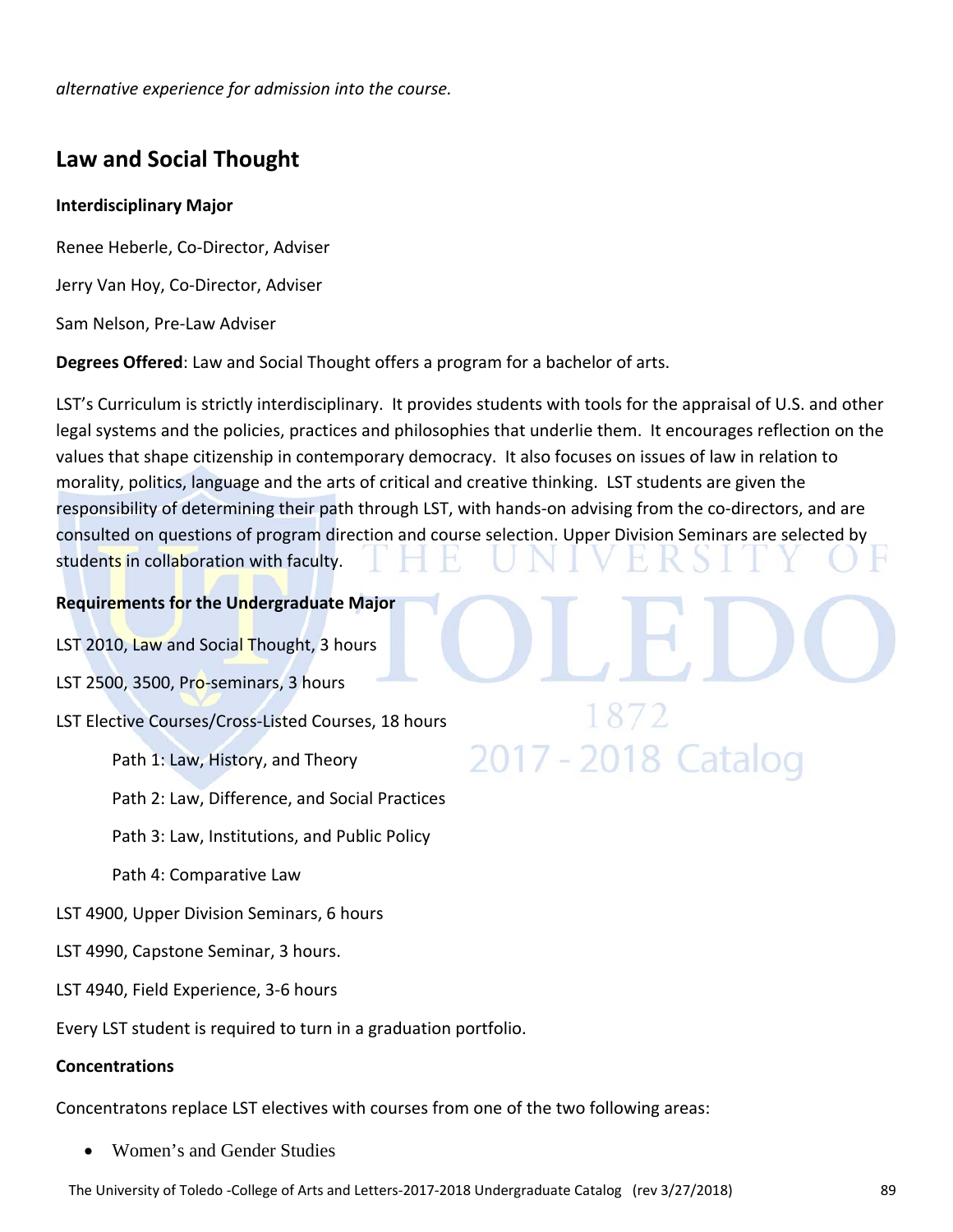*alternative experience for admission into the course.*

## Law and Social Thought

**Interdisciplinary Major**

Renee Heberle, Co-Director, Adviser

Jerry Van Hoy, Co-Director, Adviser

Sam Nelson, Pre-Law Adviser

**Degrees Offered**: Law and Social Thought offers a program for a bachelor of arts.

LST's Curriculum is strictly interdisciplinary. It provides students with tools for the appraisal of U.S. and other legal systems and the policies, practices and philosophies that underlie them. It encourages reflection on the values that shape citizenship in contemporary democracy. It also focuses on issues of law in relation to morality, politics, language and the arts of critical and creative thinking. LST students are given the responsibility of determining their path through LST, with hands-on advising from the co-directors, and are consulted on questions of program direction and course selection. Upper Division Seminars are selected by students in collaboration with faculty.

**Requirements for the Undergraduate Major**

LST 2010, Law and Social Thought, 3 hours

LST 2500, 3500, Pro-seminars, 3 hours

LST Elective Courses/Cross-Listed Courses, 18 hours

- Path 1: Law, History, and Theory
- Path 2: Law, Difference, and Social Practices
- Path 3: Law, Institutions, and Public Policy
- Path 4: Comparative Law

LST 4900, Upper Division Seminars, 6 hours

LST 4990, Capstone Seminar, 3 hours.

LST 4940, Field Experience, 3-6 hours

Every LST student is required to turn in a graduation portfolio.

**Concentrations**

Concentratons replace LST electives with courses from one of the two following areas:

- Women's and Gender Studies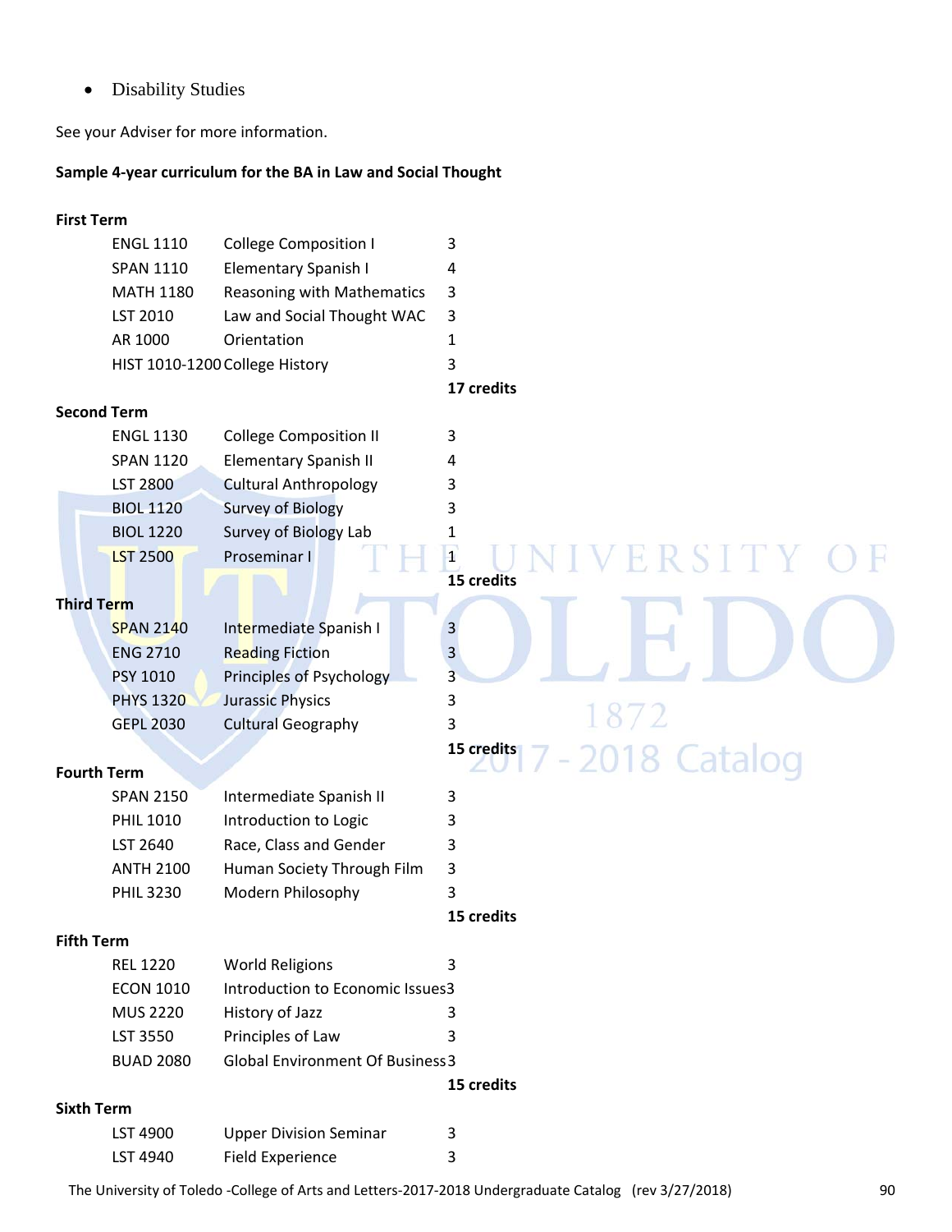- Disability Studies

See your Adviser for more information.

**Sample 4-year curriculum for the BA in Law and Social Thought**

**First Term**

| | | |
|---|---|---|
| ENGL 1110 | College Composition I | 3 |
| SPAN 1110 | Elementary Spanish I | 4 |
| MATH 1180 | Reasoning with Mathematics | 3 |
| LST 2010 | Law and Social Thought WAC | 3 |
| AR 1000 | Orientation | 1 |
| HIST 1010-1200 | College History | 3 |
| | | **17 credits** |

**Second Term**

| | | |
|---|---|---|
| ENGL 1130 | College Composition II | 3 |
| SPAN 1120 | Elementary Spanish II | 4 |
| LST 2800 | Cultural Anthropology | 3 |
| BIOL 1120 | Survey of Biology | 3 |
| BIOL 1220 | Survey of Biology Lab | 1 |
| LST 2500 | Proseminar I | 1 |
| | | **15 credits** |

**Third Term**

| | | |
|---|---|---|
| SPAN 2140 | Intermediate Spanish I | 3 |
| ENG 2710 | Reading Fiction | 3 |
| PSY 1010 | Principles of Psychology | 3 |
| PHYS 1320 | Jurassic Physics | 3 |
| GEPL 2030 | Cultural Geography | 3 |
| | | **15 credits** |

**Fourth Term**

| | | |
|---|---|---|
| SPAN 2150 | Intermediate Spanish II | 3 |
| PHIL 1010 | Introduction to Logic | 3 |
| LST 2640 | Race, Class and Gender | 3 |
| ANTH 2100 | Human Society Through Film | 3 |
| PHIL 3230 | Modern Philosophy | 3 |
| | | **15 credits** |

**Fifth Term**

| | | |
|---|---|---|
| REL 1220 | World Religions | 3 |
| ECON 1010 | Introduction to Economic Issues | 3 |
| MUS 2220 | History of Jazz | 3 |
| LST 3550 | Principles of Law | 3 |
| BUAD 2080 | Global Environment Of Business | 3 |
| | | **15 credits** |

**Sixth Term**

| | | |
|---|---|---|
| LST 4900 | Upper Division Seminar | 3 |
| LST 4940 | Field Experience | 3 |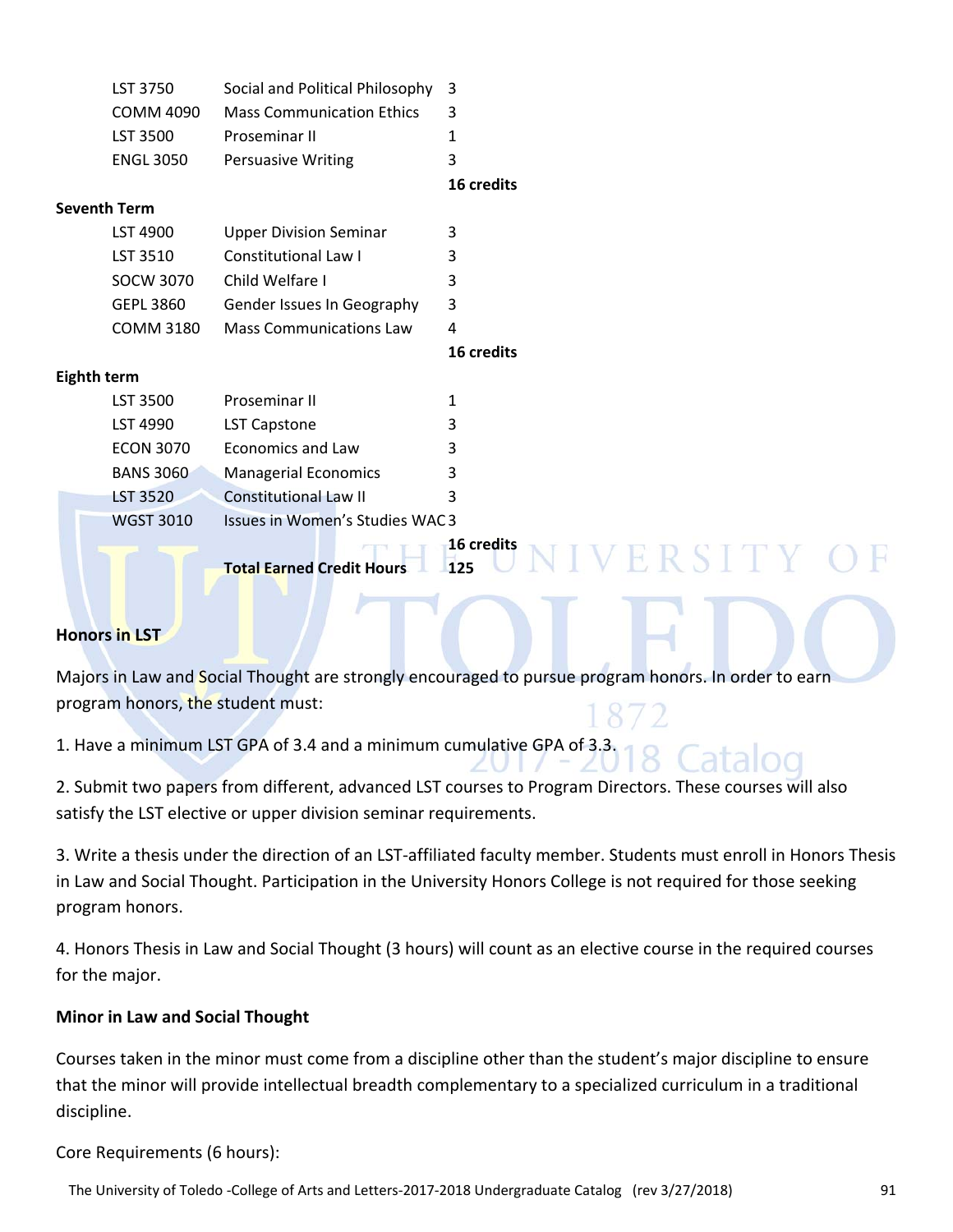| | | |
|---|---|---|
| LST 3750 | Social and Political Philosophy | 3 |
| COMM 4090 | Mass Communication Ethics | 3 |
| LST 3500 | Proseminar II | 1 |
| ENGL 3050 | Persuasive Writing | 3 |
| | | **16 credits** |

**Seventh Term**

| | | |
|---|---|---|
| LST 4900 | Upper Division Seminar | 3 |
| LST 3510 | Constitutional Law I | 3 |
| SOCW 3070 | Child Welfare I | 3 |
| GEPL 3860 | Gender Issues In Geography | 3 |
| COMM 3180 | Mass Communications Law | 4 |
| | | **16 credits** |

**Eighth term**

| | | |
|---|---|---|
| LST 3500 | Proseminar II | 1 |
| LST 4990 | LST Capstone | 3 |
| ECON 3070 | Economics and Law | 3 |
| BANS 3060 | Managerial Economics | 3 |
| LST 3520 | Constitutional Law II | 3 |
| WGST 3010 | Issues in Women's Studies WAC | 3 |
| | | **16 credits** |
| | **Total Earned Credit Hours** | **125** |

**Honors in LST**

Majors in Law and Social Thought are strongly encouraged to pursue program honors. In order to earn program honors, the student must:

1. Have a minimum LST GPA of 3.4 and a minimum cumulative GPA of 3.3.

2. Submit two papers from different, advanced LST courses to Program Directors. These courses will also satisfy the LST elective or upper division seminar requirements.

3. Write a thesis under the direction of an LST-affiliated faculty member. Students must enroll in Honors Thesis in Law and Social Thought. Participation in the University Honors College is not required for those seeking program honors.

4. Honors Thesis in Law and Social Thought (3 hours) will count as an elective course in the required courses for the major.

**Minor in Law and Social Thought**

Courses taken in the minor must come from a discipline other than the student's major discipline to ensure that the minor will provide intellectual breadth complementary to a specialized curriculum in a traditional discipline.

Core Requirements (6 hours):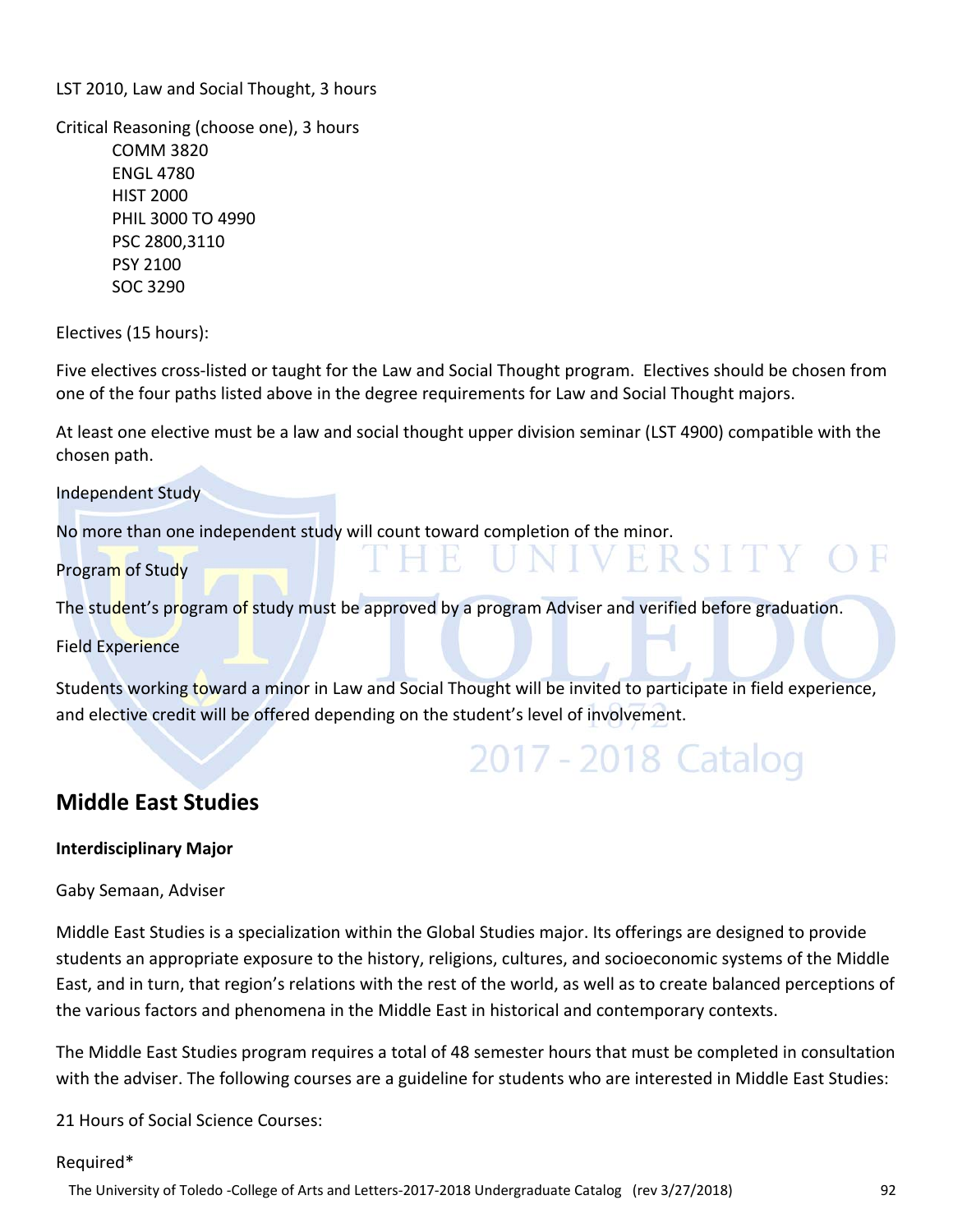LST 2010, Law and Social Thought, 3 hours

Critical Reasoning (choose one), 3 hours

- COMM 3820
- ENGL 4780
- HIST 2000
- PHIL 3000 TO 4990
- PSC 2800,3110
- PSY 2100
- SOC 3290

Electives (15 hours):

Five electives cross-listed or taught for the Law and Social Thought program. Electives should be chosen from one of the four paths listed above in the degree requirements for Law and Social Thought majors.

At least one elective must be a law and social thought upper division seminar (LST 4900) compatible with the chosen path.

Independent Study

No more than one independent study will count toward completion of the minor.

Program of Study

The student's program of study must be approved by a program Adviser and verified before graduation.

Field Experience

Students working toward a minor in Law and Social Thought will be invited to participate in field experience, and elective credit will be offered depending on the student's level of involvement.

## Middle East Studies

**Interdisciplinary Major**

Gaby Semaan, Adviser

Middle East Studies is a specialization within the Global Studies major. Its offerings are designed to provide students an appropriate exposure to the history, religions, cultures, and socioeconomic systems of the Middle East, and in turn, that region's relations with the rest of the world, as well as to create balanced perceptions of the various factors and phenomena in the Middle East in historical and contemporary contexts.

The Middle East Studies program requires a total of 48 semester hours that must be completed in consultation with the adviser. The following courses are a guideline for students who are interested in Middle East Studies:

21 Hours of Social Science Courses:

Required*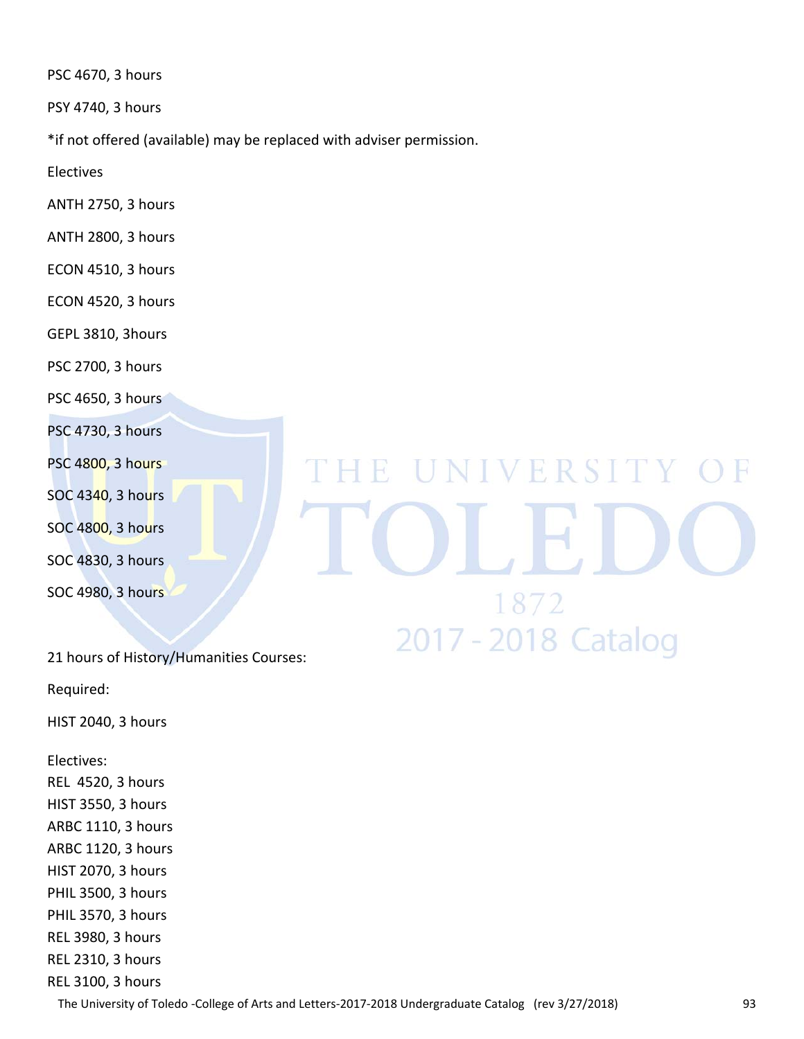PSC 4670, 3 hours

PSY 4740, 3 hours

*if not offered (available) may be replaced with adviser permission.

Electives

ANTH 2750, 3 hours

ANTH 2800, 3 hours

ECON 4510, 3 hours

ECON 4520, 3 hours

GEPL 3810, 3hours

PSC 2700, 3 hours

PSC 4650, 3 hours

PSC 4730, 3 hours

PSC 4800, 3 hours

SOC 4340, 3 hours

SOC 4800, 3 hours

SOC 4830, 3 hours

SOC 4980, 3 hours

21 hours of History/Humanities Courses:

Required:

HIST 2040, 3 hours

Electives:
REL 4520, 3 hours
HIST 3550, 3 hours
ARBC 1110, 3 hours
ARBC 1120, 3 hours
HIST 2070, 3 hours
PHIL 3500, 3 hours
PHIL 3570, 3 hours
REL 3980, 3 hours
REL 2310, 3 hours
REL 3100, 3 hours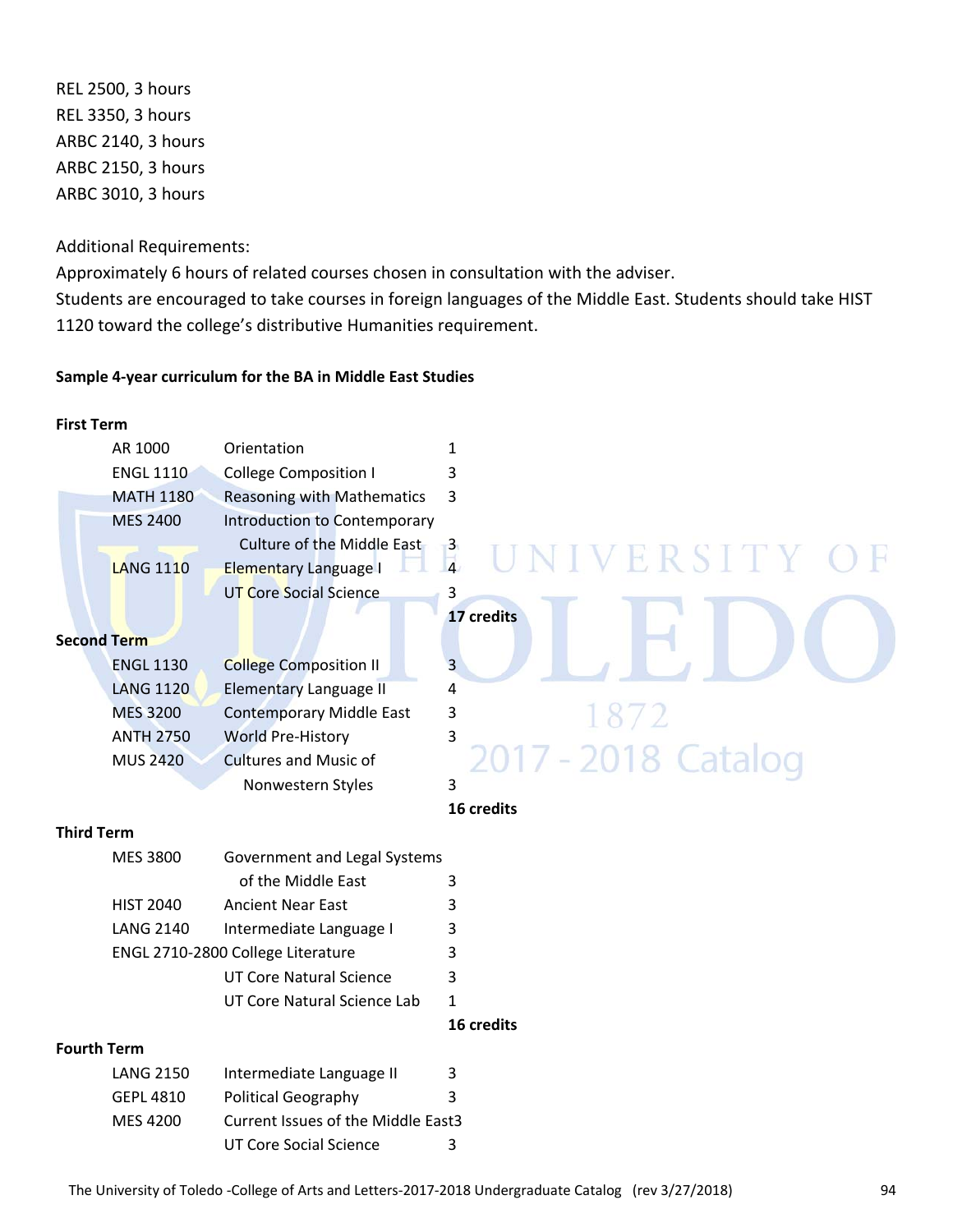REL 2500, 3 hours
REL 3350, 3 hours
ARBC 2140, 3 hours
ARBC 2150, 3 hours
ARBC 3010, 3 hours

Additional Requirements:
Approximately 6 hours of related courses chosen in consultation with the adviser.
Students are encouraged to take courses in foreign languages of the Middle East. Students should take HIST 1120 toward the college's distributive Humanities requirement.

**Sample 4-year curriculum for the BA in Middle East Studies**

**First Term**

| Course | Title | Credits |
|---|---|---|
| AR 1000 | Orientation | 1 |
| ENGL 1110 | College Composition I | 3 |
| MATH 1180 | Reasoning with Mathematics | 3 |
| MES 2400 | Introduction to Contemporary Culture of the Middle East | 3 |
| LANG 1110 | Elementary Language I | 4 |
| | UT Core Social Science | 3 |
| | | **17 credits** |

**Second Term**

| Course | Title | Credits |
|---|---|---|
| ENGL 1130 | College Composition II | 3 |
| LANG 1120 | Elementary Language II | 4 |
| MES 3200 | Contemporary Middle East | 3 |
| ANTH 2750 | World Pre-History | 3 |
| MUS 2420 | Cultures and Music of Nonwestern Styles | 3 |
| | | **16 credits** |

**Third Term**

| Course | Title | Credits |
|---|---|---|
| MES 3800 | Government and Legal Systems of the Middle East | 3 |
| HIST 2040 | Ancient Near East | 3 |
| LANG 2140 | Intermediate Language I | 3 |
| ENGL 2710-2800 | College Literature | 3 |
| | UT Core Natural Science | 3 |
| | UT Core Natural Science Lab | 1 |
| | | **16 credits** |

**Fourth Term**

| Course | Title | Credits |
|---|---|---|
| LANG 2150 | Intermediate Language II | 3 |
| GEPL 4810 | Political Geography | 3 |
| MES 4200 | Current Issues of the Middle East | 3 |
| | UT Core Social Science | 3 |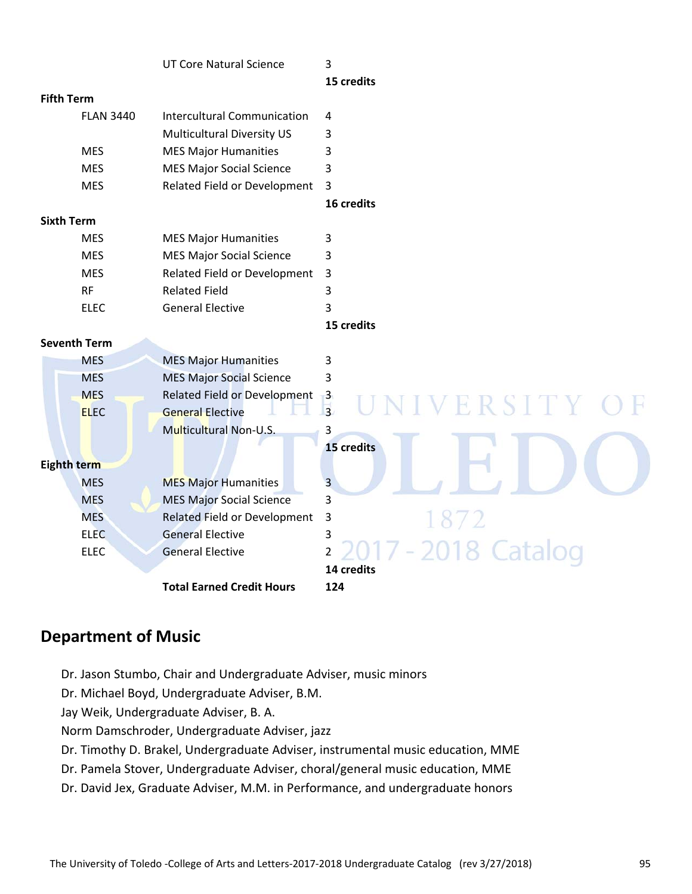|  | UT Core Natural Science | 3 |
|---|---|---|
|  |  | **15 credits** |
| **Fifth Term** |  |  |
| FLAN 3440 | Intercultural Communication | 4 |
|  | Multicultural Diversity US | 3 |
| MES | MES Major Humanities | 3 |
| MES | MES Major Social Science | 3 |
| MES | Related Field or Development | 3 |
|  |  | **16 credits** |
| **Sixth Term** |  |  |
| MES | MES Major Humanities | 3 |
| MES | MES Major Social Science | 3 |
| MES | Related Field or Development | 3 |
| RF | Related Field | 3 |
| ELEC | General Elective | 3 |
|  |  | **15 credits** |
| **Seventh Term** |  |  |
| MES | MES Major Humanities | 3 |
| MES | MES Major Social Science | 3 |
| MES | Related Field or Development | 3 |
| ELEC | General Elective | 3 |
|  | Multicultural Non-U.S. | 3 |
|  |  | **15 credits** |
| **Eighth term** |  |  |
| MES | MES Major Humanities | 3 |
| MES | MES Major Social Science | 3 |
| MES | Related Field or Development | 3 |
| ELEC | General Elective | 3 |
| ELEC | General Elective | 2 |
|  |  | **14 credits** |
|  | **Total Earned Credit Hours** | **124** |

## Department of Music

Dr. Jason Stumbo, Chair and Undergraduate Adviser, music minors  
Dr. Michael Boyd, Undergraduate Adviser, B.M.  
Jay Weik, Undergraduate Adviser, B. A.  
Norm Damschroder, Undergraduate Adviser, jazz  
Dr. Timothy D. Brakel, Undergraduate Adviser, instrumental music education, MME  
Dr. Pamela Stover, Undergraduate Adviser, choral/general music education, MME  
Dr. David Jex, Graduate Adviser, M.M. in Performance, and undergraduate honors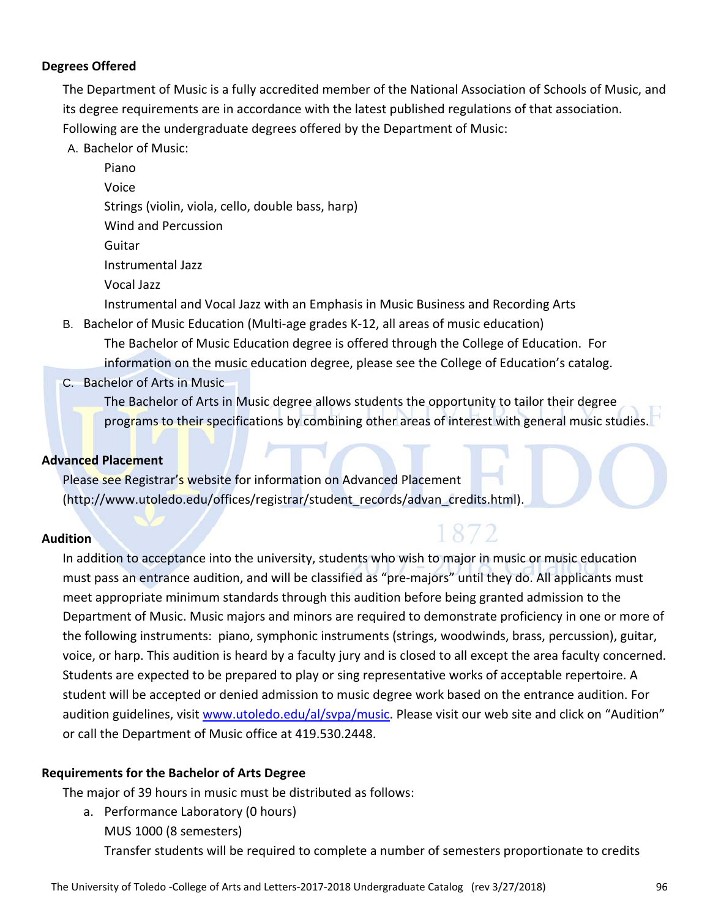**Degrees Offered**

The Department of Music is a fully accredited member of the National Association of Schools of Music, and its degree requirements are in accordance with the latest published regulations of that association. Following are the undergraduate degrees offered by the Department of Music:

A. Bachelor of Music:
   - Piano
   - Voice
   - Strings (violin, viola, cello, double bass, harp)
   - Wind and Percussion
   - Guitar
   - Instrumental Jazz
   - Vocal Jazz
   - Instrumental and Vocal Jazz with an Emphasis in Music Business and Recording Arts

B. Bachelor of Music Education (Multi-age grades K-12, all areas of music education)

   The Bachelor of Music Education degree is offered through the College of Education. For information on the music education degree, please see the College of Education's catalog.

C. Bachelor of Arts in Music

   The Bachelor of Arts in Music degree allows students the opportunity to tailor their degree programs to their specifications by combining other areas of interest with general music studies.

**Advanced Placement**

Please see Registrar's website for information on Advanced Placement (http://www.utoledo.edu/offices/registrar/student_records/advan_credits.html).

**Audition**

In addition to acceptance into the university, students who wish to major in music or music education must pass an entrance audition, and will be classified as "pre-majors" until they do. All applicants must meet appropriate minimum standards through this audition before being granted admission to the Department of Music. Music majors and minors are required to demonstrate proficiency in one or more of the following instruments: piano, symphonic instruments (strings, woodwinds, brass, percussion), guitar, voice, or harp. This audition is heard by a faculty jury and is closed to all except the area faculty concerned. Students are expected to be prepared to play or sing representative works of acceptable repertoire. A student will be accepted or denied admission to music degree work based on the entrance audition. For audition guidelines, visit www.utoledo.edu/al/svpa/music. Please visit our web site and click on "Audition" or call the Department of Music office at 419.530.2448.

**Requirements for the Bachelor of Arts Degree**

The major of 39 hours in music must be distributed as follows:

a. Performance Laboratory (0 hours)

   MUS 1000 (8 semesters)

   Transfer students will be required to complete a number of semesters proportionate to credits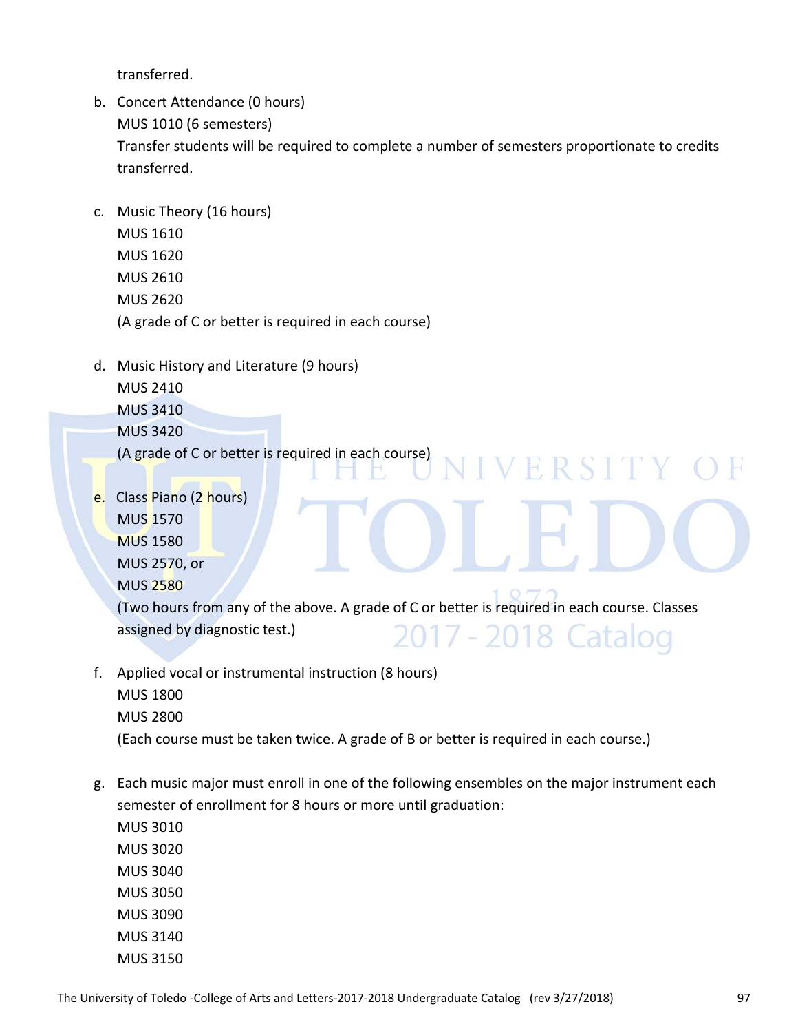transferred.

b. Concert Attendance (0 hours)
   MUS 1010 (6 semesters)
   Transfer students will be required to complete a number of semesters proportionate to credits transferred.

c. Music Theory (16 hours)
   MUS 1610
   MUS 1620
   MUS 2610
   MUS 2620
   (A grade of C or better is required in each course)

d. Music History and Literature (9 hours)
   MUS 2410
   MUS 3410
   MUS 3420
   (A grade of C or better is required in each course)

e. Class Piano (2 hours)
   MUS 1570
   MUS 1580
   MUS 2570, or
   MUS 2580
   (Two hours from any of the above. A grade of C or better is required in each course. Classes assigned by diagnostic test.)

f. Applied vocal or instrumental instruction (8 hours)
   MUS 1800
   MUS 2800
   (Each course must be taken twice. A grade of B or better is required in each course.)

g. Each music major must enroll in one of the following ensembles on the major instrument each semester of enrollment for 8 hours or more until graduation:
   MUS 3010
   MUS 3020
   MUS 3040
   MUS 3050
   MUS 3090
   MUS 3140
   MUS 3150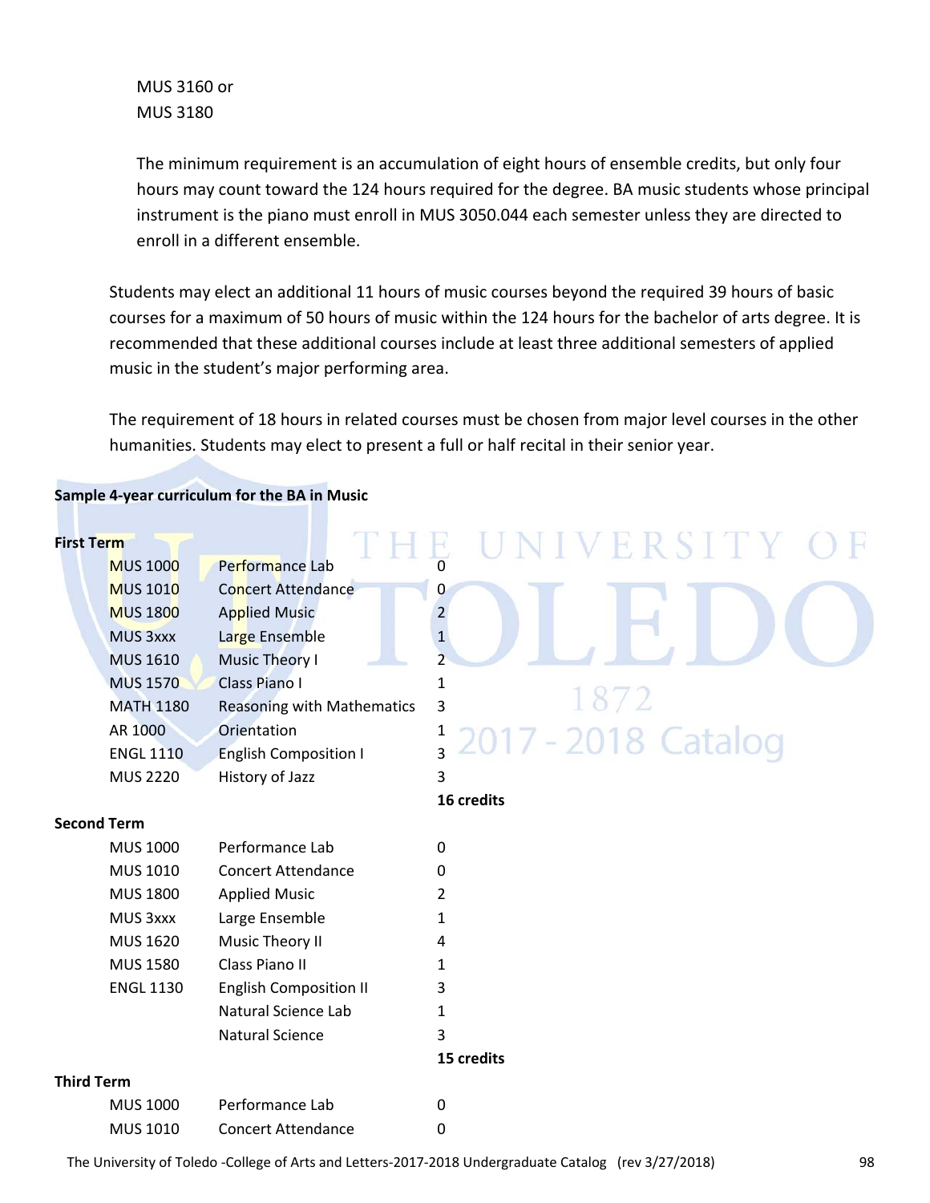MUS 3160 or
MUS 3180

The minimum requirement is an accumulation of eight hours of ensemble credits, but only four hours may count toward the 124 hours required for the degree. BA music students whose principal instrument is the piano must enroll in MUS 3050.044 each semester unless they are directed to enroll in a different ensemble.

Students may elect an additional 11 hours of music courses beyond the required 39 hours of basic courses for a maximum of 50 hours of music within the 124 hours for the bachelor of arts degree. It is recommended that these additional courses include at least three additional semesters of applied music in the student's major performing area.

The requirement of 18 hours in related courses must be chosen from major level courses in the other humanities. Students may elect to present a full or half recital in their senior year.

**Sample 4-year curriculum for the BA in Music**

**First Term**

| Course | Title | Credits |
|---|---|---|
| MUS 1000 | Performance Lab | 0 |
| MUS 1010 | Concert Attendance | 0 |
| MUS 1800 | Applied Music | 2 |
| MUS 3xxx | Large Ensemble | 1 |
| MUS 1610 | Music Theory I | 2 |
| MUS 1570 | Class Piano I | 1 |
| MATH 1180 | Reasoning with Mathematics | 3 |
| AR 1000 | Orientation | 1 |
| ENGL 1110 | English Composition I | 3 |
| MUS 2220 | History of Jazz | 3 |
| | | **16 credits** |

**Second Term**

| Course | Title | Credits |
|---|---|---|
| MUS 1000 | Performance Lab | 0 |
| MUS 1010 | Concert Attendance | 0 |
| MUS 1800 | Applied Music | 2 |
| MUS 3xxx | Large Ensemble | 1 |
| MUS 1620 | Music Theory II | 4 |
| MUS 1580 | Class Piano II | 1 |
| ENGL 1130 | English Composition II | 3 |
| | Natural Science Lab | 1 |
| | Natural Science | 3 |
| | | **15 credits** |

**Third Term**

| Course | Title | Credits |
|---|---|---|
| MUS 1000 | Performance Lab | 0 |
| MUS 1010 | Concert Attendance | 0 |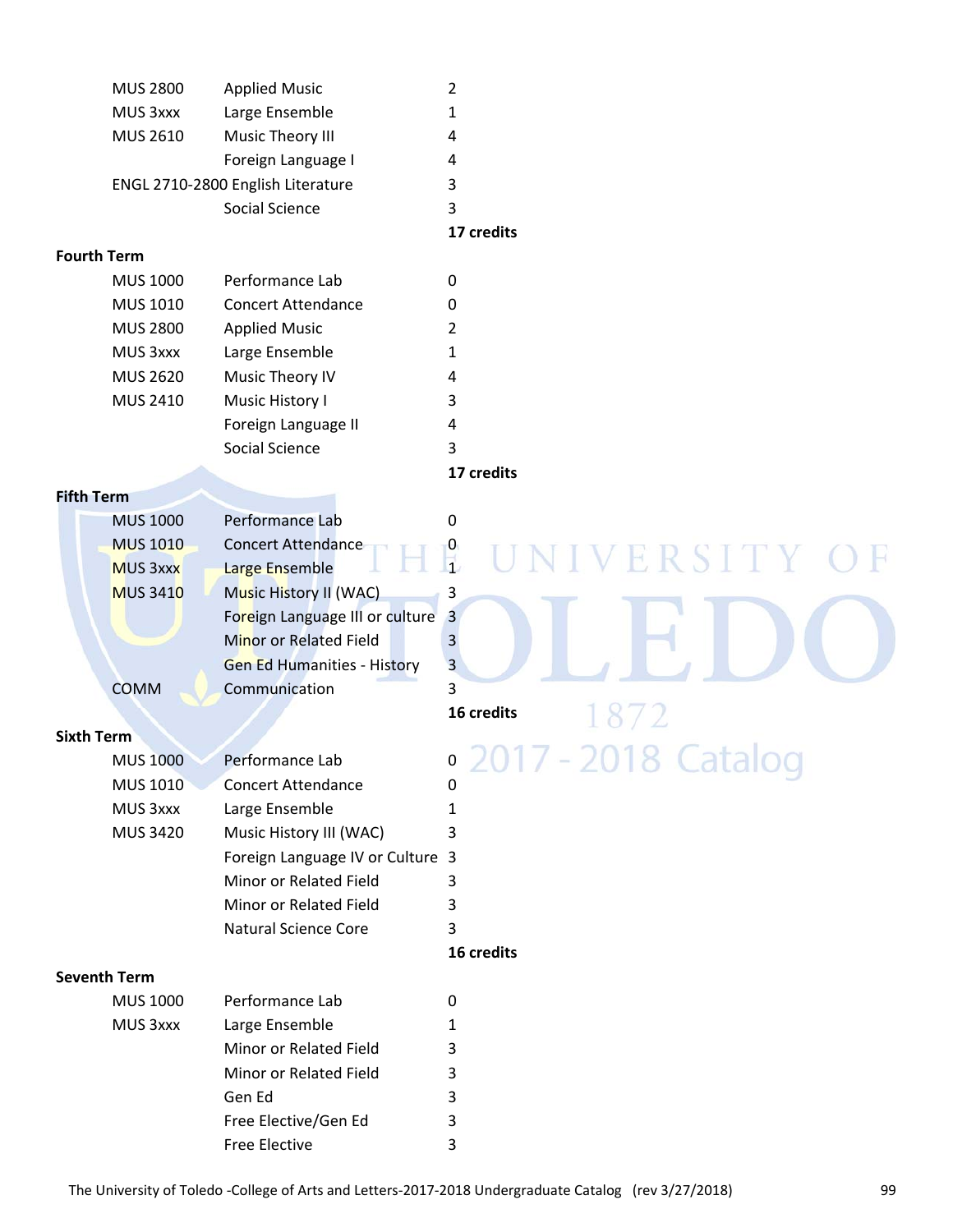| | | |
|---|---|---|
| MUS 2800 | Applied Music | 2 |
| MUS 3xxx | Large Ensemble | 1 |
| MUS 2610 | Music Theory III | 4 |
| | Foreign Language I | 4 |
| ENGL 2710-2800 | English Literature | 3 |
| | Social Science | 3 |
| | | **17 credits** |

**Fourth Term**

| | | |
|---|---|---|
| MUS 1000 | Performance Lab | 0 |
| MUS 1010 | Concert Attendance | 0 |
| MUS 2800 | Applied Music | 2 |
| MUS 3xxx | Large Ensemble | 1 |
| MUS 2620 | Music Theory IV | 4 |
| MUS 2410 | Music History I | 3 |
| | Foreign Language II | 4 |
| | Social Science | 3 |
| | | **17 credits** |

**Fifth Term**

| | | |
|---|---|---|
| MUS 1000 | Performance Lab | 0 |
| MUS 1010 | Concert Attendance | 0 |
| MUS 3xxx | Large Ensemble | 1 |
| MUS 3410 | Music History II (WAC) | 3 |
| | Foreign Language III or culture | 3 |
| | Minor or Related Field | 3 |
| | Gen Ed Humanities - History | 3 |
| COMM | Communication | 3 |
| | | **16 credits** |

**Sixth Term**

| | | |
|---|---|---|
| MUS 1000 | Performance Lab | 0 |
| MUS 1010 | Concert Attendance | 0 |
| MUS 3xxx | Large Ensemble | 1 |
| MUS 3420 | Music History III (WAC) | 3 |
| | Foreign Language IV or Culture | 3 |
| | Minor or Related Field | 3 |
| | Minor or Related Field | 3 |
| | Natural Science Core | 3 |
| | | **16 credits** |

**Seventh Term**

| | | |
|---|---|---|
| MUS 1000 | Performance Lab | 0 |
| MUS 3xxx | Large Ensemble | 1 |
| | Minor or Related Field | 3 |
| | Minor or Related Field | 3 |
| | Gen Ed | 3 |
| | Free Elective/Gen Ed | 3 |
| | Free Elective | 3 |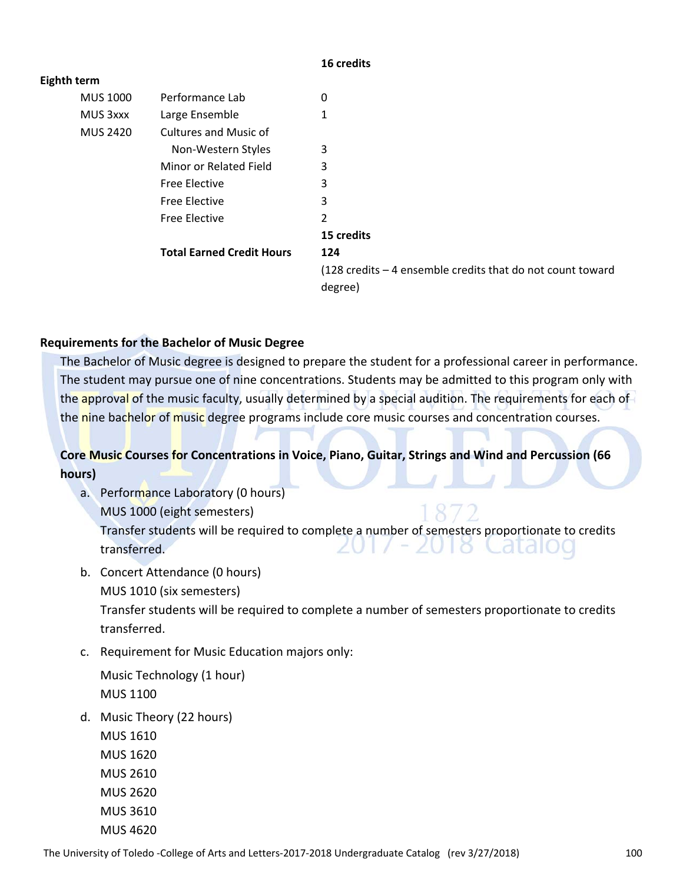| | | 16 credits |
|---|---|---|

**Eighth term**

| | | |
|---|---|---|
| MUS 1000 | Performance Lab | 0 |
| MUS 3xxx | Large Ensemble | 1 |
| MUS 2420 | Cultures and Music of Non-Western Styles | 3 |
| | Minor or Related Field | 3 |
| | Free Elective | 3 |
| | Free Elective | 3 |
| | Free Elective | 2 |
| | | **15 credits** |
| | **Total Earned Credit Hours** | **124** |
| | | (128 credits – 4 ensemble credits that do not count toward degree) |

## Requirements for the Bachelor of Music Degree

The Bachelor of Music degree is designed to prepare the student for a professional career in performance. The student may pursue one of nine concentrations. Students may be admitted to this program only with the approval of the music faculty, usually determined by a special audition. The requirements for each of the nine bachelor of music degree programs include core music courses and concentration courses.

### Core Music Courses for Concentrations in Voice, Piano, Guitar, Strings and Wind and Percussion (66 hours)

a. Performance Laboratory (0 hours)
   MUS 1000 (eight semesters)
   Transfer students will be required to complete a number of semesters proportionate to credits transferred.

b. Concert Attendance (0 hours)
   MUS 1010 (six semesters)
   Transfer students will be required to complete a number of semesters proportionate to credits transferred.

c. Requirement for Music Education majors only:

   Music Technology (1 hour)
   MUS 1100

d. Music Theory (22 hours)
   MUS 1610
   MUS 1620
   MUS 2610
   MUS 2620
   MUS 3610
   MUS 4620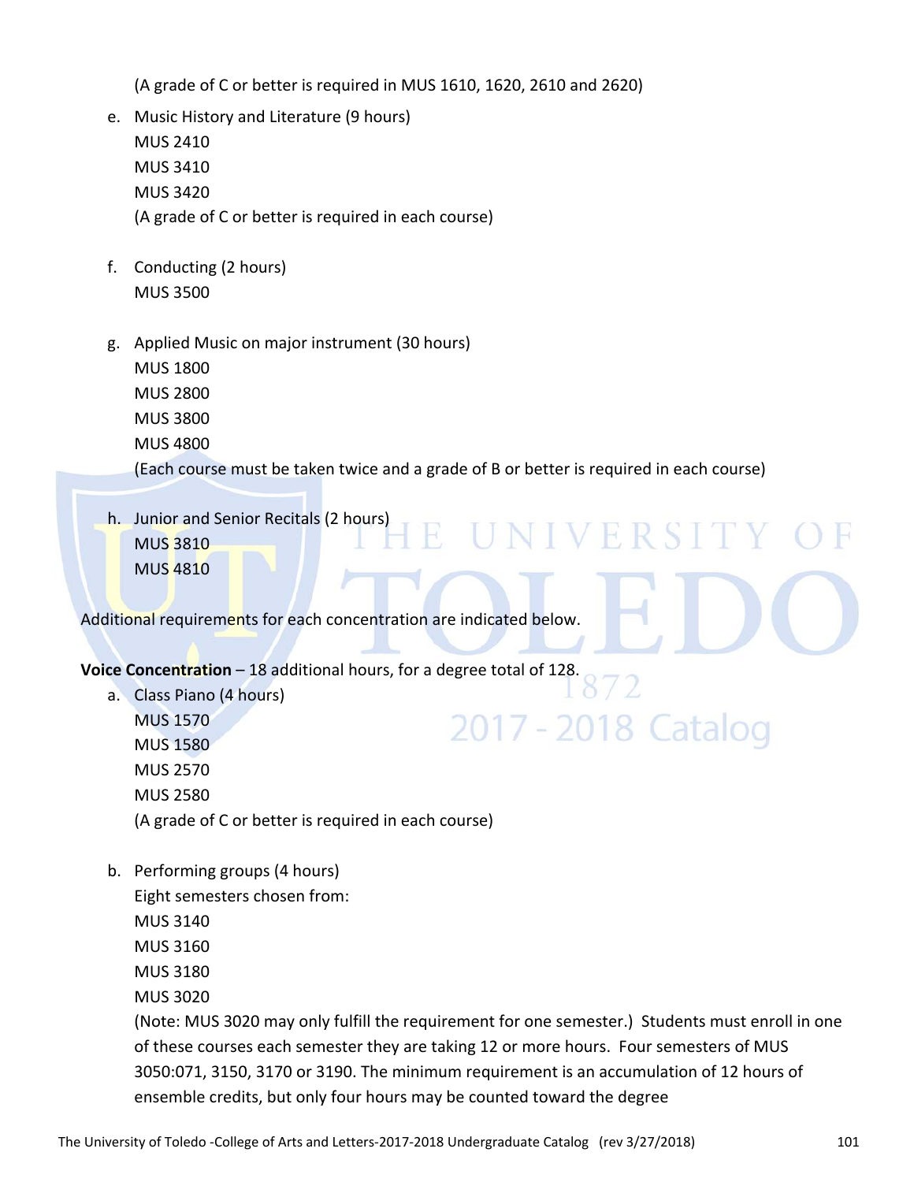(A grade of C or better is required in MUS 1610, 1620, 2610 and 2620)

e. Music History and Literature (9 hours)
   MUS 2410
   MUS 3410
   MUS 3420
   (A grade of C or better is required in each course)

f. Conducting (2 hours)
   MUS 3500

g. Applied Music on major instrument (30 hours)
   MUS 1800
   MUS 2800
   MUS 3800
   MUS 4800
   (Each course must be taken twice and a grade of B or better is required in each course)

h. Junior and Senior Recitals (2 hours)
   MUS 3810
   MUS 4810

Additional requirements for each concentration are indicated below.

**Voice Concentration** – 18 additional hours, for a degree total of 128.

a. Class Piano (4 hours)
   MUS 1570
   MUS 1580
   MUS 2570
   MUS 2580
   (A grade of C or better is required in each course)

b. Performing groups (4 hours)
   Eight semesters chosen from:
   MUS 3140
   MUS 3160
   MUS 3180
   MUS 3020
   (Note: MUS 3020 may only fulfill the requirement for one semester.) Students must enroll in one of these courses each semester they are taking 12 or more hours. Four semesters of MUS 3050:071, 3150, 3170 or 3190. The minimum requirement is an accumulation of 12 hours of ensemble credits, but only four hours may be counted toward the degree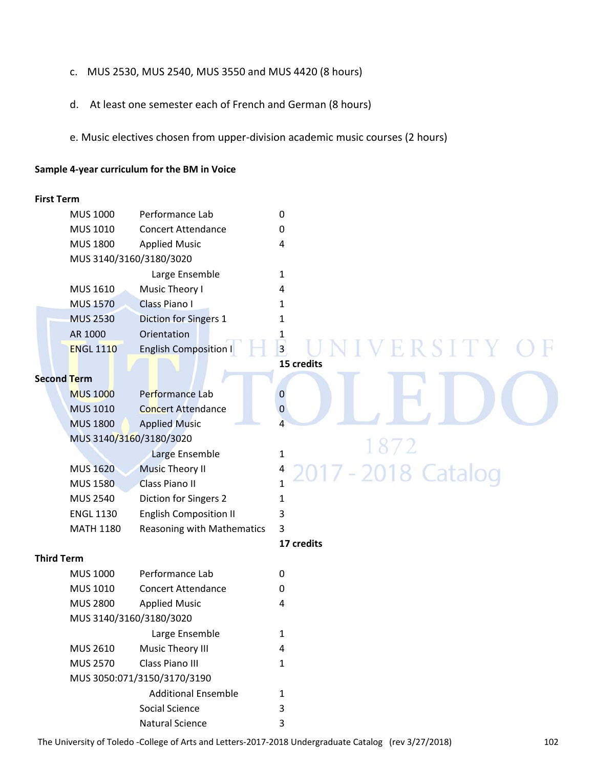c. MUS 2530, MUS 2540, MUS 3550 and MUS 4420 (8 hours)

d. At least one semester each of French and German (8 hours)

e. Music electives chosen from upper-division academic music courses (2 hours)

**Sample 4-year curriculum for the BM in Voice**

**First Term**

| | | |
|---|---|---|
| MUS 1000 | Performance Lab | 0 |
| MUS 1010 | Concert Attendance | 0 |
| MUS 1800 | Applied Music | 4 |
| MUS 3140/3160/3180/3020 | Large Ensemble | 1 |
| MUS 1610 | Music Theory I | 4 |
| MUS 1570 | Class Piano I | 1 |
| MUS 2530 | Diction for Singers 1 | 1 |
| AR 1000 | Orientation | 1 |
| ENGL 1110 | English Composition I | 3 |
| | | **15 credits** |

**Second Term**

| | | |
|---|---|---|
| MUS 1000 | Performance Lab | 0 |
| MUS 1010 | Concert Attendance | 0 |
| MUS 1800 | Applied Music | 4 |
| MUS 3140/3160/3180/3020 | Large Ensemble | 1 |
| MUS 1620 | Music Theory II | 4 |
| MUS 1580 | Class Piano II | 1 |
| MUS 2540 | Diction for Singers 2 | 1 |
| ENGL 1130 | English Composition II | 3 |
| MATH 1180 | Reasoning with Mathematics | 3 |
| | | **17 credits** |

**Third Term**

| | | |
|---|---|---|
| MUS 1000 | Performance Lab | 0 |
| MUS 1010 | Concert Attendance | 0 |
| MUS 2800 | Applied Music | 4 |
| MUS 3140/3160/3180/3020 | Large Ensemble | 1 |
| MUS 2610 | Music Theory III | 4 |
| MUS 2570 | Class Piano III | 1 |
| MUS 3050:071/3150/3170/3190 | Additional Ensemble | 1 |
| | Social Science | 3 |
| | Natural Science | 3 |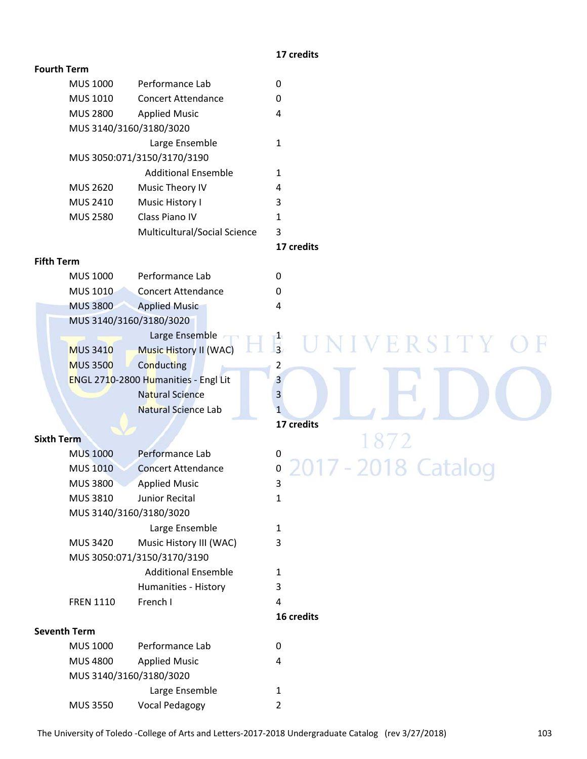**17 credits**

**Fourth Term**

| | | |
|---|---|---|
| MUS 1000 | Performance Lab | 0 |
| MUS 1010 | Concert Attendance | 0 |
| MUS 2800 | Applied Music | 4 |
| MUS 3140/3160/3180/3020 | Large Ensemble | 1 |
| MUS 3050:071/3150/3170/3190 | Additional Ensemble | 1 |
| MUS 2620 | Music Theory IV | 4 |
| MUS 2410 | Music History I | 3 |
| MUS 2580 | Class Piano IV | 1 |
| | Multicultural/Social Science | 3 |
| | | **17 credits** |

**Fifth Term**

| | | |
|---|---|---|
| MUS 1000 | Performance Lab | 0 |
| MUS 1010 | Concert Attendance | 0 |
| MUS 3800 | Applied Music | 4 |
| MUS 3140/3160/3180/3020 | Large Ensemble | 1 |
| MUS 3410 | Music History II (WAC) | 3 |
| MUS 3500 | Conducting | 2 |
| ENGL 2710-2800 | Humanities - Engl Lit | 3 |
| | Natural Science | 3 |
| | Natural Science Lab | 1 |
| | | **17 credits** |

**Sixth Term**

| | | |
|---|---|---|
| MUS 1000 | Performance Lab | 0 |
| MUS 1010 | Concert Attendance | 0 |
| MUS 3800 | Applied Music | 3 |
| MUS 3810 | Junior Recital | 1 |
| MUS 3140/3160/3180/3020 | Large Ensemble | 1 |
| MUS 3420 | Music History III (WAC) | 3 |
| MUS 3050:071/3150/3170/3190 | Additional Ensemble | 1 |
| | Humanities - History | 3 |
| FREN 1110 | French I | 4 |
| | | **16 credits** |

**Seventh Term**

| | | |
|---|---|---|
| MUS 1000 | Performance Lab | 0 |
| MUS 4800 | Applied Music | 4 |
| MUS 3140/3160/3180/3020 | Large Ensemble | 1 |
| MUS 3550 | Vocal Pedagogy | 2 |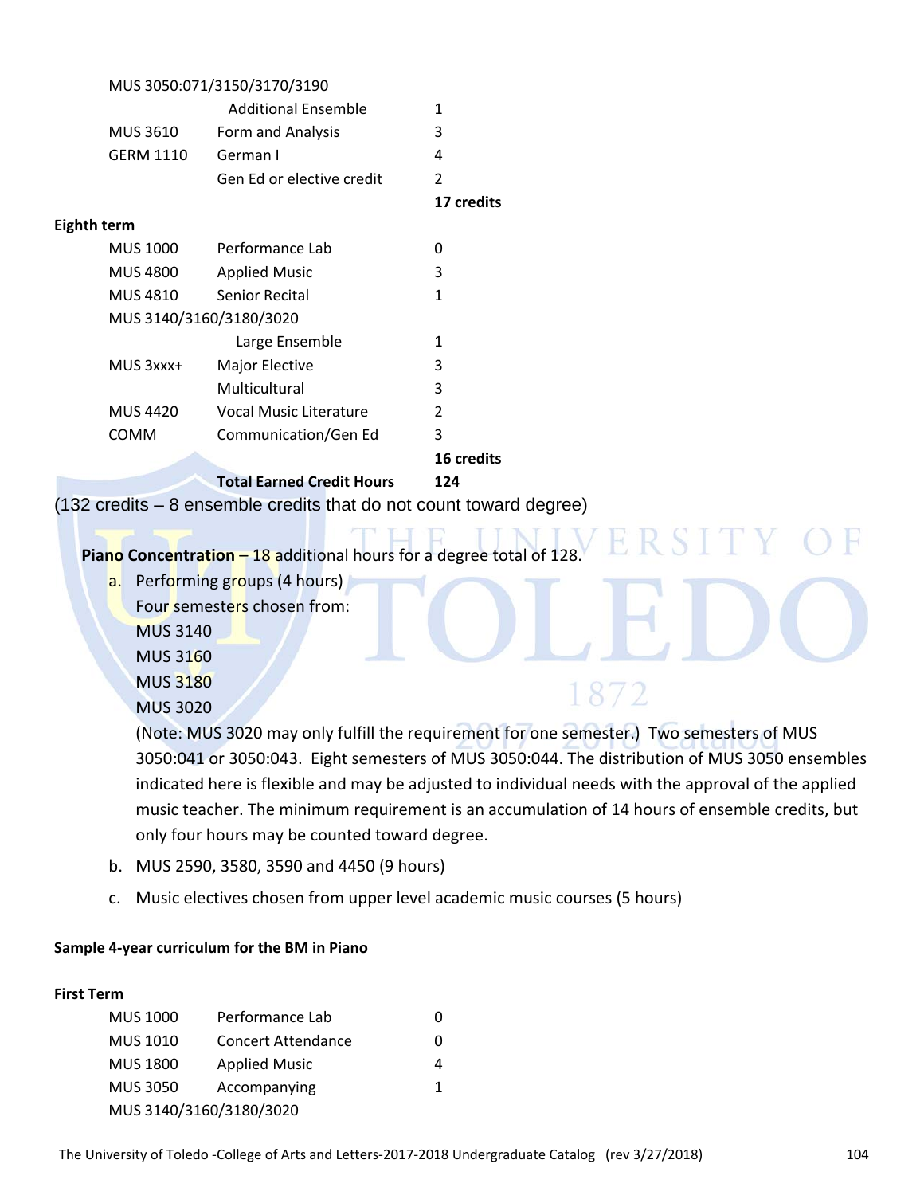| | | |
|---|---|---|
| MUS 3050:071/3150/3170/3190 | | |
| | Additional Ensemble | 1 |
| MUS 3610 | Form and Analysis | 3 |
| GERM 1110 | German I | 4 |
| | Gen Ed or elective credit | 2 |
| | | **17 credits** |

**Eighth term**

| | | |
|---|---|---|
| MUS 1000 | Performance Lab | 0 |
| MUS 4800 | Applied Music | 3 |
| MUS 4810 | Senior Recital | 1 |
| MUS 3140/3160/3180/3020 | | |
| | Large Ensemble | 1 |
| MUS 3xxx+ | Major Elective | 3 |
| | Multicultural | 3 |
| MUS 4420 | Vocal Music Literature | 2 |
| COMM | Communication/Gen Ed | 3 |
| | | **16 credits** |
| | **Total Earned Credit Hours** | **124** |

(132 credits – 8 ensemble credits that do not count toward degree)

**Piano Concentration** – 18 additional hours for a degree total of 128.

a. Performing groups (4 hours)
   Four semesters chosen from:
   MUS 3140
   MUS 3160
   MUS 3180
   MUS 3020
   (Note: MUS 3020 may only fulfill the requirement for one semester.) Two semesters of MUS 3050:041 or 3050:043. Eight semesters of MUS 3050:044. The distribution of MUS 3050 ensembles indicated here is flexible and may be adjusted to individual needs with the approval of the applied music teacher. The minimum requirement is an accumulation of 14 hours of ensemble credits, but only four hours may be counted toward degree.

b. MUS 2590, 3580, 3590 and 4450 (9 hours)

c. Music electives chosen from upper level academic music courses (5 hours)

**Sample 4-year curriculum for the BM in Piano**

**First Term**

| | | |
|---|---|---|
| MUS 1000 | Performance Lab | 0 |
| MUS 1010 | Concert Attendance | 0 |
| MUS 1800 | Applied Music | 4 |
| MUS 3050 | Accompanying | 1 |
| MUS 3140/3160/3180/3020 | | |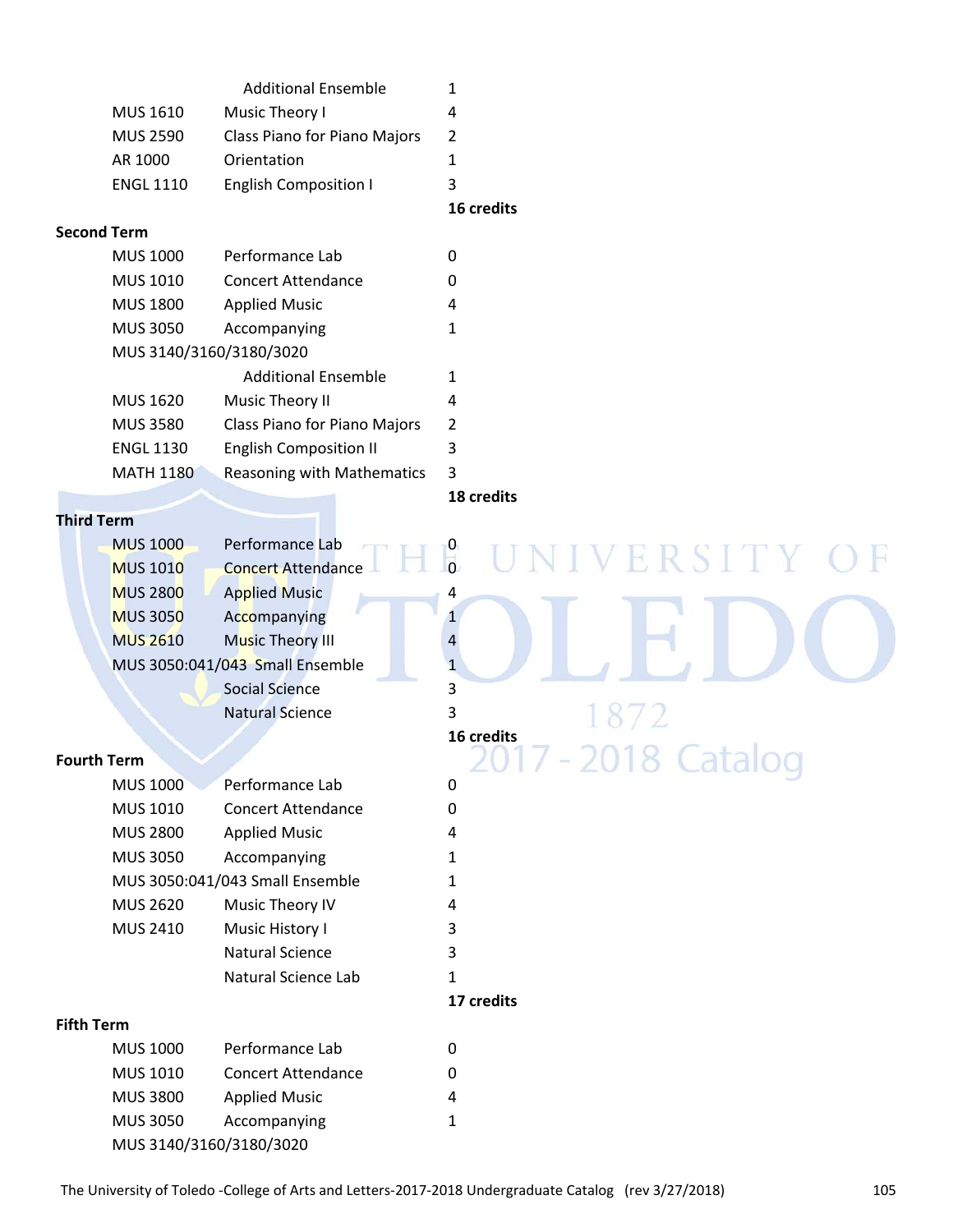| | | |
|---|---|---|
| | Additional Ensemble | 1 |
| MUS 1610 | Music Theory I | 4 |
| MUS 2590 | Class Piano for Piano Majors | 2 |
| AR 1000 | Orientation | 1 |
| ENGL 1110 | English Composition I | 3 |
| | | **16 credits** |

**Second Term**

| | | |
|---|---|---|
| MUS 1000 | Performance Lab | 0 |
| MUS 1010 | Concert Attendance | 0 |
| MUS 1800 | Applied Music | 4 |
| MUS 3050 | Accompanying | 1 |
| MUS 3140/3160/3180/3020 | | |
| | Additional Ensemble | 1 |
| MUS 1620 | Music Theory II | 4 |
| MUS 3580 | Class Piano for Piano Majors | 2 |
| ENGL 1130 | English Composition II | 3 |
| MATH 1180 | Reasoning with Mathematics | 3 |
| | | **18 credits** |

**Third Term**

| | | |
|---|---|---|
| MUS 1000 | Performance Lab | 0 |
| MUS 1010 | Concert Attendance | 0 |
| MUS 2800 | Applied Music | 4 |
| MUS 3050 | Accompanying | 1 |
| MUS 2610 | Music Theory III | 4 |
| MUS 3050:041/043 | Small Ensemble | 1 |
| | Social Science | 3 |
| | Natural Science | 3 |
| | | **16 credits** |

**Fourth Term**

| | | |
|---|---|---|
| MUS 1000 | Performance Lab | 0 |
| MUS 1010 | Concert Attendance | 0 |
| MUS 2800 | Applied Music | 4 |
| MUS 3050 | Accompanying | 1 |
| MUS 3050:041/043 | Small Ensemble | 1 |
| MUS 2620 | Music Theory IV | 4 |
| MUS 2410 | Music History I | 3 |
| | Natural Science | 3 |
| | Natural Science Lab | 1 |
| | | **17 credits** |

**Fifth Term**

| | | |
|---|---|---|
| MUS 1000 | Performance Lab | 0 |
| MUS 1010 | Concert Attendance | 0 |
| MUS 3800 | Applied Music | 4 |
| MUS 3050 | Accompanying | 1 |
| MUS 3140/3160/3180/3020 | | |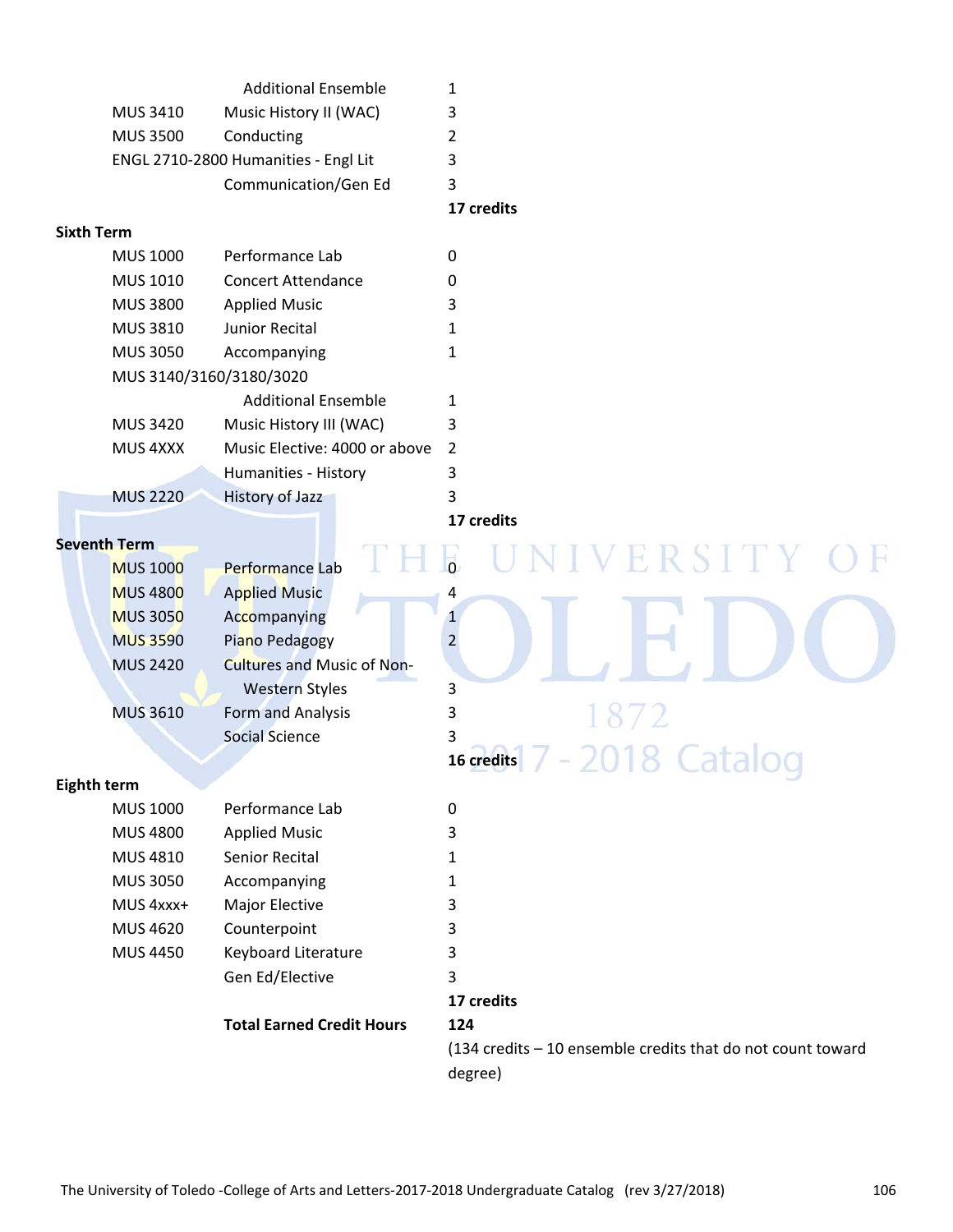| | | |
|---|---|---|
| | Additional Ensemble | 1 |
| MUS 3410 | Music History II (WAC) | 3 |
| MUS 3500 | Conducting | 2 |
| ENGL 2710-2800 | Humanities - Engl Lit | 3 |
| | Communication/Gen Ed | 3 |
| | | **17 credits** |

**Sixth Term**

| | | |
|---|---|---|
| MUS 1000 | Performance Lab | 0 |
| MUS 1010 | Concert Attendance | 0 |
| MUS 3800 | Applied Music | 3 |
| MUS 3810 | Junior Recital | 1 |
| MUS 3050 | Accompanying | 1 |
| MUS 3140/3160/3180/3020 | | |
| | Additional Ensemble | 1 |
| MUS 3420 | Music History III (WAC) | 3 |
| MUS 4XXX | Music Elective: 4000 or above | 2 |
| | Humanities - History | 3 |
| MUS 2220 | History of Jazz | 3 |
| | | **17 credits** |

**Seventh Term**

| | | |
|---|---|---|
| MUS 1000 | Performance Lab | 0 |
| MUS 4800 | Applied Music | 4 |
| MUS 3050 | Accompanying | 1 |
| MUS 3590 | Piano Pedagogy | 2 |
| MUS 2420 | Cultures and Music of Non-Western Styles | 3 |
| MUS 3610 | Form and Analysis | 3 |
| | Social Science | 3 |
| | | **16 credits** |

**Eighth term**

| | | |
|---|---|---|
| MUS 1000 | Performance Lab | 0 |
| MUS 4800 | Applied Music | 3 |
| MUS 4810 | Senior Recital | 1 |
| MUS 3050 | Accompanying | 1 |
| MUS 4xxx+ | Major Elective | 3 |
| MUS 4620 | Counterpoint | 3 |
| MUS 4450 | Keyboard Literature | 3 |
| | Gen Ed/Elective | 3 |
| | | **17 credits** |
| | **Total Earned Credit Hours** | **124** |
| | | (134 credits – 10 ensemble credits that do not count toward degree) |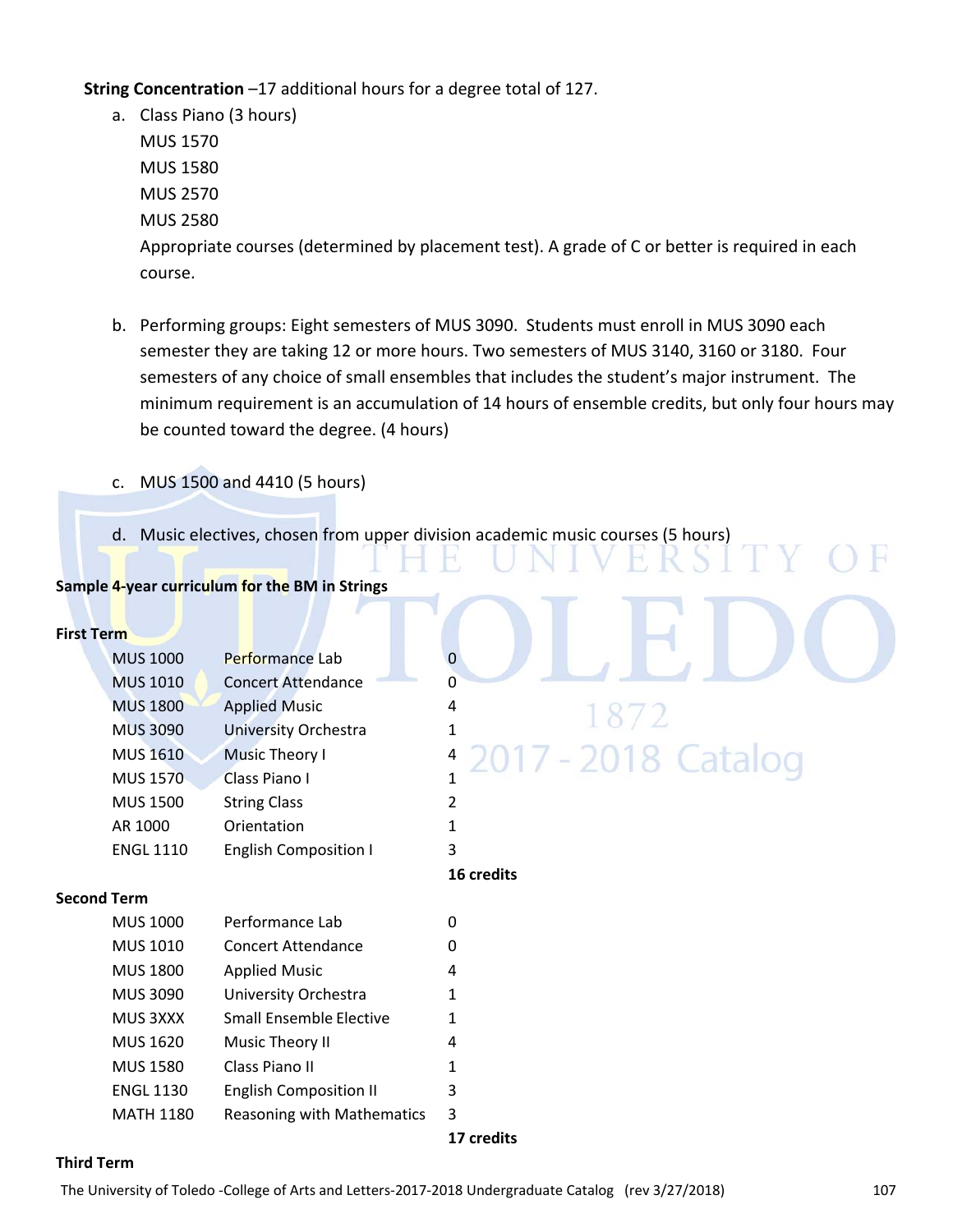**String Concentration** –17 additional hours for a degree total of 127.

a. Class Piano (3 hours)
   MUS 1570
   MUS 1580
   MUS 2570
   MUS 2580
   Appropriate courses (determined by placement test). A grade of C or better is required in each course.

b. Performing groups: Eight semesters of MUS 3090. Students must enroll in MUS 3090 each semester they are taking 12 or more hours. Two semesters of MUS 3140, 3160 or 3180. Four semesters of any choice of small ensembles that includes the student's major instrument. The minimum requirement is an accumulation of 14 hours of ensemble credits, but only four hours may be counted toward the degree. (4 hours)

c. MUS 1500 and 4410 (5 hours)

d. Music electives, chosen from upper division academic music courses (5 hours)

**Sample 4-year curriculum for the BM in Strings**

**First Term**

| | | |
|---|---|---|
| MUS 1000 | Performance Lab | 0 |
| MUS 1010 | Concert Attendance | 0 |
| MUS 1800 | Applied Music | 4 |
| MUS 3090 | University Orchestra | 1 |
| MUS 1610 | Music Theory I | 4 |
| MUS 1570 | Class Piano I | 1 |
| MUS 1500 | String Class | 2 |
| AR 1000 | Orientation | 1 |
| ENGL 1110 | English Composition I | 3 |
| | | **16 credits** |

**Second Term**

| | | |
|---|---|---|
| MUS 1000 | Performance Lab | 0 |
| MUS 1010 | Concert Attendance | 0 |
| MUS 1800 | Applied Music | 4 |
| MUS 3090 | University Orchestra | 1 |
| MUS 3XXX | Small Ensemble Elective | 1 |
| MUS 1620 | Music Theory II | 4 |
| MUS 1580 | Class Piano II | 1 |
| ENGL 1130 | English Composition II | 3 |
| MATH 1180 | Reasoning with Mathematics | 3 |
| | | **17 credits** |

**Third Term**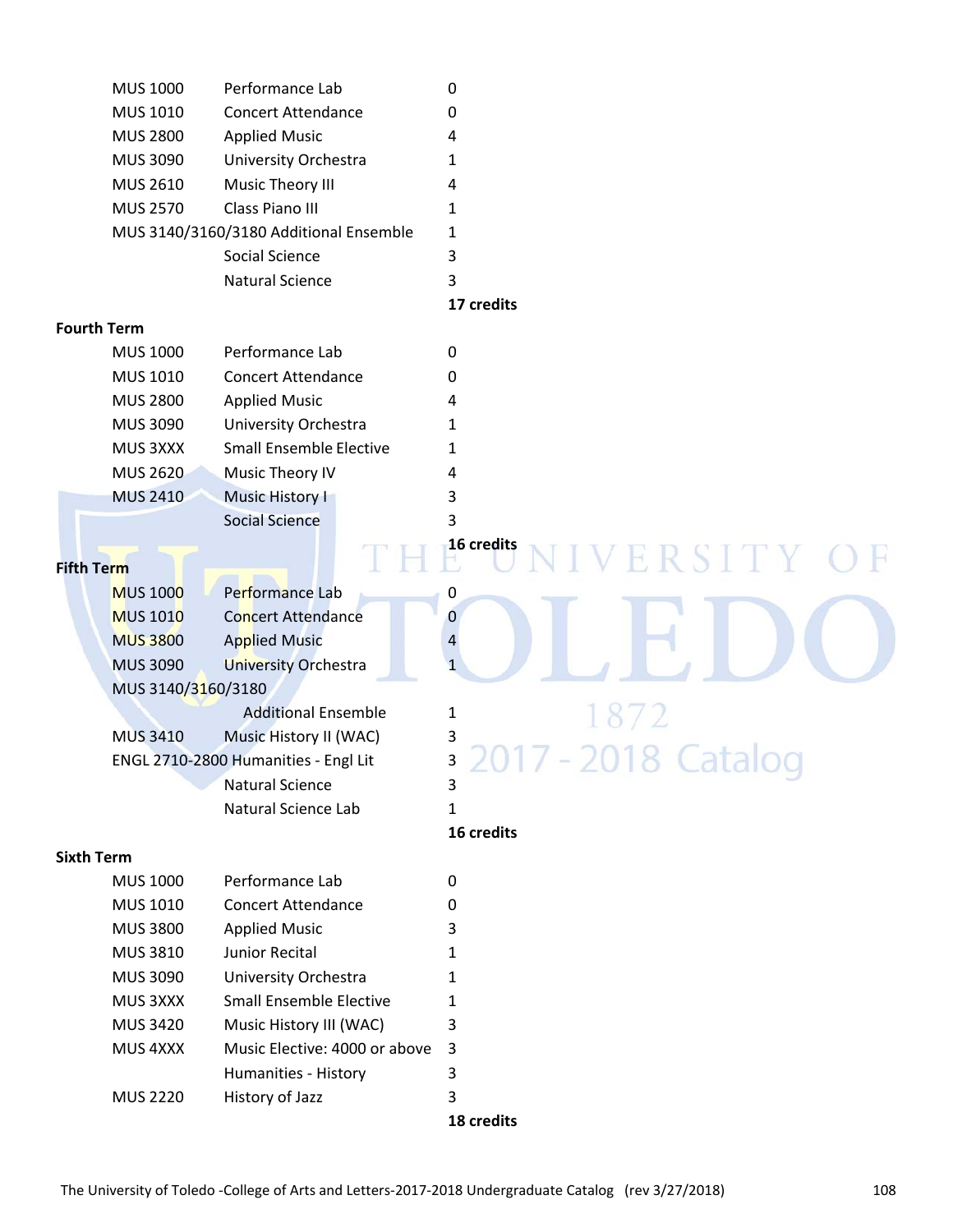| | | |
|---|---|---|
| MUS 1000 | Performance Lab | 0 |
| MUS 1010 | Concert Attendance | 0 |
| MUS 2800 | Applied Music | 4 |
| MUS 3090 | University Orchestra | 1 |
| MUS 2610 | Music Theory III | 4 |
| MUS 2570 | Class Piano III | 1 |
| MUS 3140/3160/3180 | Additional Ensemble | 1 |
| | Social Science | 3 |
| | Natural Science | 3 |
| | | **17 credits** |

**Fourth Term**

| | | |
|---|---|---|
| MUS 1000 | Performance Lab | 0 |
| MUS 1010 | Concert Attendance | 0 |
| MUS 2800 | Applied Music | 4 |
| MUS 3090 | University Orchestra | 1 |
| MUS 3XXX | Small Ensemble Elective | 1 |
| MUS 2620 | Music Theory IV | 4 |
| MUS 2410 | Music History I | 3 |
| | Social Science | 3 |
| | | **16 credits** |

**Fifth Term**

| | | |
|---|---|---|
| MUS 1000 | Performance Lab | 0 |
| MUS 1010 | Concert Attendance | 0 |
| MUS 3800 | Applied Music | 4 |
| MUS 3090 | University Orchestra | 1 |
| MUS 3140/3160/3180 | Additional Ensemble | 1 |
| MUS 3410 | Music History II (WAC) | 3 |
| ENGL 2710-2800 | Humanities - Engl Lit | 3 |
| | Natural Science | 3 |
| | Natural Science Lab | 1 |
| | | **16 credits** |

**Sixth Term**

| | | |
|---|---|---|
| MUS 1000 | Performance Lab | 0 |
| MUS 1010 | Concert Attendance | 0 |
| MUS 3800 | Applied Music | 3 |
| MUS 3810 | Junior Recital | 1 |
| MUS 3090 | University Orchestra | 1 |
| MUS 3XXX | Small Ensemble Elective | 1 |
| MUS 3420 | Music History III (WAC) | 3 |
| MUS 4XXX | Music Elective: 4000 or above | 3 |
| | Humanities - History | 3 |
| MUS 2220 | History of Jazz | 3 |
| | | **18 credits** |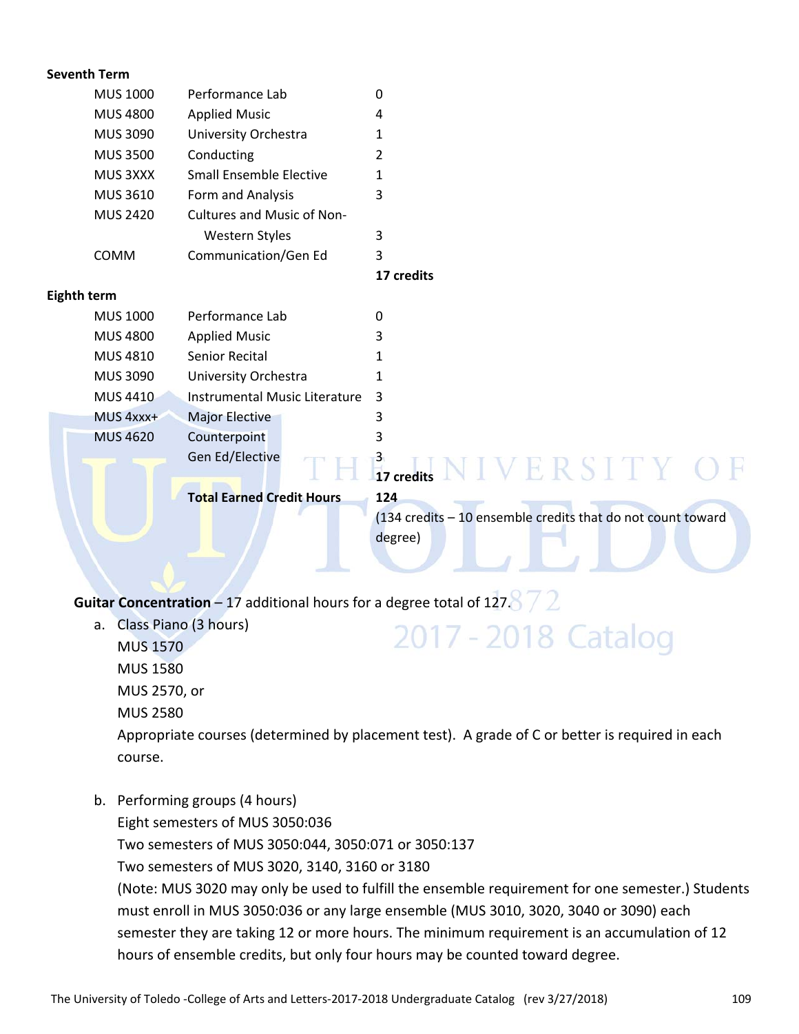**Seventh Term**

| | | |
|---|---|---|
| MUS 1000 | Performance Lab | 0 |
| MUS 4800 | Applied Music | 4 |
| MUS 3090 | University Orchestra | 1 |
| MUS 3500 | Conducting | 2 |
| MUS 3XXX | Small Ensemble Elective | 1 |
| MUS 3610 | Form and Analysis | 3 |
| MUS 2420 | Cultures and Music of Non-Western Styles | 3 |
| COMM | Communication/Gen Ed | 3 |
| | | **17 credits** |

**Eighth term**

| | | |
|---|---|---|
| MUS 1000 | Performance Lab | 0 |
| MUS 4800 | Applied Music | 3 |
| MUS 4810 | Senior Recital | 1 |
| MUS 3090 | University Orchestra | 1 |
| MUS 4410 | Instrumental Music Literature | 3 |
| MUS 4xxx+ | Major Elective | 3 |
| MUS 4620 | Counterpoint | 3 |
| | Gen Ed/Elective | 3 |
| | | **17 credits** |
| | **Total Earned Credit Hours** | **124** |
| | | (134 credits – 10 ensemble credits that do not count toward degree) |

**Guitar Concentration** – 17 additional hours for a degree total of 127.

a. Class Piano (3 hours)
   MUS 1570
   MUS 1580
   MUS 2570, or
   MUS 2580
   Appropriate courses (determined by placement test). A grade of C or better is required in each course.

b. Performing groups (4 hours)
   Eight semesters of MUS 3050:036
   Two semesters of MUS 3050:044, 3050:071 or 3050:137
   Two semesters of MUS 3020, 3140, 3160 or 3180
   (Note: MUS 3020 may only be used to fulfill the ensemble requirement for one semester.) Students must enroll in MUS 3050:036 or any large ensemble (MUS 3010, 3020, 3040 or 3090) each semester they are taking 12 or more hours. The minimum requirement is an accumulation of 12 hours of ensemble credits, but only four hours may be counted toward degree.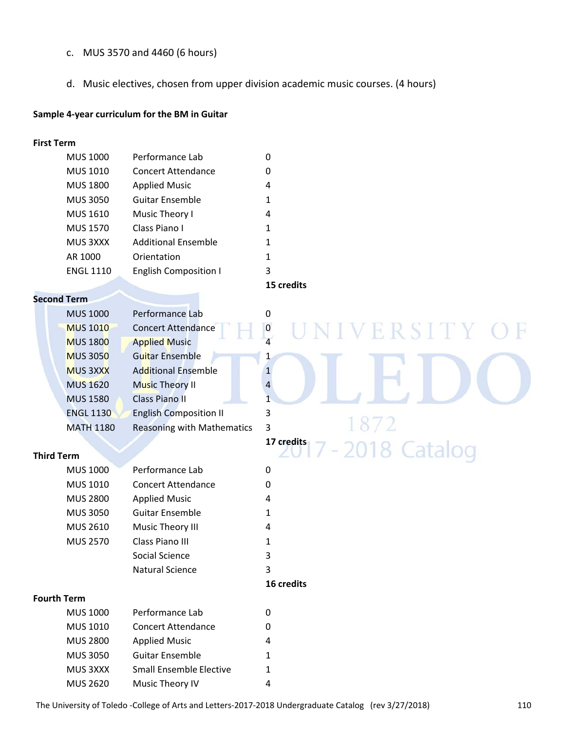c. MUS 3570 and 4460 (6 hours)

d. Music electives, chosen from upper division academic music courses. (4 hours)

**Sample 4-year curriculum for the BM in Guitar**

**First Term**

| | | |
|---|---|---|
| MUS 1000 | Performance Lab | 0 |
| MUS 1010 | Concert Attendance | 0 |
| MUS 1800 | Applied Music | 4 |
| MUS 3050 | Guitar Ensemble | 1 |
| MUS 1610 | Music Theory I | 4 |
| MUS 1570 | Class Piano I | 1 |
| MUS 3XXX | Additional Ensemble | 1 |
| AR 1000 | Orientation | 1 |
| ENGL 1110 | English Composition I | 3 |
| | | **15 credits** |

**Second Term**

| | | |
|---|---|---|
| MUS 1000 | Performance Lab | 0 |
| MUS 1010 | Concert Attendance | 0 |
| MUS 1800 | Applied Music | 4 |
| MUS 3050 | Guitar Ensemble | 1 |
| MUS 3XXX | Additional Ensemble | 1 |
| MUS 1620 | Music Theory II | 4 |
| MUS 1580 | Class Piano II | 1 |
| ENGL 1130 | English Composition II | 3 |
| MATH 1180 | Reasoning with Mathematics | 3 |
| | | **17 credits** |

**Third Term**

| | | |
|---|---|---|
| MUS 1000 | Performance Lab | 0 |
| MUS 1010 | Concert Attendance | 0 |
| MUS 2800 | Applied Music | 4 |
| MUS 3050 | Guitar Ensemble | 1 |
| MUS 2610 | Music Theory III | 4 |
| MUS 2570 | Class Piano III | 1 |
| | Social Science | 3 |
| | Natural Science | 3 |
| | | **16 credits** |

**Fourth Term**

| | | |
|---|---|---|
| MUS 1000 | Performance Lab | 0 |
| MUS 1010 | Concert Attendance | 0 |
| MUS 2800 | Applied Music | 4 |
| MUS 3050 | Guitar Ensemble | 1 |
| MUS 3XXX | Small Ensemble Elective | 1 |
| MUS 2620 | Music Theory IV | 4 |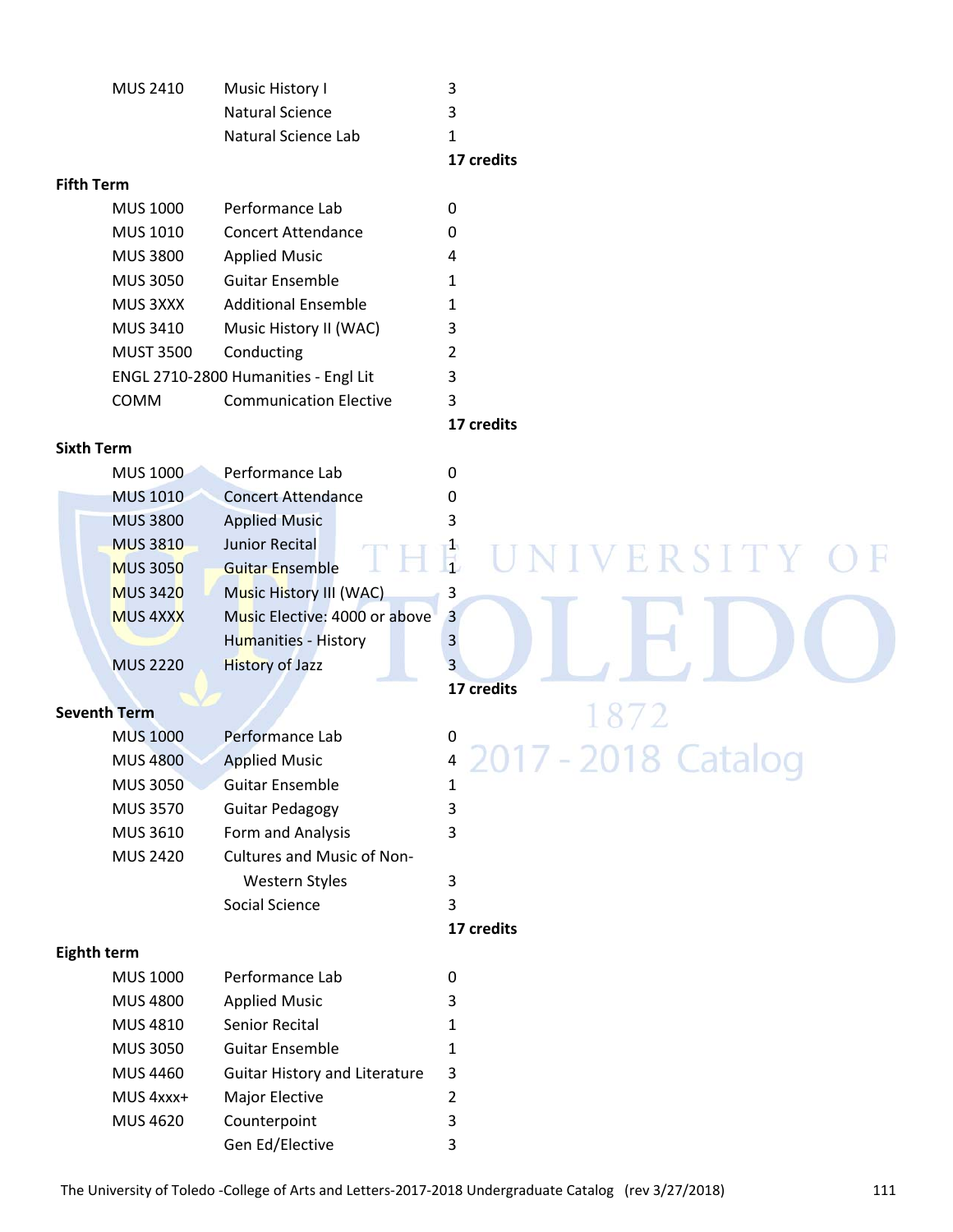| | | |
|---|---|---|
| MUS 2410 | Music History I | 3 |
| | Natural Science | 3 |
| | Natural Science Lab | 1 |
| | | **17 credits** |

**Fifth Term**

| | | |
|---|---|---|
| MUS 1000 | Performance Lab | 0 |
| MUS 1010 | Concert Attendance | 0 |
| MUS 3800 | Applied Music | 4 |
| MUS 3050 | Guitar Ensemble | 1 |
| MUS 3XXX | Additional Ensemble | 1 |
| MUS 3410 | Music History II (WAC) | 3 |
| MUST 3500 | Conducting | 2 |
| ENGL 2710-2800 | Humanities - Engl Lit | 3 |
| COMM | Communication Elective | 3 |
| | | **17 credits** |

**Sixth Term**

| | | |
|---|---|---|
| MUS 1000 | Performance Lab | 0 |
| MUS 1010 | Concert Attendance | 0 |
| MUS 3800 | Applied Music | 3 |
| MUS 3810 | Junior Recital | 1 |
| MUS 3050 | Guitar Ensemble | 1 |
| MUS 3420 | Music History III (WAC) | 3 |
| MUS 4XXX | Music Elective: 4000 or above | 3 |
| | Humanities - History | 3 |
| MUS 2220 | History of Jazz | 3 |
| | | **17 credits** |

**Seventh Term**

| | | |
|---|---|---|
| MUS 1000 | Performance Lab | 0 |
| MUS 4800 | Applied Music | 4 |
| MUS 3050 | Guitar Ensemble | 1 |
| MUS 3570 | Guitar Pedagogy | 3 |
| MUS 3610 | Form and Analysis | 3 |
| MUS 2420 | Cultures and Music of Non-Western Styles | 3 |
| | Social Science | 3 |
| | | **17 credits** |

**Eighth term**

| | | |
|---|---|---|
| MUS 1000 | Performance Lab | 0 |
| MUS 4800 | Applied Music | 3 |
| MUS 4810 | Senior Recital | 1 |
| MUS 3050 | Guitar Ensemble | 1 |
| MUS 4460 | Guitar History and Literature | 3 |
| MUS 4xxx+ | Major Elective | 2 |
| MUS 4620 | Counterpoint | 3 |
| | Gen Ed/Elective | 3 |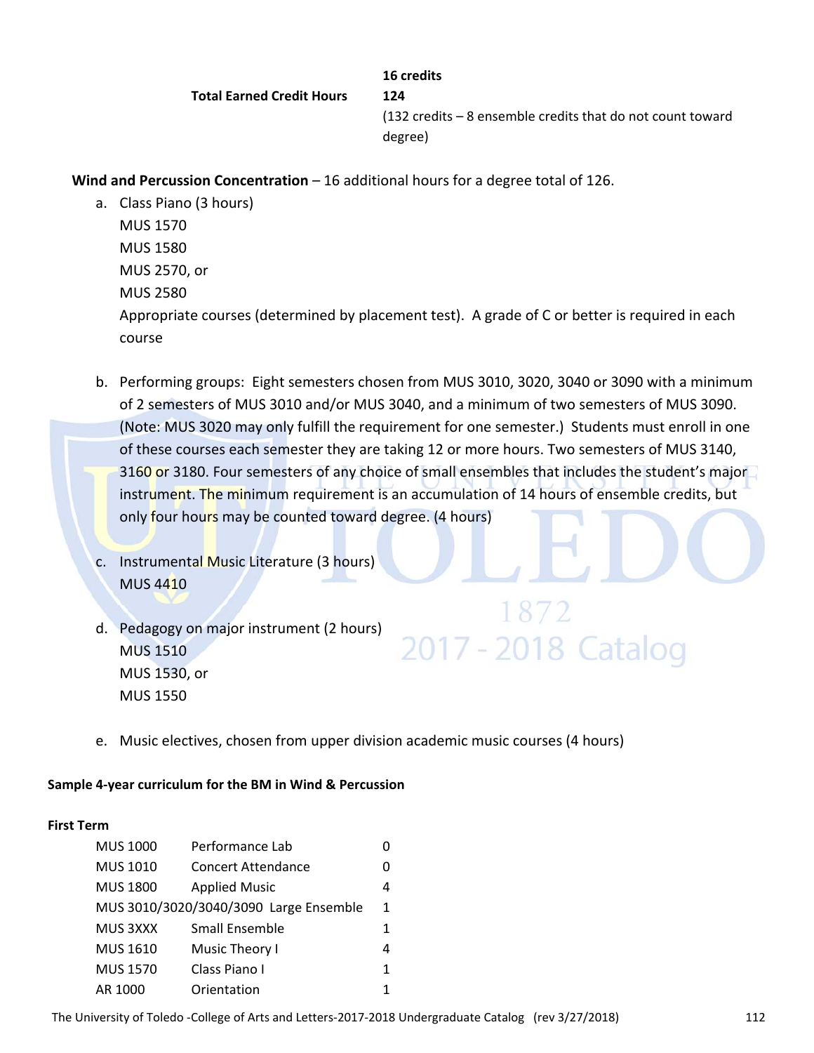| | |
|---|---|
| | **16 credits** |
| **Total Earned Credit Hours** | **124** |
| | (132 credits – 8 ensemble credits that do not count toward degree) |

**Wind and Percussion Concentration** – 16 additional hours for a degree total of 126.

a. Class Piano (3 hours)
   MUS 1570
   MUS 1580
   MUS 2570, or
   MUS 2580
   Appropriate courses (determined by placement test). A grade of C or better is required in each course

b. Performing groups: Eight semesters chosen from MUS 3010, 3020, 3040 or 3090 with a minimum of 2 semesters of MUS 3010 and/or MUS 3040, and a minimum of two semesters of MUS 3090. (Note: MUS 3020 may only fulfill the requirement for one semester.) Students must enroll in one of these courses each semester they are taking 12 or more hours. Two semesters of MUS 3140, 3160 or 3180. Four semesters of any choice of small ensembles that includes the student's major instrument. The minimum requirement is an accumulation of 14 hours of ensemble credits, but only four hours may be counted toward degree. (4 hours)

c. Instrumental Music Literature (3 hours)
   MUS 4410

d. Pedagogy on major instrument (2 hours)
   MUS 1510
   MUS 1530, or
   MUS 1550

e. Music electives, chosen from upper division academic music courses (4 hours)

**Sample 4-year curriculum for the BM in Wind & Percussion**

**First Term**

| Course | Title | Credits |
|---|---|---|
| MUS 1000 | Performance Lab | 0 |
| MUS 1010 | Concert Attendance | 0 |
| MUS 1800 | Applied Music | 4 |
| MUS 3010/3020/3040/3090 | Large Ensemble | 1 |
| MUS 3XXX | Small Ensemble | 1 |
| MUS 1610 | Music Theory I | 4 |
| MUS 1570 | Class Piano I | 1 |
| AR 1000 | Orientation | 1 |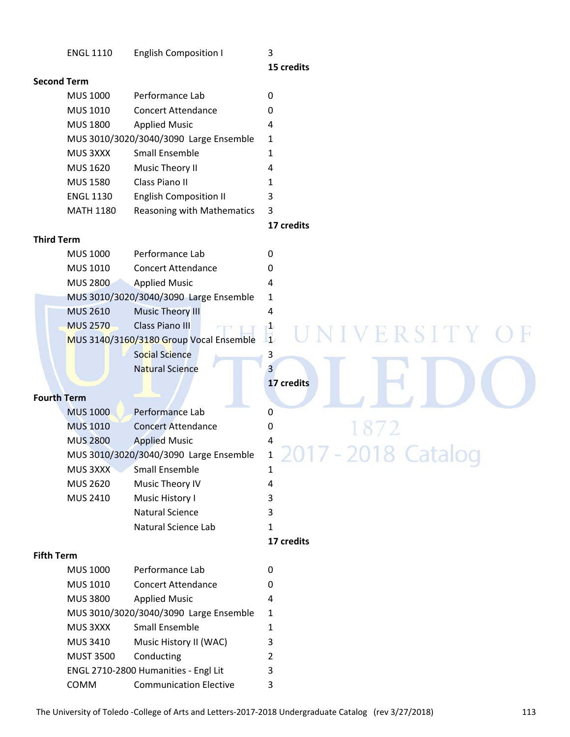| | | |
|---|---|---|
| ENGL 1110 | English Composition I | 3 |
| | | **15 credits** |

**Second Term**

| | | |
|---|---|---|
| MUS 1000 | Performance Lab | 0 |
| MUS 1010 | Concert Attendance | 0 |
| MUS 1800 | Applied Music | 4 |
| MUS 3010/3020/3040/3090 | Large Ensemble | 1 |
| MUS 3XXX | Small Ensemble | 1 |
| MUS 1620 | Music Theory II | 4 |
| MUS 1580 | Class Piano II | 1 |
| ENGL 1130 | English Composition II | 3 |
| MATH 1180 | Reasoning with Mathematics | 3 |
| | | **17 credits** |

**Third Term**

| | | |
|---|---|---|
| MUS 1000 | Performance Lab | 0 |
| MUS 1010 | Concert Attendance | 0 |
| MUS 2800 | Applied Music | 4 |
| MUS 3010/3020/3040/3090 | Large Ensemble | 1 |
| MUS 2610 | Music Theory III | 4 |
| MUS 2570 | Class Piano III | 1 |
| MUS 3140/3160/3180 | Group Vocal Ensemble | 1 |
| | Social Science | 3 |
| | Natural Science | 3 |
| | | **17 credits** |

**Fourth Term**

| | | |
|---|---|---|
| MUS 1000 | Performance Lab | 0 |
| MUS 1010 | Concert Attendance | 0 |
| MUS 2800 | Applied Music | 4 |
| MUS 3010/3020/3040/3090 | Large Ensemble | 1 |
| MUS 3XXX | Small Ensemble | 1 |
| MUS 2620 | Music Theory IV | 4 |
| MUS 2410 | Music History I | 3 |
| | Natural Science | 3 |
| | Natural Science Lab | 1 |
| | | **17 credits** |

**Fifth Term**

| | | |
|---|---|---|
| MUS 1000 | Performance Lab | 0 |
| MUS 1010 | Concert Attendance | 0 |
| MUS 3800 | Applied Music | 4 |
| MUS 3010/3020/3040/3090 | Large Ensemble | 1 |
| MUS 3XXX | Small Ensemble | 1 |
| MUS 3410 | Music History II (WAC) | 3 |
| MUST 3500 | Conducting | 2 |
| ENGL 2710-2800 | Humanities - Engl Lit | 3 |
| COMM | Communication Elective | 3 |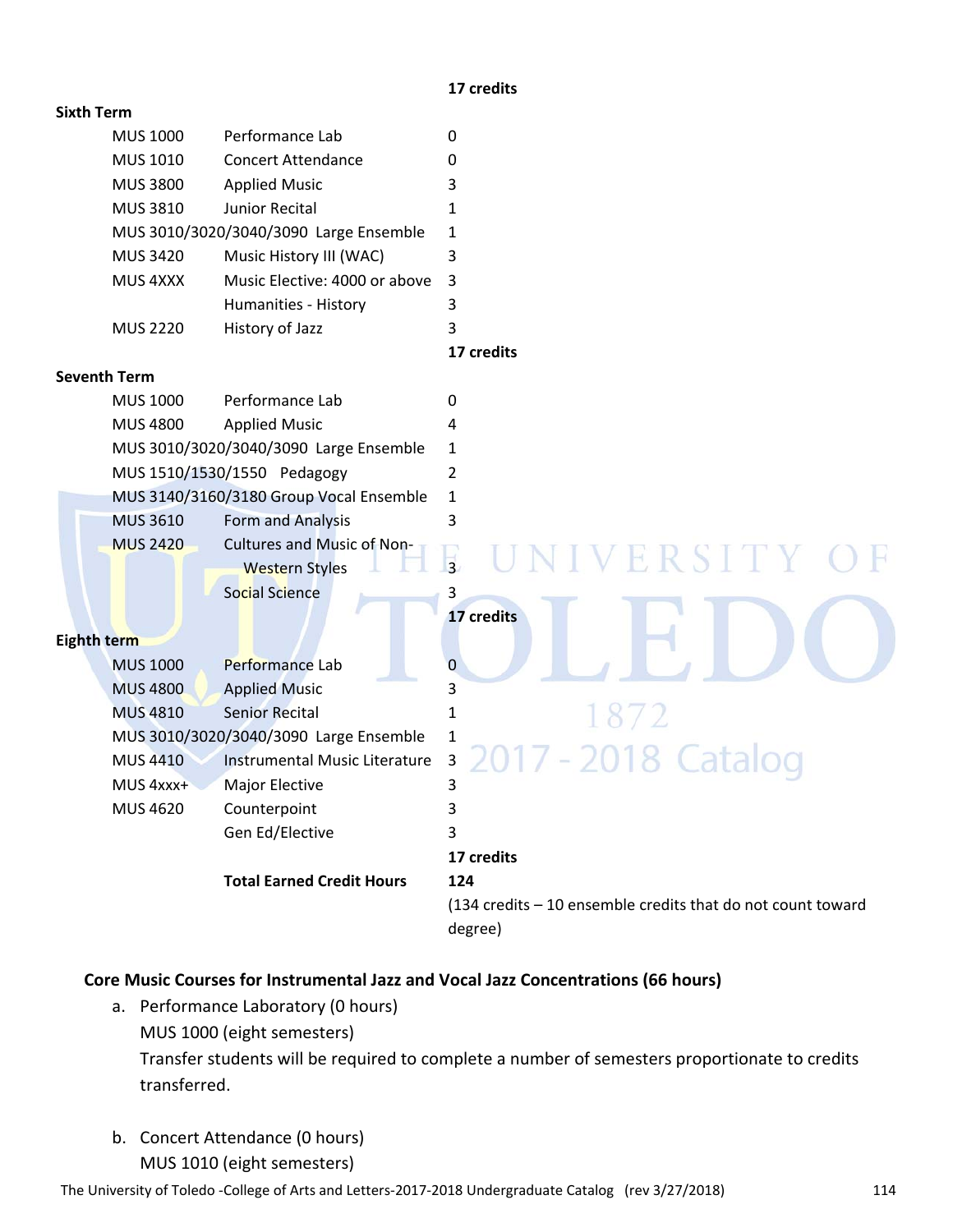**17 credits**

**Sixth Term**

| | | |
|---|---|---|
| MUS 1000 | Performance Lab | 0 |
| MUS 1010 | Concert Attendance | 0 |
| MUS 3800 | Applied Music | 3 |
| MUS 3810 | Junior Recital | 1 |
| MUS 3010/3020/3040/3090 | Large Ensemble | 1 |
| MUS 3420 | Music History III (WAC) | 3 |
| MUS 4XXX | Music Elective: 4000 or above | 3 |
| | Humanities - History | 3 |
| MUS 2220 | History of Jazz | 3 |
| | | **17 credits** |

**Seventh Term**

| | | |
|---|---|---|
| MUS 1000 | Performance Lab | 0 |
| MUS 4800 | Applied Music | 4 |
| MUS 3010/3020/3040/3090 | Large Ensemble | 1 |
| MUS 1510/1530/1550 | Pedagogy | 2 |
| MUS 3140/3160/3180 | Group Vocal Ensemble | 1 |
| MUS 3610 | Form and Analysis | 3 |
| MUS 2420 | Cultures and Music of Non-Western Styles | 3 |
| | Social Science | 3 |
| | | **17 credits** |

**Eighth term**

| | | |
|---|---|---|
| MUS 1000 | Performance Lab | 0 |
| MUS 4800 | Applied Music | 3 |
| MUS 4810 | Senior Recital | 1 |
| MUS 3010/3020/3040/3090 | Large Ensemble | 1 |
| MUS 4410 | Instrumental Music Literature | 3 |
| MUS 4xxx+ | Major Elective | 3 |
| MUS 4620 | Counterpoint | 3 |
| | Gen Ed/Elective | 3 |
| | | **17 credits** |
| | **Total Earned Credit Hours** | **124** |

(134 credits – 10 ensemble credits that do not count toward degree)

**Core Music Courses for Instrumental Jazz and Vocal Jazz Concentrations (66 hours)**

a. Performance Laboratory (0 hours)
   MUS 1000 (eight semesters)
   Transfer students will be required to complete a number of semesters proportionate to credits transferred.

b. Concert Attendance (0 hours)
   MUS 1010 (eight semesters)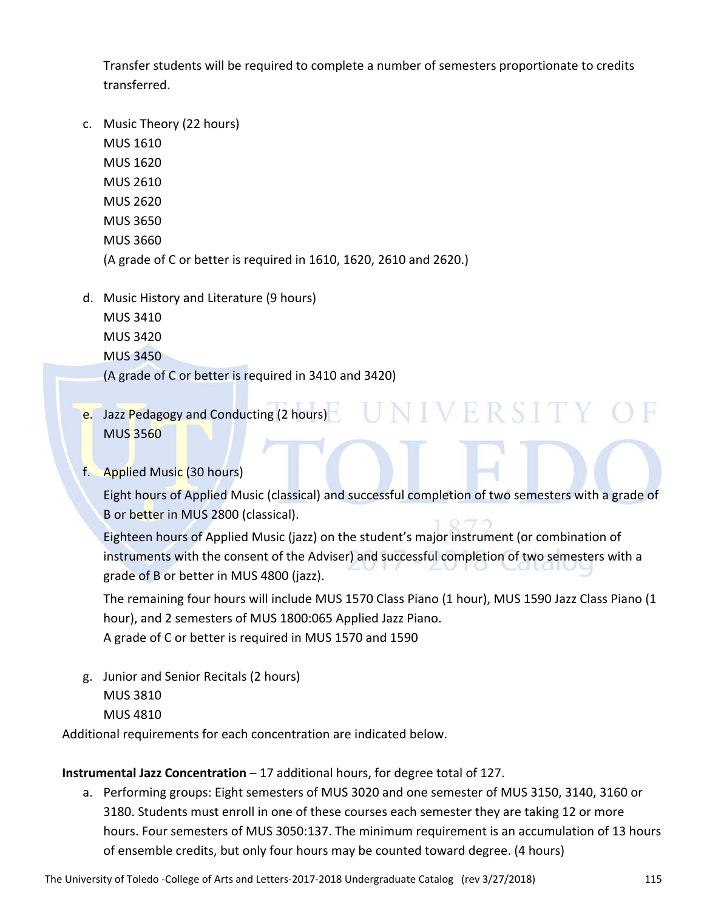Transfer students will be required to complete a number of semesters proportionate to credits transferred.

c. Music Theory (22 hours)
   MUS 1610
   MUS 1620
   MUS 2610
   MUS 2620
   MUS 3650
   MUS 3660
   (A grade of C or better is required in 1610, 1620, 2610 and 2620.)

d. Music History and Literature (9 hours)
   MUS 3410
   MUS 3420
   MUS 3450
   (A grade of C or better is required in 3410 and 3420)

e. Jazz Pedagogy and Conducting (2 hours)
   MUS 3560

f. Applied Music (30 hours)

   Eight hours of Applied Music (classical) and successful completion of two semesters with a grade of B or better in MUS 2800 (classical).

   Eighteen hours of Applied Music (jazz) on the student's major instrument (or combination of instruments with the consent of the Adviser) and successful completion of two semesters with a grade of B or better in MUS 4800 (jazz).

   The remaining four hours will include MUS 1570 Class Piano (1 hour), MUS 1590 Jazz Class Piano (1 hour), and 2 semesters of MUS 1800:065 Applied Jazz Piano.
   A grade of C or better is required in MUS 1570 and 1590

g. Junior and Senior Recitals (2 hours)
   MUS 3810
   MUS 4810

Additional requirements for each concentration are indicated below.

**Instrumental Jazz Concentration** – 17 additional hours, for degree total of 127.

a. Performing groups: Eight semesters of MUS 3020 and one semester of MUS 3150, 3140, 3160 or 3180. Students must enroll in one of these courses each semester they are taking 12 or more hours. Four semesters of MUS 3050:137. The minimum requirement is an accumulation of 13 hours of ensemble credits, but only four hours may be counted toward degree. (4 hours)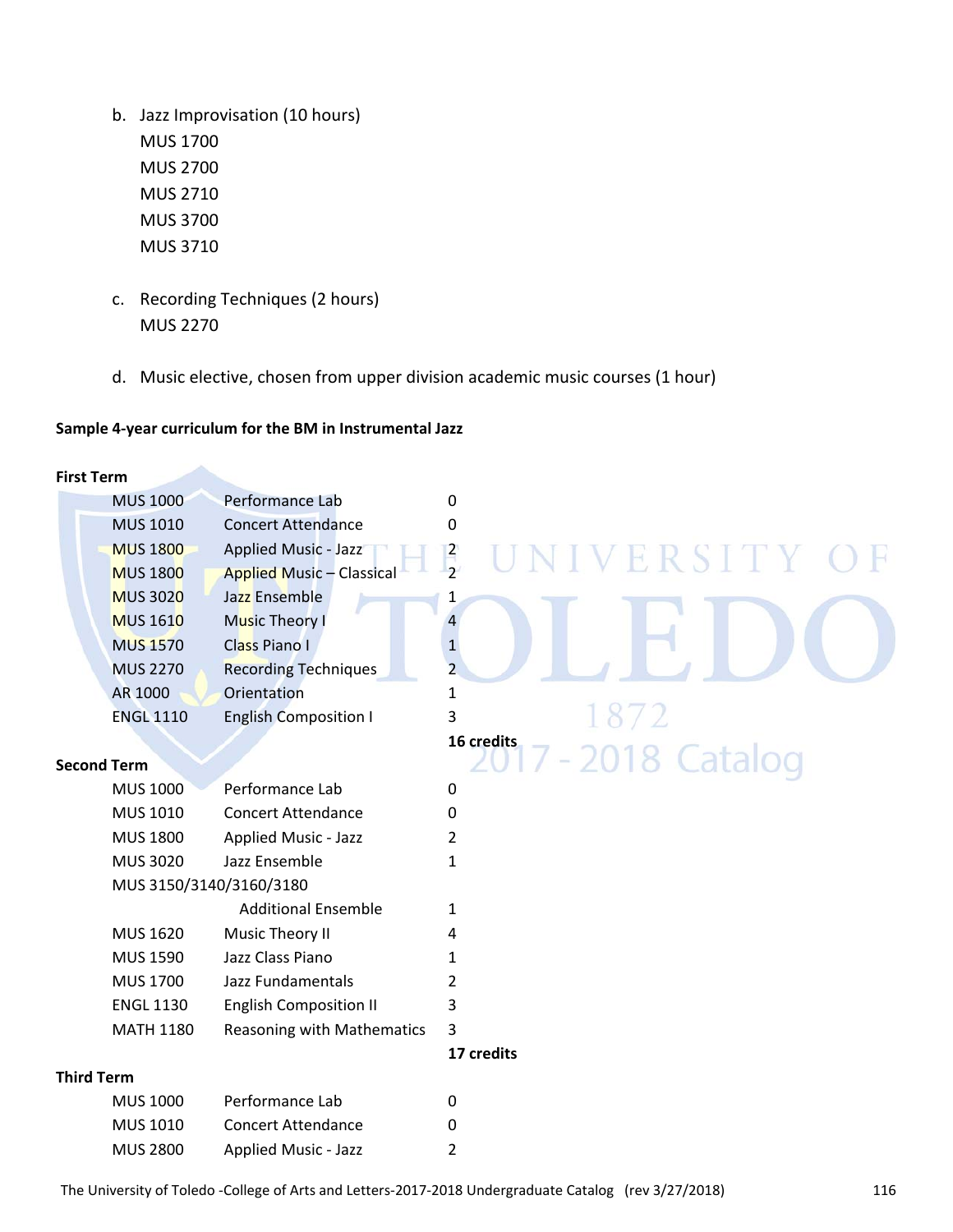b. Jazz Improvisation (10 hours)
   MUS 1700
   MUS 2700
   MUS 2710
   MUS 3700
   MUS 3710

c. Recording Techniques (2 hours)
   MUS 2270

d. Music elective, chosen from upper division academic music courses (1 hour)

**Sample 4-year curriculum for the BM in Instrumental Jazz**

**First Term**

| | | |
|---|---|---|
| MUS 1000 | Performance Lab | 0 |
| MUS 1010 | Concert Attendance | 0 |
| MUS 1800 | Applied Music - Jazz | 2 |
| MUS 1800 | Applied Music – Classical | 2 |
| MUS 3020 | Jazz Ensemble | 1 |
| MUS 1610 | Music Theory I | 4 |
| MUS 1570 | Class Piano I | 1 |
| MUS 2270 | Recording Techniques | 2 |
| AR 1000 | Orientation | 1 |
| ENGL 1110 | English Composition I | 3 |
| | | **16 credits** |

**Second Term**

| | | |
|---|---|---|
| MUS 1000 | Performance Lab | 0 |
| MUS 1010 | Concert Attendance | 0 |
| MUS 1800 | Applied Music - Jazz | 2 |
| MUS 3020 | Jazz Ensemble | 1 |
| MUS 3150/3140/3160/3180 | Additional Ensemble | 1 |
| MUS 1620 | Music Theory II | 4 |
| MUS 1590 | Jazz Class Piano | 1 |
| MUS 1700 | Jazz Fundamentals | 2 |
| ENGL 1130 | English Composition II | 3 |
| MATH 1180 | Reasoning with Mathematics | 3 |
| | | **17 credits** |

**Third Term**

| | | |
|---|---|---|
| MUS 1000 | Performance Lab | 0 |
| MUS 1010 | Concert Attendance | 0 |
| MUS 2800 | Applied Music - Jazz | 2 |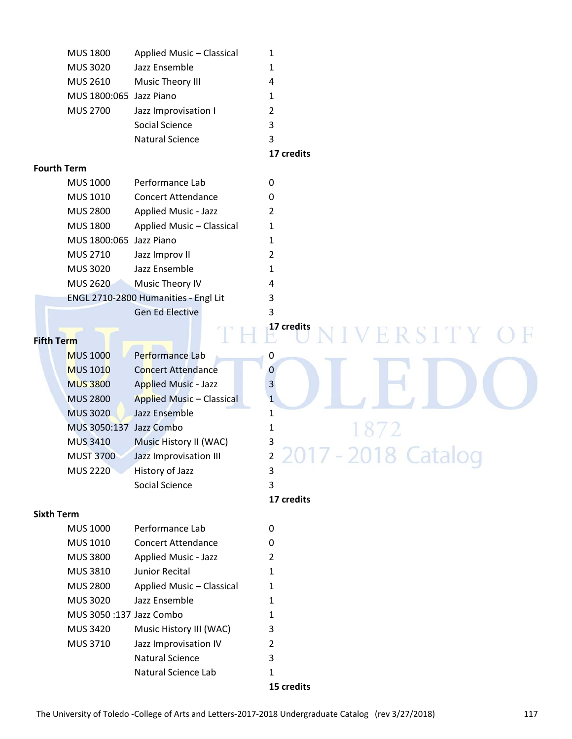| | | |
|---|---|---|
| MUS 1800 | Applied Music – Classical | 1 |
| MUS 3020 | Jazz Ensemble | 1 |
| MUS 2610 | Music Theory III | 4 |
| MUS 1800:065 | Jazz Piano | 1 |
| MUS 2700 | Jazz Improvisation I | 2 |
| | Social Science | 3 |
| | Natural Science | 3 |
| | | **17 credits** |

**Fourth Term**

| | | |
|---|---|---|
| MUS 1000 | Performance Lab | 0 |
| MUS 1010 | Concert Attendance | 0 |
| MUS 2800 | Applied Music - Jazz | 2 |
| MUS 1800 | Applied Music – Classical | 1 |
| MUS 1800:065 | Jazz Piano | 1 |
| MUS 2710 | Jazz Improv II | 2 |
| MUS 3020 | Jazz Ensemble | 1 |
| MUS 2620 | Music Theory IV | 4 |
| ENGL 2710-2800 | Humanities - Engl Lit | 3 |
| | Gen Ed Elective | 3 |
| | | **17 credits** |

**Fifth Term**

| | | |
|---|---|---|
| MUS 1000 | Performance Lab | 0 |
| MUS 1010 | Concert Attendance | 0 |
| MUS 3800 | Applied Music - Jazz | 3 |
| MUS 2800 | Applied Music – Classical | 1 |
| MUS 3020 | Jazz Ensemble | 1 |
| MUS 3050:137 | Jazz Combo | 1 |
| MUS 3410 | Music History II (WAC) | 3 |
| MUST 3700 | Jazz Improvisation III | 2 |
| MUS 2220 | History of Jazz | 3 |
| | Social Science | 3 |
| | | **17 credits** |

**Sixth Term**

| | | |
|---|---|---|
| MUS 1000 | Performance Lab | 0 |
| MUS 1010 | Concert Attendance | 0 |
| MUS 3800 | Applied Music - Jazz | 2 |
| MUS 3810 | Junior Recital | 1 |
| MUS 2800 | Applied Music – Classical | 1 |
| MUS 3020 | Jazz Ensemble | 1 |
| MUS 3050 :137 | Jazz Combo | 1 |
| MUS 3420 | Music History III (WAC) | 3 |
| MUS 3710 | Jazz Improvisation IV | 2 |
| | Natural Science | 3 |
| | Natural Science Lab | 1 |
| | | **15 credits** |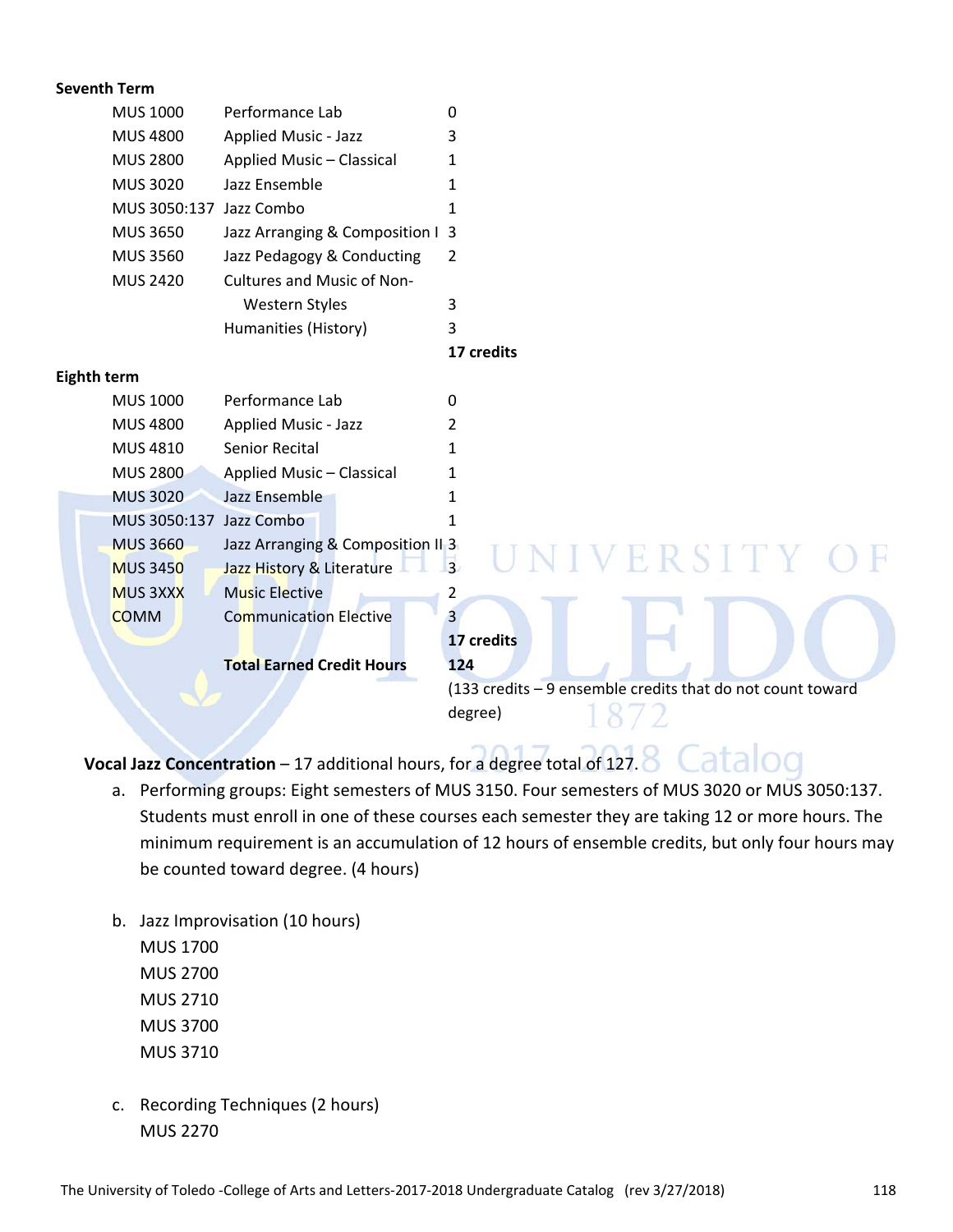**Seventh Term**

| | | |
|---|---|---|
| MUS 1000 | Performance Lab | 0 |
| MUS 4800 | Applied Music - Jazz | 3 |
| MUS 2800 | Applied Music – Classical | 1 |
| MUS 3020 | Jazz Ensemble | 1 |
| MUS 3050:137 | Jazz Combo | 1 |
| MUS 3650 | Jazz Arranging & Composition I | 3 |
| MUS 3560 | Jazz Pedagogy & Conducting | 2 |
| MUS 2420 | Cultures and Music of Non-Western Styles | 3 |
| | Humanities (History) | 3 |
| | | **17 credits** |

**Eighth term**

| | | |
|---|---|---|
| MUS 1000 | Performance Lab | 0 |
| MUS 4800 | Applied Music - Jazz | 2 |
| MUS 4810 | Senior Recital | 1 |
| MUS 2800 | Applied Music – Classical | 1 |
| MUS 3020 | Jazz Ensemble | 1 |
| MUS 3050:137 | Jazz Combo | 1 |
| MUS 3660 | Jazz Arranging & Composition II | 3 |
| MUS 3450 | Jazz History & Literature | 3 |
| MUS 3XXX | Music Elective | 2 |
| COMM | Communication Elective | 3 |
| | | **17 credits** |
| | **Total Earned Credit Hours** | **124** (133 credits – 9 ensemble credits that do not count toward degree) |

**Vocal Jazz Concentration** – 17 additional hours, for a degree total of 127.

a. Performing groups: Eight semesters of MUS 3150. Four semesters of MUS 3020 or MUS 3050:137. Students must enroll in one of these courses each semester they are taking 12 or more hours. The minimum requirement is an accumulation of 12 hours of ensemble credits, but only four hours may be counted toward degree. (4 hours)

b. Jazz Improvisation (10 hours)
MUS 1700
MUS 2700
MUS 2710
MUS 3700
MUS 3710

c. Recording Techniques (2 hours)
MUS 2270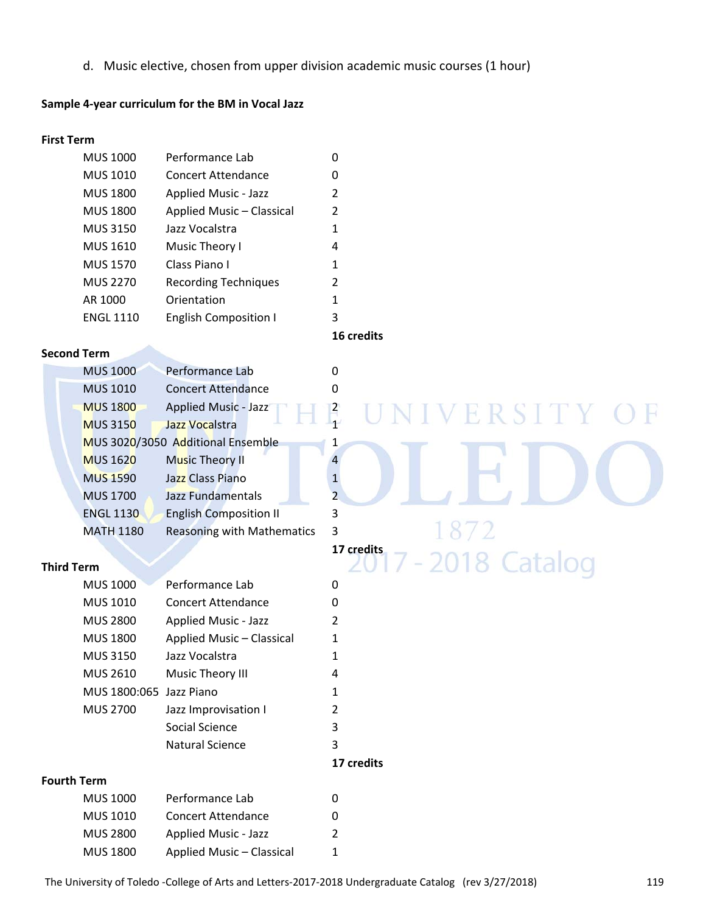d. Music elective, chosen from upper division academic music courses (1 hour)

**Sample 4-year curriculum for the BM in Vocal Jazz**

**First Term**

| | | |
|---|---|---|
| MUS 1000 | Performance Lab | 0 |
| MUS 1010 | Concert Attendance | 0 |
| MUS 1800 | Applied Music - Jazz | 2 |
| MUS 1800 | Applied Music – Classical | 2 |
| MUS 3150 | Jazz Vocalstra | 1 |
| MUS 1610 | Music Theory I | 4 |
| MUS 1570 | Class Piano I | 1 |
| MUS 2270 | Recording Techniques | 2 |
| AR 1000 | Orientation | 1 |
| ENGL 1110 | English Composition I | 3 |
| | | **16 credits** |

**Second Term**

| | | |
|---|---|---|
| MUS 1000 | Performance Lab | 0 |
| MUS 1010 | Concert Attendance | 0 |
| MUS 1800 | Applied Music - Jazz | 2 |
| MUS 3150 | Jazz Vocalstra | 1 |
| MUS 3020/3050 | Additional Ensemble | 1 |
| MUS 1620 | Music Theory II | 4 |
| MUS 1590 | Jazz Class Piano | 1 |
| MUS 1700 | Jazz Fundamentals | 2 |
| ENGL 1130 | English Composition II | 3 |
| MATH 1180 | Reasoning with Mathematics | 3 |
| | | **17 credits** |

**Third Term**

| | | |
|---|---|---|
| MUS 1000 | Performance Lab | 0 |
| MUS 1010 | Concert Attendance | 0 |
| MUS 2800 | Applied Music - Jazz | 2 |
| MUS 1800 | Applied Music – Classical | 1 |
| MUS 3150 | Jazz Vocalstra | 1 |
| MUS 2610 | Music Theory III | 4 |
| MUS 1800:065 | Jazz Piano | 1 |
| MUS 2700 | Jazz Improvisation I | 2 |
| | Social Science | 3 |
| | Natural Science | 3 |
| | | **17 credits** |

**Fourth Term**

| | | |
|---|---|---|
| MUS 1000 | Performance Lab | 0 |
| MUS 1010 | Concert Attendance | 0 |
| MUS 2800 | Applied Music - Jazz | 2 |
| MUS 1800 | Applied Music – Classical | 1 |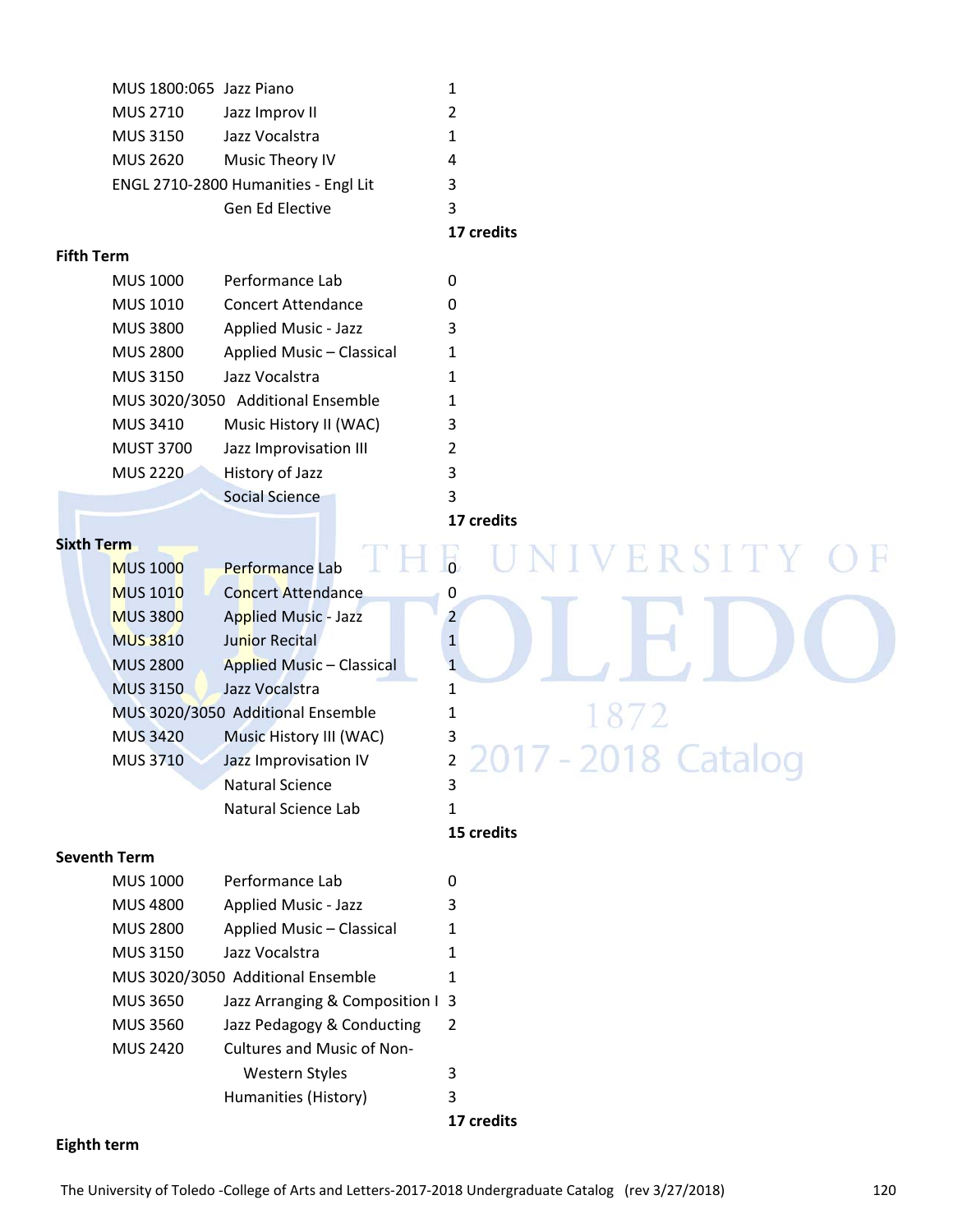| | | |
|---|---|---|
| MUS 1800:065 | Jazz Piano | 1 |
| MUS 2710 | Jazz Improv II | 2 |
| MUS 3150 | Jazz Vocalstra | 1 |
| MUS 2620 | Music Theory IV | 4 |
| ENGL 2710-2800 | Humanities - Engl Lit | 3 |
| | Gen Ed Elective | 3 |
| | | **17 credits** |

**Fifth Term**

| | | |
|---|---|---|
| MUS 1000 | Performance Lab | 0 |
| MUS 1010 | Concert Attendance | 0 |
| MUS 3800 | Applied Music - Jazz | 3 |
| MUS 2800 | Applied Music – Classical | 1 |
| MUS 3150 | Jazz Vocalstra | 1 |
| MUS 3020/3050 | Additional Ensemble | 1 |
| MUS 3410 | Music History II (WAC) | 3 |
| MUST 3700 | Jazz Improvisation III | 2 |
| MUS 2220 | History of Jazz | 3 |
| | Social Science | 3 |
| | | **17 credits** |

**Sixth Term**

| | | |
|---|---|---|
| MUS 1000 | Performance Lab | 0 |
| MUS 1010 | Concert Attendance | 0 |
| MUS 3800 | Applied Music - Jazz | 2 |
| MUS 3810 | Junior Recital | 1 |
| MUS 2800 | Applied Music – Classical | 1 |
| MUS 3150 | Jazz Vocalstra | 1 |
| MUS 3020/3050 | Additional Ensemble | 1 |
| MUS 3420 | Music History III (WAC) | 3 |
| MUS 3710 | Jazz Improvisation IV | 2 |
| | Natural Science | 3 |
| | Natural Science Lab | 1 |
| | | **15 credits** |

**Seventh Term**

| | | |
|---|---|---|
| MUS 1000 | Performance Lab | 0 |
| MUS 4800 | Applied Music - Jazz | 3 |
| MUS 2800 | Applied Music – Classical | 1 |
| MUS 3150 | Jazz Vocalstra | 1 |
| MUS 3020/3050 | Additional Ensemble | 1 |
| MUS 3650 | Jazz Arranging & Composition I | 3 |
| MUS 3560 | Jazz Pedagogy & Conducting | 2 |
| MUS 2420 | Cultures and Music of Non-Western Styles | 3 |
| | Humanities (History) | 3 |
| | | **17 credits** |

**Eighth term**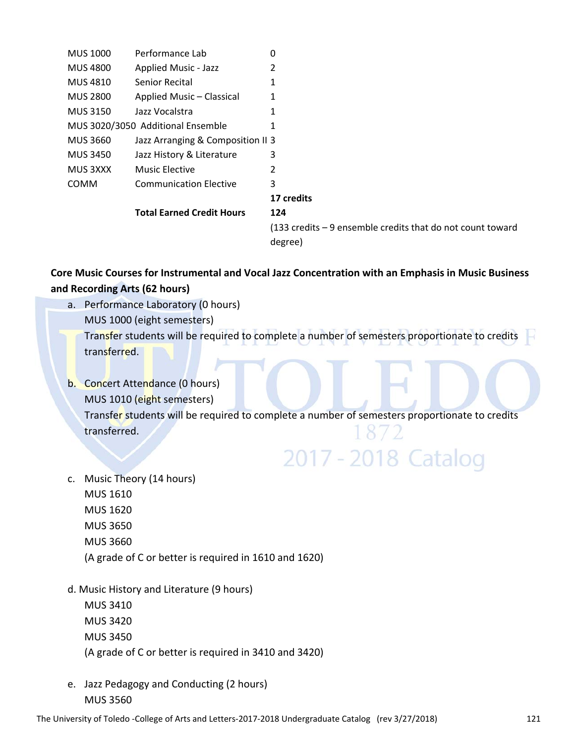| | | |
|---|---|---|
| MUS 1000 | Performance Lab | 0 |
| MUS 4800 | Applied Music - Jazz | 2 |
| MUS 4810 | Senior Recital | 1 |
| MUS 2800 | Applied Music – Classical | 1 |
| MUS 3150 | Jazz Vocalstra | 1 |
| MUS 3020/3050 | Additional Ensemble | 1 |
| MUS 3660 | Jazz Arranging & Composition II | 3 |
| MUS 3450 | Jazz History & Literature | 3 |
| MUS 3XXX | Music Elective | 2 |
| COMM | Communication Elective | 3 |
| | | **17 credits** |
| | **Total Earned Credit Hours** | **124** |
| | | (133 credits – 9 ensemble credits that do not count toward degree) |

**Core Music Courses for Instrumental and Vocal Jazz Concentration with an Emphasis in Music Business and Recording Arts (62 hours)**

a. Performance Laboratory (0 hours)
   MUS 1000 (eight semesters)
   Transfer students will be required to complete a number of semesters proportionate to credits transferred.

b. Concert Attendance (0 hours)
   MUS 1010 (eight semesters)
   Transfer students will be required to complete a number of semesters proportionate to credits transferred.

c. Music Theory (14 hours)
   MUS 1610
   MUS 1620
   MUS 3650
   MUS 3660
   (A grade of C or better is required in 1610 and 1620)

d. Music History and Literature (9 hours)
   MUS 3410
   MUS 3420
   MUS 3450
   (A grade of C or better is required in 3410 and 3420)

e. Jazz Pedagogy and Conducting (2 hours)
   MUS 3560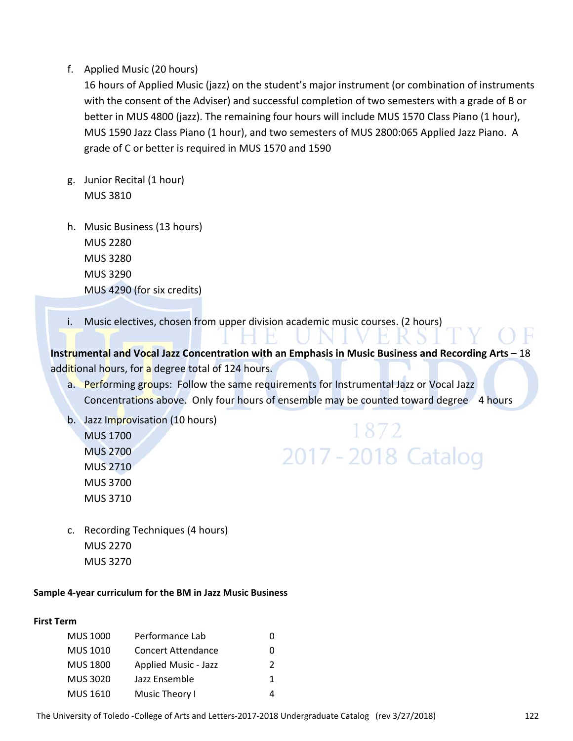f. Applied Music (20 hours)
   16 hours of Applied Music (jazz) on the student's major instrument (or combination of instruments with the consent of the Adviser) and successful completion of two semesters with a grade of B or better in MUS 4800 (jazz). The remaining four hours will include MUS 1570 Class Piano (1 hour), MUS 1590 Jazz Class Piano (1 hour), and two semesters of MUS 2800:065 Applied Jazz Piano. A grade of C or better is required in MUS 1570 and 1590

g. Junior Recital (1 hour)
   MUS 3810

h. Music Business (13 hours)
   MUS 2280
   MUS 3280
   MUS 3290
   MUS 4290 (for six credits)

i. Music electives, chosen from upper division academic music courses. (2 hours)

**Instrumental and Vocal Jazz Concentration with an Emphasis in Music Business and Recording Arts** – 18 additional hours, for a degree total of 124 hours.

a. Performing groups: Follow the same requirements for Instrumental Jazz or Vocal Jazz Concentrations above. Only four hours of ensemble may be counted toward degree 4 hours

b. Jazz Improvisation (10 hours)
   MUS 1700
   MUS 2700
   MUS 2710
   MUS 3700
   MUS 3710

c. Recording Techniques (4 hours)
   MUS 2270
   MUS 3270

**Sample 4-year curriculum for the BM in Jazz Music Business**

**First Term**

| | | |
|---|---|---|
| MUS 1000 | Performance Lab | 0 |
| MUS 1010 | Concert Attendance | 0 |
| MUS 1800 | Applied Music - Jazz | 2 |
| MUS 3020 | Jazz Ensemble | 1 |
| MUS 1610 | Music Theory I | 4 |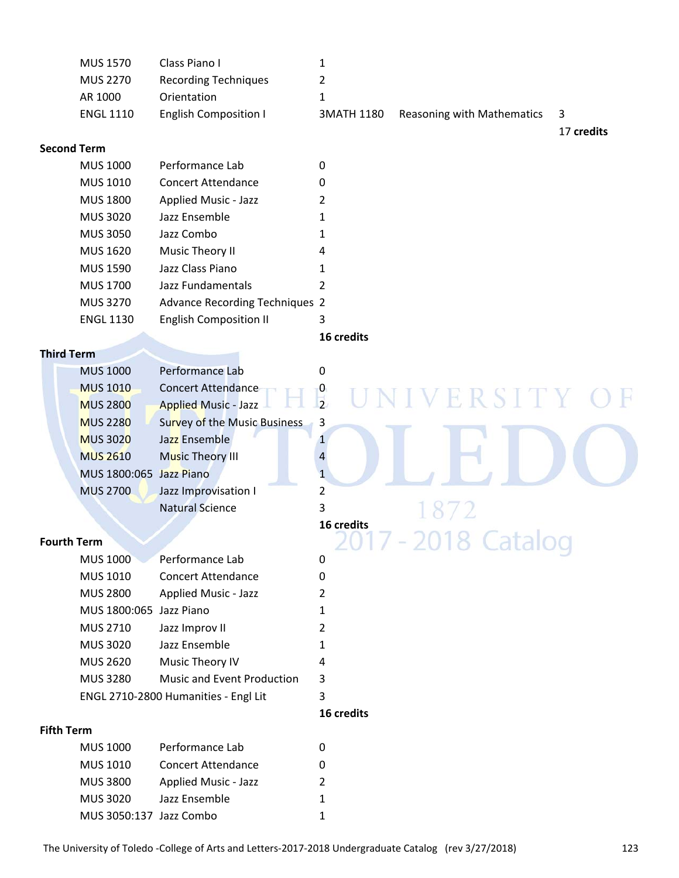| | | |
|---|---|---|
| MUS 1570 | Class Piano I | 1 |
| MUS 2270 | Recording Techniques | 2 |
| AR 1000 | Orientation | 1 |
| ENGL 1110 | English Composition I | 3 |
| MATH 1180 | Reasoning with Mathematics | 3 |
| | | **17 credits** |

**Second Term**

| | | |
|---|---|---|
| MUS 1000 | Performance Lab | 0 |
| MUS 1010 | Concert Attendance | 0 |
| MUS 1800 | Applied Music - Jazz | 2 |
| MUS 3020 | Jazz Ensemble | 1 |
| MUS 3050 | Jazz Combo | 1 |
| MUS 1620 | Music Theory II | 4 |
| MUS 1590 | Jazz Class Piano | 1 |
| MUS 1700 | Jazz Fundamentals | 2 |
| MUS 3270 | Advance Recording Techniques | 2 |
| ENGL 1130 | English Composition II | 3 |
| | | **16 credits** |

**Third Term**

| | | |
|---|---|---|
| MUS 1000 | Performance Lab | 0 |
| MUS 1010 | Concert Attendance | 0 |
| MUS 2800 | Applied Music - Jazz | 2 |
| MUS 2280 | Survey of the Music Business | 3 |
| MUS 3020 | Jazz Ensemble | 1 |
| MUS 2610 | Music Theory III | 4 |
| MUS 1800:065 | Jazz Piano | 1 |
| MUS 2700 | Jazz Improvisation I | 2 |
| | Natural Science | 3 |
| | | **16 credits** |

**Fourth Term**

| | | |
|---|---|---|
| MUS 1000 | Performance Lab | 0 |
| MUS 1010 | Concert Attendance | 0 |
| MUS 2800 | Applied Music - Jazz | 2 |
| MUS 1800:065 | Jazz Piano | 1 |
| MUS 2710 | Jazz Improv II | 2 |
| MUS 3020 | Jazz Ensemble | 1 |
| MUS 2620 | Music Theory IV | 4 |
| MUS 3280 | Music and Event Production | 3 |
| ENGL 2710-2800 | Humanities - Engl Lit | 3 |
| | | **16 credits** |

**Fifth Term**

| | | |
|---|---|---|
| MUS 1000 | Performance Lab | 0 |
| MUS 1010 | Concert Attendance | 0 |
| MUS 3800 | Applied Music - Jazz | 2 |
| MUS 3020 | Jazz Ensemble | 1 |
| MUS 3050:137 | Jazz Combo | 1 |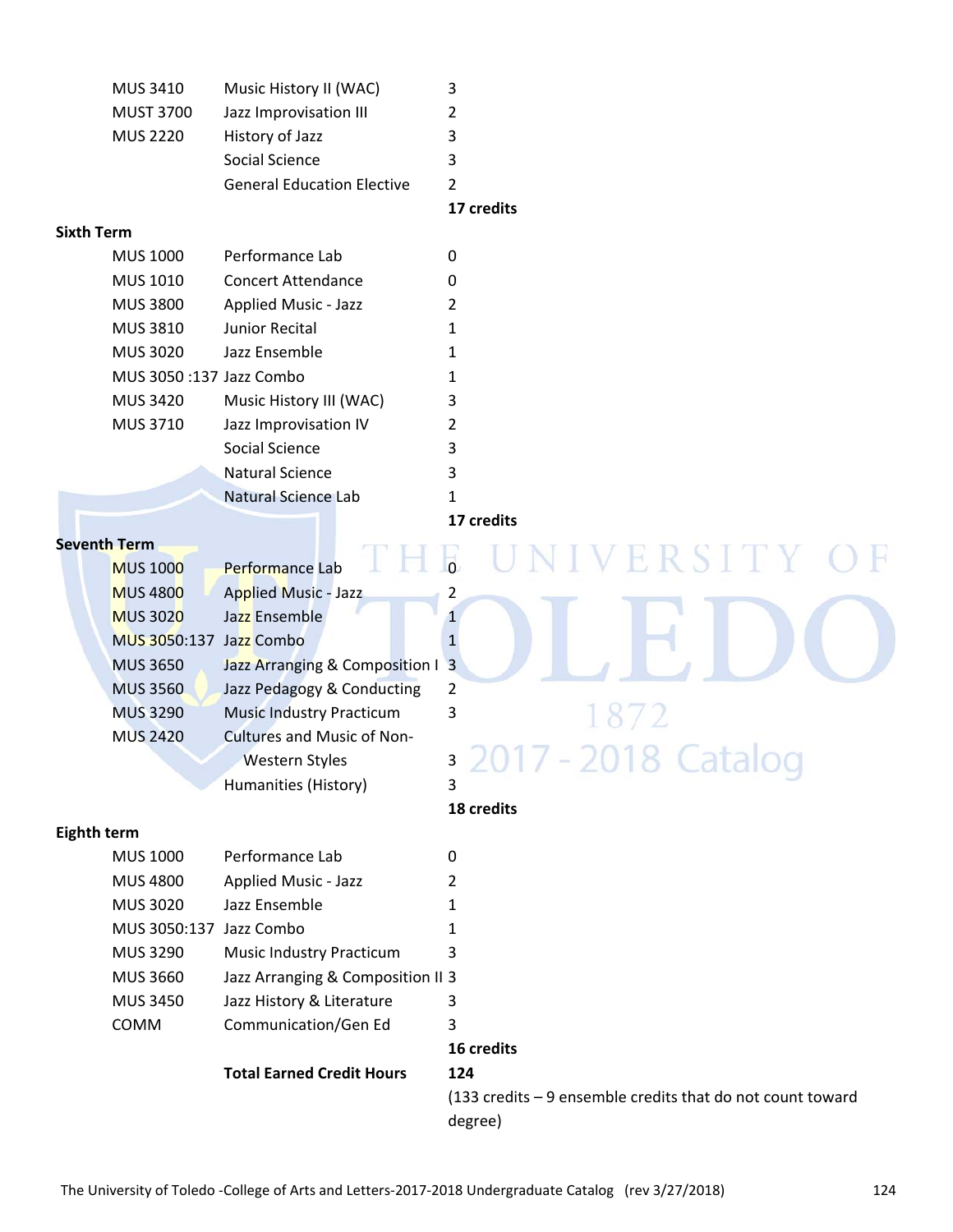| | | |
|---|---|---|
| MUS 3410 | Music History II (WAC) | 3 |
| MUST 3700 | Jazz Improvisation III | 2 |
| MUS 2220 | History of Jazz | 3 |
| | Social Science | 3 |
| | General Education Elective | 2 |
| | | **17 credits** |

**Sixth Term**

| | | |
|---|---|---|
| MUS 1000 | Performance Lab | 0 |
| MUS 1010 | Concert Attendance | 0 |
| MUS 3800 | Applied Music - Jazz | 2 |
| MUS 3810 | Junior Recital | 1 |
| MUS 3020 | Jazz Ensemble | 1 |
| MUS 3050 :137 | Jazz Combo | 1 |
| MUS 3420 | Music History III (WAC) | 3 |
| MUS 3710 | Jazz Improvisation IV | 2 |
| | Social Science | 3 |
| | Natural Science | 3 |
| | Natural Science Lab | 1 |
| | | **17 credits** |

**Seventh Term**

| | | |
|---|---|---|
| MUS 1000 | Performance Lab | 0 |
| MUS 4800 | Applied Music - Jazz | 2 |
| MUS 3020 | Jazz Ensemble | 1 |
| MUS 3050:137 | Jazz Combo | 1 |
| MUS 3650 | Jazz Arranging & Composition I | 3 |
| MUS 3560 | Jazz Pedagogy & Conducting | 2 |
| MUS 3290 | Music Industry Practicum | 3 |
| MUS 2420 | Cultures and Music of Non-Western Styles | 3 |
| | Humanities (History) | 3 |
| | | **18 credits** |

**Eighth term**

| | | |
|---|---|---|
| MUS 1000 | Performance Lab | 0 |
| MUS 4800 | Applied Music - Jazz | 2 |
| MUS 3020 | Jazz Ensemble | 1 |
| MUS 3050:137 | Jazz Combo | 1 |
| MUS 3290 | Music Industry Practicum | 3 |
| MUS 3660 | Jazz Arranging & Composition II | 3 |
| MUS 3450 | Jazz History & Literature | 3 |
| COMM | Communication/Gen Ed | 3 |
| | | **16 credits** |
| | **Total Earned Credit Hours** | **124** |
| | | (133 credits – 9 ensemble credits that do not count toward degree) |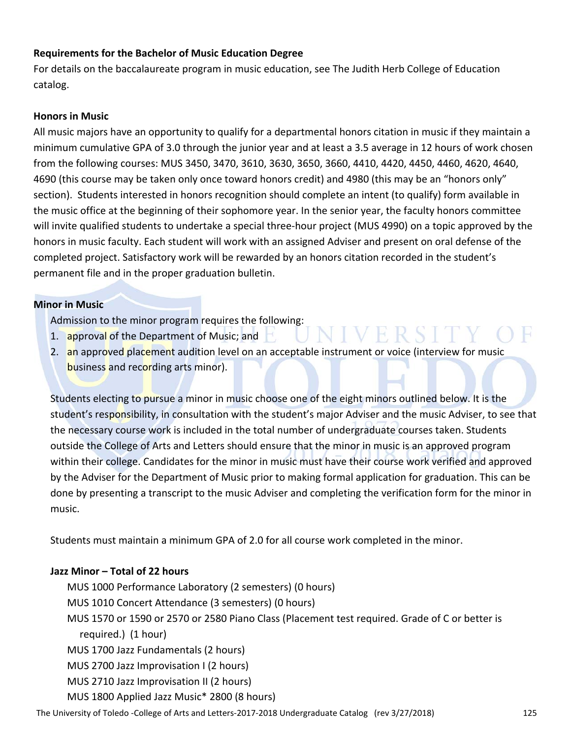**Requirements for the Bachelor of Music Education Degree**

For details on the baccalaureate program in music education, see The Judith Herb College of Education catalog.

**Honors in Music**

All music majors have an opportunity to qualify for a departmental honors citation in music if they maintain a minimum cumulative GPA of 3.0 through the junior year and at least a 3.5 average in 12 hours of work chosen from the following courses: MUS 3450, 3470, 3610, 3630, 3650, 3660, 4410, 4420, 4450, 4460, 4620, 4640, 4690 (this course may be taken only once toward honors credit) and 4980 (this may be an "honors only" section). Students interested in honors recognition should complete an intent (to qualify) form available in the music office at the beginning of their sophomore year. In the senior year, the faculty honors committee will invite qualified students to undertake a special three-hour project (MUS 4990) on a topic approved by the honors in music faculty. Each student will work with an assigned Adviser and present on oral defense of the completed project. Satisfactory work will be rewarded by an honors citation recorded in the student's permanent file and in the proper graduation bulletin.

**Minor in Music**

Admission to the minor program requires the following:

1. approval of the Department of Music; and
2. an approved placement audition level on an acceptable instrument or voice (interview for music business and recording arts minor).

Students electing to pursue a minor in music choose one of the eight minors outlined below. It is the student's responsibility, in consultation with the student's major Adviser and the music Adviser, to see that the necessary course work is included in the total number of undergraduate courses taken. Students outside the College of Arts and Letters should ensure that the minor in music is an approved program within their college. Candidates for the minor in music must have their course work verified and approved by the Adviser for the Department of Music prior to making formal application for graduation. This can be done by presenting a transcript to the music Adviser and completing the verification form for the minor in music.

Students must maintain a minimum GPA of 2.0 for all course work completed in the minor.

**Jazz Minor – Total of 22 hours**

MUS 1000 Performance Laboratory (2 semesters) (0 hours)
MUS 1010 Concert Attendance (3 semesters) (0 hours)
MUS 1570 or 1590 or 2570 or 2580 Piano Class (Placement test required. Grade of C or better is required.) (1 hour)
MUS 1700 Jazz Fundamentals (2 hours)
MUS 2700 Jazz Improvisation I (2 hours)
MUS 2710 Jazz Improvisation II (2 hours)
MUS 1800 Applied Jazz Music* 2800 (8 hours)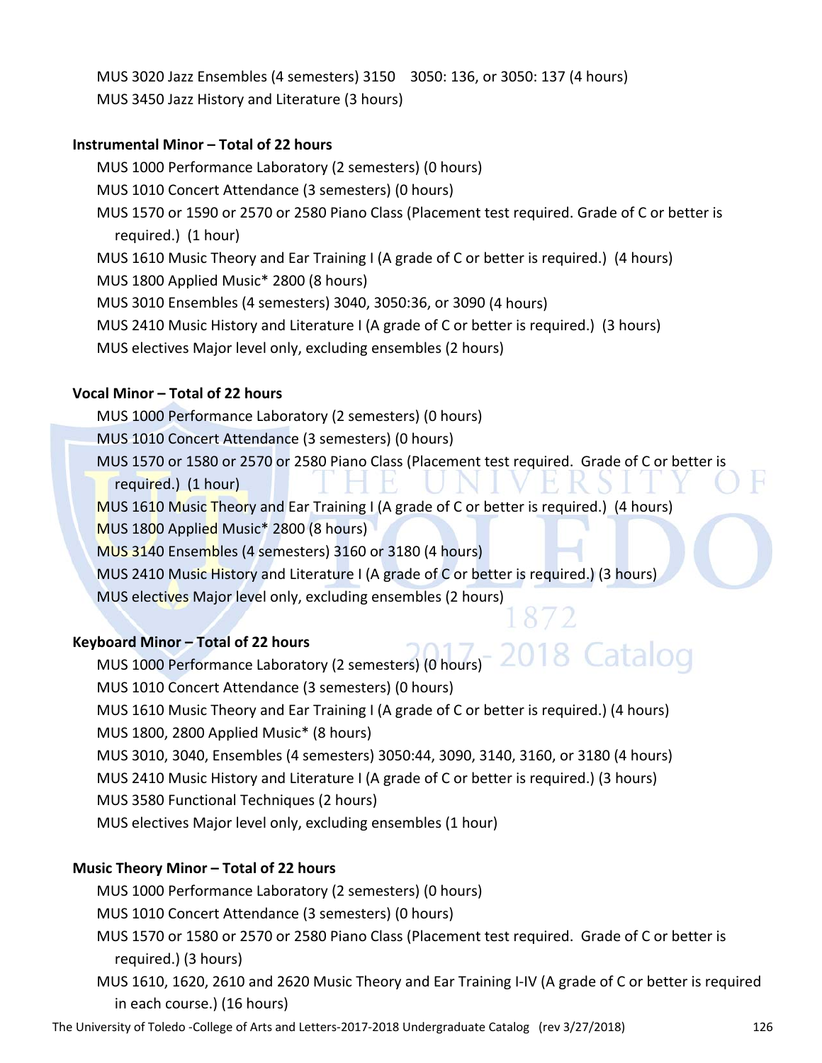MUS 3020 Jazz Ensembles (4 semesters) 3150 3050: 136, or 3050: 137 (4 hours)
MUS 3450 Jazz History and Literature (3 hours)

**Instrumental Minor – Total of 22 hours**

MUS 1000 Performance Laboratory (2 semesters) (0 hours)
MUS 1010 Concert Attendance (3 semesters) (0 hours)
MUS 1570 or 1590 or 2570 or 2580 Piano Class (Placement test required. Grade of C or better is required.) (1 hour)
MUS 1610 Music Theory and Ear Training I (A grade of C or better is required.) (4 hours)
MUS 1800 Applied Music* 2800 (8 hours)
MUS 3010 Ensembles (4 semesters) 3040, 3050:36, or 3090 (4 hours)
MUS 2410 Music History and Literature I (A grade of C or better is required.) (3 hours)
MUS electives Major level only, excluding ensembles (2 hours)

**Vocal Minor – Total of 22 hours**

MUS 1000 Performance Laboratory (2 semesters) (0 hours)
MUS 1010 Concert Attendance (3 semesters) (0 hours)
MUS 1570 or 1580 or 2570 or 2580 Piano Class (Placement test required. Grade of C or better is required.) (1 hour)
MUS 1610 Music Theory and Ear Training I (A grade of C or better is required.) (4 hours)
MUS 1800 Applied Music* 2800 (8 hours)
MUS 3140 Ensembles (4 semesters) 3160 or 3180 (4 hours)
MUS 2410 Music History and Literature I (A grade of C or better is required.) (3 hours)
MUS electives Major level only, excluding ensembles (2 hours)

**Keyboard Minor – Total of 22 hours**

MUS 1000 Performance Laboratory (2 semesters) (0 hours)
MUS 1010 Concert Attendance (3 semesters) (0 hours)
MUS 1610 Music Theory and Ear Training I (A grade of C or better is required.) (4 hours)
MUS 1800, 2800 Applied Music* (8 hours)
MUS 3010, 3040, Ensembles (4 semesters) 3050:44, 3090, 3140, 3160, or 3180 (4 hours)
MUS 2410 Music History and Literature I (A grade of C or better is required.) (3 hours)
MUS 3580 Functional Techniques (2 hours)
MUS electives Major level only, excluding ensembles (1 hour)

**Music Theory Minor – Total of 22 hours**

MUS 1000 Performance Laboratory (2 semesters) (0 hours)
MUS 1010 Concert Attendance (3 semesters) (0 hours)
MUS 1570 or 1580 or 2570 or 2580 Piano Class (Placement test required. Grade of C or better is required.) (3 hours)
MUS 1610, 1620, 2610 and 2620 Music Theory and Ear Training I-IV (A grade of C or better is required in each course.) (16 hours)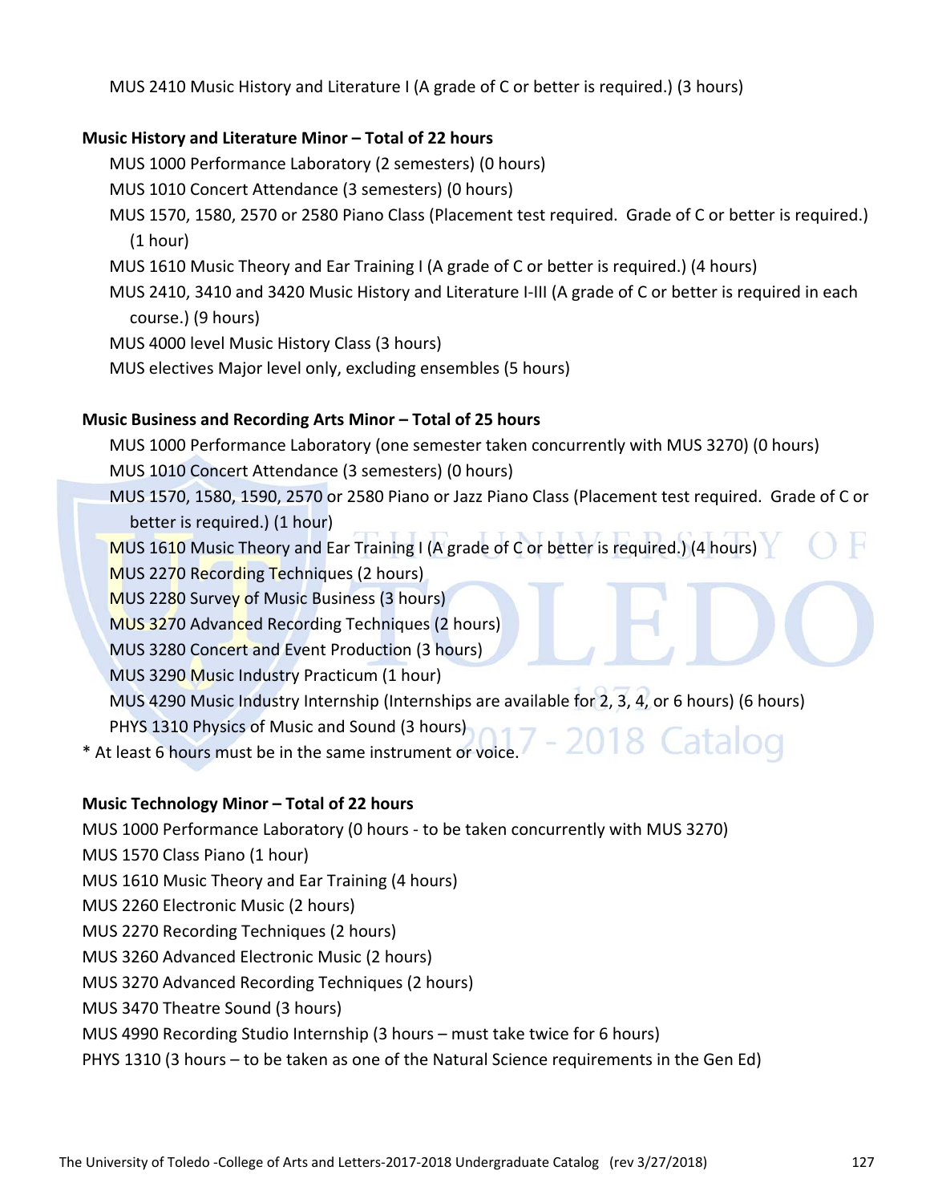MUS 2410 Music History and Literature I (A grade of C or better is required.) (3 hours)

**Music History and Literature Minor – Total of 22 hours**

- MUS 1000 Performance Laboratory (2 semesters) (0 hours)
- MUS 1010 Concert Attendance (3 semesters) (0 hours)
- MUS 1570, 1580, 2570 or 2580 Piano Class (Placement test required. Grade of C or better is required.) (1 hour)
- MUS 1610 Music Theory and Ear Training I (A grade of C or better is required.) (4 hours)
- MUS 2410, 3410 and 3420 Music History and Literature I-III (A grade of C or better is required in each course.) (9 hours)
- MUS 4000 level Music History Class (3 hours)
- MUS electives Major level only, excluding ensembles (5 hours)

**Music Business and Recording Arts Minor – Total of 25 hours**

- MUS 1000 Performance Laboratory (one semester taken concurrently with MUS 3270) (0 hours)
- MUS 1010 Concert Attendance (3 semesters) (0 hours)
- MUS 1570, 1580, 1590, 2570 or 2580 Piano or Jazz Piano Class (Placement test required. Grade of C or better is required.) (1 hour)
- MUS 1610 Music Theory and Ear Training I (A grade of C or better is required.) (4 hours)
- MUS 2270 Recording Techniques (2 hours)
- MUS 2280 Survey of Music Business (3 hours)
- MUS 3270 Advanced Recording Techniques (2 hours)
- MUS 3280 Concert and Event Production (3 hours)
- MUS 3290 Music Industry Practicum (1 hour)
- MUS 4290 Music Industry Internship (Internships are available for 2, 3, 4, or 6 hours) (6 hours)
- PHYS 1310 Physics of Music and Sound (3 hours)

* At least 6 hours must be in the same instrument or voice.

**Music Technology Minor – Total of 22 hours**

MUS 1000 Performance Laboratory (0 hours - to be taken concurrently with MUS 3270)
MUS 1570 Class Piano (1 hour)
MUS 1610 Music Theory and Ear Training (4 hours)
MUS 2260 Electronic Music (2 hours)
MUS 2270 Recording Techniques (2 hours)
MUS 3260 Advanced Electronic Music (2 hours)
MUS 3270 Advanced Recording Techniques (2 hours)
MUS 3470 Theatre Sound (3 hours)
MUS 4990 Recording Studio Internship (3 hours – must take twice for 6 hours)
PHYS 1310 (3 hours – to be taken as one of the Natural Science requirements in the Gen Ed)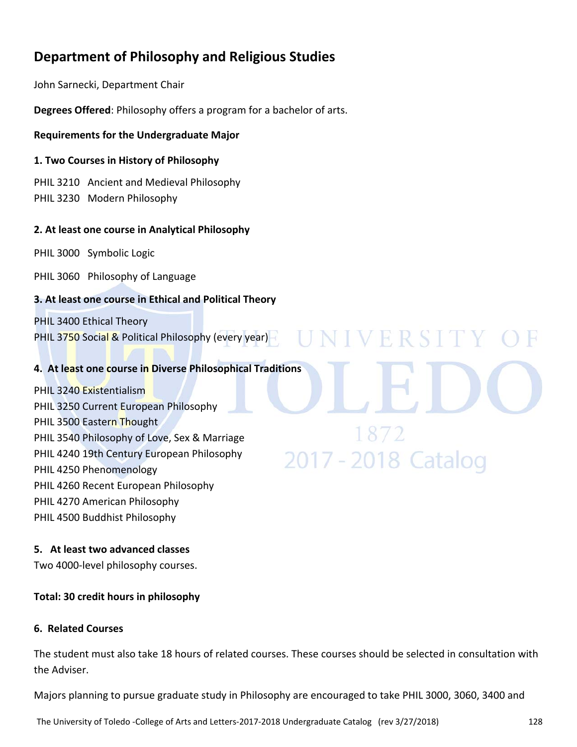# Department of Philosophy and Religious Studies

John Sarnecki, Department Chair

**Degrees Offered**: Philosophy offers a program for a bachelor of arts.

**Requirements for the Undergraduate Major**

**1. Two Courses in History of Philosophy**

PHIL 3210 Ancient and Medieval Philosophy
PHIL 3230 Modern Philosophy

**2. At least one course in Analytical Philosophy**

PHIL 3000 Symbolic Logic

PHIL 3060 Philosophy of Language

**3. At least one course in Ethical and Political Theory**

PHIL 3400 Ethical Theory
PHIL 3750 Social & Political Philosophy (every year)

**4. At least one course in Diverse Philosophical Traditions**

PHIL 3240 Existentialism
PHIL 3250 Current European Philosophy
PHIL 3500 Eastern Thought
PHIL 3540 Philosophy of Love, Sex & Marriage
PHIL 4240 19th Century European Philosophy
PHIL 4250 Phenomenology
PHIL 4260 Recent European Philosophy
PHIL 4270 American Philosophy
PHIL 4500 Buddhist Philosophy

**5. At least two advanced classes**
Two 4000-level philosophy courses.

**Total: 30 credit hours in philosophy**

**6. Related Courses**

The student must also take 18 hours of related courses. These courses should be selected in consultation with the Adviser.

Majors planning to pursue graduate study in Philosophy are encouraged to take PHIL 3000, 3060, 3400 and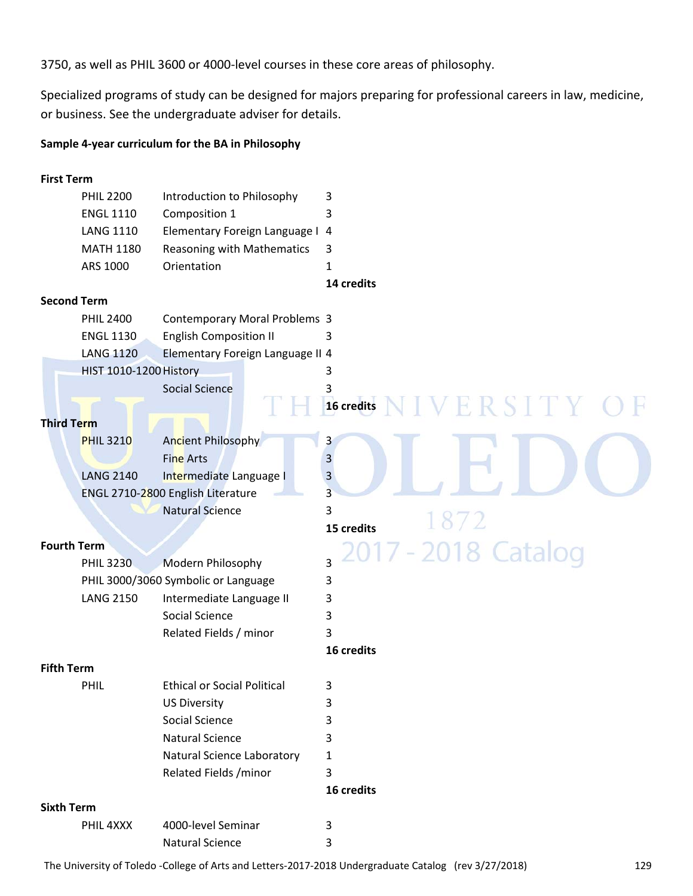3750, as well as PHIL 3600 or 4000-level courses in these core areas of philosophy.

Specialized programs of study can be designed for majors preparing for professional careers in law, medicine, or business. See the undergraduate adviser for details.

**Sample 4-year curriculum for the BA in Philosophy**

**First Term**

| | | |
|---|---|---|
| PHIL 2200 | Introduction to Philosophy | 3 |
| ENGL 1110 | Composition 1 | 3 |
| LANG 1110 | Elementary Foreign Language I | 4 |
| MATH 1180 | Reasoning with Mathematics | 3 |
| ARS 1000 | Orientation | 1 |
| | | **14 credits** |

**Second Term**

| | | |
|---|---|---|
| PHIL 2400 | Contemporary Moral Problems | 3 |
| ENGL 1130 | English Composition II | 3 |
| LANG 1120 | Elementary Foreign Language II | 4 |
| HIST 1010-1200 | History | 3 |
| | Social Science | 3 |
| | | **16 credits** |

**Third Term**

| | | |
|---|---|---|
| PHIL 3210 | Ancient Philosophy | 3 |
| | Fine Arts | 3 |
| LANG 2140 | Intermediate Language I | 3 |
| ENGL 2710-2800 | English Literature | 3 |
| | Natural Science | 3 |
| | | **15 credits** |

**Fourth Term**

| | | |
|---|---|---|
| PHIL 3230 | Modern Philosophy | 3 |
| PHIL 3000/3060 | Symbolic or Language | 3 |
| LANG 2150 | Intermediate Language II | 3 |
| | Social Science | 3 |
| | Related Fields / minor | 3 |
| | | **16 credits** |

**Fifth Term**

| | | |
|---|---|---|
| PHIL | Ethical or Social Political | 3 |
| | US Diversity | 3 |
| | Social Science | 3 |
| | Natural Science | 3 |
| | Natural Science Laboratory | 1 |
| | Related Fields /minor | 3 |
| | | **16 credits** |

**Sixth Term**

| | | |
|---|---|---|
| PHIL 4XXX | 4000-level Seminar | 3 |
| | Natural Science | 3 |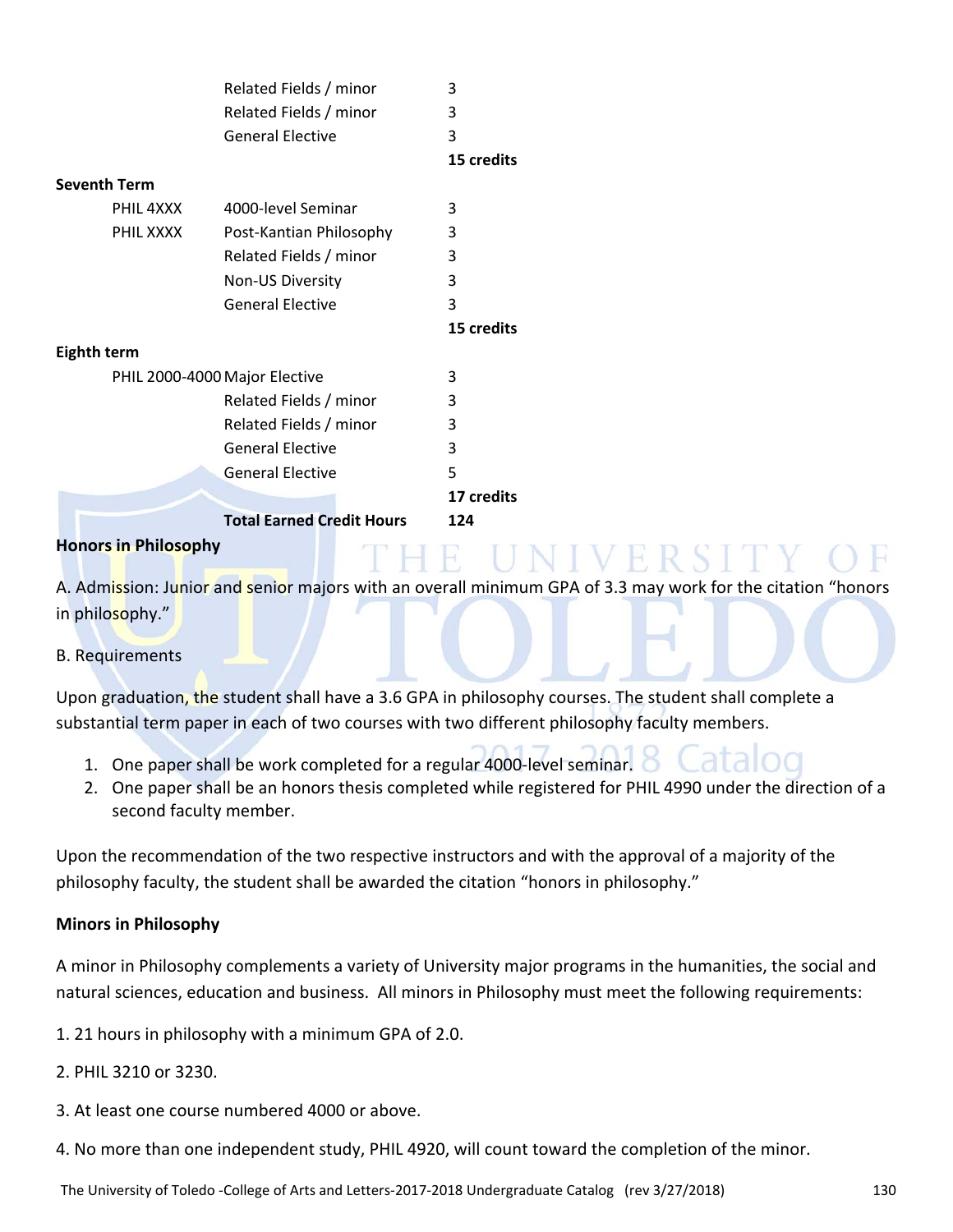| | | |
|---|---|---|
| | Related Fields / minor | 3 |
| | Related Fields / minor | 3 |
| | General Elective | 3 |
| | | **15 credits** |
| **Seventh Term** | | |
| PHIL 4XXX | 4000-level Seminar | 3 |
| PHIL XXXX | Post-Kantian Philosophy | 3 |
| | Related Fields / minor | 3 |
| | Non-US Diversity | 3 |
| | General Elective | 3 |
| | | **15 credits** |
| **Eighth term** | | |
| PHIL 2000-4000 | Major Elective | 3 |
| | Related Fields / minor | 3 |
| | Related Fields / minor | 3 |
| | General Elective | 3 |
| | General Elective | 5 |
| | | **17 credits** |
| | **Total Earned Credit Hours** | **124** |

**Honors in Philosophy**

A. Admission: Junior and senior majors with an overall minimum GPA of 3.3 may work for the citation "honors in philosophy."

B. Requirements

Upon graduation, the student shall have a 3.6 GPA in philosophy courses. The student shall complete a substantial term paper in each of two courses with two different philosophy faculty members.

1. One paper shall be work completed for a regular 4000-level seminar.
2. One paper shall be an honors thesis completed while registered for PHIL 4990 under the direction of a second faculty member.

Upon the recommendation of the two respective instructors and with the approval of a majority of the philosophy faculty, the student shall be awarded the citation "honors in philosophy."

**Minors in Philosophy**

A minor in Philosophy complements a variety of University major programs in the humanities, the social and natural sciences, education and business. All minors in Philosophy must meet the following requirements:

1. 21 hours in philosophy with a minimum GPA of 2.0.

2. PHIL 3210 or 3230.

3. At least one course numbered 4000 or above.

4. No more than one independent study, PHIL 4920, will count toward the completion of the minor.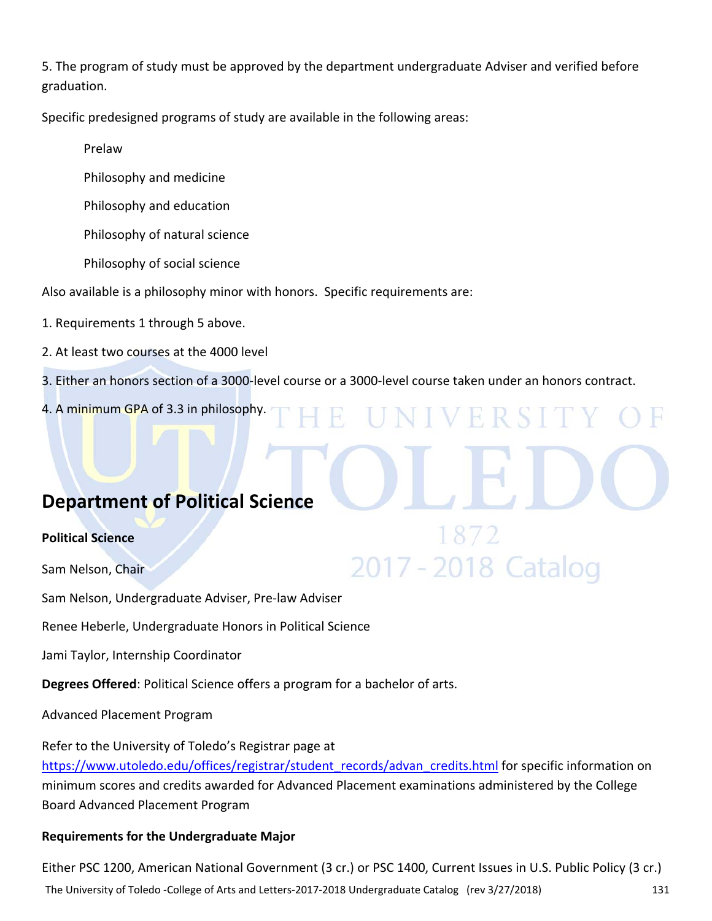5. The program of study must be approved by the department undergraduate Adviser and verified before graduation.

Specific predesigned programs of study are available in the following areas:

Prelaw

Philosophy and medicine

Philosophy and education

Philosophy of natural science

Philosophy of social science

Also available is a philosophy minor with honors. Specific requirements are:

1. Requirements 1 through 5 above.

2. At least two courses at the 4000 level

3. Either an honors section of a 3000-level course or a 3000-level course taken under an honors contract.

4. A minimum GPA of 3.3 in philosophy.

## Department of Political Science

**Political Science**

Sam Nelson, Chair

Sam Nelson, Undergraduate Adviser, Pre-law Adviser

Renee Heberle, Undergraduate Honors in Political Science

Jami Taylor, Internship Coordinator

**Degrees Offered**: Political Science offers a program for a bachelor of arts.

Advanced Placement Program

Refer to the University of Toledo's Registrar page at https://www.utoledo.edu/offices/registrar/student_records/advan_credits.html for specific information on minimum scores and credits awarded for Advanced Placement examinations administered by the College Board Advanced Placement Program

**Requirements for the Undergraduate Major**

Either PSC 1200, American National Government (3 cr.) or PSC 1400, Current Issues in U.S. Public Policy (3 cr.)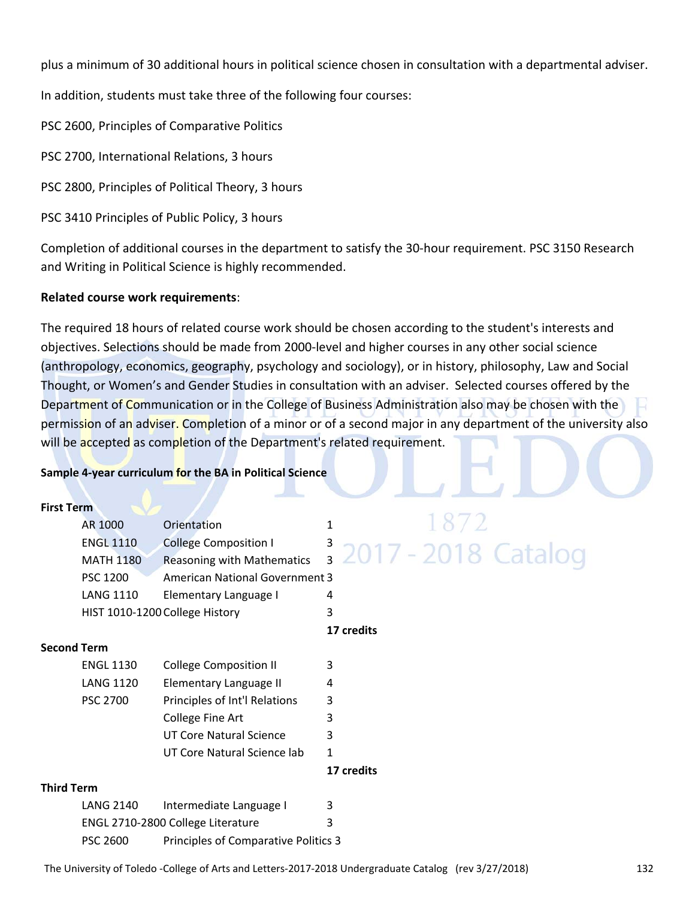plus a minimum of 30 additional hours in political science chosen in consultation with a departmental adviser.

In addition, students must take three of the following four courses:

PSC 2600, Principles of Comparative Politics

PSC 2700, International Relations, 3 hours

PSC 2800, Principles of Political Theory, 3 hours

PSC 3410 Principles of Public Policy, 3 hours

Completion of additional courses in the department to satisfy the 30-hour requirement. PSC 3150 Research and Writing in Political Science is highly recommended.

**Related course work requirements**:

The required 18 hours of related course work should be chosen according to the student's interests and objectives. Selections should be made from 2000-level and higher courses in any other social science (anthropology, economics, geography, psychology and sociology), or in history, philosophy, Law and Social Thought, or Women's and Gender Studies in consultation with an adviser. Selected courses offered by the Department of Communication or in the College of Business Administration also may be chosen with the permission of an adviser. Completion of a minor or of a second major in any department of the university also will be accepted as completion of the Department's related requirement.

**Sample 4-year curriculum for the BA in Political Science**

**First Term**

| Course | Title | Credits |
|---|---|---|
| AR 1000 | Orientation | 1 |
| ENGL 1110 | College Composition I | 3 |
| MATH 1180 | Reasoning with Mathematics | 3 |
| PSC 1200 | American National Government | 3 |
| LANG 1110 | Elementary Language I | 4 |
| HIST 1010-1200 | College History | 3 |
| | | **17 credits** |

**Second Term**

| Course | Title | Credits |
|---|---|---|
| ENGL 1130 | College Composition II | 3 |
| LANG 1120 | Elementary Language II | 4 |
| PSC 2700 | Principles of Int'l Relations | 3 |
| | College Fine Art | 3 |
| | UT Core Natural Science | 3 |
| | UT Core Natural Science lab | 1 |
| | | **17 credits** |

**Third Term**

| Course | Title | Credits |
|---|---|---|
| LANG 2140 | Intermediate Language I | 3 |
| ENGL 2710-2800 | College Literature | 3 |
| PSC 2600 | Principles of Comparative Politics | 3 |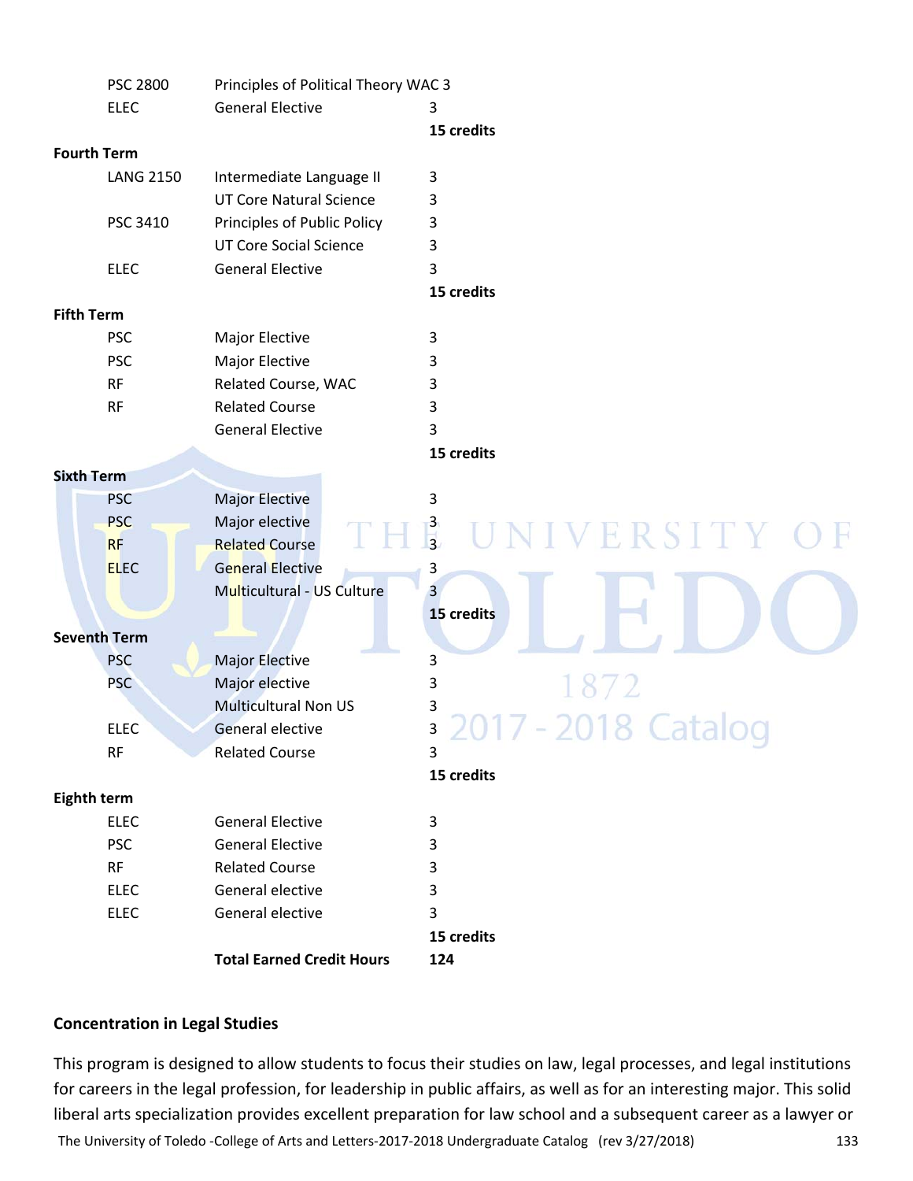| | | |
|---|---|---|
| PSC 2800 | Principles of Political Theory WAC | 3 |
| ELEC | General Elective | 3 |
| | | **15 credits** |

**Fourth Term**

| | | |
|---|---|---|
| LANG 2150 | Intermediate Language II | 3 |
| | UT Core Natural Science | 3 |
| PSC 3410 | Principles of Public Policy | 3 |
| | UT Core Social Science | 3 |
| ELEC | General Elective | 3 |
| | | **15 credits** |

**Fifth Term**

| | | |
|---|---|---|
| PSC | Major Elective | 3 |
| PSC | Major Elective | 3 |
| RF | Related Course, WAC | 3 |
| RF | Related Course | 3 |
| | General Elective | 3 |
| | | **15 credits** |

**Sixth Term**

| | | |
|---|---|---|
| PSC | Major Elective | 3 |
| PSC | Major elective | 3 |
| RF | Related Course | 3 |
| ELEC | General Elective | 3 |
| | Multicultural - US Culture | 3 |
| | | **15 credits** |

**Seventh Term**

| | | |
|---|---|---|
| PSC | Major Elective | 3 |
| PSC | Major elective | 3 |
| | Multicultural Non US | 3 |
| ELEC | General elective | 3 |
| RF | Related Course | 3 |
| | | **15 credits** |

**Eighth term**

| | | |
|---|---|---|
| ELEC | General Elective | 3 |
| PSC | General Elective | 3 |
| RF | Related Course | 3 |
| ELEC | General elective | 3 |
| ELEC | General elective | 3 |
| | | **15 credits** |
| | **Total Earned Credit Hours** | **124** |

**Concentration in Legal Studies**

This program is designed to allow students to focus their studies on law, legal processes, and legal institutions for careers in the legal profession, for leadership in public affairs, as well as for an interesting major. This solid liberal arts specialization provides excellent preparation for law school and a subsequent career as a lawyer or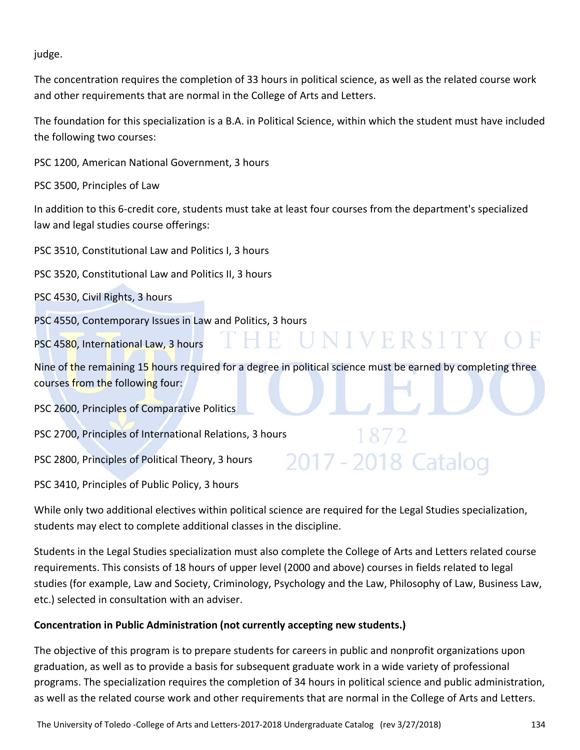judge.

The concentration requires the completion of 33 hours in political science, as well as the related course work and other requirements that are normal in the College of Arts and Letters.

The foundation for this specialization is a B.A. in Political Science, within which the student must have included the following two courses:

PSC 1200, American National Government, 3 hours

PSC 3500, Principles of Law

In addition to this 6-credit core, students must take at least four courses from the department's specialized law and legal studies course offerings:

PSC 3510, Constitutional Law and Politics I, 3 hours

PSC 3520, Constitutional Law and Politics II, 3 hours

PSC 4530, Civil Rights, 3 hours

PSC 4550, Contemporary Issues in Law and Politics, 3 hours

PSC 4580, International Law, 3 hours

Nine of the remaining 15 hours required for a degree in political science must be earned by completing three courses from the following four:

PSC 2600, Principles of Comparative Politics

PSC 2700, Principles of International Relations, 3 hours

PSC 2800, Principles of Political Theory, 3 hours

PSC 3410, Principles of Public Policy, 3 hours

While only two additional electives within political science are required for the Legal Studies specialization, students may elect to complete additional classes in the discipline.

Students in the Legal Studies specialization must also complete the College of Arts and Letters related course requirements. This consists of 18 hours of upper level (2000 and above) courses in fields related to legal studies (for example, Law and Society, Criminology, Psychology and the Law, Philosophy of Law, Business Law, etc.) selected in consultation with an adviser.

**Concentration in Public Administration (not currently accepting new students.)**

The objective of this program is to prepare students for careers in public and nonprofit organizations upon graduation, as well as to provide a basis for subsequent graduate work in a wide variety of professional programs. The specialization requires the completion of 34 hours in political science and public administration, as well as the related course work and other requirements that are normal in the College of Arts and Letters.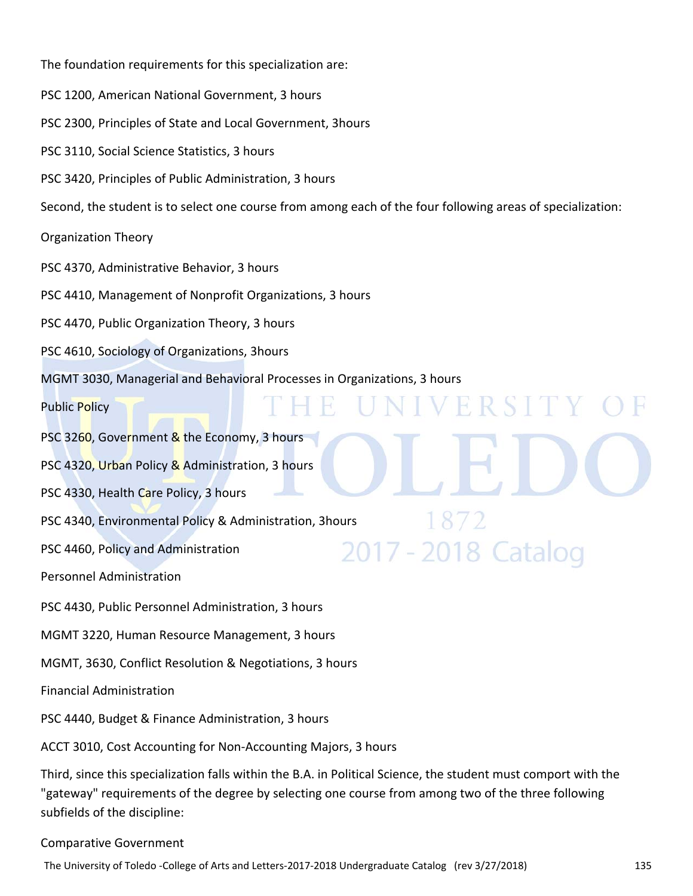The foundation requirements for this specialization are:

PSC 1200, American National Government, 3 hours

PSC 2300, Principles of State and Local Government, 3hours

PSC 3110, Social Science Statistics, 3 hours

PSC 3420, Principles of Public Administration, 3 hours

Second, the student is to select one course from among each of the four following areas of specialization:

Organization Theory

PSC 4370, Administrative Behavior, 3 hours

PSC 4410, Management of Nonprofit Organizations, 3 hours

PSC 4470, Public Organization Theory, 3 hours

PSC 4610, Sociology of Organizations, 3hours

MGMT 3030, Managerial and Behavioral Processes in Organizations, 3 hours

Public Policy

PSC 3260, Government & the Economy, 3 hours

PSC 4320, Urban Policy & Administration, 3 hours

PSC 4330, Health Care Policy, 3 hours

PSC 4340, Environmental Policy & Administration, 3hours

PSC 4460, Policy and Administration

Personnel Administration

PSC 4430, Public Personnel Administration, 3 hours

MGMT 3220, Human Resource Management, 3 hours

MGMT, 3630, Conflict Resolution & Negotiations, 3 hours

Financial Administration

PSC 4440, Budget & Finance Administration, 3 hours

ACCT 3010, Cost Accounting for Non-Accounting Majors, 3 hours

Third, since this specialization falls within the B.A. in Political Science, the student must comport with the "gateway" requirements of the degree by selecting one course from among two of the three following subfields of the discipline:

Comparative Government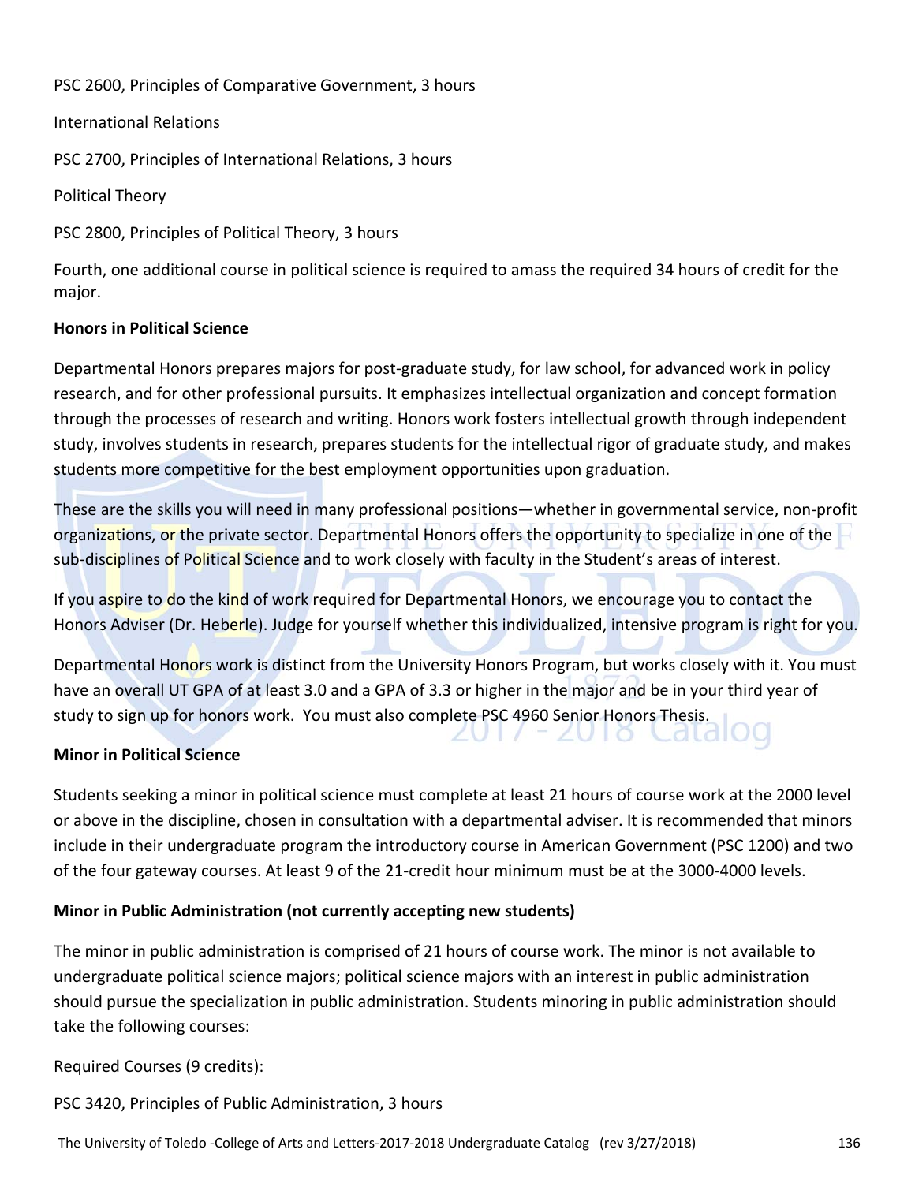PSC 2600, Principles of Comparative Government, 3 hours

International Relations

PSC 2700, Principles of International Relations, 3 hours

Political Theory

PSC 2800, Principles of Political Theory, 3 hours

Fourth, one additional course in political science is required to amass the required 34 hours of credit for the major.

**Honors in Political Science**

Departmental Honors prepares majors for post-graduate study, for law school, for advanced work in policy research, and for other professional pursuits. It emphasizes intellectual organization and concept formation through the processes of research and writing. Honors work fosters intellectual growth through independent study, involves students in research, prepares students for the intellectual rigor of graduate study, and makes students more competitive for the best employment opportunities upon graduation.

These are the skills you will need in many professional positions—whether in governmental service, non-profit organizations, or the private sector. Departmental Honors offers the opportunity to specialize in one of the sub-disciplines of Political Science and to work closely with faculty in the Student's areas of interest.

If you aspire to do the kind of work required for Departmental Honors, we encourage you to contact the Honors Adviser (Dr. Heberle). Judge for yourself whether this individualized, intensive program is right for you.

Departmental Honors work is distinct from the University Honors Program, but works closely with it. You must have an overall UT GPA of at least 3.0 and a GPA of 3.3 or higher in the major and be in your third year of study to sign up for honors work. You must also complete PSC 4960 Senior Honors Thesis.

**Minor in Political Science**

Students seeking a minor in political science must complete at least 21 hours of course work at the 2000 level or above in the discipline, chosen in consultation with a departmental adviser. It is recommended that minors include in their undergraduate program the introductory course in American Government (PSC 1200) and two of the four gateway courses. At least 9 of the 21-credit hour minimum must be at the 3000-4000 levels.

**Minor in Public Administration (not currently accepting new students)**

The minor in public administration is comprised of 21 hours of course work. The minor is not available to undergraduate political science majors; political science majors with an interest in public administration should pursue the specialization in public administration. Students minoring in public administration should take the following courses:

Required Courses (9 credits):

PSC 3420, Principles of Public Administration, 3 hours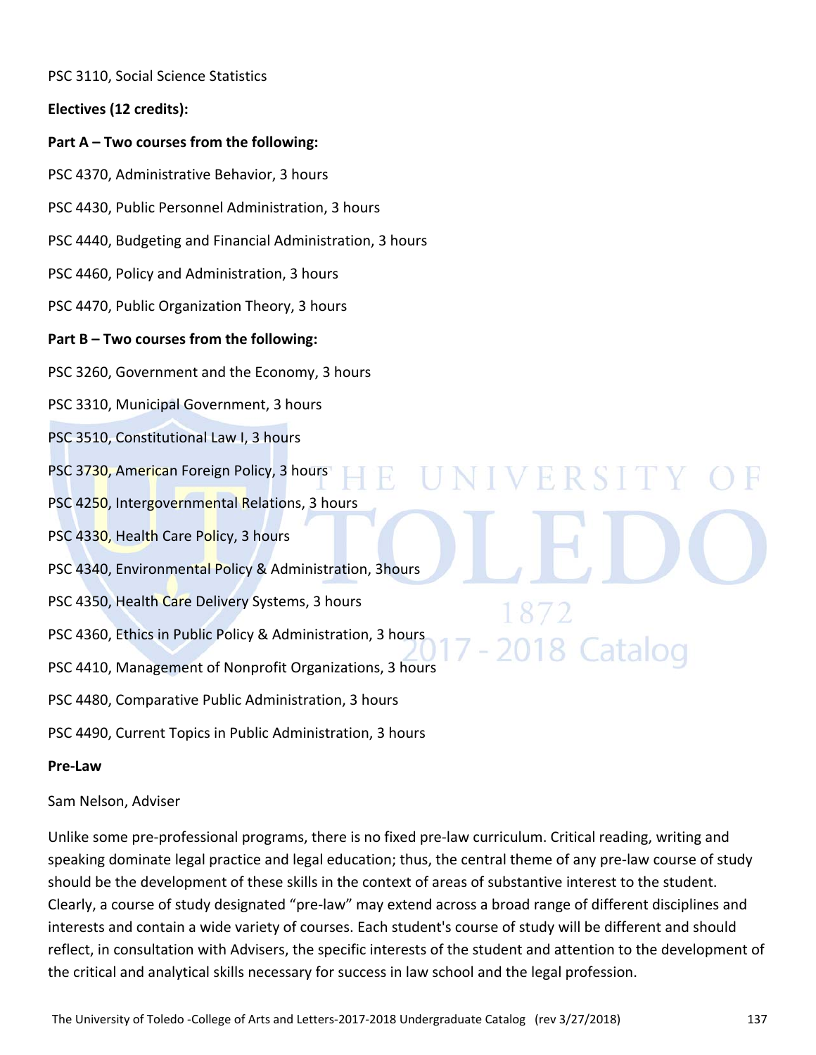PSC 3110, Social Science Statistics

**Electives (12 credits):**

**Part A – Two courses from the following:**

PSC 4370, Administrative Behavior, 3 hours

PSC 4430, Public Personnel Administration, 3 hours

PSC 4440, Budgeting and Financial Administration, 3 hours

PSC 4460, Policy and Administration, 3 hours

PSC 4470, Public Organization Theory, 3 hours

**Part B – Two courses from the following:**

PSC 3260, Government and the Economy, 3 hours

PSC 3310, Municipal Government, 3 hours

PSC 3510, Constitutional Law I, 3 hours

PSC 3730, American Foreign Policy, 3 hours

PSC 4250, Intergovernmental Relations, 3 hours

PSC 4330, Health Care Policy, 3 hours

PSC 4340, Environmental Policy & Administration, 3hours

PSC 4350, Health Care Delivery Systems, 3 hours

PSC 4360, Ethics in Public Policy & Administration, 3 hours

PSC 4410, Management of Nonprofit Organizations, 3 hours

PSC 4480, Comparative Public Administration, 3 hours

PSC 4490, Current Topics in Public Administration, 3 hours

**Pre-Law**

Sam Nelson, Adviser

Unlike some pre-professional programs, there is no fixed pre-law curriculum. Critical reading, writing and speaking dominate legal practice and legal education; thus, the central theme of any pre-law course of study should be the development of these skills in the context of areas of substantive interest to the student. Clearly, a course of study designated "pre-law" may extend across a broad range of different disciplines and interests and contain a wide variety of courses. Each student's course of study will be different and should reflect, in consultation with Advisers, the specific interests of the student and attention to the development of the critical and analytical skills necessary for success in law school and the legal profession.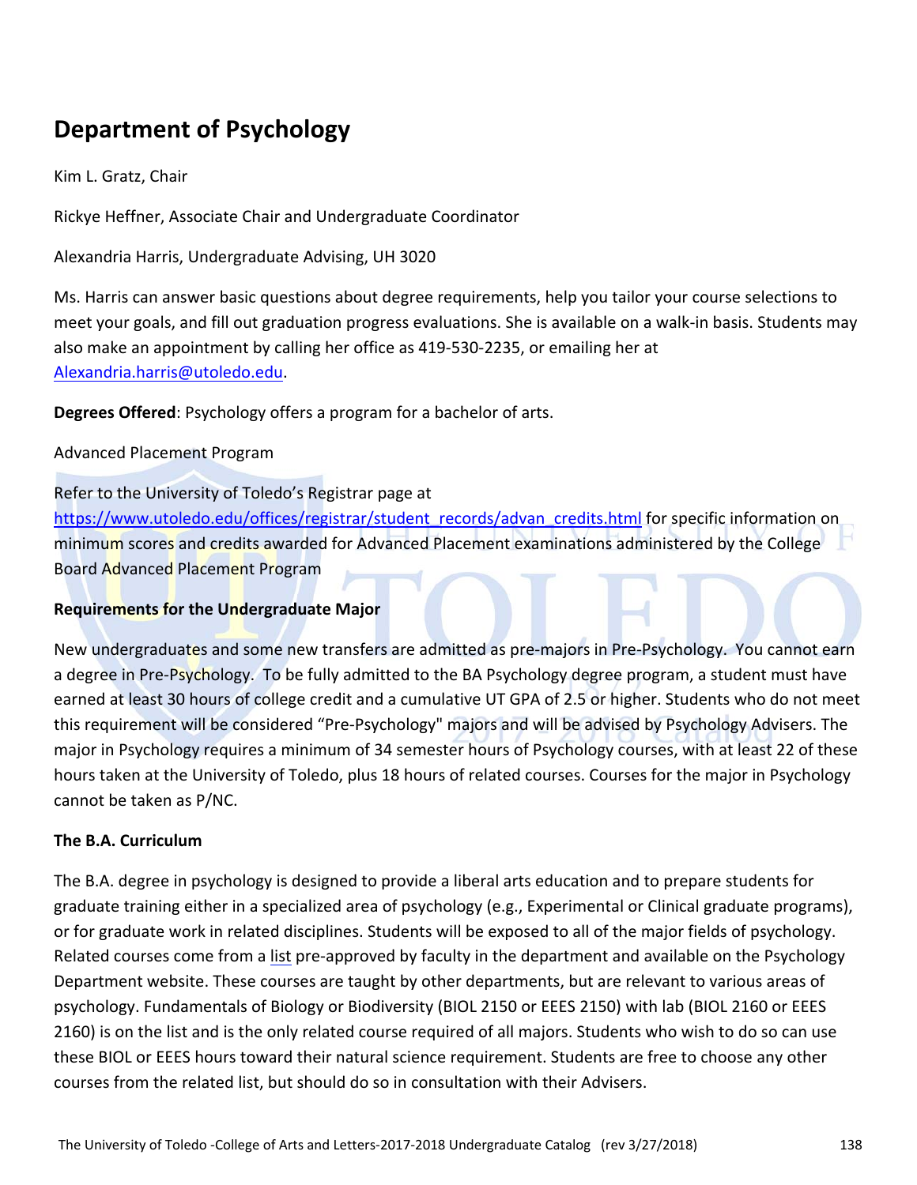# Department of Psychology

Kim L. Gratz, Chair

Rickye Heffner, Associate Chair and Undergraduate Coordinator

Alexandria Harris, Undergraduate Advising, UH 3020

Ms. Harris can answer basic questions about degree requirements, help you tailor your course selections to meet your goals, and fill out graduation progress evaluations. She is available on a walk-in basis. Students may also make an appointment by calling her office as 419-530-2235, or emailing her at Alexandria.harris@utoledo.edu.

**Degrees Offered**: Psychology offers a program for a bachelor of arts.

Advanced Placement Program

Refer to the University of Toledo's Registrar page at https://www.utoledo.edu/offices/registrar/student_records/advan_credits.html for specific information on minimum scores and credits awarded for Advanced Placement examinations administered by the College Board Advanced Placement Program

**Requirements for the Undergraduate Major**

New undergraduates and some new transfers are admitted as pre-majors in Pre-Psychology. You cannot earn a degree in Pre-Psychology. To be fully admitted to the BA Psychology degree program, a student must have earned at least 30 hours of college credit and a cumulative UT GPA of 2.5 or higher. Students who do not meet this requirement will be considered "Pre-Psychology" majors and will be advised by Psychology Advisers. The major in Psychology requires a minimum of 34 semester hours of Psychology courses, with at least 22 of these hours taken at the University of Toledo, plus 18 hours of related courses. Courses for the major in Psychology cannot be taken as P/NC.

**The B.A. Curriculum**

The B.A. degree in psychology is designed to provide a liberal arts education and to prepare students for graduate training either in a specialized area of psychology (e.g., Experimental or Clinical graduate programs), or for graduate work in related disciplines. Students will be exposed to all of the major fields of psychology. Related courses come from a list pre-approved by faculty in the department and available on the Psychology Department website. These courses are taught by other departments, but are relevant to various areas of psychology. Fundamentals of Biology or Biodiversity (BIOL 2150 or EEES 2150) with lab (BIOL 2160 or EEES 2160) is on the list and is the only related course required of all majors. Students who wish to do so can use these BIOL or EEES hours toward their natural science requirement. Students are free to choose any other courses from the related list, but should do so in consultation with their Advisers.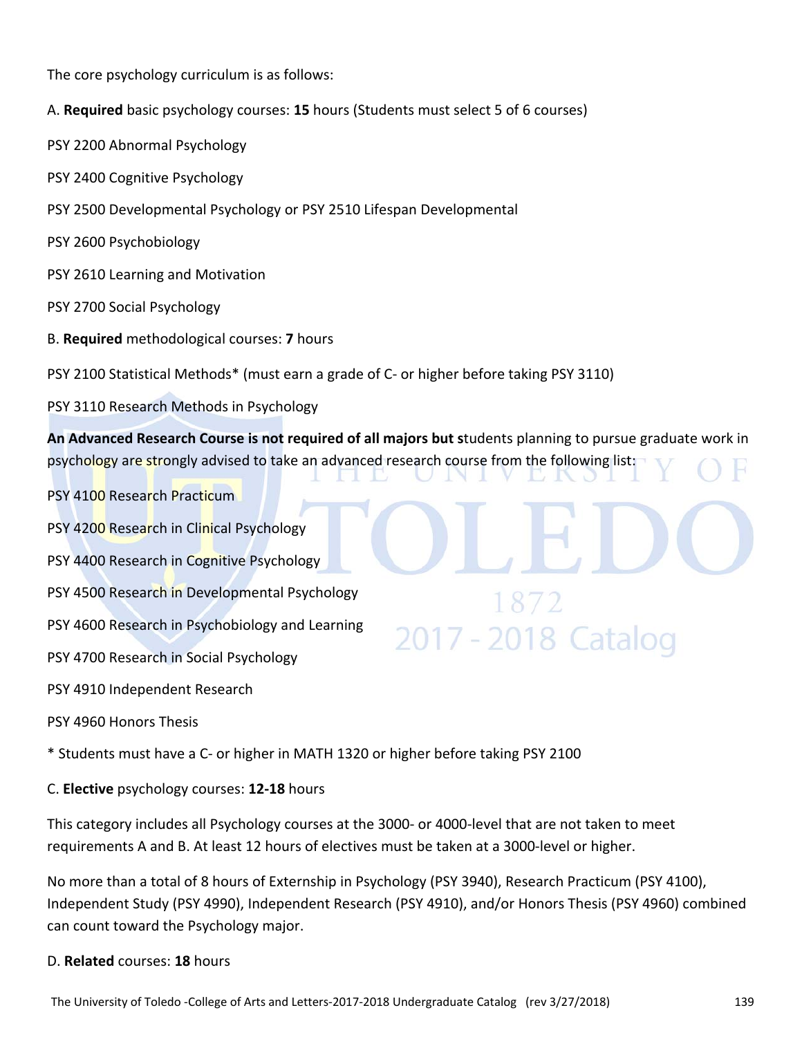The core psychology curriculum is as follows:

A. **Required** basic psychology courses: **15** hours (Students must select 5 of 6 courses)

PSY 2200 Abnormal Psychology

PSY 2400 Cognitive Psychology

PSY 2500 Developmental Psychology or PSY 2510 Lifespan Developmental

PSY 2600 Psychobiology

PSY 2610 Learning and Motivation

PSY 2700 Social Psychology

B. **Required** methodological courses: **7** hours

PSY 2100 Statistical Methods* (must earn a grade of C- or higher before taking PSY 3110)

PSY 3110 Research Methods in Psychology

**An Advanced Research Course is not required of all majors but s**tudents planning to pursue graduate work in psychology are strongly advised to take an advanced research course from the following list:

PSY 4100 Research Practicum

PSY 4200 Research in Clinical Psychology

PSY 4400 Research in Cognitive Psychology

PSY 4500 Research in Developmental Psychology

PSY 4600 Research in Psychobiology and Learning

PSY 4700 Research in Social Psychology

PSY 4910 Independent Research

PSY 4960 Honors Thesis

* Students must have a C- or higher in MATH 1320 or higher before taking PSY 2100

C. **Elective** psychology courses: **12-18** hours

This category includes all Psychology courses at the 3000- or 4000-level that are not taken to meet requirements A and B. At least 12 hours of electives must be taken at a 3000-level or higher.

No more than a total of 8 hours of Externship in Psychology (PSY 3940), Research Practicum (PSY 4100), Independent Study (PSY 4990), Independent Research (PSY 4910), and/or Honors Thesis (PSY 4960) combined can count toward the Psychology major.

D. **Related** courses: **18** hours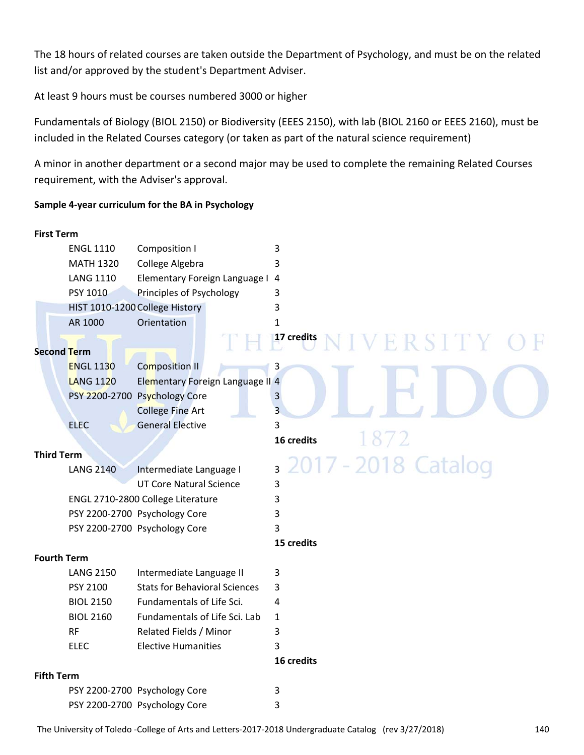The 18 hours of related courses are taken outside the Department of Psychology, and must be on the related list and/or approved by the student's Department Adviser.

At least 9 hours must be courses numbered 3000 or higher

Fundamentals of Biology (BIOL 2150) or Biodiversity (EEES 2150), with lab (BIOL 2160 or EEES 2160), must be included in the Related Courses category (or taken as part of the natural science requirement)

A minor in another department or a second major may be used to complete the remaining Related Courses requirement, with the Adviser's approval.

**Sample 4-year curriculum for the BA in Psychology**

**First Term**

| | | |
|---|---|---|
| ENGL 1110 | Composition I | 3 |
| MATH 1320 | College Algebra | 3 |
| LANG 1110 | Elementary Foreign Language I | 4 |
| PSY 1010 | Principles of Psychology | 3 |
| HIST 1010-1200 | College History | 3 |
| AR 1000 | Orientation | 1 |
| | | **17 credits** |

**Second Term**

| | | |
|---|---|---|
| ENGL 1130 | Composition II | 3 |
| LANG 1120 | Elementary Foreign Language II | 4 |
| PSY 2200-2700 | Psychology Core | 3 |
| | College Fine Art | 3 |
| ELEC | General Elective | 3 |
| | | **16 credits** |

**Third Term**

| | | |
|---|---|---|
| LANG 2140 | Intermediate Language I | 3 |
| | UT Core Natural Science | 3 |
| ENGL 2710-2800 | College Literature | 3 |
| PSY 2200-2700 | Psychology Core | 3 |
| PSY 2200-2700 | Psychology Core | 3 |
| | | **15 credits** |

**Fourth Term**

| | | |
|---|---|---|
| LANG 2150 | Intermediate Language II | 3 |
| PSY 2100 | Stats for Behavioral Sciences | 3 |
| BIOL 2150 | Fundamentals of Life Sci. | 4 |
| BIOL 2160 | Fundamentals of Life Sci. Lab | 1 |
| RF | Related Fields / Minor | 3 |
| ELEC | Elective Humanities | 3 |
| | | **16 credits** |

**Fifth Term**

| | | |
|---|---|---|
| PSY 2200-2700 | Psychology Core | 3 |
| PSY 2200-2700 | Psychology Core | 3 |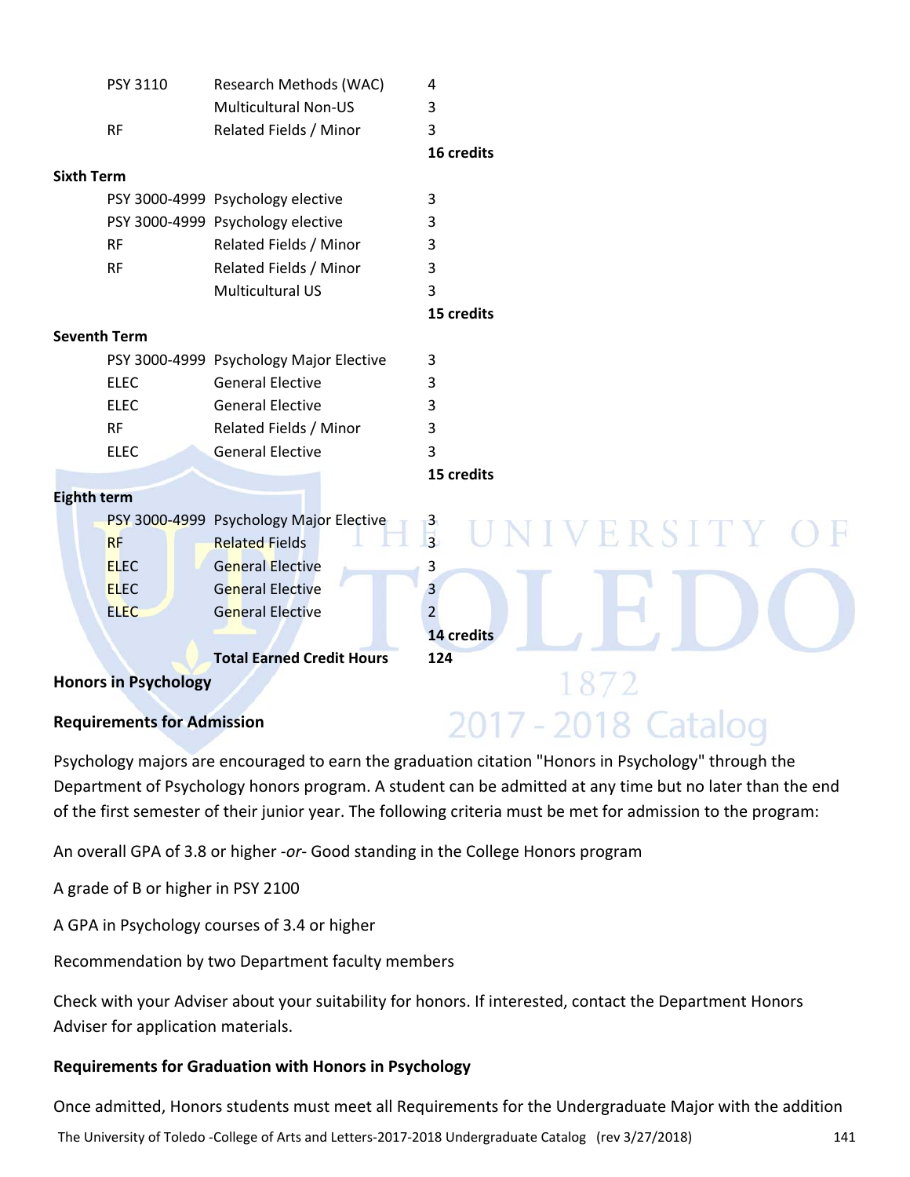| | | |
|---|---|---|
| PSY 3110 | Research Methods (WAC) | 4 |
| | Multicultural Non-US | 3 |
| RF | Related Fields / Minor | 3 |
| | | **16 credits** |

**Sixth Term**

| | | |
|---|---|---|
| PSY 3000-4999 | Psychology elective | 3 |
| PSY 3000-4999 | Psychology elective | 3 |
| RF | Related Fields / Minor | 3 |
| RF | Related Fields / Minor | 3 |
| | Multicultural US | 3 |
| | | **15 credits** |

**Seventh Term**

| | | |
|---|---|---|
| PSY 3000-4999 | Psychology Major Elective | 3 |
| ELEC | General Elective | 3 |
| ELEC | General Elective | 3 |
| RF | Related Fields / Minor | 3 |
| ELEC | General Elective | 3 |
| | | **15 credits** |

**Eighth term**

| | | |
|---|---|---|
| PSY 3000-4999 | Psychology Major Elective | 3 |
| RF | Related Fields | 3 |
| ELEC | General Elective | 3 |
| ELEC | General Elective | 3 |
| ELEC | General Elective | 2 |
| | | **14 credits** |
| | **Total Earned Credit Hours** | **124** |

## Honors in Psychology

### Requirements for Admission

Psychology majors are encouraged to earn the graduation citation "Honors in Psychology" through the Department of Psychology honors program. A student can be admitted at any time but no later than the end of the first semester of their junior year. The following criteria must be met for admission to the program:

An overall GPA of 3.8 or higher -*or*- Good standing in the College Honors program

A grade of B or higher in PSY 2100

A GPA in Psychology courses of 3.4 or higher

Recommendation by two Department faculty members

Check with your Adviser about your suitability for honors. If interested, contact the Department Honors Adviser for application materials.

### Requirements for Graduation with Honors in Psychology

Once admitted, Honors students must meet all Requirements for the Undergraduate Major with the addition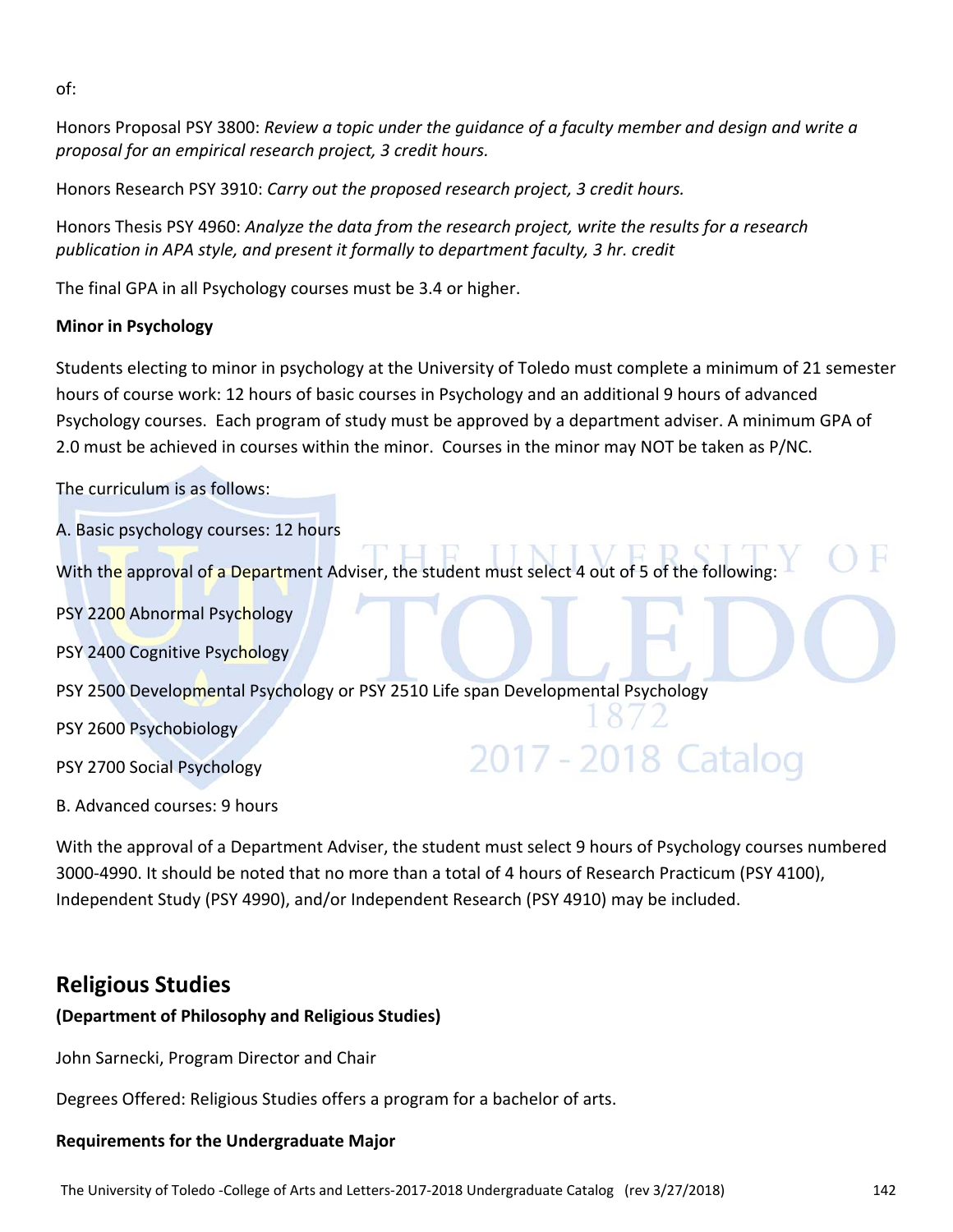of:

Honors Proposal PSY 3800: *Review a topic under the guidance of a faculty member and design and write a proposal for an empirical research project, 3 credit hours.*

Honors Research PSY 3910: *Carry out the proposed research project, 3 credit hours.*

Honors Thesis PSY 4960: *Analyze the data from the research project, write the results for a research publication in APA style, and present it formally to department faculty, 3 hr. credit*

The final GPA in all Psychology courses must be 3.4 or higher.

**Minor in Psychology**

Students electing to minor in psychology at the University of Toledo must complete a minimum of 21 semester hours of course work: 12 hours of basic courses in Psychology and an additional 9 hours of advanced Psychology courses. Each program of study must be approved by a department adviser. A minimum GPA of 2.0 must be achieved in courses within the minor. Courses in the minor may NOT be taken as P/NC.

The curriculum is as follows:

A. Basic psychology courses: 12 hours

With the approval of a Department Adviser, the student must select 4 out of 5 of the following:

PSY 2200 Abnormal Psychology

PSY 2400 Cognitive Psychology

PSY 2500 Developmental Psychology or PSY 2510 Life span Developmental Psychology

PSY 2600 Psychobiology

PSY 2700 Social Psychology

B. Advanced courses: 9 hours

With the approval of a Department Adviser, the student must select 9 hours of Psychology courses numbered 3000-4990. It should be noted that no more than a total of 4 hours of Research Practicum (PSY 4100), Independent Study (PSY 4990), and/or Independent Research (PSY 4910) may be included.

## Religious Studies

**(Department of Philosophy and Religious Studies)**

John Sarnecki, Program Director and Chair

Degrees Offered: Religious Studies offers a program for a bachelor of arts.

**Requirements for the Undergraduate Major**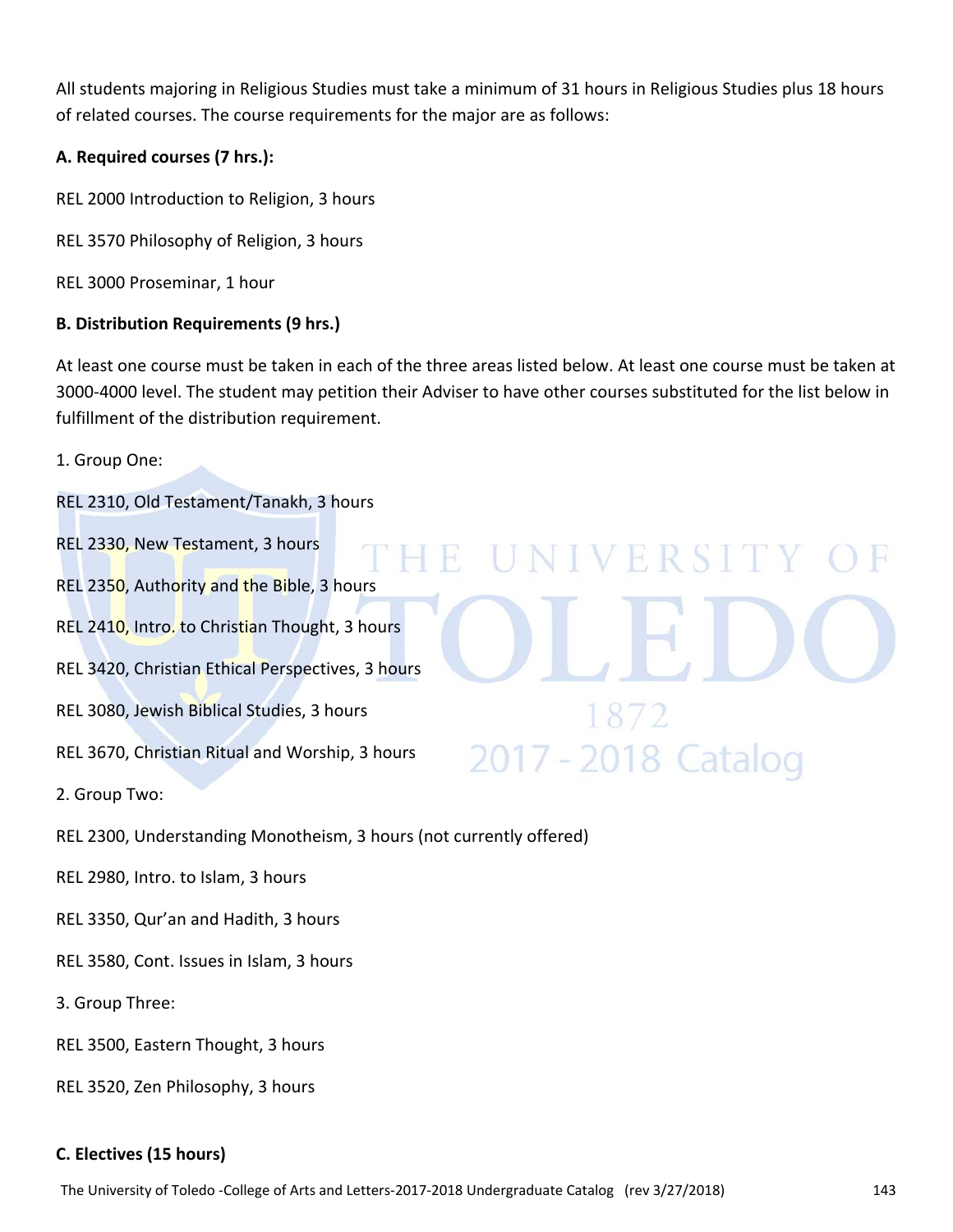All students majoring in Religious Studies must take a minimum of 31 hours in Religious Studies plus 18 hours of related courses. The course requirements for the major are as follows:

**A. Required courses (7 hrs.):**

REL 2000 Introduction to Religion, 3 hours

REL 3570 Philosophy of Religion, 3 hours

REL 3000 Proseminar, 1 hour

**B. Distribution Requirements (9 hrs.)**

At least one course must be taken in each of the three areas listed below. At least one course must be taken at 3000-4000 level. The student may petition their Adviser to have other courses substituted for the list below in fulfillment of the distribution requirement.

1. Group One:

REL 2310, Old Testament/Tanakh, 3 hours

REL 2330, New Testament, 3 hours

REL 2350, Authority and the Bible, 3 hours

REL 2410, Intro. to Christian Thought, 3 hours

REL 3420, Christian Ethical Perspectives, 3 hours

REL 3080, Jewish Biblical Studies, 3 hours

REL 3670, Christian Ritual and Worship, 3 hours

2. Group Two:

REL 2300, Understanding Monotheism, 3 hours (not currently offered)

REL 2980, Intro. to Islam, 3 hours

REL 3350, Qur'an and Hadith, 3 hours

REL 3580, Cont. Issues in Islam, 3 hours

3. Group Three:

REL 3500, Eastern Thought, 3 hours

REL 3520, Zen Philosophy, 3 hours

**C. Electives (15 hours)**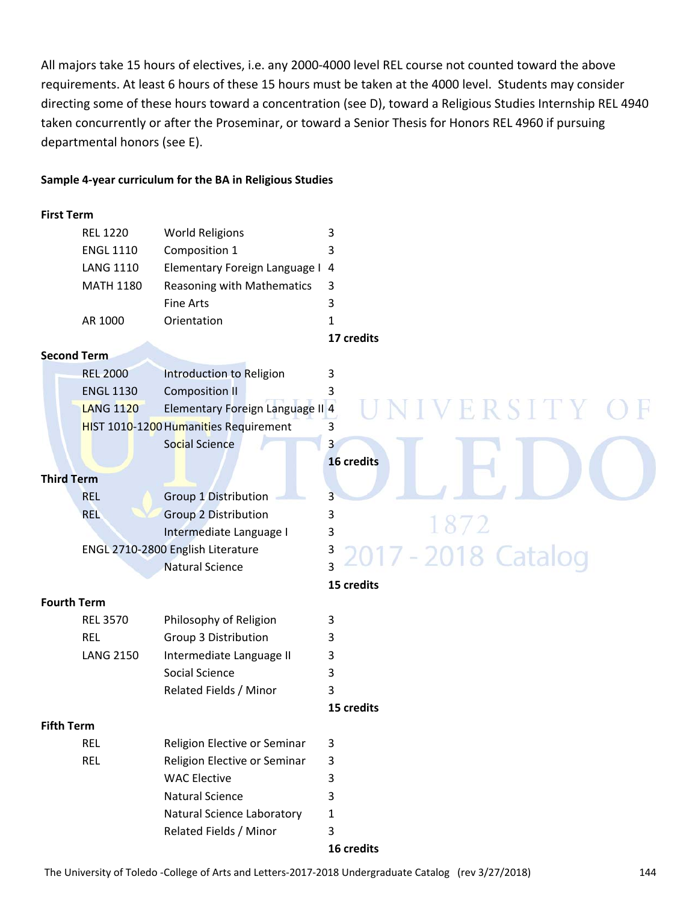All majors take 15 hours of electives, i.e. any 2000-4000 level REL course not counted toward the above requirements. At least 6 hours of these 15 hours must be taken at the 4000 level. Students may consider directing some of these hours toward a concentration (see D), toward a Religious Studies Internship REL 4940 taken concurrently or after the Proseminar, or toward a Senior Thesis for Honors REL 4960 if pursuing departmental honors (see E).

**Sample 4-year curriculum for the BA in Religious Studies**

**First Term**

| | | |
|---|---|---|
| REL 1220 | World Religions | 3 |
| ENGL 1110 | Composition 1 | 3 |
| LANG 1110 | Elementary Foreign Language I | 4 |
| MATH 1180 | Reasoning with Mathematics | 3 |
| | Fine Arts | 3 |
| AR 1000 | Orientation | 1 |
| | | **17 credits** |

**Second Term**

| | | |
|---|---|---|
| REL 2000 | Introduction to Religion | 3 |
| ENGL 1130 | Composition II | 3 |
| LANG 1120 | Elementary Foreign Language II | 4 |
| HIST 1010-1200 | Humanities Requirement | 3 |
| | Social Science | 3 |
| | | **16 credits** |

**Third Term**

| | | |
|---|---|---|
| REL | Group 1 Distribution | 3 |
| REL | Group 2 Distribution | 3 |
| | Intermediate Language I | 3 |
| ENGL 2710-2800 | English Literature | 3 |
| | Natural Science | 3 |
| | | **15 credits** |

**Fourth Term**

| | | |
|---|---|---|
| REL 3570 | Philosophy of Religion | 3 |
| REL | Group 3 Distribution | 3 |
| LANG 2150 | Intermediate Language II | 3 |
| | Social Science | 3 |
| | Related Fields / Minor | 3 |
| | | **15 credits** |

**Fifth Term**

| | | |
|---|---|---|
| REL | Religion Elective or Seminar | 3 |
| REL | Religion Elective or Seminar | 3 |
| | WAC Elective | 3 |
| | Natural Science | 3 |
| | Natural Science Laboratory | 1 |
| | Related Fields / Minor | 3 |
| | | **16 credits** |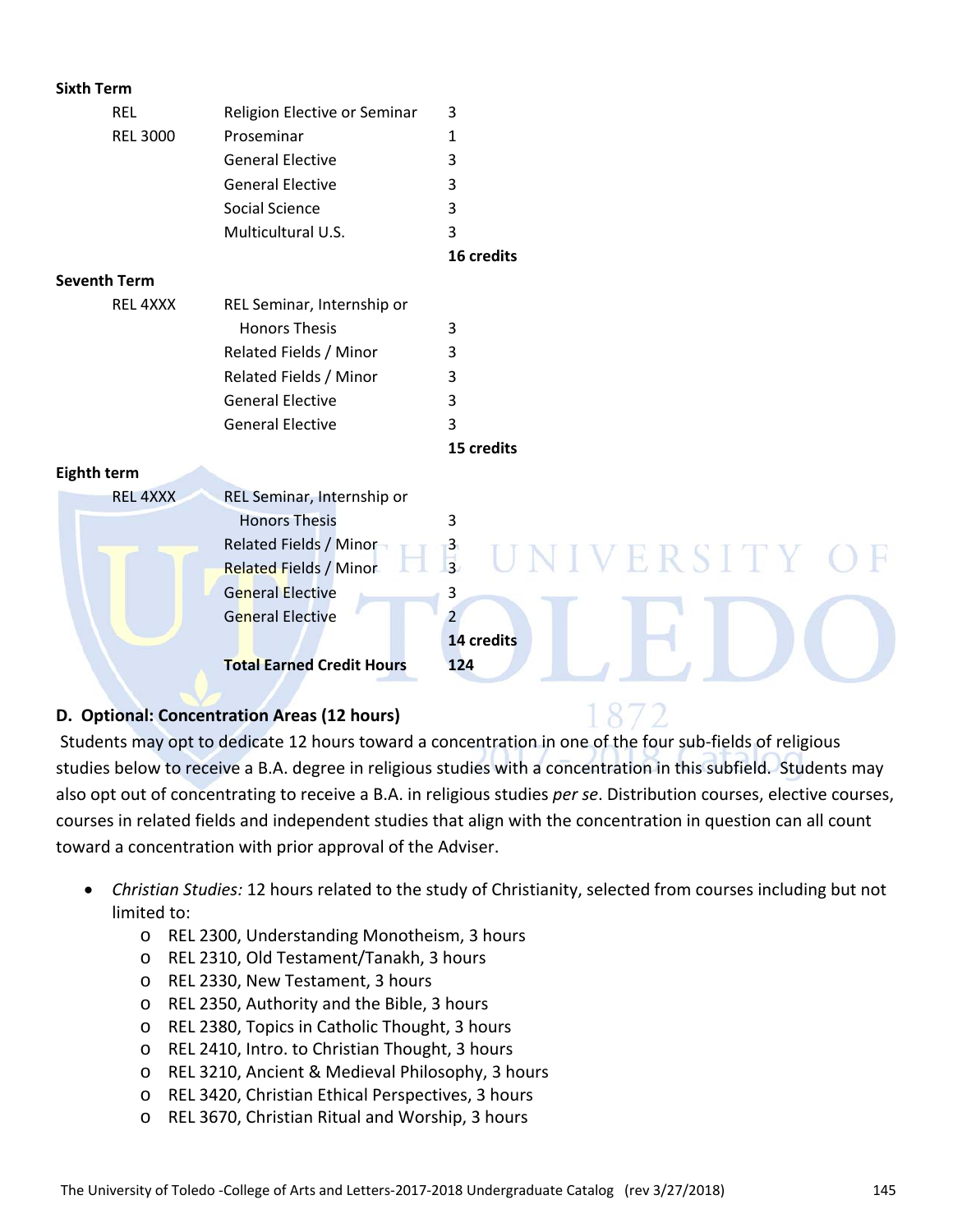**Sixth Term**

| | | |
|---|---|---|
| REL | Religion Elective or Seminar | 3 |
| REL 3000 | Proseminar | 1 |
| | General Elective | 3 |
| | General Elective | 3 |
| | Social Science | 3 |
| | Multicultural U.S. | 3 |
| | | **16 credits** |

**Seventh Term**

| | | |
|---|---|---|
| REL 4XXX | REL Seminar, Internship or Honors Thesis | 3 |
| | Related Fields / Minor | 3 |
| | Related Fields / Minor | 3 |
| | General Elective | 3 |
| | General Elective | 3 |
| | | **15 credits** |

**Eighth term**

| | | |
|---|---|---|
| REL 4XXX | REL Seminar, Internship or Honors Thesis | 3 |
| | Related Fields / Minor | 3 |
| | Related Fields / Minor | 3 |
| | General Elective | 3 |
| | General Elective | 2 |
| | | **14 credits** |
| | **Total Earned Credit Hours** | **124** |

### D. Optional: Concentration Areas (12 hours)

Students may opt to dedicate 12 hours toward a concentration in one of the four sub-fields of religious studies below to receive a B.A. degree in religious studies with a concentration in this subfield. Students may also opt out of concentrating to receive a B.A. in religious studies *per se*. Distribution courses, elective courses, courses in related fields and independent studies that align with the concentration in question can all count toward a concentration with prior approval of the Adviser.

- *Christian Studies:* 12 hours related to the study of Christianity, selected from courses including but not limited to:
  - REL 2300, Understanding Monotheism, 3 hours
  - REL 2310, Old Testament/Tanakh, 3 hours
  - REL 2330, New Testament, 3 hours
  - REL 2350, Authority and the Bible, 3 hours
  - REL 2380, Topics in Catholic Thought, 3 hours
  - REL 2410, Intro. to Christian Thought, 3 hours
  - REL 3210, Ancient & Medieval Philosophy, 3 hours
  - REL 3420, Christian Ethical Perspectives, 3 hours
  - REL 3670, Christian Ritual and Worship, 3 hours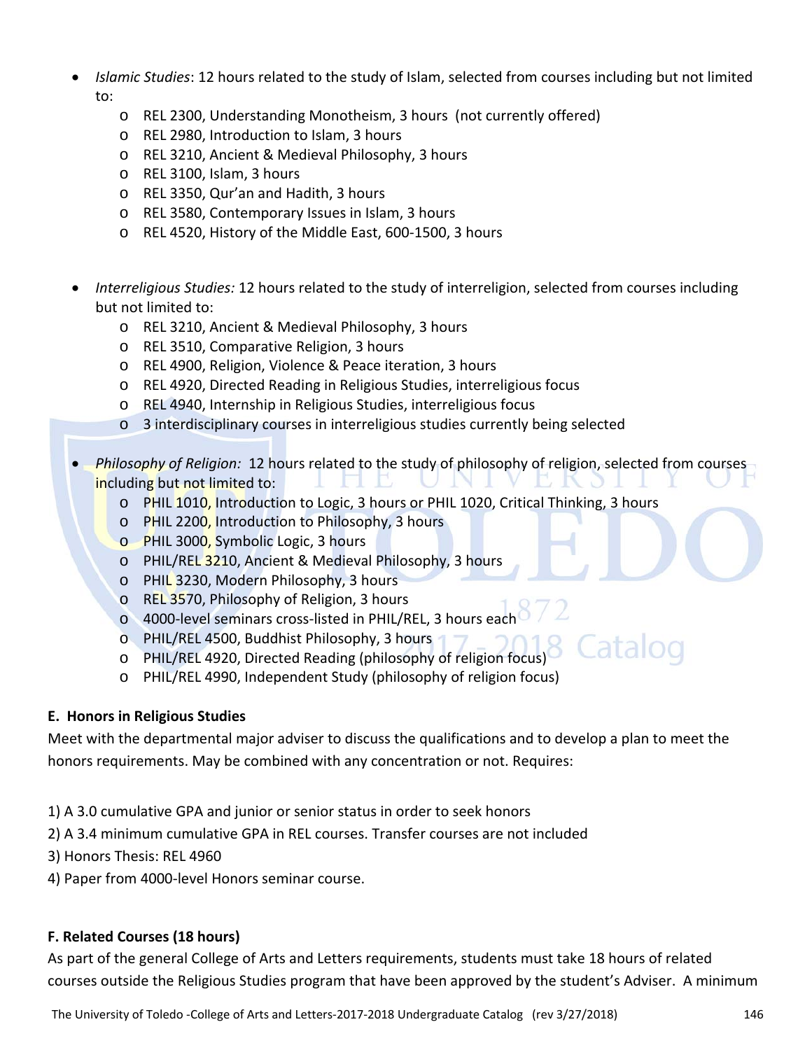- *Islamic Studies*: 12 hours related to the study of Islam, selected from courses including but not limited to:
  - REL 2300, Understanding Monotheism, 3 hours (not currently offered)
  - REL 2980, Introduction to Islam, 3 hours
  - REL 3210, Ancient & Medieval Philosophy, 3 hours
  - REL 3100, Islam, 3 hours
  - REL 3350, Qur'an and Hadith, 3 hours
  - REL 3580, Contemporary Issues in Islam, 3 hours
  - REL 4520, History of the Middle East, 600-1500, 3 hours

- *Interreligious Studies:* 12 hours related to the study of interreligion, selected from courses including but not limited to:
  - REL 3210, Ancient & Medieval Philosophy, 3 hours
  - REL 3510, Comparative Religion, 3 hours
  - REL 4900, Religion, Violence & Peace iteration, 3 hours
  - REL 4920, Directed Reading in Religious Studies, interreligious focus
  - REL 4940, Internship in Religious Studies, interreligious focus
  - 3 interdisciplinary courses in interreligious studies currently being selected

- *Philosophy of Religion:* 12 hours related to the study of philosophy of religion, selected from courses including but not limited to:
  - PHIL 1010, Introduction to Logic, 3 hours or PHIL 1020, Critical Thinking, 3 hours
  - PHIL 2200, Introduction to Philosophy, 3 hours
  - PHIL 3000, Symbolic Logic, 3 hours
  - PHIL/REL 3210, Ancient & Medieval Philosophy, 3 hours
  - PHIL 3230, Modern Philosophy, 3 hours
  - REL 3570, Philosophy of Religion, 3 hours
  - 4000-level seminars cross-listed in PHIL/REL, 3 hours each
  - PHIL/REL 4500, Buddhist Philosophy, 3 hours
  - PHIL/REL 4920, Directed Reading (philosophy of religion focus)
  - PHIL/REL 4990, Independent Study (philosophy of religion focus)

**E. Honors in Religious Studies**

Meet with the departmental major adviser to discuss the qualifications and to develop a plan to meet the honors requirements. May be combined with any concentration or not. Requires:

1) A 3.0 cumulative GPA and junior or senior status in order to seek honors
2) A 3.4 minimum cumulative GPA in REL courses. Transfer courses are not included
3) Honors Thesis: REL 4960
4) Paper from 4000-level Honors seminar course.

**F. Related Courses (18 hours)**

As part of the general College of Arts and Letters requirements, students must take 18 hours of related courses outside the Religious Studies program that have been approved by the student's Adviser. A minimum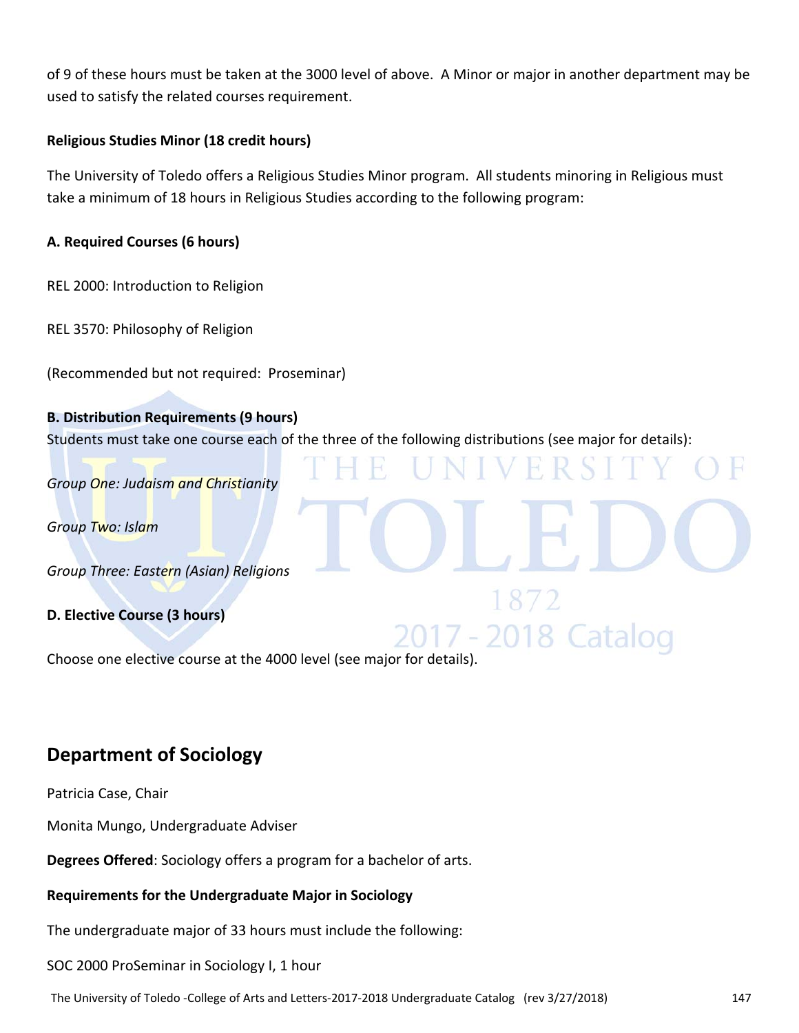of 9 of these hours must be taken at the 3000 level of above. A Minor or major in another department may be used to satisfy the related courses requirement.

**Religious Studies Minor (18 credit hours)**

The University of Toledo offers a Religious Studies Minor program. All students minoring in Religious must take a minimum of 18 hours in Religious Studies according to the following program:

**A. Required Courses (6 hours)**

REL 2000: Introduction to Religion

REL 3570: Philosophy of Religion

(Recommended but not required: Proseminar)

**B. Distribution Requirements (9 hours)**
Students must take one course each of the three of the following distributions (see major for details):

*Group One: Judaism and Christianity*

*Group Two: Islam*

*Group Three: Eastern (Asian) Religions*

**D. Elective Course (3 hours)**

Choose one elective course at the 4000 level (see major for details).

## Department of Sociology

Patricia Case, Chair

Monita Mungo, Undergraduate Adviser

**Degrees Offered**: Sociology offers a program for a bachelor of arts.

**Requirements for the Undergraduate Major in Sociology**

The undergraduate major of 33 hours must include the following:

SOC 2000 ProSeminar in Sociology I, 1 hour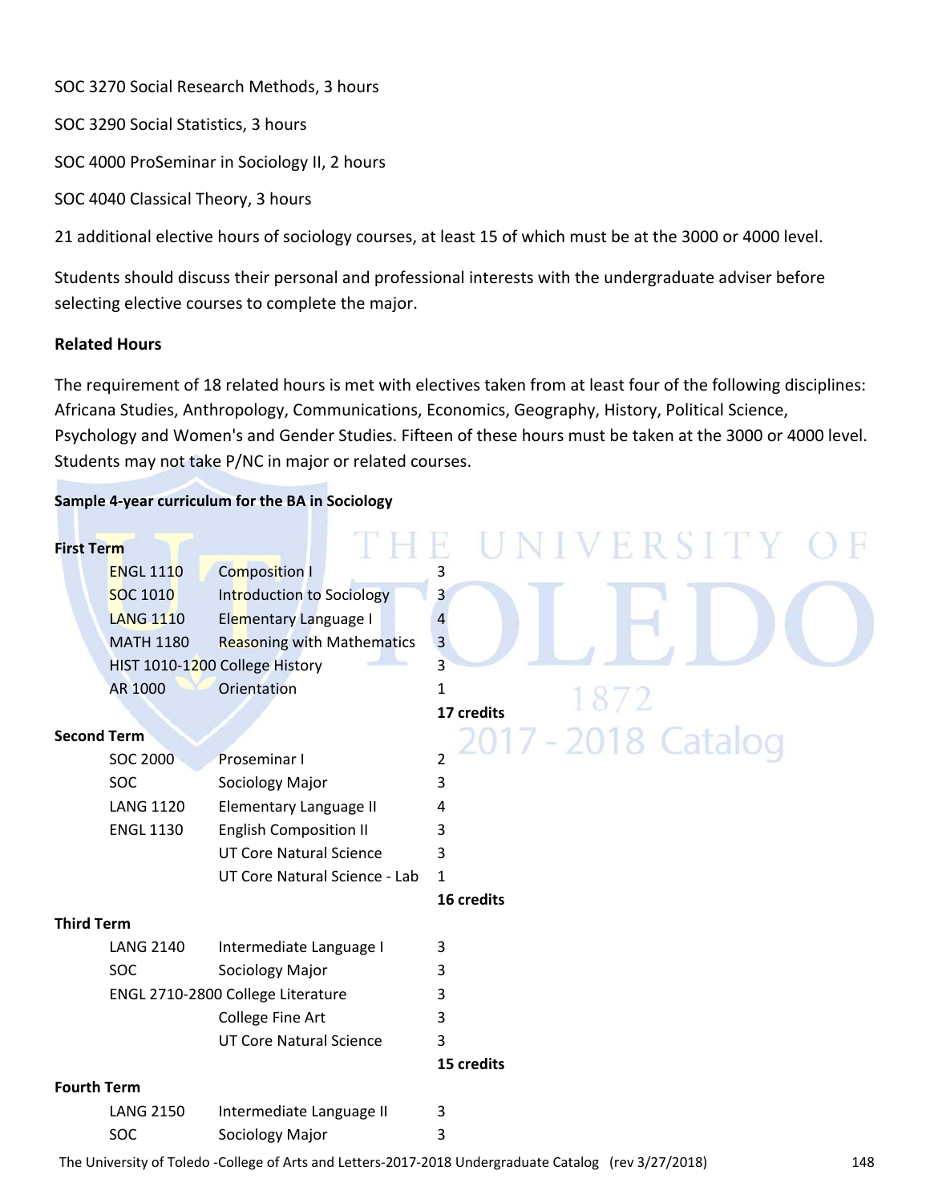SOC 3270 Social Research Methods, 3 hours

SOC 3290 Social Statistics, 3 hours

SOC 4000 ProSeminar in Sociology II, 2 hours

SOC 4040 Classical Theory, 3 hours

21 additional elective hours of sociology courses, at least 15 of which must be at the 3000 or 4000 level.

Students should discuss their personal and professional interests with the undergraduate adviser before selecting elective courses to complete the major.

**Related Hours**

The requirement of 18 related hours is met with electives taken from at least four of the following disciplines: Africana Studies, Anthropology, Communications, Economics, Geography, History, Political Science, Psychology and Women's and Gender Studies. Fifteen of these hours must be taken at the 3000 or 4000 level. Students may not take P/NC in major or related courses.

**Sample 4-year curriculum for the BA in Sociology**

**First Term**

| | | |
|---|---|---|
| ENGL 1110 | Composition I | 3 |
| SOC 1010 | Introduction to Sociology | 3 |
| LANG 1110 | Elementary Language I | 4 |
| MATH 1180 | Reasoning with Mathematics | 3 |
| HIST 1010-1200 | College History | 3 |
| AR 1000 | Orientation | 1 |
| | | **17 credits** |

**Second Term**

| | | |
|---|---|---|
| SOC 2000 | Proseminar I | 2 |
| SOC | Sociology Major | 3 |
| LANG 1120 | Elementary Language II | 4 |
| ENGL 1130 | English Composition II | 3 |
| | UT Core Natural Science | 3 |
| | UT Core Natural Science - Lab | 1 |
| | | **16 credits** |

**Third Term**

| | | |
|---|---|---|
| LANG 2140 | Intermediate Language I | 3 |
| SOC | Sociology Major | 3 |
| ENGL 2710-2800 | College Literature | 3 |
| | College Fine Art | 3 |
| | UT Core Natural Science | 3 |
| | | **15 credits** |

**Fourth Term**

| | | |
|---|---|---|
| LANG 2150 | Intermediate Language II | 3 |
| SOC | Sociology Major | 3 |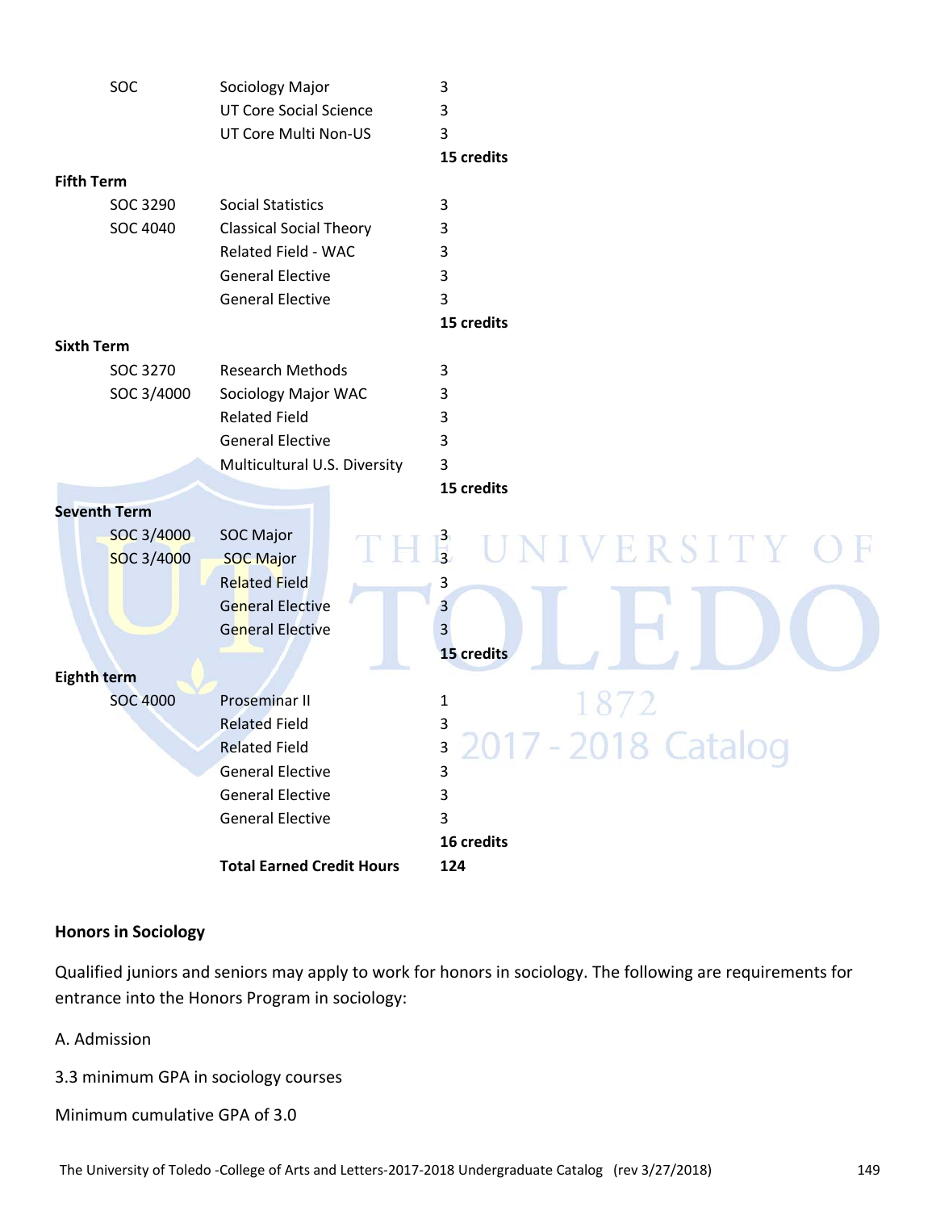| | | |
|---|---|---|
| SOC | Sociology Major | 3 |
| | UT Core Social Science | 3 |
| | UT Core Multi Non-US | 3 |
| | | **15 credits** |
| **Fifth Term** | | |
| SOC 3290 | Social Statistics | 3 |
| SOC 4040 | Classical Social Theory | 3 |
| | Related Field - WAC | 3 |
| | General Elective | 3 |
| | General Elective | 3 |
| | | **15 credits** |
| **Sixth Term** | | |
| SOC 3270 | Research Methods | 3 |
| SOC 3/4000 | Sociology Major WAC | 3 |
| | Related Field | 3 |
| | General Elective | 3 |
| | Multicultural U.S. Diversity | 3 |
| | | **15 credits** |
| **Seventh Term** | | |
| SOC 3/4000 | SOC Major | 3 |
| SOC 3/4000 | SOC Major | 3 |
| | Related Field | 3 |
| | General Elective | 3 |
| | General Elective | 3 |
| | | **15 credits** |
| **Eighth term** | | |
| SOC 4000 | Proseminar II | 1 |
| | Related Field | 3 |
| | Related Field | 3 |
| | General Elective | 3 |
| | General Elective | 3 |
| | General Elective | 3 |
| | | **16 credits** |
| | **Total Earned Credit Hours** | **124** |

### Honors in Sociology

Qualified juniors and seniors may apply to work for honors in sociology. The following are requirements for entrance into the Honors Program in sociology:

A. Admission

3.3 minimum GPA in sociology courses

Minimum cumulative GPA of 3.0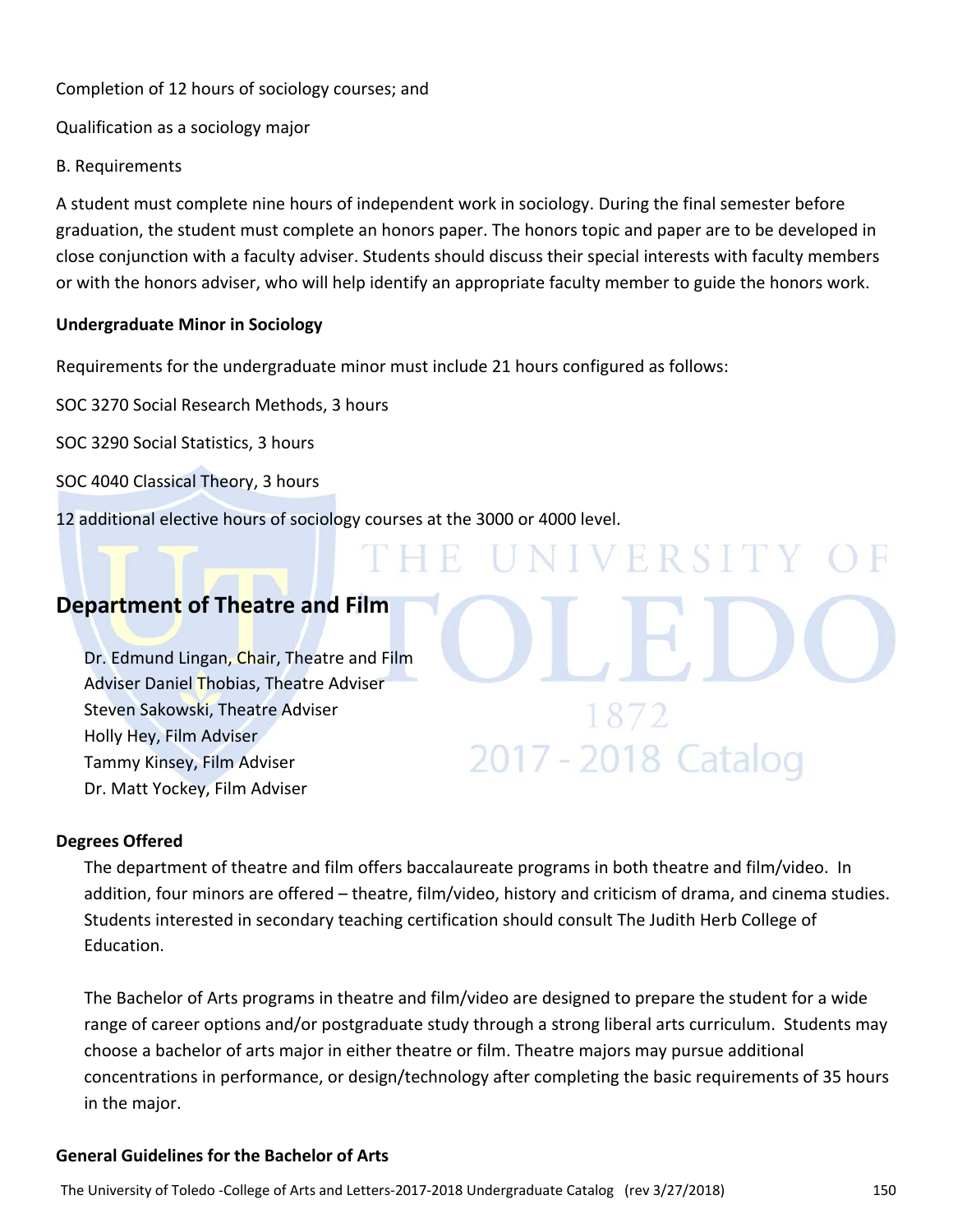Completion of 12 hours of sociology courses; and

Qualification as a sociology major

B. Requirements

A student must complete nine hours of independent work in sociology. During the final semester before graduation, the student must complete an honors paper. The honors topic and paper are to be developed in close conjunction with a faculty adviser. Students should discuss their special interests with faculty members or with the honors adviser, who will help identify an appropriate faculty member to guide the honors work.

**Undergraduate Minor in Sociology**

Requirements for the undergraduate minor must include 21 hours configured as follows:

SOC 3270 Social Research Methods, 3 hours

SOC 3290 Social Statistics, 3 hours

SOC 4040 Classical Theory, 3 hours

12 additional elective hours of sociology courses at the 3000 or 4000 level.

## Department of Theatre and Film

Dr. Edmund Lingan, Chair, Theatre and Film
Adviser Daniel Thobias, Theatre Adviser
Steven Sakowski, Theatre Adviser
Holly Hey, Film Adviser
Tammy Kinsey, Film Adviser
Dr. Matt Yockey, Film Adviser

**Degrees Offered**

The department of theatre and film offers baccalaureate programs in both theatre and film/video. In addition, four minors are offered – theatre, film/video, history and criticism of drama, and cinema studies. Students interested in secondary teaching certification should consult The Judith Herb College of Education.

The Bachelor of Arts programs in theatre and film/video are designed to prepare the student for a wide range of career options and/or postgraduate study through a strong liberal arts curriculum. Students may choose a bachelor of arts major in either theatre or film. Theatre majors may pursue additional concentrations in performance, or design/technology after completing the basic requirements of 35 hours in the major.

**General Guidelines for the Bachelor of Arts**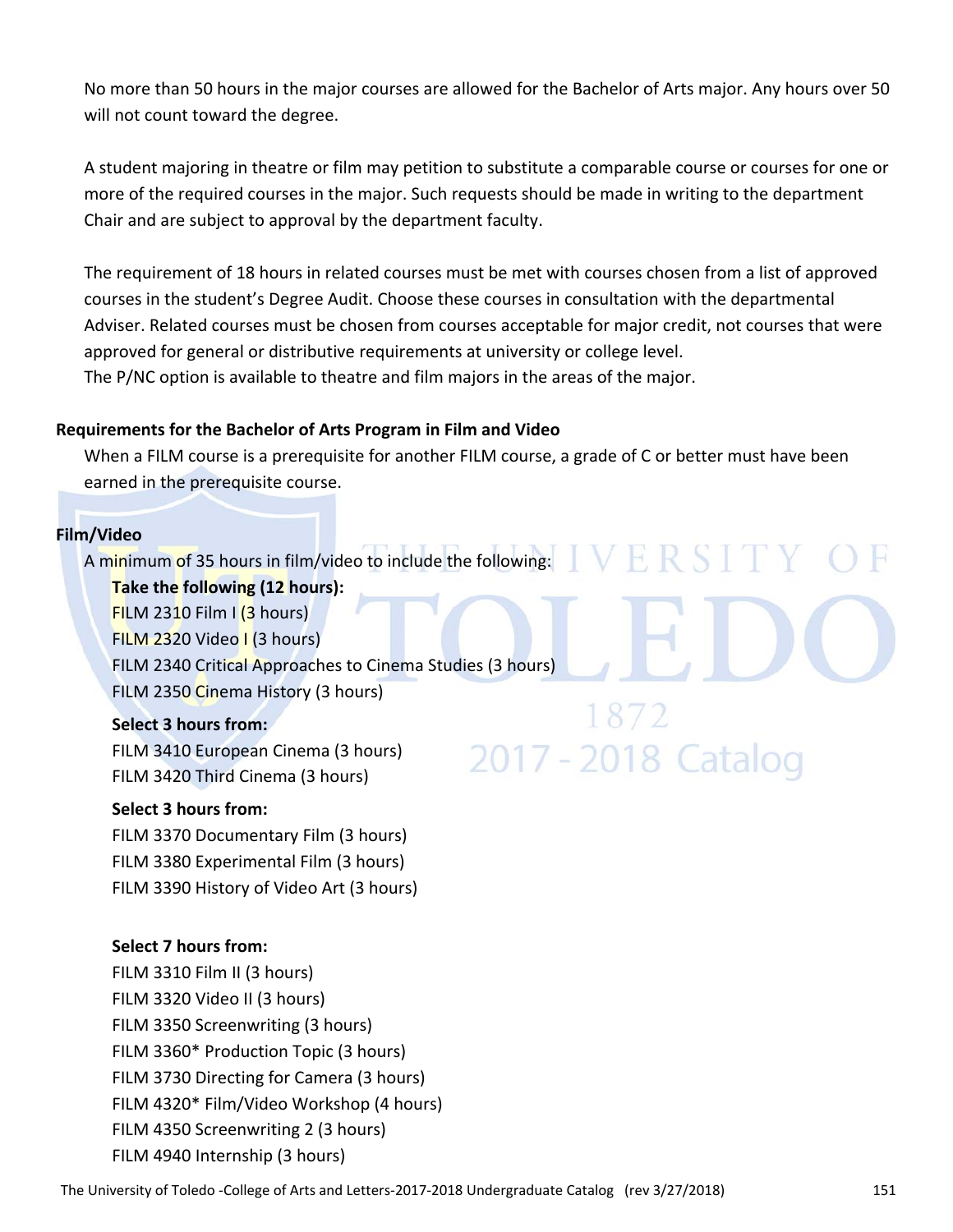No more than 50 hours in the major courses are allowed for the Bachelor of Arts major. Any hours over 50 will not count toward the degree.

A student majoring in theatre or film may petition to substitute a comparable course or courses for one or more of the required courses in the major. Such requests should be made in writing to the department Chair and are subject to approval by the department faculty.

The requirement of 18 hours in related courses must be met with courses chosen from a list of approved courses in the student's Degree Audit. Choose these courses in consultation with the departmental Adviser. Related courses must be chosen from courses acceptable for major credit, not courses that were approved for general or distributive requirements at university or college level.
The P/NC option is available to theatre and film majors in the areas of the major.

**Requirements for the Bachelor of Arts Program in Film and Video**

When a FILM course is a prerequisite for another FILM course, a grade of C or better must have been earned in the prerequisite course.

**Film/Video**

A minimum of 35 hours in film/video to include the following:

**Take the following (12 hours):**
FILM 2310 Film I (3 hours)
FILM 2320 Video I (3 hours)
FILM 2340 Critical Approaches to Cinema Studies (3 hours)
FILM 2350 Cinema History (3 hours)

**Select 3 hours from:**
FILM 3410 European Cinema (3 hours)
FILM 3420 Third Cinema (3 hours)

**Select 3 hours from:**
FILM 3370 Documentary Film (3 hours)
FILM 3380 Experimental Film (3 hours)
FILM 3390 History of Video Art (3 hours)

**Select 7 hours from:**
FILM 3310 Film II (3 hours)
FILM 3320 Video II (3 hours)
FILM 3350 Screenwriting (3 hours)
FILM 3360* Production Topic (3 hours)
FILM 3730 Directing for Camera (3 hours)
FILM 4320* Film/Video Workshop (4 hours)
FILM 4350 Screenwriting 2 (3 hours)
FILM 4940 Internship (3 hours)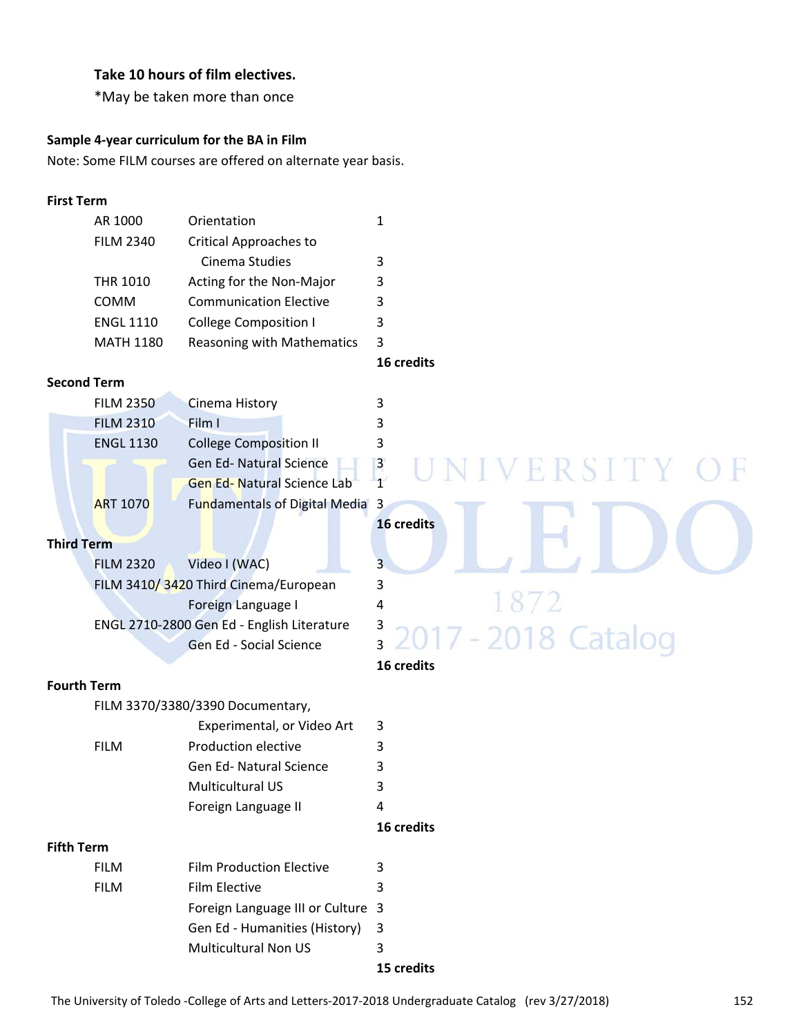**Take 10 hours of film electives.**

*May be taken more than once

**Sample 4-year curriculum for the BA in Film**

Note: Some FILM courses are offered on alternate year basis.

**First Term**

| | | |
|---|---|---|
| AR 1000 | Orientation | 1 |
| FILM 2340 | Critical Approaches to Cinema Studies | 3 |
| THR 1010 | Acting for the Non-Major | 3 |
| COMM | Communication Elective | 3 |
| ENGL 1110 | College Composition I | 3 |
| MATH 1180 | Reasoning with Mathematics | 3 |
| | | **16 credits** |

**Second Term**

| | | |
|---|---|---|
| FILM 2350 | Cinema History | 3 |
| FILM 2310 | Film I | 3 |
| ENGL 1130 | College Composition II | 3 |
| | Gen Ed- Natural Science | 3 |
| | Gen Ed- Natural Science Lab | 1 |
| ART 1070 | Fundamentals of Digital Media | 3 |
| | | **16 credits** |

**Third Term**

| | | |
|---|---|---|
| FILM 2320 | Video I (WAC) | 3 |
| FILM 3410/ 3420 | Third Cinema/European | 3 |
| | Foreign Language I | 4 |
| ENGL 2710-2800 | Gen Ed - English Literature | 3 |
| | Gen Ed - Social Science | 3 |
| | | **16 credits** |

**Fourth Term**

| | | |
|---|---|---|
| FILM 3370/3380/3390 | Documentary, Experimental, or Video Art | 3 |
| FILM | Production elective | 3 |
| | Gen Ed- Natural Science | 3 |
| | Multicultural US | 3 |
| | Foreign Language II | 4 |
| | | **16 credits** |

**Fifth Term**

| | | |
|---|---|---|
| FILM | Film Production Elective | 3 |
| FILM | Film Elective | 3 |
| | Foreign Language III or Culture | 3 |
| | Gen Ed - Humanities (History) | 3 |
| | Multicultural Non US | 3 |
| | | **15 credits** |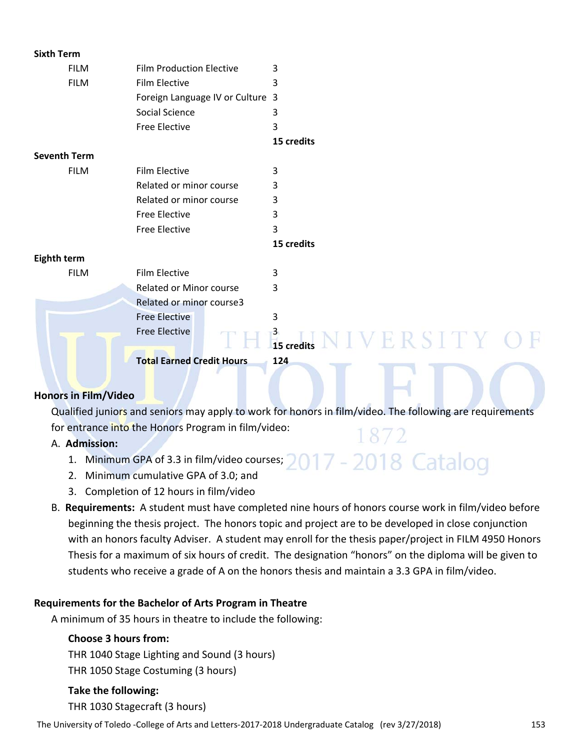**Sixth Term**

| | | |
|---|---|---|
| FILM | Film Production Elective | 3 |
| FILM | Film Elective | 3 |
| | Foreign Language IV or Culture | 3 |
| | Social Science | 3 |
| | Free Elective | 3 |
| | | **15 credits** |

**Seventh Term**

| | | |
|---|---|---|
| FILM | Film Elective | 3 |
| | Related or minor course | 3 |
| | Related or minor course | 3 |
| | Free Elective | 3 |
| | Free Elective | 3 |
| | | **15 credits** |

**Eighth term**

| | | |
|---|---|---|
| FILM | Film Elective | 3 |
| | Related or Minor course | 3 |
| | Related or minor course3 | |
| | Free Elective | 3 |
| | Free Elective | 3 |
| | | **15 credits** |
| | **Total Earned Credit Hours** | **124** |

**Honors in Film/Video**

Qualified juniors and seniors may apply to work for honors in film/video. The following are requirements for entrance into the Honors Program in film/video:

A. **Admission:**
   1. Minimum GPA of 3.3 in film/video courses;
   2. Minimum cumulative GPA of 3.0; and
   3. Completion of 12 hours in film/video

B. **Requirements:** A student must have completed nine hours of honors course work in film/video before beginning the thesis project. The honors topic and project are to be developed in close conjunction with an honors faculty Adviser. A student may enroll for the thesis paper/project in FILM 4950 Honors Thesis for a maximum of six hours of credit. The designation "honors" on the diploma will be given to students who receive a grade of A on the honors thesis and maintain a 3.3 GPA in film/video.

**Requirements for the Bachelor of Arts Program in Theatre**

A minimum of 35 hours in theatre to include the following:

**Choose 3 hours from:**

THR 1040 Stage Lighting and Sound (3 hours)

THR 1050 Stage Costuming (3 hours)

**Take the following:**

THR 1030 Stagecraft (3 hours)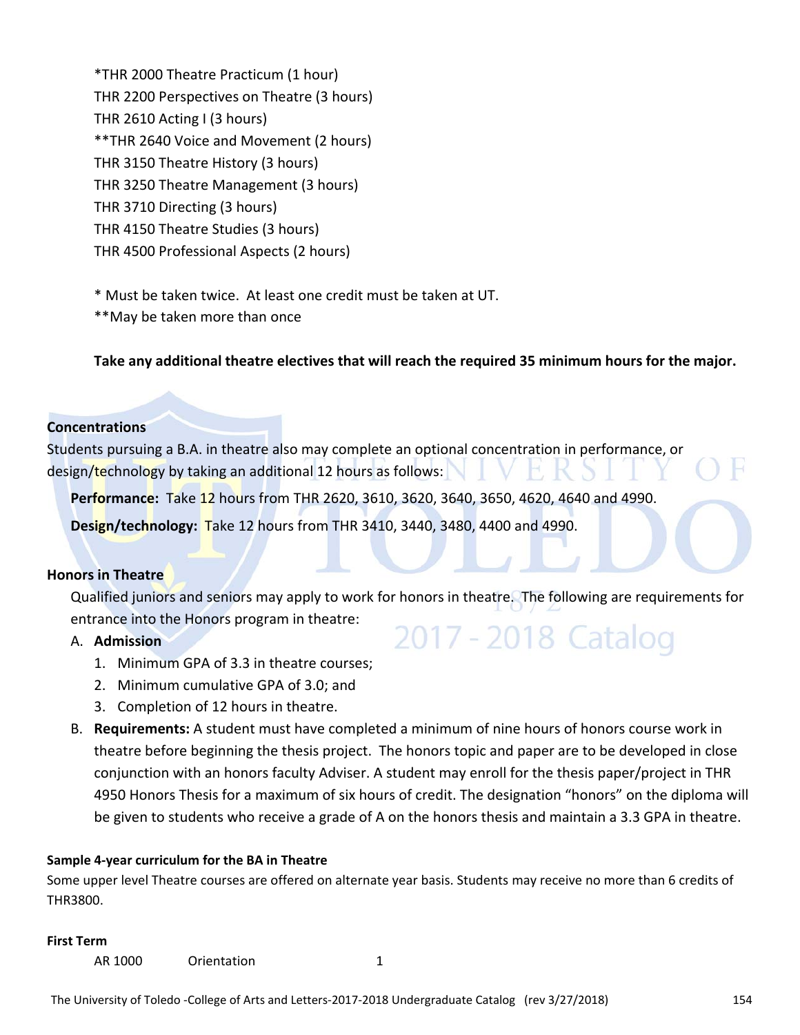*THR 2000 Theatre Practicum (1 hour)
THR 2200 Perspectives on Theatre (3 hours)
THR 2610 Acting I (3 hours)
**THR 2640 Voice and Movement (2 hours)
THR 3150 Theatre History (3 hours)
THR 3250 Theatre Management (3 hours)
THR 3710 Directing (3 hours)
THR 4150 Theatre Studies (3 hours)
THR 4500 Professional Aspects (2 hours)

* Must be taken twice. At least one credit must be taken at UT.
**May be taken more than once

**Take any additional theatre electives that will reach the required 35 minimum hours for the major.**

### Concentrations

Students pursuing a B.A. in theatre also may complete an optional concentration in performance, or design/technology by taking an additional 12 hours as follows:

**Performance:** Take 12 hours from THR 2620, 3610, 3620, 3640, 3650, 4620, 4640 and 4990.

**Design/technology:** Take 12 hours from THR 3410, 3440, 3480, 4400 and 4990.

### Honors in Theatre

Qualified juniors and seniors may apply to work for honors in theatre. The following are requirements for entrance into the Honors program in theatre:

A. **Admission**
   1. Minimum GPA of 3.3 in theatre courses;
   2. Minimum cumulative GPA of 3.0; and
   3. Completion of 12 hours in theatre.

B. **Requirements:** A student must have completed a minimum of nine hours of honors course work in theatre before beginning the thesis project. The honors topic and paper are to be developed in close conjunction with an honors faculty Adviser. A student may enroll for the thesis paper/project in THR 4950 Honors Thesis for a maximum of six hours of credit. The designation "honors" on the diploma will be given to students who receive a grade of A on the honors thesis and maintain a 3.3 GPA in theatre.

#### Sample 4-year curriculum for the BA in Theatre

Some upper level Theatre courses are offered on alternate year basis. Students may receive no more than 6 credits of THR3800.

**First Term**

| | | |
|---|---|---|
| AR 1000 | Orientation | 1 |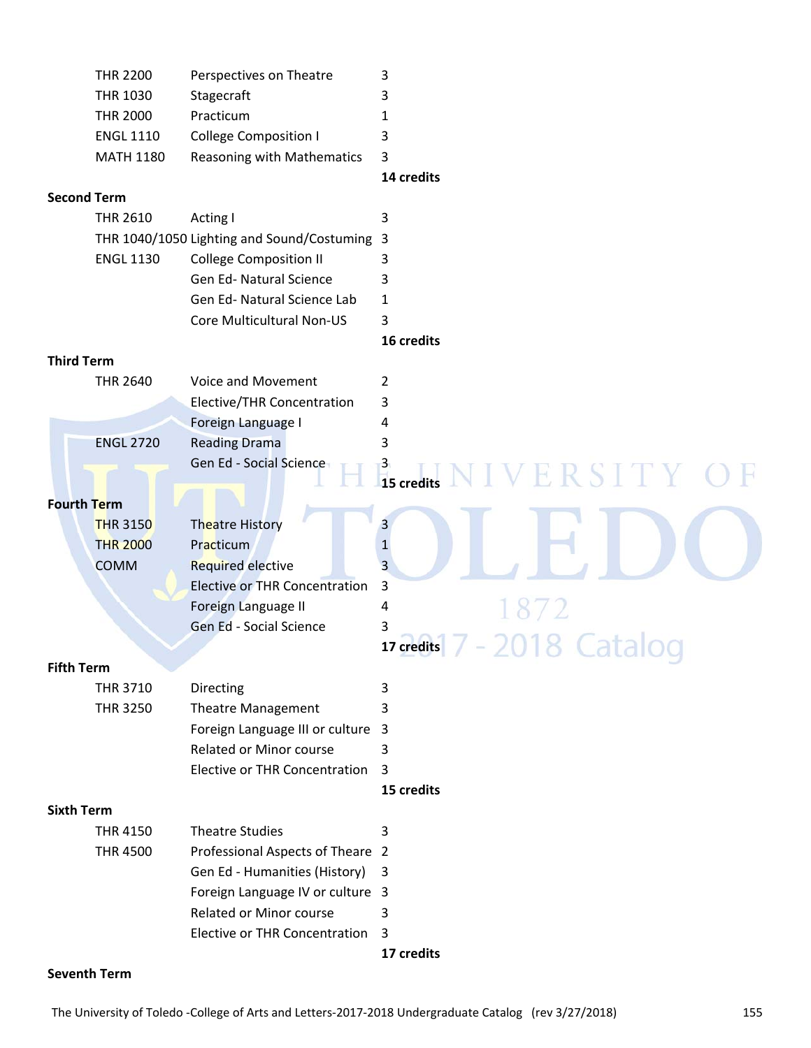| | | |
|---|---|---|
| THR 2200 | Perspectives on Theatre | 3 |
| THR 1030 | Stagecraft | 3 |
| THR 2000 | Practicum | 1 |
| ENGL 1110 | College Composition I | 3 |
| MATH 1180 | Reasoning with Mathematics | 3 |
| | | **14 credits** |

**Second Term**

| | | |
|---|---|---|
| THR 2610 | Acting I | 3 |
| THR 1040/1050 | Lighting and Sound/Costuming | 3 |
| ENGL 1130 | College Composition II | 3 |
| | Gen Ed- Natural Science | 3 |
| | Gen Ed- Natural Science Lab | 1 |
| | Core Multicultural Non-US | 3 |
| | | **16 credits** |

**Third Term**

| | | |
|---|---|---|
| THR 2640 | Voice and Movement | 2 |
| | Elective/THR Concentration | 3 |
| | Foreign Language I | 4 |
| ENGL 2720 | Reading Drama | 3 |
| | Gen Ed - Social Science | 3 |
| | | **15 credits** |

**Fourth Term**

| | | |
|---|---|---|
| THR 3150 | Theatre History | 3 |
| THR 2000 | Practicum | 1 |
| COMM | Required elective | 3 |
| | Elective or THR Concentration | 3 |
| | Foreign Language II | 4 |
| | Gen Ed - Social Science | 3 |
| | | **17 credits** |

**Fifth Term**

| | | |
|---|---|---|
| THR 3710 | Directing | 3 |
| THR 3250 | Theatre Management | 3 |
| | Foreign Language III or culture | 3 |
| | Related or Minor course | 3 |
| | Elective or THR Concentration | 3 |
| | | **15 credits** |

**Sixth Term**

| | | |
|---|---|---|
| THR 4150 | Theatre Studies | 3 |
| THR 4500 | Professional Aspects of Theare | 2 |
| | Gen Ed - Humanities (History) | 3 |
| | Foreign Language IV or culture | 3 |
| | Related or Minor course | 3 |
| | Elective or THR Concentration | 3 |
| | | **17 credits** |

**Seventh Term**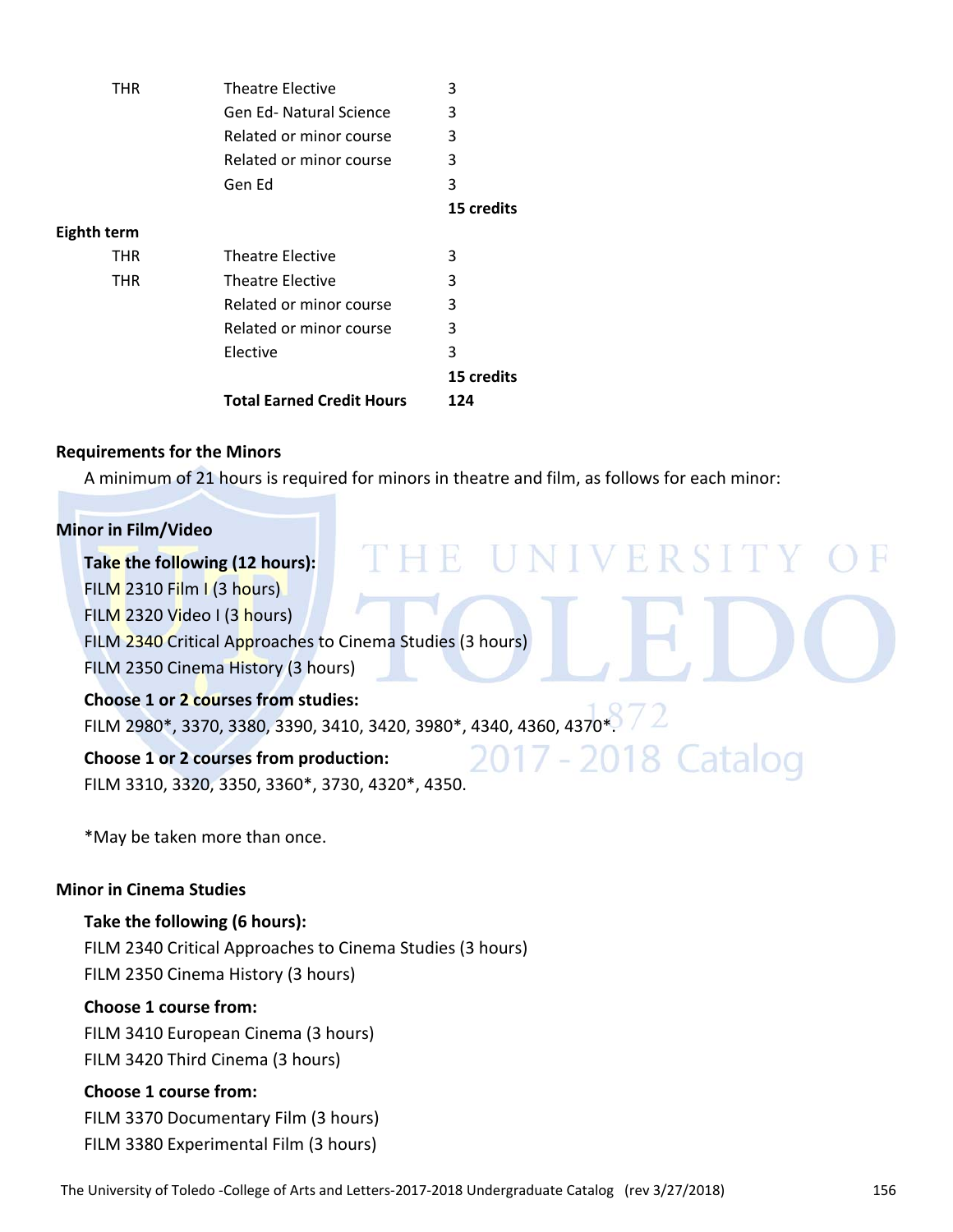| | | |
|---|---|---|
| THR | Theatre Elective | 3 |
| | Gen Ed- Natural Science | 3 |
| | Related or minor course | 3 |
| | Related or minor course | 3 |
| | Gen Ed | 3 |
| | | **15 credits** |
| **Eighth term** | | |
| THR | Theatre Elective | 3 |
| THR | Theatre Elective | 3 |
| | Related or minor course | 3 |
| | Related or minor course | 3 |
| | Elective | 3 |
| | | **15 credits** |
| | **Total Earned Credit Hours** | **124** |

## Requirements for the Minors

A minimum of 21 hours is required for minors in theatre and film, as follows for each minor:

### Minor in Film/Video

**Take the following (12 hours):**

FILM 2310 Film I (3 hours)
FILM 2320 Video I (3 hours)
FILM 2340 Critical Approaches to Cinema Studies (3 hours)
FILM 2350 Cinema History (3 hours)

**Choose 1 or 2 courses from studies:**

FILM 2980*, 3370, 3380, 3390, 3410, 3420, 3980*, 4340, 4360, 4370*.

**Choose 1 or 2 courses from production:**

FILM 3310, 3320, 3350, 3360*, 3730, 4320*, 4350.

*May be taken more than once.

### Minor in Cinema Studies

**Take the following (6 hours):**

FILM 2340 Critical Approaches to Cinema Studies (3 hours)
FILM 2350 Cinema History (3 hours)

**Choose 1 course from:**

FILM 3410 European Cinema (3 hours)
FILM 3420 Third Cinema (3 hours)

**Choose 1 course from:**

FILM 3370 Documentary Film (3 hours)
FILM 3380 Experimental Film (3 hours)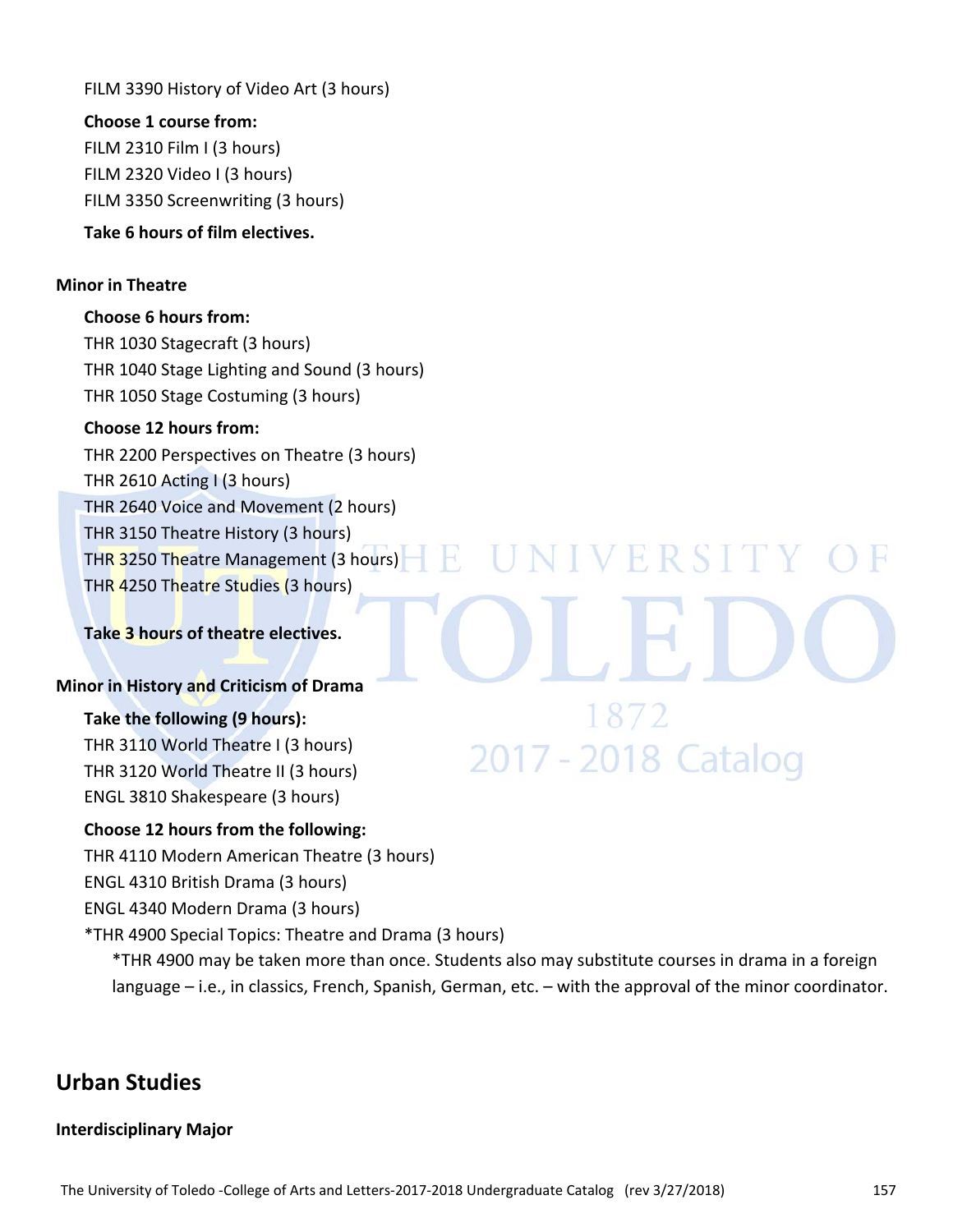FILM 3390 History of Video Art (3 hours)

**Choose 1 course from:**

FILM 2310 Film I (3 hours)
FILM 2320 Video I (3 hours)
FILM 3350 Screenwriting (3 hours)

**Take 6 hours of film electives.**

### Minor in Theatre

**Choose 6 hours from:**

THR 1030 Stagecraft (3 hours)
THR 1040 Stage Lighting and Sound (3 hours)
THR 1050 Stage Costuming (3 hours)

**Choose 12 hours from:**

THR 2200 Perspectives on Theatre (3 hours)
THR 2610 Acting I (3 hours)
THR 2640 Voice and Movement (2 hours)
THR 3150 Theatre History (3 hours)
THR 3250 Theatre Management (3 hours)
THR 4250 Theatre Studies (3 hours)

**Take 3 hours of theatre electives.**

### Minor in History and Criticism of Drama

**Take the following (9 hours):**

THR 3110 World Theatre I (3 hours)
THR 3120 World Theatre II (3 hours)
ENGL 3810 Shakespeare (3 hours)

**Choose 12 hours from the following:**

THR 4110 Modern American Theatre (3 hours)
ENGL 4310 British Drama (3 hours)
ENGL 4340 Modern Drama (3 hours)
*THR 4900 Special Topics: Theatre and Drama (3 hours)

*THR 4900 may be taken more than once. Students also may substitute courses in drama in a foreign language – i.e., in classics, French, Spanish, German, etc. – with the approval of the minor coordinator.

## Urban Studies

### Interdisciplinary Major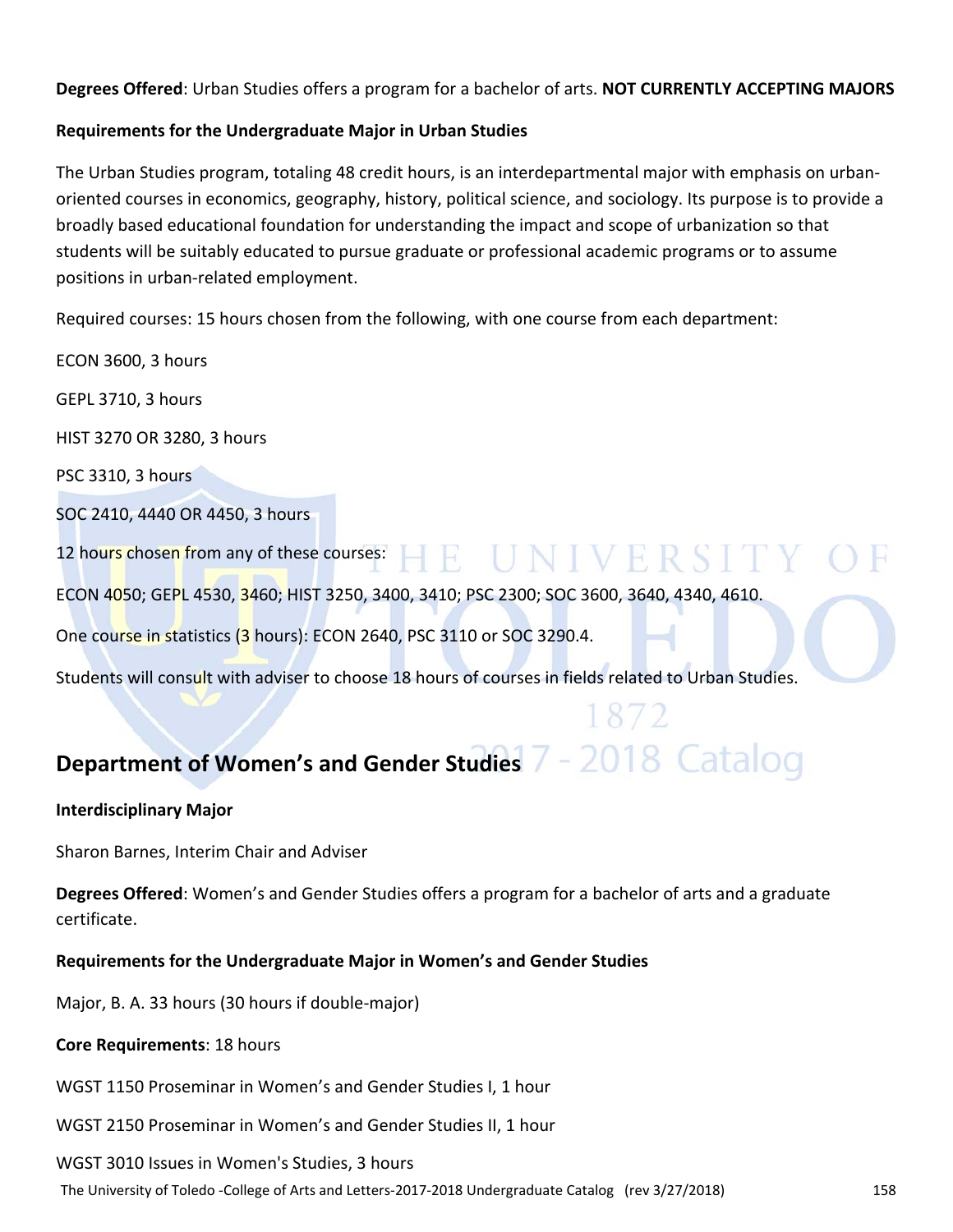**Degrees Offered**: Urban Studies offers a program for a bachelor of arts. **NOT CURRENTLY ACCEPTING MAJORS**

**Requirements for the Undergraduate Major in Urban Studies**

The Urban Studies program, totaling 48 credit hours, is an interdepartmental major with emphasis on urban-oriented courses in economics, geography, history, political science, and sociology. Its purpose is to provide a broadly based educational foundation for understanding the impact and scope of urbanization so that students will be suitably educated to pursue graduate or professional academic programs or to assume positions in urban-related employment.

Required courses: 15 hours chosen from the following, with one course from each department:

ECON 3600, 3 hours

GEPL 3710, 3 hours

HIST 3270 OR 3280, 3 hours

PSC 3310, 3 hours

SOC 2410, 4440 OR 4450, 3 hours

12 hours chosen from any of these courses:

ECON 4050; GEPL 4530, 3460; HIST 3250, 3400, 3410; PSC 2300; SOC 3600, 3640, 4340, 4610.

One course in statistics (3 hours): ECON 2640, PSC 3110 or SOC 3290.4.

Students will consult with adviser to choose 18 hours of courses in fields related to Urban Studies.

## Department of Women's and Gender Studies

**Interdisciplinary Major**

Sharon Barnes, Interim Chair and Adviser

**Degrees Offered**: Women's and Gender Studies offers a program for a bachelor of arts and a graduate certificate.

**Requirements for the Undergraduate Major in Women's and Gender Studies**

Major, B. A. 33 hours (30 hours if double-major)

**Core Requirements**: 18 hours

WGST 1150 Proseminar in Women's and Gender Studies I, 1 hour

WGST 2150 Proseminar in Women's and Gender Studies II, 1 hour

WGST 3010 Issues in Women's Studies, 3 hours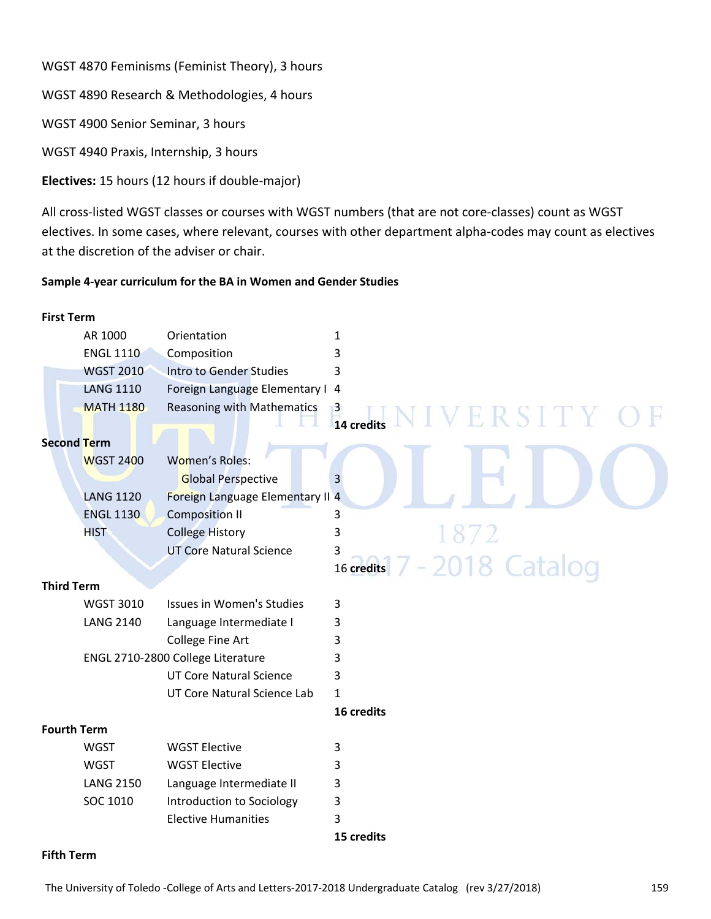WGST 4870 Feminisms (Feminist Theory), 3 hours

WGST 4890 Research & Methodologies, 4 hours

WGST 4900 Senior Seminar, 3 hours

WGST 4940 Praxis, Internship, 3 hours

**Electives:** 15 hours (12 hours if double-major)

All cross-listed WGST classes or courses with WGST numbers (that are not core-classes) count as WGST electives. In some cases, where relevant, courses with other department alpha-codes may count as electives at the discretion of the adviser or chair.

**Sample 4-year curriculum for the BA in Women and Gender Studies**

**First Term**

| | | |
|---|---|---|
| AR 1000 | Orientation | 1 |
| ENGL 1110 | Composition | 3 |
| WGST 2010 | Intro to Gender Studies | 3 |
| LANG 1110 | Foreign Language Elementary I | 4 |
| MATH 1180 | Reasoning with Mathematics | 3 |
| | | **14 credits** |

**Second Term**

| | | |
|---|---|---|
| WGST 2400 | Women's Roles: Global Perspective | 3 |
| LANG 1120 | Foreign Language Elementary II | 4 |
| ENGL 1130 | Composition II | 3 |
| HIST | College History | 3 |
| | UT Core Natural Science | 3 |
| | | 16 **credits** |

**Third Term**

| | | |
|---|---|---|
| WGST 3010 | Issues in Women's Studies | 3 |
| LANG 2140 | Language Intermediate I | 3 |
| | College Fine Art | 3 |
| ENGL 2710-2800 | College Literature | 3 |
| | UT Core Natural Science | 3 |
| | UT Core Natural Science Lab | 1 |
| | | **16 credits** |

**Fourth Term**

| | | |
|---|---|---|
| WGST | WGST Elective | 3 |
| WGST | WGST Elective | 3 |
| LANG 2150 | Language Intermediate II | 3 |
| SOC 1010 | Introduction to Sociology | 3 |
| | Elective Humanities | 3 |
| | | **15 credits** |

**Fifth Term**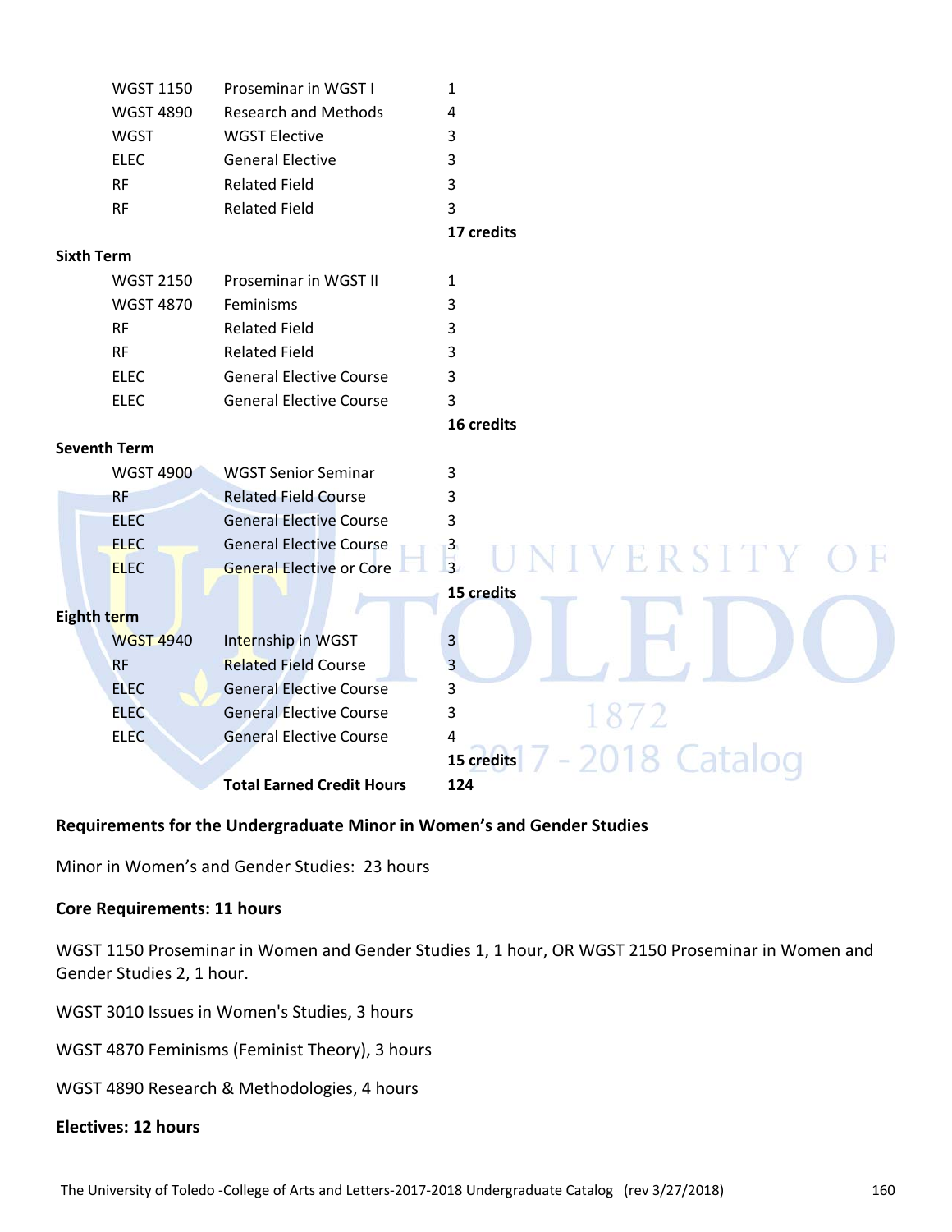| | | |
|---|---|---|
| WGST 1150 | Proseminar in WGST I | 1 |
| WGST 4890 | Research and Methods | 4 |
| WGST | WGST Elective | 3 |
| ELEC | General Elective | 3 |
| RF | Related Field | 3 |
| RF | Related Field | 3 |
| | | **17 credits** |

**Sixth Term**

| | | |
|---|---|---|
| WGST 2150 | Proseminar in WGST II | 1 |
| WGST 4870 | Feminisms | 3 |
| RF | Related Field | 3 |
| RF | Related Field | 3 |
| ELEC | General Elective Course | 3 |
| ELEC | General Elective Course | 3 |
| | | **16 credits** |

**Seventh Term**

| | | |
|---|---|---|
| WGST 4900 | WGST Senior Seminar | 3 |
| RF | Related Field Course | 3 |
| ELEC | General Elective Course | 3 |
| ELEC | General Elective Course | 3 |
| ELEC | General Elective or Core | 3 |
| | | **15 credits** |

**Eighth term**

| | | |
|---|---|---|
| WGST 4940 | Internship in WGST | 3 |
| RF | Related Field Course | 3 |
| ELEC | General Elective Course | 3 |
| ELEC | General Elective Course | 3 |
| ELEC | General Elective Course | 4 |
| | | **15 credits** |
| | **Total Earned Credit Hours** | **124** |

**Requirements for the Undergraduate Minor in Women's and Gender Studies**

Minor in Women's and Gender Studies: 23 hours

**Core Requirements: 11 hours**

WGST 1150 Proseminar in Women and Gender Studies 1, 1 hour, OR WGST 2150 Proseminar in Women and Gender Studies 2, 1 hour.

WGST 3010 Issues in Women's Studies, 3 hours

WGST 4870 Feminisms (Feminist Theory), 3 hours

WGST 4890 Research & Methodologies, 4 hours

**Electives: 12 hours**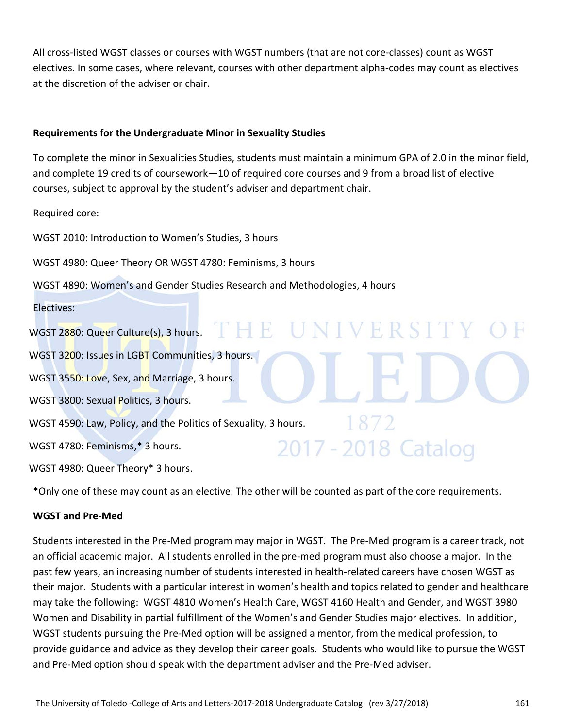All cross-listed WGST classes or courses with WGST numbers (that are not core-classes) count as WGST electives. In some cases, where relevant, courses with other department alpha-codes may count as electives at the discretion of the adviser or chair.

**Requirements for the Undergraduate Minor in Sexuality Studies**

To complete the minor in Sexualities Studies, students must maintain a minimum GPA of 2.0 in the minor field, and complete 19 credits of coursework—10 of required core courses and 9 from a broad list of elective courses, subject to approval by the student's adviser and department chair.

Required core:

WGST 2010: Introduction to Women's Studies, 3 hours

WGST 4980: Queer Theory OR WGST 4780: Feminisms, 3 hours

WGST 4890: Women's and Gender Studies Research and Methodologies, 4 hours

Electives:

WGST 2880: Queer Culture(s), 3 hours.

WGST 3200: Issues in LGBT Communities, 3 hours.

WGST 3550: Love, Sex, and Marriage, 3 hours.

WGST 3800: Sexual Politics, 3 hours.

WGST 4590: Law, Policy, and the Politics of Sexuality, 3 hours.

WGST 4780: Feminisms,* 3 hours.

WGST 4980: Queer Theory* 3 hours.

*Only one of these may count as an elective. The other will be counted as part of the core requirements.

**WGST and Pre-Med**

Students interested in the Pre-Med program may major in WGST. The Pre-Med program is a career track, not an official academic major. All students enrolled in the pre-med program must also choose a major. In the past few years, an increasing number of students interested in health-related careers have chosen WGST as their major. Students with a particular interest in women's health and topics related to gender and healthcare may take the following: WGST 4810 Women's Health Care, WGST 4160 Health and Gender, and WGST 3980 Women and Disability in partial fulfillment of the Women's and Gender Studies major electives. In addition, WGST students pursuing the Pre-Med option will be assigned a mentor, from the medical profession, to provide guidance and advice as they develop their career goals. Students who would like to pursue the WGST and Pre-Med option should speak with the department adviser and the Pre-Med adviser.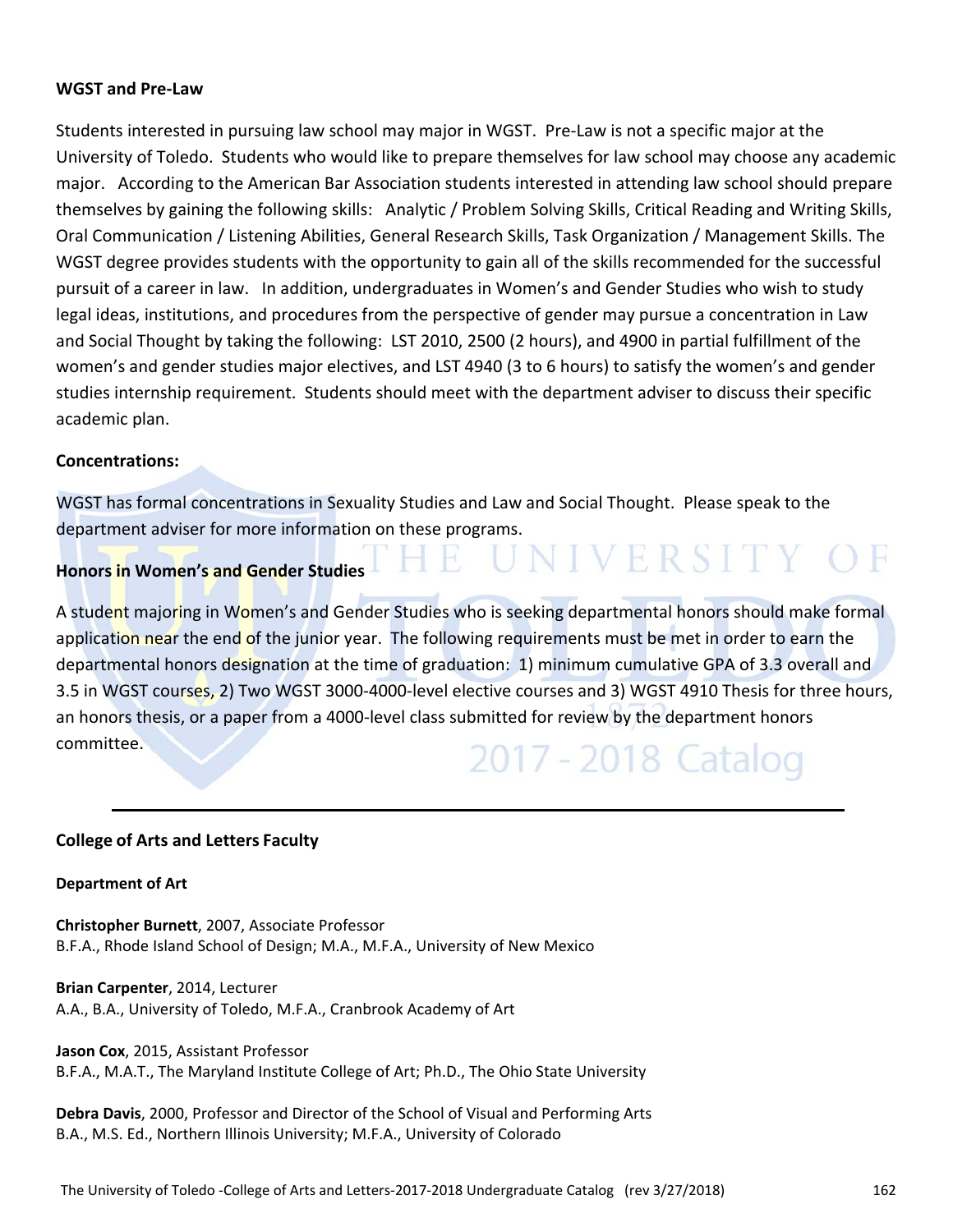**WGST and Pre-Law**

Students interested in pursuing law school may major in WGST. Pre-Law is not a specific major at the University of Toledo. Students who would like to prepare themselves for law school may choose any academic major. According to the American Bar Association students interested in attending law school should prepare themselves by gaining the following skills: Analytic / Problem Solving Skills, Critical Reading and Writing Skills, Oral Communication / Listening Abilities, General Research Skills, Task Organization / Management Skills. The WGST degree provides students with the opportunity to gain all of the skills recommended for the successful pursuit of a career in law. In addition, undergraduates in Women's and Gender Studies who wish to study legal ideas, institutions, and procedures from the perspective of gender may pursue a concentration in Law and Social Thought by taking the following: LST 2010, 2500 (2 hours), and 4900 in partial fulfillment of the women's and gender studies major electives, and LST 4940 (3 to 6 hours) to satisfy the women's and gender studies internship requirement. Students should meet with the department adviser to discuss their specific academic plan.

**Concentrations:**

WGST has formal concentrations in Sexuality Studies and Law and Social Thought. Please speak to the department adviser for more information on these programs.

**Honors in Women's and Gender Studies**

A student majoring in Women's and Gender Studies who is seeking departmental honors should make formal application near the end of the junior year. The following requirements must be met in order to earn the departmental honors designation at the time of graduation: 1) minimum cumulative GPA of 3.3 overall and 3.5 in WGST courses, 2) Two WGST 3000-4000-level elective courses and 3) WGST 4910 Thesis for three hours, an honors thesis, or a paper from a 4000-level class submitted for review by the department honors committee.

---

## College of Arts and Letters Faculty

### Department of Art

**Christopher Burnett**, 2007, Associate Professor
B.F.A., Rhode Island School of Design; M.A., M.F.A., University of New Mexico

**Brian Carpenter**, 2014, Lecturer
A.A., B.A., University of Toledo, M.F.A., Cranbrook Academy of Art

**Jason Cox**, 2015, Assistant Professor
B.F.A., M.A.T., The Maryland Institute College of Art; Ph.D., The Ohio State University

**Debra Davis**, 2000, Professor and Director of the School of Visual and Performing Arts
B.A., M.S. Ed., Northern Illinois University; M.F.A., University of Colorado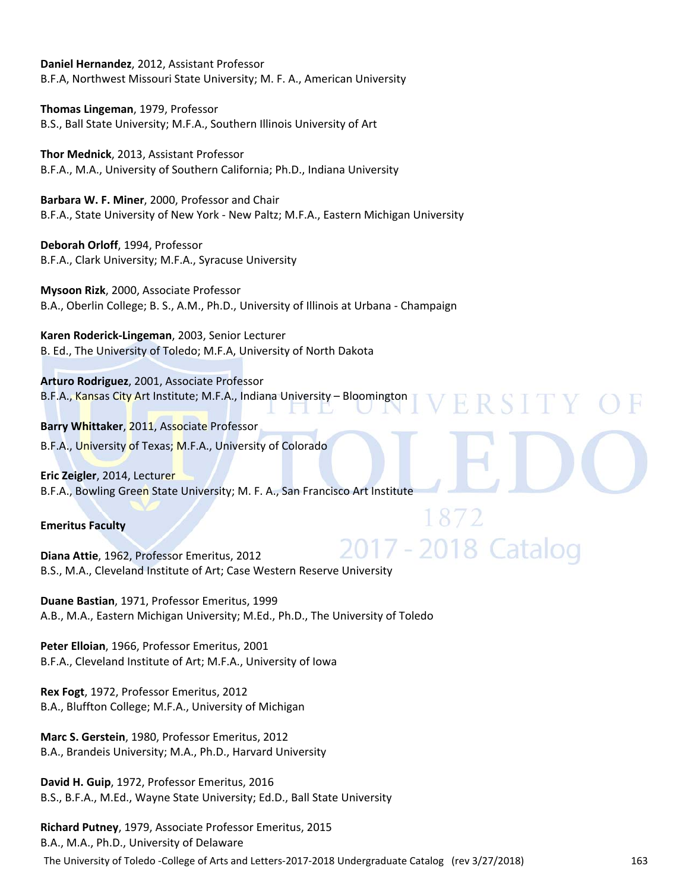**Daniel Hernandez**, 2012, Assistant Professor
B.F.A, Northwest Missouri State University; M. F. A., American University

**Thomas Lingeman**, 1979, Professor
B.S., Ball State University; M.F.A., Southern Illinois University of Art

**Thor Mednick**, 2013, Assistant Professor
B.F.A., M.A., University of Southern California; Ph.D., Indiana University

**Barbara W. F. Miner**, 2000, Professor and Chair
B.F.A., State University of New York - New Paltz; M.F.A., Eastern Michigan University

**Deborah Orloff**, 1994, Professor
B.F.A., Clark University; M.F.A., Syracuse University

**Mysoon Rizk**, 2000, Associate Professor
B.A., Oberlin College; B. S., A.M., Ph.D., University of Illinois at Urbana - Champaign

**Karen Roderick-Lingeman**, 2003, Senior Lecturer
B. Ed., The University of Toledo; M.F.A, University of North Dakota

**Arturo Rodriguez**, 2001, Associate Professor
B.F.A., Kansas City Art Institute; M.F.A., Indiana University – Bloomington

**Barry Whittaker**, 2011, Associate Professor
B.F.A., University of Texas; M.F.A., University of Colorado

**Eric Zeigler**, 2014, Lecturer
B.F.A., Bowling Green State University; M. F. A., San Francisco Art Institute

**Emeritus Faculty**

**Diana Attie**, 1962, Professor Emeritus, 2012
B.S., M.A., Cleveland Institute of Art; Case Western Reserve University

**Duane Bastian**, 1971, Professor Emeritus, 1999
A.B., M.A., Eastern Michigan University; M.Ed., Ph.D., The University of Toledo

**Peter Elloian**, 1966, Professor Emeritus, 2001
B.F.A., Cleveland Institute of Art; M.F.A., University of Iowa

**Rex Fogt**, 1972, Professor Emeritus, 2012
B.A., Bluffton College; M.F.A., University of Michigan

**Marc S. Gerstein**, 1980, Professor Emeritus, 2012
B.A., Brandeis University; M.A., Ph.D., Harvard University

**David H. Guip**, 1972, Professor Emeritus, 2016
B.S., B.F.A., M.Ed., Wayne State University; Ed.D., Ball State University

**Richard Putney**, 1979, Associate Professor Emeritus, 2015
B.A., M.A., Ph.D., University of Delaware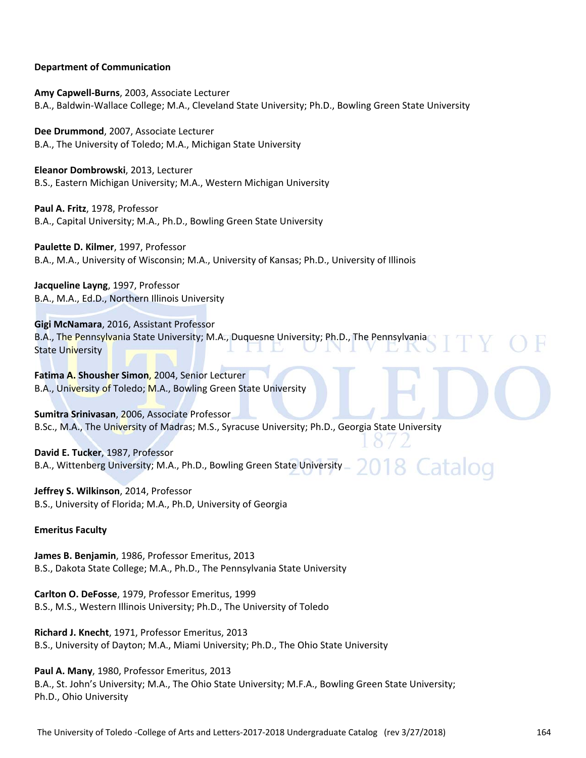**Department of Communication**

**Amy Capwell-Burns**, 2003, Associate Lecturer
B.A., Baldwin-Wallace College; M.A., Cleveland State University; Ph.D., Bowling Green State University

**Dee Drummond**, 2007, Associate Lecturer
B.A., The University of Toledo; M.A., Michigan State University

**Eleanor Dombrowski**, 2013, Lecturer
B.S., Eastern Michigan University; M.A., Western Michigan University

**Paul A. Fritz**, 1978, Professor
B.A., Capital University; M.A., Ph.D., Bowling Green State University

**Paulette D. Kilmer**, 1997, Professor
B.A., M.A., University of Wisconsin; M.A., University of Kansas; Ph.D., University of Illinois

**Jacqueline Layng**, 1997, Professor
B.A., M.A., Ed.D., Northern Illinois University

**Gigi McNamara**, 2016, Assistant Professor
B.A., The Pennsylvania State University; M.A., Duquesne University; Ph.D., The Pennsylvania State University

**Fatima A. Shousher Simon**, 2004, Senior Lecturer
B.A., University of Toledo; M.A., Bowling Green State University

**Sumitra Srinivasan**, 2006, Associate Professor
B.Sc., M.A., The University of Madras; M.S., Syracuse University; Ph.D., Georgia State University

**David E. Tucker**, 1987, Professor
B.A., Wittenberg University; M.A., Ph.D., Bowling Green State University

**Jeffrey S. Wilkinson**, 2014, Professor
B.S., University of Florida; M.A., Ph.D, University of Georgia

**Emeritus Faculty**

**James B. Benjamin**, 1986, Professor Emeritus, 2013
B.S., Dakota State College; M.A., Ph.D., The Pennsylvania State University

**Carlton O. DeFosse**, 1979, Professor Emeritus, 1999
B.S., M.S., Western Illinois University; Ph.D., The University of Toledo

**Richard J. Knecht**, 1971, Professor Emeritus, 2013
B.S., University of Dayton; M.A., Miami University; Ph.D., The Ohio State University

**Paul A. Many**, 1980, Professor Emeritus, 2013
B.A., St. John's University; M.A., The Ohio State University; M.F.A., Bowling Green State University; Ph.D., Ohio University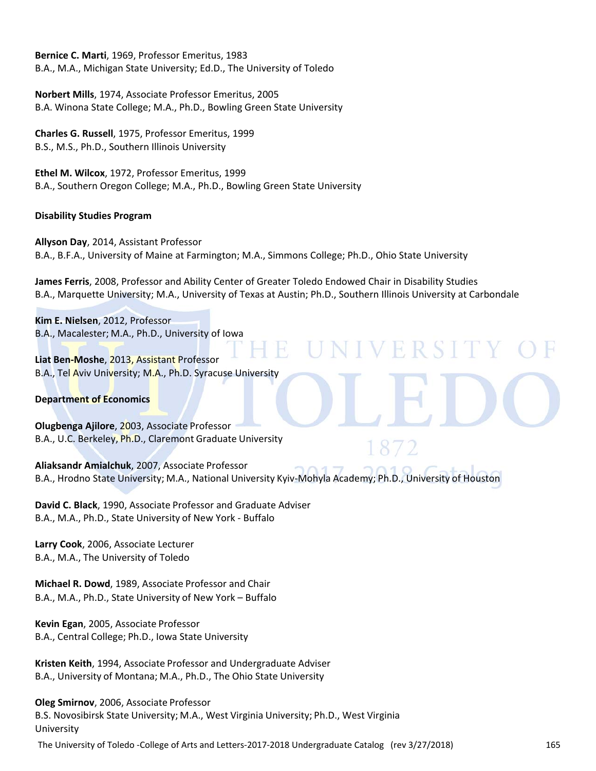**Bernice C. Marti**, 1969, Professor Emeritus, 1983
B.A., M.A., Michigan State University; Ed.D., The University of Toledo

**Norbert Mills**, 1974, Associate Professor Emeritus, 2005
B.A. Winona State College; M.A., Ph.D., Bowling Green State University

**Charles G. Russell**, 1975, Professor Emeritus, 1999
B.S., M.S., Ph.D., Southern Illinois University

**Ethel M. Wilcox**, 1972, Professor Emeritus, 1999
B.A., Southern Oregon College; M.A., Ph.D., Bowling Green State University

**Disability Studies Program**

**Allyson Day**, 2014, Assistant Professor
B.A., B.F.A., University of Maine at Farmington; M.A., Simmons College; Ph.D., Ohio State University

**James Ferris**, 2008, Professor and Ability Center of Greater Toledo Endowed Chair in Disability Studies
B.A., Marquette University; M.A., University of Texas at Austin; Ph.D., Southern Illinois University at Carbondale

**Kim E. Nielsen**, 2012, Professor
B.A., Macalester; M.A., Ph.D., University of Iowa

**Liat Ben-Moshe**, 2013, Assistant Professor
B.A., Tel Aviv University; M.A., Ph.D. Syracuse University

**Department of Economics**

**Olugbenga Ajilore**, 2003, Associate Professor
B.A., U.C. Berkeley, Ph.D., Claremont Graduate University

**Aliaksandr Amialchuk**, 2007, Associate Professor
B.A., Hrodno State University; M.A., National University Kyiv-Mohyla Academy; Ph.D., University of Houston

**David C. Black**, 1990, Associate Professor and Graduate Adviser
B.A., M.A., Ph.D., State University of New York - Buffalo

**Larry Cook**, 2006, Associate Lecturer
B.A., M.A., The University of Toledo

**Michael R. Dowd**, 1989, Associate Professor and Chair
B.A., M.A., Ph.D., State University of New York – Buffalo

**Kevin Egan**, 2005, Associate Professor
B.A., Central College; Ph.D., Iowa State University

**Kristen Keith**, 1994, Associate Professor and Undergraduate Adviser
B.A., University of Montana; M.A., Ph.D., The Ohio State University

**Oleg Smirnov**, 2006, Associate Professor
B.S. Novosibirsk State University; M.A., West Virginia University; Ph.D., West Virginia University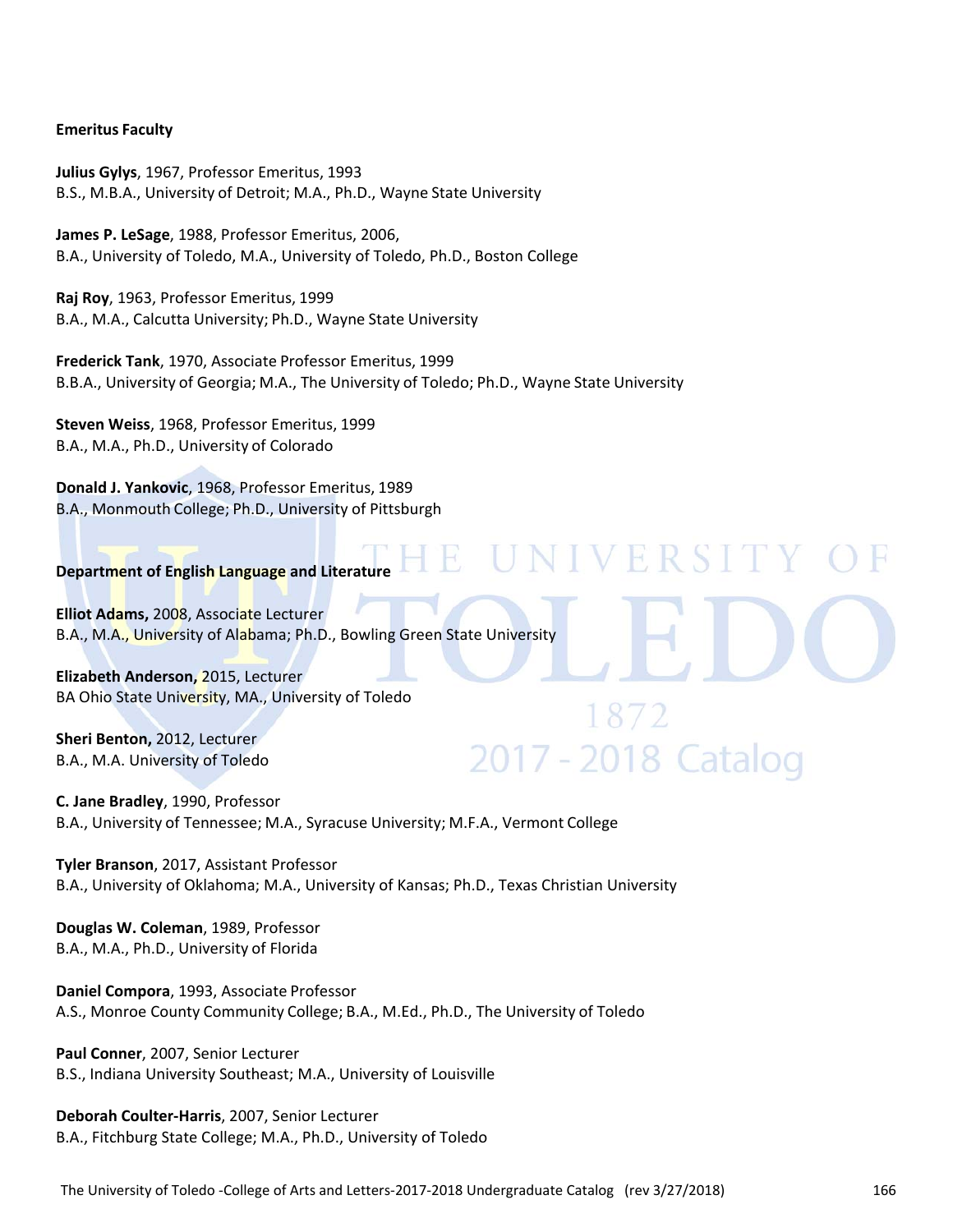**Emeritus Faculty**

**Julius Gylys**, 1967, Professor Emeritus, 1993
B.S., M.B.A., University of Detroit; M.A., Ph.D., Wayne State University

**James P. LeSage**, 1988, Professor Emeritus, 2006,
B.A., University of Toledo, M.A., University of Toledo, Ph.D., Boston College

**Raj Roy**, 1963, Professor Emeritus, 1999
B.A., M.A., Calcutta University; Ph.D., Wayne State University

**Frederick Tank**, 1970, Associate Professor Emeritus, 1999
B.B.A., University of Georgia; M.A., The University of Toledo; Ph.D., Wayne State University

**Steven Weiss**, 1968, Professor Emeritus, 1999
B.A., M.A., Ph.D., University of Colorado

**Donald J. Yankovic**, 1968, Professor Emeritus, 1989
B.A., Monmouth College; Ph.D., University of Pittsburgh

**Department of English Language and Literature**

**Elliot Adams,** 2008, Associate Lecturer
B.A., M.A., University of Alabama; Ph.D., Bowling Green State University

**Elizabeth Anderson,** 2015, Lecturer
BA Ohio State University, MA., University of Toledo

**Sheri Benton,** 2012, Lecturer
B.A., M.A. University of Toledo

**C. Jane Bradley**, 1990, Professor
B.A., University of Tennessee; M.A., Syracuse University; M.F.A., Vermont College

**Tyler Branson**, 2017, Assistant Professor
B.A., University of Oklahoma; M.A., University of Kansas; Ph.D., Texas Christian University

**Douglas W. Coleman**, 1989, Professor
B.A., M.A., Ph.D., University of Florida

**Daniel Compora**, 1993, Associate Professor
A.S., Monroe County Community College; B.A., M.Ed., Ph.D., The University of Toledo

**Paul Conner**, 2007, Senior Lecturer
B.S., Indiana University Southeast; M.A., University of Louisville

**Deborah Coulter-Harris**, 2007, Senior Lecturer
B.A., Fitchburg State College; M.A., Ph.D., University of Toledo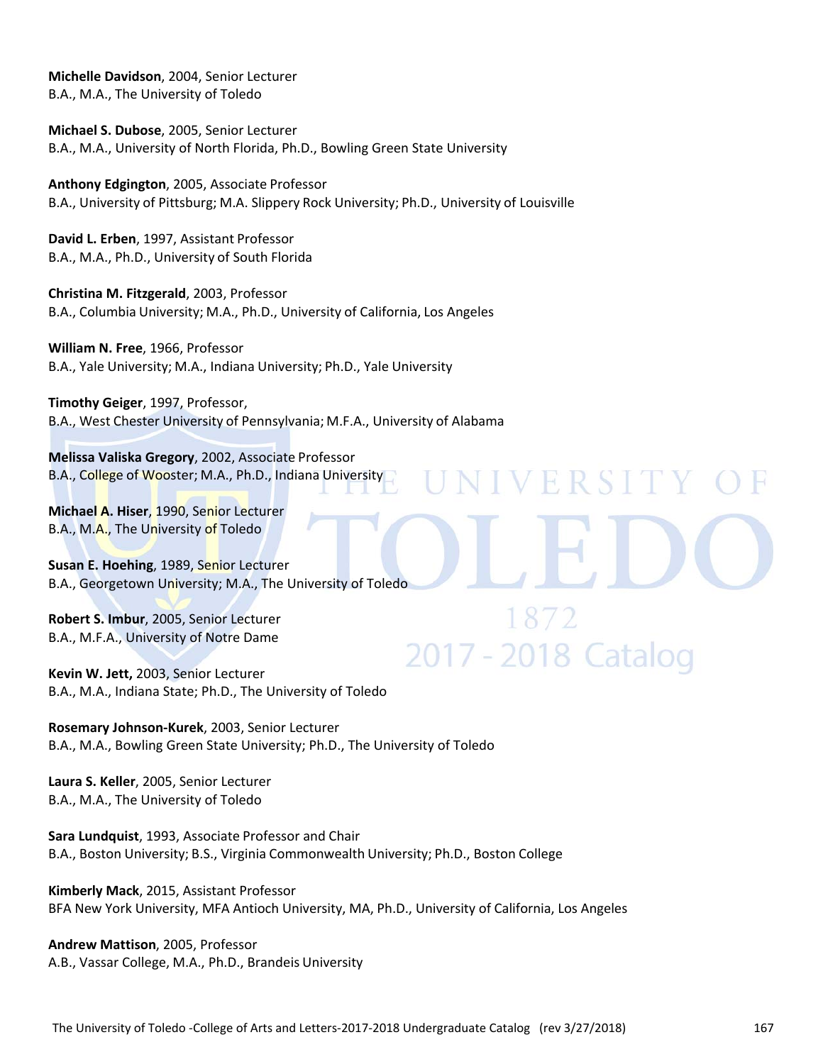**Michelle Davidson**, 2004, Senior Lecturer
B.A., M.A., The University of Toledo

**Michael S. Dubose**, 2005, Senior Lecturer
B.A., M.A., University of North Florida, Ph.D., Bowling Green State University

**Anthony Edgington**, 2005, Associate Professor
B.A., University of Pittsburg; M.A. Slippery Rock University; Ph.D., University of Louisville

**David L. Erben**, 1997, Assistant Professor
B.A., M.A., Ph.D., University of South Florida

**Christina M. Fitzgerald**, 2003, Professor
B.A., Columbia University; M.A., Ph.D., University of California, Los Angeles

**William N. Free**, 1966, Professor
B.A., Yale University; M.A., Indiana University; Ph.D., Yale University

**Timothy Geiger**, 1997, Professor,
B.A., West Chester University of Pennsylvania; M.F.A., University of Alabama

**Melissa Valiska Gregory**, 2002, Associate Professor
B.A., College of Wooster; M.A., Ph.D., Indiana University

**Michael A. Hiser**, 1990, Senior Lecturer
B.A., M.A., The University of Toledo

**Susan E. Hoehing**, 1989, Senior Lecturer
B.A., Georgetown University; M.A., The University of Toledo

**Robert S. Imbur**, 2005, Senior Lecturer
B.A., M.F.A., University of Notre Dame

**Kevin W. Jett,** 2003, Senior Lecturer
B.A., M.A., Indiana State; Ph.D., The University of Toledo

**Rosemary Johnson-Kurek**, 2003, Senior Lecturer
B.A., M.A., Bowling Green State University; Ph.D., The University of Toledo

**Laura S. Keller**, 2005, Senior Lecturer
B.A., M.A., The University of Toledo

**Sara Lundquist**, 1993, Associate Professor and Chair
B.A., Boston University; B.S., Virginia Commonwealth University; Ph.D., Boston College

**Kimberly Mack**, 2015, Assistant Professor
BFA New York University, MFA Antioch University, MA, Ph.D., University of California, Los Angeles

**Andrew Mattison**, 2005, Professor
A.B., Vassar College, M.A., Ph.D., Brandeis University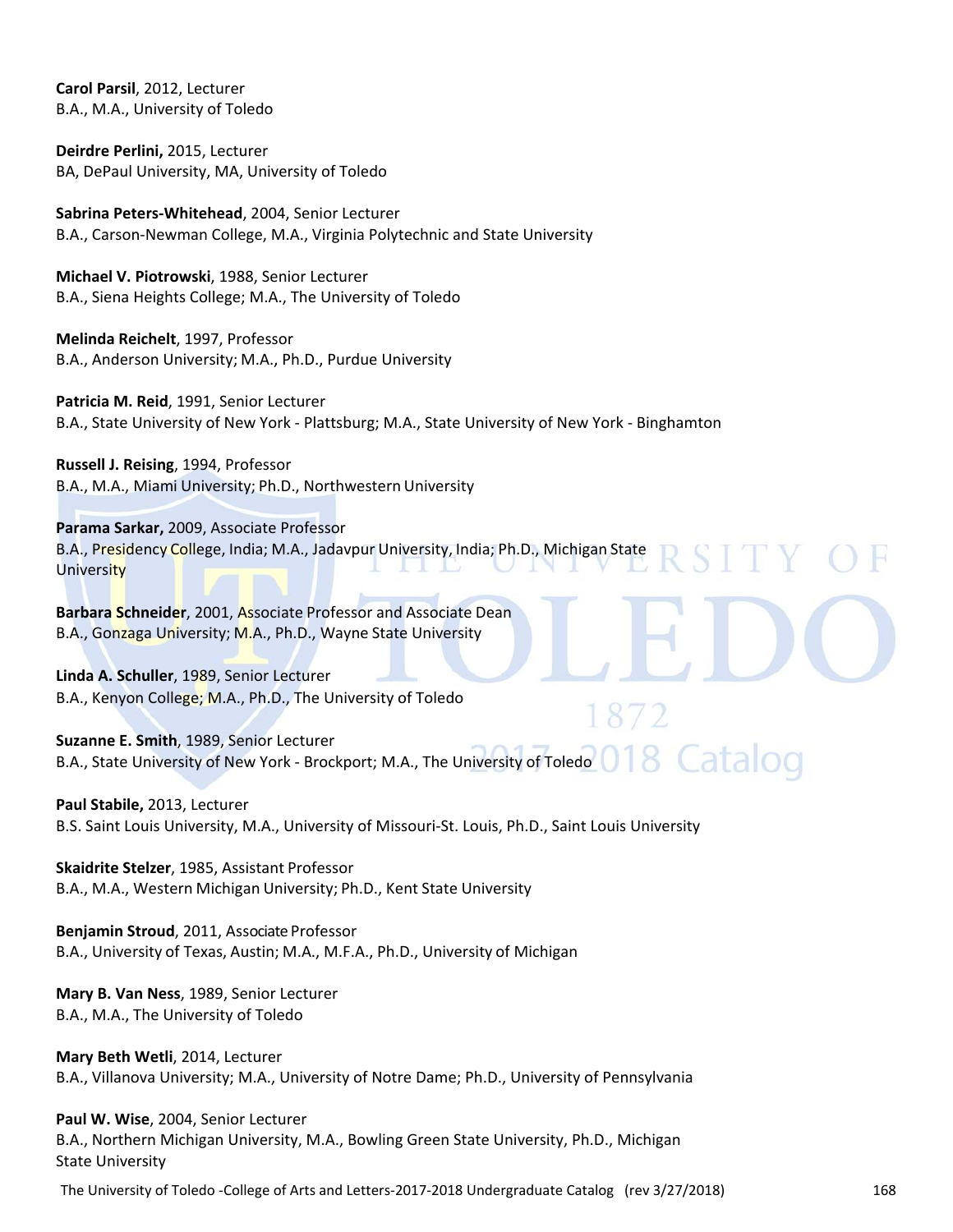**Carol Parsil**, 2012, Lecturer
B.A., M.A., University of Toledo

**Deirdre Perlini,** 2015, Lecturer
BA, DePaul University, MA, University of Toledo

**Sabrina Peters-Whitehead**, 2004, Senior Lecturer
B.A., Carson-Newman College, M.A., Virginia Polytechnic and State University

**Michael V. Piotrowski**, 1988, Senior Lecturer
B.A., Siena Heights College; M.A., The University of Toledo

**Melinda Reichelt**, 1997, Professor
B.A., Anderson University; M.A., Ph.D., Purdue University

**Patricia M. Reid**, 1991, Senior Lecturer
B.A., State University of New York - Plattsburg; M.A., State University of New York - Binghamton

**Russell J. Reising**, 1994, Professor
B.A., M.A., Miami University; Ph.D., Northwestern University

**Parama Sarkar,** 2009, Associate Professor
B.A., Presidency College, India; M.A., Jadavpur University, India; Ph.D., Michigan State University

**Barbara Schneider**, 2001, Associate Professor and Associate Dean
B.A., Gonzaga University; M.A., Ph.D., Wayne State University

**Linda A. Schuller**, 1989, Senior Lecturer
B.A., Kenyon College; M.A., Ph.D., The University of Toledo

**Suzanne E. Smith**, 1989, Senior Lecturer
B.A., State University of New York - Brockport; M.A., The University of Toledo

**Paul Stabile,** 2013, Lecturer
B.S. Saint Louis University, M.A., University of Missouri-St. Louis, Ph.D., Saint Louis University

**Skaidrite Stelzer**, 1985, Assistant Professor
B.A., M.A., Western Michigan University; Ph.D., Kent State University

**Benjamin Stroud**, 2011, Associate Professor
B.A., University of Texas, Austin; M.A., M.F.A., Ph.D., University of Michigan

**Mary B. Van Ness**, 1989, Senior Lecturer
B.A., M.A., The University of Toledo

**Mary Beth Wetli**, 2014, Lecturer
B.A., Villanova University; M.A., University of Notre Dame; Ph.D., University of Pennsylvania

**Paul W. Wise**, 2004, Senior Lecturer
B.A., Northern Michigan University, M.A., Bowling Green State University, Ph.D., Michigan State University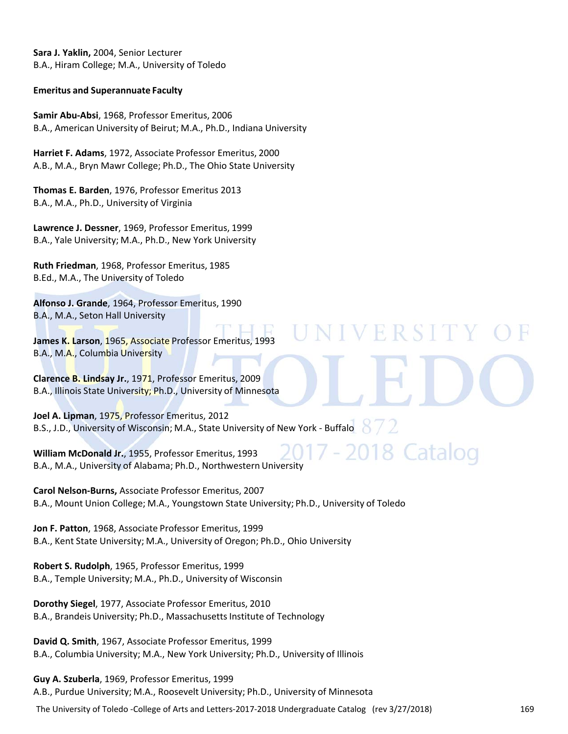**Sara J. Yaklin,** 2004, Senior Lecturer
B.A., Hiram College; M.A., University of Toledo

**Emeritus and Superannuate Faculty**

**Samir Abu-Absi**, 1968, Professor Emeritus, 2006
B.A., American University of Beirut; M.A., Ph.D., Indiana University

**Harriet F. Adams**, 1972, Associate Professor Emeritus, 2000
A.B., M.A., Bryn Mawr College; Ph.D., The Ohio State University

**Thomas E. Barden**, 1976, Professor Emeritus 2013
B.A., M.A., Ph.D., University of Virginia

**Lawrence J. Dessner**, 1969, Professor Emeritus, 1999
B.A., Yale University; M.A., Ph.D., New York University

**Ruth Friedman**, 1968, Professor Emeritus, 1985
B.Ed., M.A., The University of Toledo

**Alfonso J. Grande**, 1964, Professor Emeritus, 1990
B.A., M.A., Seton Hall University

**James K. Larson**, 1965, Associate Professor Emeritus, 1993
B.A., M.A., Columbia University

**Clarence B. Lindsay Jr.**, 1971, Professor Emeritus, 2009
B.A., Illinois State University; Ph.D., University of Minnesota

**Joel A. Lipman**, 1975, Professor Emeritus, 2012
B.S., J.D., University of Wisconsin; M.A., State University of New York - Buffalo

**William McDonald Jr.**, 1955, Professor Emeritus, 1993
B.A., M.A., University of Alabama; Ph.D., Northwestern University

**Carol Nelson-Burns,** Associate Professor Emeritus, 2007
B.A., Mount Union College; M.A., Youngstown State University; Ph.D., University of Toledo

**Jon F. Patton**, 1968, Associate Professor Emeritus, 1999
B.A., Kent State University; M.A., University of Oregon; Ph.D., Ohio University

**Robert S. Rudolph**, 1965, Professor Emeritus, 1999
B.A., Temple University; M.A., Ph.D., University of Wisconsin

**Dorothy Siegel**, 1977, Associate Professor Emeritus, 2010
B.A., Brandeis University; Ph.D., Massachusetts Institute of Technology

**David Q. Smith**, 1967, Associate Professor Emeritus, 1999
B.A., Columbia University; M.A., New York University; Ph.D., University of Illinois

**Guy A. Szuberla**, 1969, Professor Emeritus, 1999
A.B., Purdue University; M.A., Roosevelt University; Ph.D., University of Minnesota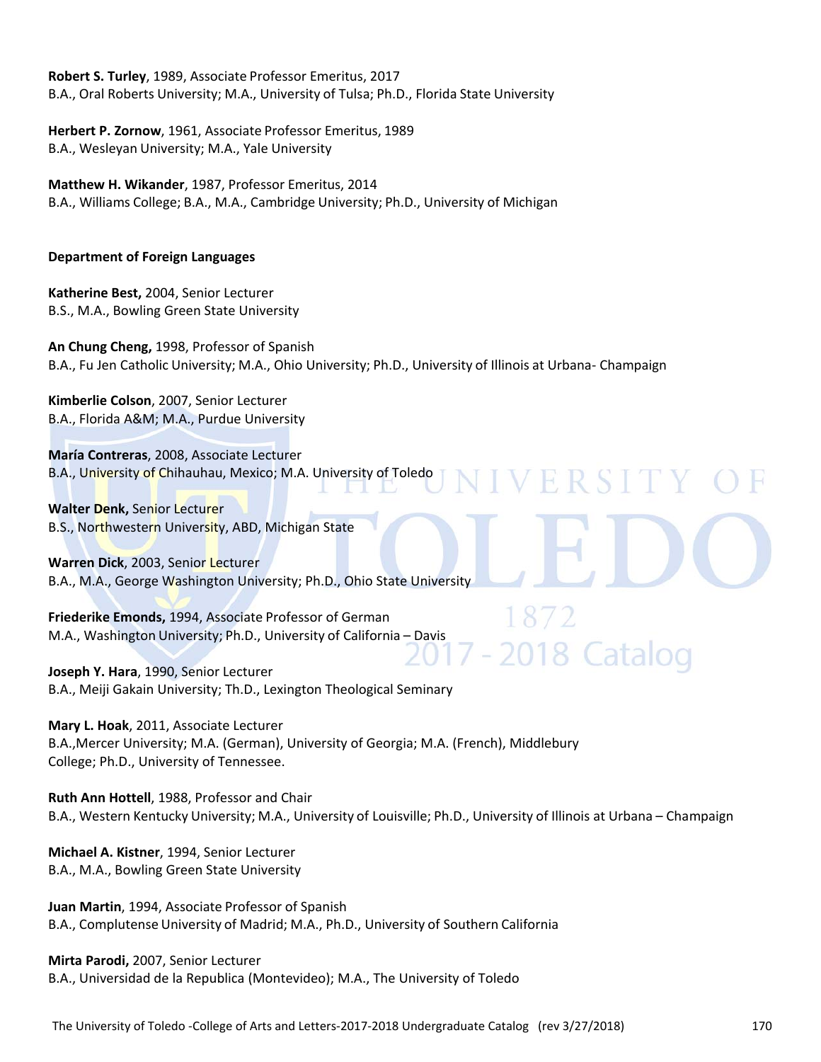**Robert S. Turley**, 1989, Associate Professor Emeritus, 2017
B.A., Oral Roberts University; M.A., University of Tulsa; Ph.D., Florida State University

**Herbert P. Zornow**, 1961, Associate Professor Emeritus, 1989
B.A., Wesleyan University; M.A., Yale University

**Matthew H. Wikander**, 1987, Professor Emeritus, 2014
B.A., Williams College; B.A., M.A., Cambridge University; Ph.D., University of Michigan

**Department of Foreign Languages**

**Katherine Best,** 2004, Senior Lecturer
B.S., M.A., Bowling Green State University

**An Chung Cheng,** 1998, Professor of Spanish
B.A., Fu Jen Catholic University; M.A., Ohio University; Ph.D., University of Illinois at Urbana- Champaign

**Kimberlie Colson**, 2007, Senior Lecturer
B.A., Florida A&M; M.A., Purdue University

**María Contreras**, 2008, Associate Lecturer
B.A., University of Chihauhau, Mexico; M.A. University of Toledo

**Walter Denk,** Senior Lecturer
B.S., Northwestern University, ABD, Michigan State

**Warren Dick**, 2003, Senior Lecturer
B.A., M.A., George Washington University; Ph.D., Ohio State University

**Friederike Emonds,** 1994, Associate Professor of German
M.A., Washington University; Ph.D., University of California – Davis

**Joseph Y. Hara**, 1990, Senior Lecturer
B.A., Meiji Gakain University; Th.D., Lexington Theological Seminary

**Mary L. Hoak**, 2011, Associate Lecturer
B.A.,Mercer University; M.A. (German), University of Georgia; M.A. (French), Middlebury College; Ph.D., University of Tennessee.

**Ruth Ann Hottell**, 1988, Professor and Chair
B.A., Western Kentucky University; M.A., University of Louisville; Ph.D., University of Illinois at Urbana – Champaign

**Michael A. Kistner**, 1994, Senior Lecturer
B.A., M.A., Bowling Green State University

**Juan Martin**, 1994, Associate Professor of Spanish
B.A., Complutense University of Madrid; M.A., Ph.D., University of Southern California

**Mirta Parodi,** 2007, Senior Lecturer
B.A., Universidad de la Republica (Montevideo); M.A., The University of Toledo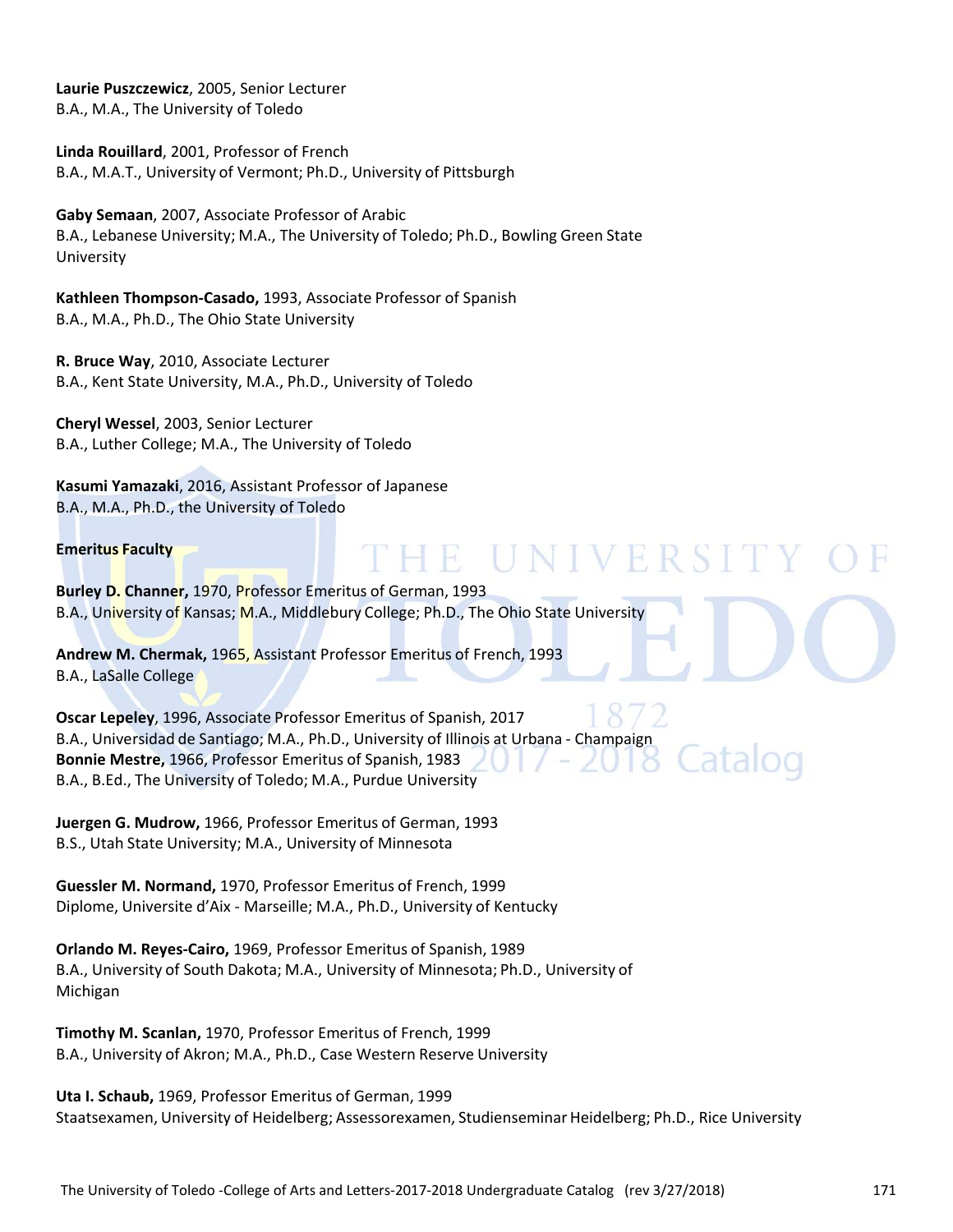**Laurie Puszczewicz**, 2005, Senior Lecturer
B.A., M.A., The University of Toledo

**Linda Rouillard**, 2001, Professor of French
B.A., M.A.T., University of Vermont; Ph.D., University of Pittsburgh

**Gaby Semaan**, 2007, Associate Professor of Arabic
B.A., Lebanese University; M.A., The University of Toledo; Ph.D., Bowling Green State University

**Kathleen Thompson-Casado,** 1993, Associate Professor of Spanish
B.A., M.A., Ph.D., The Ohio State University

**R. Bruce Way**, 2010, Associate Lecturer
B.A., Kent State University, M.A., Ph.D., University of Toledo

**Cheryl Wessel**, 2003, Senior Lecturer
B.A., Luther College; M.A., The University of Toledo

**Kasumi Yamazaki**, 2016, Assistant Professor of Japanese
B.A., M.A., Ph.D., the University of Toledo

**Emeritus Faculty**

**Burley D. Channer,** 1970, Professor Emeritus of German, 1993
B.A., University of Kansas; M.A., Middlebury College; Ph.D., The Ohio State University

**Andrew M. Chermak,** 1965, Assistant Professor Emeritus of French, 1993
B.A., LaSalle College

**Oscar Lepeley**, 1996, Associate Professor Emeritus of Spanish, 2017
B.A., Universidad de Santiago; M.A., Ph.D., University of Illinois at Urbana - Champaign

**Bonnie Mestre,** 1966, Professor Emeritus of Spanish, 1983
B.A., B.Ed., The University of Toledo; M.A., Purdue University

**Juergen G. Mudrow,** 1966, Professor Emeritus of German, 1993
B.S., Utah State University; M.A., University of Minnesota

**Guessler M. Normand,** 1970, Professor Emeritus of French, 1999
Diplome, Universite d'Aix - Marseille; M.A., Ph.D., University of Kentucky

**Orlando M. Reyes-Cairo,** 1969, Professor Emeritus of Spanish, 1989
B.A., University of South Dakota; M.A., University of Minnesota; Ph.D., University of Michigan

**Timothy M. Scanlan,** 1970, Professor Emeritus of French, 1999
B.A., University of Akron; M.A., Ph.D., Case Western Reserve University

**Uta I. Schaub,** 1969, Professor Emeritus of German, 1999
Staatsexamen, University of Heidelberg; Assessorexamen, Studienseminar Heidelberg; Ph.D., Rice University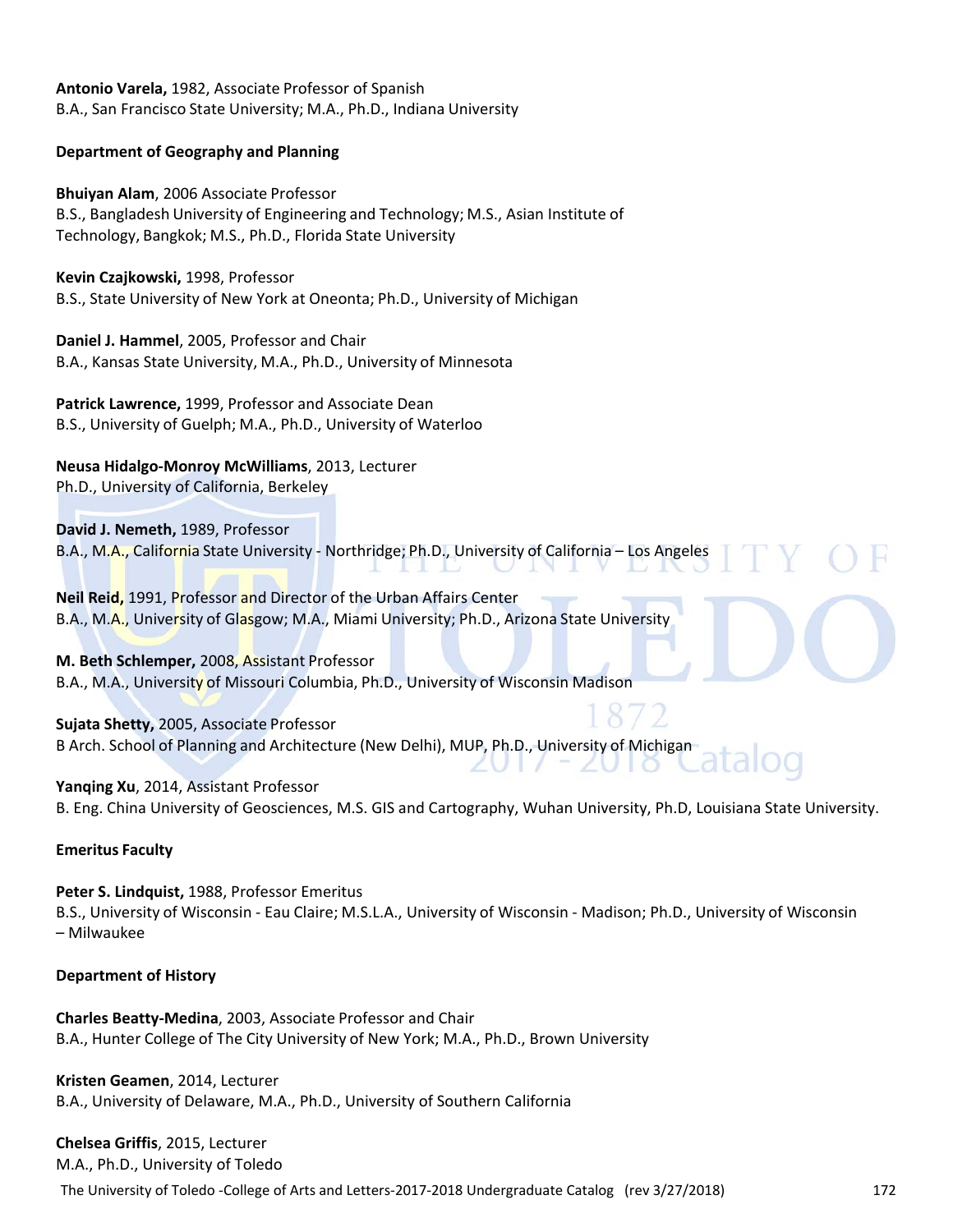**Antonio Varela,** 1982, Associate Professor of Spanish
B.A., San Francisco State University; M.A., Ph.D., Indiana University

**Department of Geography and Planning**

**Bhuiyan Alam**, 2006 Associate Professor
B.S., Bangladesh University of Engineering and Technology; M.S., Asian Institute of Technology, Bangkok; M.S., Ph.D., Florida State University

**Kevin Czajkowski,** 1998, Professor
B.S., State University of New York at Oneonta; Ph.D., University of Michigan

**Daniel J. Hammel**, 2005, Professor and Chair
B.A., Kansas State University, M.A., Ph.D., University of Minnesota

**Patrick Lawrence,** 1999, Professor and Associate Dean
B.S., University of Guelph; M.A., Ph.D., University of Waterloo

**Neusa Hidalgo-Monroy McWilliams**, 2013, Lecturer
Ph.D., University of California, Berkeley

**David J. Nemeth,** 1989, Professor
B.A., M.A., California State University - Northridge; Ph.D., University of California – Los Angeles

**Neil Reid,** 1991, Professor and Director of the Urban Affairs Center
B.A., M.A., University of Glasgow; M.A., Miami University; Ph.D., Arizona State University

**M. Beth Schlemper,** 2008, Assistant Professor
B.A., M.A., University of Missouri Columbia, Ph.D., University of Wisconsin Madison

**Sujata Shetty,** 2005, Associate Professor
B Arch. School of Planning and Architecture (New Delhi), MUP, Ph.D., University of Michigan

**Yanqing Xu**, 2014, Assistant Professor
B. Eng. China University of Geosciences, M.S. GIS and Cartography, Wuhan University, Ph.D, Louisiana State University.

**Emeritus Faculty**

**Peter S. Lindquist,** 1988, Professor Emeritus
B.S., University of Wisconsin - Eau Claire; M.S.L.A., University of Wisconsin - Madison; Ph.D., University of Wisconsin – Milwaukee

**Department of History**

**Charles Beatty-Medina**, 2003, Associate Professor and Chair
B.A., Hunter College of The City University of New York; M.A., Ph.D., Brown University

**Kristen Geamen**, 2014, Lecturer
B.A., University of Delaware, M.A., Ph.D., University of Southern California

**Chelsea Griffis**, 2015, Lecturer
M.A., Ph.D., University of Toledo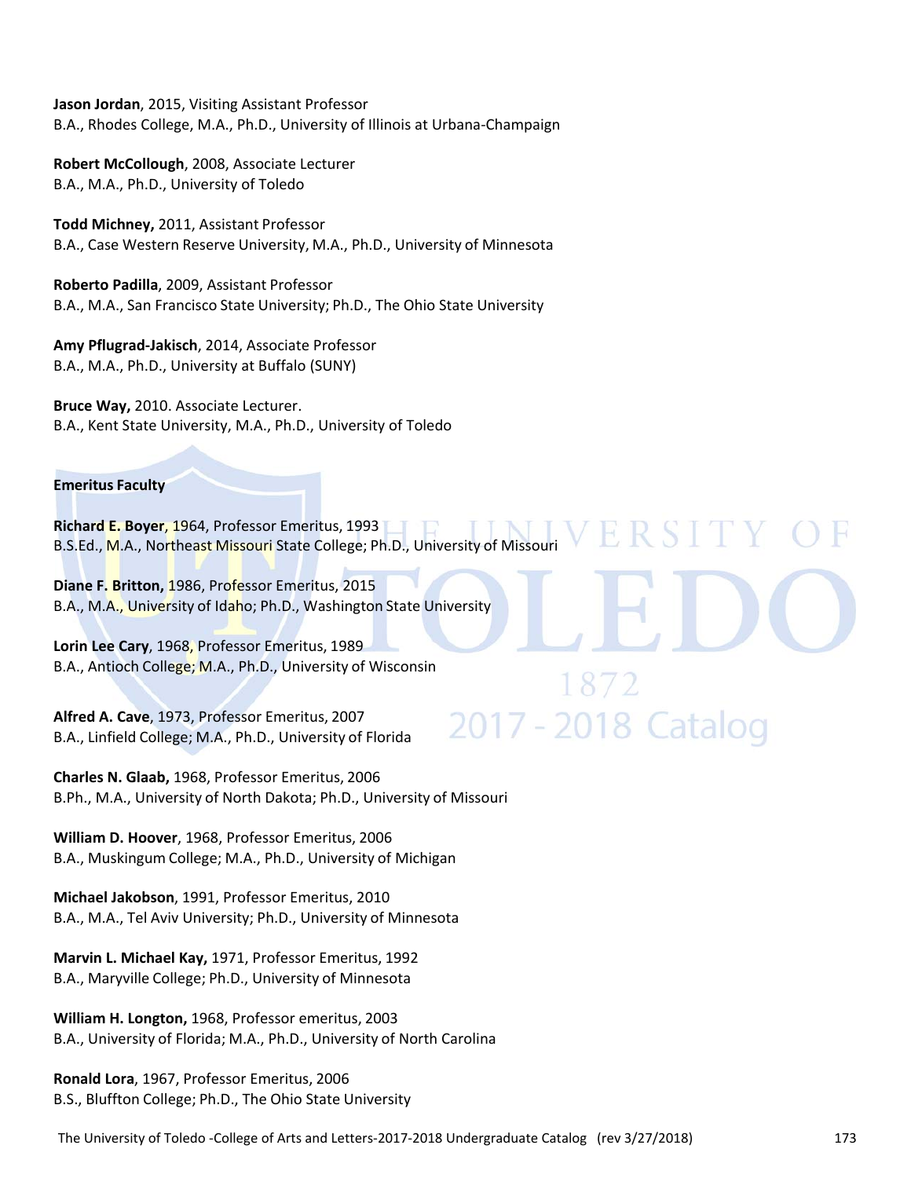**Jason Jordan**, 2015, Visiting Assistant Professor
B.A., Rhodes College, M.A., Ph.D., University of Illinois at Urbana-Champaign

**Robert McCollough**, 2008, Associate Lecturer
B.A., M.A., Ph.D., University of Toledo

**Todd Michney,** 2011, Assistant Professor
B.A., Case Western Reserve University, M.A., Ph.D., University of Minnesota

**Roberto Padilla**, 2009, Assistant Professor
B.A., M.A., San Francisco State University; Ph.D., The Ohio State University

**Amy Pflugrad-Jakisch**, 2014, Associate Professor
B.A., M.A., Ph.D., University at Buffalo (SUNY)

**Bruce Way,** 2010. Associate Lecturer.
B.A., Kent State University, M.A., Ph.D., University of Toledo

**Emeritus Faculty**

**Richard E. Boyer**, 1964, Professor Emeritus, 1993
B.S.Ed., M.A., Northeast Missouri State College; Ph.D., University of Missouri

**Diane F. Britton,** 1986, Professor Emeritus, 2015
B.A., M.A., University of Idaho; Ph.D., Washington State University

**Lorin Lee Cary**, 1968, Professor Emeritus, 1989
B.A., Antioch College; M.A., Ph.D., University of Wisconsin

**Alfred A. Cave**, 1973, Professor Emeritus, 2007
B.A., Linfield College; M.A., Ph.D., University of Florida

**Charles N. Glaab,** 1968, Professor Emeritus, 2006
B.Ph., M.A., University of North Dakota; Ph.D., University of Missouri

**William D. Hoover**, 1968, Professor Emeritus, 2006
B.A., Muskingum College; M.A., Ph.D., University of Michigan

**Michael Jakobson**, 1991, Professor Emeritus, 2010
B.A., M.A., Tel Aviv University; Ph.D., University of Minnesota

**Marvin L. Michael Kay,** 1971, Professor Emeritus, 1992
B.A., Maryville College; Ph.D., University of Minnesota

**William H. Longton,** 1968, Professor emeritus, 2003
B.A., University of Florida; M.A., Ph.D., University of North Carolina

**Ronald Lora**, 1967, Professor Emeritus, 2006
B.S., Bluffton College; Ph.D., The Ohio State University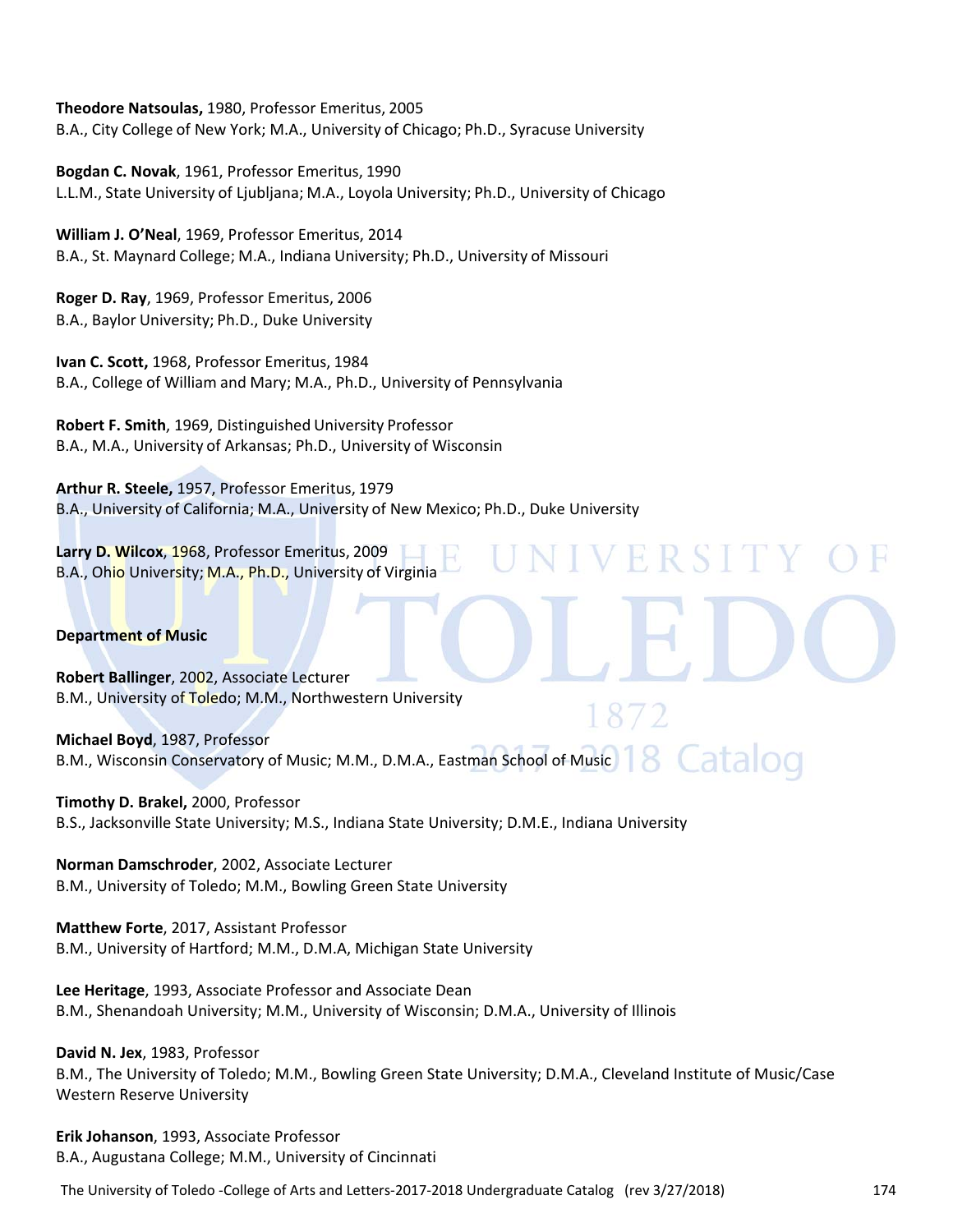**Theodore Natsoulas,** 1980, Professor Emeritus, 2005
B.A., City College of New York; M.A., University of Chicago; Ph.D., Syracuse University

**Bogdan C. Novak**, 1961, Professor Emeritus, 1990
L.L.M., State University of Ljubljana; M.A., Loyola University; Ph.D., University of Chicago

**William J. O'Neal**, 1969, Professor Emeritus, 2014
B.A., St. Maynard College; M.A., Indiana University; Ph.D., University of Missouri

**Roger D. Ray**, 1969, Professor Emeritus, 2006
B.A., Baylor University; Ph.D., Duke University

**Ivan C. Scott,** 1968, Professor Emeritus, 1984
B.A., College of William and Mary; M.A., Ph.D., University of Pennsylvania

**Robert F. Smith**, 1969, Distinguished University Professor
B.A., M.A., University of Arkansas; Ph.D., University of Wisconsin

**Arthur R. Steele,** 1957, Professor Emeritus, 1979
B.A., University of California; M.A., University of New Mexico; Ph.D., Duke University

**Larry D. Wilcox**, 1968, Professor Emeritus, 2009
B.A., Ohio University; M.A., Ph.D., University of Virginia

**Department of Music**

**Robert Ballinger**, 2002, Associate Lecturer
B.M., University of Toledo; M.M., Northwestern University

**Michael Boyd**, 1987, Professor
B.M., Wisconsin Conservatory of Music; M.M., D.M.A., Eastman School of Music

**Timothy D. Brakel,** 2000, Professor
B.S., Jacksonville State University; M.S., Indiana State University; D.M.E., Indiana University

**Norman Damschroder**, 2002, Associate Lecturer
B.M., University of Toledo; M.M., Bowling Green State University

**Matthew Forte**, 2017, Assistant Professor
B.M., University of Hartford; M.M., D.M.A, Michigan State University

**Lee Heritage**, 1993, Associate Professor and Associate Dean
B.M., Shenandoah University; M.M., University of Wisconsin; D.M.A., University of Illinois

**David N. Jex**, 1983, Professor
B.M., The University of Toledo; M.M., Bowling Green State University; D.M.A., Cleveland Institute of Music/Case Western Reserve University

**Erik Johanson**, 1993, Associate Professor
B.A., Augustana College; M.M., University of Cincinnati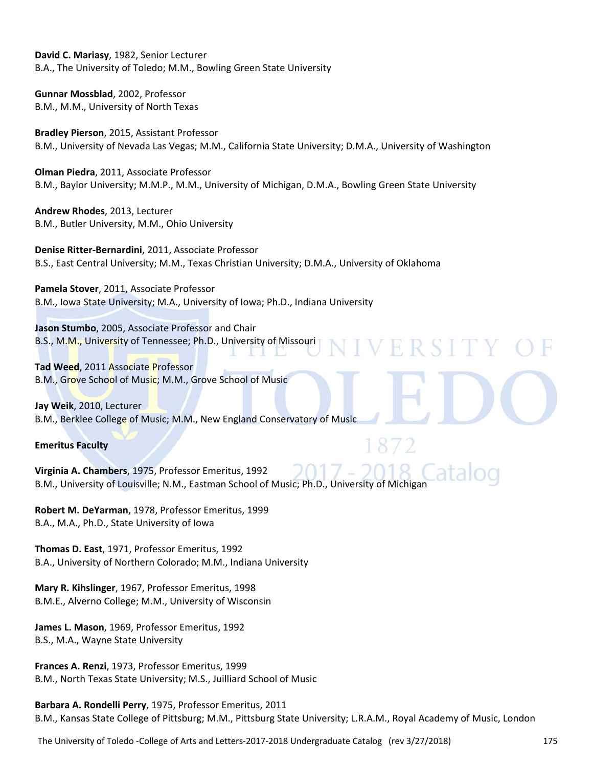**David C. Mariasy**, 1982, Senior Lecturer
B.A., The University of Toledo; M.M., Bowling Green State University

**Gunnar Mossblad**, 2002, Professor
B.M., M.M., University of North Texas

**Bradley Pierson**, 2015, Assistant Professor
B.M., University of Nevada Las Vegas; M.M., California State University; D.M.A., University of Washington

**Olman Piedra**, 2011, Associate Professor
B.M., Baylor University; M.M.P., M.M., University of Michigan, D.M.A., Bowling Green State University

**Andrew Rhodes**, 2013, Lecturer
B.M., Butler University, M.M., Ohio University

**Denise Ritter-Bernardini**, 2011, Associate Professor
B.S., East Central University; M.M., Texas Christian University; D.M.A., University of Oklahoma

**Pamela Stover**, 2011, Associate Professor
B.M., Iowa State University; M.A., University of Iowa; Ph.D., Indiana University

**Jason Stumbo**, 2005, Associate Professor and Chair
B.S., M.M., University of Tennessee; Ph.D., University of Missouri

**Tad Weed**, 2011 Associate Professor
B.M., Grove School of Music; M.M., Grove School of Music

**Jay Weik**, 2010, Lecturer
B.M., Berklee College of Music; M.M., New England Conservatory of Music

**Emeritus Faculty**

**Virginia A. Chambers**, 1975, Professor Emeritus, 1992
B.M., University of Louisville; N.M., Eastman School of Music; Ph.D., University of Michigan

**Robert M. DeYarman**, 1978, Professor Emeritus, 1999
B.A., M.A., Ph.D., State University of Iowa

**Thomas D. East**, 1971, Professor Emeritus, 1992
B.A., University of Northern Colorado; M.M., Indiana University

**Mary R. Kihslinger**, 1967, Professor Emeritus, 1998
B.M.E., Alverno College; M.M., University of Wisconsin

**James L. Mason**, 1969, Professor Emeritus, 1992
B.S., M.A., Wayne State University

**Frances A. Renzi**, 1973, Professor Emeritus, 1999
B.M., North Texas State University; M.S., Juilliard School of Music

**Barbara A. Rondelli Perry**, 1975, Professor Emeritus, 2011
B.M., Kansas State College of Pittsburg; M.M., Pittsburg State University; L.R.A.M., Royal Academy of Music, London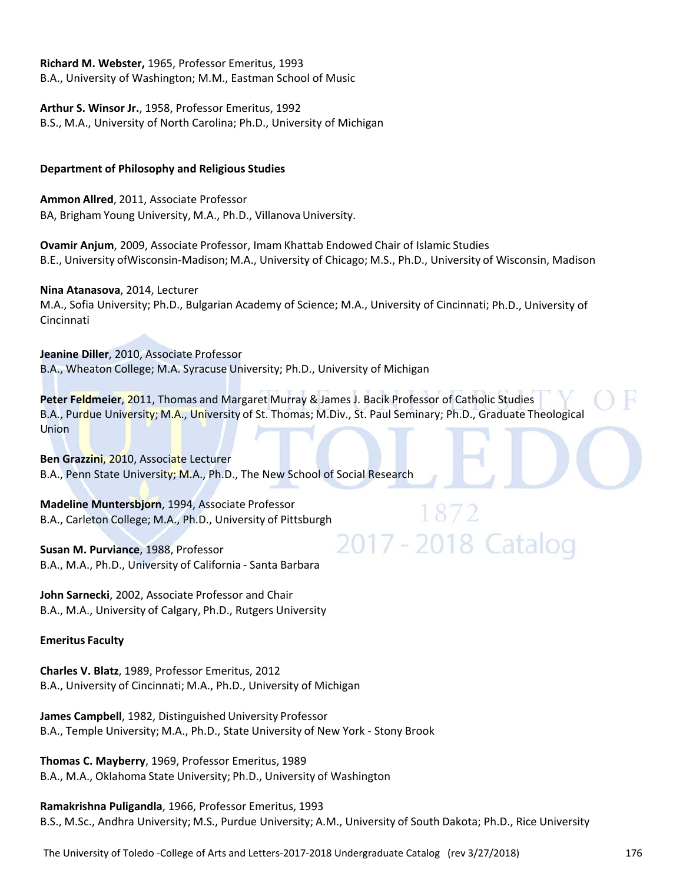**Richard M. Webster,** 1965, Professor Emeritus, 1993
B.A., University of Washington; M.M., Eastman School of Music

**Arthur S. Winsor Jr.**, 1958, Professor Emeritus, 1992
B.S., M.A., University of North Carolina; Ph.D., University of Michigan

**Department of Philosophy and Religious Studies**

**Ammon Allred**, 2011, Associate Professor
BA, Brigham Young University, M.A., Ph.D., Villanova University.

**Ovamir Anjum**, 2009, Associate Professor, Imam Khattab Endowed Chair of Islamic Studies
B.E., University ofWisconsin-Madison; M.A., University of Chicago; M.S., Ph.D., University of Wisconsin, Madison

**Nina Atanasova**, 2014, Lecturer
M.A., Sofia University; Ph.D., Bulgarian Academy of Science; M.A., University of Cincinnati; Ph.D., University of Cincinnati

**Jeanine Diller**, 2010, Associate Professor
B.A., Wheaton College; M.A. Syracuse University; Ph.D., University of Michigan

**Peter Feldmeier**, 2011, Thomas and Margaret Murray & James J. Bacik Professor of Catholic Studies
B.A., Purdue University; M.A., University of St. Thomas; M.Div., St. Paul Seminary; Ph.D., Graduate Theological Union

**Ben Grazzini**, 2010, Associate Lecturer
B.A., Penn State University; M.A., Ph.D., The New School of Social Research

**Madeline Muntersbjorn**, 1994, Associate Professor
B.A., Carleton College; M.A., Ph.D., University of Pittsburgh

**Susan M. Purviance**, 1988, Professor
B.A., M.A., Ph.D., University of California - Santa Barbara

**John Sarnecki**, 2002, Associate Professor and Chair
B.A., M.A., University of Calgary, Ph.D., Rutgers University

**Emeritus Faculty**

**Charles V. Blatz**, 1989, Professor Emeritus, 2012
B.A., University of Cincinnati; M.A., Ph.D., University of Michigan

**James Campbell**, 1982, Distinguished University Professor
B.A., Temple University; M.A., Ph.D., State University of New York - Stony Brook

**Thomas C. Mayberry**, 1969, Professor Emeritus, 1989
B.A., M.A., Oklahoma State University; Ph.D., University of Washington

**Ramakrishna Puligandla**, 1966, Professor Emeritus, 1993
B.S., M.Sc., Andhra University; M.S., Purdue University; A.M., University of South Dakota; Ph.D., Rice University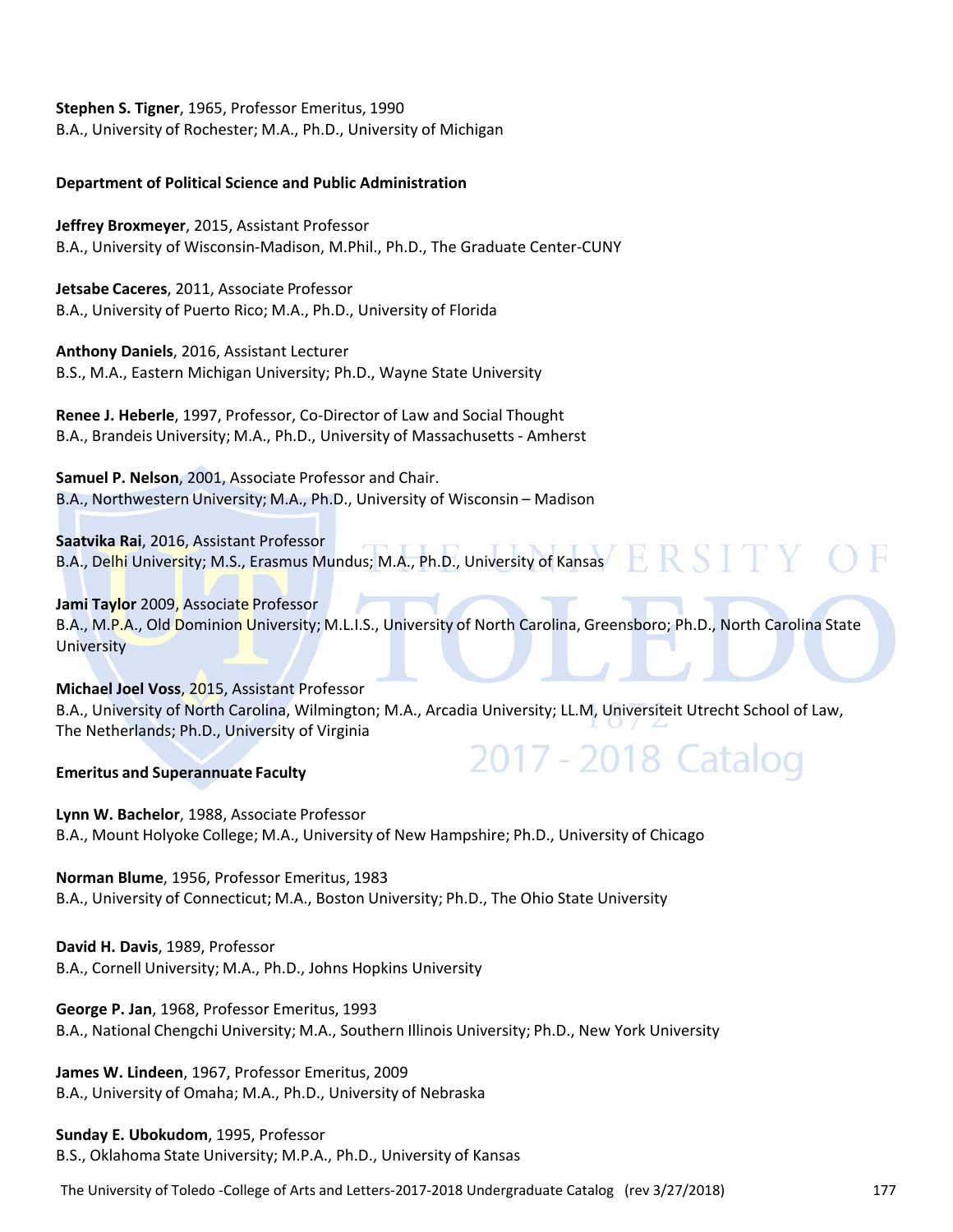**Stephen S. Tigner**, 1965, Professor Emeritus, 1990
B.A., University of Rochester; M.A., Ph.D., University of Michigan

### Department of Political Science and Public Administration

**Jeffrey Broxmeyer**, 2015, Assistant Professor
B.A., University of Wisconsin-Madison, M.Phil., Ph.D., The Graduate Center-CUNY

**Jetsabe Caceres**, 2011, Associate Professor
B.A., University of Puerto Rico; M.A., Ph.D., University of Florida

**Anthony Daniels**, 2016, Assistant Lecturer
B.S., M.A., Eastern Michigan University; Ph.D., Wayne State University

**Renee J. Heberle**, 1997, Professor, Co-Director of Law and Social Thought
B.A., Brandeis University; M.A., Ph.D., University of Massachusetts - Amherst

**Samuel P. Nelson**, 2001, Associate Professor and Chair.
B.A., Northwestern University; M.A., Ph.D., University of Wisconsin – Madison

**Saatvika Rai**, 2016, Assistant Professor
B.A., Delhi University; M.S., Erasmus Mundus; M.A., Ph.D., University of Kansas

**Jami Taylor** 2009, Associate Professor
B.A., M.P.A., Old Dominion University; M.L.I.S., University of North Carolina, Greensboro; Ph.D., North Carolina State University

**Michael Joel Voss**, 2015, Assistant Professor
B.A., University of North Carolina, Wilmington; M.A., Arcadia University; LL.M, Universiteit Utrecht School of Law, The Netherlands; Ph.D., University of Virginia

### Emeritus and Superannuate Faculty

**Lynn W. Bachelor**, 1988, Associate Professor
B.A., Mount Holyoke College; M.A., University of New Hampshire; Ph.D., University of Chicago

**Norman Blume**, 1956, Professor Emeritus, 1983
B.A., University of Connecticut; M.A., Boston University; Ph.D., The Ohio State University

**David H. Davis**, 1989, Professor
B.A., Cornell University; M.A., Ph.D., Johns Hopkins University

**George P. Jan**, 1968, Professor Emeritus, 1993
B.A., National Chengchi University; M.A., Southern Illinois University; Ph.D., New York University

**James W. Lindeen**, 1967, Professor Emeritus, 2009
B.A., University of Omaha; M.A., Ph.D., University of Nebraska

**Sunday E. Ubokudom**, 1995, Professor
B.S., Oklahoma State University; M.P.A., Ph.D., University of Kansas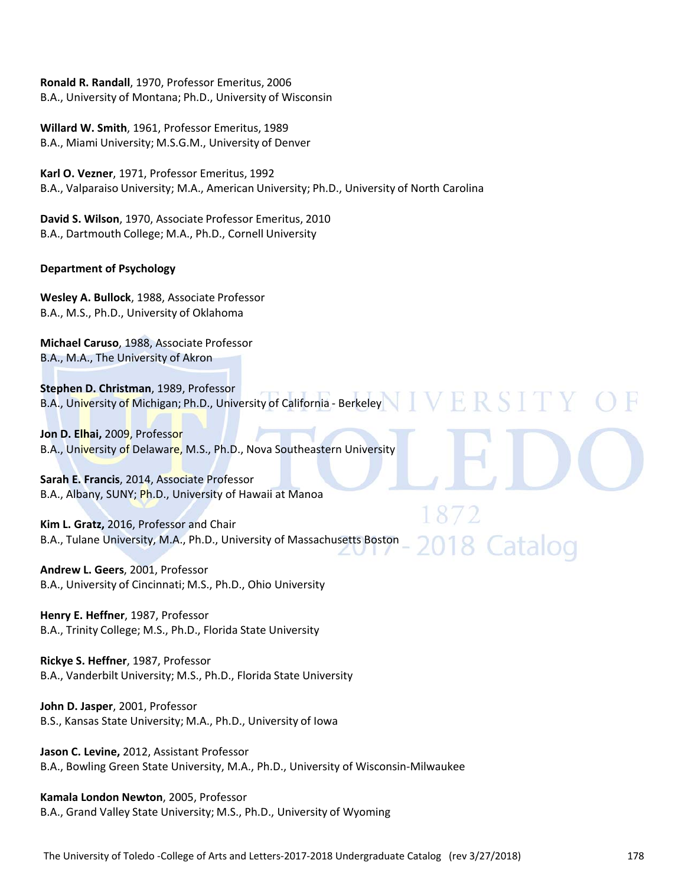**Ronald R. Randall**, 1970, Professor Emeritus, 2006
B.A., University of Montana; Ph.D., University of Wisconsin

**Willard W. Smith**, 1961, Professor Emeritus, 1989
B.A., Miami University; M.S.G.M., University of Denver

**Karl O. Vezner**, 1971, Professor Emeritus, 1992
B.A., Valparaiso University; M.A., American University; Ph.D., University of North Carolina

**David S. Wilson**, 1970, Associate Professor Emeritus, 2010
B.A., Dartmouth College; M.A., Ph.D., Cornell University

**Department of Psychology**

**Wesley A. Bullock**, 1988, Associate Professor
B.A., M.S., Ph.D., University of Oklahoma

**Michael Caruso**, 1988, Associate Professor
B.A., M.A., The University of Akron

**Stephen D. Christman**, 1989, Professor
B.A., University of Michigan; Ph.D., University of California - Berkeley

**Jon D. Elhai,** 2009, Professor
B.A., University of Delaware, M.S., Ph.D., Nova Southeastern University

**Sarah E. Francis**, 2014, Associate Professor
B.A., Albany, SUNY; Ph.D., University of Hawaii at Manoa

**Kim L. Gratz,** 2016, Professor and Chair
B.A., Tulane University, M.A., Ph.D., University of Massachusetts Boston

**Andrew L. Geers**, 2001, Professor
B.A., University of Cincinnati; M.S., Ph.D., Ohio University

**Henry E. Heffner**, 1987, Professor
B.A., Trinity College; M.S., Ph.D., Florida State University

**Rickye S. Heffner**, 1987, Professor
B.A., Vanderbilt University; M.S., Ph.D., Florida State University

**John D. Jasper**, 2001, Professor
B.S., Kansas State University; M.A., Ph.D., University of Iowa

**Jason C. Levine,** 2012, Assistant Professor
B.A., Bowling Green State University, M.A., Ph.D., University of Wisconsin-Milwaukee

**Kamala London Newton**, 2005, Professor
B.A., Grand Valley State University; M.S., Ph.D., University of Wyoming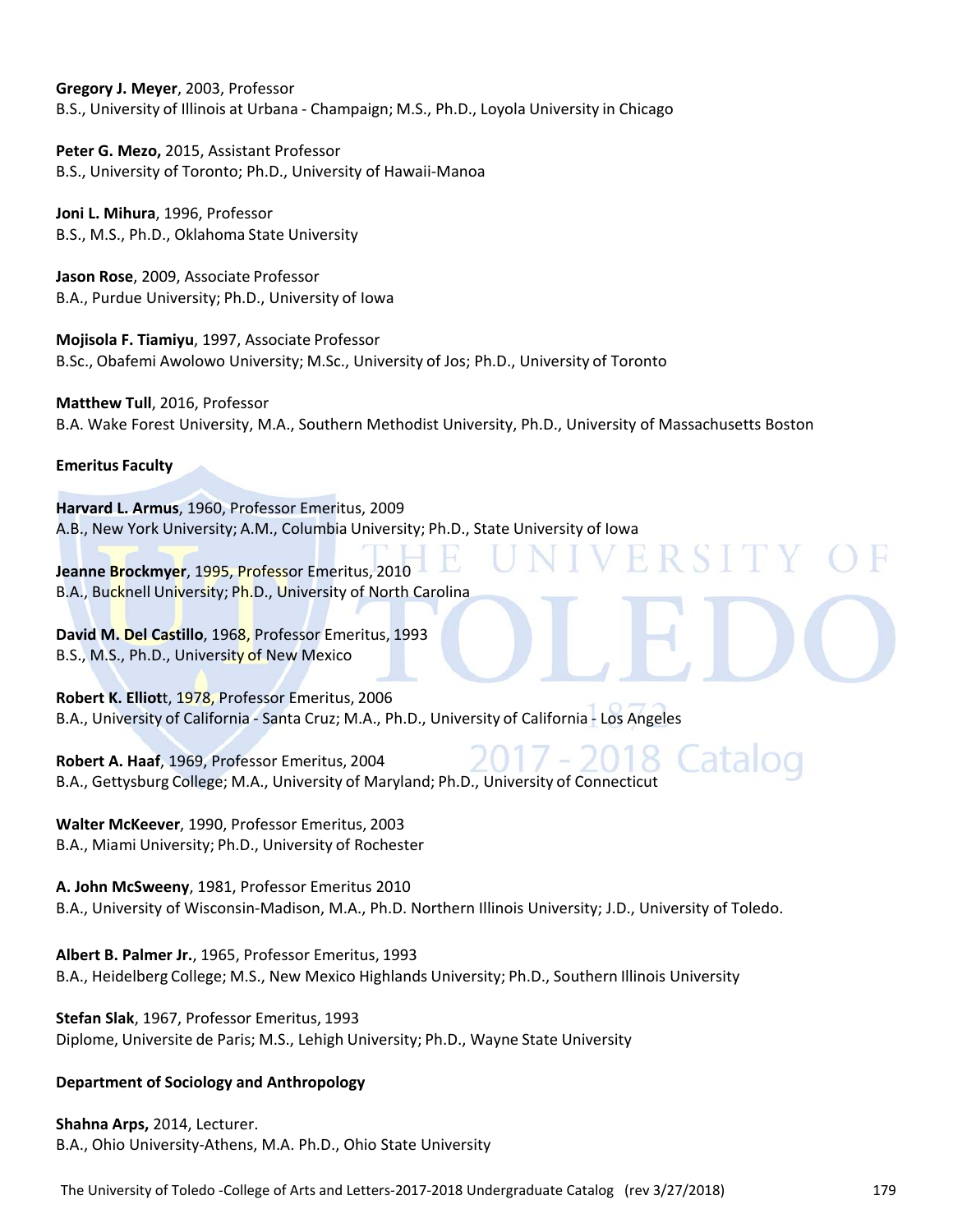**Gregory J. Meyer**, 2003, Professor
B.S., University of Illinois at Urbana - Champaign; M.S., Ph.D., Loyola University in Chicago

**Peter G. Mezo,** 2015, Assistant Professor
B.S., University of Toronto; Ph.D., University of Hawaii-Manoa

**Joni L. Mihura**, 1996, Professor
B.S., M.S., Ph.D., Oklahoma State University

**Jason Rose**, 2009, Associate Professor
B.A., Purdue University; Ph.D., University of Iowa

**Mojisola F. Tiamiyu**, 1997, Associate Professor
B.Sc., Obafemi Awolowo University; M.Sc., University of Jos; Ph.D., University of Toronto

**Matthew Tull**, 2016, Professor
B.A. Wake Forest University, M.A., Southern Methodist University, Ph.D., University of Massachusetts Boston

**Emeritus Faculty**

**Harvard L. Armus**, 1960, Professor Emeritus, 2009
A.B., New York University; A.M., Columbia University; Ph.D., State University of Iowa

**Jeanne Brockmyer**, 1995, Professor Emeritus, 2010
B.A., Bucknell University; Ph.D., University of North Carolina

**David M. Del Castillo**, 1968, Professor Emeritus, 1993
B.S., M.S., Ph.D., University of New Mexico

**Robert K. Elliot**t, 1978, Professor Emeritus, 2006
B.A., University of California - Santa Cruz; M.A., Ph.D., University of California - Los Angeles

**Robert A. Haaf**, 1969, Professor Emeritus, 2004
B.A., Gettysburg College; M.A., University of Maryland; Ph.D., University of Connecticut

**Walter McKeever**, 1990, Professor Emeritus, 2003
B.A., Miami University; Ph.D., University of Rochester

**A. John McSweeny**, 1981, Professor Emeritus 2010
B.A., University of Wisconsin-Madison, M.A., Ph.D. Northern Illinois University; J.D., University of Toledo.

**Albert B. Palmer Jr.**, 1965, Professor Emeritus, 1993
B.A., Heidelberg College; M.S., New Mexico Highlands University; Ph.D., Southern Illinois University

**Stefan Slak**, 1967, Professor Emeritus, 1993
Diplome, Universite de Paris; M.S., Lehigh University; Ph.D., Wayne State University

**Department of Sociology and Anthropology**

**Shahna Arps,** 2014, Lecturer.
B.A., Ohio University-Athens, M.A. Ph.D., Ohio State University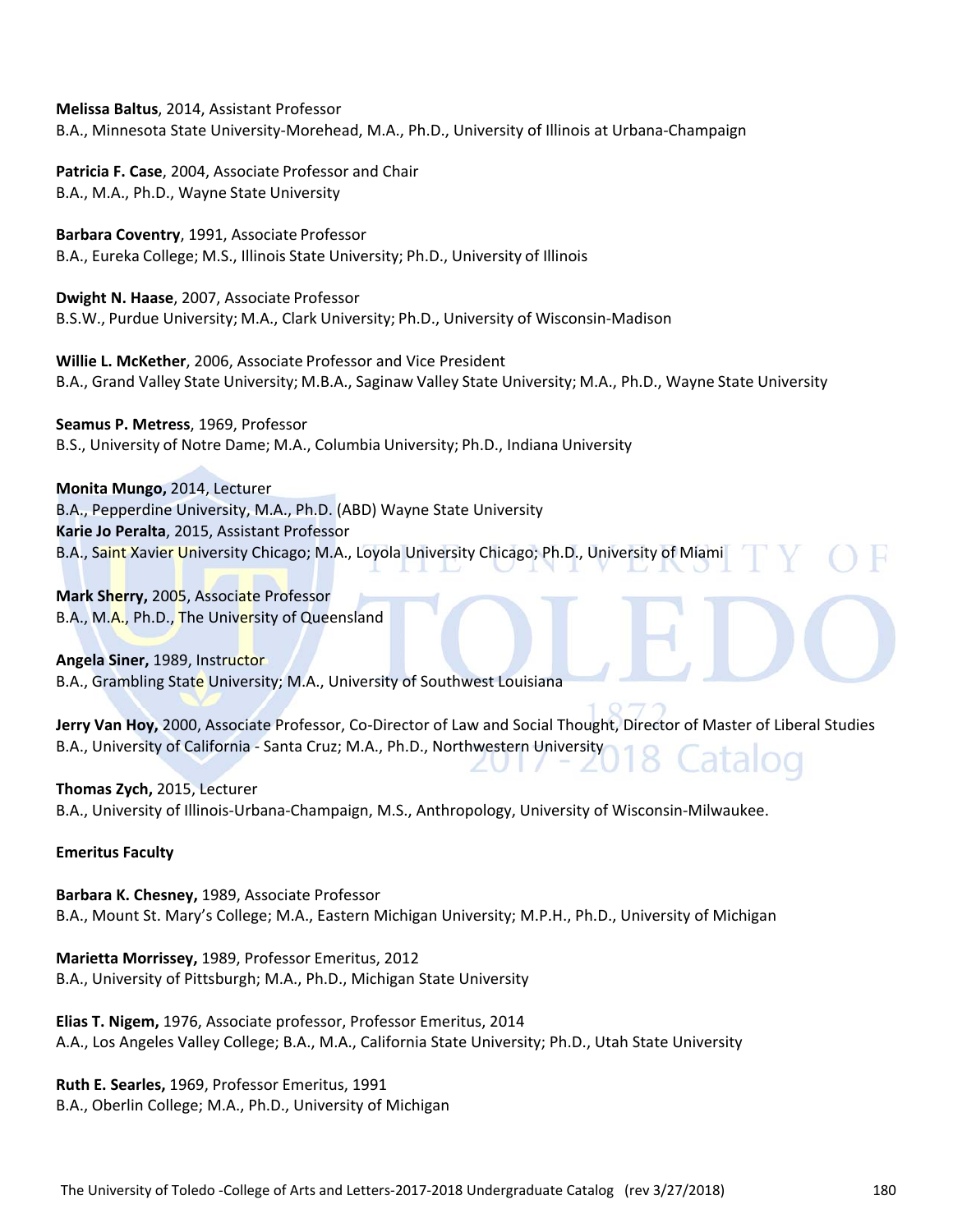**Melissa Baltus**, 2014, Assistant Professor
B.A., Minnesota State University-Morehead, M.A., Ph.D., University of Illinois at Urbana-Champaign

**Patricia F. Case**, 2004, Associate Professor and Chair
B.A., M.A., Ph.D., Wayne State University

**Barbara Coventry**, 1991, Associate Professor
B.A., Eureka College; M.S., Illinois State University; Ph.D., University of Illinois

**Dwight N. Haase**, 2007, Associate Professor
B.S.W., Purdue University; M.A., Clark University; Ph.D., University of Wisconsin-Madison

**Willie L. McKether**, 2006, Associate Professor and Vice President
B.A., Grand Valley State University; M.B.A., Saginaw Valley State University; M.A., Ph.D., Wayne State University

**Seamus P. Metress**, 1969, Professor
B.S., University of Notre Dame; M.A., Columbia University; Ph.D., Indiana University

**Monita Mungo,** 2014, Lecturer
B.A., Pepperdine University, M.A., Ph.D. (ABD) Wayne State University

**Karie Jo Peralta**, 2015, Assistant Professor
B.A., Saint Xavier University Chicago; M.A., Loyola University Chicago; Ph.D., University of Miami

**Mark Sherry,** 2005, Associate Professor
B.A., M.A., Ph.D., The University of Queensland

**Angela Siner,** 1989, Instructor
B.A., Grambling State University; M.A., University of Southwest Louisiana

**Jerry Van Hoy,** 2000, Associate Professor, Co-Director of Law and Social Thought, Director of Master of Liberal Studies
B.A., University of California - Santa Cruz; M.A., Ph.D., Northwestern University

**Thomas Zych,** 2015, Lecturer
B.A., University of Illinois-Urbana-Champaign, M.S., Anthropology, University of Wisconsin-Milwaukee.

**Emeritus Faculty**

**Barbara K. Chesney,** 1989, Associate Professor
B.A., Mount St. Mary's College; M.A., Eastern Michigan University; M.P.H., Ph.D., University of Michigan

**Marietta Morrissey,** 1989, Professor Emeritus, 2012
B.A., University of Pittsburgh; M.A., Ph.D., Michigan State University

**Elias T. Nigem,** 1976, Associate professor, Professor Emeritus, 2014
A.A., Los Angeles Valley College; B.A., M.A., California State University; Ph.D., Utah State University

**Ruth E. Searles,** 1969, Professor Emeritus, 1991
B.A., Oberlin College; M.A., Ph.D., University of Michigan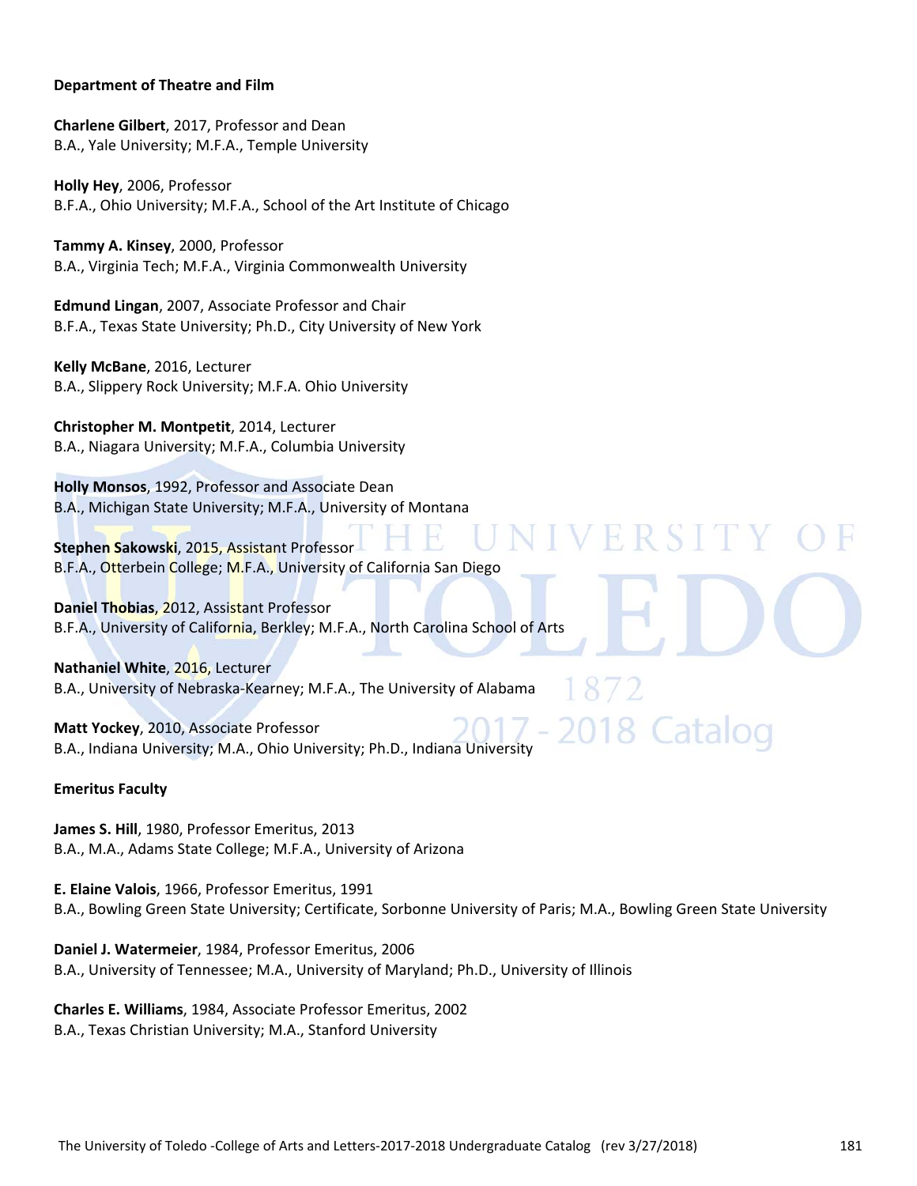**Department of Theatre and Film**

**Charlene Gilbert**, 2017, Professor and Dean
B.A., Yale University; M.F.A., Temple University

**Holly Hey**, 2006, Professor
B.F.A., Ohio University; M.F.A., School of the Art Institute of Chicago

**Tammy A. Kinsey**, 2000, Professor
B.A., Virginia Tech; M.F.A., Virginia Commonwealth University

**Edmund Lingan**, 2007, Associate Professor and Chair
B.F.A., Texas State University; Ph.D., City University of New York

**Kelly McBane**, 2016, Lecturer
B.A., Slippery Rock University; M.F.A. Ohio University

**Christopher M. Montpetit**, 2014, Lecturer
B.A., Niagara University; M.F.A., Columbia University

**Holly Monsos**, 1992, Professor and Associate Dean
B.A., Michigan State University; M.F.A., University of Montana

**Stephen Sakowski**, 2015, Assistant Professor
B.F.A., Otterbein College; M.F.A., University of California San Diego

**Daniel Thobias**, 2012, Assistant Professor
B.F.A., University of California, Berkley; M.F.A., North Carolina School of Arts

**Nathaniel White**, 2016, Lecturer
B.A., University of Nebraska-Kearney; M.F.A., The University of Alabama

**Matt Yockey**, 2010, Associate Professor
B.A., Indiana University; M.A., Ohio University; Ph.D., Indiana University

**Emeritus Faculty**

**James S. Hill**, 1980, Professor Emeritus, 2013
B.A., M.A., Adams State College; M.F.A., University of Arizona

**E. Elaine Valois**, 1966, Professor Emeritus, 1991
B.A., Bowling Green State University; Certificate, Sorbonne University of Paris; M.A., Bowling Green State University

**Daniel J. Watermeier**, 1984, Professor Emeritus, 2006
B.A., University of Tennessee; M.A., University of Maryland; Ph.D., University of Illinois

**Charles E. Williams**, 1984, Associate Professor Emeritus, 2002
B.A., Texas Christian University; M.A., Stanford University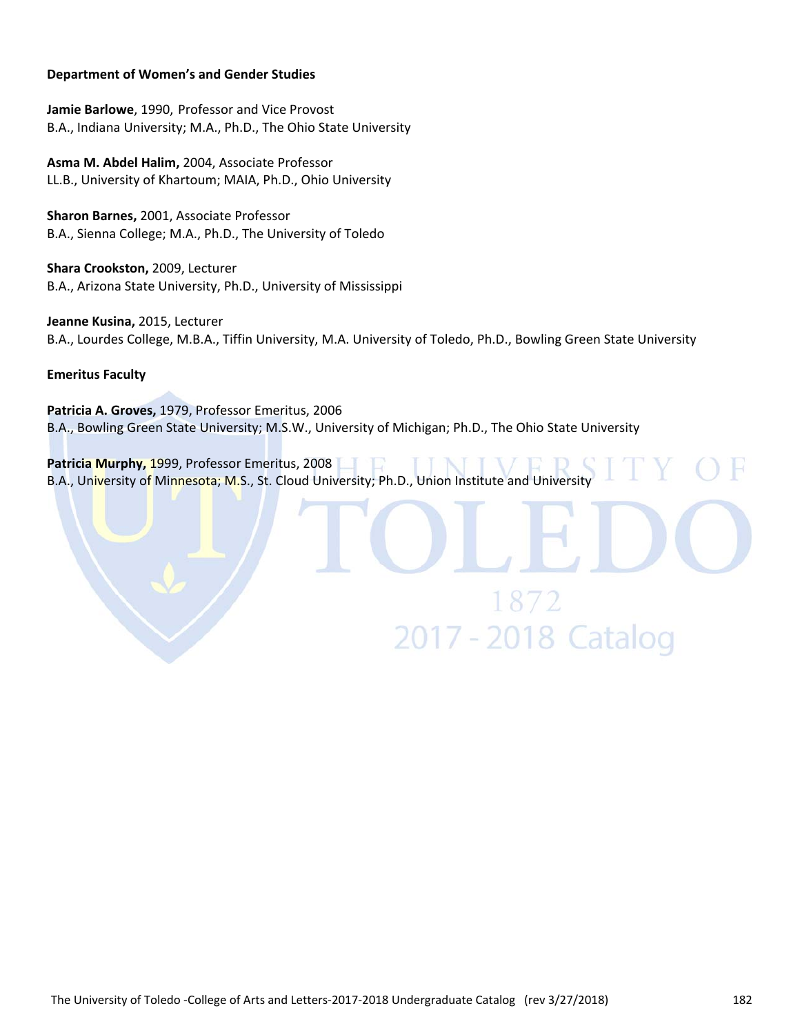**Department of Women's and Gender Studies**

**Jamie Barlowe**, 1990, Professor and Vice Provost
B.A., Indiana University; M.A., Ph.D., The Ohio State University

**Asma M. Abdel Halim,** 2004, Associate Professor
LL.B., University of Khartoum; MAIA, Ph.D., Ohio University

**Sharon Barnes,** 2001, Associate Professor
B.A., Sienna College; M.A., Ph.D., The University of Toledo

**Shara Crookston,** 2009, Lecturer
B.A., Arizona State University, Ph.D., University of Mississippi

**Jeanne Kusina,** 2015, Lecturer
B.A., Lourdes College, M.B.A., Tiffin University, M.A. University of Toledo, Ph.D., Bowling Green State University

**Emeritus Faculty**

**Patricia A. Groves,** 1979, Professor Emeritus, 2006
B.A., Bowling Green State University; M.S.W., University of Michigan; Ph.D., The Ohio State University

**Patricia Murphy,** 1999, Professor Emeritus, 2008
B.A., University of Minnesota; M.S., St. Cloud University; Ph.D., Union Institute and University